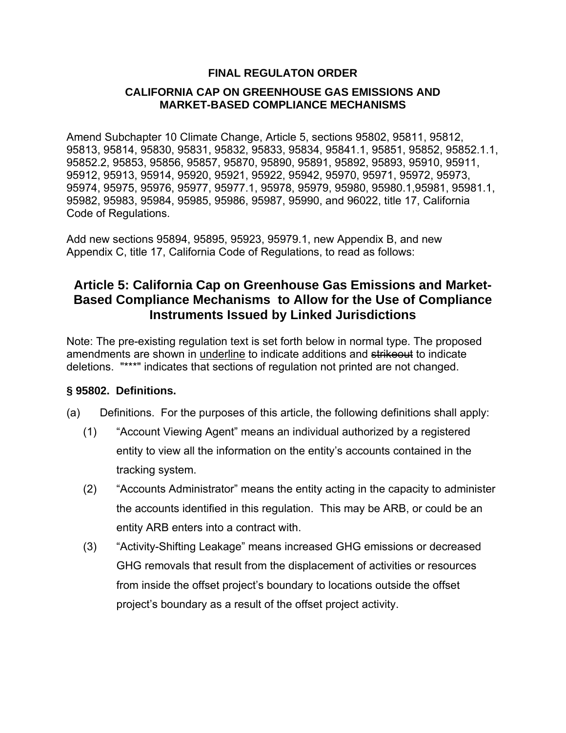**FINAL REGULATON ORDER**

**CALIFORNIA CAP ON GREENHOUSE GAS EMISSIONS AND MARKET-BASED COMPLIANCE MECHANISMS**

Amend Subchapter 10 Climate Change, Article 5, sections 95802, 95811, 95812, 95813, 95814, 95830, 95831, 95832, 95833, 95834, 95841.1, 95851, 95852, 95852.1.1, 95852.2, 95853, 95856, 95857, 95870, 95890, 95891, 95892, 95893, 95910, 95911, 95912, 95913, 95914, 95920, 95921, 95922, 95942, 95970, 95971, 95972, 95973, 95974, 95975, 95976, 95977, 95977.1, 95978, 95979, 95980, 95980.1,95981, 95981.1, 95982, 95983, 95984, 95985, 95986, 95987, 95990, and 96022, title 17, California Code of Regulations.

Add new sections 95894, 95895, 95923, 95979.1, new Appendix B, and new Appendix C, title 17, California Code of Regulations, to read as follows:

## Article 5: California Cap on Greenhouse Gas Emissions and Market-Based Compliance Mechanisms to Allow for the Use of Compliance Instruments Issued by Linked Jurisdictions

Note: The pre-existing regulation text is set forth below in normal type. The proposed amendments are shown in <u>underline</u> to indicate additions and ~~strikeout~~ to indicate deletions. "***" indicates that sections of regulation not printed are not changed.

**§ 95802. Definitions.**

(a) Definitions. For the purposes of this article, the following definitions shall apply:

(1) “Account Viewing Agent” means an individual authorized by a registered entity to view all the information on the entity’s accounts contained in the tracking system.

(2) “Accounts Administrator” means the entity acting in the capacity to administer the accounts identified in this regulation. This may be ARB, or could be an entity ARB enters into a contract with.

(3) “Activity-Shifting Leakage” means increased GHG emissions or decreased GHG removals that result from the displacement of activities or resources from inside the offset project’s boundary to locations outside the offset project’s boundary as a result of the offset project activity.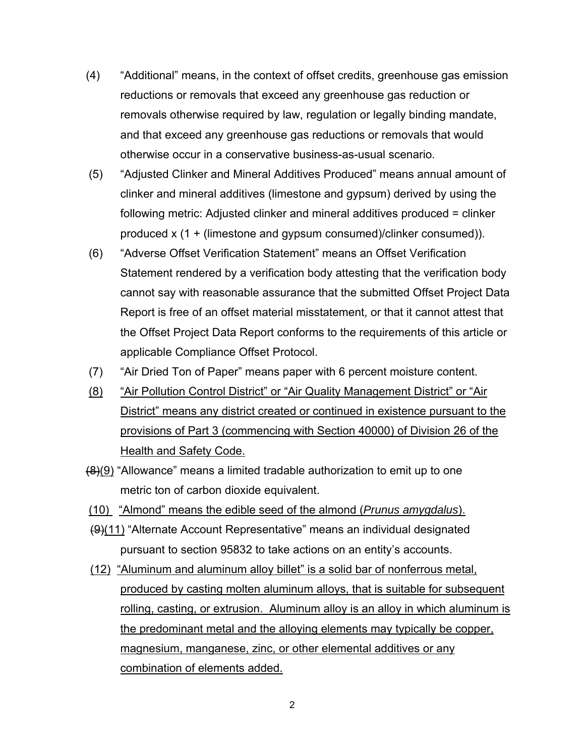(4) "Additional" means, in the context of offset credits, greenhouse gas emission reductions or removals that exceed any greenhouse gas reduction or removals otherwise required by law, regulation or legally binding mandate, and that exceed any greenhouse gas reductions or removals that would otherwise occur in a conservative business-as-usual scenario.

(5) "Adjusted Clinker and Mineral Additives Produced" means annual amount of clinker and mineral additives (limestone and gypsum) derived by using the following metric: Adjusted clinker and mineral additives produced = clinker produced x (1 + (limestone and gypsum consumed)/clinker consumed)).

(6) "Adverse Offset Verification Statement" means an Offset Verification Statement rendered by a verification body attesting that the verification body cannot say with reasonable assurance that the submitted Offset Project Data Report is free of an offset material misstatement, or that it cannot attest that the Offset Project Data Report conforms to the requirements of this article or applicable Compliance Offset Protocol.

(7) "Air Dried Ton of Paper" means paper with 6 percent moisture content.

<u>(8) "Air Pollution Control District" or "Air Quality Management District" or "Air District" means any district created or continued in existence pursuant to the provisions of Part 3 (commencing with Section 40000) of Division 26 of the Health and Safety Code.</u>

~~(8)~~<u>(9)</u> "Allowance" means a limited tradable authorization to emit up to one metric ton of carbon dioxide equivalent.

<u>(10) "Almond" means the edible seed of the almond (*Prunus amygdalus*).</u>

~~(9)~~<u>(11)</u> "Alternate Account Representative" means an individual designated pursuant to section 95832 to take actions on an entity's accounts.

<u>(12) "Aluminum and aluminum alloy billet" is a solid bar of nonferrous metal, produced by casting molten aluminum alloys, that is suitable for subsequent rolling, casting, or extrusion. Aluminum alloy is an alloy in which aluminum is the predominant metal and the alloying elements may typically be copper, magnesium, manganese, zinc, or other elemental additives or any combination of elements added.</u>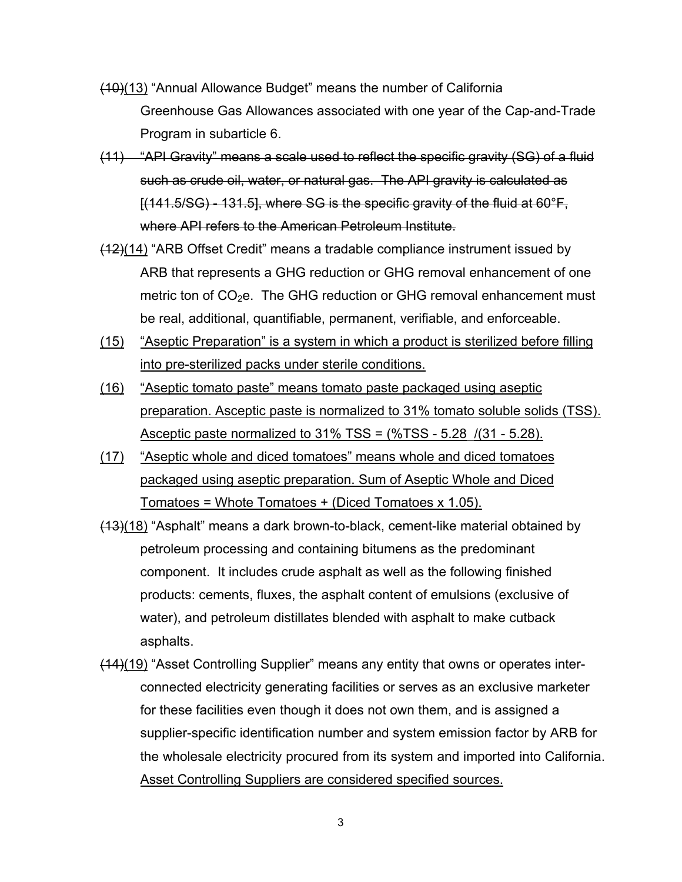~~(10)~~(13) "Annual Allowance Budget" means the number of California Greenhouse Gas Allowances associated with one year of the Cap-and-Trade Program in subarticle 6.

~~(11) "API Gravity" means a scale used to reflect the specific gravity (SG) of a fluid such as crude oil, water, or natural gas. The API gravity is calculated as [(141.5/SG) - 131.5], where SG is the specific gravity of the fluid at 60°F, where API refers to the American Petroleum Institute.~~

~~(12)~~(14) "ARB Offset Credit" means a tradable compliance instrument issued by ARB that represents a GHG reduction or GHG removal enhancement of one metric ton of $CO_2$e. The GHG reduction or GHG removal enhancement must be real, additional, quantifiable, permanent, verifiable, and enforceable.

(15) "Aseptic Preparation" is a system in which a product is sterilized before filling into pre-sterilized packs under sterile conditions.

(16) "Aseptic tomato paste" means tomato paste packaged using aseptic preparation. Asceptic paste is normalized to 31% tomato soluble solids (TSS). Asceptic paste normalized to 31% TSS = (%TSS - 5.28 /(31 - 5.28).

(17) "Aseptic whole and diced tomatoes" means whole and diced tomatoes packaged using aseptic preparation. Sum of Aseptic Whole and Diced Tomatoes = Whote Tomatoes + (Diced Tomatoes x 1.05).

~~(13)~~(18) "Asphalt" means a dark brown-to-black, cement-like material obtained by petroleum processing and containing bitumens as the predominant component. It includes crude asphalt as well as the following finished products: cements, fluxes, the asphalt content of emulsions (exclusive of water), and petroleum distillates blended with asphalt to make cutback asphalts.

~~(14)~~(19) "Asset Controlling Supplier" means any entity that owns or operates inter-connected electricity generating facilities or serves as an exclusive marketer for these facilities even though it does not own them, and is assigned a supplier-specific identification number and system emission factor by ARB for the wholesale electricity procured from its system and imported into California. Asset Controlling Suppliers are considered specified sources.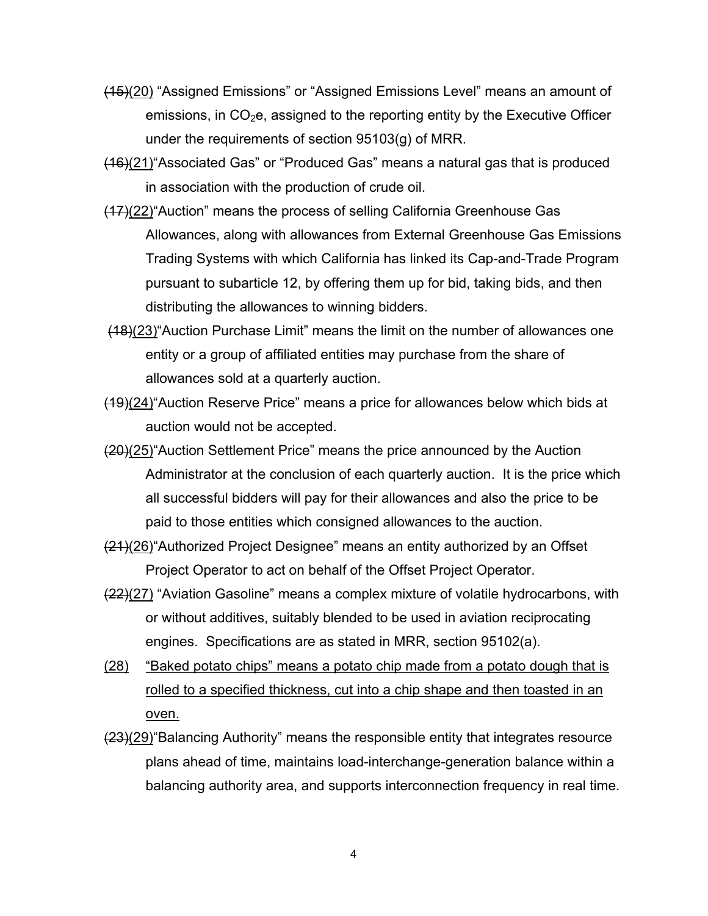~~(15)~~(20) "Assigned Emissions" or "Assigned Emissions Level" means an amount of emissions, in $CO_2$e, assigned to the reporting entity by the Executive Officer under the requirements of section 95103(g) of MRR.

~~(16)~~(21)"Associated Gas" or "Produced Gas" means a natural gas that is produced in association with the production of crude oil.

~~(17)~~(22)"Auction" means the process of selling California Greenhouse Gas Allowances, along with allowances from External Greenhouse Gas Emissions Trading Systems with which California has linked its Cap-and-Trade Program pursuant to subarticle 12, by offering them up for bid, taking bids, and then distributing the allowances to winning bidders.

~~(18)~~(23)"Auction Purchase Limit" means the limit on the number of allowances one entity or a group of affiliated entities may purchase from the share of allowances sold at a quarterly auction.

~~(19)~~(24)"Auction Reserve Price" means a price for allowances below which bids at auction would not be accepted.

~~(20)~~(25)"Auction Settlement Price" means the price announced by the Auction Administrator at the conclusion of each quarterly auction. It is the price which all successful bidders will pay for their allowances and also the price to be paid to those entities which consigned allowances to the auction.

~~(21)~~(26)"Authorized Project Designee" means an entity authorized by an Offset Project Operator to act on behalf of the Offset Project Operator.

~~(22)~~(27) "Aviation Gasoline" means a complex mixture of volatile hydrocarbons, with or without additives, suitably blended to be used in aviation reciprocating engines. Specifications are as stated in MRR, section 95102(a).

(28) "Baked potato chips" means a potato chip made from a potato dough that is rolled to a specified thickness, cut into a chip shape and then toasted in an oven.

~~(23)~~(29)"Balancing Authority" means the responsible entity that integrates resource plans ahead of time, maintains load-interchange-generation balance within a balancing authority area, and supports interconnection frequency in real time.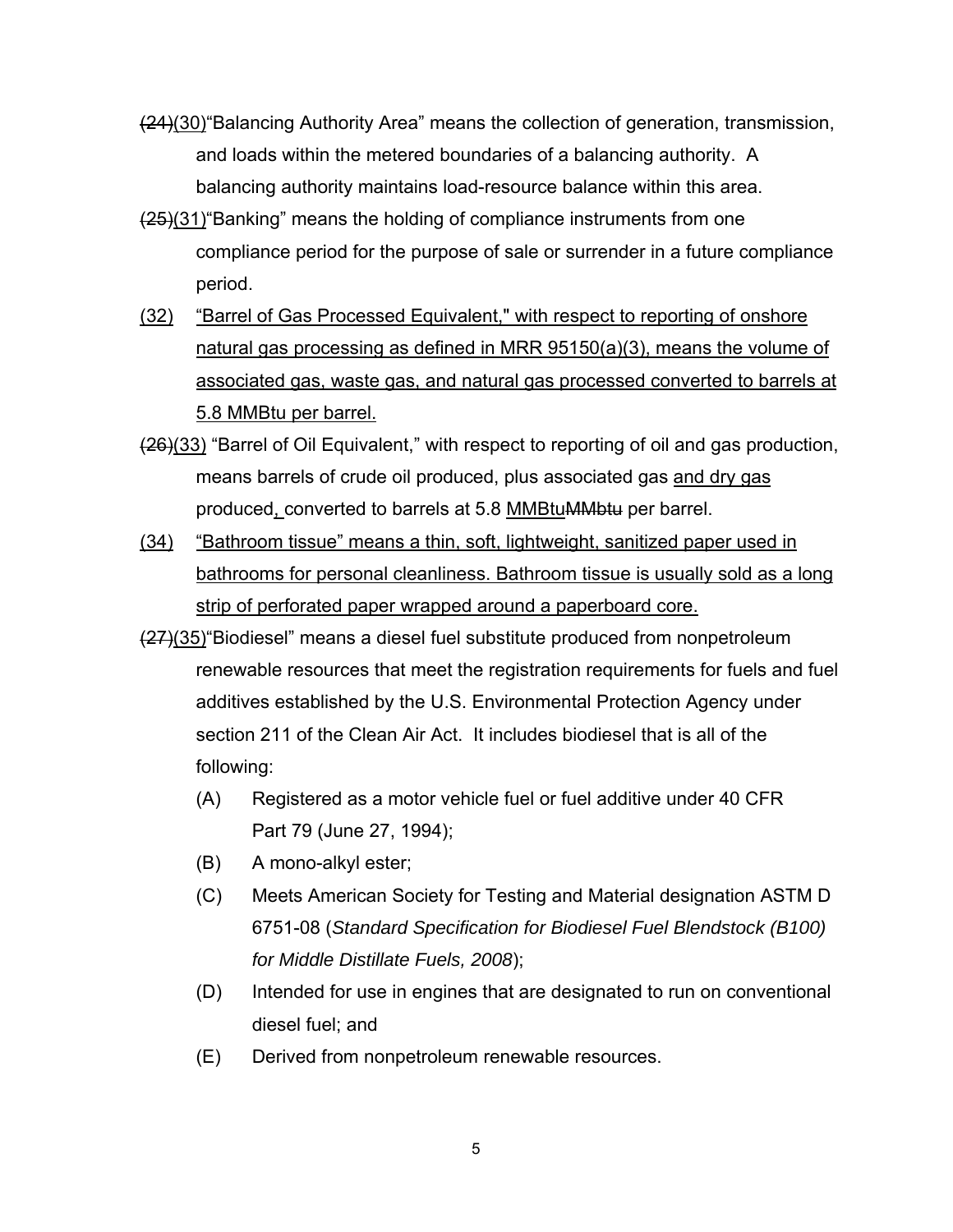~~(24)~~<u>(30)</u>"Balancing Authority Area" means the collection of generation, transmission, and loads within the metered boundaries of a balancing authority. A balancing authority maintains load-resource balance within this area.

~~(25)~~<u>(31)</u>"Banking" means the holding of compliance instruments from one compliance period for the purpose of sale or surrender in a future compliance period.

<u>(32) "Barrel of Gas Processed Equivalent," with respect to reporting of onshore natural gas processing as defined in MRR 95150(a)(3), means the volume of associated gas, waste gas, and natural gas processed converted to barrels at 5.8 MMBtu per barrel.</u>

~~(26)~~<u>(33)</u> "Barrel of Oil Equivalent," with respect to reporting of oil and gas production, means barrels of crude oil produced, plus associated gas <u>and dry gas</u> produced<u>,</u> converted to barrels at 5.8 <u>MMBtu</u>~~MMbtu~~ per barrel.

<u>(34) "Bathroom tissue" means a thin, soft, lightweight, sanitized paper used in bathrooms for personal cleanliness. Bathroom tissue is usually sold as a long strip of perforated paper wrapped around a paperboard core.</u>

~~(27)~~<u>(35)</u>"Biodiesel" means a diesel fuel substitute produced from nonpetroleum renewable resources that meet the registration requirements for fuels and fuel additives established by the U.S. Environmental Protection Agency under section 211 of the Clean Air Act. It includes biodiesel that is all of the following:

(A) Registered as a motor vehicle fuel or fuel additive under 40 CFR Part 79 (June 27, 1994);

(B) A mono-alkyl ester;

(C) Meets American Society for Testing and Material designation ASTM D 6751-08 (*Standard Specification for Biodiesel Fuel Blendstock (B100) for Middle Distillate Fuels, 2008*);

(D) Intended for use in engines that are designated to run on conventional diesel fuel; and

(E) Derived from nonpetroleum renewable resources.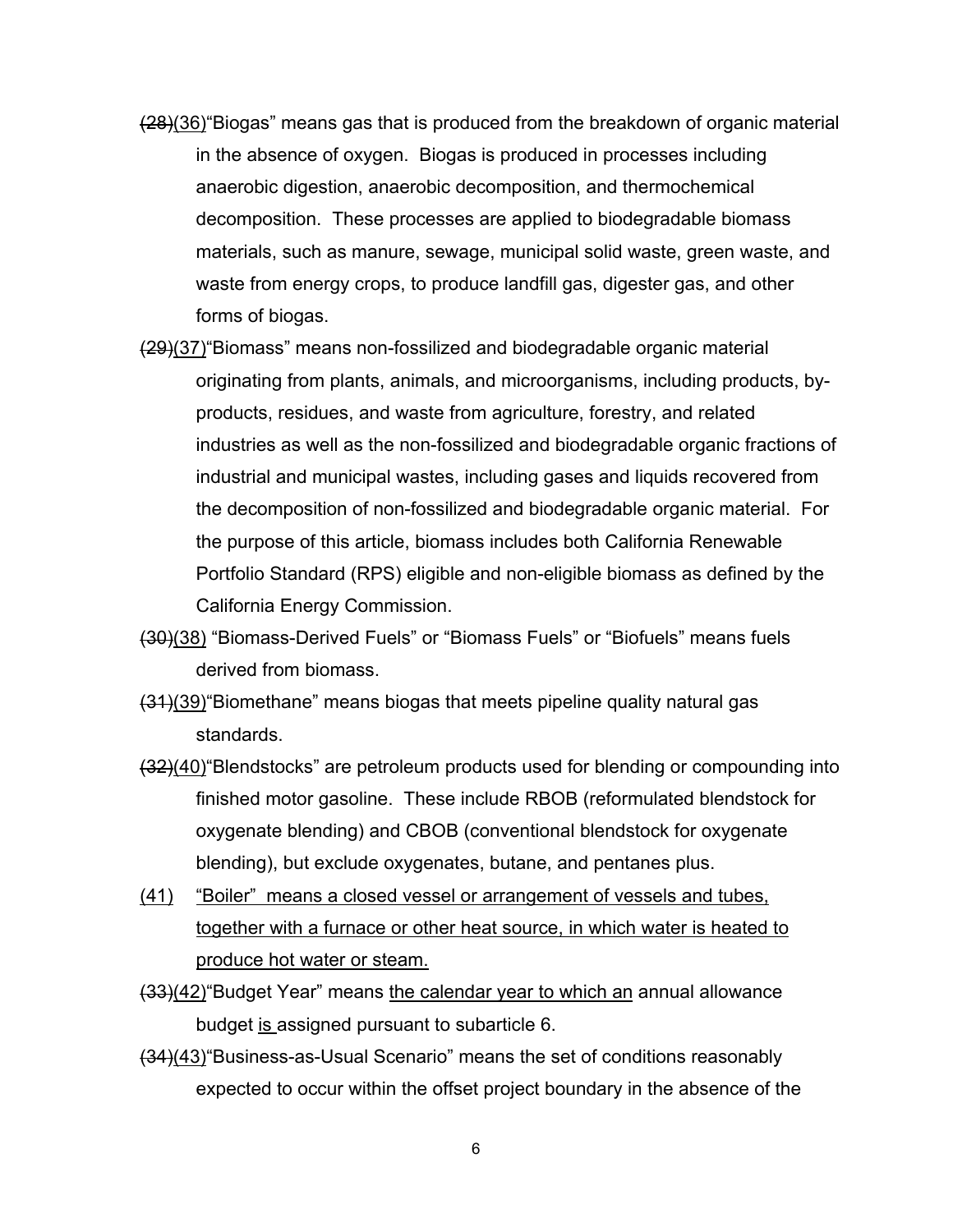~~(28)~~(36)"Biogas" means gas that is produced from the breakdown of organic material in the absence of oxygen. Biogas is produced in processes including anaerobic digestion, anaerobic decomposition, and thermochemical decomposition. These processes are applied to biodegradable biomass materials, such as manure, sewage, municipal solid waste, green waste, and waste from energy crops, to produce landfill gas, digester gas, and other forms of biogas.

~~(29)~~(37)"Biomass" means non-fossilized and biodegradable organic material originating from plants, animals, and microorganisms, including products, by-products, residues, and waste from agriculture, forestry, and related industries as well as the non-fossilized and biodegradable organic fractions of industrial and municipal wastes, including gases and liquids recovered from the decomposition of non-fossilized and biodegradable organic material. For the purpose of this article, biomass includes both California Renewable Portfolio Standard (RPS) eligible and non-eligible biomass as defined by the California Energy Commission.

~~(30)~~(38) "Biomass-Derived Fuels" or "Biomass Fuels" or "Biofuels" means fuels derived from biomass.

~~(31)~~(39)"Biomethane" means biogas that meets pipeline quality natural gas standards.

~~(32)~~(40)"Blendstocks" are petroleum products used for blending or compounding into finished motor gasoline. These include RBOB (reformulated blendstock for oxygenate blending) and CBOB (conventional blendstock for oxygenate blending), but exclude oxygenates, butane, and pentanes plus.

<u>(41) "Boiler" means a closed vessel or arrangement of vessels and tubes, together with a furnace or other heat source, in which water is heated to produce hot water or steam.</u>

~~(33)~~(42)"Budget Year" means <u>the calendar year to which an</u> annual allowance budget <u>is</u> assigned pursuant to subarticle 6.

~~(34)~~(43)"Business-as-Usual Scenario" means the set of conditions reasonably expected to occur within the offset project boundary in the absence of the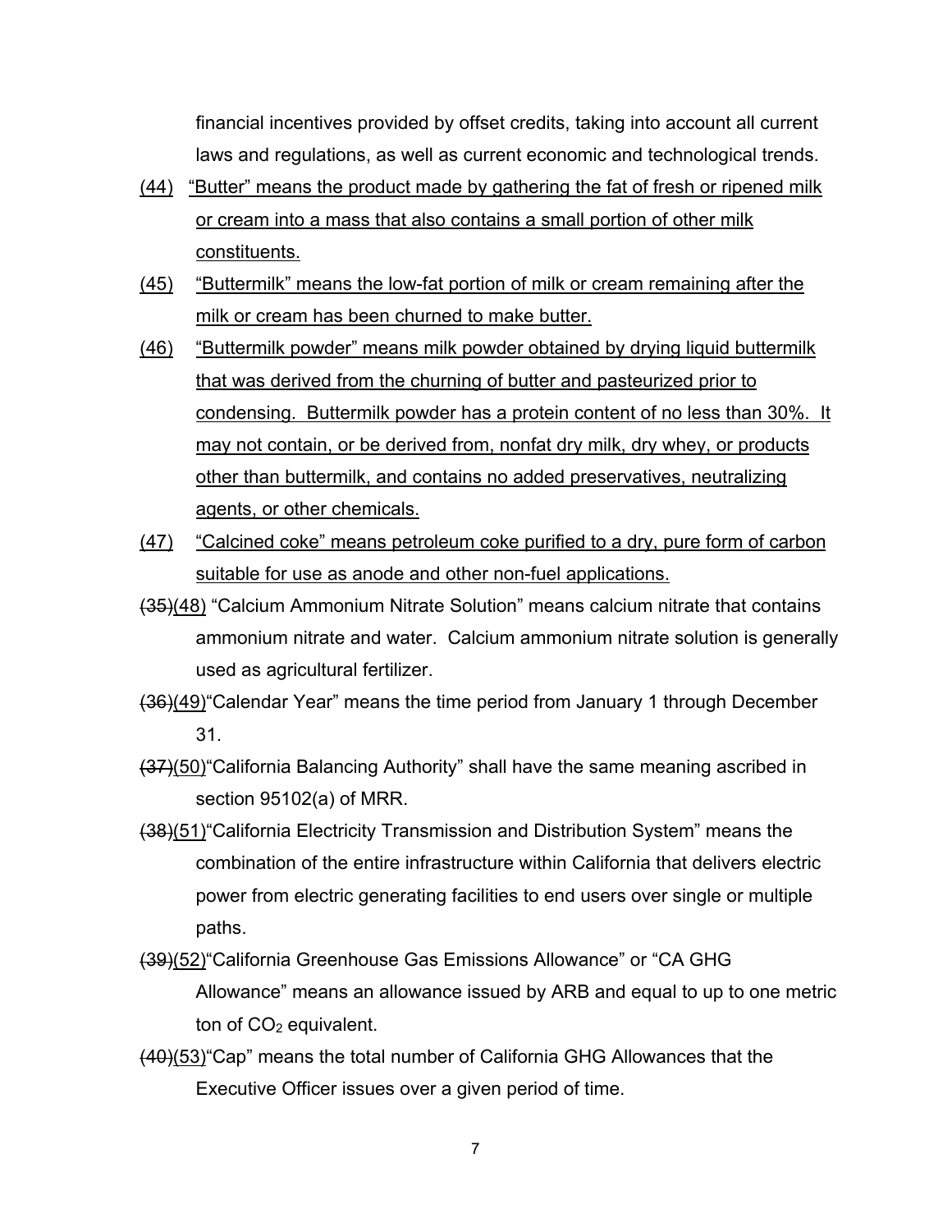financial incentives provided by offset credits, taking into account all current laws and regulations, as well as current economic and technological trends.

(44) "Butter" means the product made by gathering the fat of fresh or ripened milk or cream into a mass that also contains a small portion of other milk constituents.

(45) "Buttermilk" means the low-fat portion of milk or cream remaining after the milk or cream has been churned to make butter.

(46) "Buttermilk powder" means milk powder obtained by drying liquid buttermilk that was derived from the churning of butter and pasteurized prior to condensing. Buttermilk powder has a protein content of no less than 30%. It may not contain, or be derived from, nonfat dry milk, dry whey, or products other than buttermilk, and contains no added preservatives, neutralizing agents, or other chemicals.

(47) "Calcined coke" means petroleum coke purified to a dry, pure form of carbon suitable for use as anode and other non-fuel applications.

~~(35)~~(48) "Calcium Ammonium Nitrate Solution" means calcium nitrate that contains ammonium nitrate and water. Calcium ammonium nitrate solution is generally used as agricultural fertilizer.

~~(36)~~(49) "Calendar Year" means the time period from January 1 through December 31.

~~(37)~~(50) "California Balancing Authority" shall have the same meaning ascribed in section 95102(a) of MRR.

~~(38)~~(51) "California Electricity Transmission and Distribution System" means the combination of the entire infrastructure within California that delivers electric power from electric generating facilities to end users over single or multiple paths.

~~(39)~~(52) "California Greenhouse Gas Emissions Allowance" or "CA GHG Allowance" means an allowance issued by ARB and equal to up to one metric ton of $CO_2$ equivalent.

~~(40)~~(53) "Cap" means the total number of California GHG Allowances that the Executive Officer issues over a given period of time.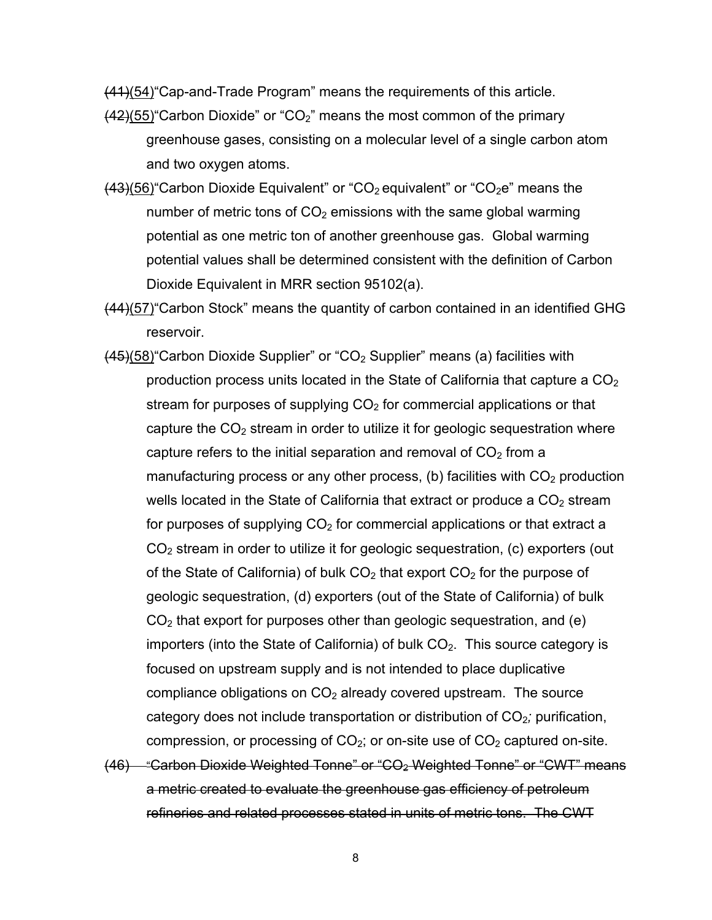~~(41)~~(54)"Cap-and-Trade Program" means the requirements of this article.

~~(42)~~(55)"Carbon Dioxide" or "$CO_2$" means the most common of the primary greenhouse gases, consisting on a molecular level of a single carbon atom and two oxygen atoms.

~~(43)~~(56)"Carbon Dioxide Equivalent" or "$CO_2$ equivalent" or "$CO_2$e" means the number of metric tons of $CO_2$ emissions with the same global warming potential as one metric ton of another greenhouse gas. Global warming potential values shall be determined consistent with the definition of Carbon Dioxide Equivalent in MRR section 95102(a).

~~(44)~~(57)"Carbon Stock" means the quantity of carbon contained in an identified GHG reservoir.

~~(45)~~(58)"Carbon Dioxide Supplier" or "$CO_2$ Supplier" means (a) facilities with production process units located in the State of California that capture a $CO_2$ stream for purposes of supplying $CO_2$ for commercial applications or that capture the $CO_2$ stream in order to utilize it for geologic sequestration where capture refers to the initial separation and removal of $CO_2$ from a manufacturing process or any other process, (b) facilities with $CO_2$ production wells located in the State of California that extract or produce a $CO_2$ stream for purposes of supplying $CO_2$ for commercial applications or that extract a $CO_2$ stream in order to utilize it for geologic sequestration, (c) exporters (out of the State of California) of bulk $CO_2$ that export $CO_2$ for the purpose of geologic sequestration, (d) exporters (out of the State of California) of bulk $CO_2$ that export for purposes other than geologic sequestration, and (e) importers (into the State of California) of bulk $CO_2$. This source category is focused on upstream supply and is not intended to place duplicative compliance obligations on $CO_2$ already covered upstream. The source category does not include transportation or distribution of $CO_2$; purification, compression, or processing of $CO_2$; or on-site use of $CO_2$ captured on-site.

~~(46) "Carbon Dioxide Weighted Tonne" or "$CO_2$ Weighted Tonne" or "CWT" means a metric created to evaluate the greenhouse gas efficiency of petroleum refineries and related processes stated in units of metric tons. The CWT~~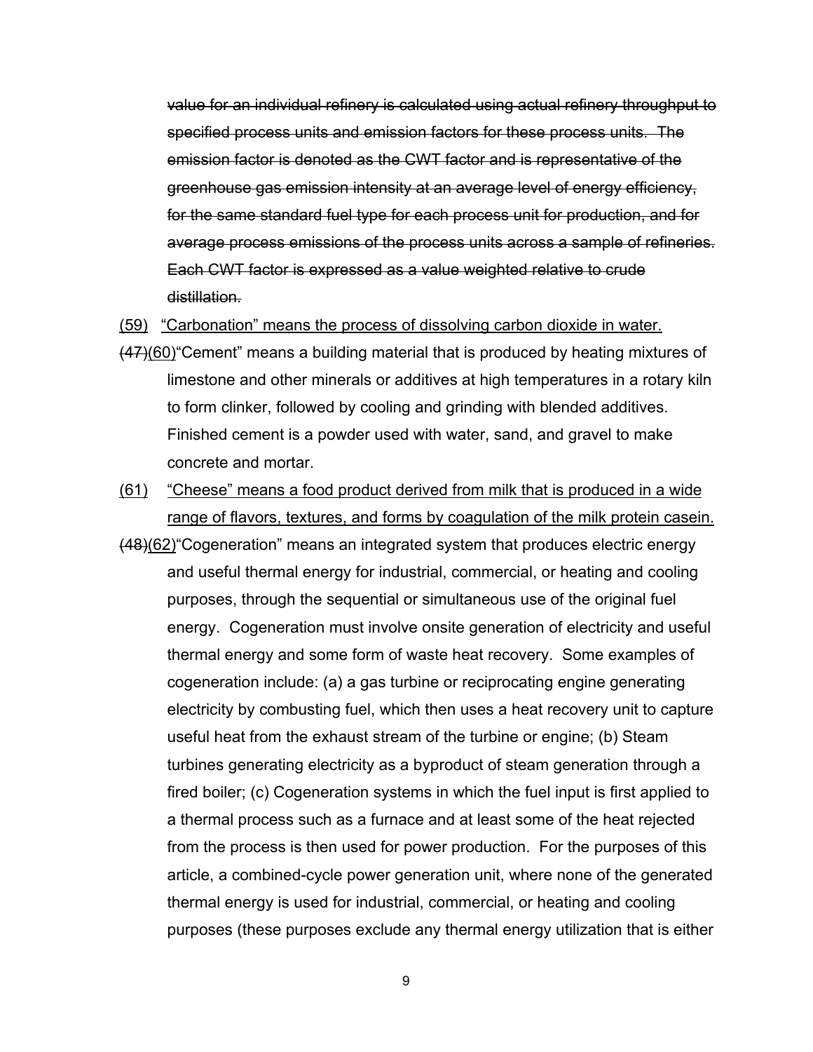~~value for an individual refinery is calculated using actual refinery throughput to specified process units and emission factors for these process units. The emission factor is denoted as the CWT factor and is representative of the greenhouse gas emission intensity at an average level of energy efficiency, for the same standard fuel type for each process unit for production, and for average process emissions of the process units across a sample of refineries. Each CWT factor is expressed as a value weighted relative to crude distillation.~~

<u>(59)</u> <u>"Carbonation" means the process of dissolving carbon dioxide in water.</u>

~~(47)~~<u>(60)</u>"Cement" means a building material that is produced by heating mixtures of limestone and other minerals or additives at high temperatures in a rotary kiln to form clinker, followed by cooling and grinding with blended additives. Finished cement is a powder used with water, sand, and gravel to make concrete and mortar.

<u>(61)</u> <u>"Cheese" means a food product derived from milk that is produced in a wide range of flavors, textures, and forms by coagulation of the milk protein casein.</u>

~~(48)~~<u>(62)</u>"Cogeneration" means an integrated system that produces electric energy and useful thermal energy for industrial, commercial, or heating and cooling purposes, through the sequential or simultaneous use of the original fuel energy. Cogeneration must involve onsite generation of electricity and useful thermal energy and some form of waste heat recovery. Some examples of cogeneration include: (a) a gas turbine or reciprocating engine generating electricity by combusting fuel, which then uses a heat recovery unit to capture useful heat from the exhaust stream of the turbine or engine; (b) Steam turbines generating electricity as a byproduct of steam generation through a fired boiler; (c) Cogeneration systems in which the fuel input is first applied to a thermal process such as a furnace and at least some of the heat rejected from the process is then used for power production. For the purposes of this article, a combined-cycle power generation unit, where none of the generated thermal energy is used for industrial, commercial, or heating and cooling purposes (these purposes exclude any thermal energy utilization that is either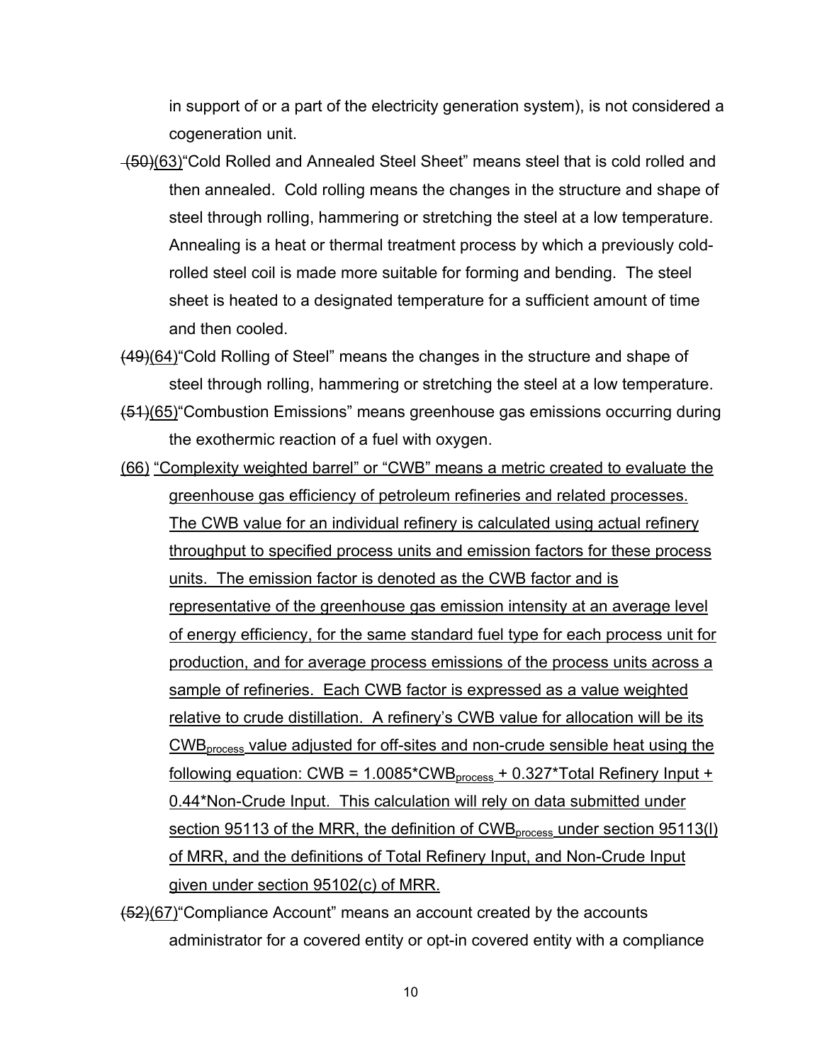in support of or a part of the electricity generation system), is not considered a cogeneration unit.

~~(50)~~(63)"Cold Rolled and Annealed Steel Sheet" means steel that is cold rolled and then annealed. Cold rolling means the changes in the structure and shape of steel through rolling, hammering or stretching the steel at a low temperature. Annealing is a heat or thermal treatment process by which a previously cold-rolled steel coil is made more suitable for forming and bending. The steel sheet is heated to a designated temperature for a sufficient amount of time and then cooled.

~~(49)~~(64)"Cold Rolling of Steel" means the changes in the structure and shape of steel through rolling, hammering or stretching the steel at a low temperature.

~~(51)~~(65)"Combustion Emissions" means greenhouse gas emissions occurring during the exothermic reaction of a fuel with oxygen.

(66) "Complexity weighted barrel" or "CWB" means a metric created to evaluate the greenhouse gas efficiency of petroleum refineries and related processes. The CWB value for an individual refinery is calculated using actual refinery throughput to specified process units and emission factors for these process units. The emission factor is denoted as the CWB factor and is representative of the greenhouse gas emission intensity at an average level of energy efficiency, for the same standard fuel type for each process unit for production, and for average process emissions of the process units across a sample of refineries. Each CWB factor is expressed as a value weighted relative to crude distillation. A refinery's CWB value for allocation will be its $CWB_{process}$ value adjusted for off-sites and non-crude sensible heat using the following equation: $CWB = 1.0085 * CWB_{process} + 0.327 * \text{Total Refinery Input} + 0.44 * \text{Non-Crude Input}$. This calculation will rely on data submitted under section 95113 of the MRR, the definition of $CWB_{process}$ under section 95113(l) of MRR, and the definitions of Total Refinery Input, and Non-Crude Input given under section 95102(c) of MRR.

~~(52)~~(67)"Compliance Account" means an account created by the accounts administrator for a covered entity or opt-in covered entity with a compliance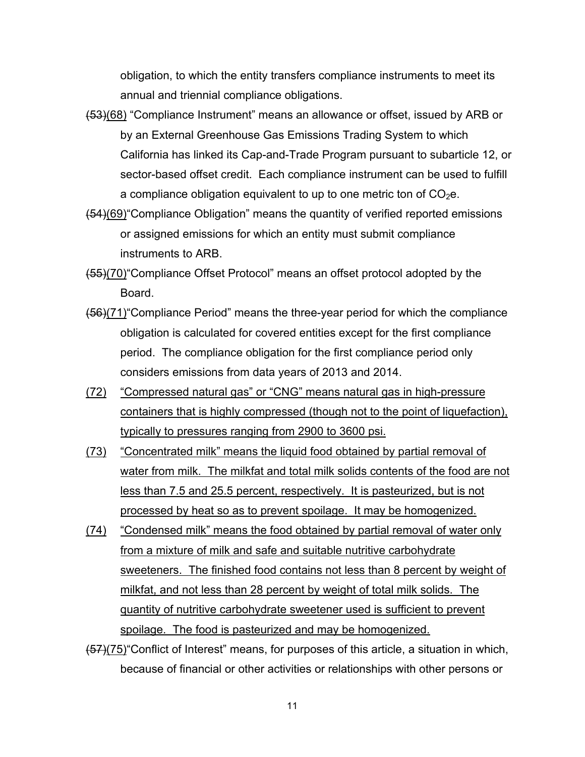obligation, to which the entity transfers compliance instruments to meet its annual and triennial compliance obligations.

~~(53)~~(68) "Compliance Instrument" means an allowance or offset, issued by ARB or by an External Greenhouse Gas Emissions Trading System to which California has linked its Cap-and-Trade Program pursuant to subarticle 12, or sector-based offset credit. Each compliance instrument can be used to fulfill a compliance obligation equivalent to up to one metric ton of $CO_2e$.

~~(54)~~(69)"Compliance Obligation" means the quantity of verified reported emissions or assigned emissions for which an entity must submit compliance instruments to ARB.

~~(55)~~(70)"Compliance Offset Protocol" means an offset protocol adopted by the Board.

~~(56)~~(71)"Compliance Period" means the three-year period for which the compliance obligation is calculated for covered entities except for the first compliance period. The compliance obligation for the first compliance period only considers emissions from data years of 2013 and 2014.

(72) "Compressed natural gas" or "CNG" means natural gas in high-pressure containers that is highly compressed (though not to the point of liquefaction), typically to pressures ranging from 2900 to 3600 psi.

(73) "Concentrated milk" means the liquid food obtained by partial removal of water from milk. The milkfat and total milk solids contents of the food are not less than 7.5 and 25.5 percent, respectively. It is pasteurized, but is not processed by heat so as to prevent spoilage. It may be homogenized.

(74) "Condensed milk" means the food obtained by partial removal of water only from a mixture of milk and safe and suitable nutritive carbohydrate sweeteners. The finished food contains not less than 8 percent by weight of milkfat, and not less than 28 percent by weight of total milk solids. The quantity of nutritive carbohydrate sweetener used is sufficient to prevent spoilage. The food is pasteurized and may be homogenized.

~~(57)~~(75)"Conflict of Interest" means, for purposes of this article, a situation in which, because of financial or other activities or relationships with other persons or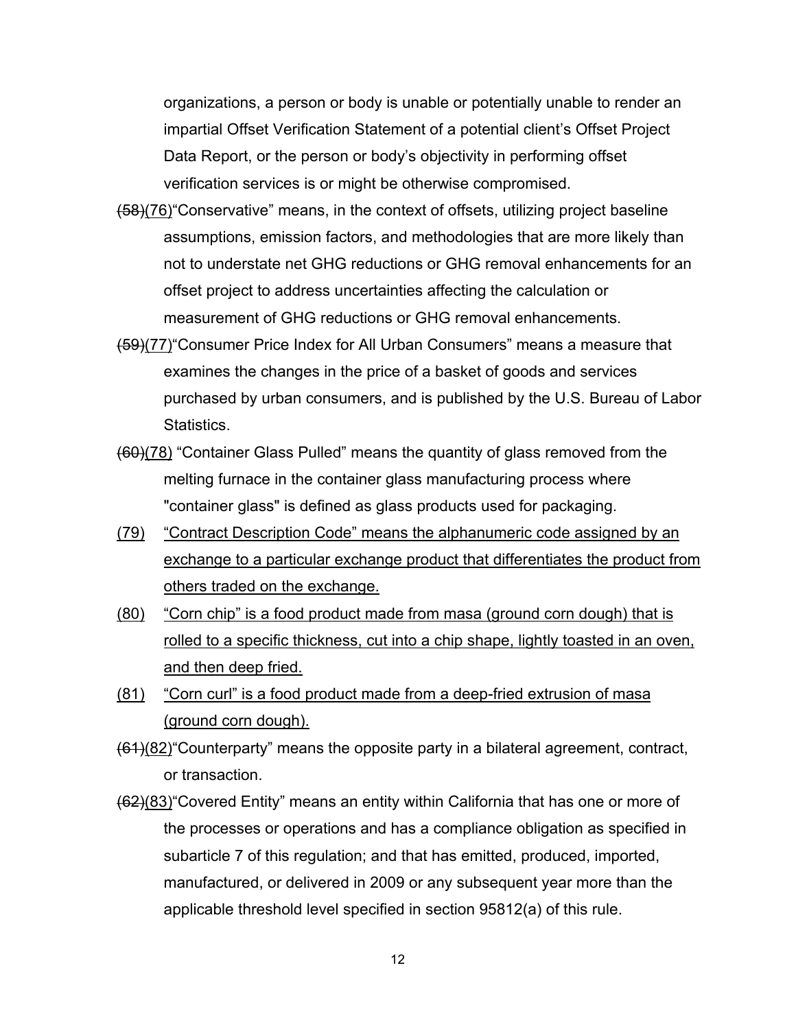organizations, a person or body is unable or potentially unable to render an impartial Offset Verification Statement of a potential client's Offset Project Data Report, or the person or body's objectivity in performing offset verification services is or might be otherwise compromised.

~~(58)~~(76)"Conservative" means, in the context of offsets, utilizing project baseline assumptions, emission factors, and methodologies that are more likely than not to understate net GHG reductions or GHG removal enhancements for an offset project to address uncertainties affecting the calculation or measurement of GHG reductions or GHG removal enhancements.

~~(59)~~(77)"Consumer Price Index for All Urban Consumers" means a measure that examines the changes in the price of a basket of goods and services purchased by urban consumers, and is published by the U.S. Bureau of Labor Statistics.

~~(60)~~(78) "Container Glass Pulled" means the quantity of glass removed from the melting furnace in the container glass manufacturing process where "container glass" is defined as glass products used for packaging.

(79) "Contract Description Code" means the alphanumeric code assigned by an exchange to a particular exchange product that differentiates the product from others traded on the exchange.

(80) "Corn chip" is a food product made from masa (ground corn dough) that is rolled to a specific thickness, cut into a chip shape, lightly toasted in an oven, and then deep fried.

(81) "Corn curl" is a food product made from a deep-fried extrusion of masa (ground corn dough).

~~(61)~~(82)"Counterparty" means the opposite party in a bilateral agreement, contract, or transaction.

~~(62)~~(83)"Covered Entity" means an entity within California that has one or more of the processes or operations and has a compliance obligation as specified in subarticle 7 of this regulation; and that has emitted, produced, imported, manufactured, or delivered in 2009 or any subsequent year more than the applicable threshold level specified in section 95812(a) of this rule.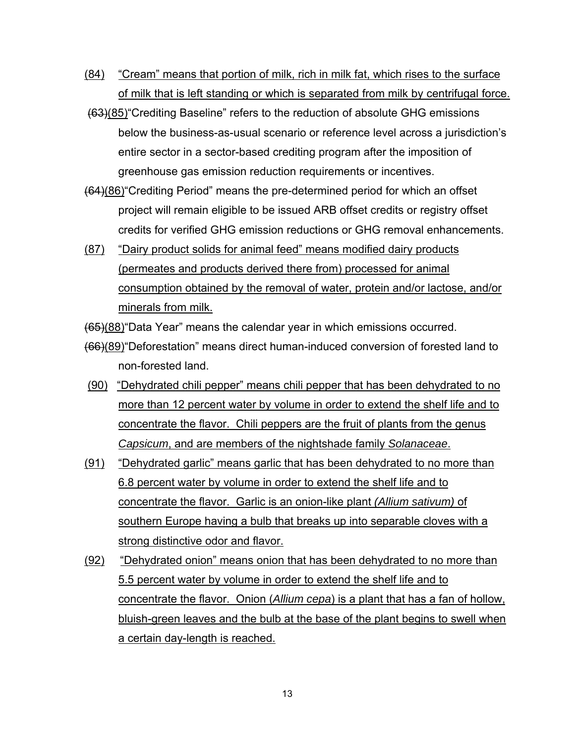(84) "Cream" means that portion of milk, rich in milk fat, which rises to the surface of milk that is left standing or which is separated from milk by centrifugal force.

~~(63)~~(85) "Crediting Baseline" refers to the reduction of absolute GHG emissions below the business-as-usual scenario or reference level across a jurisdiction's entire sector in a sector-based crediting program after the imposition of greenhouse gas emission reduction requirements or incentives.

~~(64)~~(86) "Crediting Period" means the pre-determined period for which an offset project will remain eligible to be issued ARB offset credits or registry offset credits for verified GHG emission reductions or GHG removal enhancements.

(87) "Dairy product solids for animal feed" means modified dairy products (permeates and products derived there from) processed for animal consumption obtained by the removal of water, protein and/or lactose, and/or minerals from milk.

~~(65)~~(88) "Data Year" means the calendar year in which emissions occurred.

~~(66)~~(89) "Deforestation" means direct human-induced conversion of forested land to non-forested land.

(90) "Dehydrated chili pepper" means chili pepper that has been dehydrated to no more than 12 percent water by volume in order to extend the shelf life and to concentrate the flavor. Chili peppers are the fruit of plants from the genus *Capsicum*, and are members of the nightshade family *Solanaceae*.

(91) "Dehydrated garlic" means garlic that has been dehydrated to no more than 6.8 percent water by volume in order to extend the shelf life and to concentrate the flavor. Garlic is an onion-like plant *(Allium sativum)* of southern Europe having a bulb that breaks up into separable cloves with a strong distinctive odor and flavor.

(92) "Dehydrated onion" means onion that has been dehydrated to no more than 5.5 percent water by volume in order to extend the shelf life and to concentrate the flavor. Onion (*Allium cepa*) is a plant that has a fan of hollow, bluish-green leaves and the bulb at the base of the plant begins to swell when a certain day-length is reached.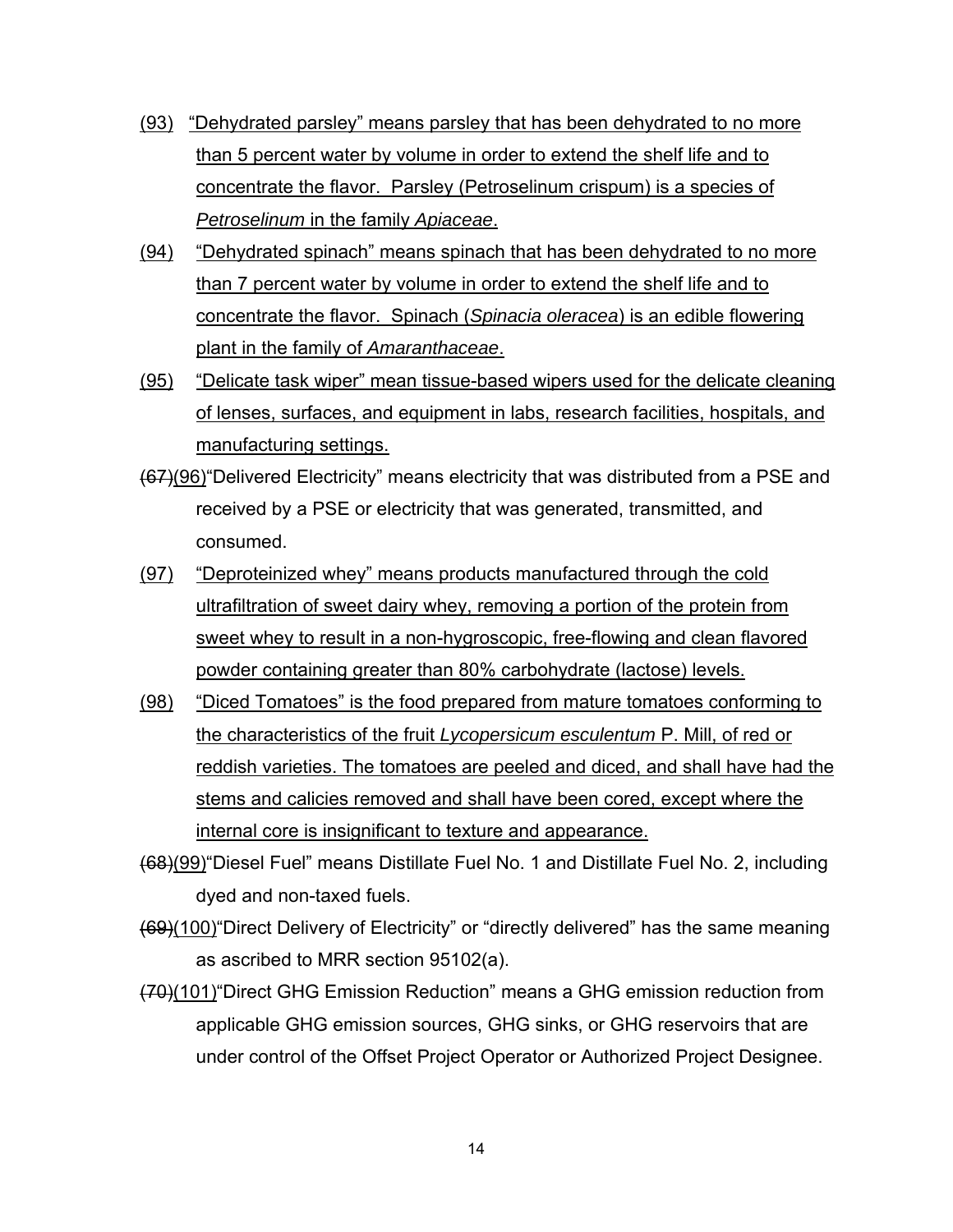(93) "Dehydrated parsley" means parsley that has been dehydrated to no more than 5 percent water by volume in order to extend the shelf life and to concentrate the flavor. Parsley (Petroselinum crispum) is a species of *Petroselinum* in the family *Apiaceae*.

(94) "Dehydrated spinach" means spinach that has been dehydrated to no more than 7 percent water by volume in order to extend the shelf life and to concentrate the flavor. Spinach (*Spinacia oleracea*) is an edible flowering plant in the family of *Amaranthaceae*.

(95) "Delicate task wiper" mean tissue-based wipers used for the delicate cleaning of lenses, surfaces, and equipment in labs, research facilities, hospitals, and manufacturing settings.

~~(67)~~(96)"Delivered Electricity" means electricity that was distributed from a PSE and received by a PSE or electricity that was generated, transmitted, and consumed.

(97) "Deproteinized whey" means products manufactured through the cold ultrafiltration of sweet dairy whey, removing a portion of the protein from sweet whey to result in a non-hygroscopic, free-flowing and clean flavored powder containing greater than 80% carbohydrate (lactose) levels.

(98) "Diced Tomatoes" is the food prepared from mature tomatoes conforming to the characteristics of the fruit *Lycopersicum esculentum* P. Mill, of red or reddish varieties. The tomatoes are peeled and diced, and shall have had the stems and calicies removed and shall have been cored, except where the internal core is insignificant to texture and appearance.

~~(68)~~(99)"Diesel Fuel" means Distillate Fuel No. 1 and Distillate Fuel No. 2, including dyed and non-taxed fuels.

~~(69)~~(100)"Direct Delivery of Electricity" or "directly delivered" has the same meaning as ascribed to MRR section 95102(a).

~~(70)~~(101)"Direct GHG Emission Reduction" means a GHG emission reduction from applicable GHG emission sources, GHG sinks, or GHG reservoirs that are under control of the Offset Project Operator or Authorized Project Designee.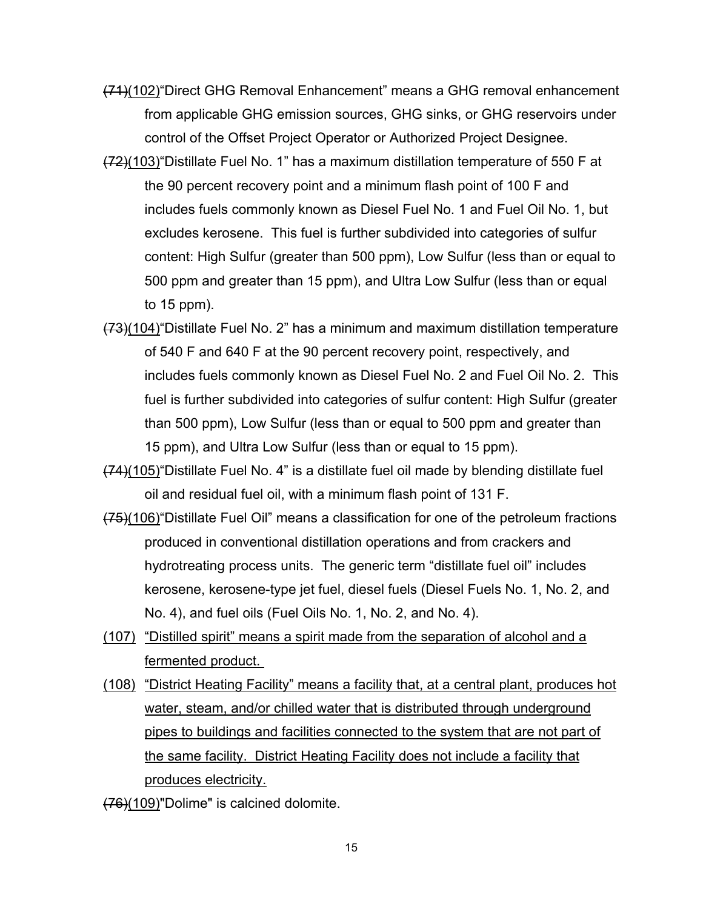~~(71)~~<u>(102)</u>"Direct GHG Removal Enhancement" means a GHG removal enhancement from applicable GHG emission sources, GHG sinks, or GHG reservoirs under control of the Offset Project Operator or Authorized Project Designee.

~~(72)~~<u>(103)</u>"Distillate Fuel No. 1" has a maximum distillation temperature of 550 F at the 90 percent recovery point and a minimum flash point of 100 F and includes fuels commonly known as Diesel Fuel No. 1 and Fuel Oil No. 1, but excludes kerosene. This fuel is further subdivided into categories of sulfur content: High Sulfur (greater than 500 ppm), Low Sulfur (less than or equal to 500 ppm and greater than 15 ppm), and Ultra Low Sulfur (less than or equal to 15 ppm).

~~(73)~~<u>(104)</u>"Distillate Fuel No. 2" has a minimum and maximum distillation temperature of 540 F and 640 F at the 90 percent recovery point, respectively, and includes fuels commonly known as Diesel Fuel No. 2 and Fuel Oil No. 2. This fuel is further subdivided into categories of sulfur content: High Sulfur (greater than 500 ppm), Low Sulfur (less than or equal to 500 ppm and greater than 15 ppm), and Ultra Low Sulfur (less than or equal to 15 ppm).

~~(74)~~<u>(105)</u>"Distillate Fuel No. 4" is a distillate fuel oil made by blending distillate fuel oil and residual fuel oil, with a minimum flash point of 131 F.

~~(75)~~<u>(106)</u>"Distillate Fuel Oil" means a classification for one of the petroleum fractions produced in conventional distillation operations and from crackers and hydrotreating process units. The generic term "distillate fuel oil" includes kerosene, kerosene-type jet fuel, diesel fuels (Diesel Fuels No. 1, No. 2, and No. 4), and fuel oils (Fuel Oils No. 1, No. 2, and No. 4).

<u>(107) "Distilled spirit" means a spirit made from the separation of alcohol and a fermented product.</u>

<u>(108) "District Heating Facility" means a facility that, at a central plant, produces hot water, steam, and/or chilled water that is distributed through underground pipes to buildings and facilities connected to the system that are not part of the same facility. District Heating Facility does not include a facility that produces electricity.</u>

~~(76)~~<u>(109)</u>"Dolime" is calcined dolomite.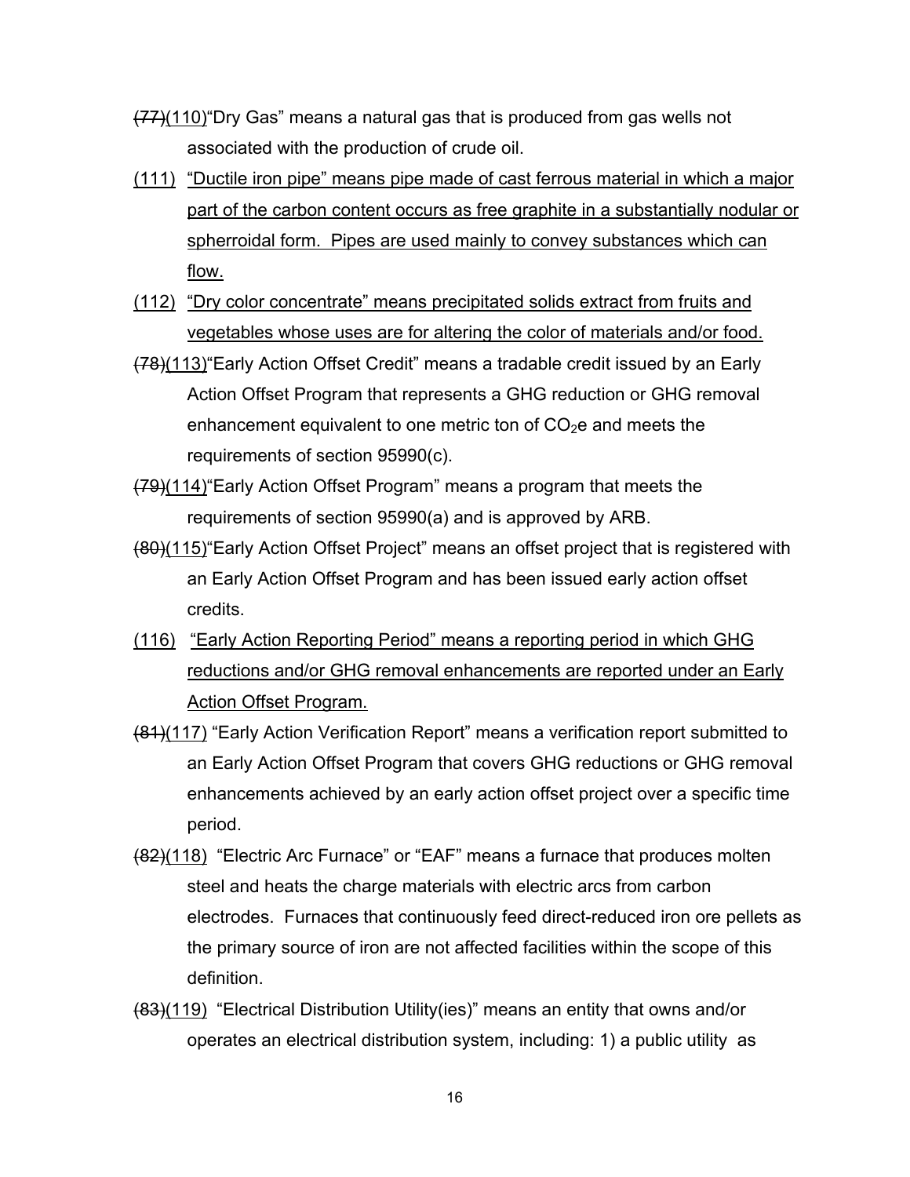~~(77)~~(110)"Dry Gas" means a natural gas that is produced from gas wells not associated with the production of crude oil.

(111) "Ductile iron pipe" means pipe made of cast ferrous material in which a major part of the carbon content occurs as free graphite in a substantially nodular or spherroidal form. Pipes are used mainly to convey substances which can flow.

(112) "Dry color concentrate" means precipitated solids extract from fruits and vegetables whose uses are for altering the color of materials and/or food.

~~(78)~~(113)"Early Action Offset Credit" means a tradable credit issued by an Early Action Offset Program that represents a GHG reduction or GHG removal enhancement equivalent to one metric ton of $CO_2$e and meets the requirements of section 95990(c).

~~(79)~~(114)"Early Action Offset Program" means a program that meets the requirements of section 95990(a) and is approved by ARB.

~~(80)~~(115)"Early Action Offset Project" means an offset project that is registered with an Early Action Offset Program and has been issued early action offset credits.

(116) "Early Action Reporting Period" means a reporting period in which GHG reductions and/or GHG removal enhancements are reported under an Early Action Offset Program.

~~(81)~~(117) "Early Action Verification Report" means a verification report submitted to an Early Action Offset Program that covers GHG reductions or GHG removal enhancements achieved by an early action offset project over a specific time period.

~~(82)~~(118) "Electric Arc Furnace" or "EAF" means a furnace that produces molten steel and heats the charge materials with electric arcs from carbon electrodes. Furnaces that continuously feed direct-reduced iron ore pellets as the primary source of iron are not affected facilities within the scope of this definition.

~~(83)~~(119) "Electrical Distribution Utility(ies)" means an entity that owns and/or operates an electrical distribution system, including: 1) a public utility as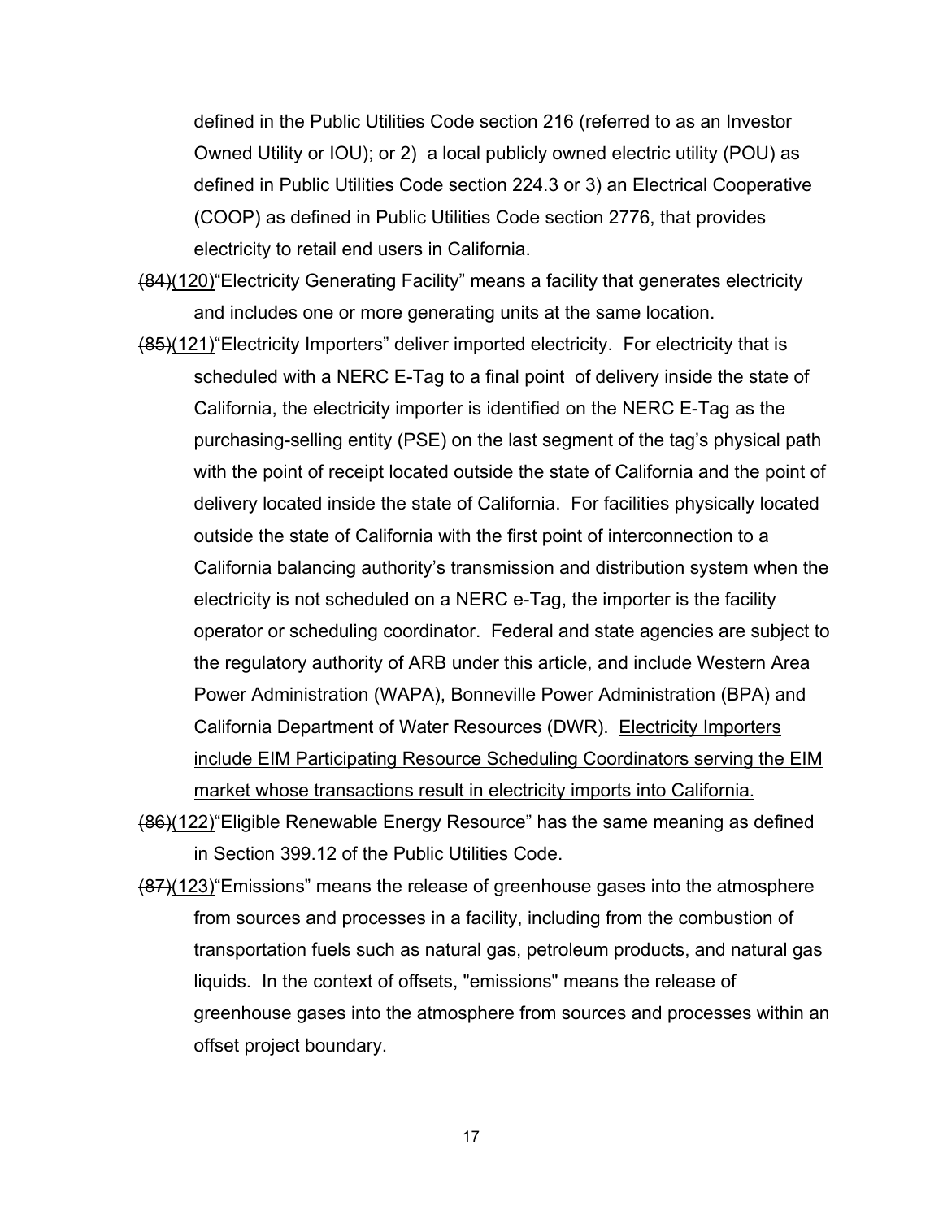defined in the Public Utilities Code section 216 (referred to as an Investor Owned Utility or IOU); or 2) a local publicly owned electric utility (POU) as defined in Public Utilities Code section 224.3 or 3) an Electrical Cooperative (COOP) as defined in Public Utilities Code section 2776, that provides electricity to retail end users in California.

~~(84)~~<u>(120)</u>"Electricity Generating Facility" means a facility that generates electricity and includes one or more generating units at the same location.

~~(85)~~<u>(121)</u>"Electricity Importers" deliver imported electricity. For electricity that is scheduled with a NERC E-Tag to a final point of delivery inside the state of California, the electricity importer is identified on the NERC E-Tag as the purchasing-selling entity (PSE) on the last segment of the tag's physical path with the point of receipt located outside the state of California and the point of delivery located inside the state of California. For facilities physically located outside the state of California with the first point of interconnection to a California balancing authority's transmission and distribution system when the electricity is not scheduled on a NERC e-Tag, the importer is the facility operator or scheduling coordinator. Federal and state agencies are subject to the regulatory authority of ARB under this article, and include Western Area Power Administration (WAPA), Bonneville Power Administration (BPA) and California Department of Water Resources (DWR). <u>Electricity Importers include EIM Participating Resource Scheduling Coordinators serving the EIM market whose transactions result in electricity imports into California.</u>

~~(86)~~<u>(122)</u>"Eligible Renewable Energy Resource" has the same meaning as defined in Section 399.12 of the Public Utilities Code.

~~(87)~~<u>(123)</u>"Emissions" means the release of greenhouse gases into the atmosphere from sources and processes in a facility, including from the combustion of transportation fuels such as natural gas, petroleum products, and natural gas liquids. In the context of offsets, "emissions" means the release of greenhouse gases into the atmosphere from sources and processes within an offset project boundary.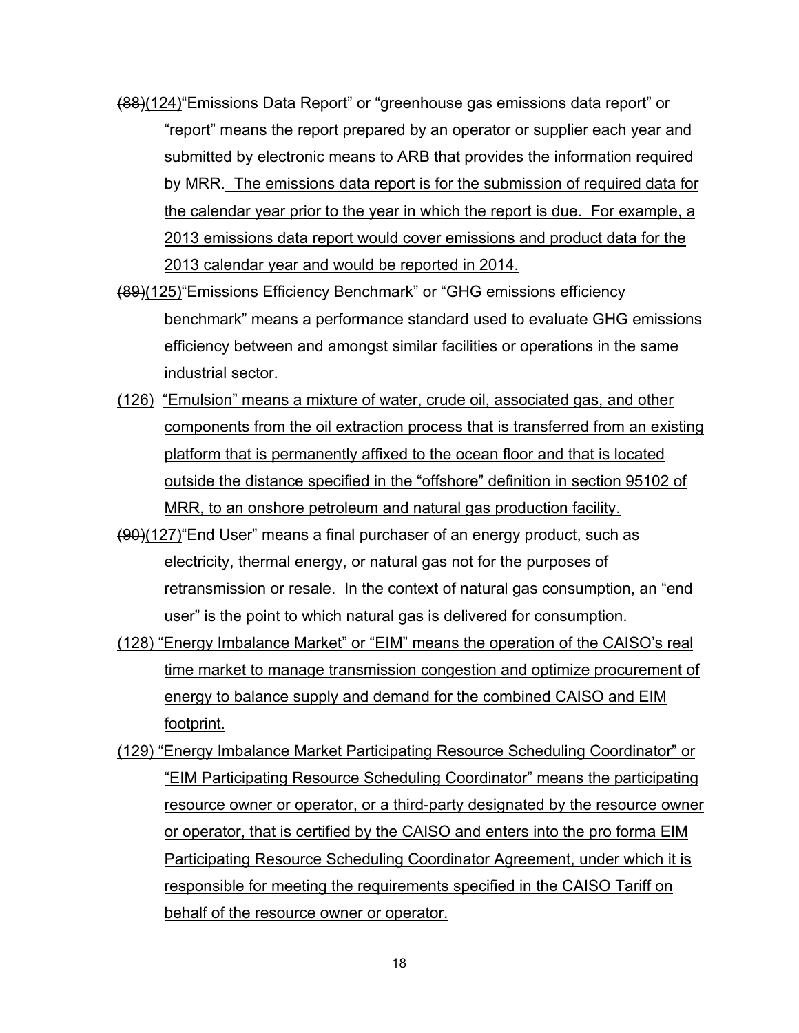~~(88)~~<u>(124)</u>"Emissions Data Report" or "greenhouse gas emissions data report" or "report" means the report prepared by an operator or supplier each year and submitted by electronic means to ARB that provides the information required by MRR. <u>The emissions data report is for the submission of required data for the calendar year prior to the year in which the report is due. For example, a 2013 emissions data report would cover emissions and product data for the 2013 calendar year and would be reported in 2014.</u>

~~(89)~~<u>(125)</u>"Emissions Efficiency Benchmark" or "GHG emissions efficiency benchmark" means a performance standard used to evaluate GHG emissions efficiency between and amongst similar facilities or operations in the same industrial sector.

<u>(126) "Emulsion" means a mixture of water, crude oil, associated gas, and other components from the oil extraction process that is transferred from an existing platform that is permanently affixed to the ocean floor and that is located outside the distance specified in the "offshore" definition in section 95102 of MRR, to an onshore petroleum and natural gas production facility.</u>

~~(90)~~<u>(127)</u>"End User" means a final purchaser of an energy product, such as electricity, thermal energy, or natural gas not for the purposes of retransmission or resale. In the context of natural gas consumption, an "end user" is the point to which natural gas is delivered for consumption.

<u>(128) "Energy Imbalance Market" or "EIM" means the operation of the CAISO's real time market to manage transmission congestion and optimize procurement of energy to balance supply and demand for the combined CAISO and EIM footprint.</u>

<u>(129) "Energy Imbalance Market Participating Resource Scheduling Coordinator" or "EIM Participating Resource Scheduling Coordinator" means the participating resource owner or operator, or a third-party designated by the resource owner or operator, that is certified by the CAISO and enters into the pro forma EIM Participating Resource Scheduling Coordinator Agreement, under which it is responsible for meeting the requirements specified in the CAISO Tariff on behalf of the resource owner or operator.</u>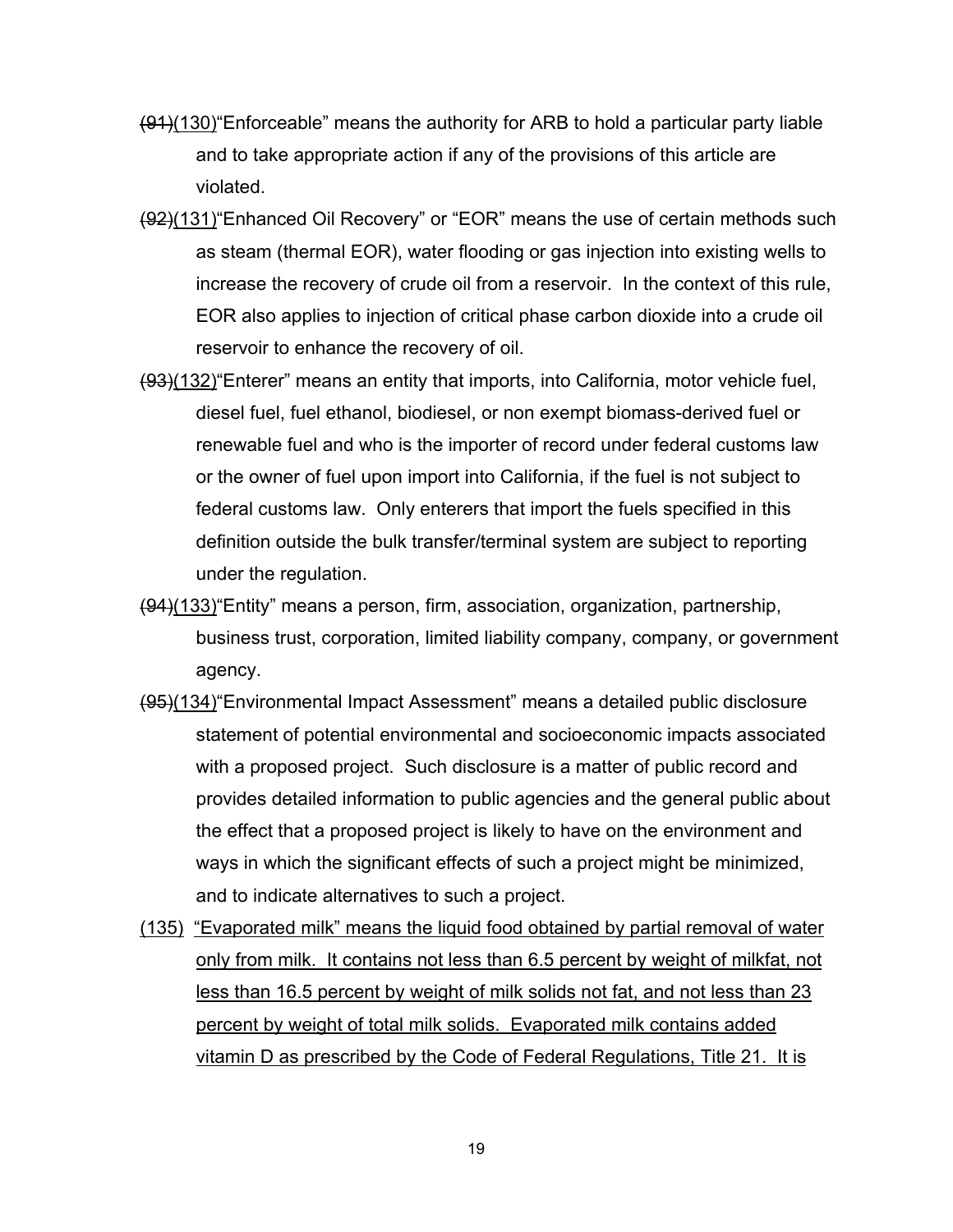~~(91)~~(130)"Enforceable" means the authority for ARB to hold a particular party liable and to take appropriate action if any of the provisions of this article are violated.

~~(92)~~(131)"Enhanced Oil Recovery" or "EOR" means the use of certain methods such as steam (thermal EOR), water flooding or gas injection into existing wells to increase the recovery of crude oil from a reservoir. In the context of this rule, EOR also applies to injection of critical phase carbon dioxide into a crude oil reservoir to enhance the recovery of oil.

~~(93)~~(132)"Enterer" means an entity that imports, into California, motor vehicle fuel, diesel fuel, fuel ethanol, biodiesel, or non exempt biomass-derived fuel or renewable fuel and who is the importer of record under federal customs law or the owner of fuel upon import into California, if the fuel is not subject to federal customs law. Only enterers that import the fuels specified in this definition outside the bulk transfer/terminal system are subject to reporting under the regulation.

~~(94)~~(133)"Entity" means a person, firm, association, organization, partnership, business trust, corporation, limited liability company, company, or government agency.

~~(95)~~(134)"Environmental Impact Assessment" means a detailed public disclosure statement of potential environmental and socioeconomic impacts associated with a proposed project. Such disclosure is a matter of public record and provides detailed information to public agencies and the general public about the effect that a proposed project is likely to have on the environment and ways in which the significant effects of such a project might be minimized, and to indicate alternatives to such a project.

(135) "Evaporated milk" means the liquid food obtained by partial removal of water only from milk. It contains not less than 6.5 percent by weight of milkfat, not less than 16.5 percent by weight of milk solids not fat, and not less than 23 percent by weight of total milk solids. Evaporated milk contains added vitamin D as prescribed by the Code of Federal Regulations, Title 21. It is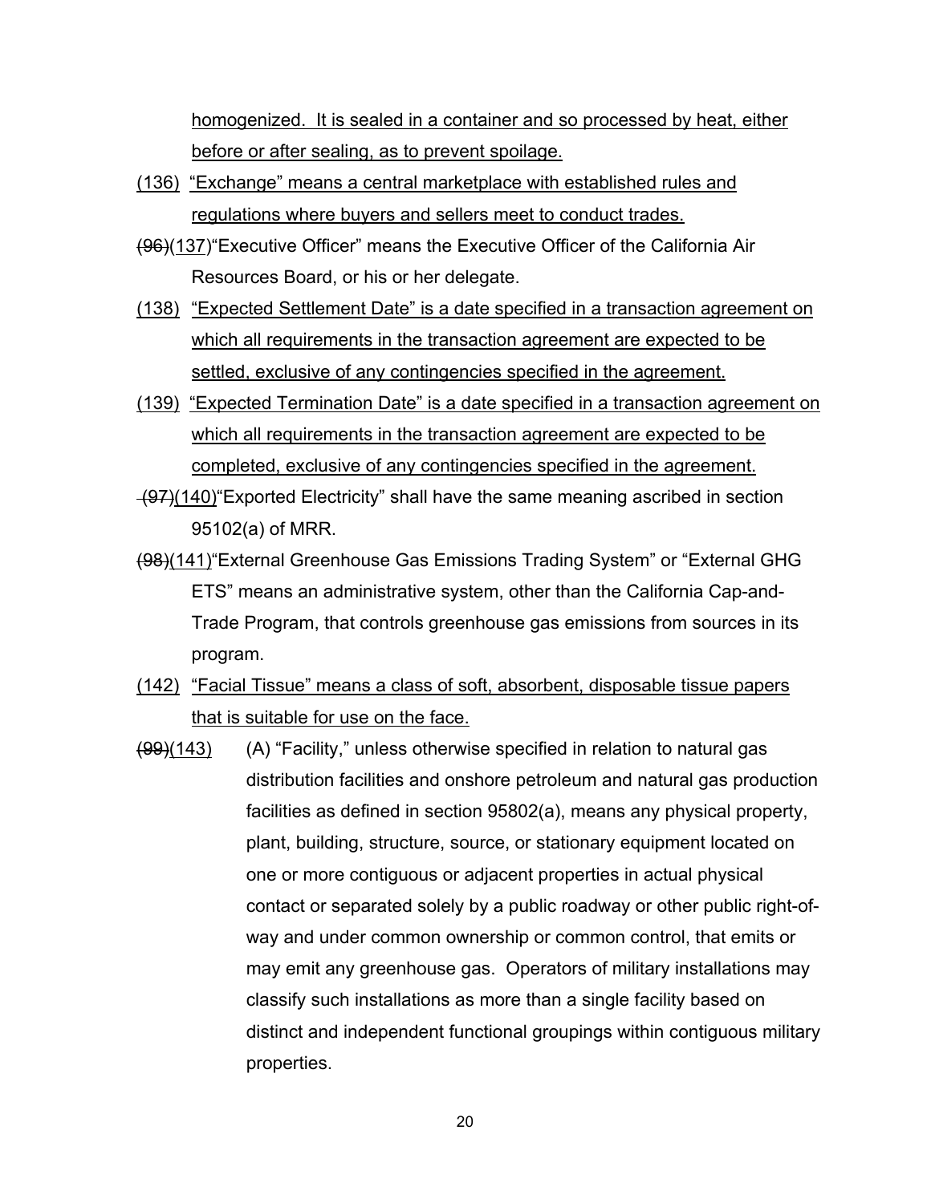homogenized. It is sealed in a container and so processed by heat, either before or after sealing, as to prevent spoilage.

(136) "Exchange" means a central marketplace with established rules and regulations where buyers and sellers meet to conduct trades.

~~(96)~~(137) "Executive Officer" means the Executive Officer of the California Air Resources Board, or his or her delegate.

(138) "Expected Settlement Date" is a date specified in a transaction agreement on which all requirements in the transaction agreement are expected to be settled, exclusive of any contingencies specified in the agreement.

(139) "Expected Termination Date" is a date specified in a transaction agreement on which all requirements in the transaction agreement are expected to be completed, exclusive of any contingencies specified in the agreement.

~~(97)~~(140) "Exported Electricity" shall have the same meaning ascribed in section 95102(a) of MRR.

~~(98)~~(141) "External Greenhouse Gas Emissions Trading System" or "External GHG ETS" means an administrative system, other than the California Cap-and-Trade Program, that controls greenhouse gas emissions from sources in its program.

(142) "Facial Tissue" means a class of soft, absorbent, disposable tissue papers that is suitable for use on the face.

~~(99)~~(143) (A) "Facility," unless otherwise specified in relation to natural gas distribution facilities and onshore petroleum and natural gas production facilities as defined in section 95802(a), means any physical property, plant, building, structure, source, or stationary equipment located on one or more contiguous or adjacent properties in actual physical contact or separated solely by a public roadway or other public right-of-way and under common ownership or common control, that emits or may emit any greenhouse gas. Operators of military installations may classify such installations as more than a single facility based on distinct and independent functional groupings within contiguous military properties.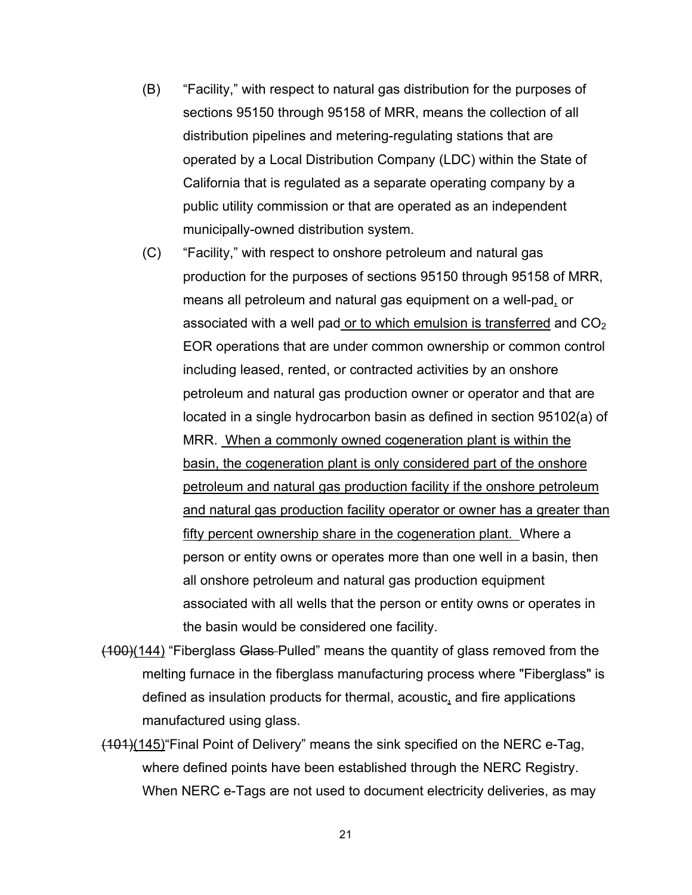(B) "Facility," with respect to natural gas distribution for the purposes of sections 95150 through 95158 of MRR, means the collection of all distribution pipelines and metering-regulating stations that are operated by a Local Distribution Company (LDC) within the State of California that is regulated as a separate operating company by a public utility commission or that are operated as an independent municipally-owned distribution system.

(C) "Facility," with respect to onshore petroleum and natural gas production for the purposes of sections 95150 through 95158 of MRR, means all petroleum and natural gas equipment on a well-pad, or associated with a well pad or to which emulsion is transferred and $CO_2$ EOR operations that are under common ownership or common control including leased, rented, or contracted activities by an onshore petroleum and natural gas production owner or operator and that are located in a single hydrocarbon basin as defined in section 95102(a) of MRR. When a commonly owned cogeneration plant is within the basin, the cogeneration plant is only considered part of the onshore petroleum and natural gas production facility if the onshore petroleum and natural gas production facility operator or owner has a greater than fifty percent ownership share in the cogeneration plant. Where a person or entity owns or operates more than one well in a basin, then all onshore petroleum and natural gas production equipment associated with all wells that the person or entity owns or operates in the basin would be considered one facility.

~~(100)~~(144) "Fiberglass ~~Glass~~ Pulled" means the quantity of glass removed from the melting furnace in the fiberglass manufacturing process where "Fiberglass" is defined as insulation products for thermal, acoustic, and fire applications manufactured using glass.

~~(101)~~(145) "Final Point of Delivery" means the sink specified on the NERC e-Tag, where defined points have been established through the NERC Registry. When NERC e-Tags are not used to document electricity deliveries, as may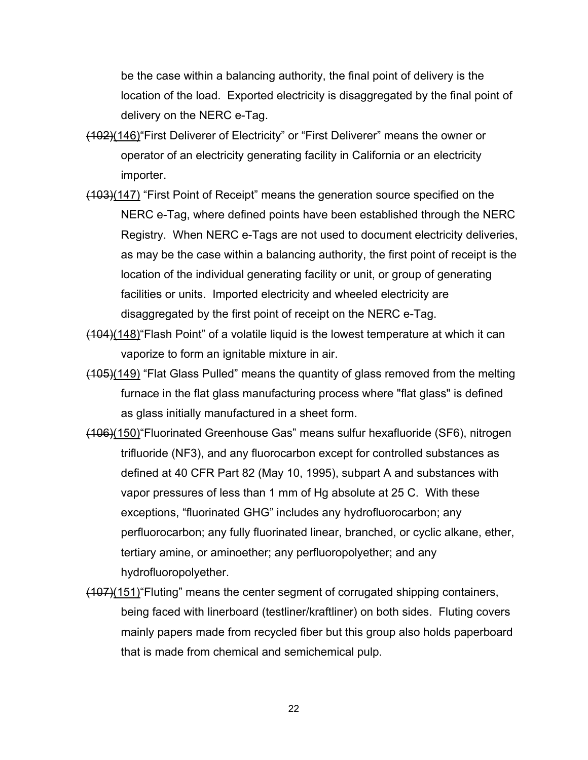be the case within a balancing authority, the final point of delivery is the location of the load. Exported electricity is disaggregated by the final point of delivery on the NERC e-Tag.

~~(102)~~(146)"First Deliverer of Electricity" or "First Deliverer" means the owner or operator of an electricity generating facility in California or an electricity importer.

~~(103)~~(147) "First Point of Receipt" means the generation source specified on the NERC e-Tag, where defined points have been established through the NERC Registry. When NERC e-Tags are not used to document electricity deliveries, as may be the case within a balancing authority, the first point of receipt is the location of the individual generating facility or unit, or group of generating facilities or units. Imported electricity and wheeled electricity are disaggregated by the first point of receipt on the NERC e-Tag.

~~(104)~~(148)"Flash Point" of a volatile liquid is the lowest temperature at which it can vaporize to form an ignitable mixture in air.

~~(105)~~(149) "Flat Glass Pulled" means the quantity of glass removed from the melting furnace in the flat glass manufacturing process where "flat glass" is defined as glass initially manufactured in a sheet form.

~~(106)~~(150)"Fluorinated Greenhouse Gas" means sulfur hexafluoride ($SF_6$), nitrogen trifluoride ($NF_3$), and any fluorocarbon except for controlled substances as defined at 40 CFR Part 82 (May 10, 1995), subpart A and substances with vapor pressures of less than 1 mm of Hg absolute at 25 C. With these exceptions, "fluorinated GHG" includes any hydrofluorocarbon; any perfluorocarbon; any fully fluorinated linear, branched, or cyclic alkane, ether, tertiary amine, or aminoether; any perfluoropolyether; and any hydrofluoropolyether.

~~(107)~~(151)"Fluting" means the center segment of corrugated shipping containers, being faced with linerboard (testliner/kraftliner) on both sides. Fluting covers mainly papers made from recycled fiber but this group also holds paperboard that is made from chemical and semichemical pulp.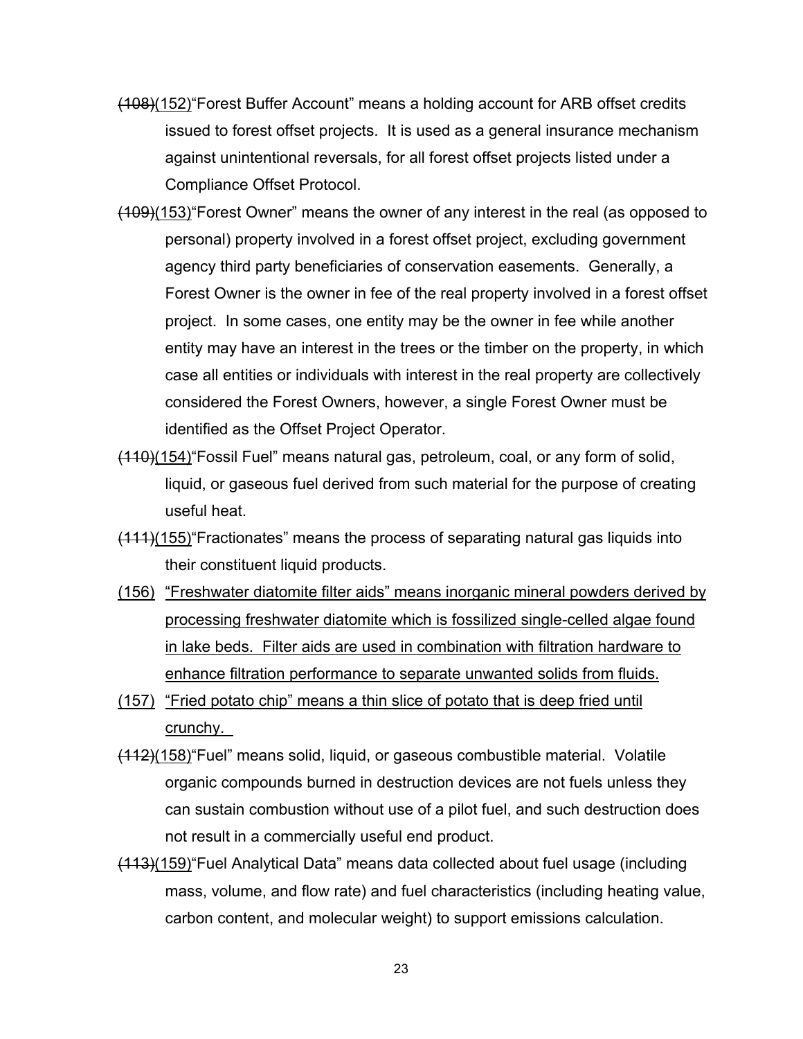~~(108)~~(152)"Forest Buffer Account" means a holding account for ARB offset credits issued to forest offset projects. It is used as a general insurance mechanism against unintentional reversals, for all forest offset projects listed under a Compliance Offset Protocol.

~~(109)~~(153)"Forest Owner" means the owner of any interest in the real (as opposed to personal) property involved in a forest offset project, excluding government agency third party beneficiaries of conservation easements. Generally, a Forest Owner is the owner in fee of the real property involved in a forest offset project. In some cases, one entity may be the owner in fee while another entity may have an interest in the trees or the timber on the property, in which case all entities or individuals with interest in the real property are collectively considered the Forest Owners, however, a single Forest Owner must be identified as the Offset Project Operator.

~~(110)~~(154)"Fossil Fuel" means natural gas, petroleum, coal, or any form of solid, liquid, or gaseous fuel derived from such material for the purpose of creating useful heat.

~~(111)~~(155)"Fractionates" means the process of separating natural gas liquids into their constituent liquid products.

<u>(156) "Freshwater diatomite filter aids" means inorganic mineral powders derived by processing freshwater diatomite which is fossilized single-celled algae found in lake beds. Filter aids are used in combination with filtration hardware to enhance filtration performance to separate unwanted solids from fluids.</u>

<u>(157) "Fried potato chip" means a thin slice of potato that is deep fried until crunchy.</u>

~~(112)~~(158)"Fuel" means solid, liquid, or gaseous combustible material. Volatile organic compounds burned in destruction devices are not fuels unless they can sustain combustion without use of a pilot fuel, and such destruction does not result in a commercially useful end product.

~~(113)~~(159)"Fuel Analytical Data" means data collected about fuel usage (including mass, volume, and flow rate) and fuel characteristics (including heating value, carbon content, and molecular weight) to support emissions calculation.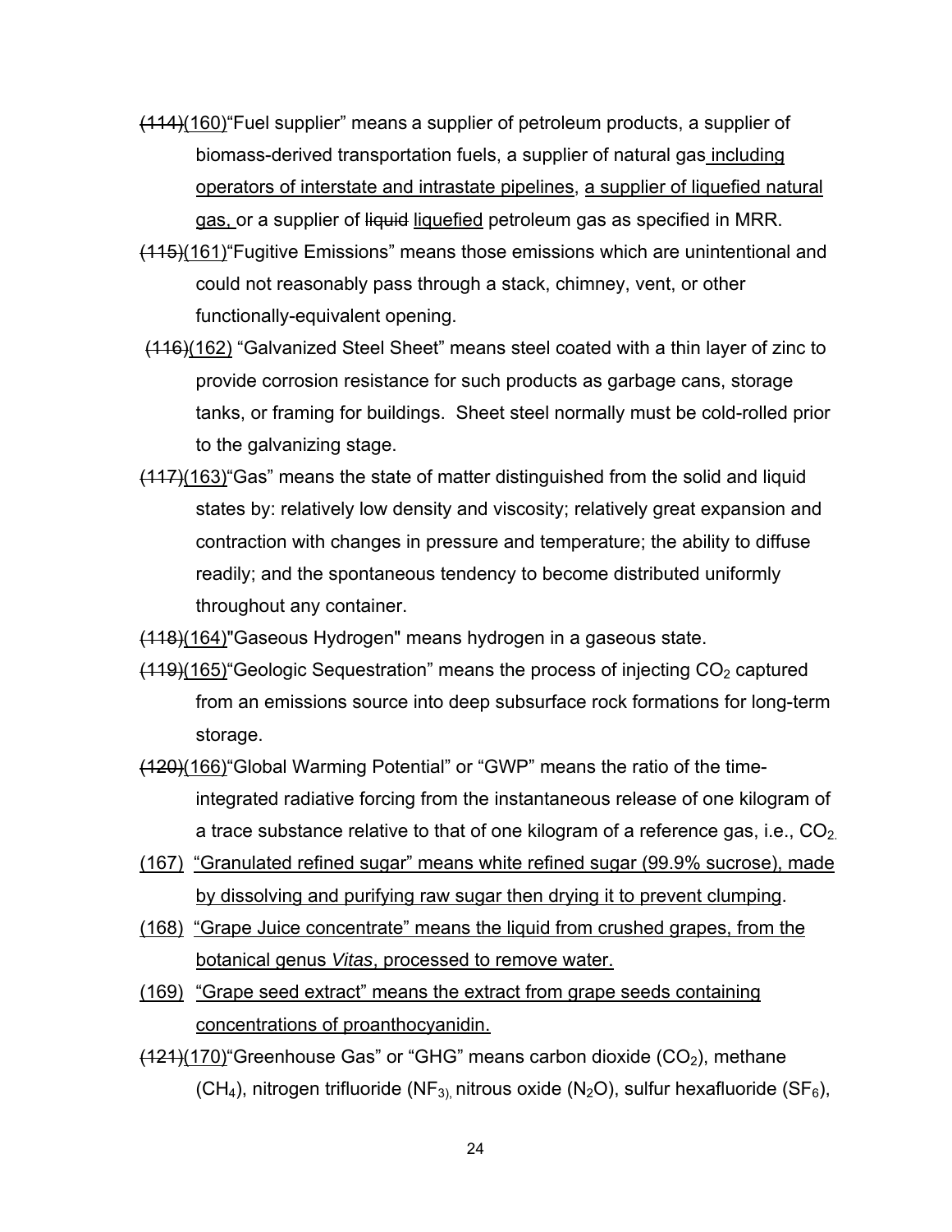~~(114)~~<u>(160)</u>"Fuel supplier" means a supplier of petroleum products, a supplier of biomass-derived transportation fuels, a supplier of natural gas<u> including operators of interstate and intrastate pipelines</u>, <u>a supplier of liquefied natural gas, </u>or a supplier of ~~liquid~~ <u>liquefied</u> petroleum gas as specified in MRR.

~~(115)~~<u>(161)</u>"Fugitive Emissions" means those emissions which are unintentional and could not reasonably pass through a stack, chimney, vent, or other functionally-equivalent opening.

~~(116)~~<u>(162)</u> "Galvanized Steel Sheet" means steel coated with a thin layer of zinc to provide corrosion resistance for such products as garbage cans, storage tanks, or framing for buildings. Sheet steel normally must be cold-rolled prior to the galvanizing stage.

~~(117)~~<u>(163)</u>"Gas" means the state of matter distinguished from the solid and liquid states by: relatively low density and viscosity; relatively great expansion and contraction with changes in pressure and temperature; the ability to diffuse readily; and the spontaneous tendency to become distributed uniformly throughout any container.

~~(118)~~<u>(164)</u>"Gaseous Hydrogen" means hydrogen in a gaseous state.

~~(119)~~<u>(165)</u>"Geologic Sequestration" means the process of injecting $CO_2$ captured from an emissions source into deep subsurface rock formations for long-term storage.

~~(120)~~<u>(166)</u>"Global Warming Potential" or "GWP" means the ratio of the time-integrated radiative forcing from the instantaneous release of one kilogram of a trace substance relative to that of one kilogram of a reference gas, i.e., $CO_2$.

<u>(167) "Granulated refined sugar" means white refined sugar (99.9% sucrose), made by dissolving and purifying raw sugar then drying it to prevent clumping</u>.

<u>(168) "Grape Juice concentrate" means the liquid from crushed grapes, from the botanical genus *Vitas*, processed to remove water.</u>

<u>(169) "Grape seed extract" means the extract from grape seeds containing concentrations of proanthocyanidin.</u>

~~(121)~~<u>(170)</u>"Greenhouse Gas" or "GHG" means carbon dioxide ($CO_2$), methane ($CH_4$), nitrogen trifluoride ($NF_3$), nitrous oxide ($N_2O$), sulfur hexafluoride ($SF_6$),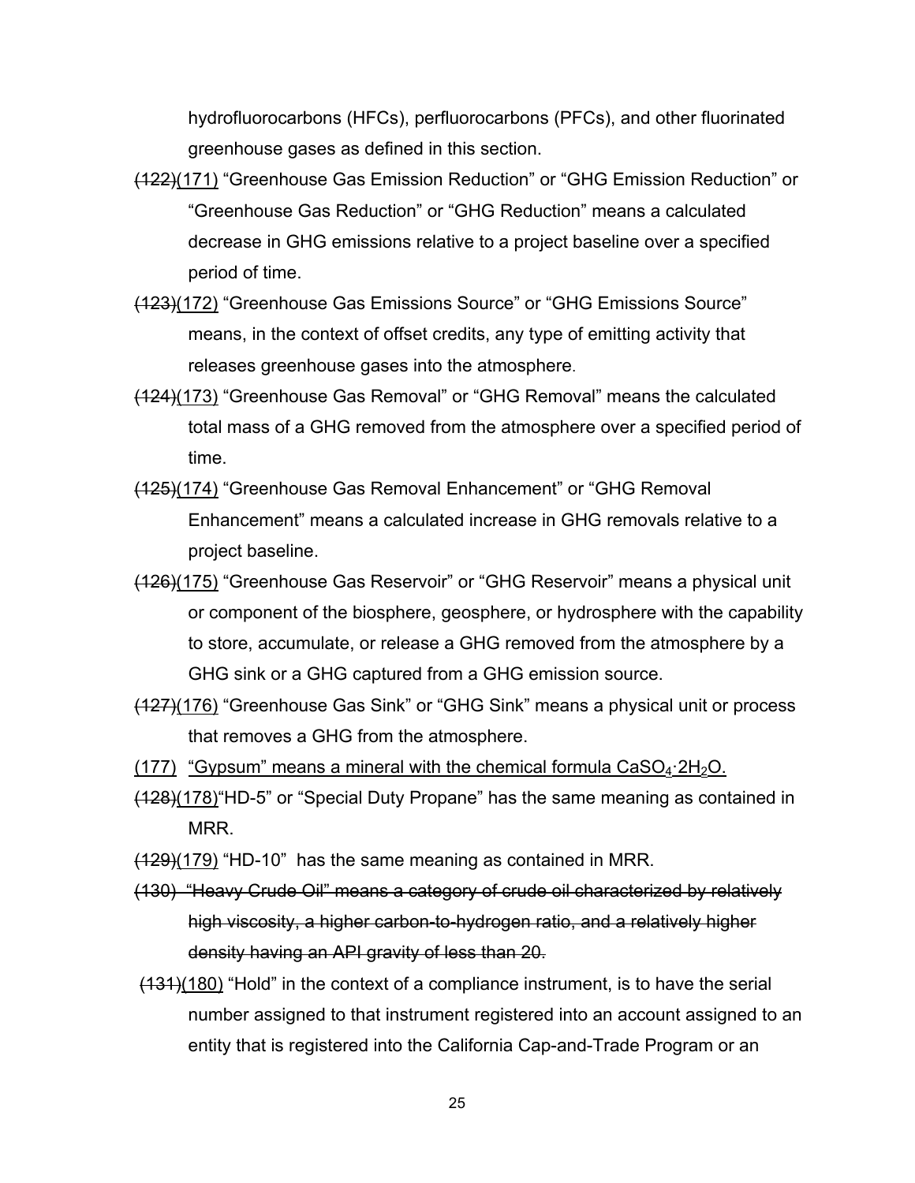hydrofluorocarbons (HFCs), perfluorocarbons (PFCs), and other fluorinated greenhouse gases as defined in this section.

~~(122)~~(171) "Greenhouse Gas Emission Reduction" or "GHG Emission Reduction" or "Greenhouse Gas Reduction" or "GHG Reduction" means a calculated decrease in GHG emissions relative to a project baseline over a specified period of time.

~~(123)~~(172) "Greenhouse Gas Emissions Source" or "GHG Emissions Source" means, in the context of offset credits, any type of emitting activity that releases greenhouse gases into the atmosphere.

~~(124)~~(173) "Greenhouse Gas Removal" or "GHG Removal" means the calculated total mass of a GHG removed from the atmosphere over a specified period of time.

~~(125)~~(174) "Greenhouse Gas Removal Enhancement" or "GHG Removal Enhancement" means a calculated increase in GHG removals relative to a project baseline.

~~(126)~~(175) "Greenhouse Gas Reservoir" or "GHG Reservoir" means a physical unit or component of the biosphere, geosphere, or hydrosphere with the capability to store, accumulate, or release a GHG removed from the atmosphere by a GHG sink or a GHG captured from a GHG emission source.

~~(127)~~(176) "Greenhouse Gas Sink" or "GHG Sink" means a physical unit or process that removes a GHG from the atmosphere.

(177) "Gypsum" means a mineral with the chemical formula $CaSO_4 \cdot 2H_2O$.

~~(128)~~(178) "HD-5" or "Special Duty Propane" has the same meaning as contained in MRR.

~~(129)~~(179) "HD-10" has the same meaning as contained in MRR.

~~(130) "Heavy Crude Oil" means a category of crude oil characterized by relatively high viscosity, a higher carbon-to-hydrogen ratio, and a relatively higher density having an API gravity of less than 20.~~

~~(131)~~(180) "Hold" in the context of a compliance instrument, is to have the serial number assigned to that instrument registered into an account assigned to an entity that is registered into the California Cap-and-Trade Program or an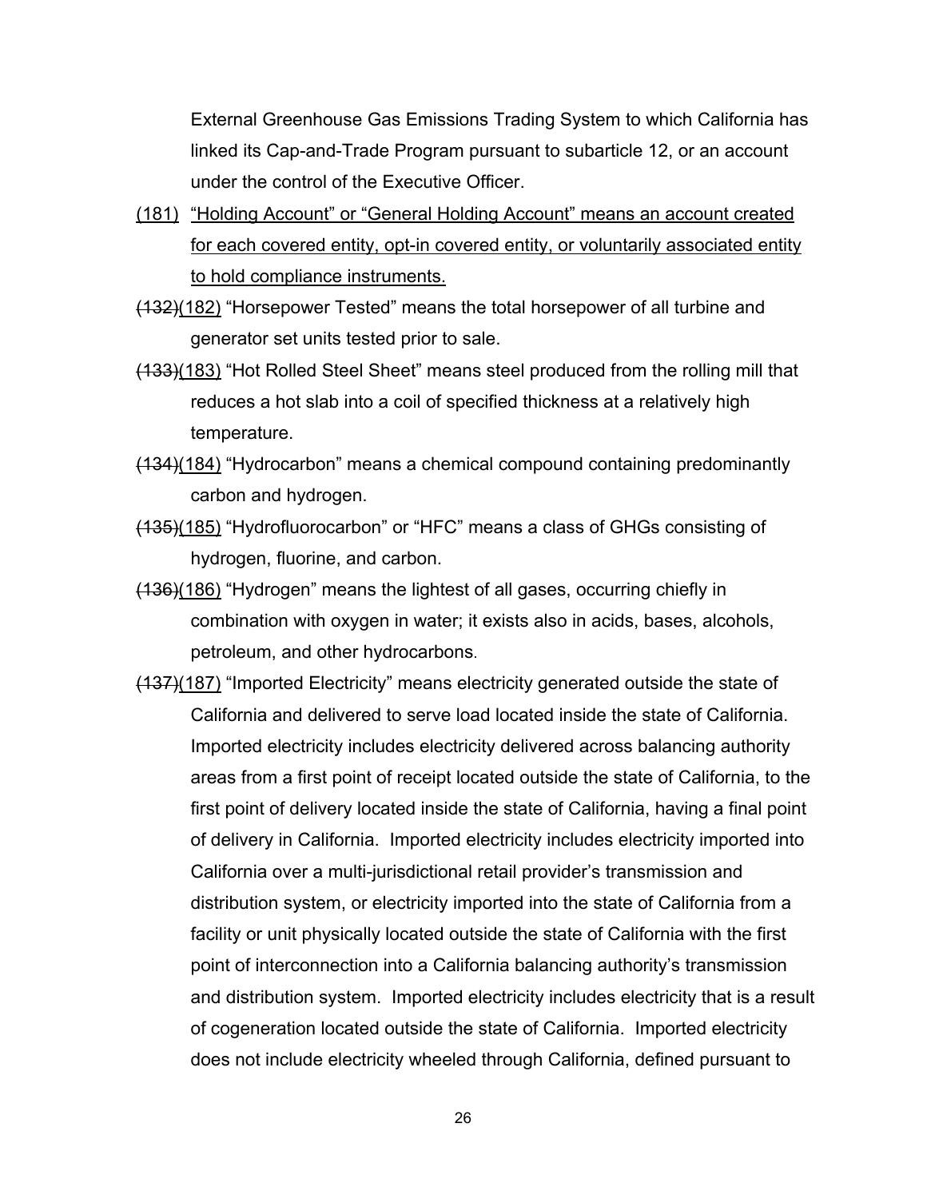External Greenhouse Gas Emissions Trading System to which California has linked its Cap-and-Trade Program pursuant to subarticle 12, or an account under the control of the Executive Officer.

<u>(181) "Holding Account" or "General Holding Account" means an account created for each covered entity, opt-in covered entity, or voluntarily associated entity to hold compliance instruments.</u>

~~(132)~~<u>(182)</u> "Horsepower Tested" means the total horsepower of all turbine and generator set units tested prior to sale.

~~(133)~~<u>(183)</u> "Hot Rolled Steel Sheet" means steel produced from the rolling mill that reduces a hot slab into a coil of specified thickness at a relatively high temperature.

~~(134)~~<u>(184)</u> "Hydrocarbon" means a chemical compound containing predominantly carbon and hydrogen.

~~(135)~~<u>(185)</u> "Hydrofluorocarbon" or "HFC" means a class of GHGs consisting of hydrogen, fluorine, and carbon.

~~(136)~~<u>(186)</u> "Hydrogen" means the lightest of all gases, occurring chiefly in combination with oxygen in water; it exists also in acids, bases, alcohols, petroleum, and other hydrocarbons.

~~(137)~~<u>(187)</u> "Imported Electricity" means electricity generated outside the state of California and delivered to serve load located inside the state of California. Imported electricity includes electricity delivered across balancing authority areas from a first point of receipt located outside the state of California, to the first point of delivery located inside the state of California, having a final point of delivery in California. Imported electricity includes electricity imported into California over a multi-jurisdictional retail provider's transmission and distribution system, or electricity imported into the state of California from a facility or unit physically located outside the state of California with the first point of interconnection into a California balancing authority's transmission and distribution system. Imported electricity includes electricity that is a result of cogeneration located outside the state of California. Imported electricity does not include electricity wheeled through California, defined pursuant to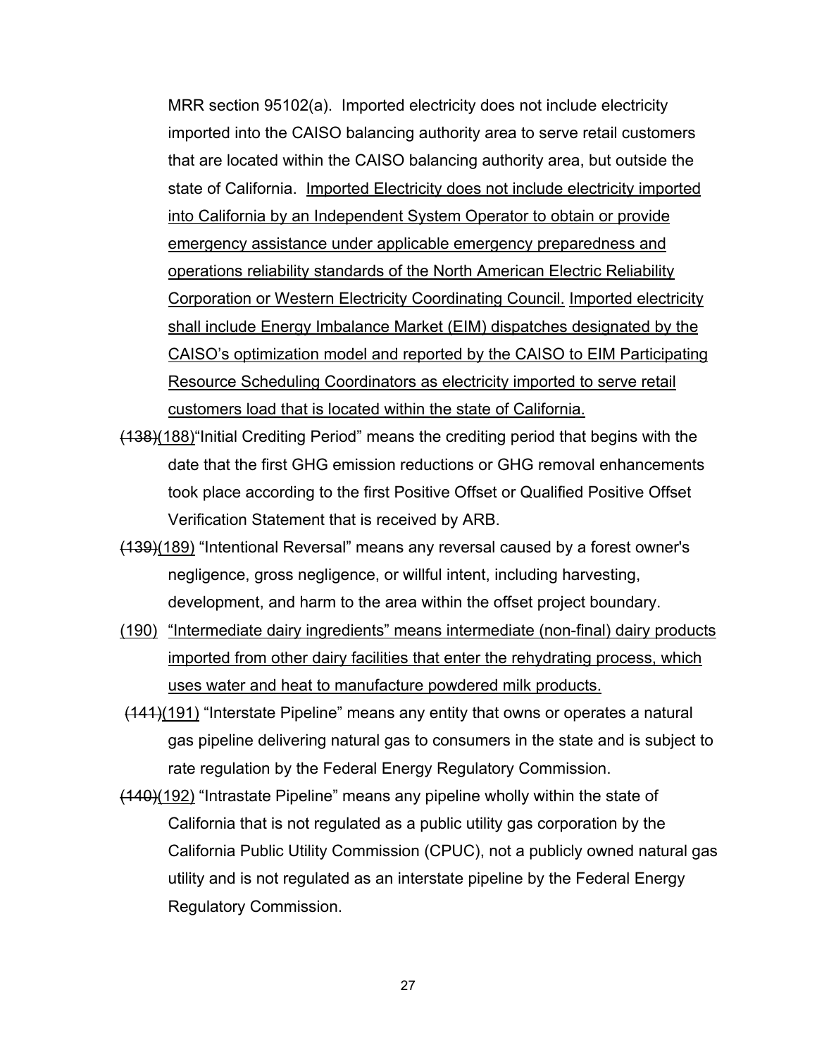MRR section 95102(a). Imported electricity does not include electricity imported into the CAISO balancing authority area to serve retail customers that are located within the CAISO balancing authority area, but outside the state of California. <u>Imported Electricity does not include electricity imported into California by an Independent System Operator to obtain or provide emergency assistance under applicable emergency preparedness and operations reliability standards of the North American Electric Reliability Corporation or Western Electricity Coordinating Council.</u> <u>Imported electricity shall include Energy Imbalance Market (EIM) dispatches designated by the CAISO's optimization model and reported by the CAISO to EIM Participating Resource Scheduling Coordinators as electricity imported to serve retail customers load that is located within the state of California.</u>

~~(138)~~<u>(188)</u>"Initial Crediting Period" means the crediting period that begins with the date that the first GHG emission reductions or GHG removal enhancements took place according to the first Positive Offset or Qualified Positive Offset Verification Statement that is received by ARB.

~~(139)~~<u>(189)</u> "Intentional Reversal" means any reversal caused by a forest owner's negligence, gross negligence, or willful intent, including harvesting, development, and harm to the area within the offset project boundary.

<u>(190)</u> <u>"Intermediate dairy ingredients" means intermediate (non-final) dairy products imported from other dairy facilities that enter the rehydrating process, which uses water and heat to manufacture powdered milk products.</u>

~~(141)~~<u>(191)</u> "Interstate Pipeline" means any entity that owns or operates a natural gas pipeline delivering natural gas to consumers in the state and is subject to rate regulation by the Federal Energy Regulatory Commission.

~~(140)~~<u>(192)</u> "Intrastate Pipeline" means any pipeline wholly within the state of California that is not regulated as a public utility gas corporation by the California Public Utility Commission (CPUC), not a publicly owned natural gas utility and is not regulated as an interstate pipeline by the Federal Energy Regulatory Commission.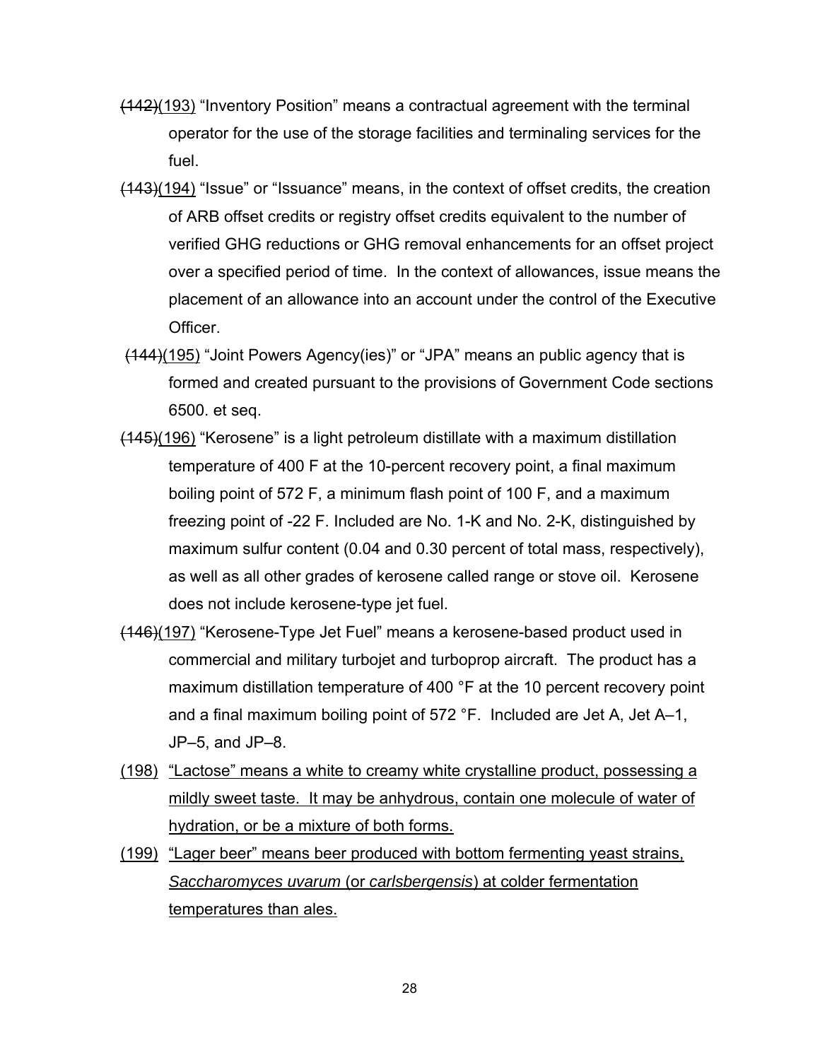~~(142)~~(193) "Inventory Position" means a contractual agreement with the terminal operator for the use of the storage facilities and terminaling services for the fuel.

~~(143)~~(194) "Issue" or "Issuance" means, in the context of offset credits, the creation of ARB offset credits or registry offset credits equivalent to the number of verified GHG reductions or GHG removal enhancements for an offset project over a specified period of time. In the context of allowances, issue means the placement of an allowance into an account under the control of the Executive Officer.

~~(144)~~(195) "Joint Powers Agency(ies)" or "JPA" means an public agency that is formed and created pursuant to the provisions of Government Code sections 6500. et seq.

~~(145)~~(196) "Kerosene" is a light petroleum distillate with a maximum distillation temperature of 400 F at the 10-percent recovery point, a final maximum boiling point of 572 F, a minimum flash point of 100 F, and a maximum freezing point of -22 F. Included are No. 1-K and No. 2-K, distinguished by maximum sulfur content (0.04 and 0.30 percent of total mass, respectively), as well as all other grades of kerosene called range or stove oil. Kerosene does not include kerosene-type jet fuel.

~~(146)~~(197) "Kerosene-Type Jet Fuel" means a kerosene-based product used in commercial and military turbojet and turboprop aircraft. The product has a maximum distillation temperature of 400 °F at the 10 percent recovery point and a final maximum boiling point of 572 °F. Included are Jet A, Jet A–1, JP–5, and JP–8.

(198) "Lactose" means a white to creamy white crystalline product, possessing a mildly sweet taste. It may be anhydrous, contain one molecule of water of hydration, or be a mixture of both forms.

(199) "Lager beer" means beer produced with bottom fermenting yeast strains, *Saccharomyces uvarum* (or *carlsbergensis*) at colder fermentation temperatures than ales.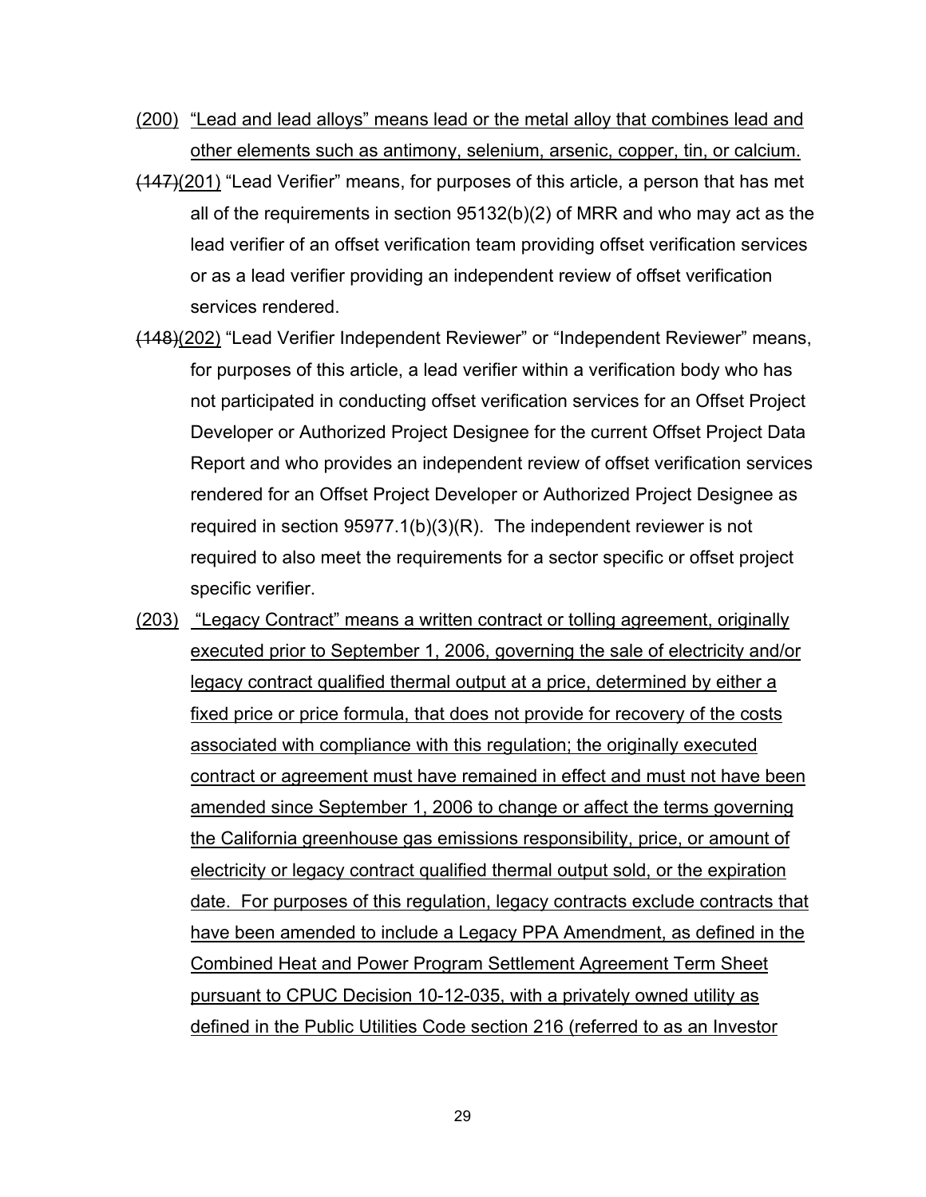(200) "Lead and lead alloys" means lead or the metal alloy that combines lead and other elements such as antimony, selenium, arsenic, copper, tin, or calcium.

~~(147)~~(201) "Lead Verifier" means, for purposes of this article, a person that has met all of the requirements in section 95132(b)(2) of MRR and who may act as the lead verifier of an offset verification team providing offset verification services or as a lead verifier providing an independent review of offset verification services rendered.

~~(148)~~(202) "Lead Verifier Independent Reviewer" or "Independent Reviewer" means, for purposes of this article, a lead verifier within a verification body who has not participated in conducting offset verification services for an Offset Project Developer or Authorized Project Designee for the current Offset Project Data Report and who provides an independent review of offset verification services rendered for an Offset Project Developer or Authorized Project Designee as required in section 95977.1(b)(3)(R). The independent reviewer is not required to also meet the requirements for a sector specific or offset project specific verifier.

(203) "Legacy Contract" means a written contract or tolling agreement, originally executed prior to September 1, 2006, governing the sale of electricity and/or legacy contract qualified thermal output at a price, determined by either a fixed price or price formula, that does not provide for recovery of the costs associated with compliance with this regulation; the originally executed contract or agreement must have remained in effect and must not have been amended since September 1, 2006 to change or affect the terms governing the California greenhouse gas emissions responsibility, price, or amount of electricity or legacy contract qualified thermal output sold, or the expiration date. For purposes of this regulation, legacy contracts exclude contracts that have been amended to include a Legacy PPA Amendment, as defined in the Combined Heat and Power Program Settlement Agreement Term Sheet pursuant to CPUC Decision 10-12-035, with a privately owned utility as defined in the Public Utilities Code section 216 (referred to as an Investor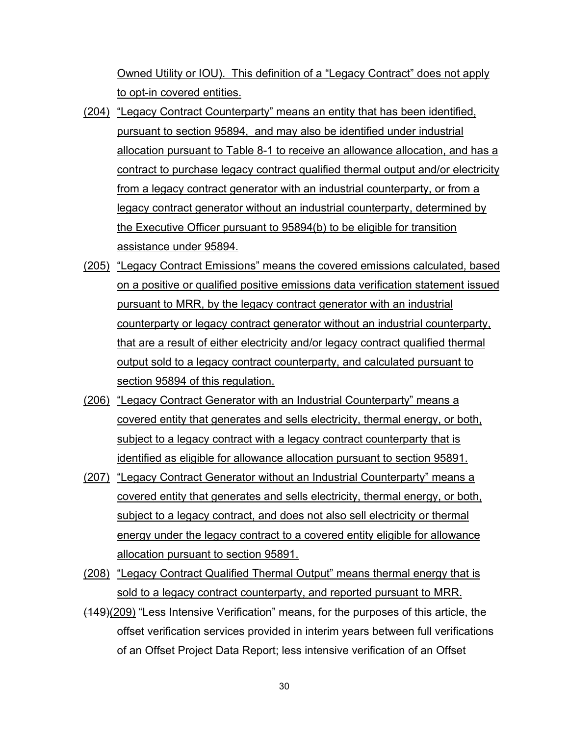Owned Utility or IOU). This definition of a "Legacy Contract" does not apply to opt-in covered entities.

(204) "Legacy Contract Counterparty" means an entity that has been identified, pursuant to section 95894, and may also be identified under industrial allocation pursuant to Table 8-1 to receive an allowance allocation, and has a contract to purchase legacy contract qualified thermal output and/or electricity from a legacy contract generator with an industrial counterparty, or from a legacy contract generator without an industrial counterparty, determined by the Executive Officer pursuant to 95894(b) to be eligible for transition assistance under 95894.

(205) "Legacy Contract Emissions" means the covered emissions calculated, based on a positive or qualified positive emissions data verification statement issued pursuant to MRR, by the legacy contract generator with an industrial counterparty or legacy contract generator without an industrial counterparty, that are a result of either electricity and/or legacy contract qualified thermal output sold to a legacy contract counterparty, and calculated pursuant to section 95894 of this regulation.

(206) "Legacy Contract Generator with an Industrial Counterparty" means a covered entity that generates and sells electricity, thermal energy, or both, subject to a legacy contract with a legacy contract counterparty that is identified as eligible for allowance allocation pursuant to section 95891.

(207) "Legacy Contract Generator without an Industrial Counterparty" means a covered entity that generates and sells electricity, thermal energy, or both, subject to a legacy contract, and does not also sell electricity or thermal energy under the legacy contract to a covered entity eligible for allowance allocation pursuant to section 95891.

(208) "Legacy Contract Qualified Thermal Output" means thermal energy that is sold to a legacy contract counterparty, and reported pursuant to MRR.

~~(149)~~(209) "Less Intensive Verification" means, for the purposes of this article, the offset verification services provided in interim years between full verifications of an Offset Project Data Report; less intensive verification of an Offset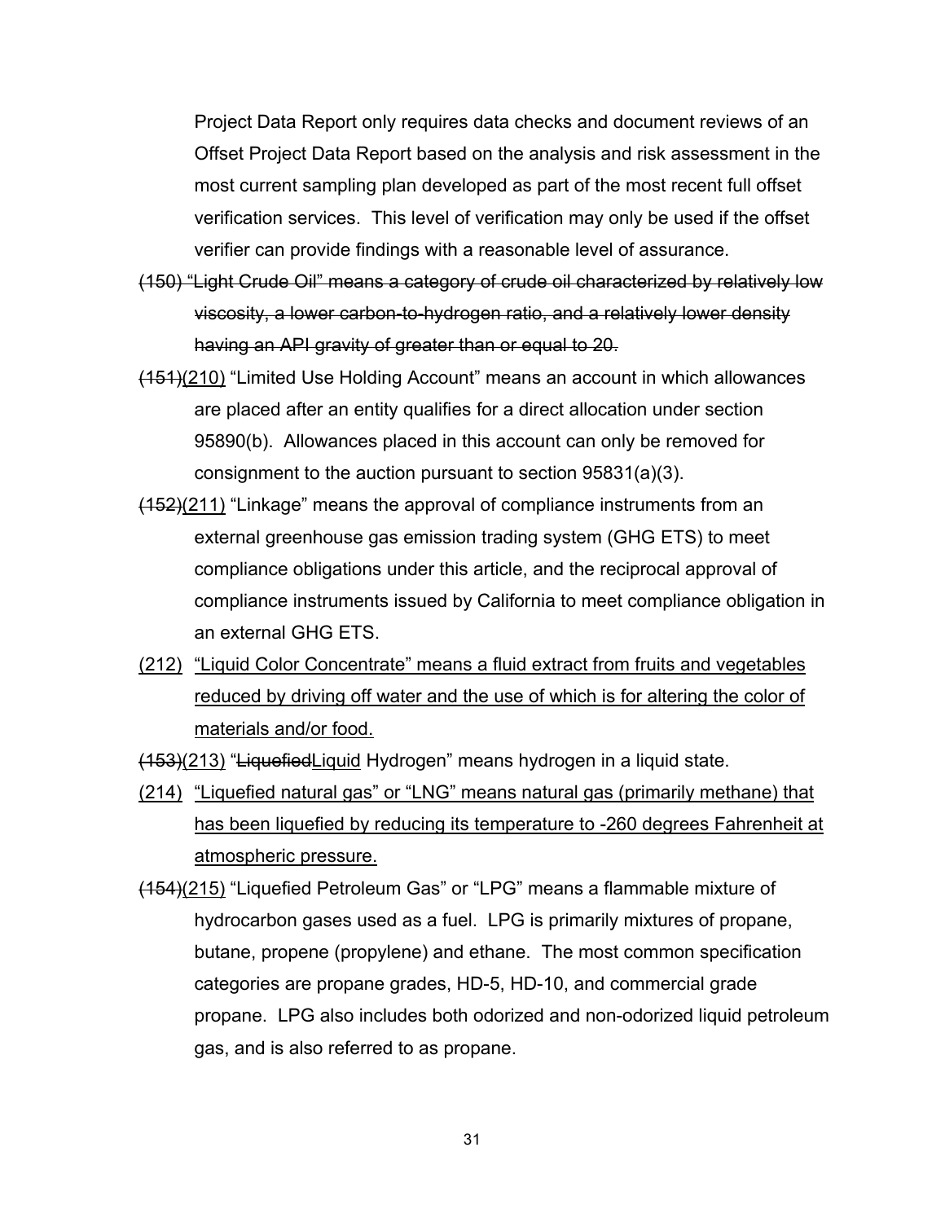Project Data Report only requires data checks and document reviews of an Offset Project Data Report based on the analysis and risk assessment in the most current sampling plan developed as part of the most recent full offset verification services. This level of verification may only be used if the offset verifier can provide findings with a reasonable level of assurance.

~~(150) "Light Crude Oil" means a category of crude oil characterized by relatively low viscosity, a lower carbon-to-hydrogen ratio, and a relatively lower density having an API gravity of greater than or equal to 20.~~

~~(151)~~<u>(210)</u> "Limited Use Holding Account" means an account in which allowances are placed after an entity qualifies for a direct allocation under section 95890(b). Allowances placed in this account can only be removed for consignment to the auction pursuant to section 95831(a)(3).

~~(152)~~<u>(211)</u> "Linkage" means the approval of compliance instruments from an external greenhouse gas emission trading system (GHG ETS) to meet compliance obligations under this article, and the reciprocal approval of compliance instruments issued by California to meet compliance obligation in an external GHG ETS.

<u>(212) "Liquid Color Concentrate" means a fluid extract from fruits and vegetables reduced by driving off water and the use of which is for altering the color of materials and/or food.</u>

~~(153)~~<u>(213)</u> "~~Liquefied~~<u>Liquid</u> Hydrogen" means hydrogen in a liquid state.

<u>(214) "Liquefied natural gas" or "LNG" means natural gas (primarily methane) that has been liquefied by reducing its temperature to -260 degrees Fahrenheit at atmospheric pressure.</u>

~~(154)~~<u>(215)</u> "Liquefied Petroleum Gas" or "LPG" means a flammable mixture of hydrocarbon gases used as a fuel. LPG is primarily mixtures of propane, butane, propene (propylene) and ethane. The most common specification categories are propane grades, HD-5, HD-10, and commercial grade propane. LPG also includes both odorized and non-odorized liquid petroleum gas, and is also referred to as propane.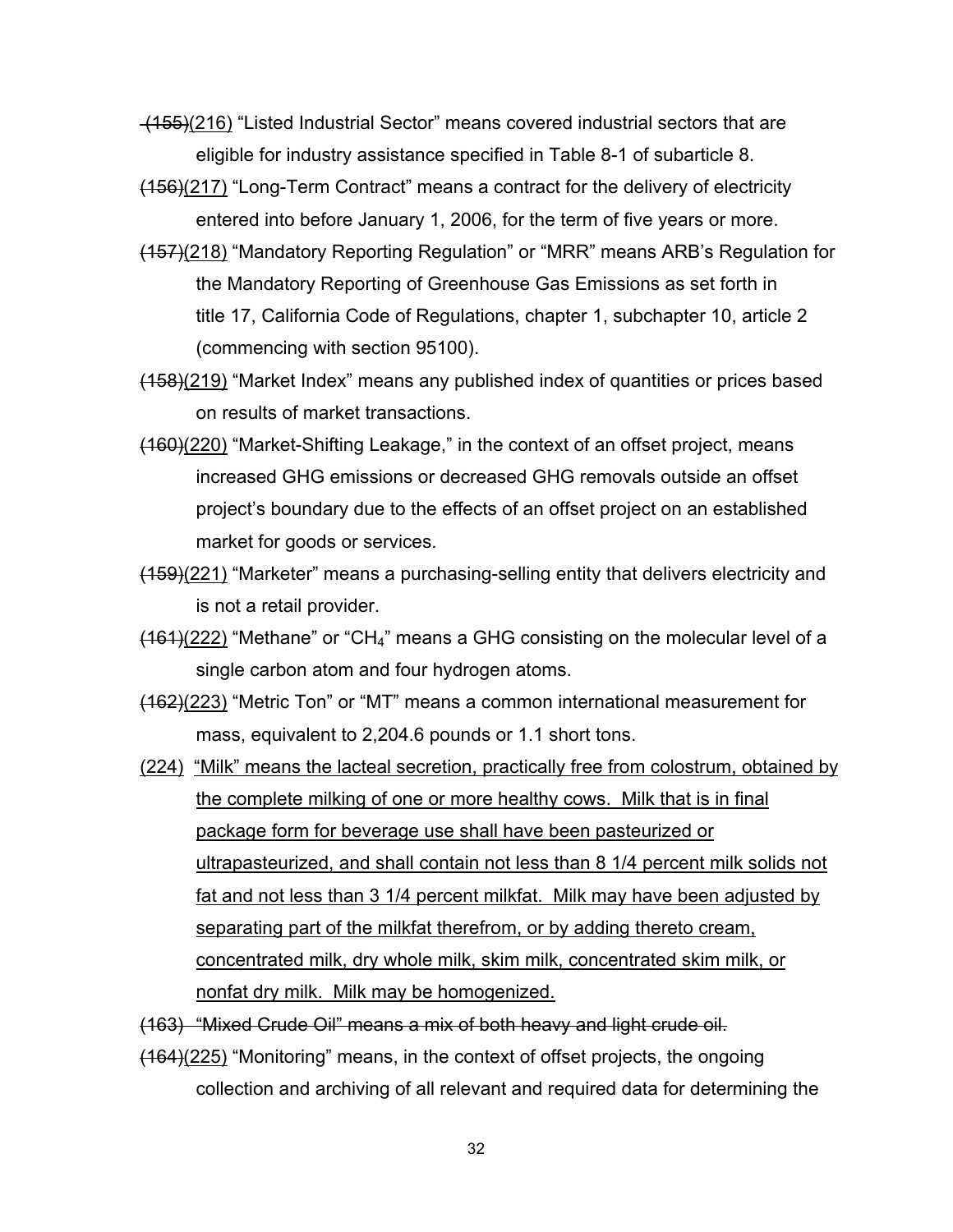~~(155)~~<u>(216)</u> “Listed Industrial Sector” means covered industrial sectors that are eligible for industry assistance specified in Table 8-1 of subarticle 8.

~~(156)~~<u>(217)</u> “Long-Term Contract” means a contract for the delivery of electricity entered into before January 1, 2006, for the term of five years or more.

~~(157)~~<u>(218)</u> “Mandatory Reporting Regulation” or “MRR” means ARB’s Regulation for the Mandatory Reporting of Greenhouse Gas Emissions as set forth in title 17, California Code of Regulations, chapter 1, subchapter 10, article 2 (commencing with section 95100).

~~(158)~~<u>(219)</u> “Market Index” means any published index of quantities or prices based on results of market transactions.

~~(160)~~<u>(220)</u> “Market-Shifting Leakage,” in the context of an offset project, means increased GHG emissions or decreased GHG removals outside an offset project’s boundary due to the effects of an offset project on an established market for goods or services.

~~(159)~~<u>(221)</u> “Marketer” means a purchasing-selling entity that delivers electricity and is not a retail provider.

~~(161)~~<u>(222)</u> “Methane” or “$CH_4$” means a GHG consisting on the molecular level of a single carbon atom and four hydrogen atoms.

~~(162)~~<u>(223)</u> “Metric Ton” or “MT” means a common international measurement for mass, equivalent to 2,204.6 pounds or 1.1 short tons.

<u>(224) “Milk” means the lacteal secretion, practically free from colostrum, obtained by the complete milking of one or more healthy cows. Milk that is in final package form for beverage use shall have been pasteurized or ultrapasteurized, and shall contain not less than 8 1/4 percent milk solids not fat and not less than 3 1/4 percent milkfat. Milk may have been adjusted by separating part of the milkfat therefrom, or by adding thereto cream, concentrated milk, dry whole milk, skim milk, concentrated skim milk, or nonfat dry milk. Milk may be homogenized.</u>

~~(163) “Mixed Crude Oil” means a mix of both heavy and light crude oil.~~

~~(164)~~<u>(225)</u> “Monitoring” means, in the context of offset projects, the ongoing collection and archiving of all relevant and required data for determining the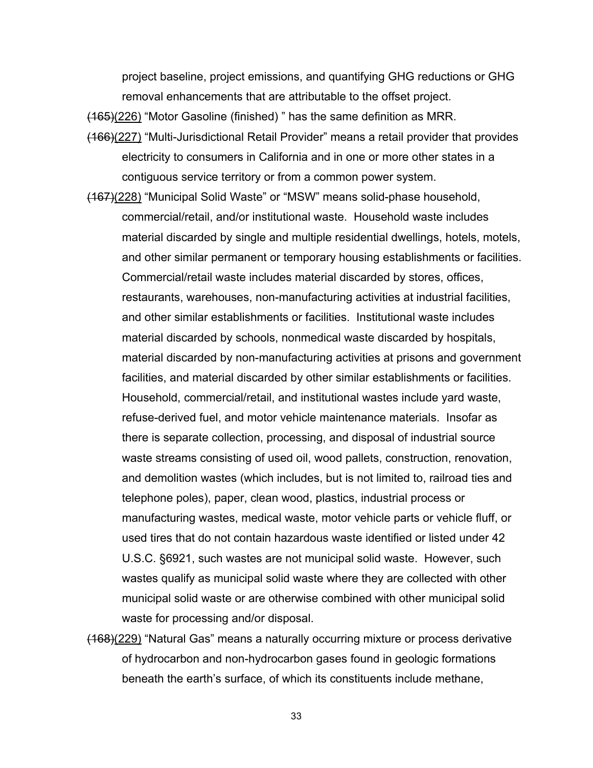project baseline, project emissions, and quantifying GHG reductions or GHG removal enhancements that are attributable to the offset project.

~~(165)~~<u>(226)</u> "Motor Gasoline (finished) " has the same definition as MRR.

~~(166)~~<u>(227)</u> "Multi-Jurisdictional Retail Provider" means a retail provider that provides electricity to consumers in California and in one or more other states in a contiguous service territory or from a common power system.

~~(167)~~<u>(228)</u> "Municipal Solid Waste" or "MSW" means solid-phase household, commercial/retail, and/or institutional waste. Household waste includes material discarded by single and multiple residential dwellings, hotels, motels, and other similar permanent or temporary housing establishments or facilities. Commercial/retail waste includes material discarded by stores, offices, restaurants, warehouses, non-manufacturing activities at industrial facilities, and other similar establishments or facilities. Institutional waste includes material discarded by schools, nonmedical waste discarded by hospitals, material discarded by non-manufacturing activities at prisons and government facilities, and material discarded by other similar establishments or facilities. Household, commercial/retail, and institutional wastes include yard waste, refuse-derived fuel, and motor vehicle maintenance materials. Insofar as there is separate collection, processing, and disposal of industrial source waste streams consisting of used oil, wood pallets, construction, renovation, and demolition wastes (which includes, but is not limited to, railroad ties and telephone poles), paper, clean wood, plastics, industrial process or manufacturing wastes, medical waste, motor vehicle parts or vehicle fluff, or used tires that do not contain hazardous waste identified or listed under 42 U.S.C. §6921, such wastes are not municipal solid waste. However, such wastes qualify as municipal solid waste where they are collected with other municipal solid waste or are otherwise combined with other municipal solid waste for processing and/or disposal.

~~(168)~~<u>(229)</u> "Natural Gas" means a naturally occurring mixture or process derivative of hydrocarbon and non-hydrocarbon gases found in geologic formations beneath the earth's surface, of which its constituents include methane,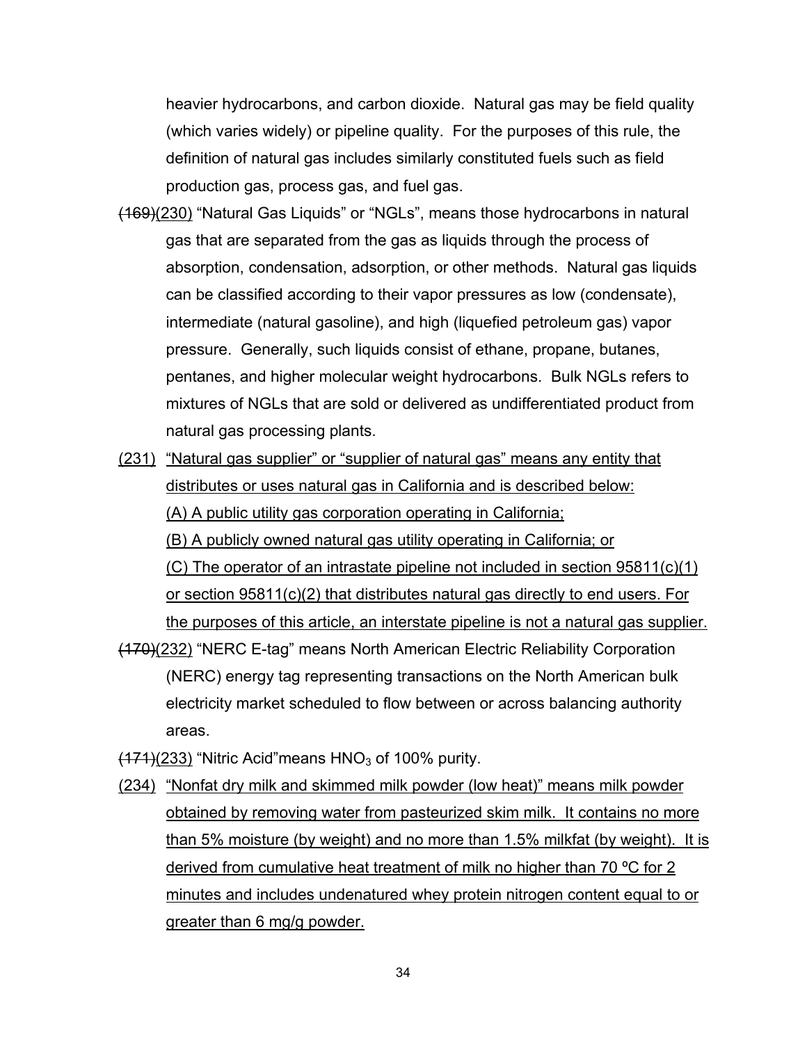heavier hydrocarbons, and carbon dioxide. Natural gas may be field quality (which varies widely) or pipeline quality. For the purposes of this rule, the definition of natural gas includes similarly constituted fuels such as field production gas, process gas, and fuel gas.

~~(169)~~<u>(230)</u> "Natural Gas Liquids" or "NGLs", means those hydrocarbons in natural gas that are separated from the gas as liquids through the process of absorption, condensation, adsorption, or other methods. Natural gas liquids can be classified according to their vapor pressures as low (condensate), intermediate (natural gasoline), and high (liquefied petroleum gas) vapor pressure. Generally, such liquids consist of ethane, propane, butanes, pentanes, and higher molecular weight hydrocarbons. Bulk NGLs refers to mixtures of NGLs that are sold or delivered as undifferentiated product from natural gas processing plants.

<u>(231) "Natural gas supplier" or "supplier of natural gas" means any entity that distributes or uses natural gas in California and is described below:</u>

<u>(A) A public utility gas corporation operating in California;</u>

<u>(B) A publicly owned natural gas utility operating in California; or</u>

<u>(C) The operator of an intrastate pipeline not included in section 95811(c)(1) or section 95811(c)(2) that distributes natural gas directly to end users. For the purposes of this article, an interstate pipeline is not a natural gas supplier.</u>

~~(170)~~<u>(232)</u> "NERC E-tag" means North American Electric Reliability Corporation (NERC) energy tag representing transactions on the North American bulk electricity market scheduled to flow between or across balancing authority areas.

~~(171)~~<u>(233)</u> "Nitric Acid"means $HNO_3$ of 100% purity.

<u>(234) "Nonfat dry milk and skimmed milk powder (low heat)" means milk powder obtained by removing water from pasteurized skim milk. It contains no more than 5% moisture (by weight) and no more than 1.5% milkfat (by weight). It is derived from cumulative heat treatment of milk no higher than 70 ºC for 2 minutes and includes undenatured whey protein nitrogen content equal to or greater than 6 mg/g powder.</u>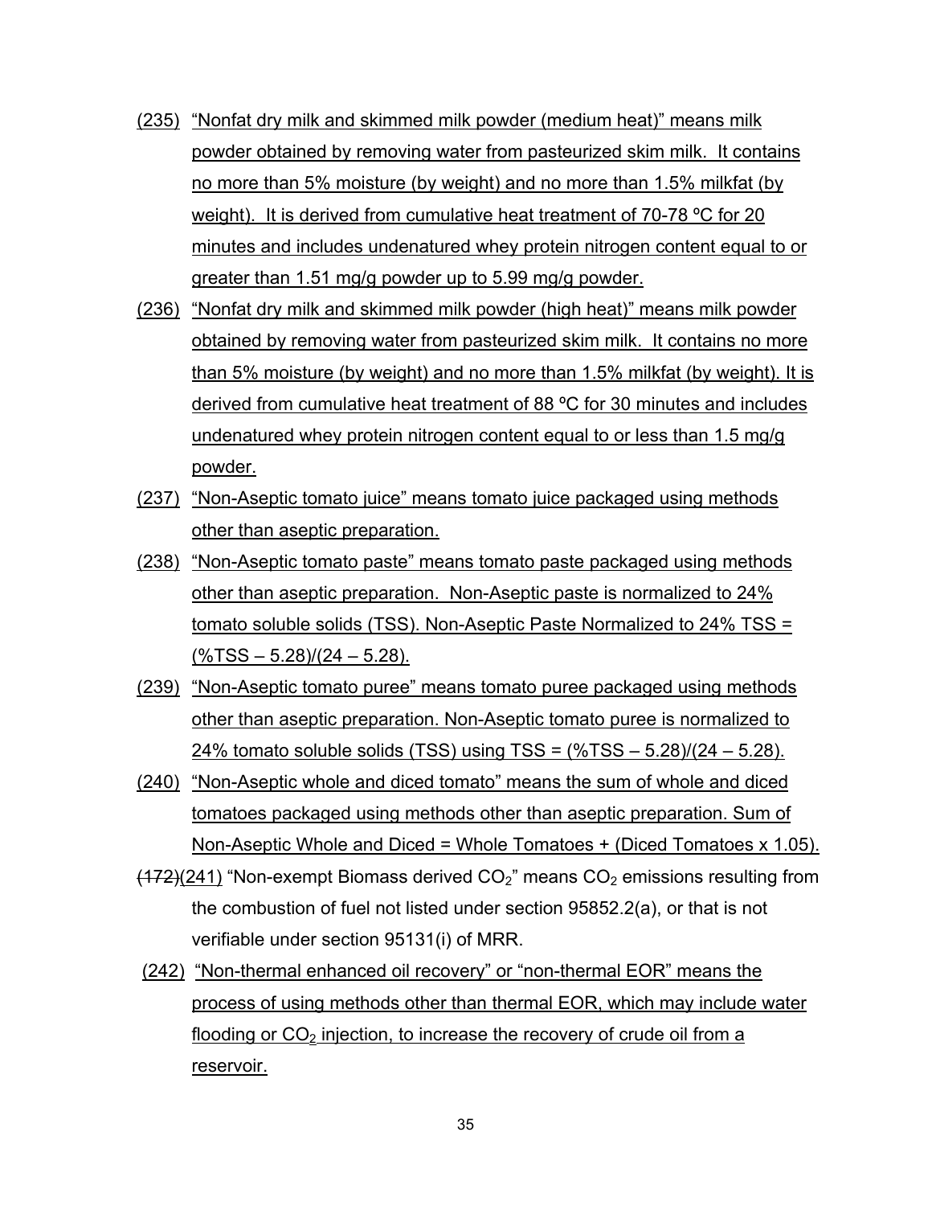(235) "Nonfat dry milk and skimmed milk powder (medium heat)" means milk powder obtained by removing water from pasteurized skim milk. It contains no more than 5% moisture (by weight) and no more than 1.5% milkfat (by weight). It is derived from cumulative heat treatment of 70-78 ºC for 20 minutes and includes undenatured whey protein nitrogen content equal to or greater than 1.51 mg/g powder up to 5.99 mg/g powder.

(236) "Nonfat dry milk and skimmed milk powder (high heat)" means milk powder obtained by removing water from pasteurized skim milk. It contains no more than 5% moisture (by weight) and no more than 1.5% milkfat (by weight). It is derived from cumulative heat treatment of 88 ºC for 30 minutes and includes undenatured whey protein nitrogen content equal to or less than 1.5 mg/g powder.

(237) "Non-Aseptic tomato juice" means tomato juice packaged using methods other than aseptic preparation.

(238) "Non-Aseptic tomato paste" means tomato paste packaged using methods other than aseptic preparation. Non-Aseptic paste is normalized to 24% tomato soluble solids (TSS). Non-Aseptic Paste Normalized to 24% TSS = (%TSS – 5.28)/(24 – 5.28).

(239) "Non-Aseptic tomato puree" means tomato puree packaged using methods other than aseptic preparation. Non-Aseptic tomato puree is normalized to 24% tomato soluble solids (TSS) using TSS = (%TSS – 5.28)/(24 – 5.28).

(240) "Non-Aseptic whole and diced tomato" means the sum of whole and diced tomatoes packaged using methods other than aseptic preparation. Sum of Non-Aseptic Whole and Diced = Whole Tomatoes + (Diced Tomatoes x 1.05).

~~(172)~~(241) "Non-exempt Biomass derived $CO_2$" means $CO_2$ emissions resulting from the combustion of fuel not listed under section 95852.2(a), or that is not verifiable under section 95131(i) of MRR.

(242) "Non-thermal enhanced oil recovery" or "non-thermal EOR" means the process of using methods other than thermal EOR, which may include water flooding or $CO_2$ injection, to increase the recovery of crude oil from a reservoir.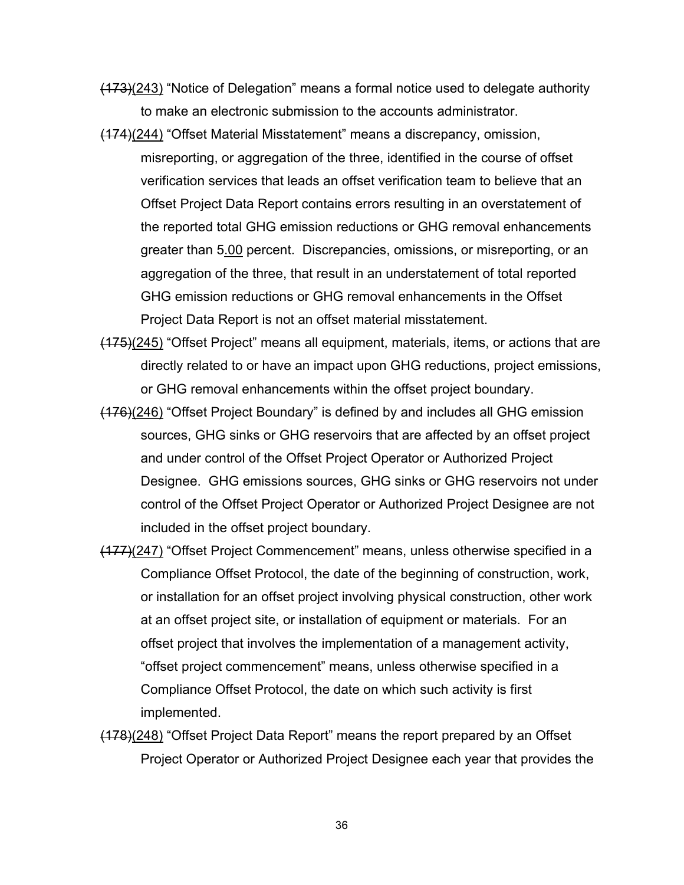~~(173)~~(243) "Notice of Delegation" means a formal notice used to delegate authority to make an electronic submission to the accounts administrator.

~~(174)~~(244) "Offset Material Misstatement" means a discrepancy, omission, misreporting, or aggregation of the three, identified in the course of offset verification services that leads an offset verification team to believe that an Offset Project Data Report contains errors resulting in an overstatement of the reported total GHG emission reductions or GHG removal enhancements greater than 5.00 percent. Discrepancies, omissions, or misreporting, or an aggregation of the three, that result in an understatement of total reported GHG emission reductions or GHG removal enhancements in the Offset Project Data Report is not an offset material misstatement.

~~(175)~~(245) "Offset Project" means all equipment, materials, items, or actions that are directly related to or have an impact upon GHG reductions, project emissions, or GHG removal enhancements within the offset project boundary.

~~(176)~~(246) "Offset Project Boundary" is defined by and includes all GHG emission sources, GHG sinks or GHG reservoirs that are affected by an offset project and under control of the Offset Project Operator or Authorized Project Designee. GHG emissions sources, GHG sinks or GHG reservoirs not under control of the Offset Project Operator or Authorized Project Designee are not included in the offset project boundary.

~~(177)~~(247) "Offset Project Commencement" means, unless otherwise specified in a Compliance Offset Protocol, the date of the beginning of construction, work, or installation for an offset project involving physical construction, other work at an offset project site, or installation of equipment or materials. For an offset project that involves the implementation of a management activity, "offset project commencement" means, unless otherwise specified in a Compliance Offset Protocol, the date on which such activity is first implemented.

~~(178)~~(248) "Offset Project Data Report" means the report prepared by an Offset Project Operator or Authorized Project Designee each year that provides the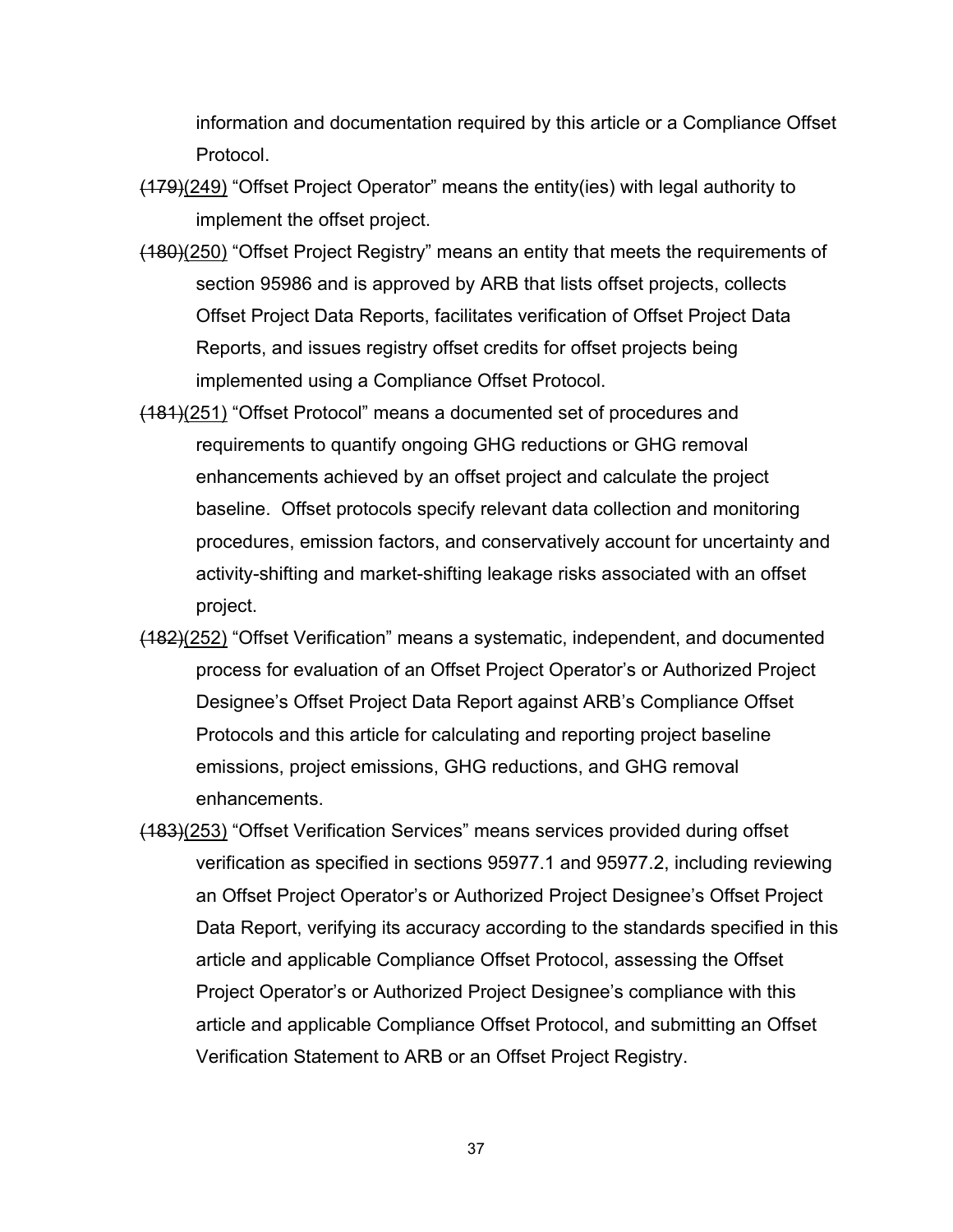information and documentation required by this article or a Compliance Offset Protocol.

~~(179)~~(249) "Offset Project Operator" means the entity(ies) with legal authority to implement the offset project.

~~(180)~~(250) "Offset Project Registry" means an entity that meets the requirements of section 95986 and is approved by ARB that lists offset projects, collects Offset Project Data Reports, facilitates verification of Offset Project Data Reports, and issues registry offset credits for offset projects being implemented using a Compliance Offset Protocol.

~~(181)~~(251) "Offset Protocol" means a documented set of procedures and requirements to quantify ongoing GHG reductions or GHG removal enhancements achieved by an offset project and calculate the project baseline. Offset protocols specify relevant data collection and monitoring procedures, emission factors, and conservatively account for uncertainty and activity-shifting and market-shifting leakage risks associated with an offset project.

~~(182)~~(252) "Offset Verification" means a systematic, independent, and documented process for evaluation of an Offset Project Operator's or Authorized Project Designee's Offset Project Data Report against ARB's Compliance Offset Protocols and this article for calculating and reporting project baseline emissions, project emissions, GHG reductions, and GHG removal enhancements.

~~(183)~~(253) "Offset Verification Services" means services provided during offset verification as specified in sections 95977.1 and 95977.2, including reviewing an Offset Project Operator's or Authorized Project Designee's Offset Project Data Report, verifying its accuracy according to the standards specified in this article and applicable Compliance Offset Protocol, assessing the Offset Project Operator's or Authorized Project Designee's compliance with this article and applicable Compliance Offset Protocol, and submitting an Offset Verification Statement to ARB or an Offset Project Registry.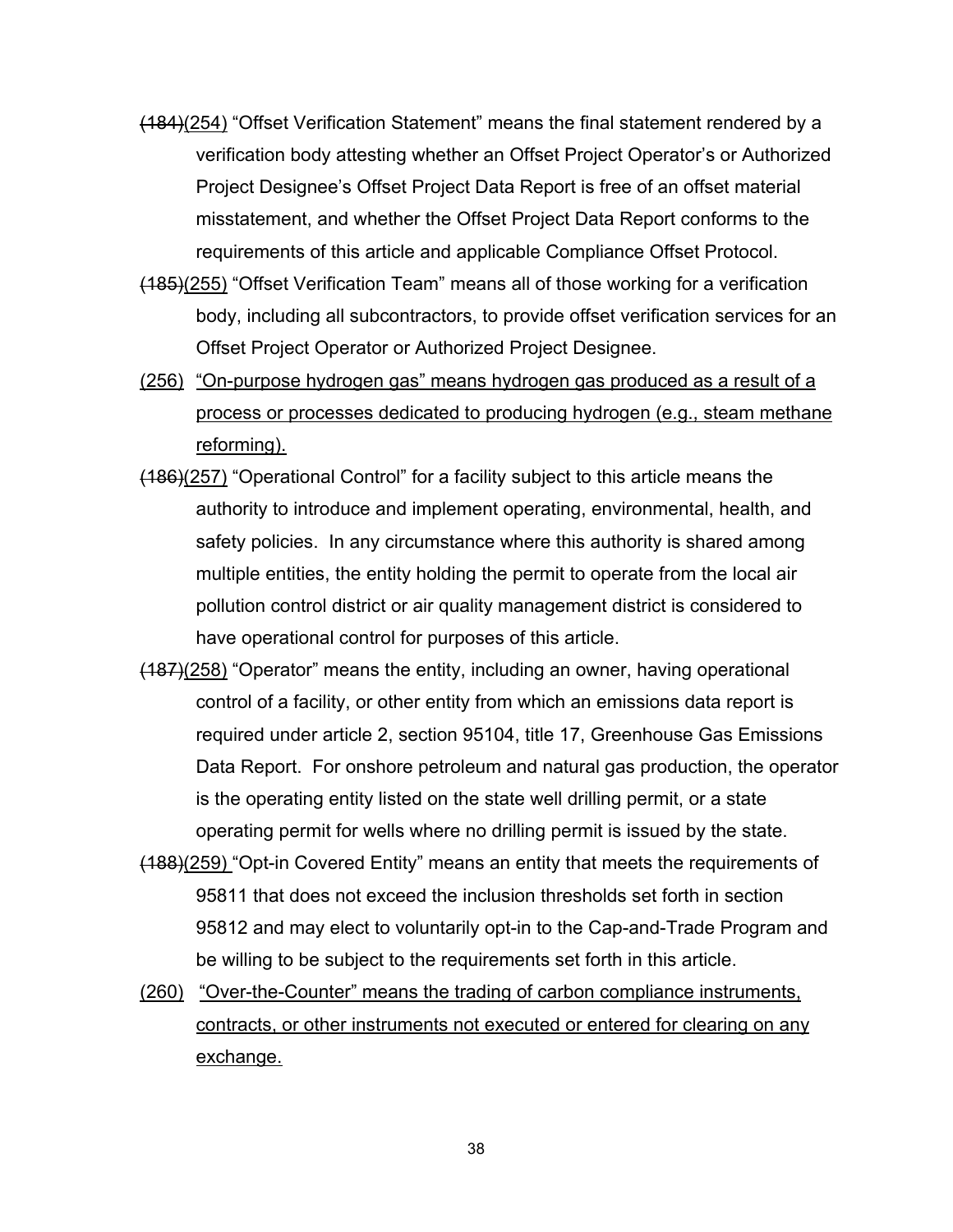~~(184)~~<u>(254)</u> "Offset Verification Statement" means the final statement rendered by a verification body attesting whether an Offset Project Operator's or Authorized Project Designee's Offset Project Data Report is free of an offset material misstatement, and whether the Offset Project Data Report conforms to the requirements of this article and applicable Compliance Offset Protocol.

~~(185)~~<u>(255)</u> "Offset Verification Team" means all of those working for a verification body, including all subcontractors, to provide offset verification services for an Offset Project Operator or Authorized Project Designee.

<u>(256) "On-purpose hydrogen gas" means hydrogen gas produced as a result of a process or processes dedicated to producing hydrogen (e.g., steam methane reforming).</u>

~~(186)~~<u>(257)</u> "Operational Control" for a facility subject to this article means the authority to introduce and implement operating, environmental, health, and safety policies. In any circumstance where this authority is shared among multiple entities, the entity holding the permit to operate from the local air pollution control district or air quality management district is considered to have operational control for purposes of this article.

~~(187)~~<u>(258)</u> "Operator" means the entity, including an owner, having operational control of a facility, or other entity from which an emissions data report is required under article 2, section 95104, title 17, Greenhouse Gas Emissions Data Report. For onshore petroleum and natural gas production, the operator is the operating entity listed on the state well drilling permit, or a state operating permit for wells where no drilling permit is issued by the state.

~~(188)~~<u>(259)</u> "Opt-in Covered Entity" means an entity that meets the requirements of 95811 that does not exceed the inclusion thresholds set forth in section 95812 and may elect to voluntarily opt-in to the Cap-and-Trade Program and be willing to be subject to the requirements set forth in this article.

<u>(260) "Over-the-Counter" means the trading of carbon compliance instruments, contracts, or other instruments not executed or entered for clearing on any exchange.</u>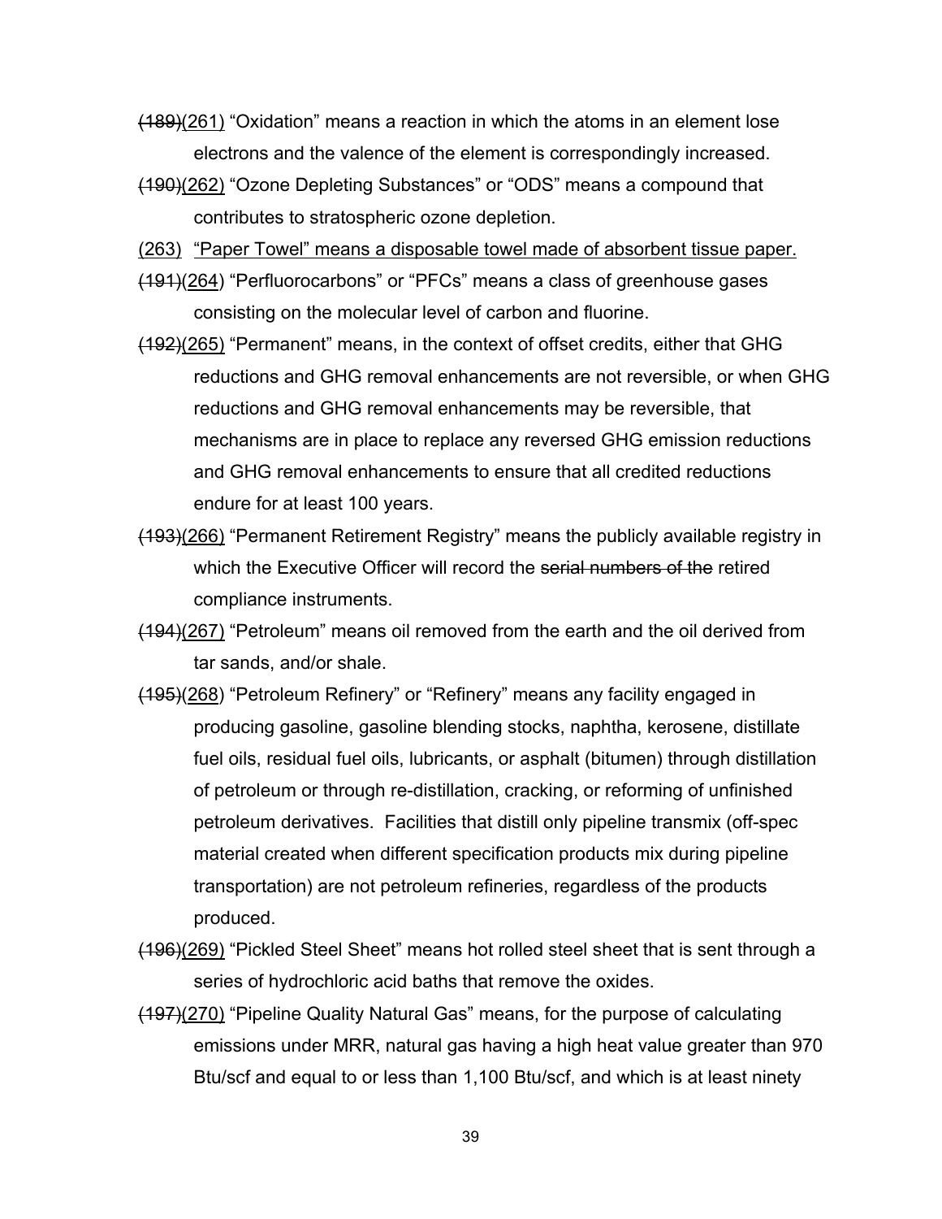~~(189)~~<u>(261)</u> "Oxidation" means a reaction in which the atoms in an element lose electrons and the valence of the element is correspondingly increased.

~~(190)~~<u>(262)</u> "Ozone Depleting Substances" or "ODS" means a compound that contributes to stratospheric ozone depletion.

<u>(263) "Paper Towel" means a disposable towel made of absorbent tissue paper.</u>

~~(191)~~<u>(264)</u> "Perfluorocarbons" or "PFCs" means a class of greenhouse gases consisting on the molecular level of carbon and fluorine.

~~(192)~~<u>(265)</u> "Permanent" means, in the context of offset credits, either that GHG reductions and GHG removal enhancements are not reversible, or when GHG reductions and GHG removal enhancements may be reversible, that mechanisms are in place to replace any reversed GHG emission reductions and GHG removal enhancements to ensure that all credited reductions endure for at least 100 years.

~~(193)~~<u>(266)</u> "Permanent Retirement Registry" means the publicly available registry in which the Executive Officer will record the ~~serial numbers of the~~ retired compliance instruments.

~~(194)~~<u>(267)</u> "Petroleum" means oil removed from the earth and the oil derived from tar sands, and/or shale.

~~(195)~~<u>(268)</u> "Petroleum Refinery" or "Refinery" means any facility engaged in producing gasoline, gasoline blending stocks, naphtha, kerosene, distillate fuel oils, residual fuel oils, lubricants, or asphalt (bitumen) through distillation of petroleum or through re-distillation, cracking, or reforming of unfinished petroleum derivatives. Facilities that distill only pipeline transmix (off-spec material created when different specification products mix during pipeline transportation) are not petroleum refineries, regardless of the products produced.

~~(196)~~<u>(269)</u> "Pickled Steel Sheet" means hot rolled steel sheet that is sent through a series of hydrochloric acid baths that remove the oxides.

~~(197)~~<u>(270)</u> "Pipeline Quality Natural Gas" means, for the purpose of calculating emissions under MRR, natural gas having a high heat value greater than 970 Btu/scf and equal to or less than 1,100 Btu/scf, and which is at least ninety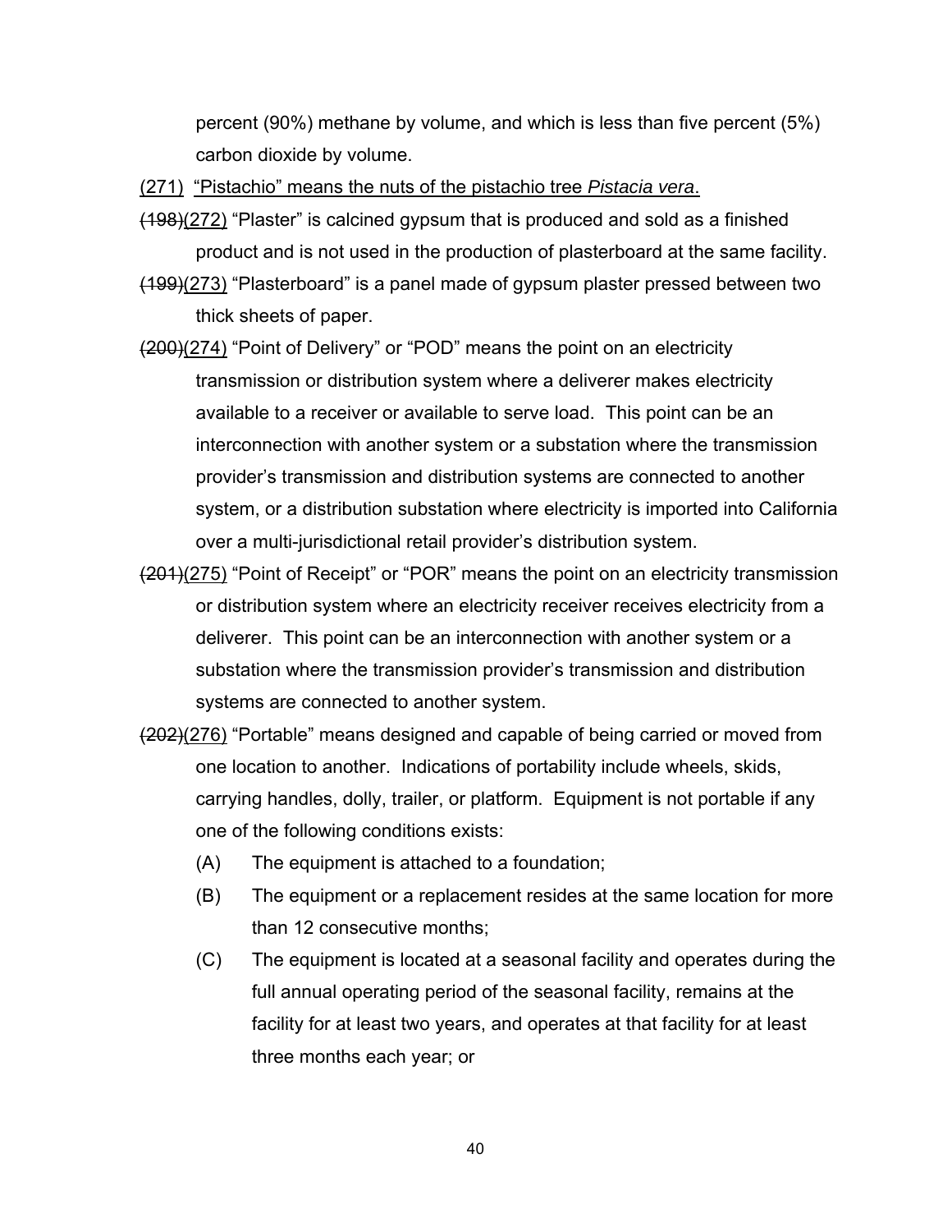percent (90%) methane by volume, and which is less than five percent (5%) carbon dioxide by volume.

<u>(271) "Pistachio" means the nuts of the pistachio tree *Pistacia vera*.</u>

~~(198)~~<u>(272)</u> "Plaster" is calcined gypsum that is produced and sold as a finished product and is not used in the production of plasterboard at the same facility.

~~(199)~~<u>(273)</u> "Plasterboard" is a panel made of gypsum plaster pressed between two thick sheets of paper.

~~(200)~~<u>(274)</u> "Point of Delivery" or "POD" means the point on an electricity transmission or distribution system where a deliverer makes electricity available to a receiver or available to serve load. This point can be an interconnection with another system or a substation where the transmission provider's transmission and distribution systems are connected to another system, or a distribution substation where electricity is imported into California over a multi-jurisdictional retail provider's distribution system.

~~(201)~~<u>(275)</u> "Point of Receipt" or "POR" means the point on an electricity transmission or distribution system where an electricity receiver receives electricity from a deliverer. This point can be an interconnection with another system or a substation where the transmission provider's transmission and distribution systems are connected to another system.

~~(202)~~<u>(276)</u> "Portable" means designed and capable of being carried or moved from one location to another. Indications of portability include wheels, skids, carrying handles, dolly, trailer, or platform. Equipment is not portable if any one of the following conditions exists:

(A) The equipment is attached to a foundation;

(B) The equipment or a replacement resides at the same location for more than 12 consecutive months;

(C) The equipment is located at a seasonal facility and operates during the full annual operating period of the seasonal facility, remains at the facility for at least two years, and operates at that facility for at least three months each year; or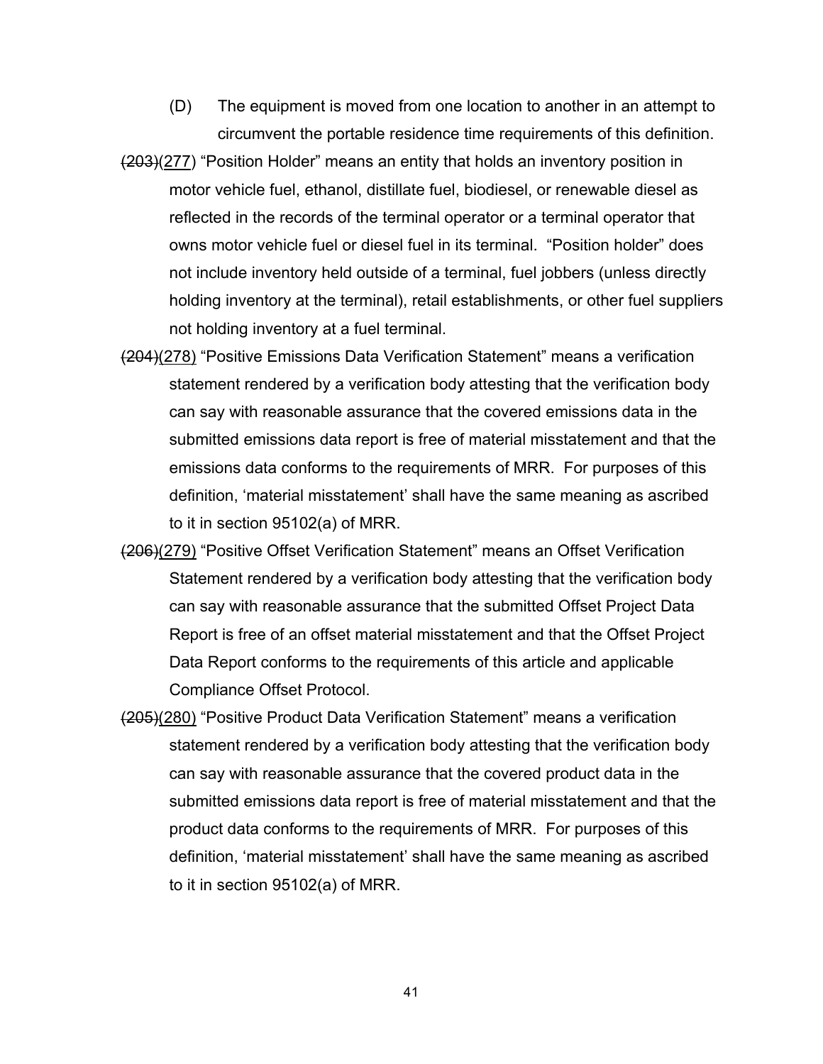(D) The equipment is moved from one location to another in an attempt to circumvent the portable residence time requirements of this definition.

~~(203)~~(277) "Position Holder" means an entity that holds an inventory position in motor vehicle fuel, ethanol, distillate fuel, biodiesel, or renewable diesel as reflected in the records of the terminal operator or a terminal operator that owns motor vehicle fuel or diesel fuel in its terminal. "Position holder" does not include inventory held outside of a terminal, fuel jobbers (unless directly holding inventory at the terminal), retail establishments, or other fuel suppliers not holding inventory at a fuel terminal.

~~(204)~~(278) "Positive Emissions Data Verification Statement" means a verification statement rendered by a verification body attesting that the verification body can say with reasonable assurance that the covered emissions data in the submitted emissions data report is free of material misstatement and that the emissions data conforms to the requirements of MRR. For purposes of this definition, 'material misstatement' shall have the same meaning as ascribed to it in section 95102(a) of MRR.

~~(206)~~(279) "Positive Offset Verification Statement" means an Offset Verification Statement rendered by a verification body attesting that the verification body can say with reasonable assurance that the submitted Offset Project Data Report is free of an offset material misstatement and that the Offset Project Data Report conforms to the requirements of this article and applicable Compliance Offset Protocol.

~~(205)~~(280) "Positive Product Data Verification Statement" means a verification statement rendered by a verification body attesting that the verification body can say with reasonable assurance that the covered product data in the submitted emissions data report is free of material misstatement and that the product data conforms to the requirements of MRR. For purposes of this definition, 'material misstatement' shall have the same meaning as ascribed to it in section 95102(a) of MRR.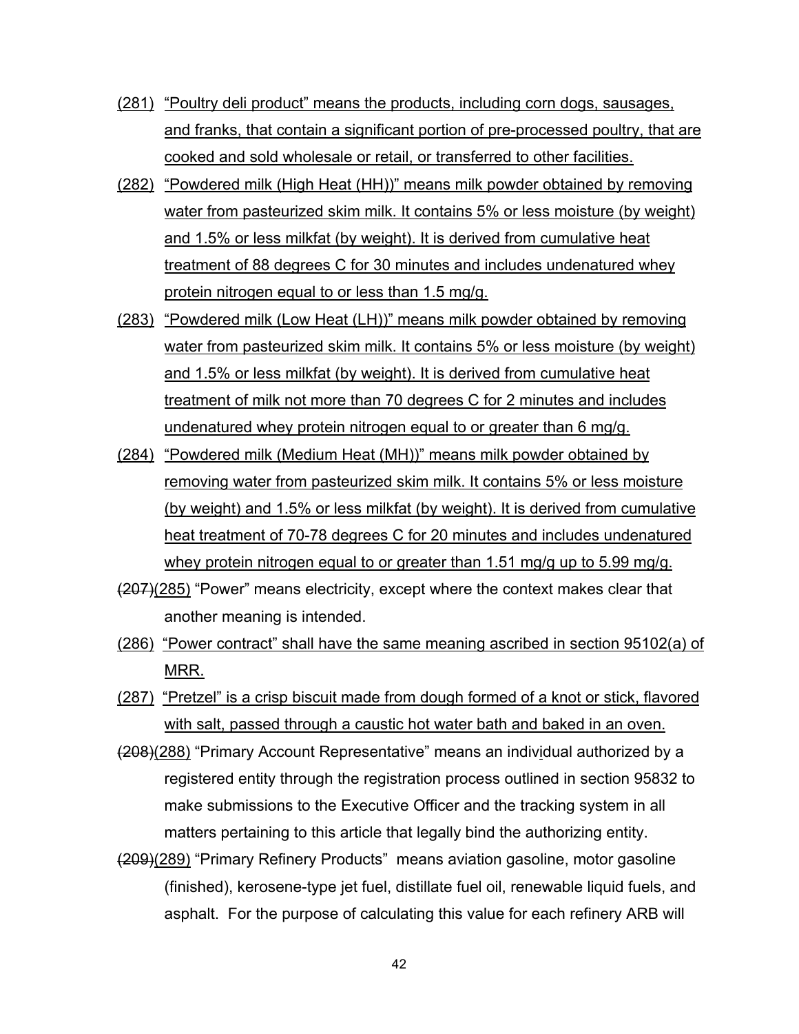(281) "Poultry deli product" means the products, including corn dogs, sausages, and franks, that contain a significant portion of pre-processed poultry, that are cooked and sold wholesale or retail, or transferred to other facilities.

(282) "Powdered milk (High Heat (HH))" means milk powder obtained by removing water from pasteurized skim milk. It contains 5% or less moisture (by weight) and 1.5% or less milkfat (by weight). It is derived from cumulative heat treatment of 88 degrees C for 30 minutes and includes undenatured whey protein nitrogen equal to or less than 1.5 mg/g.

(283) "Powdered milk (Low Heat (LH))" means milk powder obtained by removing water from pasteurized skim milk. It contains 5% or less moisture (by weight) and 1.5% or less milkfat (by weight). It is derived from cumulative heat treatment of milk not more than 70 degrees C for 2 minutes and includes undenatured whey protein nitrogen equal to or greater than 6 mg/g.

(284) "Powdered milk (Medium Heat (MH))" means milk powder obtained by removing water from pasteurized skim milk. It contains 5% or less moisture (by weight) and 1.5% or less milkfat (by weight). It is derived from cumulative heat treatment of 70-78 degrees C for 20 minutes and includes undenatured whey protein nitrogen equal to or greater than 1.51 mg/g up to 5.99 mg/g.

~~(207)~~(285) "Power" means electricity, except where the context makes clear that another meaning is intended.

(286) "Power contract" shall have the same meaning ascribed in section 95102(a) of MRR.

(287) "Pretzel" is a crisp biscuit made from dough formed of a knot or stick, flavored with salt, passed through a caustic hot water bath and baked in an oven.

~~(208)~~(288) "Primary Account Representative" means an individual authorized by a registered entity through the registration process outlined in section 95832 to make submissions to the Executive Officer and the tracking system in all matters pertaining to this article that legally bind the authorizing entity.

~~(209)~~(289) "Primary Refinery Products" means aviation gasoline, motor gasoline (finished), kerosene-type jet fuel, distillate fuel oil, renewable liquid fuels, and asphalt. For the purpose of calculating this value for each refinery ARB will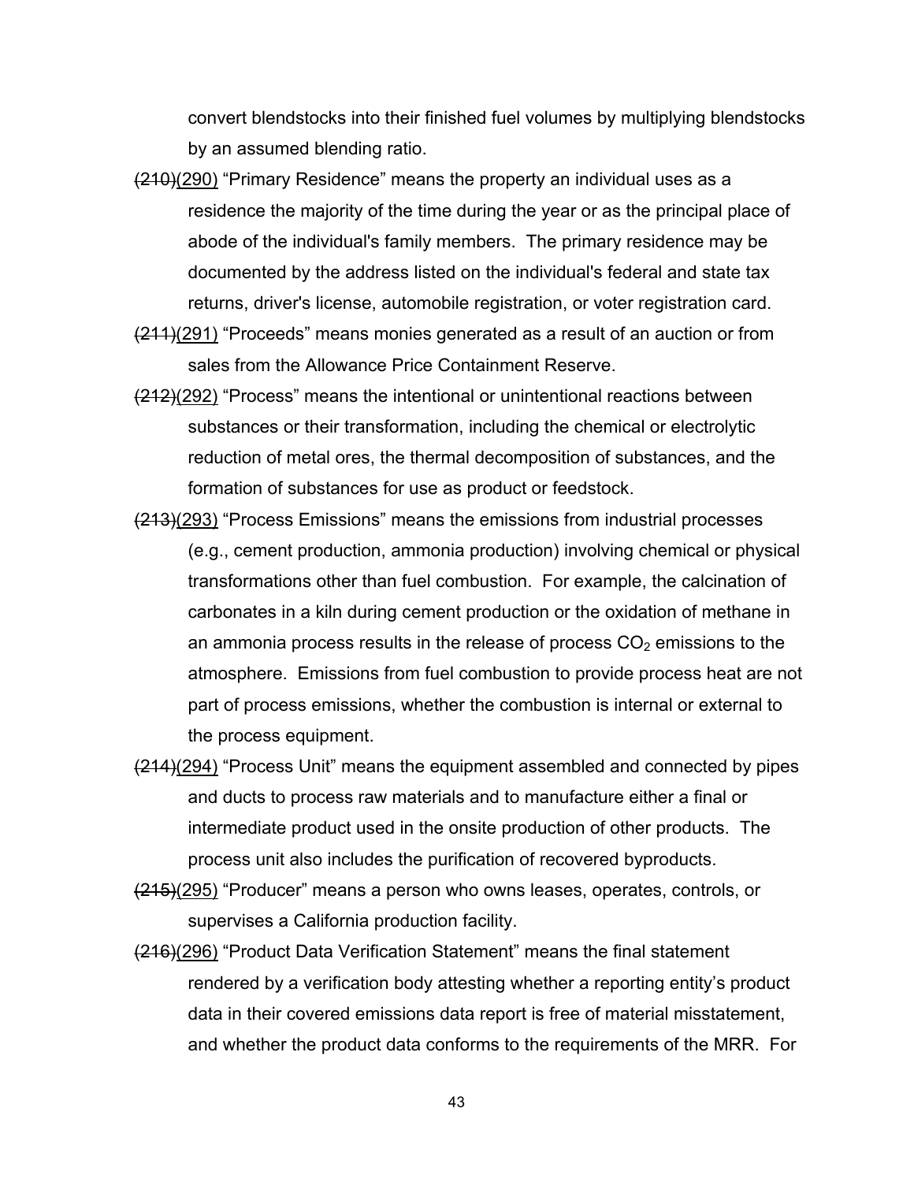convert blendstocks into their finished fuel volumes by multiplying blendstocks by an assumed blending ratio.

~~(210)~~(290) "Primary Residence" means the property an individual uses as a residence the majority of the time during the year or as the principal place of abode of the individual's family members. The primary residence may be documented by the address listed on the individual's federal and state tax returns, driver's license, automobile registration, or voter registration card.

~~(211)~~(291) "Proceeds" means monies generated as a result of an auction or from sales from the Allowance Price Containment Reserve.

~~(212)~~(292) "Process" means the intentional or unintentional reactions between substances or their transformation, including the chemical or electrolytic reduction of metal ores, the thermal decomposition of substances, and the formation of substances for use as product or feedstock.

~~(213)~~(293) "Process Emissions" means the emissions from industrial processes (e.g., cement production, ammonia production) involving chemical or physical transformations other than fuel combustion. For example, the calcination of carbonates in a kiln during cement production or the oxidation of methane in an ammonia process results in the release of process $CO_2$ emissions to the atmosphere. Emissions from fuel combustion to provide process heat are not part of process emissions, whether the combustion is internal or external to the process equipment.

~~(214)~~(294) "Process Unit" means the equipment assembled and connected by pipes and ducts to process raw materials and to manufacture either a final or intermediate product used in the onsite production of other products. The process unit also includes the purification of recovered byproducts.

~~(215)~~(295) "Producer" means a person who owns leases, operates, controls, or supervises a California production facility.

~~(216)~~(296) "Product Data Verification Statement" means the final statement rendered by a verification body attesting whether a reporting entity's product data in their covered emissions data report is free of material misstatement, and whether the product data conforms to the requirements of the MRR. For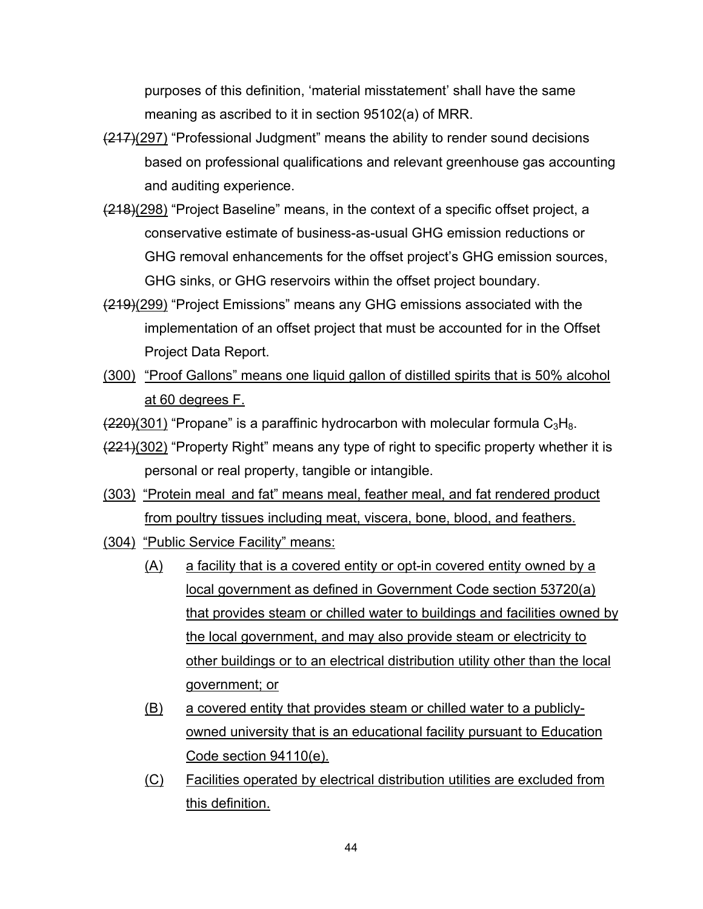purposes of this definition, 'material misstatement' shall have the same meaning as ascribed to it in section 95102(a) of MRR.

~~(217)~~(297) "Professional Judgment" means the ability to render sound decisions based on professional qualifications and relevant greenhouse gas accounting and auditing experience.

~~(218)~~(298) "Project Baseline" means, in the context of a specific offset project, a conservative estimate of business-as-usual GHG emission reductions or GHG removal enhancements for the offset project's GHG emission sources, GHG sinks, or GHG reservoirs within the offset project boundary.

~~(219)~~(299) "Project Emissions" means any GHG emissions associated with the implementation of an offset project that must be accounted for in the Offset Project Data Report.

(300) "Proof Gallons" means one liquid gallon of distilled spirits that is 50% alcohol at 60 degrees F.

~~(220)~~(301) "Propane" is a paraffinic hydrocarbon with molecular formula $C_3H_8$.

~~(221)~~(302) "Property Right" means any type of right to specific property whether it is personal or real property, tangible or intangible.

(303) "Protein meal and fat" means meal, feather meal, and fat rendered product from poultry tissues including meat, viscera, bone, blood, and feathers.

(304) "Public Service Facility" means:

(A) a facility that is a covered entity or opt-in covered entity owned by a local government as defined in Government Code section 53720(a) that provides steam or chilled water to buildings and facilities owned by the local government, and may also provide steam or electricity to other buildings or to an electrical distribution utility other than the local government; or

(B) a covered entity that provides steam or chilled water to a publicly-owned university that is an educational facility pursuant to Education Code section 94110(e).

(C) Facilities operated by electrical distribution utilities are excluded from this definition.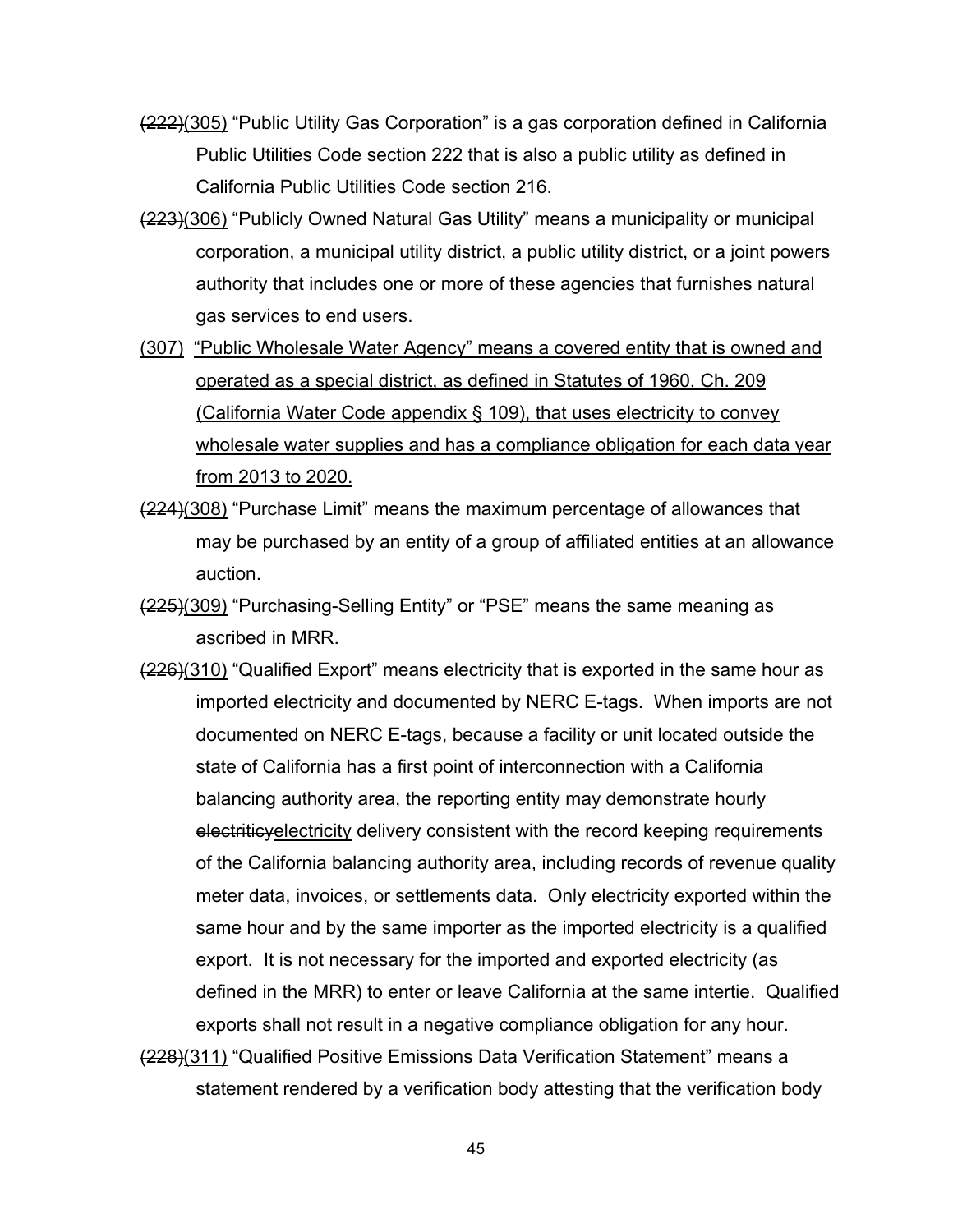~~(222)~~<u>(305)</u> "Public Utility Gas Corporation" is a gas corporation defined in California Public Utilities Code section 222 that is also a public utility as defined in California Public Utilities Code section 216.

~~(223)~~<u>(306)</u> "Publicly Owned Natural Gas Utility" means a municipality or municipal corporation, a municipal utility district, a public utility district, or a joint powers authority that includes one or more of these agencies that furnishes natural gas services to end users.

<u>(307) "Public Wholesale Water Agency" means a covered entity that is owned and operated as a special district, as defined in Statutes of 1960, Ch. 209 (California Water Code appendix § 109), that uses electricity to convey wholesale water supplies and has a compliance obligation for each data year from 2013 to 2020.</u>

~~(224)~~<u>(308)</u> "Purchase Limit" means the maximum percentage of allowances that may be purchased by an entity of a group of affiliated entities at an allowance auction.

~~(225)~~<u>(309)</u> "Purchasing-Selling Entity" or "PSE" means the same meaning as ascribed in MRR.

~~(226)~~<u>(310)</u> "Qualified Export" means electricity that is exported in the same hour as imported electricity and documented by NERC E-tags. When imports are not documented on NERC E-tags, because a facility or unit located outside the state of California has a first point of interconnection with a California balancing authority area, the reporting entity may demonstrate hourly ~~electriticy~~<u>electricity</u> delivery consistent with the record keeping requirements of the California balancing authority area, including records of revenue quality meter data, invoices, or settlements data. Only electricity exported within the same hour and by the same importer as the imported electricity is a qualified export. It is not necessary for the imported and exported electricity (as defined in the MRR) to enter or leave California at the same intertie. Qualified exports shall not result in a negative compliance obligation for any hour.

~~(228)~~<u>(311)</u> "Qualified Positive Emissions Data Verification Statement" means a statement rendered by a verification body attesting that the verification body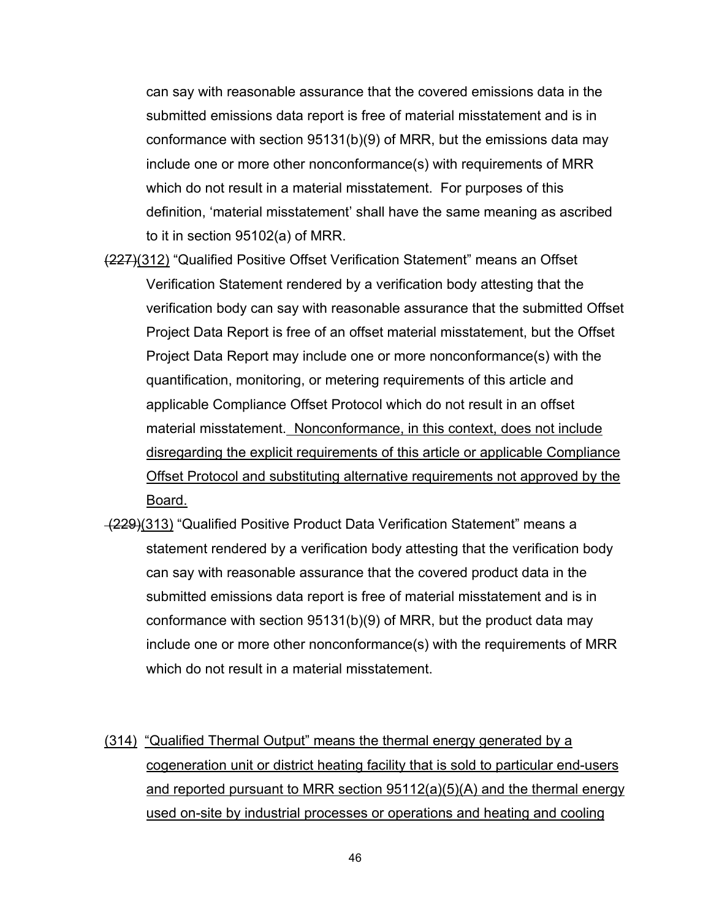can say with reasonable assurance that the covered emissions data in the submitted emissions data report is free of material misstatement and is in conformance with section 95131(b)(9) of MRR, but the emissions data may include one or more other nonconformance(s) with requirements of MRR which do not result in a material misstatement. For purposes of this definition, 'material misstatement' shall have the same meaning as ascribed to it in section 95102(a) of MRR.

~~(227)~~(312) "Qualified Positive Offset Verification Statement" means an Offset Verification Statement rendered by a verification body attesting that the verification body can say with reasonable assurance that the submitted Offset Project Data Report is free of an offset material misstatement, but the Offset Project Data Report may include one or more nonconformance(s) with the quantification, monitoring, or metering requirements of this article and applicable Compliance Offset Protocol which do not result in an offset material misstatement. Nonconformance, in this context, does not include disregarding the explicit requirements of this article or applicable Compliance Offset Protocol and substituting alternative requirements not approved by the Board.

~~(229)~~(313) "Qualified Positive Product Data Verification Statement" means a statement rendered by a verification body attesting that the verification body can say with reasonable assurance that the covered product data in the submitted emissions data report is free of material misstatement and is in conformance with section 95131(b)(9) of MRR, but the product data may include one or more other nonconformance(s) with the requirements of MRR which do not result in a material misstatement.

(314) "Qualified Thermal Output" means the thermal energy generated by a cogeneration unit or district heating facility that is sold to particular end-users and reported pursuant to MRR section 95112(a)(5)(A) and the thermal energy used on-site by industrial processes or operations and heating and cooling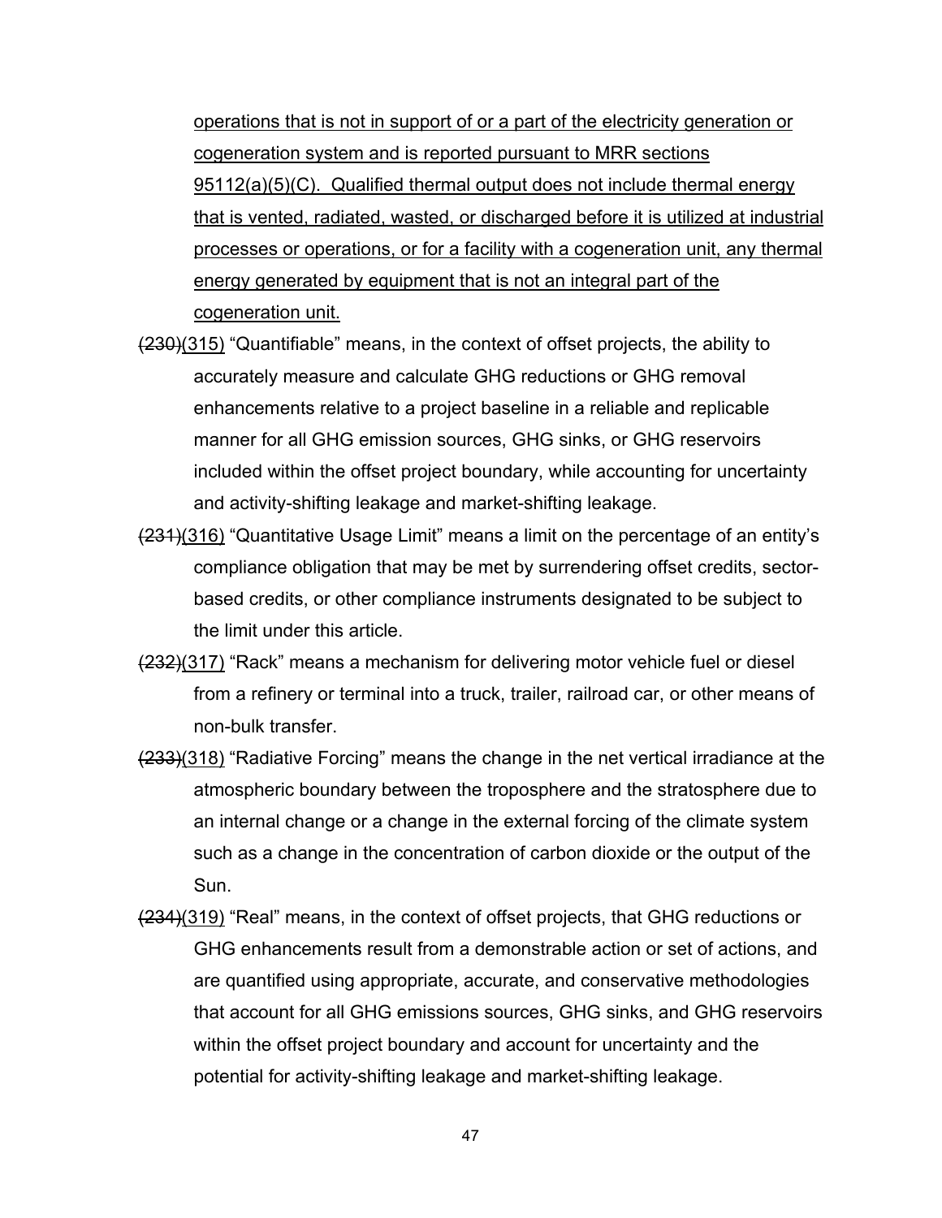operations that is not in support of or a part of the electricity generation or cogeneration system and is reported pursuant to MRR sections 95112(a)(5)(C). Qualified thermal output does not include thermal energy that is vented, radiated, wasted, or discharged before it is utilized at industrial processes or operations, or for a facility with a cogeneration unit, any thermal energy generated by equipment that is not an integral part of the cogeneration unit.

~~(230)~~(315) "Quantifiable" means, in the context of offset projects, the ability to accurately measure and calculate GHG reductions or GHG removal enhancements relative to a project baseline in a reliable and replicable manner for all GHG emission sources, GHG sinks, or GHG reservoirs included within the offset project boundary, while accounting for uncertainty and activity-shifting leakage and market-shifting leakage.

~~(231)~~(316) "Quantitative Usage Limit" means a limit on the percentage of an entity's compliance obligation that may be met by surrendering offset credits, sector-based credits, or other compliance instruments designated to be subject to the limit under this article.

~~(232)~~(317) "Rack" means a mechanism for delivering motor vehicle fuel or diesel from a refinery or terminal into a truck, trailer, railroad car, or other means of non-bulk transfer.

~~(233)~~(318) "Radiative Forcing" means the change in the net vertical irradiance at the atmospheric boundary between the troposphere and the stratosphere due to an internal change or a change in the external forcing of the climate system such as a change in the concentration of carbon dioxide or the output of the Sun.

~~(234)~~(319) "Real" means, in the context of offset projects, that GHG reductions or GHG enhancements result from a demonstrable action or set of actions, and are quantified using appropriate, accurate, and conservative methodologies that account for all GHG emissions sources, GHG sinks, and GHG reservoirs within the offset project boundary and account for uncertainty and the potential for activity-shifting leakage and market-shifting leakage.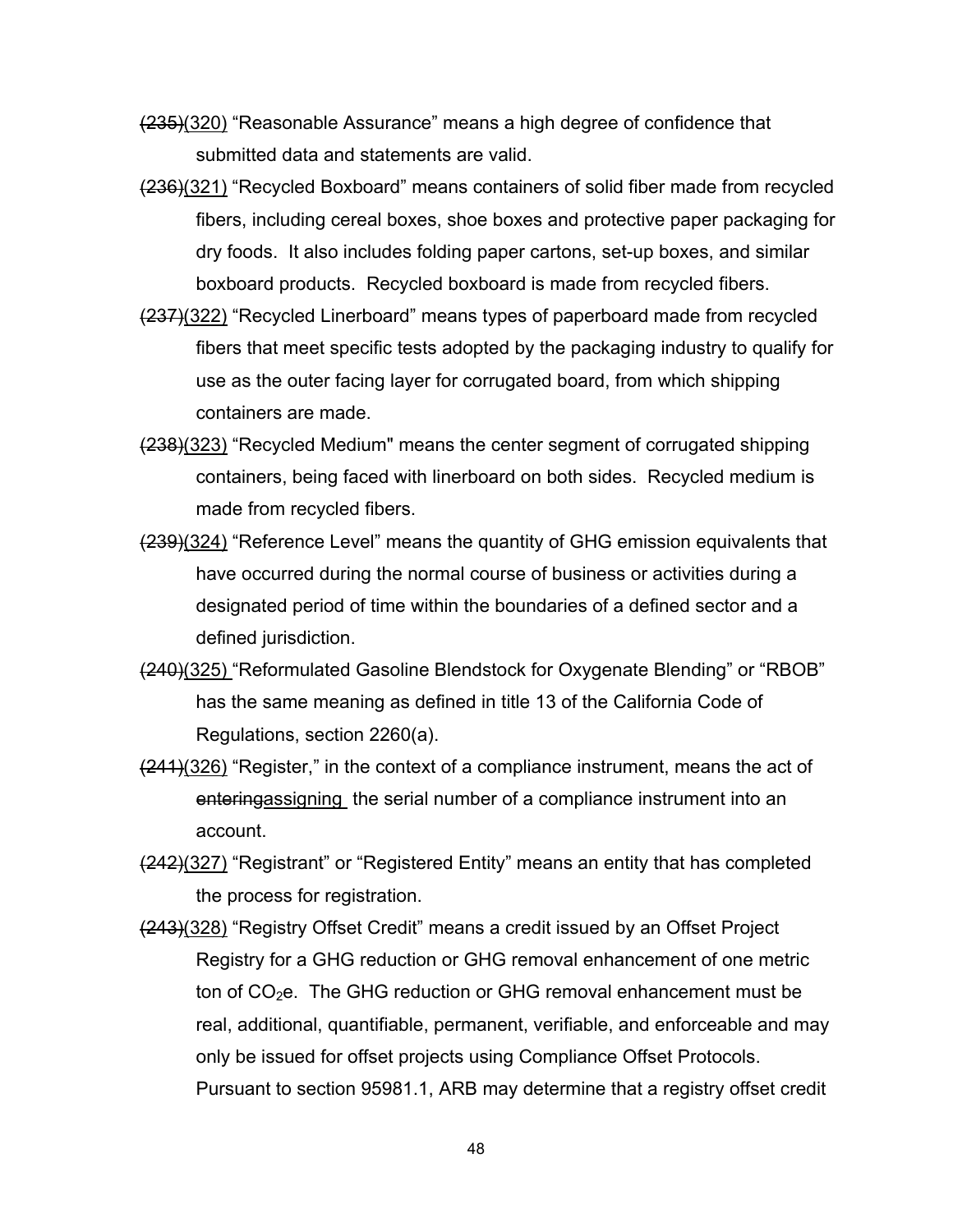~~(235)~~(320) "Reasonable Assurance" means a high degree of confidence that submitted data and statements are valid.

~~(236)~~(321) "Recycled Boxboard" means containers of solid fiber made from recycled fibers, including cereal boxes, shoe boxes and protective paper packaging for dry foods. It also includes folding paper cartons, set-up boxes, and similar boxboard products. Recycled boxboard is made from recycled fibers.

~~(237)~~(322) "Recycled Linerboard" means types of paperboard made from recycled fibers that meet specific tests adopted by the packaging industry to qualify for use as the outer facing layer for corrugated board, from which shipping containers are made.

~~(238)~~(323) "Recycled Medium" means the center segment of corrugated shipping containers, being faced with linerboard on both sides. Recycled medium is made from recycled fibers.

~~(239)~~(324) "Reference Level" means the quantity of GHG emission equivalents that have occurred during the normal course of business or activities during a designated period of time within the boundaries of a defined sector and a defined jurisdiction.

~~(240)~~(325) "Reformulated Gasoline Blendstock for Oxygenate Blending" or "RBOB" has the same meaning as defined in title 13 of the California Code of Regulations, section 2260(a).

~~(241)~~(326) "Register," in the context of a compliance instrument, means the act of ~~entering~~assigning the serial number of a compliance instrument into an account.

~~(242)~~(327) "Registrant" or "Registered Entity" means an entity that has completed the process for registration.

~~(243)~~(328) "Registry Offset Credit" means a credit issued by an Offset Project Registry for a GHG reduction or GHG removal enhancement of one metric ton of $CO_2e$. The GHG reduction or GHG removal enhancement must be real, additional, quantifiable, permanent, verifiable, and enforceable and may only be issued for offset projects using Compliance Offset Protocols. Pursuant to section 95981.1, ARB may determine that a registry offset credit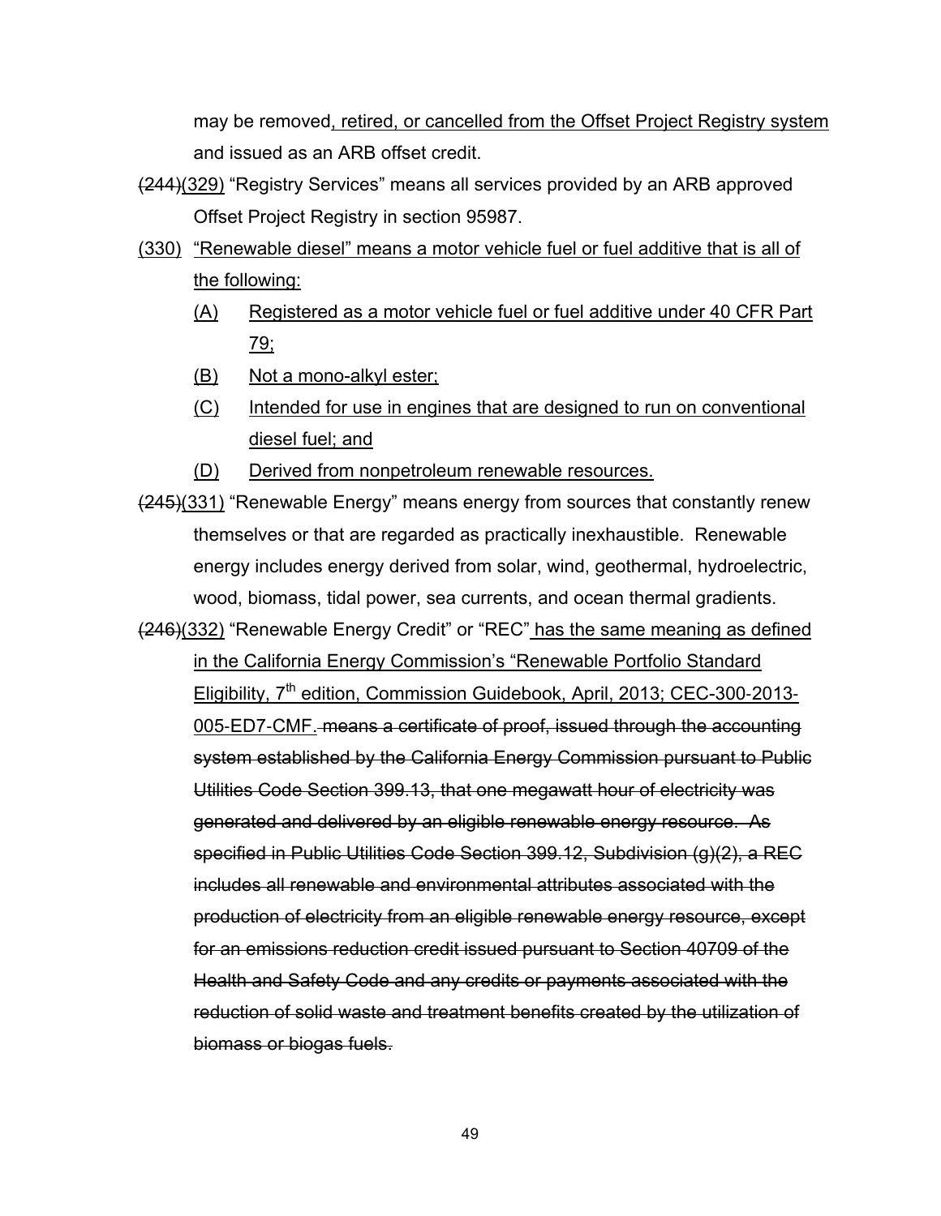may be removed, retired, or cancelled from the Offset Project Registry system and issued as an ARB offset credit.

~~(244)~~(329) "Registry Services" means all services provided by an ARB approved Offset Project Registry in section 95987.

(330) "Renewable diesel" means a motor vehicle fuel or fuel additive that is all of the following:

- (A) Registered as a motor vehicle fuel or fuel additive under 40 CFR Part 79;
- (B) Not a mono-alkyl ester;
- (C) Intended for use in engines that are designed to run on conventional diesel fuel; and
- (D) Derived from nonpetroleum renewable resources.

~~(245)~~(331) "Renewable Energy" means energy from sources that constantly renew themselves or that are regarded as practically inexhaustible. Renewable energy includes energy derived from solar, wind, geothermal, hydroelectric, wood, biomass, tidal power, sea currents, and ocean thermal gradients.

~~(246)~~(332) "Renewable Energy Credit" or "REC" has the same meaning as defined in the California Energy Commission's "Renewable Portfolio Standard Eligibility, 7th edition, Commission Guidebook, April, 2013; CEC-300-2013-005-ED7-CMF. ~~means a certificate of proof, issued through the accounting system established by the California Energy Commission pursuant to Public Utilities Code Section 399.13, that one megawatt hour of electricity was generated and delivered by an eligible renewable energy resource. As specified in Public Utilities Code Section 399.12, Subdivision (g)(2), a REC includes all renewable and environmental attributes associated with the production of electricity from an eligible renewable energy resource, except for an emissions reduction credit issued pursuant to Section 40709 of the Health and Safety Code and any credits or payments associated with the reduction of solid waste and treatment benefits created by the utilization of biomass or biogas fuels.~~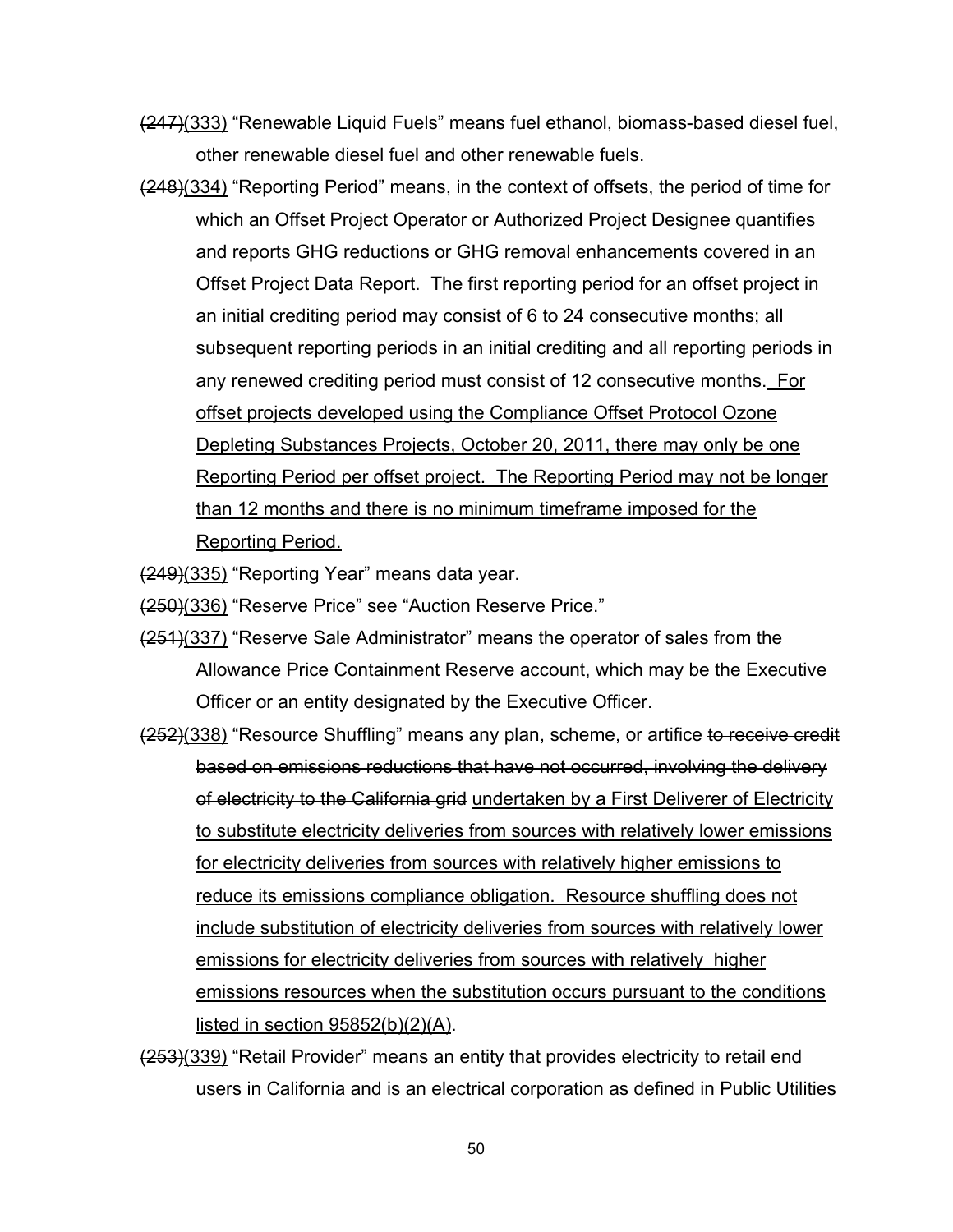~~(247)~~(333) "Renewable Liquid Fuels" means fuel ethanol, biomass-based diesel fuel, other renewable diesel fuel and other renewable fuels.

~~(248)~~(334) "Reporting Period" means, in the context of offsets, the period of time for which an Offset Project Operator or Authorized Project Designee quantifies and reports GHG reductions or GHG removal enhancements covered in an Offset Project Data Report. The first reporting period for an offset project in an initial crediting period may consist of 6 to 24 consecutive months; all subsequent reporting periods in an initial crediting and all reporting periods in any renewed crediting period must consist of 12 consecutive months. <u>For offset projects developed using the Compliance Offset Protocol Ozone Depleting Substances Projects, October 20, 2011, there may only be one Reporting Period per offset project. The Reporting Period may not be longer than 12 months and there is no minimum timeframe imposed for the Reporting Period.</u>

~~(249)~~(335) "Reporting Year" means data year.

~~(250)~~(336) "Reserve Price" see "Auction Reserve Price."

~~(251)~~(337) "Reserve Sale Administrator" means the operator of sales from the Allowance Price Containment Reserve account, which may be the Executive Officer or an entity designated by the Executive Officer.

~~(252)~~(338) "Resource Shuffling" means any plan, scheme, or artifice ~~to receive credit based on emissions reductions that have not occurred, involving the delivery of electricity to the California grid~~ <u>undertaken by a First Deliverer of Electricity to substitute electricity deliveries from sources with relatively lower emissions for electricity deliveries from sources with relatively higher emissions to reduce its emissions compliance obligation. Resource shuffling does not include substitution of electricity deliveries from sources with relatively lower emissions for electricity deliveries from sources with relatively higher emissions resources when the substitution occurs pursuant to the conditions listed in section 95852(b)(2)(A)</u>.

~~(253)~~(339) "Retail Provider" means an entity that provides electricity to retail end users in California and is an electrical corporation as defined in Public Utilities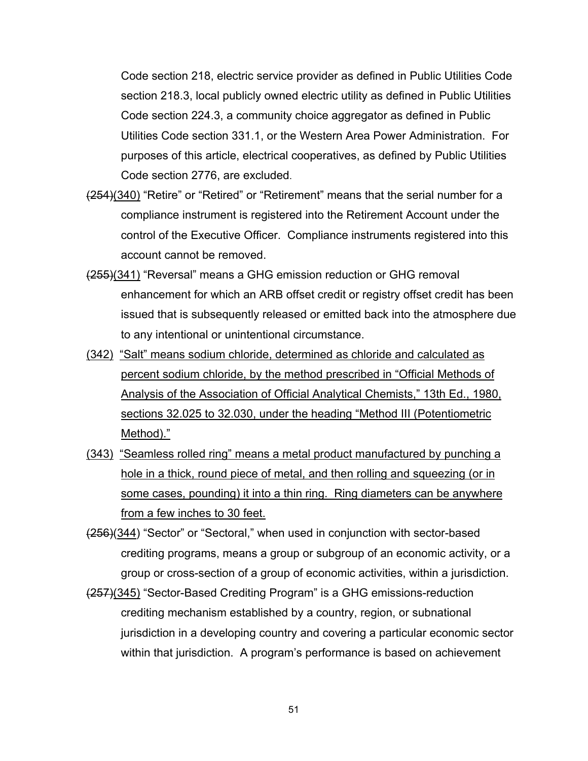Code section 218, electric service provider as defined in Public Utilities Code section 218.3, local publicly owned electric utility as defined in Public Utilities Code section 224.3, a community choice aggregator as defined in Public Utilities Code section 331.1, or the Western Area Power Administration. For purposes of this article, electrical cooperatives, as defined by Public Utilities Code section 2776, are excluded.

~~(254)~~<u>(340)</u> "Retire" or "Retired" or "Retirement" means that the serial number for a compliance instrument is registered into the Retirement Account under the control of the Executive Officer. Compliance instruments registered into this account cannot be removed.

~~(255)~~<u>(341)</u> "Reversal" means a GHG emission reduction or GHG removal enhancement for which an ARB offset credit or registry offset credit has been issued that is subsequently released or emitted back into the atmosphere due to any intentional or unintentional circumstance.

<u>(342) "Salt" means sodium chloride, determined as chloride and calculated as percent sodium chloride, by the method prescribed in "Official Methods of Analysis of the Association of Official Analytical Chemists," 13th Ed., 1980, sections 32.025 to 32.030, under the heading "Method III (Potentiometric Method)."</u>

<u>(343) "Seamless rolled ring" means a metal product manufactured by punching a hole in a thick, round piece of metal, and then rolling and squeezing (or in some cases, pounding) it into a thin ring. Ring diameters can be anywhere from a few inches to 30 feet.</u>

~~(256)~~<u>(344)</u> "Sector" or "Sectoral," when used in conjunction with sector-based crediting programs, means a group or subgroup of an economic activity, or a group or cross-section of a group of economic activities, within a jurisdiction.

~~(257)~~<u>(345)</u> "Sector-Based Crediting Program" is a GHG emissions-reduction crediting mechanism established by a country, region, or subnational jurisdiction in a developing country and covering a particular economic sector within that jurisdiction. A program's performance is based on achievement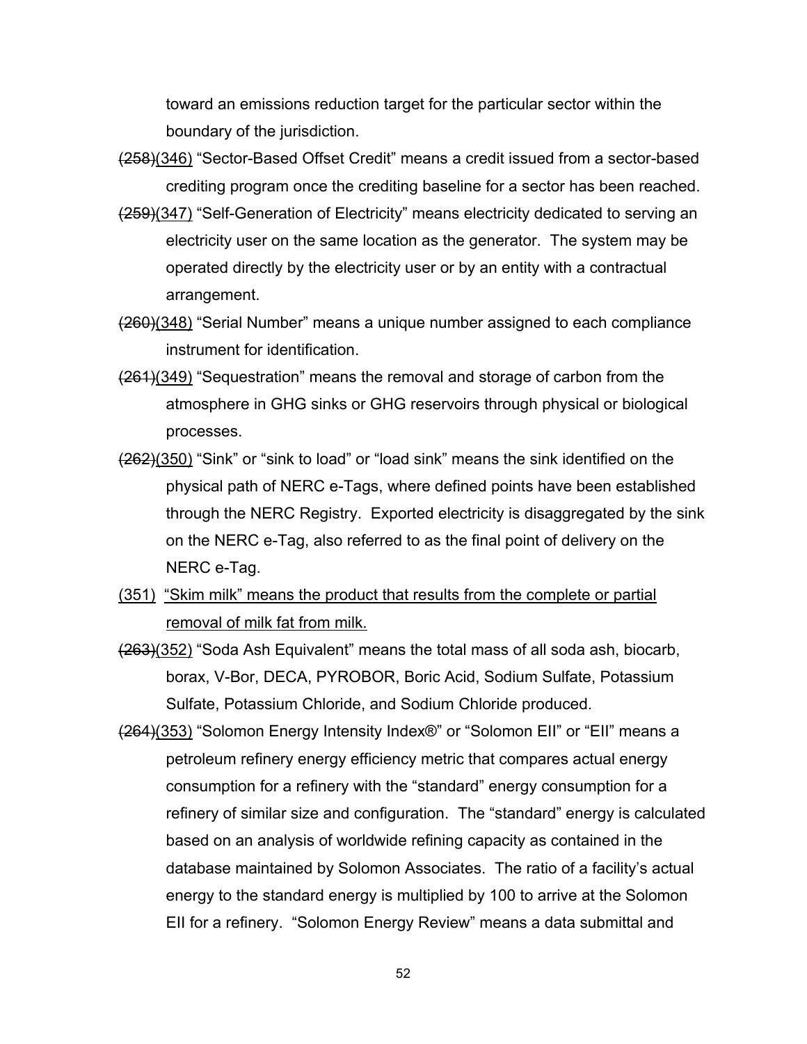toward an emissions reduction target for the particular sector within the boundary of the jurisdiction.

~~(258)~~(346) "Sector-Based Offset Credit" means a credit issued from a sector-based crediting program once the crediting baseline for a sector has been reached.

~~(259)~~(347) "Self-Generation of Electricity" means electricity dedicated to serving an electricity user on the same location as the generator. The system may be operated directly by the electricity user or by an entity with a contractual arrangement.

~~(260)~~(348) "Serial Number" means a unique number assigned to each compliance instrument for identification.

~~(261)~~(349) "Sequestration" means the removal and storage of carbon from the atmosphere in GHG sinks or GHG reservoirs through physical or biological processes.

~~(262)~~(350) "Sink" or "sink to load" or "load sink" means the sink identified on the physical path of NERC e-Tags, where defined points have been established through the NERC Registry. Exported electricity is disaggregated by the sink on the NERC e-Tag, also referred to as the final point of delivery on the NERC e-Tag.

(351) "Skim milk" means the product that results from the complete or partial removal of milk fat from milk.

~~(263)~~(352) "Soda Ash Equivalent" means the total mass of all soda ash, biocarb, borax, V-Bor, DECA, PYROBOR, Boric Acid, Sodium Sulfate, Potassium Sulfate, Potassium Chloride, and Sodium Chloride produced.

~~(264)~~(353) "Solomon Energy Intensity Index®" or "Solomon EII" or "EII" means a petroleum refinery energy efficiency metric that compares actual energy consumption for a refinery with the "standard" energy consumption for a refinery of similar size and configuration. The "standard" energy is calculated based on an analysis of worldwide refining capacity as contained in the database maintained by Solomon Associates. The ratio of a facility's actual energy to the standard energy is multiplied by 100 to arrive at the Solomon EII for a refinery. "Solomon Energy Review" means a data submittal and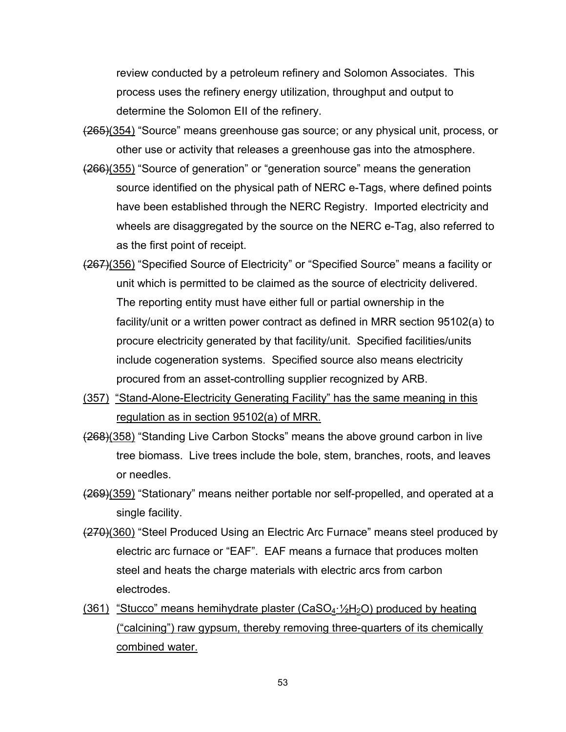review conducted by a petroleum refinery and Solomon Associates. This process uses the refinery energy utilization, throughput and output to determine the Solomon EII of the refinery.

~~(265)~~(354) "Source" means greenhouse gas source; or any physical unit, process, or other use or activity that releases a greenhouse gas into the atmosphere.

~~(266)~~(355) "Source of generation" or "generation source" means the generation source identified on the physical path of NERC e-Tags, where defined points have been established through the NERC Registry. Imported electricity and wheels are disaggregated by the source on the NERC e-Tag, also referred to as the first point of receipt.

~~(267)~~(356) "Specified Source of Electricity" or "Specified Source" means a facility or unit which is permitted to be claimed as the source of electricity delivered. The reporting entity must have either full or partial ownership in the facility/unit or a written power contract as defined in MRR section 95102(a) to procure electricity generated by that facility/unit. Specified facilities/units include cogeneration systems. Specified source also means electricity procured from an asset-controlling supplier recognized by ARB.

(357) "Stand-Alone-Electricity Generating Facility" has the same meaning in this regulation as in section 95102(a) of MRR.

~~(268)~~(358) "Standing Live Carbon Stocks" means the above ground carbon in live tree biomass. Live trees include the bole, stem, branches, roots, and leaves or needles.

~~(269)~~(359) "Stationary" means neither portable nor self-propelled, and operated at a single facility.

~~(270)~~(360) "Steel Produced Using an Electric Arc Furnace" means steel produced by electric arc furnace or "EAF". EAF means a furnace that produces molten steel and heats the charge materials with electric arcs from carbon electrodes.

(361) "Stucco" means hemihydrate plaster ($CaSO_4 \cdot \frac{1}{2}H_2O$) produced by heating ("calcining") raw gypsum, thereby removing three-quarters of its chemically combined water.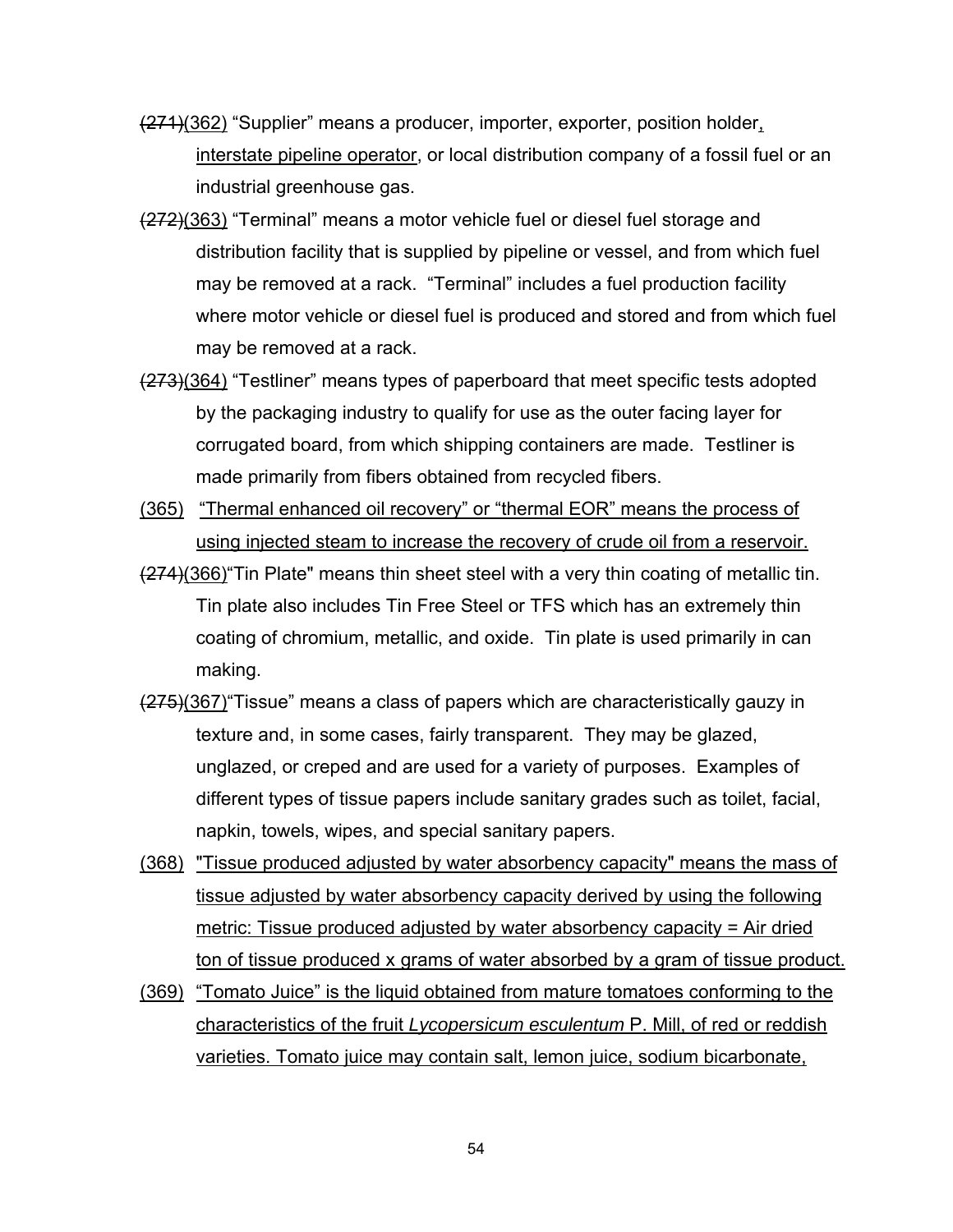~~(271)~~<u>(362)</u> "Supplier" means a producer, importer, exporter, position holder<u>,</u> <u>interstate pipeline operator</u>, or local distribution company of a fossil fuel or an industrial greenhouse gas.

~~(272)~~<u>(363)</u> "Terminal" means a motor vehicle fuel or diesel fuel storage and distribution facility that is supplied by pipeline or vessel, and from which fuel may be removed at a rack. "Terminal" includes a fuel production facility where motor vehicle or diesel fuel is produced and stored and from which fuel may be removed at a rack.

~~(273)~~<u>(364)</u> "Testliner" means types of paperboard that meet specific tests adopted by the packaging industry to qualify for use as the outer facing layer for corrugated board, from which shipping containers are made. Testliner is made primarily from fibers obtained from recycled fibers.

<u>(365) "Thermal enhanced oil recovery" or "thermal EOR" means the process of using injected steam to increase the recovery of crude oil from a reservoir.</u>

~~(274)~~<u>(366)</u>"Tin Plate" means thin sheet steel with a very thin coating of metallic tin. Tin plate also includes Tin Free Steel or TFS which has an extremely thin coating of chromium, metallic, and oxide. Tin plate is used primarily in can making.

~~(275)~~<u>(367)</u>"Tissue" means a class of papers which are characteristically gauzy in texture and, in some cases, fairly transparent. They may be glazed, unglazed, or creped and are used for a variety of purposes. Examples of different types of tissue papers include sanitary grades such as toilet, facial, napkin, towels, wipes, and special sanitary papers.

<u>(368) "Tissue produced adjusted by water absorbency capacity" means the mass of tissue adjusted by water absorbency capacity derived by using the following metric: Tissue produced adjusted by water absorbency capacity = Air dried ton of tissue produced x grams of water absorbed by a gram of tissue product.</u>

<u>(369) "Tomato Juice" is the liquid obtained from mature tomatoes conforming to the characteristics of the fruit *Lycopersicum esculentum* P. Mill, of red or reddish varieties. Tomato juice may contain salt, lemon juice, sodium bicarbonate,</u>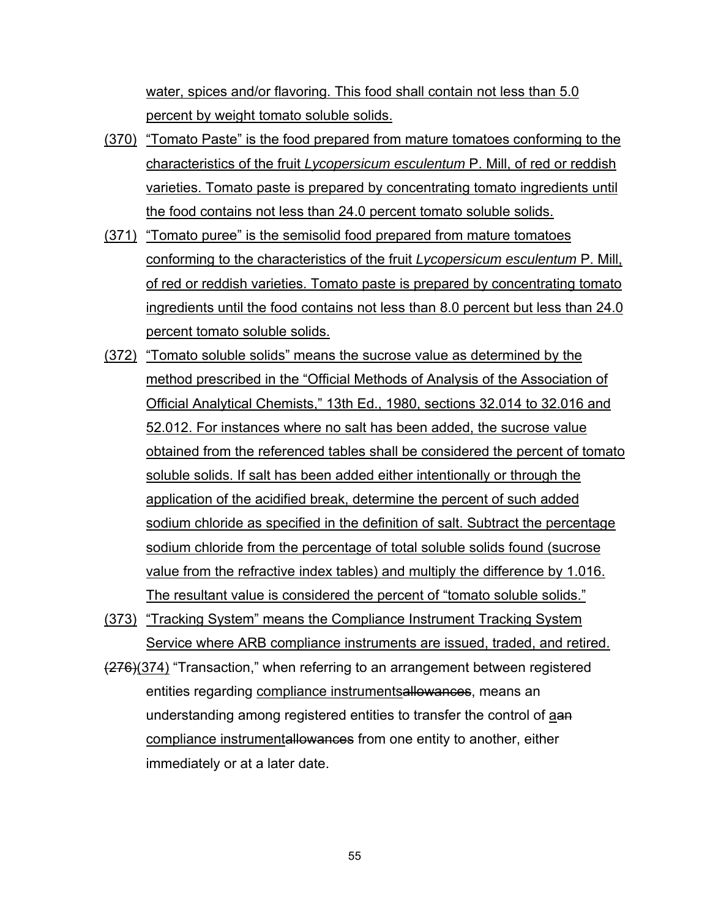water, spices and/or flavoring. This food shall contain not less than 5.0 percent by weight tomato soluble solids.

(370) "Tomato Paste" is the food prepared from mature tomatoes conforming to the characteristics of the fruit *Lycopersicum esculentum* P. Mill, of red or reddish varieties. Tomato paste is prepared by concentrating tomato ingredients until the food contains not less than 24.0 percent tomato soluble solids.

(371) "Tomato puree" is the semisolid food prepared from mature tomatoes conforming to the characteristics of the fruit *Lycopersicum esculentum* P. Mill, of red or reddish varieties. Tomato paste is prepared by concentrating tomato ingredients until the food contains not less than 8.0 percent but less than 24.0 percent tomato soluble solids.

(372) "Tomato soluble solids" means the sucrose value as determined by the method prescribed in the "Official Methods of Analysis of the Association of Official Analytical Chemists," 13th Ed., 1980, sections 32.014 to 32.016 and 52.012. For instances where no salt has been added, the sucrose value obtained from the referenced tables shall be considered the percent of tomato soluble solids. If salt has been added either intentionally or through the application of the acidified break, determine the percent of such added sodium chloride as specified in the definition of salt. Subtract the percentage sodium chloride from the percentage of total soluble solids found (sucrose value from the refractive index tables) and multiply the difference by 1.016. The resultant value is considered the percent of "tomato soluble solids."

(373) "Tracking System" means the Compliance Instrument Tracking System Service where ARB compliance instruments are issued, traded, and retired.

~~(276)~~(374) "Transaction," when referring to an arrangement between registered entities regarding compliance instruments~~allowances~~, means an understanding among registered entities to transfer the control of a~~an~~ compliance instrument~~allowances~~ from one entity to another, either immediately or at a later date.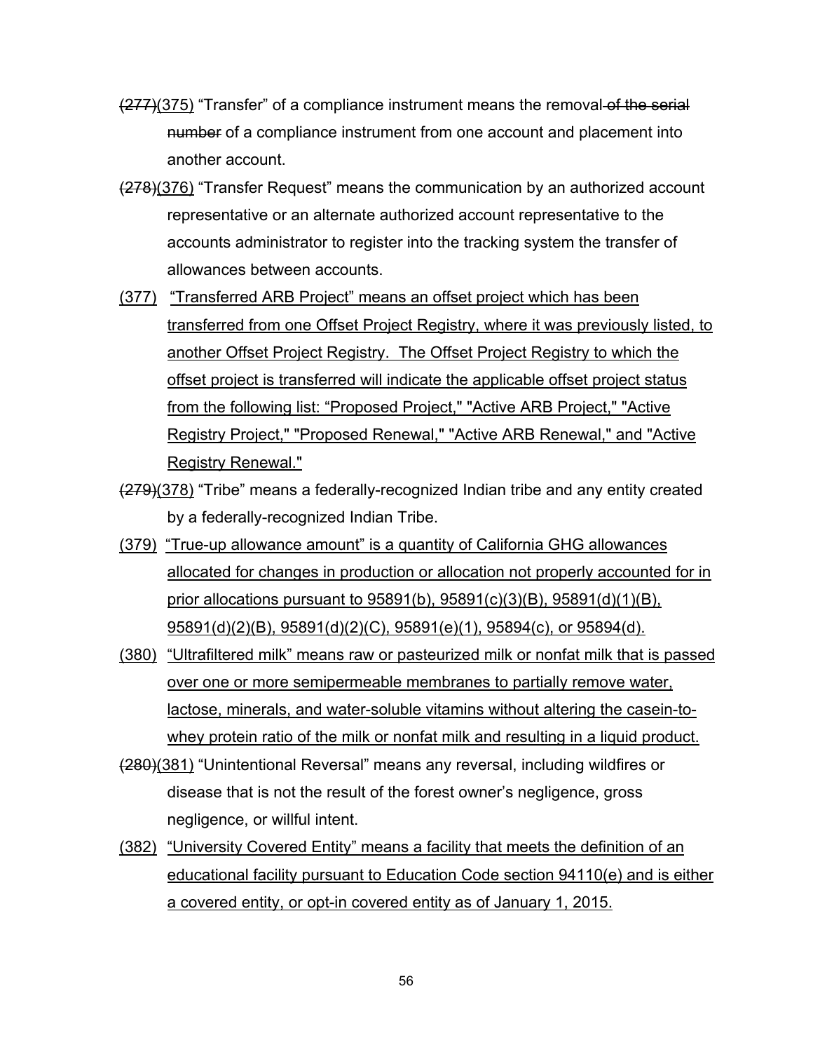~~(277)~~(375) "Transfer" of a compliance instrument means the removal ~~of the serial number~~ of a compliance instrument from one account and placement into another account.

~~(278)~~(376) "Transfer Request" means the communication by an authorized account representative or an alternate authorized account representative to the accounts administrator to register into the tracking system the transfer of allowances between accounts.

(377) "Transferred ARB Project" means an offset project which has been transferred from one Offset Project Registry, where it was previously listed, to another Offset Project Registry. The Offset Project Registry to which the offset project is transferred will indicate the applicable offset project status from the following list: "Proposed Project," "Active ARB Project," "Active Registry Project," "Proposed Renewal," "Active ARB Renewal," and "Active Registry Renewal."

~~(279)~~(378) "Tribe" means a federally-recognized Indian tribe and any entity created by a federally-recognized Indian Tribe.

(379) "True-up allowance amount" is a quantity of California GHG allowances allocated for changes in production or allocation not properly accounted for in prior allocations pursuant to 95891(b), 95891(c)(3)(B), 95891(d)(1)(B), 95891(d)(2)(B), 95891(d)(2)(C), 95891(e)(1), 95894(c), or 95894(d).

(380) "Ultrafiltered milk" means raw or pasteurized milk or nonfat milk that is passed over one or more semipermeable membranes to partially remove water, lactose, minerals, and water-soluble vitamins without altering the casein-to-whey protein ratio of the milk or nonfat milk and resulting in a liquid product.

~~(280)~~(381) "Unintentional Reversal" means any reversal, including wildfires or disease that is not the result of the forest owner's negligence, gross negligence, or willful intent.

(382) "University Covered Entity" means a facility that meets the definition of an educational facility pursuant to Education Code section 94110(e) and is either a covered entity, or opt-in covered entity as of January 1, 2015.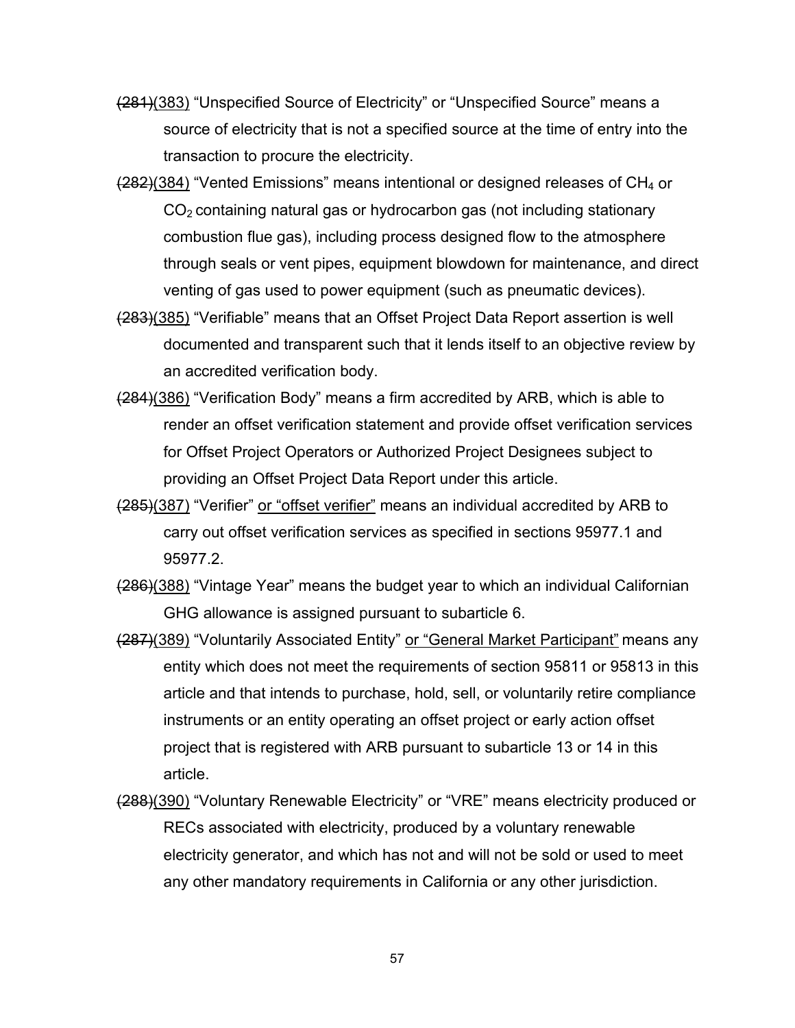~~(281)~~(383) "Unspecified Source of Electricity" or "Unspecified Source" means a source of electricity that is not a specified source at the time of entry into the transaction to procure the electricity.

~~(282)~~(384) "Vented Emissions" means intentional or designed releases of $CH_4$ or $CO_2$ containing natural gas or hydrocarbon gas (not including stationary combustion flue gas), including process designed flow to the atmosphere through seals or vent pipes, equipment blowdown for maintenance, and direct venting of gas used to power equipment (such as pneumatic devices).

~~(283)~~(385) "Verifiable" means that an Offset Project Data Report assertion is well documented and transparent such that it lends itself to an objective review by an accredited verification body.

~~(284)~~(386) "Verification Body" means a firm accredited by ARB, which is able to render an offset verification statement and provide offset verification services for Offset Project Operators or Authorized Project Designees subject to providing an Offset Project Data Report under this article.

~~(285)~~(387) "Verifier" or "offset verifier" means an individual accredited by ARB to carry out offset verification services as specified in sections 95977.1 and 95977.2.

~~(286)~~(388) "Vintage Year" means the budget year to which an individual Californian GHG allowance is assigned pursuant to subarticle 6.

~~(287)~~(389) "Voluntarily Associated Entity" or "General Market Participant" means any entity which does not meet the requirements of section 95811 or 95813 in this article and that intends to purchase, hold, sell, or voluntarily retire compliance instruments or an entity operating an offset project or early action offset project that is registered with ARB pursuant to subarticle 13 or 14 in this article.

~~(288)~~(390) "Voluntary Renewable Electricity" or "VRE" means electricity produced or RECs associated with electricity, produced by a voluntary renewable electricity generator, and which has not and will not be sold or used to meet any other mandatory requirements in California or any other jurisdiction.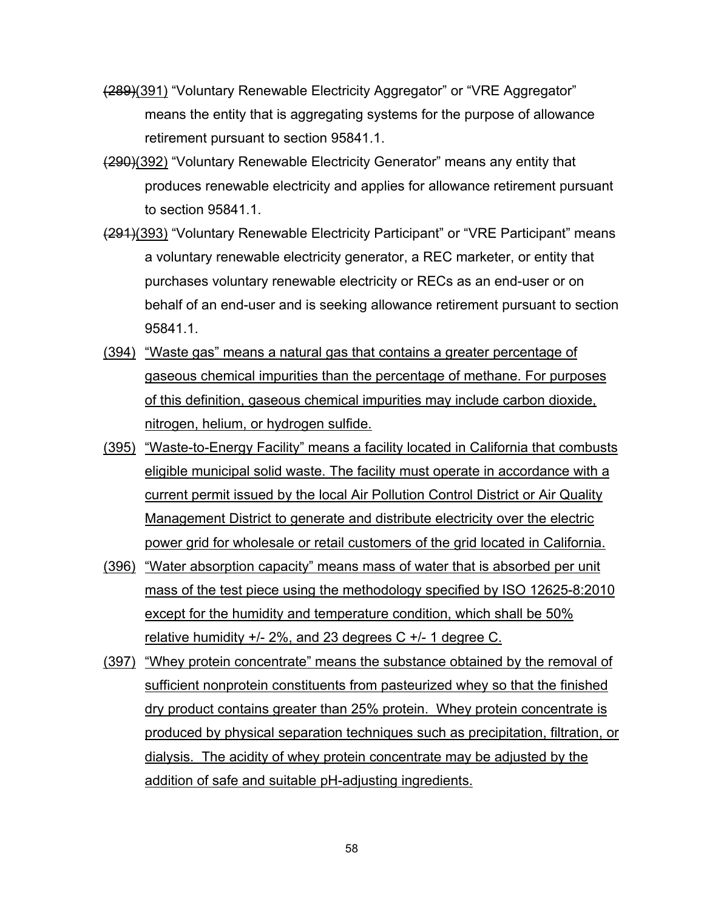~~(289)~~(391) "Voluntary Renewable Electricity Aggregator" or "VRE Aggregator" means the entity that is aggregating systems for the purpose of allowance retirement pursuant to section 95841.1.

~~(290)~~(392) "Voluntary Renewable Electricity Generator" means any entity that produces renewable electricity and applies for allowance retirement pursuant to section 95841.1.

~~(291)~~(393) "Voluntary Renewable Electricity Participant" or "VRE Participant" means a voluntary renewable electricity generator, a REC marketer, or entity that purchases voluntary renewable electricity or RECs as an end-user or on behalf of an end-user and is seeking allowance retirement pursuant to section 95841.1.

(394) "Waste gas" means a natural gas that contains a greater percentage of gaseous chemical impurities than the percentage of methane. For purposes of this definition, gaseous chemical impurities may include carbon dioxide, nitrogen, helium, or hydrogen sulfide.

(395) "Waste-to-Energy Facility" means a facility located in California that combusts eligible municipal solid waste. The facility must operate in accordance with a current permit issued by the local Air Pollution Control District or Air Quality Management District to generate and distribute electricity over the electric power grid for wholesale or retail customers of the grid located in California.

(396) "Water absorption capacity" means mass of water that is absorbed per unit mass of the test piece using the methodology specified by ISO 12625-8:2010 except for the humidity and temperature condition, which shall be 50% relative humidity +/- 2%, and 23 degrees C +/- 1 degree C.

(397) "Whey protein concentrate" means the substance obtained by the removal of sufficient nonprotein constituents from pasteurized whey so that the finished dry product contains greater than 25% protein. Whey protein concentrate is produced by physical separation techniques such as precipitation, filtration, or dialysis. The acidity of whey protein concentrate may be adjusted by the addition of safe and suitable pH-adjusting ingredients.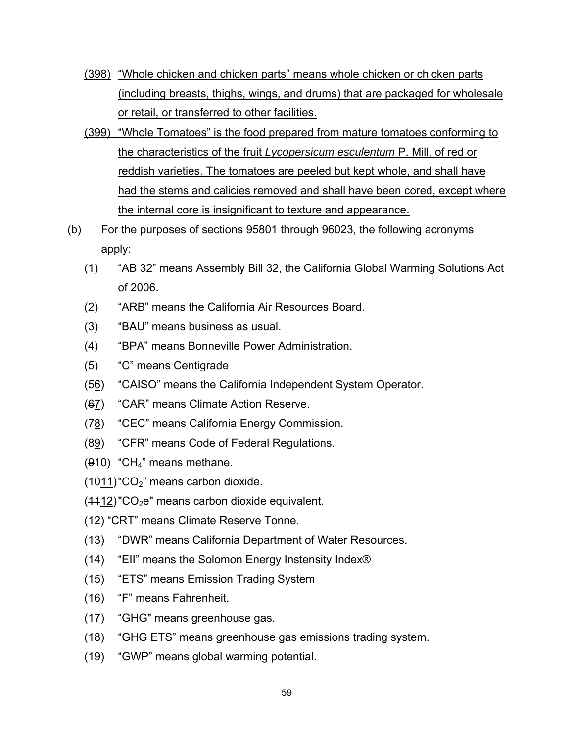(398) "Whole chicken and chicken parts" means whole chicken or chicken parts (including breasts, thighs, wings, and drums) that are packaged for wholesale or retail, or transferred to other facilities.

(399) "Whole Tomatoes" is the food prepared from mature tomatoes conforming to the characteristics of the fruit *Lycopersicum esculentum* P. Mill, of red or reddish varieties. The tomatoes are peeled but kept whole, and shall have had the stems and calicies removed and shall have been cored, except where the internal core is insignificant to texture and appearance.

(b) For the purposes of sections 95801 through 96023, the following acronyms apply:

(1) "AB 32" means Assembly Bill 32, the California Global Warming Solutions Act of 2006.

(2) "ARB" means the California Air Resources Board.

(3) "BAU" means business as usual.

(4) "BPA" means Bonneville Power Administration.

(5) "C" means Centigrade

(~~5~~6) "CAISO" means the California Independent System Operator.

(~~6~~7) "CAR" means Climate Action Reserve.

(~~7~~8) "CEC" means California Energy Commission.

(~~8~~9) "CFR" means Code of Federal Regulations.

(~~9~~10) "$CH_4$" means methane.

(~~10~~11) "$CO_2$" means carbon dioxide.

(~~11~~12) "$CO_2e$" means carbon dioxide equivalent.

~~(12) "CRT" means Climate Reserve Tonne.~~

(13) "DWR" means California Department of Water Resources.

(14) "EII" means the Solomon Energy Instensity Index®

(15) "ETS" means Emission Trading System

(16) "F" means Fahrenheit.

(17) "GHG" means greenhouse gas.

(18) "GHG ETS" means greenhouse gas emissions trading system.

(19) "GWP" means global warming potential.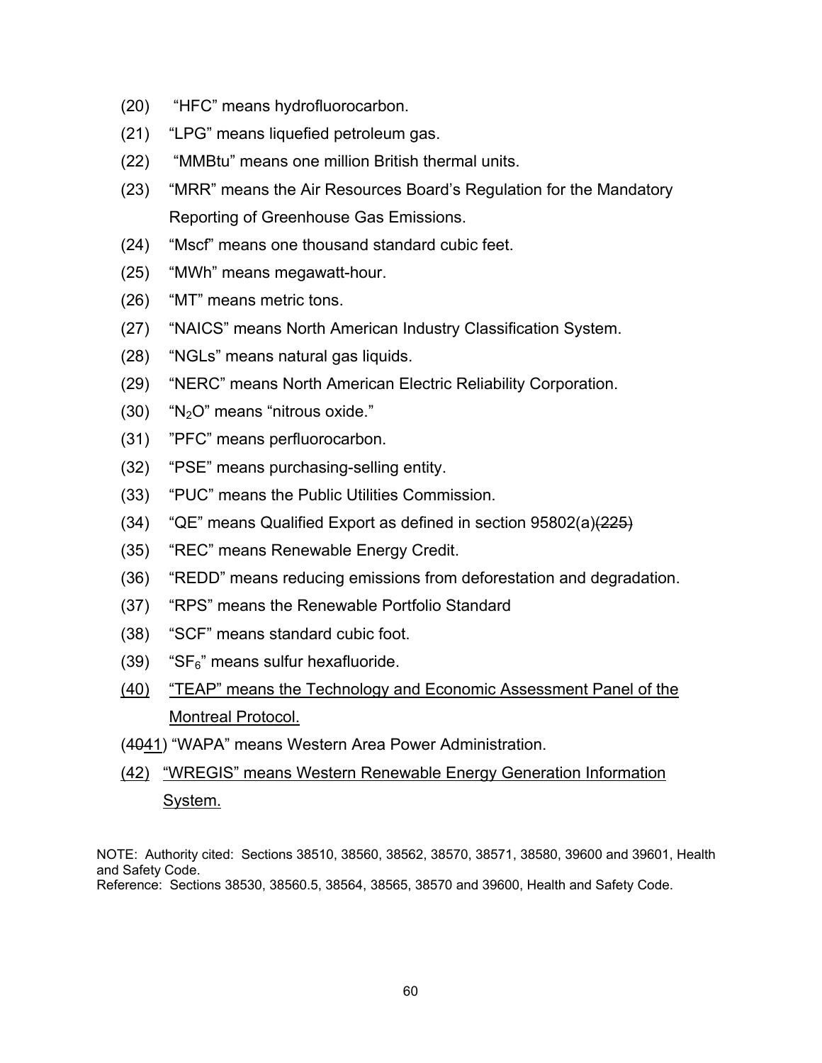(20) "HFC" means hydrofluorocarbon.

(21) "LPG" means liquefied petroleum gas.

(22) "MMBtu" means one million British thermal units.

(23) "MRR" means the Air Resources Board's Regulation for the Mandatory Reporting of Greenhouse Gas Emissions.

(24) "Mscf" means one thousand standard cubic feet.

(25) "MWh" means megawatt-hour.

(26) "MT" means metric tons.

(27) "NAICS" means North American Industry Classification System.

(28) "NGLs" means natural gas liquids.

(29) "NERC" means North American Electric Reliability Corporation.

(30) "$N_2O$" means "nitrous oxide."

(31) "PFC" means perfluorocarbon.

(32) "PSE" means purchasing-selling entity.

(33) "PUC" means the Public Utilities Commission.

(34) "QE" means Qualified Export as defined in section 95802(a)~~(225)~~

(35) "REC" means Renewable Energy Credit.

(36) "REDD" means reducing emissions from deforestation and degradation.

(37) "RPS" means the Renewable Portfolio Standard

(38) "SCF" means standard cubic foot.

(39) "$SF_6$" means sulfur hexafluoride.

<u>(40) "TEAP" means the Technology and Economic Assessment Panel of the Montreal Protocol.</u>

(~~40~~<u>41</u>) "WAPA" means Western Area Power Administration.

<u>(42) "WREGIS" means Western Renewable Energy Generation Information System.</u>

NOTE: Authority cited: Sections 38510, 38560, 38562, 38570, 38571, 38580, 39600 and 39601, Health and Safety Code.
Reference: Sections 38530, 38560.5, 38564, 38565, 38570 and 39600, Health and Safety Code.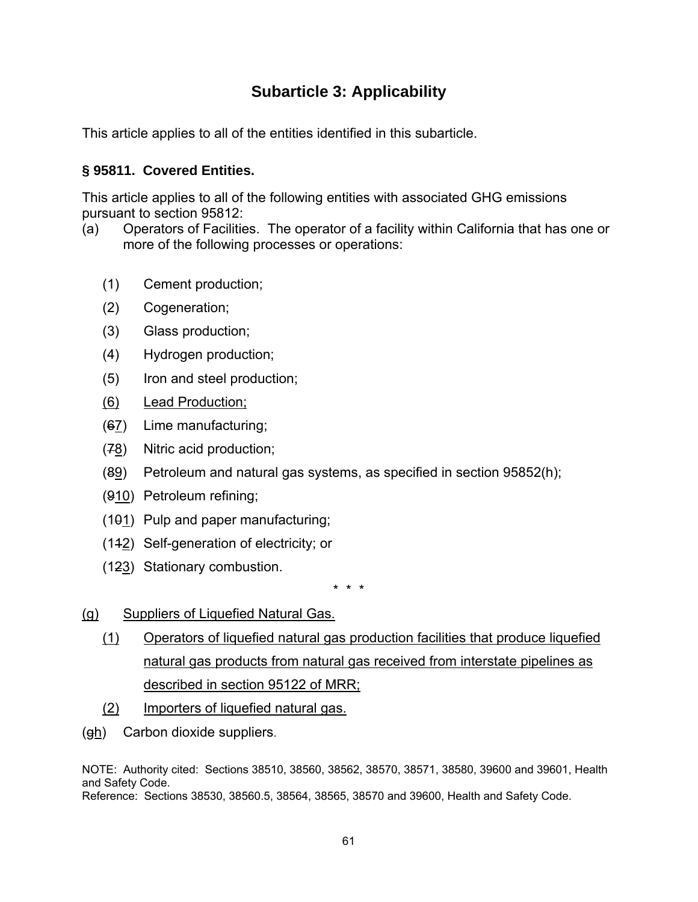## Subarticle 3: Applicability

This article applies to all of the entities identified in this subarticle.

### § 95811. Covered Entities.

This article applies to all of the following entities with associated GHG emissions pursuant to section 95812:

(a) Operators of Facilities. The operator of a facility within California that has one or more of the following processes or operations:

- (1) Cement production;
- (2) Cogeneration;
- (3) Glass production;
- (4) Hydrogen production;
- (5) Iron and steel production;
- <u>(6) Lead Production;</u>
- (~~6~~<u>7</u>) Lime manufacturing;
- (~~7~~<u>8</u>) Nitric acid production;
- (~~8~~<u>9</u>) Petroleum and natural gas systems, as specified in section 95852(h);
- (~~9~~<u>10</u>) Petroleum refining;
- (1~~0~~<u>1</u>) Pulp and paper manufacturing;
- (1~~1~~<u>2</u>) Self-generation of electricity; or
- (1~~2~~<u>3</u>) Stationary combustion.

\* \* \*

<u>(g) Suppliers of Liquefied Natural Gas.</u>

- <u>(1) Operators of liquefied natural gas production facilities that produce liquefied natural gas products from natural gas received from interstate pipelines as described in section 95122 of MRR;</u>
- <u>(2) Importers of liquefied natural gas.</u>

(~~g~~<u>h</u>) Carbon dioxide suppliers.

NOTE: Authority cited: Sections 38510, 38560, 38562, 38570, 38571, 38580, 39600 and 39601, Health and Safety Code.
Reference: Sections 38530, 38560.5, 38564, 38565, 38570 and 39600, Health and Safety Code.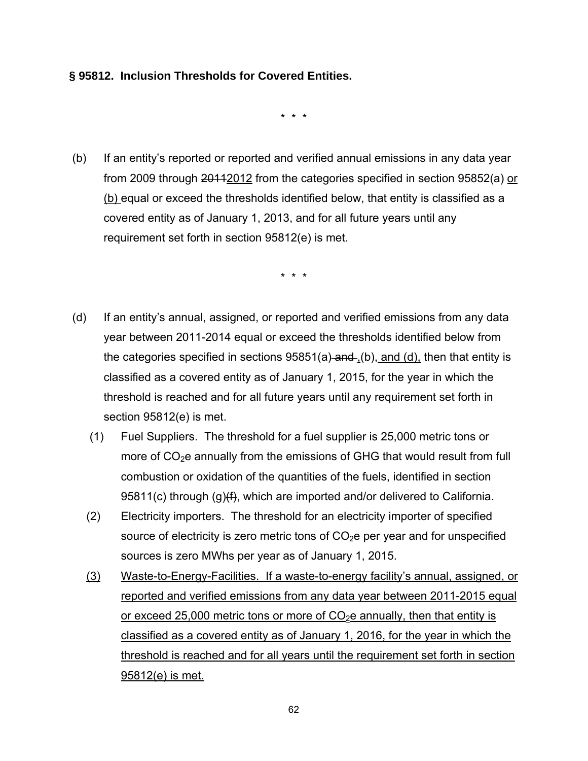**§ 95812. Inclusion Thresholds for Covered Entities.**

\* \* \*

(b) If an entity's reported or reported and verified annual emissions in any data year from 2009 through ~~2011~~<u>2012</u> from the categories specified in section 95852(a) <u>or (b)</u> equal or exceed the thresholds identified below, that entity is classified as a covered entity as of January 1, 2013, and for all future years until any requirement set forth in section 95812(e) is met.

\* \* \*

(d) If an entity's annual, assigned, or reported and verified emissions from any data year between 2011-2014 equal or exceed the thresholds identified below from the categories specified in sections 95851(a)~~ and ~~<u>,</u>(b)<u>, and (d),</u> then that entity is classified as a covered entity as of January 1, 2015, for the year in which the threshold is reached and for all future years until any requirement set forth in section 95812(e) is met.

(1) Fuel Suppliers. The threshold for a fuel supplier is 25,000 metric tons or more of $CO_2$e annually from the emissions of GHG that would result from full combustion or oxidation of the quantities of the fuels, identified in section 95811(c) through <u>(g)</u>~~(f)~~, which are imported and/or delivered to California.

(2) Electricity importers. The threshold for an electricity importer of specified source of electricity is zero metric tons of $CO_2$e per year and for unspecified sources is zero MWhs per year as of January 1, 2015.

<u>(3) Waste-to-Energy-Facilities. If a waste-to-energy facility's annual, assigned, or reported and verified emissions from any data year between 2011-2015 equal or exceed 25,000 metric tons or more of $CO_2$e annually, then that entity is classified as a covered entity as of January 1, 2016, for the year in which the threshold is reached and for all years until the requirement set forth in section 95812(e) is met.</u>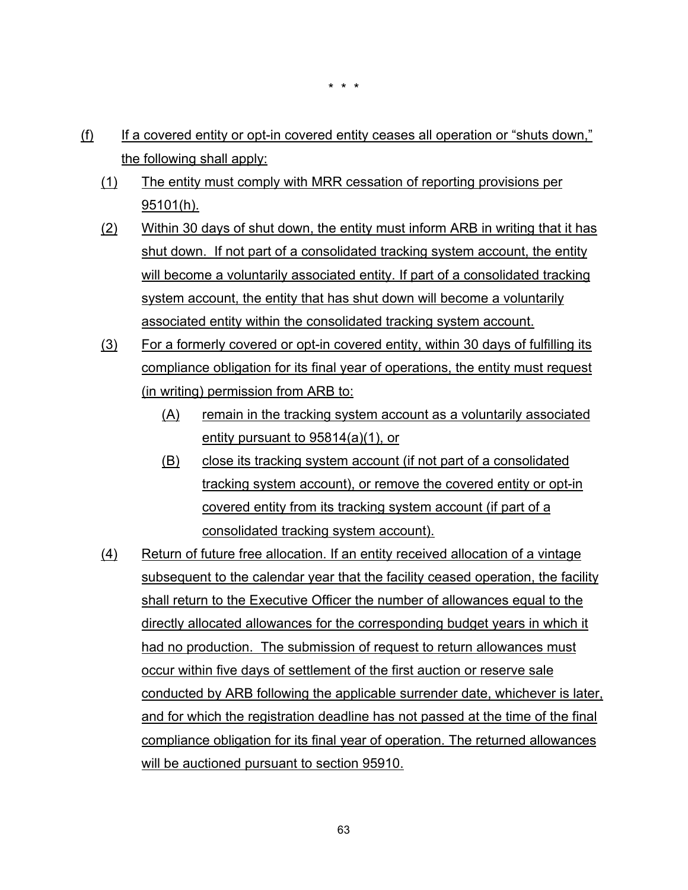\* \* \*

(f) If a covered entity or opt-in covered entity ceases all operation or "shuts down," the following shall apply:

(1) The entity must comply with MRR cessation of reporting provisions per 95101(h).

(2) Within 30 days of shut down, the entity must inform ARB in writing that it has shut down. If not part of a consolidated tracking system account, the entity will become a voluntarily associated entity. If part of a consolidated tracking system account, the entity that has shut down will become a voluntarily associated entity within the consolidated tracking system account.

(3) For a formerly covered or opt-in covered entity, within 30 days of fulfilling its compliance obligation for its final year of operations, the entity must request (in writing) permission from ARB to:

(A) remain in the tracking system account as a voluntarily associated entity pursuant to 95814(a)(1), or

(B) close its tracking system account (if not part of a consolidated tracking system account), or remove the covered entity or opt-in covered entity from its tracking system account (if part of a consolidated tracking system account).

(4) Return of future free allocation. If an entity received allocation of a vintage subsequent to the calendar year that the facility ceased operation, the facility shall return to the Executive Officer the number of allowances equal to the directly allocated allowances for the corresponding budget years in which it had no production. The submission of request to return allowances must occur within five days of settlement of the first auction or reserve sale conducted by ARB following the applicable surrender date, whichever is later, and for which the registration deadline has not passed at the time of the final compliance obligation for its final year of operation. The returned allowances will be auctioned pursuant to section 95910.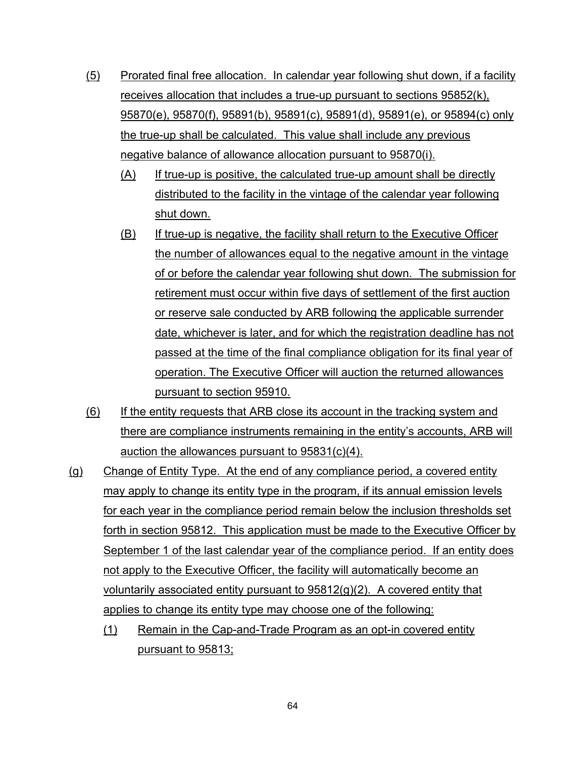(5) Prorated final free allocation. In calendar year following shut down, if a facility receives allocation that includes a true-up pursuant to sections 95852(k), 95870(e), 95870(f), 95891(b), 95891(c), 95891(d), 95891(e), or 95894(c) only the true-up shall be calculated. This value shall include any previous negative balance of allowance allocation pursuant to 95870(i).

   (A) If true-up is positive, the calculated true-up amount shall be directly distributed to the facility in the vintage of the calendar year following shut down.

   (B) If true-up is negative, the facility shall return to the Executive Officer the number of allowances equal to the negative amount in the vintage of or before the calendar year following shut down. The submission for retirement must occur within five days of settlement of the first auction or reserve sale conducted by ARB following the applicable surrender date, whichever is later, and for which the registration deadline has not passed at the time of the final compliance obligation for its final year of operation. The Executive Officer will auction the returned allowances pursuant to section 95910.

(6) If the entity requests that ARB close its account in the tracking system and there are compliance instruments remaining in the entity's accounts, ARB will auction the allowances pursuant to 95831(c)(4).

(g) Change of Entity Type. At the end of any compliance period, a covered entity may apply to change its entity type in the program, if its annual emission levels for each year in the compliance period remain below the inclusion thresholds set forth in section 95812. This application must be made to the Executive Officer by September 1 of the last calendar year of the compliance period. If an entity does not apply to the Executive Officer, the facility will automatically become an voluntarily associated entity pursuant to 95812(g)(2). A covered entity that applies to change its entity type may choose one of the following:

   (1) Remain in the Cap-and-Trade Program as an opt-in covered entity pursuant to 95813;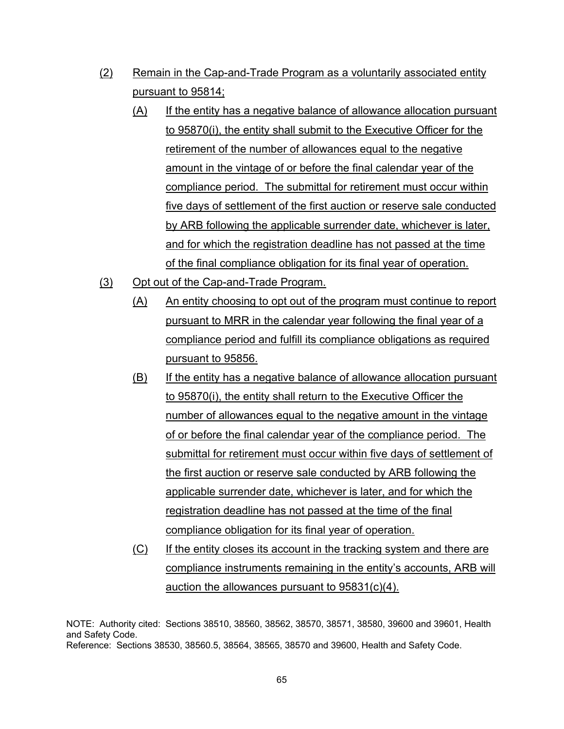(2) Remain in the Cap-and-Trade Program as a voluntarily associated entity pursuant to 95814;

  (A) If the entity has a negative balance of allowance allocation pursuant to 95870(i), the entity shall submit to the Executive Officer for the retirement of the number of allowances equal to the negative amount in the vintage of or before the final calendar year of the compliance period. The submittal for retirement must occur within five days of settlement of the first auction or reserve sale conducted by ARB following the applicable surrender date, whichever is later, and for which the registration deadline has not passed at the time of the final compliance obligation for its final year of operation.

(3) Opt out of the Cap-and-Trade Program.

  (A) An entity choosing to opt out of the program must continue to report pursuant to MRR in the calendar year following the final year of a compliance period and fulfill its compliance obligations as required pursuant to 95856.

  (B) If the entity has a negative balance of allowance allocation pursuant to 95870(i), the entity shall return to the Executive Officer the number of allowances equal to the negative amount in the vintage of or before the final calendar year of the compliance period. The submittal for retirement must occur within five days of settlement of the first auction or reserve sale conducted by ARB following the applicable surrender date, whichever is later, and for which the registration deadline has not passed at the time of the final compliance obligation for its final year of operation.

  (C) If the entity closes its account in the tracking system and there are compliance instruments remaining in the entity's accounts, ARB will auction the allowances pursuant to 95831(c)(4).

NOTE: Authority cited: Sections 38510, 38560, 38562, 38570, 38571, 38580, 39600 and 39601, Health and Safety Code.
Reference: Sections 38530, 38560.5, 38564, 38565, 38570 and 39600, Health and Safety Code.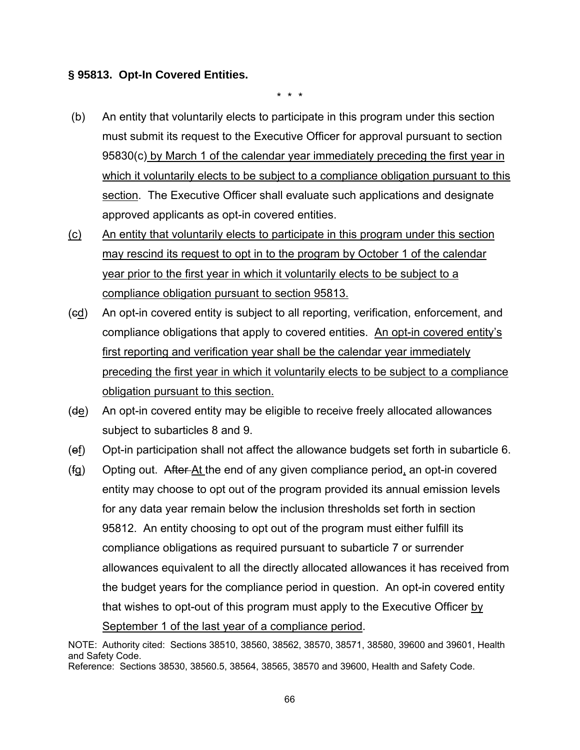**§ 95813. Opt-In Covered Entities.**

\* \* \*

(b) An entity that voluntarily elects to participate in this program under this section must submit its request to the Executive Officer for approval pursuant to section 95830(c) by March 1 of the calendar year immediately preceding the first year in which it voluntarily elects to be subject to a compliance obligation pursuant to this section. The Executive Officer shall evaluate such applications and designate approved applicants as opt-in covered entities.

(c) An entity that voluntarily elects to participate in this program under this section may rescind its request to opt in to the program by October 1 of the calendar year prior to the first year in which it voluntarily elects to be subject to a compliance obligation pursuant to section 95813.

(~~c~~d) An opt-in covered entity is subject to all reporting, verification, enforcement, and compliance obligations that apply to covered entities. An opt-in covered entity's first reporting and verification year shall be the calendar year immediately preceding the first year in which it voluntarily elects to be subject to a compliance obligation pursuant to this section.

(~~d~~e) An opt-in covered entity may be eligible to receive freely allocated allowances subject to subarticles 8 and 9.

(~~e~~f) Opt-in participation shall not affect the allowance budgets set forth in subarticle 6.

(~~f~~g) Opting out. ~~After~~ At the end of any given compliance period, an opt-in covered entity may choose to opt out of the program provided its annual emission levels for any data year remain below the inclusion thresholds set forth in section 95812. An entity choosing to opt out of the program must either fulfill its compliance obligations as required pursuant to subarticle 7 or surrender allowances equivalent to all the directly allocated allowances it has received from the budget years for the compliance period in question. An opt-in covered entity that wishes to opt-out of this program must apply to the Executive Officer by September 1 of the last year of a compliance period.

NOTE: Authority cited: Sections 38510, 38560, 38562, 38570, 38571, 38580, 39600 and 39601, Health and Safety Code.
Reference: Sections 38530, 38560.5, 38564, 38565, 38570 and 39600, Health and Safety Code.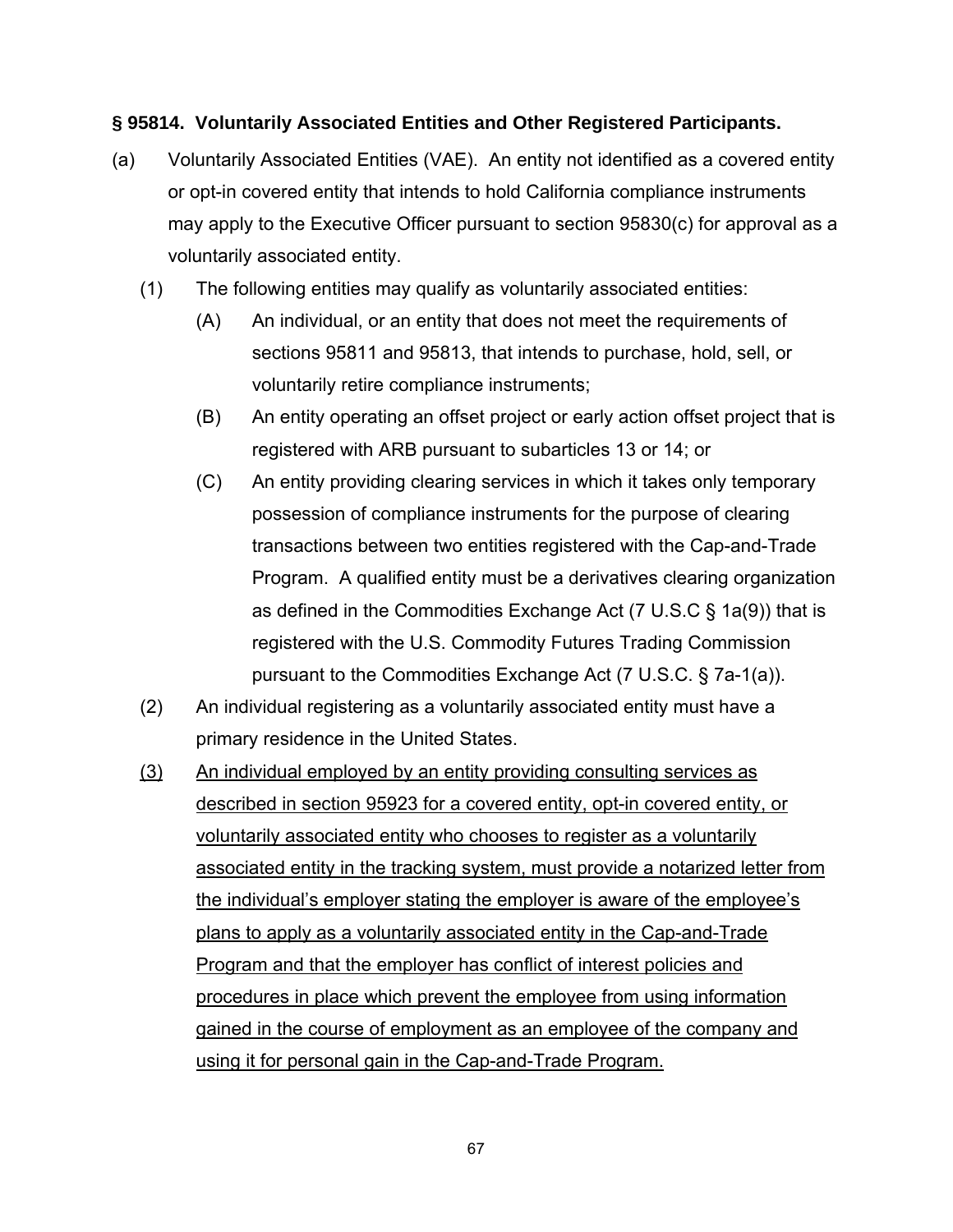**§ 95814. Voluntarily Associated Entities and Other Registered Participants.**

(a) Voluntarily Associated Entities (VAE). An entity not identified as a covered entity or opt-in covered entity that intends to hold California compliance instruments may apply to the Executive Officer pursuant to section 95830(c) for approval as a voluntarily associated entity.

  (1) The following entities may qualify as voluntarily associated entities:

    (A) An individual, or an entity that does not meet the requirements of sections 95811 and 95813, that intends to purchase, hold, sell, or voluntarily retire compliance instruments;

    (B) An entity operating an offset project or early action offset project that is registered with ARB pursuant to subarticles 13 or 14; or

    (C) An entity providing clearing services in which it takes only temporary possession of compliance instruments for the purpose of clearing transactions between two entities registered with the Cap-and-Trade Program. A qualified entity must be a derivatives clearing organization as defined in the Commodities Exchange Act (7 U.S.C § 1a(9)) that is registered with the U.S. Commodity Futures Trading Commission pursuant to the Commodities Exchange Act (7 U.S.C. § 7a-1(a)).

  (2) An individual registering as a voluntarily associated entity must have a primary residence in the United States.

  <u>(3) An individual employed by an entity providing consulting services as described in section 95923 for a covered entity, opt-in covered entity, or voluntarily associated entity who chooses to register as a voluntarily associated entity in the tracking system, must provide a notarized letter from the individual's employer stating the employer is aware of the employee's plans to apply as a voluntarily associated entity in the Cap-and-Trade Program and that the employer has conflict of interest policies and procedures in place which prevent the employee from using information gained in the course of employment as an employee of the company and using it for personal gain in the Cap-and-Trade Program.</u>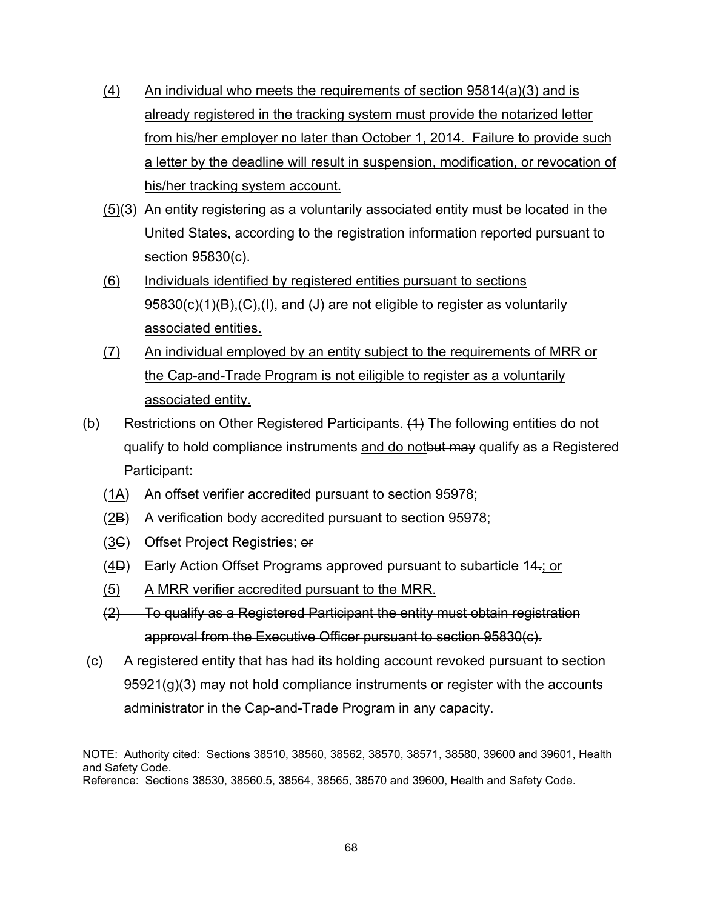<u>(4) An individual who meets the requirements of section 95814(a)(3) and is already registered in the tracking system must provide the notarized letter from his/her employer no later than October 1, 2014. Failure to provide such a letter by the deadline will result in suspension, modification, or revocation of his/her tracking system account.</u>

<u>(5)</u>~~(3)~~ An entity registering as a voluntarily associated entity must be located in the United States, according to the registration information reported pursuant to section 95830(c).

<u>(6) Individuals identified by registered entities pursuant to sections 95830(c)(1)(B),(C),(I), and (J) are not eligible to register as voluntarily associated entities.</u>

<u>(7) An individual employed by an entity subject to the requirements of MRR or the Cap-and-Trade Program is not eiligible to register as a voluntarily associated entity.</u>

(b) <u>Restrictions on </u>Other Registered Participants. ~~(1)~~ The following entities do not qualify to hold compliance instruments <u>and do not</u>~~but may~~ qualify as a Registered Participant:

(<u>1</u>~~A~~) An offset verifier accredited pursuant to section 95978;

(<u>2</u>~~B~~) A verification body accredited pursuant to section 95978;

(<u>3</u>~~C~~) Offset Project Registries; ~~or~~

(<u>4</u>~~D~~) Early Action Offset Programs approved pursuant to subarticle 14~~.~~<u>; or</u>

<u>(5) A MRR verifier accredited pursuant to the MRR.</u>

~~(2) To qualify as a Registered Participant the entity must obtain registration approval from the Executive Officer pursuant to section 95830(c).~~

(c) A registered entity that has had its holding account revoked pursuant to section 95921(g)(3) may not hold compliance instruments or register with the accounts administrator in the Cap-and-Trade Program in any capacity.

NOTE: Authority cited: Sections 38510, 38560, 38562, 38570, 38571, 38580, 39600 and 39601, Health and Safety Code.
Reference: Sections 38530, 38560.5, 38564, 38565, 38570 and 39600, Health and Safety Code.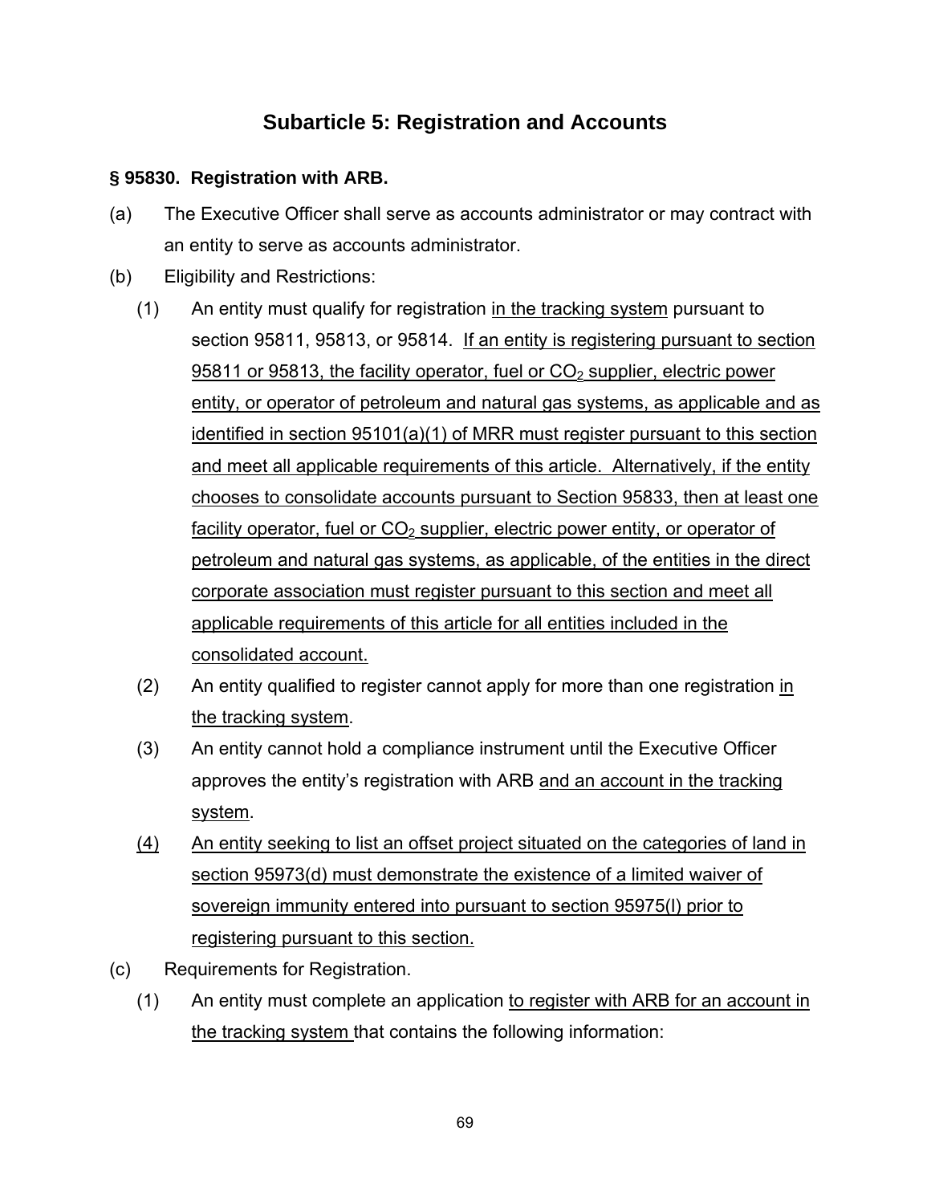## Subarticle 5: Registration and Accounts

**§ 95830. Registration with ARB.**

(a) The Executive Officer shall serve as accounts administrator or may contract with an entity to serve as accounts administrator.

(b) Eligibility and Restrictions:

(1) An entity must qualify for registration in the tracking system pursuant to section 95811, 95813, or 95814. If an entity is registering pursuant to section 95811 or 95813, the facility operator, fuel or $CO_2$ supplier, electric power entity, or operator of petroleum and natural gas systems, as applicable and as identified in section 95101(a)(1) of MRR must register pursuant to this section and meet all applicable requirements of this article. Alternatively, if the entity chooses to consolidate accounts pursuant to Section 95833, then at least one facility operator, fuel or $CO_2$ supplier, electric power entity, or operator of petroleum and natural gas systems, as applicable, of the entities in the direct corporate association must register pursuant to this section and meet all applicable requirements of this article for all entities included in the consolidated account.

(2) An entity qualified to register cannot apply for more than one registration in the tracking system.

(3) An entity cannot hold a compliance instrument until the Executive Officer approves the entity's registration with ARB and an account in the tracking system.

(4) An entity seeking to list an offset project situated on the categories of land in section 95973(d) must demonstrate the existence of a limited waiver of sovereign immunity entered into pursuant to section 95975(l) prior to registering pursuant to this section.

(c) Requirements for Registration.

(1) An entity must complete an application to register with ARB for an account in the tracking system that contains the following information: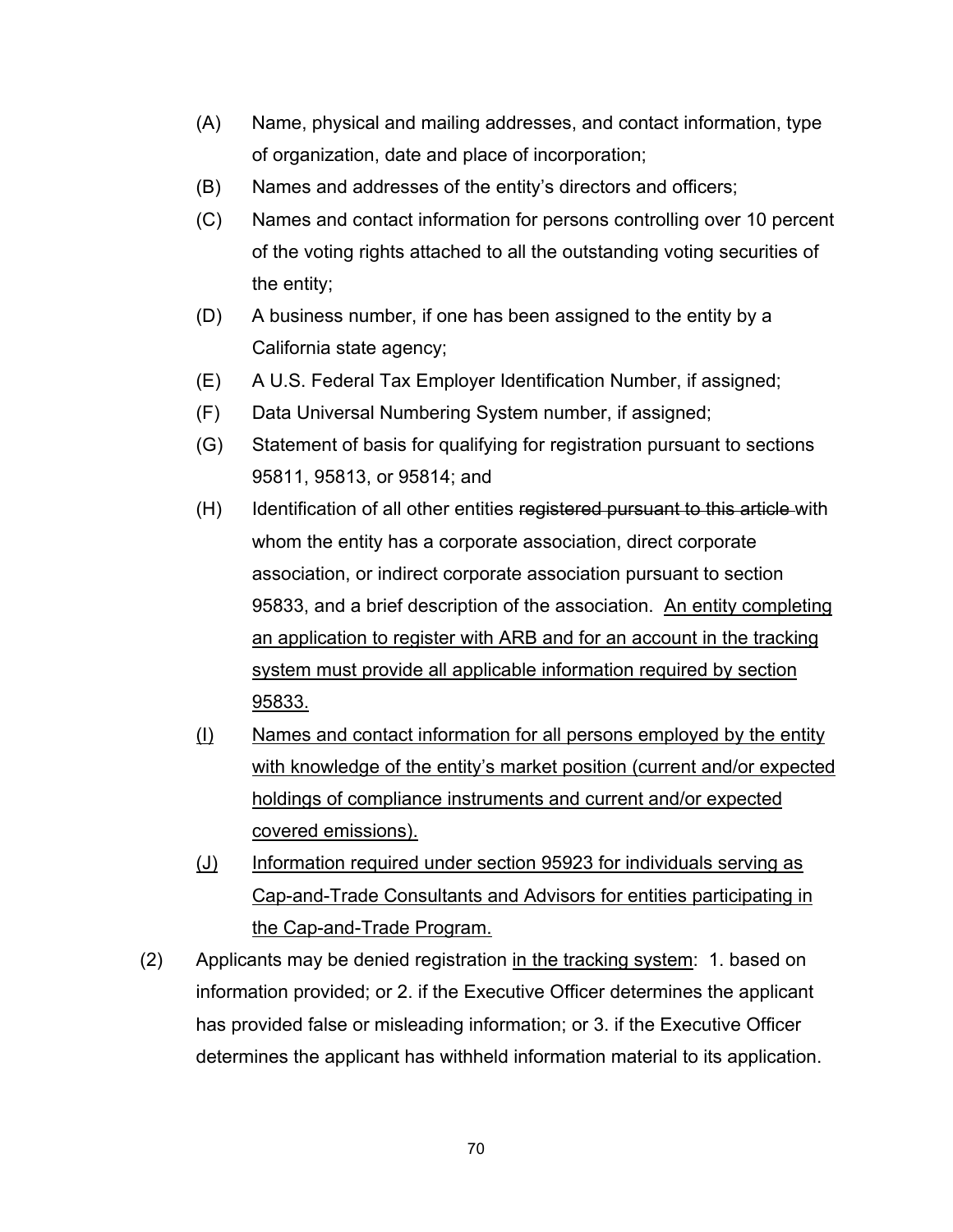(A) Name, physical and mailing addresses, and contact information, type of organization, date and place of incorporation;

(B) Names and addresses of the entity's directors and officers;

(C) Names and contact information for persons controlling over 10 percent of the voting rights attached to all the outstanding voting securities of the entity;

(D) A business number, if one has been assigned to the entity by a California state agency;

(E) A U.S. Federal Tax Employer Identification Number, if assigned;

(F) Data Universal Numbering System number, if assigned;

(G) Statement of basis for qualifying for registration pursuant to sections 95811, 95813, or 95814; and

(H) Identification of all other entities ~~registered pursuant to this article~~ with whom the entity has a corporate association, direct corporate association, or indirect corporate association pursuant to section 95833, and a brief description of the association. <u>An entity completing an application to register with ARB and for an account in the tracking system must provide all applicable information required by section 95833.</u>

<u>(I)</u> <u>Names and contact information for all persons employed by the entity with knowledge of the entity's market position (current and/or expected holdings of compliance instruments and current and/or expected covered emissions).</u>

<u>(J)</u> <u>Information required under section 95923 for individuals serving as Cap-and-Trade Consultants and Advisors for entities participating in the Cap-and-Trade Program.</u>

(2) Applicants may be denied registration <u>in the tracking system</u>: 1. based on information provided; or 2. if the Executive Officer determines the applicant has provided false or misleading information; or 3. if the Executive Officer determines the applicant has withheld information material to its application.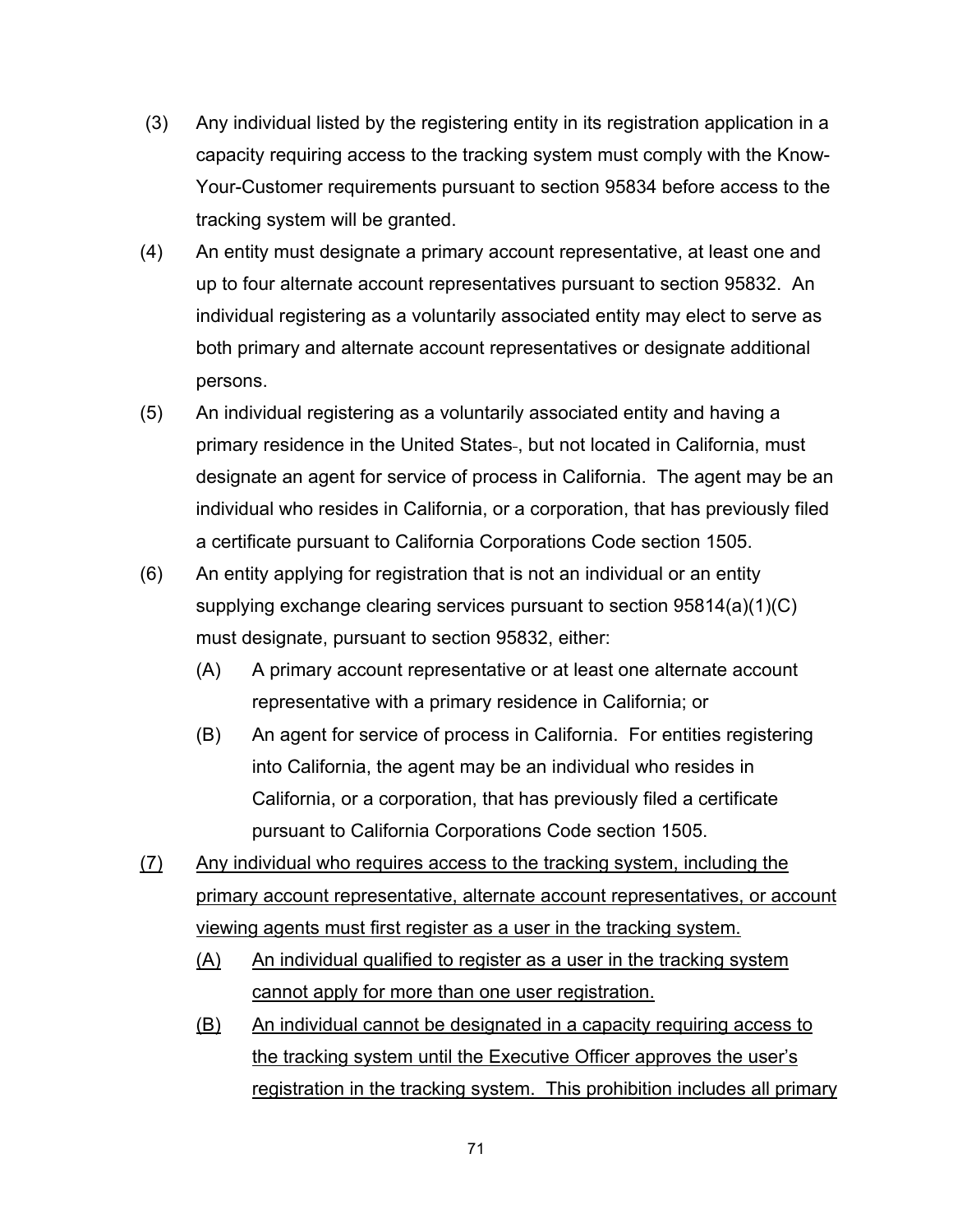(3) Any individual listed by the registering entity in its registration application in a capacity requiring access to the tracking system must comply with the Know-Your-Customer requirements pursuant to section 95834 before access to the tracking system will be granted.

(4) An entity must designate a primary account representative, at least one and up to four alternate account representatives pursuant to section 95832. An individual registering as a voluntarily associated entity may elect to serve as both primary and alternate account representatives or designate additional persons.

(5) An individual registering as a voluntarily associated entity and having a primary residence in the United States, but not located in California, must designate an agent for service of process in California. The agent may be an individual who resides in California, or a corporation, that has previously filed a certificate pursuant to California Corporations Code section 1505.

(6) An entity applying for registration that is not an individual or an entity supplying exchange clearing services pursuant to section 95814(a)(1)(C) must designate, pursuant to section 95832, either:

(A) A primary account representative or at least one alternate account representative with a primary residence in California; or

(B) An agent for service of process in California. For entities registering into California, the agent may be an individual who resides in California, or a corporation, that has previously filed a certificate pursuant to California Corporations Code section 1505.

<u>(7) Any individual who requires access to the tracking system, including the primary account representative, alternate account representatives, or account viewing agents must first register as a user in the tracking system.</u>

<u>(A) An individual qualified to register as a user in the tracking system cannot apply for more than one user registration.</u>

<u>(B) An individual cannot be designated in a capacity requiring access to the tracking system until the Executive Officer approves the user's registration in the tracking system. This prohibition includes all primary</u>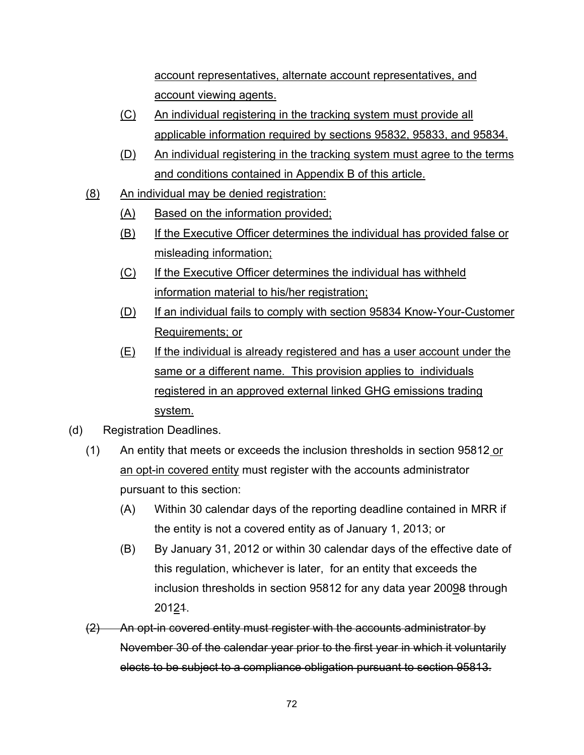account representatives, alternate account representatives, and account viewing agents.

(C) An individual registering in the tracking system must provide all applicable information required by sections 95832, 95833, and 95834.

(D) An individual registering in the tracking system must agree to the terms and conditions contained in Appendix B of this article.

(8) An individual may be denied registration:

(A) Based on the information provided;

(B) If the Executive Officer determines the individual has provided false or misleading information;

(C) If the Executive Officer determines the individual has withheld information material to his/her registration;

(D) If an individual fails to comply with section 95834 Know-Your-Customer Requirements; or

(E) If the individual is already registered and has a user account under the same or a different name. This provision applies to individuals registered in an approved external linked GHG emissions trading system.

(d) Registration Deadlines.

(1) An entity that meets or exceeds the inclusion thresholds in section 95812 or an opt-in covered entity must register with the accounts administrator pursuant to this section:

(A) Within 30 calendar days of the reporting deadline contained in MRR if the entity is not a covered entity as of January 1, 2013; or

(B) By January 31, 2012 or within 30 calendar days of the effective date of this regulation, whichever is later, for an entity that exceeds the inclusion thresholds in section 95812 for any data year 2009~~8~~ through 2012~~1~~.

~~(2) An opt-in covered entity must register with the accounts administrator by November 30 of the calendar year prior to the first year in which it voluntarily elects to be subject to a compliance obligation pursuant to section 95813.~~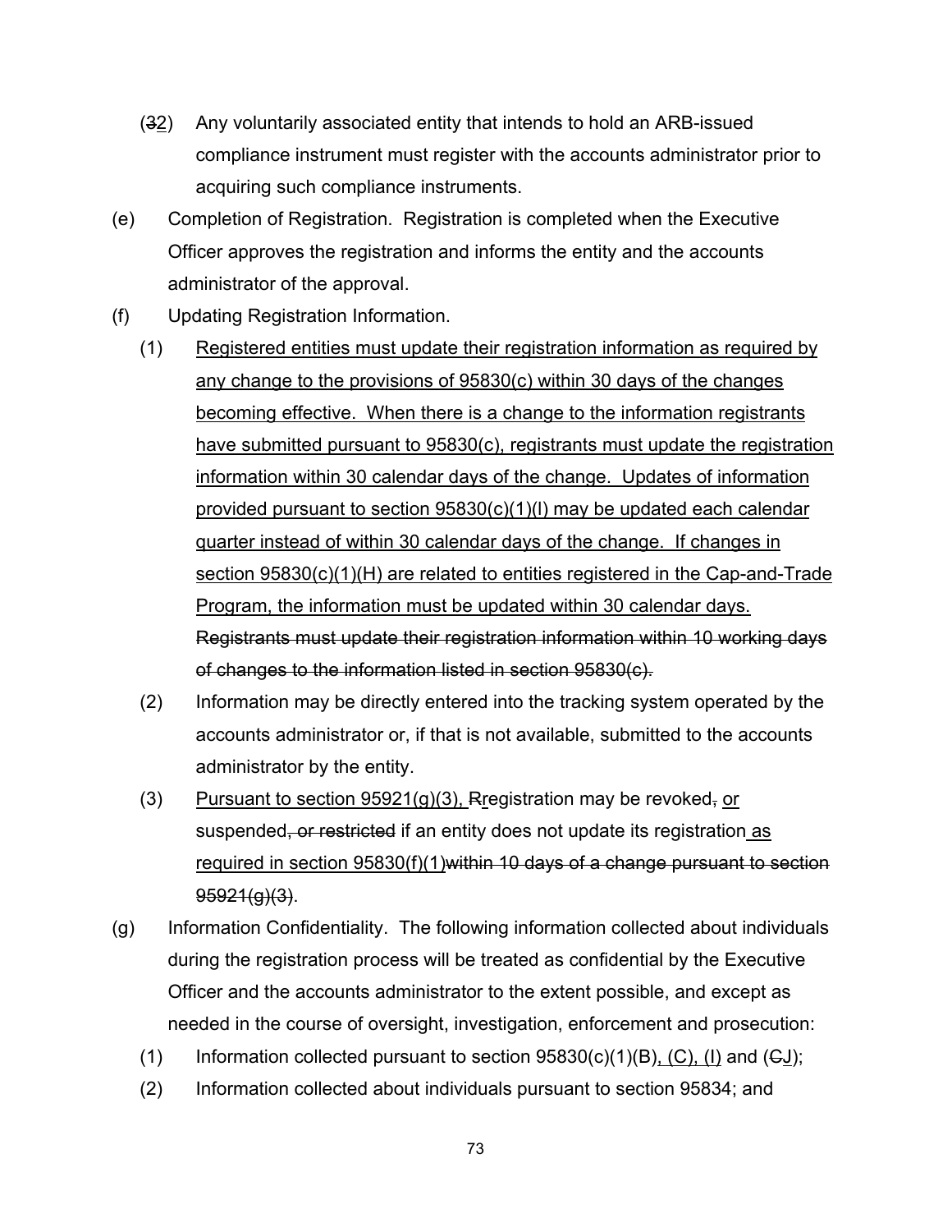(~~3~~<u>2</u>) Any voluntarily associated entity that intends to hold an ARB-issued compliance instrument must register with the accounts administrator prior to acquiring such compliance instruments.

(e) Completion of Registration. Registration is completed when the Executive Officer approves the registration and informs the entity and the accounts administrator of the approval.

(f) Updating Registration Information.

(1) <u>Registered entities must update their registration information as required by any change to the provisions of 95830(c) within 30 days of the changes becoming effective. When there is a change to the information registrants have submitted pursuant to 95830(c), registrants must update the registration information within 30 calendar days of the change. Updates of information provided pursuant to section 95830(c)(1)(I) may be updated each calendar quarter instead of within 30 calendar days of the change. If changes in section 95830(c)(1)(H) are related to entities registered in the Cap-and-Trade Program, the information must be updated within 30 calendar days.</u> ~~Registrants must update their registration information within 10 working days of changes to the information listed in section 95830(c).~~

(2) Information may be directly entered into the tracking system operated by the accounts administrator or, if that is not available, submitted to the accounts administrator by the entity.

(3) <u>Pursuant to section 95921(g)(3),</u> ~~R~~<u>r</u>egistration may be revoked~~,~~ <u>or</u> suspended~~, or restricted~~ if an entity does not update its registration <u>as required in section 95830(f)(1)</u>~~within 10 days of a change pursuant to section 95921(g)(3)~~.

(g) Information Confidentiality. The following information collected about individuals during the registration process will be treated as confidential by the Executive Officer and the accounts administrator to the extent possible, and except as needed in the course of oversight, investigation, enforcement and prosecution:

(1) Information collected pursuant to section 95830(c)(1)(B)<u>, (C), (I)</u> and (~~C~~<u>J</u>);

(2) Information collected about individuals pursuant to section 95834; and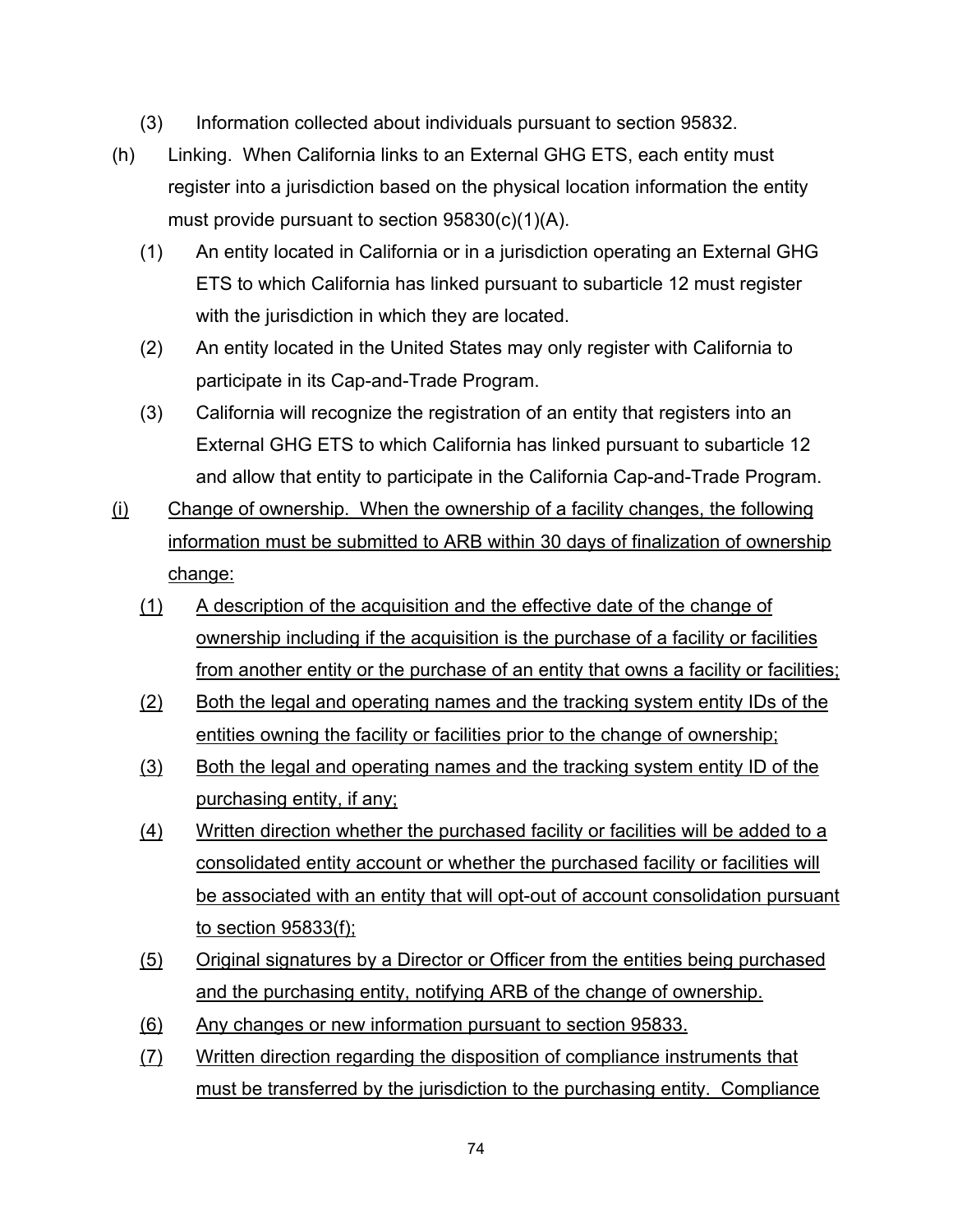(3) Information collected about individuals pursuant to section 95832.

(h) Linking. When California links to an External GHG ETS, each entity must register into a jurisdiction based on the physical location information the entity must provide pursuant to section 95830(c)(1)(A).

(1) An entity located in California or in a jurisdiction operating an External GHG ETS to which California has linked pursuant to subarticle 12 must register with the jurisdiction in which they are located.

(2) An entity located in the United States may only register with California to participate in its Cap-and-Trade Program.

(3) California will recognize the registration of an entity that registers into an External GHG ETS to which California has linked pursuant to subarticle 12 and allow that entity to participate in the California Cap-and-Trade Program.

<u>(i) Change of ownership. When the ownership of a facility changes, the following information must be submitted to ARB within 30 days of finalization of ownership change:</u>

<u>(1) A description of the acquisition and the effective date of the change of ownership including if the acquisition is the purchase of a facility or facilities from another entity or the purchase of an entity that owns a facility or facilities;</u>

<u>(2) Both the legal and operating names and the tracking system entity IDs of the entities owning the facility or facilities prior to the change of ownership;</u>

<u>(3) Both the legal and operating names and the tracking system entity ID of the purchasing entity, if any;</u>

<u>(4) Written direction whether the purchased facility or facilities will be added to a consolidated entity account or whether the purchased facility or facilities will be associated with an entity that will opt-out of account consolidation pursuant to section 95833(f);</u>

<u>(5) Original signatures by a Director or Officer from the entities being purchased and the purchasing entity, notifying ARB of the change of ownership.</u>

<u>(6) Any changes or new information pursuant to section 95833.</u>

<u>(7) Written direction regarding the disposition of compliance instruments that must be transferred by the jurisdiction to the purchasing entity. Compliance</u>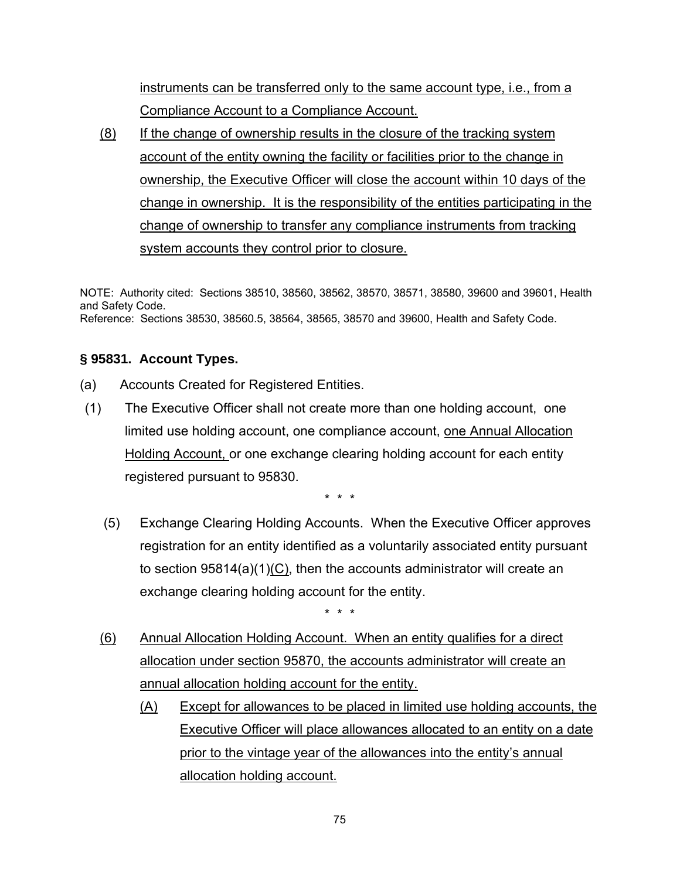instruments can be transferred only to the same account type, i.e., from a Compliance Account to a Compliance Account.

(8) If the change of ownership results in the closure of the tracking system account of the entity owning the facility or facilities prior to the change in ownership, the Executive Officer will close the account within 10 days of the change in ownership. It is the responsibility of the entities participating in the change of ownership to transfer any compliance instruments from tracking system accounts they control prior to closure.

NOTE: Authority cited: Sections 38510, 38560, 38562, 38570, 38571, 38580, 39600 and 39601, Health and Safety Code.
Reference: Sections 38530, 38560.5, 38564, 38565, 38570 and 39600, Health and Safety Code.

**§ 95831. Account Types.**

(a) Accounts Created for Registered Entities.

(1) The Executive Officer shall not create more than one holding account, one limited use holding account, one compliance account, one Annual Allocation Holding Account, or one exchange clearing holding account for each entity registered pursuant to 95830.

\* \* \*

(5) Exchange Clearing Holding Accounts. When the Executive Officer approves registration for an entity identified as a voluntarily associated entity pursuant to section 95814(a)(1)(C), then the accounts administrator will create an exchange clearing holding account for the entity.

\* \* \*

(6) Annual Allocation Holding Account. When an entity qualifies for a direct allocation under section 95870, the accounts administrator will create an annual allocation holding account for the entity.

(A) Except for allowances to be placed in limited use holding accounts, the Executive Officer will place allowances allocated to an entity on a date prior to the vintage year of the allowances into the entity's annual allocation holding account.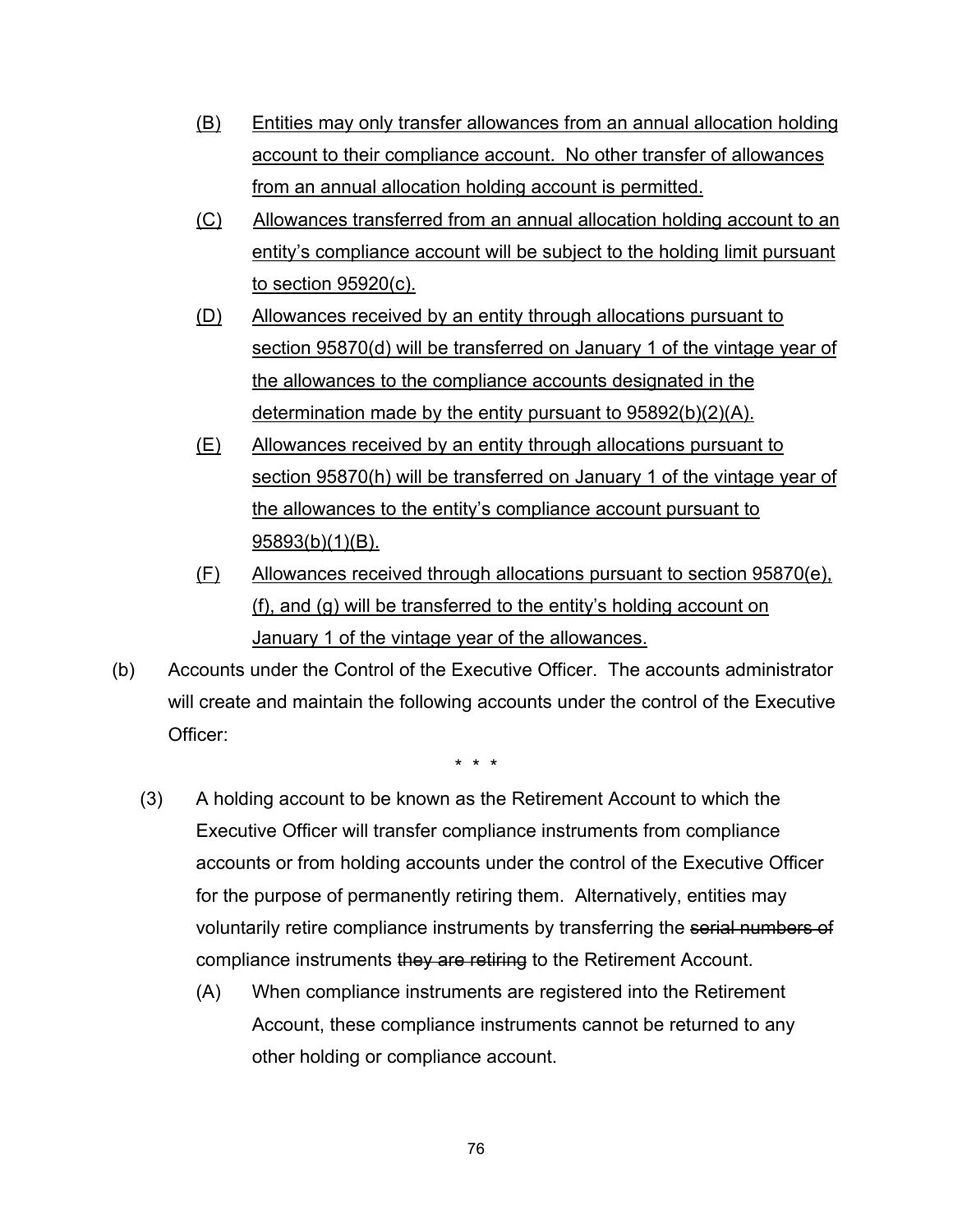(B) Entities may only transfer allowances from an annual allocation holding account to their compliance account. No other transfer of allowances from an annual allocation holding account is permitted.

(C) Allowances transferred from an annual allocation holding account to an entity's compliance account will be subject to the holding limit pursuant to section 95920(c).

(D) Allowances received by an entity through allocations pursuant to section 95870(d) will be transferred on January 1 of the vintage year of the allowances to the compliance accounts designated in the determination made by the entity pursuant to 95892(b)(2)(A).

(E) Allowances received by an entity through allocations pursuant to section 95870(h) will be transferred on January 1 of the vintage year of the allowances to the entity's compliance account pursuant to 95893(b)(1)(B).

(F) Allowances received through allocations pursuant to section 95870(e), (f), and (g) will be transferred to the entity's holding account on January 1 of the vintage year of the allowances.

(b) Accounts under the Control of the Executive Officer. The accounts administrator will create and maintain the following accounts under the control of the Executive Officer:

\* \* \*

(3) A holding account to be known as the Retirement Account to which the Executive Officer will transfer compliance instruments from compliance accounts or from holding accounts under the control of the Executive Officer for the purpose of permanently retiring them. Alternatively, entities may voluntarily retire compliance instruments by transferring the ~~serial numbers of~~ compliance instruments ~~they are retiring~~ to the Retirement Account.

(A) When compliance instruments are registered into the Retirement Account, these compliance instruments cannot be returned to any other holding or compliance account.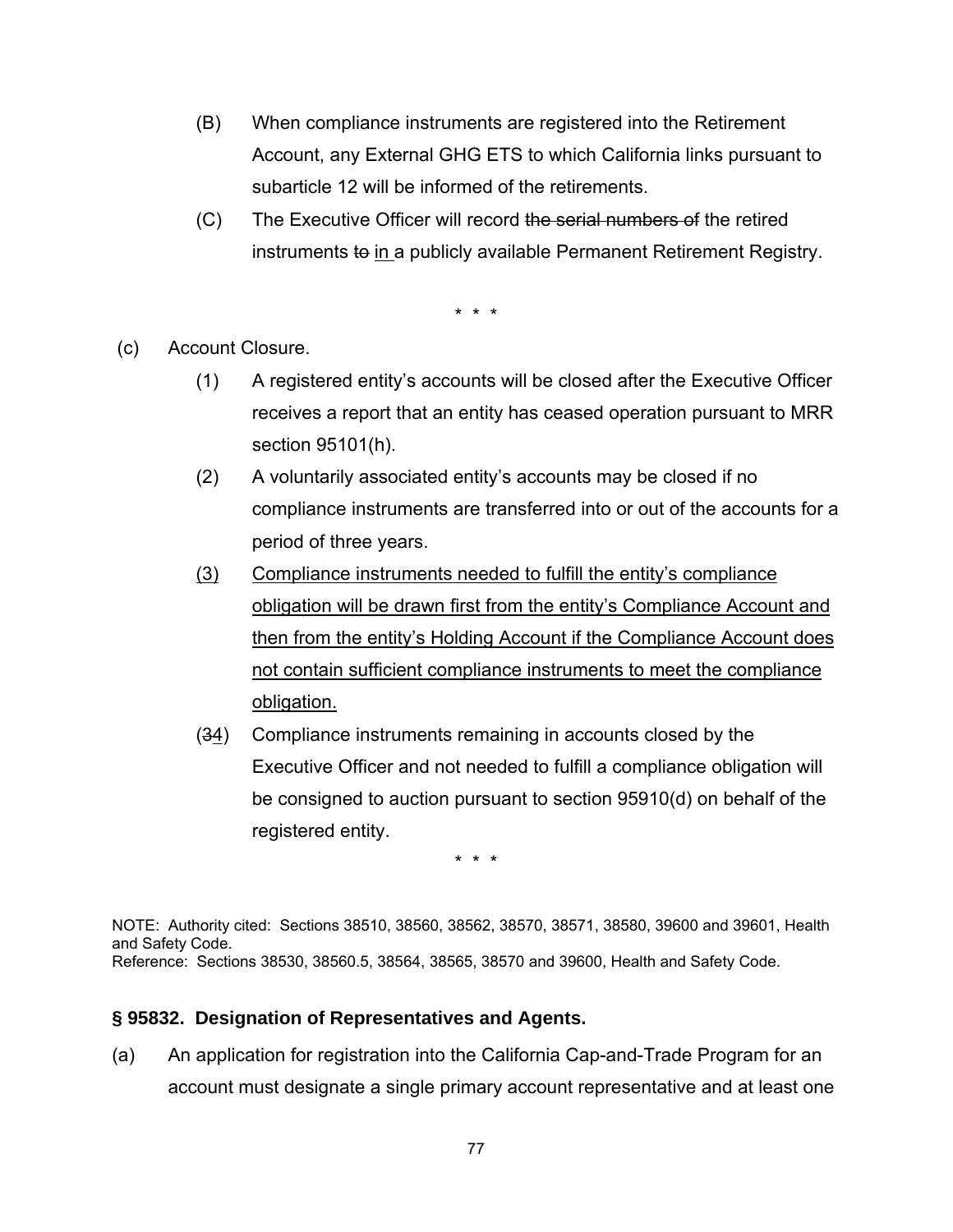(B) When compliance instruments are registered into the Retirement Account, any External GHG ETS to which California links pursuant to subarticle 12 will be informed of the retirements.

(C) The Executive Officer will record ~~the serial numbers of~~ the retired instruments ~~to~~ <u>in</u> a publicly available Permanent Retirement Registry.

\* \* \*

(c) Account Closure.

(1) A registered entity's accounts will be closed after the Executive Officer receives a report that an entity has ceased operation pursuant to MRR section 95101(h).

(2) A voluntarily associated entity's accounts may be closed if no compliance instruments are transferred into or out of the accounts for a period of three years.

<u>(3) Compliance instruments needed to fulfill the entity's compliance obligation will be drawn first from the entity's Compliance Account and then from the entity's Holding Account if the Compliance Account does not contain sufficient compliance instruments to meet the compliance obligation.</u>

(~~3~~<u>4</u>) Compliance instruments remaining in accounts closed by the Executive Officer and not needed to fulfill a compliance obligation will be consigned to auction pursuant to section 95910(d) on behalf of the registered entity.

\* \* \*

NOTE: Authority cited: Sections 38510, 38560, 38562, 38570, 38571, 38580, 39600 and 39601, Health and Safety Code.
Reference: Sections 38530, 38560.5, 38564, 38565, 38570 and 39600, Health and Safety Code.

### § 95832. Designation of Representatives and Agents.

(a) An application for registration into the California Cap-and-Trade Program for an account must designate a single primary account representative and at least one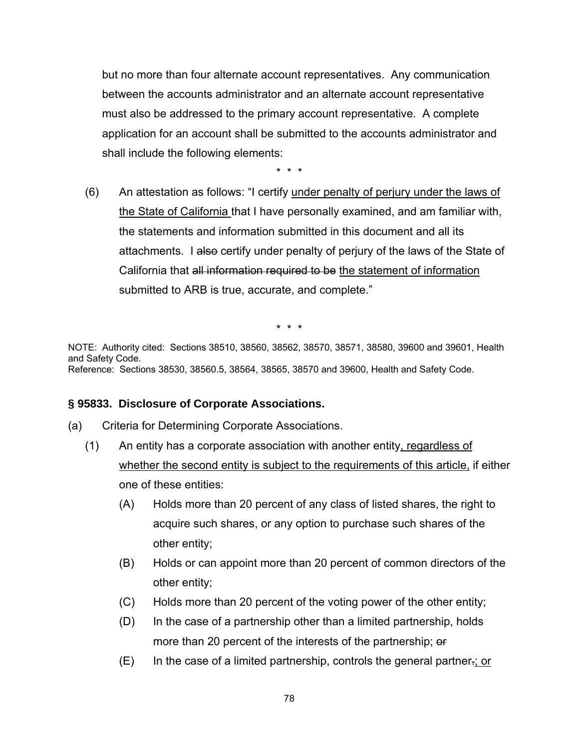but no more than four alternate account representatives. Any communication between the accounts administrator and an alternate account representative must also be addressed to the primary account representative. A complete application for an account shall be submitted to the accounts administrator and shall include the following elements:

\* \* \*

(6) An attestation as follows: "I certify <u>under penalty of perjury under the laws of the State of California</u> that I have personally examined, and am familiar with, the statements and information submitted in this document and all its attachments. I ~~also~~ certify under penalty of perjury of the laws of the State of California that ~~all information required to be~~ <u>the statement of information</u> submitted to ARB is true, accurate, and complete."

\* \* \*

NOTE: Authority cited: Sections 38510, 38560, 38562, 38570, 38571, 38580, 39600 and 39601, Health and Safety Code.
Reference: Sections 38530, 38560.5, 38564, 38565, 38570 and 39600, Health and Safety Code.

**§ 95833. Disclosure of Corporate Associations.**

(a) Criteria for Determining Corporate Associations.

(1) An entity has a corporate association with another entity<u>, regardless of whether the second entity is subject to the requirements of this article,</u> if either one of these entities:

(A) Holds more than 20 percent of any class of listed shares, the right to acquire such shares, or any option to purchase such shares of the other entity;

(B) Holds or can appoint more than 20 percent of common directors of the other entity;

(C) Holds more than 20 percent of the voting power of the other entity;

(D) In the case of a partnership other than a limited partnership, holds more than 20 percent of the interests of the partnership; ~~or~~

(E) In the case of a limited partnership, controls the general partner~~.~~<u>; or</u>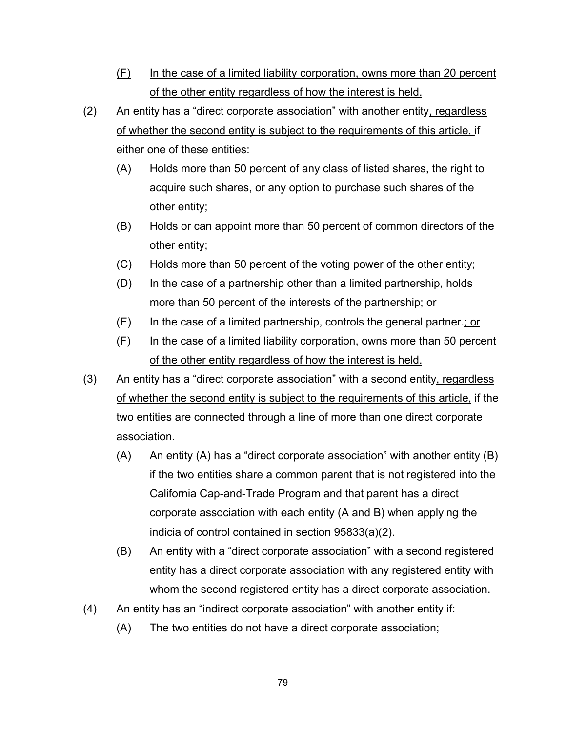(F) In the case of a limited liability corporation, owns more than 20 percent of the other entity regardless of how the interest is held.

(2) An entity has a "direct corporate association" with another entity, regardless of whether the second entity is subject to the requirements of this article, if either one of these entities:

(A) Holds more than 50 percent of any class of listed shares, the right to acquire such shares, or any option to purchase such shares of the other entity;

(B) Holds or can appoint more than 50 percent of common directors of the other entity;

(C) Holds more than 50 percent of the voting power of the other entity;

(D) In the case of a partnership other than a limited partnership, holds more than 50 percent of the interests of the partnership; ~~or~~

(E) In the case of a limited partnership, controls the general partner~~.~~; or

(F) In the case of a limited liability corporation, owns more than 50 percent of the other entity regardless of how the interest is held.

(3) An entity has a "direct corporate association" with a second entity, regardless of whether the second entity is subject to the requirements of this article, if the two entities are connected through a line of more than one direct corporate association.

(A) An entity (A) has a "direct corporate association" with another entity (B) if the two entities share a common parent that is not registered into the California Cap-and-Trade Program and that parent has a direct corporate association with each entity (A and B) when applying the indicia of control contained in section 95833(a)(2).

(B) An entity with a "direct corporate association" with a second registered entity has a direct corporate association with any registered entity with whom the second registered entity has a direct corporate association.

(4) An entity has an "indirect corporate association" with another entity if:

(A) The two entities do not have a direct corporate association;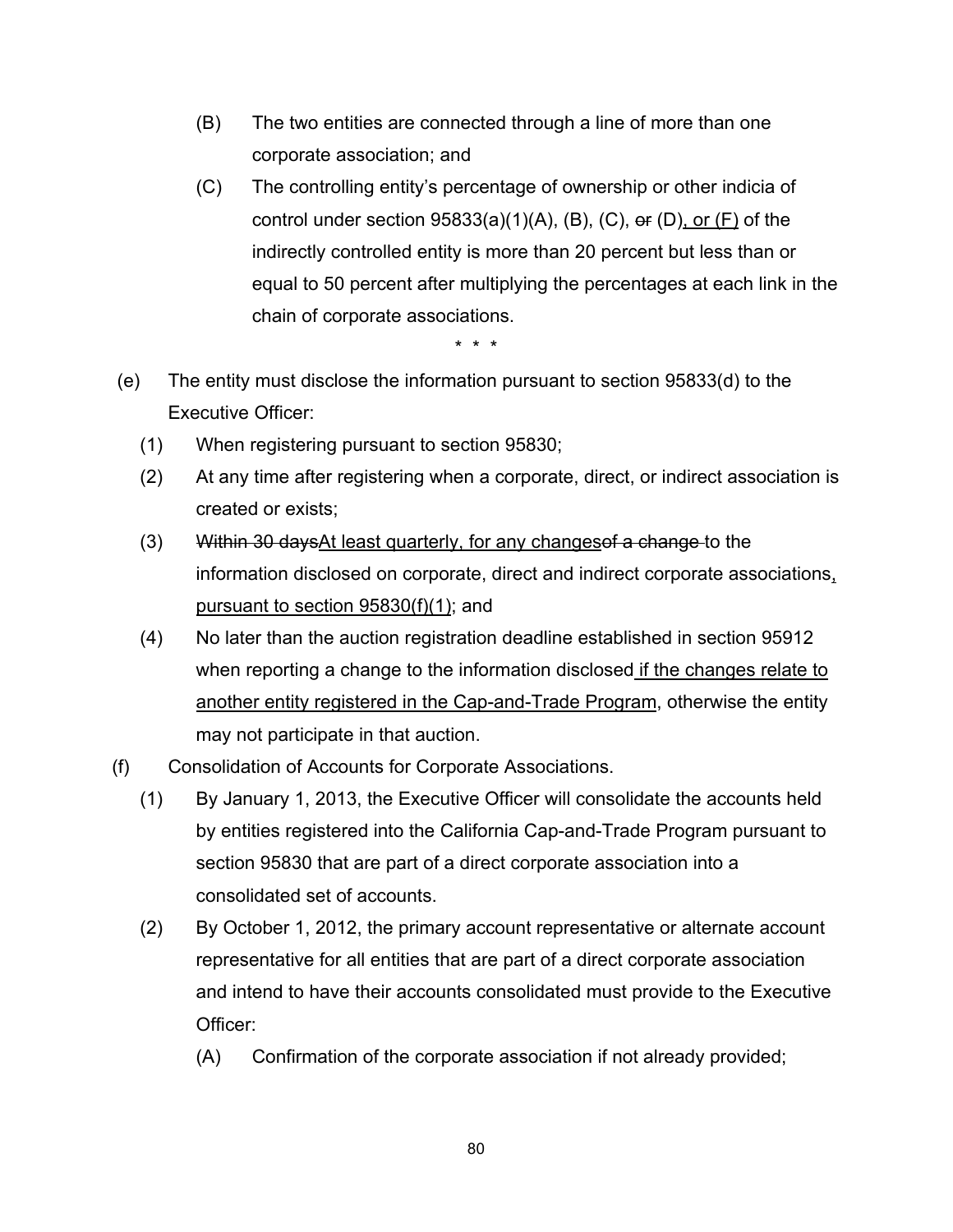(B) The two entities are connected through a line of more than one corporate association; and

(C) The controlling entity's percentage of ownership or other indicia of control under section 95833(a)(1)(A), (B), (C), ~~or~~ (D), <u>or (F)</u> of the indirectly controlled entity is more than 20 percent but less than or equal to 50 percent after multiplying the percentages at each link in the chain of corporate associations.

\* \* \*

(e) The entity must disclose the information pursuant to section 95833(d) to the Executive Officer:

(1) When registering pursuant to section 95830;

(2) At any time after registering when a corporate, direct, or indirect association is created or exists;

(3) ~~Within 30 days~~<u>At least quarterly, for any changes</u>~~of a change~~ to the information disclosed on corporate, direct and indirect corporate associations<u>, pursuant to section 95830(f)(1)</u>; and

(4) No later than the auction registration deadline established in section 95912 when reporting a change to the information disclosed <u>if the changes relate to another entity registered in the Cap-and-Trade Program</u>, otherwise the entity may not participate in that auction.

(f) Consolidation of Accounts for Corporate Associations.

(1) By January 1, 2013, the Executive Officer will consolidate the accounts held by entities registered into the California Cap-and-Trade Program pursuant to section 95830 that are part of a direct corporate association into a consolidated set of accounts.

(2) By October 1, 2012, the primary account representative or alternate account representative for all entities that are part of a direct corporate association and intend to have their accounts consolidated must provide to the Executive Officer:

(A) Confirmation of the corporate association if not already provided;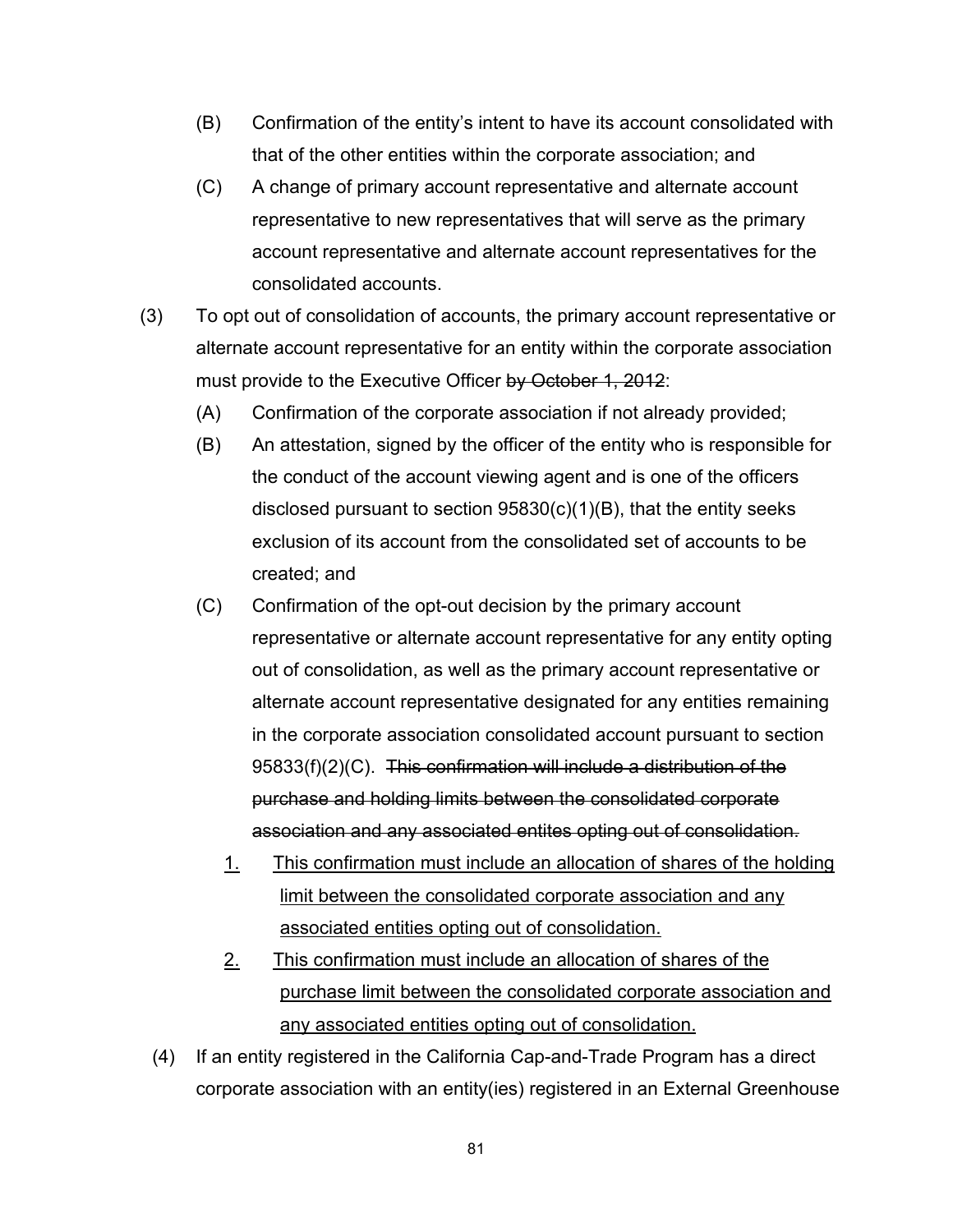(B) Confirmation of the entity's intent to have its account consolidated with that of the other entities within the corporate association; and

(C) A change of primary account representative and alternate account representative to new representatives that will serve as the primary account representative and alternate account representatives for the consolidated accounts.

(3) To opt out of consolidation of accounts, the primary account representative or alternate account representative for an entity within the corporate association must provide to the Executive Officer ~~by October 1, 2012~~:

(A) Confirmation of the corporate association if not already provided;

(B) An attestation, signed by the officer of the entity who is responsible for the conduct of the account viewing agent and is one of the officers disclosed pursuant to section 95830(c)(1)(B), that the entity seeks exclusion of its account from the consolidated set of accounts to be created; and

(C) Confirmation of the opt-out decision by the primary account representative or alternate account representative for any entity opting out of consolidation, as well as the primary account representative or alternate account representative designated for any entities remaining in the corporate association consolidated account pursuant to section 95833(f)(2)(C). ~~This confirmation will include a distribution of the purchase and holding limits between the consolidated corporate association and any associated entites opting out of consolidation.~~

<u>1.</u> <u>This confirmation must include an allocation of shares of the holding limit between the consolidated corporate association and any associated entities opting out of consolidation.</u>

<u>2.</u> <u>This confirmation must include an allocation of shares of the purchase limit between the consolidated corporate association and any associated entities opting out of consolidation.</u>

(4) If an entity registered in the California Cap-and-Trade Program has a direct corporate association with an entity(ies) registered in an External Greenhouse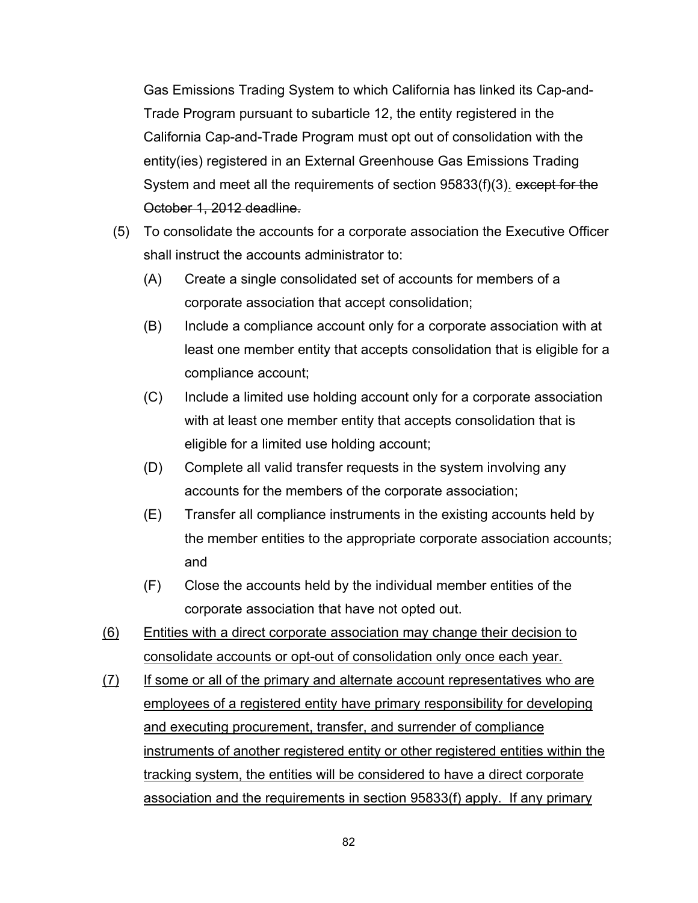Gas Emissions Trading System to which California has linked its Cap-and-Trade Program pursuant to subarticle 12, the entity registered in the California Cap-and-Trade Program must opt out of consolidation with the entity(ies) registered in an External Greenhouse Gas Emissions Trading System and meet all the requirements of section 95833(f)(3)<u>.</u> ~~except for the October 1, 2012 deadline.~~

(5) To consolidate the accounts for a corporate association the Executive Officer shall instruct the accounts administrator to:

(A) Create a single consolidated set of accounts for members of a corporate association that accept consolidation;

(B) Include a compliance account only for a corporate association with at least one member entity that accepts consolidation that is eligible for a compliance account;

(C) Include a limited use holding account only for a corporate association with at least one member entity that accepts consolidation that is eligible for a limited use holding account;

(D) Complete all valid transfer requests in the system involving any accounts for the members of the corporate association;

(E) Transfer all compliance instruments in the existing accounts held by the member entities to the appropriate corporate association accounts; and

(F) Close the accounts held by the individual member entities of the corporate association that have not opted out.

<u>(6) Entities with a direct corporate association may change their decision to consolidate accounts or opt-out of consolidation only once each year.</u>

<u>(7) If some or all of the primary and alternate account representatives who are employees of a registered entity have primary responsibility for developing and executing procurement, transfer, and surrender of compliance instruments of another registered entity or other registered entities within the tracking system, the entities will be considered to have a direct corporate association and the requirements in section 95833(f) apply. If any primary</u>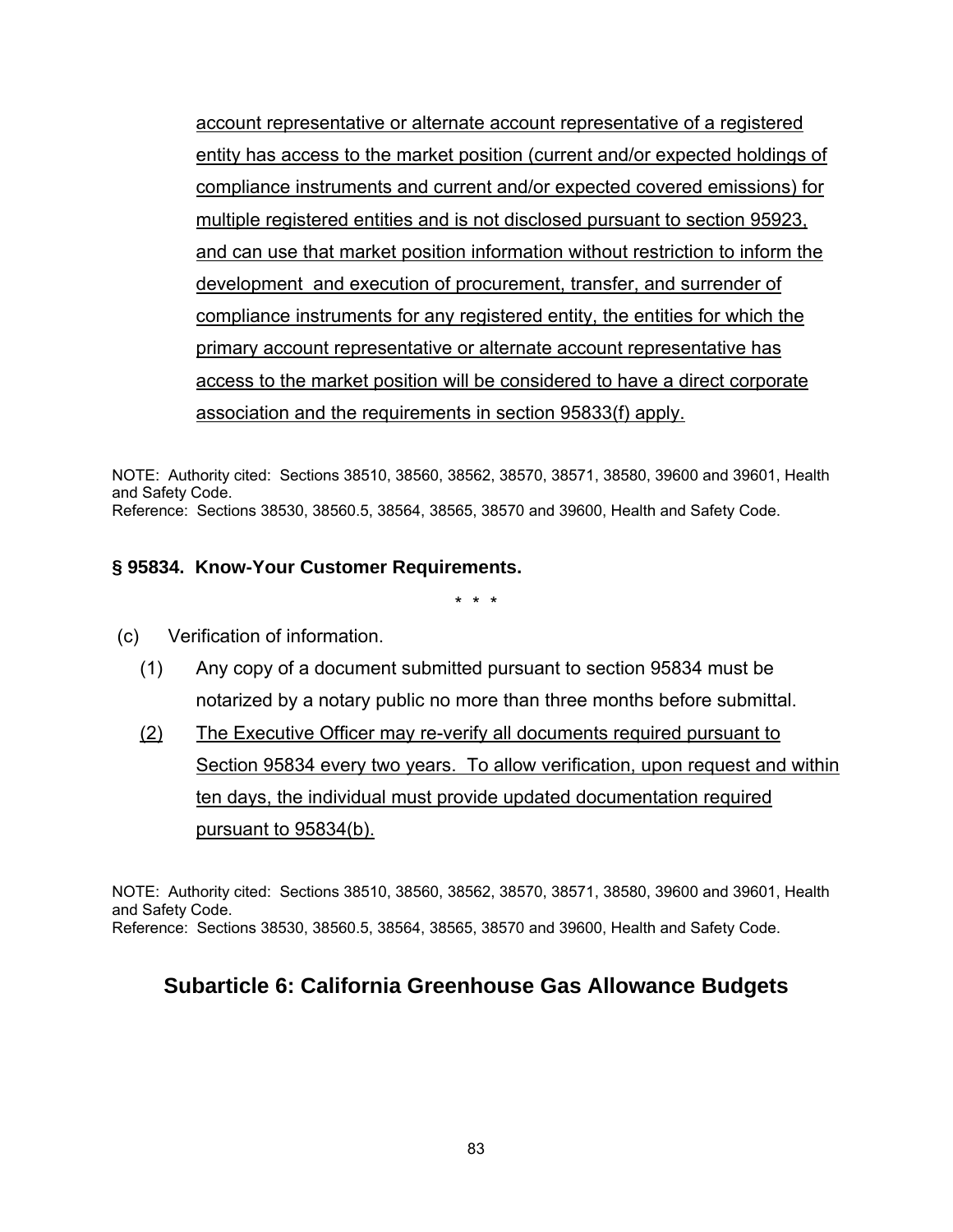account representative or alternate account representative of a registered entity has access to the market position (current and/or expected holdings of compliance instruments and current and/or expected covered emissions) for multiple registered entities and is not disclosed pursuant to section 95923, and can use that market position information without restriction to inform the development and execution of procurement, transfer, and surrender of compliance instruments for any registered entity, the entities for which the primary account representative or alternate account representative has access to the market position will be considered to have a direct corporate association and the requirements in section 95833(f) apply.

NOTE: Authority cited: Sections 38510, 38560, 38562, 38570, 38571, 38580, 39600 and 39601, Health and Safety Code.
Reference: Sections 38530, 38560.5, 38564, 38565, 38570 and 39600, Health and Safety Code.

### § 95834. Know-Your Customer Requirements.

\* \* \*

(c) Verification of information.

(1) Any copy of a document submitted pursuant to section 95834 must be notarized by a notary public no more than three months before submittal.

(2) The Executive Officer may re-verify all documents required pursuant to Section 95834 every two years. To allow verification, upon request and within ten days, the individual must provide updated documentation required pursuant to 95834(b).

NOTE: Authority cited: Sections 38510, 38560, 38562, 38570, 38571, 38580, 39600 and 39601, Health and Safety Code.
Reference: Sections 38530, 38560.5, 38564, 38565, 38570 and 39600, Health and Safety Code.

## Subarticle 6: California Greenhouse Gas Allowance Budgets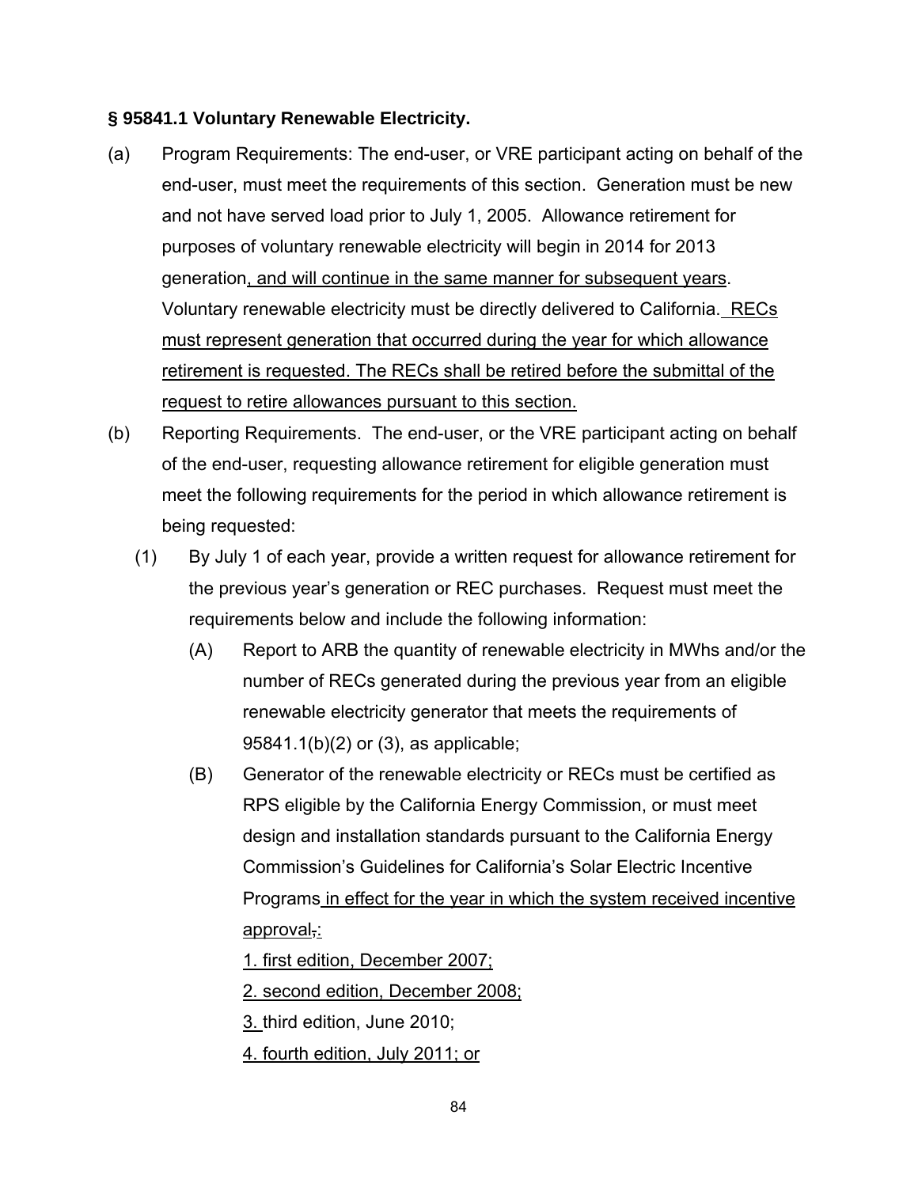**§ 95841.1 Voluntary Renewable Electricity.**

(a) Program Requirements: The end-user, or VRE participant acting on behalf of the end-user, must meet the requirements of this section. Generation must be new and not have served load prior to July 1, 2005. Allowance retirement for purposes of voluntary renewable electricity will begin in 2014 for 2013 generation, and will continue in the same manner for subsequent years. Voluntary renewable electricity must be directly delivered to California. RECs must represent generation that occurred during the year for which allowance retirement is requested. The RECs shall be retired before the submittal of the request to retire allowances pursuant to this section.

(b) Reporting Requirements. The end-user, or the VRE participant acting on behalf of the end-user, requesting allowance retirement for eligible generation must meet the following requirements for the period in which allowance retirement is being requested:

(1) By July 1 of each year, provide a written request for allowance retirement for the previous year's generation or REC purchases. Request must meet the requirements below and include the following information:

(A) Report to ARB the quantity of renewable electricity in MWhs and/or the number of RECs generated during the previous year from an eligible renewable electricity generator that meets the requirements of 95841.1(b)(2) or (3), as applicable;

(B) Generator of the renewable electricity or RECs must be certified as RPS eligible by the California Energy Commission, or must meet design and installation standards pursuant to the California Energy Commission's Guidelines for California's Solar Electric Incentive Programs in effect for the year in which the system received incentive approval,:

1. first edition, December 2007;

2. second edition, December 2008;

3. third edition, June 2010;

4. fourth edition, July 2011; or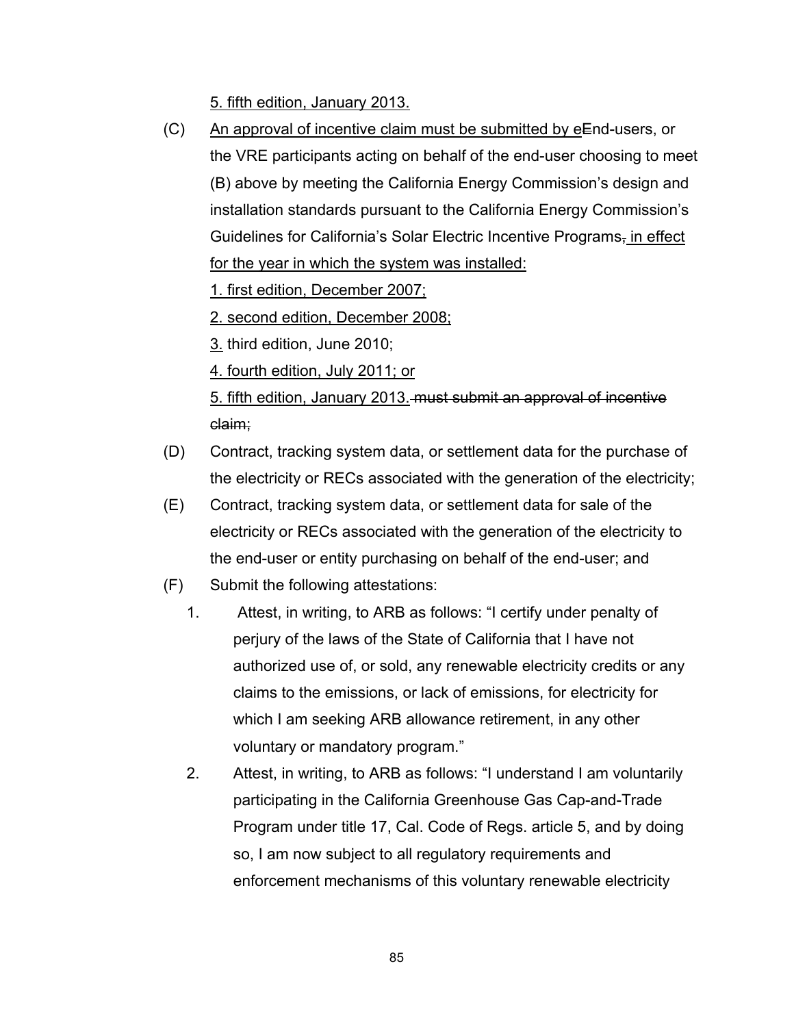5. fifth edition, January 2013.

(C) An approval of incentive claim must be submitted by eEnd-users, or the VRE participants acting on behalf of the end-user choosing to meet (B) above by meeting the California Energy Commission's design and installation standards pursuant to the California Energy Commission's Guidelines for California's Solar Electric Incentive Programs, in effect for the year in which the system was installed:

1. first edition, December 2007;

2. second edition, December 2008;

3. third edition, June 2010;

4. fourth edition, July 2011; or

5. fifth edition, January 2013. must submit an approval of incentive claim;

(D) Contract, tracking system data, or settlement data for the purchase of the electricity or RECs associated with the generation of the electricity;

(E) Contract, tracking system data, or settlement data for sale of the electricity or RECs associated with the generation of the electricity to the end-user or entity purchasing on behalf of the end-user; and

(F) Submit the following attestations:

1. Attest, in writing, to ARB as follows: "I certify under penalty of perjury of the laws of the State of California that I have not authorized use of, or sold, any renewable electricity credits or any claims to the emissions, or lack of emissions, for electricity for which I am seeking ARB allowance retirement, in any other voluntary or mandatory program."

2. Attest, in writing, to ARB as follows: "I understand I am voluntarily participating in the California Greenhouse Gas Cap-and-Trade Program under title 17, Cal. Code of Regs. article 5, and by doing so, I am now subject to all regulatory requirements and enforcement mechanisms of this voluntary renewable electricity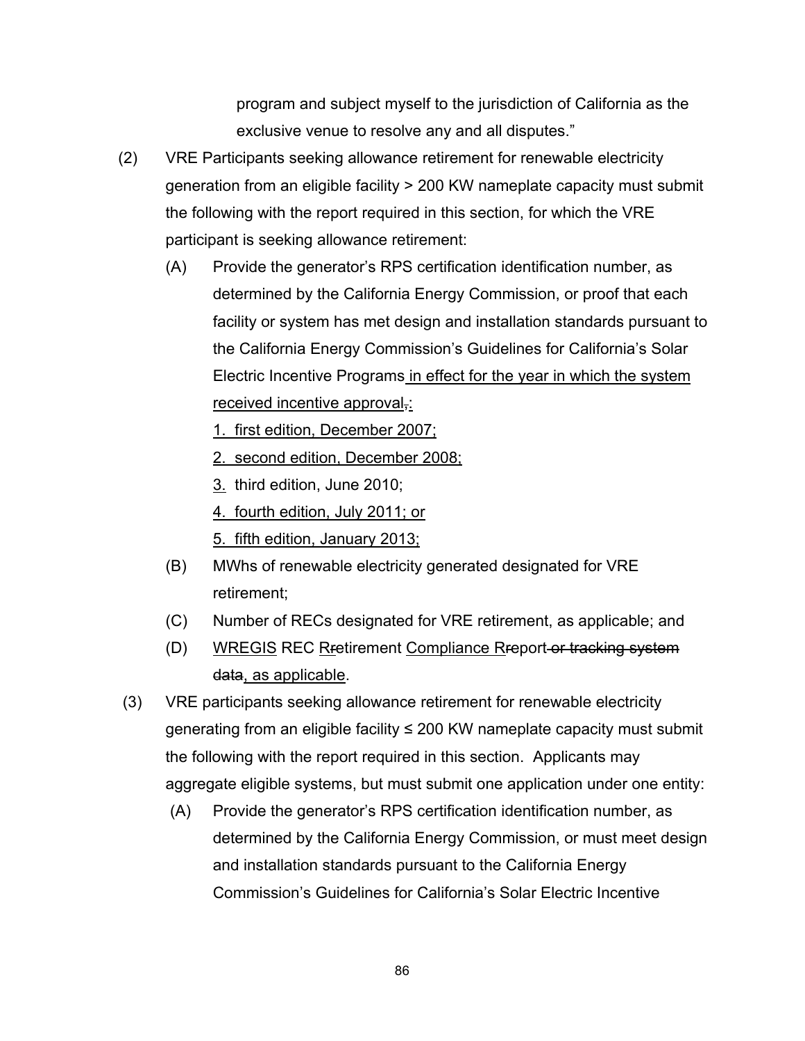program and subject myself to the jurisdiction of California as the exclusive venue to resolve any and all disputes."

(2) VRE Participants seeking allowance retirement for renewable electricity generation from an eligible facility > 200 KW nameplate capacity must submit the following with the report required in this section, for which the VRE participant is seeking allowance retirement:

(A) Provide the generator's RPS certification identification number, as determined by the California Energy Commission, or proof that each facility or system has met design and installation standards pursuant to the California Energy Commission's Guidelines for California's Solar Electric Incentive Programs<u> in effect for the year in which the system received incentive approval</u>~~,~~<u>:</u>

<u>1. first edition, December 2007;</u>

<u>2. second edition, December 2008;</u>

<u>3.</u> third edition, June 2010;

<u>4. fourth edition, July 2011; or</u>

<u>5. fifth edition, January 2013;</u>

(B) MWhs of renewable electricity generated designated for VRE retirement;

(C) Number of RECs designated for VRE retirement, as applicable; and

(D) <u>WREGIS</u> REC <u>R</u>~~r~~etirement <u>Compliance R</u>~~r~~eport~~ or tracking system data~~<u>, as applicable</u>.

(3) VRE participants seeking allowance retirement for renewable electricity generating from an eligible facility ≤ 200 KW nameplate capacity must submit the following with the report required in this section. Applicants may aggregate eligible systems, but must submit one application under one entity:

(A) Provide the generator's RPS certification identification number, as determined by the California Energy Commission, or must meet design and installation standards pursuant to the California Energy Commission's Guidelines for California's Solar Electric Incentive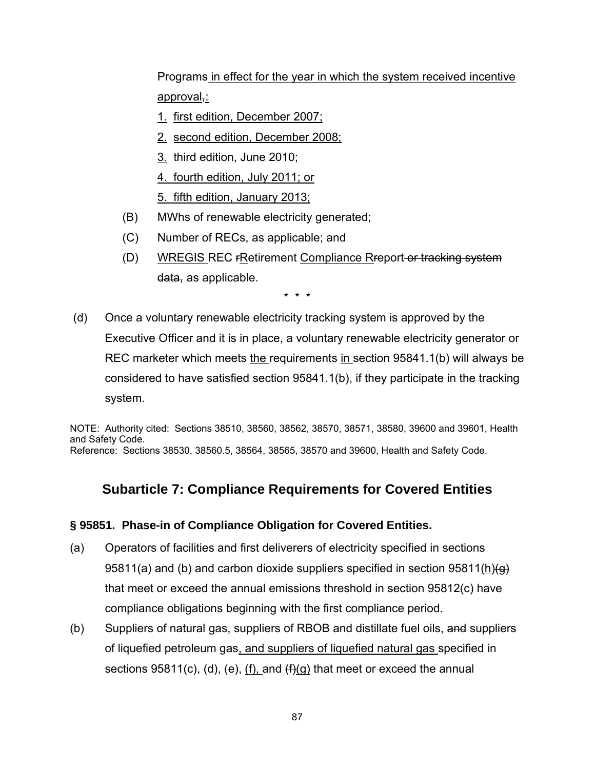Programs <u>in effect for the year in which the system received incentive approval</u>~~,~~<u>:</u>

<u>1.</u> <u>first edition, December 2007;</u>

<u>2.</u> <u>second edition, December 2008;</u>

<u>3.</u> third edition, June 2010;

<u>4. fourth edition, July 2011; or</u>

<u>5. fifth edition, January 2013;</u>

(B) MWhs of renewable electricity generated;

(C) Number of RECs, as applicable; and

(D) <u>WREGIS</u> REC ~~r~~<u>R</u>etirement <u>Compliance R</u>~~r~~eport ~~or tracking system data,~~ as applicable.

\* \* \*

(d) Once a voluntary renewable electricity tracking system is approved by the Executive Officer and it is in place, a voluntary renewable electricity generator or REC marketer which meets <u>the</u> requirements <u>in</u> section 95841.1(b) will always be considered to have satisfied section 95841.1(b), if they participate in the tracking system.

NOTE: Authority cited: Sections 38510, 38560, 38562, 38570, 38571, 38580, 39600 and 39601, Health and Safety Code.
Reference: Sections 38530, 38560.5, 38564, 38565, 38570 and 39600, Health and Safety Code.

## Subarticle 7: Compliance Requirements for Covered Entities

### § 95851. Phase-in of Compliance Obligation for Covered Entities.

(a) Operators of facilities and first deliverers of electricity specified in sections 95811(a) and (b) and carbon dioxide suppliers specified in section 95811<u>(h)</u>~~(g)~~ that meet or exceed the annual emissions threshold in section 95812(c) have compliance obligations beginning with the first compliance period.

(b) Suppliers of natural gas, suppliers of RBOB and distillate fuel oils, ~~and~~ suppliers of liquefied petroleum gas<u>, and suppliers of liquefied natural gas</u> specified in sections 95811(c), (d), (e), <u>(f),</u> and ~~(f)~~<u>(g)</u> that meet or exceed the annual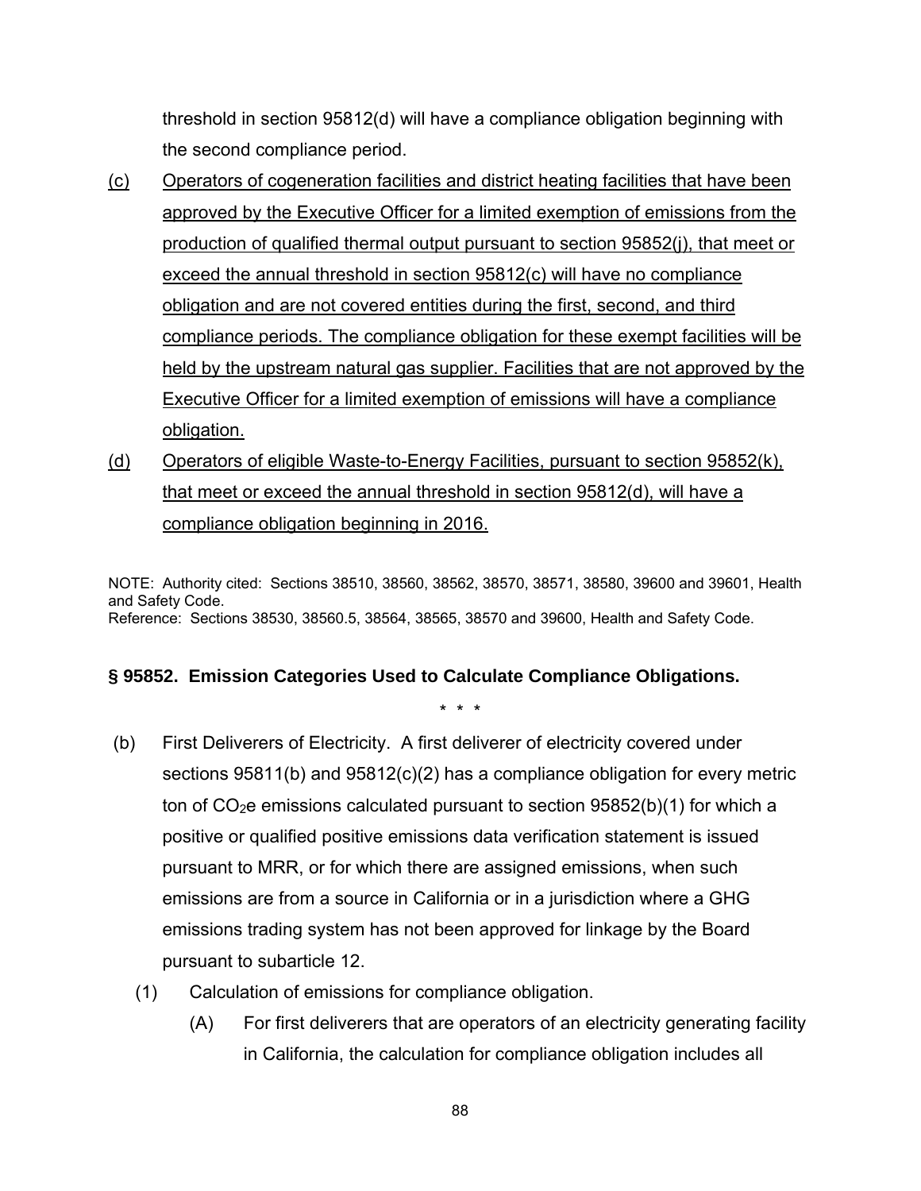threshold in section 95812(d) will have a compliance obligation beginning with the second compliance period.

<u>(c)</u> <u>Operators of cogeneration facilities and district heating facilities that have been approved by the Executive Officer for a limited exemption of emissions from the production of qualified thermal output pursuant to section 95852(j), that meet or exceed the annual threshold in section 95812(c) will have no compliance obligation and are not covered entities during the first, second, and third compliance periods. The compliance obligation for these exempt facilities will be held by the upstream natural gas supplier. Facilities that are not approved by the Executive Officer for a limited exemption of emissions will have a compliance obligation.</u>

<u>(d)</u> <u>Operators of eligible Waste-to-Energy Facilities, pursuant to section 95852(k), that meet or exceed the annual threshold in section 95812(d), will have a compliance obligation beginning in 2016.</u>

NOTE: Authority cited: Sections 38510, 38560, 38562, 38570, 38571, 38580, 39600 and 39601, Health and Safety Code.
Reference: Sections 38530, 38560.5, 38564, 38565, 38570 and 39600, Health and Safety Code.

**§ 95852. Emission Categories Used to Calculate Compliance Obligations.**

\* \* \*

(b) First Deliverers of Electricity. A first deliverer of electricity covered under sections 95811(b) and 95812(c)(2) has a compliance obligation for every metric ton of $CO_2$e emissions calculated pursuant to section 95852(b)(1) for which a positive or qualified positive emissions data verification statement is issued pursuant to MRR, or for which there are assigned emissions, when such emissions are from a source in California or in a jurisdiction where a GHG emissions trading system has not been approved for linkage by the Board pursuant to subarticle 12.

(1) Calculation of emissions for compliance obligation.

(A) For first deliverers that are operators of an electricity generating facility in California, the calculation for compliance obligation includes all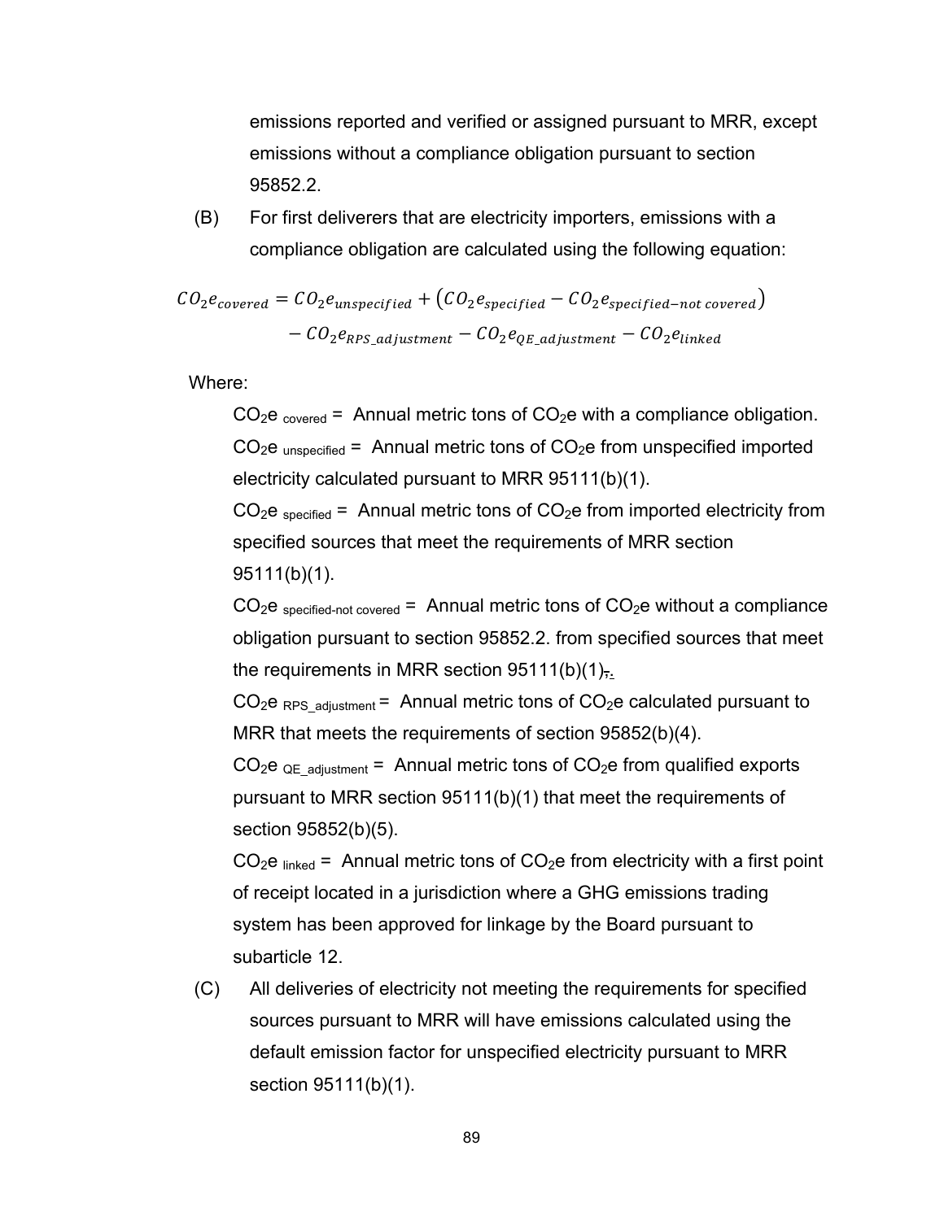emissions reported and verified or assigned pursuant to MRR, except emissions without a compliance obligation pursuant to section 95852.2.

(B) For first deliverers that are electricity importers, emissions with a compliance obligation are calculated using the following equation:

$$CO_2e_{covered} = CO_2e_{unspecified} + \left(CO_2e_{specified} - CO_2e_{specified-not\ covered}\right) - CO_2e_{RPS\_adjustment} - CO_2e_{QE\_adjustment} - CO_2e_{linked}$$

Where:

$CO_2e_{covered}$ = Annual metric tons of $CO_2e$ with a compliance obligation.

$CO_2e_{unspecified}$ = Annual metric tons of $CO_2e$ from unspecified imported electricity calculated pursuant to MRR 95111(b)(1).

$CO_2e_{specified}$ = Annual metric tons of $CO_2e$ from imported electricity from specified sources that meet the requirements of MRR section 95111(b)(1).

$CO_2e_{specified-not\ covered}$ = Annual metric tons of $CO_2e$ without a compliance obligation pursuant to section 95852.2. from specified sources that meet the requirements in MRR section 95111(b)(1);.

$CO_2e_{RPS\_adjustment}$ = Annual metric tons of $CO_2e$ calculated pursuant to MRR that meets the requirements of section 95852(b)(4).

$CO_2e_{QE\_adjustment}$ = Annual metric tons of $CO_2e$ from qualified exports pursuant to MRR section 95111(b)(1) that meet the requirements of section 95852(b)(5).

$CO_2e_{linked}$ = Annual metric tons of $CO_2e$ from electricity with a first point of receipt located in a jurisdiction where a GHG emissions trading system has been approved for linkage by the Board pursuant to subarticle 12.

(C) All deliveries of electricity not meeting the requirements for specified sources pursuant to MRR will have emissions calculated using the default emission factor for unspecified electricity pursuant to MRR section 95111(b)(1).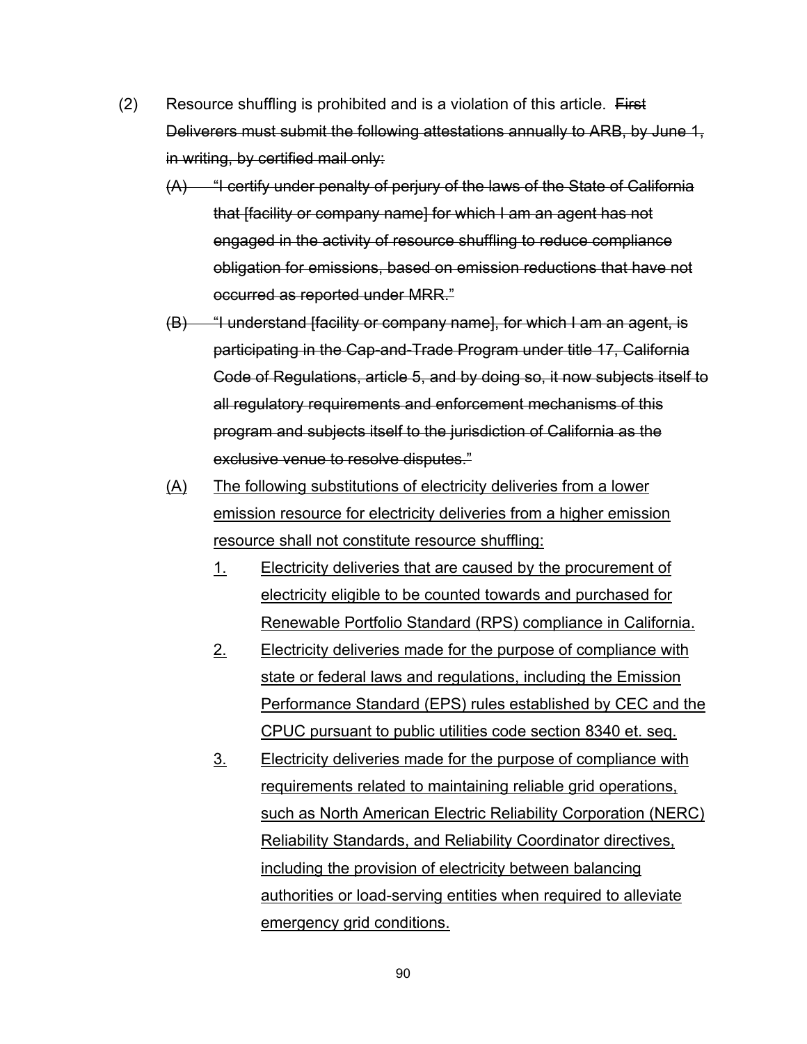(2) Resource shuffling is prohibited and is a violation of this article. ~~First Deliverers must submit the following attestations annually to ARB, by June 1, in writing, by certified mail only:~~

~~(A) "I certify under penalty of perjury of the laws of the State of California that [facility or company name] for which I am an agent has not engaged in the activity of resource shuffling to reduce compliance obligation for emissions, based on emission reductions that have not occurred as reported under MRR."~~

~~(B) "I understand [facility or company name], for which I am an agent, is participating in the Cap-and-Trade Program under title 17, California Code of Regulations, article 5, and by doing so, it now subjects itself to all regulatory requirements and enforcement mechanisms of this program and subjects itself to the jurisdiction of California as the exclusive venue to resolve disputes."~~

<u>(A) The following substitutions of electricity deliveries from a lower emission resource for electricity deliveries from a higher emission resource shall not constitute resource shuffling:</u>

<u>1. Electricity deliveries that are caused by the procurement of electricity eligible to be counted towards and purchased for Renewable Portfolio Standard (RPS) compliance in California.</u>

<u>2. Electricity deliveries made for the purpose of compliance with state or federal laws and regulations, including the Emission Performance Standard (EPS) rules established by CEC and the CPUC pursuant to public utilities code section 8340 et. seq.</u>

<u>3. Electricity deliveries made for the purpose of compliance with requirements related to maintaining reliable grid operations, such as North American Electric Reliability Corporation (NERC) Reliability Standards, and Reliability Coordinator directives, including the provision of electricity between balancing authorities or load-serving entities when required to alleviate emergency grid conditions.</u>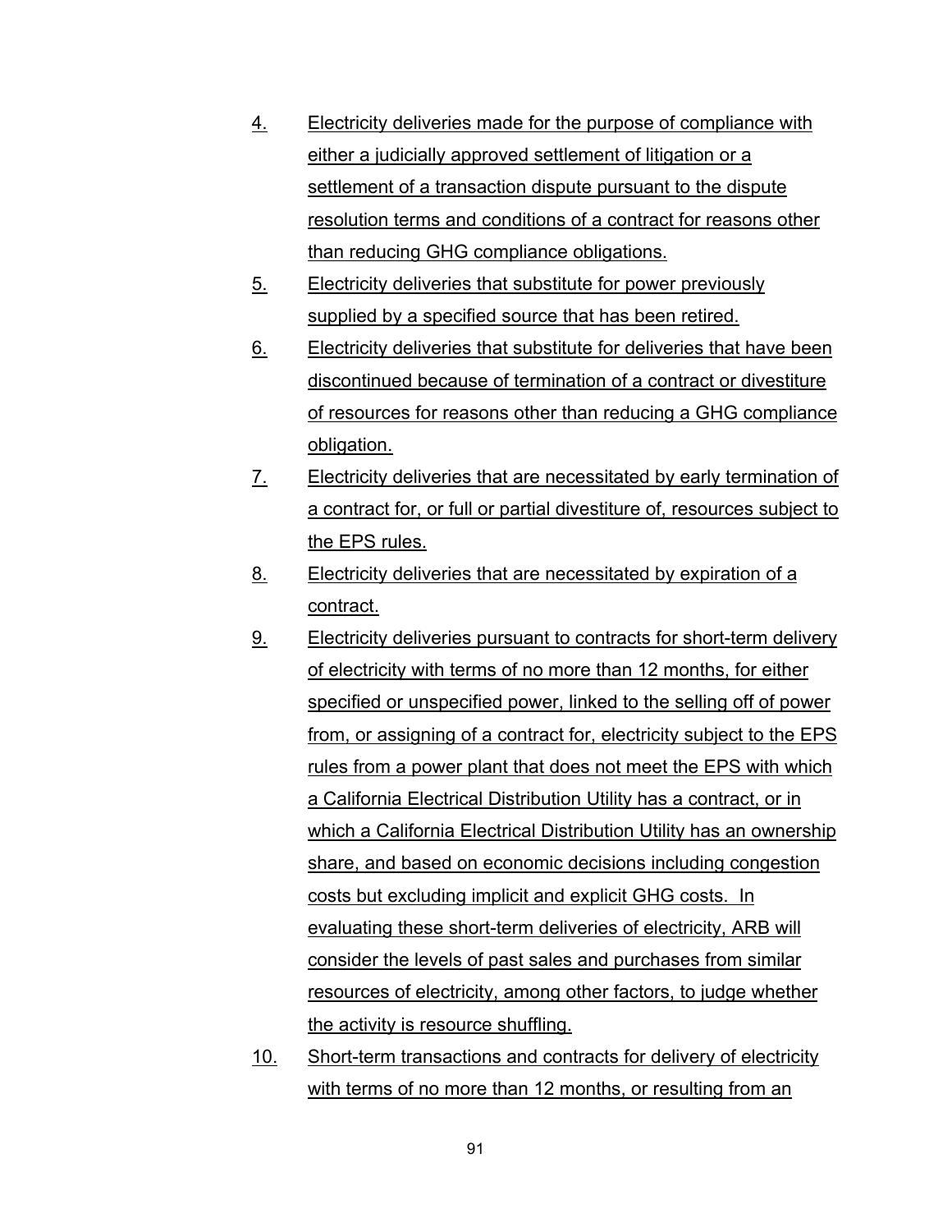4. Electricity deliveries made for the purpose of compliance with either a judicially approved settlement of litigation or a settlement of a transaction dispute pursuant to the dispute resolution terms and conditions of a contract for reasons other than reducing GHG compliance obligations.
5. Electricity deliveries that substitute for power previously supplied by a specified source that has been retired.
6. Electricity deliveries that substitute for deliveries that have been discontinued because of termination of a contract or divestiture of resources for reasons other than reducing a GHG compliance obligation.
7. Electricity deliveries that are necessitated by early termination of a contract for, or full or partial divestiture of, resources subject to the EPS rules.
8. Electricity deliveries that are necessitated by expiration of a contract.
9. Electricity deliveries pursuant to contracts for short-term delivery of electricity with terms of no more than 12 months, for either specified or unspecified power, linked to the selling off of power from, or assigning of a contract for, electricity subject to the EPS rules from a power plant that does not meet the EPS with which a California Electrical Distribution Utility has a contract, or in which a California Electrical Distribution Utility has an ownership share, and based on economic decisions including congestion costs but excluding implicit and explicit GHG costs. In evaluating these short-term deliveries of electricity, ARB will consider the levels of past sales and purchases from similar resources of electricity, among other factors, to judge whether the activity is resource shuffling.
10. Short-term transactions and contracts for delivery of electricity with terms of no more than 12 months, or resulting from an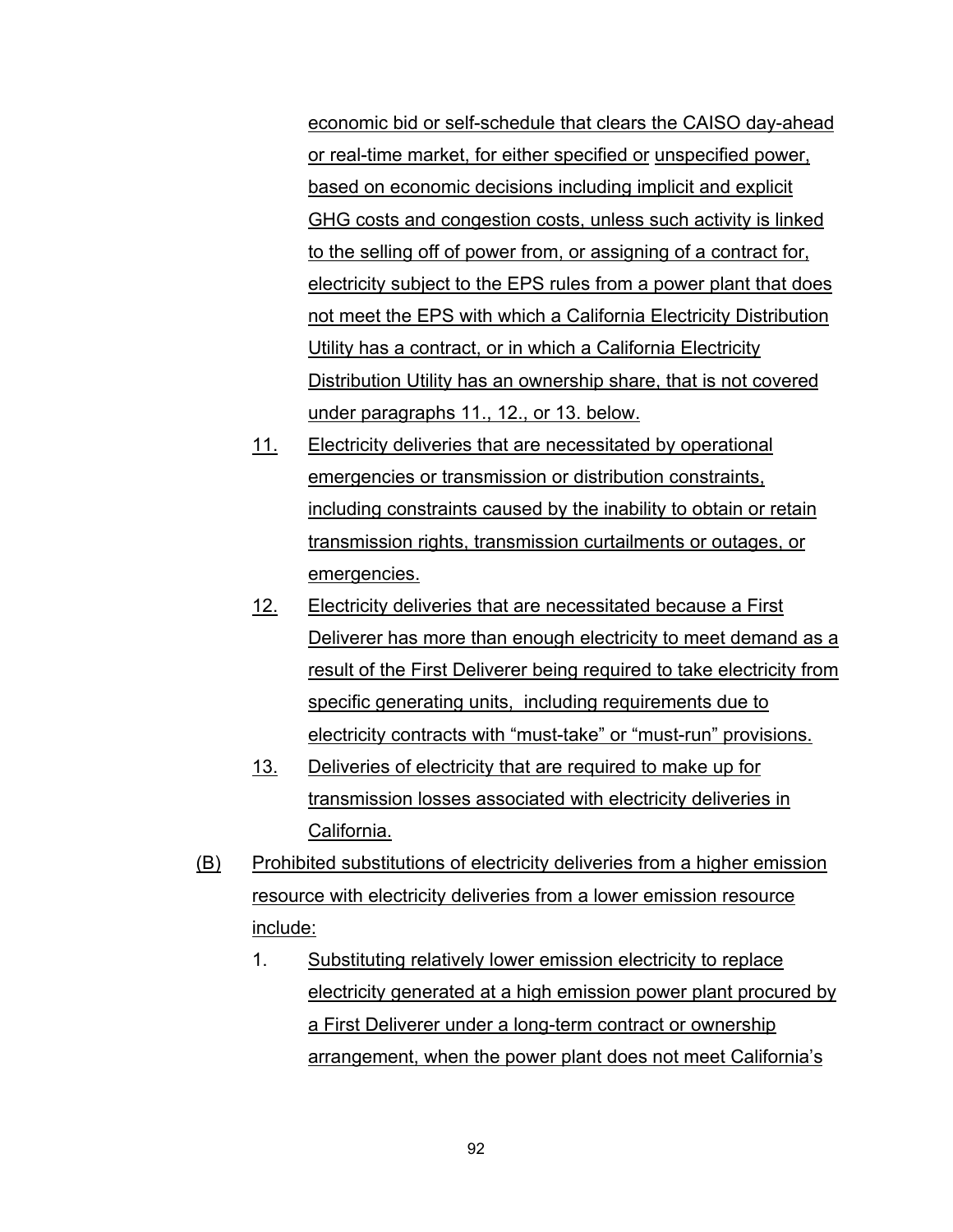economic bid or self-schedule that clears the CAISO day-ahead or real-time market, for either specified or unspecified power, based on economic decisions including implicit and explicit GHG costs and congestion costs, unless such activity is linked to the selling off of power from, or assigning of a contract for, electricity subject to the EPS rules from a power plant that does not meet the EPS with which a California Electricity Distribution Utility has a contract, or in which a California Electricity Distribution Utility has an ownership share, that is not covered under paragraphs 11., 12., or 13. below.

11. Electricity deliveries that are necessitated by operational emergencies or transmission or distribution constraints, including constraints caused by the inability to obtain or retain transmission rights, transmission curtailments or outages, or emergencies.

12. Electricity deliveries that are necessitated because a First Deliverer has more than enough electricity to meet demand as a result of the First Deliverer being required to take electricity from specific generating units, including requirements due to electricity contracts with "must-take" or "must-run" provisions.

13. Deliveries of electricity that are required to make up for transmission losses associated with electricity deliveries in California.

(B) Prohibited substitutions of electricity deliveries from a higher emission resource with electricity deliveries from a lower emission resource include:

1. Substituting relatively lower emission electricity to replace electricity generated at a high emission power plant procured by a First Deliverer under a long-term contract or ownership arrangement, when the power plant does not meet California's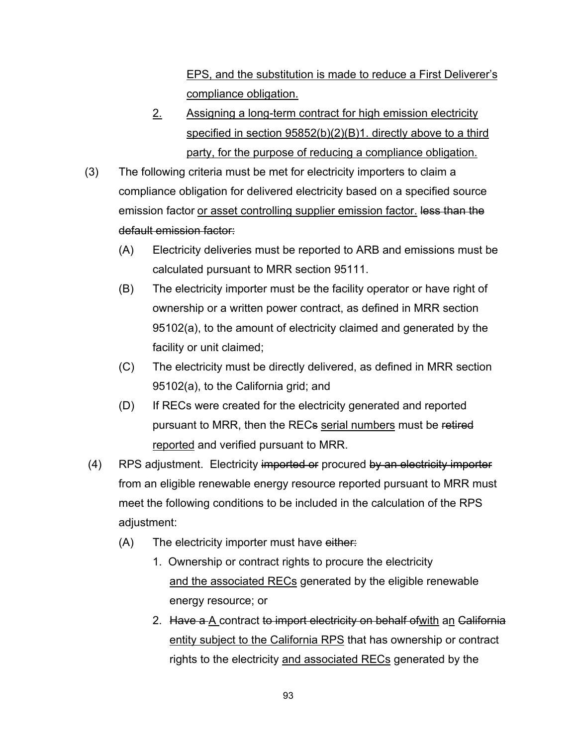<u>EPS, and the substitution is made to reduce a First Deliverer's compliance obligation.</u>

<u>2.</u> <u>Assigning a long-term contract for high emission electricity specified in section 95852(b)(2)(B)1. directly above to a third party, for the purpose of reducing a compliance obligation.</u>

(3) The following criteria must be met for electricity importers to claim a compliance obligation for delivered electricity based on a specified source emission factor <u>or asset controlling supplier emission factor.</u> ~~less than the default emission factor:~~

(A) Electricity deliveries must be reported to ARB and emissions must be calculated pursuant to MRR section 95111.

(B) The electricity importer must be the facility operator or have right of ownership or a written power contract, as defined in MRR section 95102(a), to the amount of electricity claimed and generated by the facility or unit claimed;

(C) The electricity must be directly delivered, as defined in MRR section 95102(a), to the California grid; and

(D) If RECs were created for the electricity generated and reported pursuant to MRR, then the REC~~s~~ <u>serial numbers</u> must be ~~retired~~ <u>reported</u> and verified pursuant to MRR.

(4) RPS adjustment. Electricity ~~imported or~~ procured ~~by an electricity importer~~ from an eligible renewable energy resource reported pursuant to MRR must meet the following conditions to be included in the calculation of the RPS adjustment:

(A) The electricity importer must have ~~either:~~

1. Ownership or contract rights to procure the electricity <u>and the associated RECs</u> generated by the eligible renewable energy resource; or

2. ~~Have a~~ <u>A</u> contract ~~to import electricity on behalf of~~<u>with</u> a<u>n</u> ~~California~~ <u>entity subject to the California RPS</u> that has ownership or contract rights to the electricity <u>and associated RECs</u> generated by the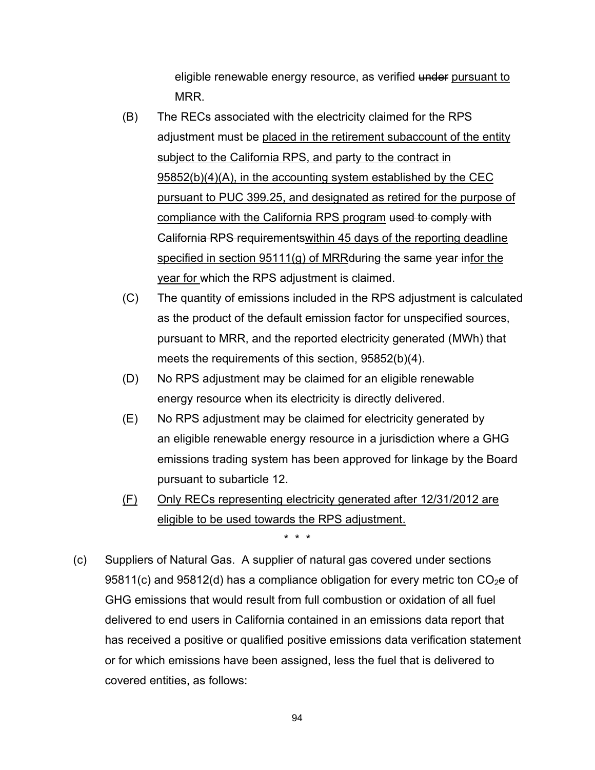eligible renewable energy resource, as verified ~~under~~ <u>pursuant to</u> MRR.

(B) The RECs associated with the electricity claimed for the RPS adjustment must be <u>placed in the retirement subaccount of the entity subject to the California RPS, and party to the contract in 95852(b)(4)(A), in the accounting system established by the CEC pursuant to PUC 399.25, and designated as retired for the purpose of compliance with the California RPS program</u> ~~used to comply with California RPS requirements~~<u>within 45 days of the reporting deadline specified in section 95111(g) of MRR</u>~~during the same year in~~<u>for the year for</u> which the RPS adjustment is claimed.

(C) The quantity of emissions included in the RPS adjustment is calculated as the product of the default emission factor for unspecified sources, pursuant to MRR, and the reported electricity generated (MWh) that meets the requirements of this section, 95852(b)(4).

(D) No RPS adjustment may be claimed for an eligible renewable energy resource when its electricity is directly delivered.

(E) No RPS adjustment may be claimed for electricity generated by an eligible renewable energy resource in a jurisdiction where a GHG emissions trading system has been approved for linkage by the Board pursuant to subarticle 12.

<u>(F) Only RECs representing electricity generated after 12/31/2012 are eligible to be used towards the RPS adjustment.</u>

\* \* \*

(c) Suppliers of Natural Gas. A supplier of natural gas covered under sections 95811(c) and 95812(d) has a compliance obligation for every metric ton $CO_2$e of GHG emissions that would result from full combustion or oxidation of all fuel delivered to end users in California contained in an emissions data report that has received a positive or qualified positive emissions data verification statement or for which emissions have been assigned, less the fuel that is delivered to covered entities, as follows: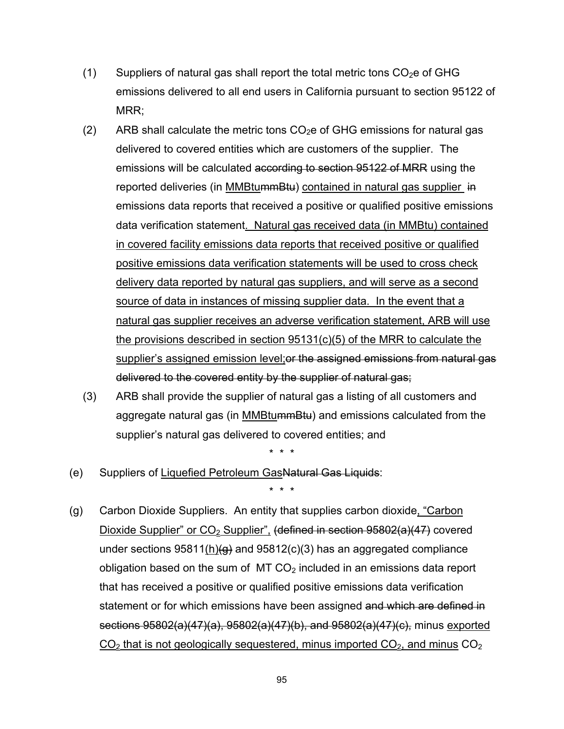(1) Suppliers of natural gas shall report the total metric tons $CO_2$e of GHG emissions delivered to all end users in California pursuant to section 95122 of MRR;

(2) ARB shall calculate the metric tons $CO_2$e of GHG emissions for natural gas delivered to covered entities which are customers of the supplier. The emissions will be calculated ~~according to section 95122 of MRR~~ using the reported deliveries (in <u>MMBtu</u>~~mmBtu~~) <u>contained in natural gas supplier</u> ~~in~~ emissions data reports that received a positive or qualified positive emissions data verification statement<u>. Natural gas received data (in MMBtu) contained in covered facility emissions data reports that received positive or qualified positive emissions data verification statements will be used to cross check delivery data reported by natural gas suppliers, and will serve as a second source of data in instances of missing supplier data. In the event that a natural gas supplier receives an adverse verification statement, ARB will use the provisions described in section 95131(c)(5) of the MRR to calculate the supplier's assigned emission level;</u>~~or the assigned emissions from natural gas delivered to the covered entity by the supplier of natural gas;~~

(3) ARB shall provide the supplier of natural gas a listing of all customers and aggregate natural gas (in <u>MMBtu</u>~~mmBtu~~) and emissions calculated from the supplier's natural gas delivered to covered entities; and

\* \* \*

(e) Suppliers of <u>Liquefied Petroleum Gas</u>~~Natural Gas Liquids~~:

\* \* \*

(g) Carbon Dioxide Suppliers. An entity that supplies carbon dioxide<u>, "Carbon Dioxide Supplier" or $CO_2$ Supplier",</u> ~~(defined in section 95802(a)(47)~~ covered under sections 95811<u>(h)</u>~~(g)~~ and 95812(c)(3) has an aggregated compliance obligation based on the sum of MT $CO_2$ included in an emissions data report that has received a positive or qualified positive emissions data verification statement or for which emissions have been assigned ~~and which are defined in sections 95802(a)(47)(a), 95802(a)(47)(b), and 95802(a)(47)(c),~~ minus <u>exported $CO_2$ that is not geologically sequestered, minus imported $CO_2$, and minus</u> $CO_2$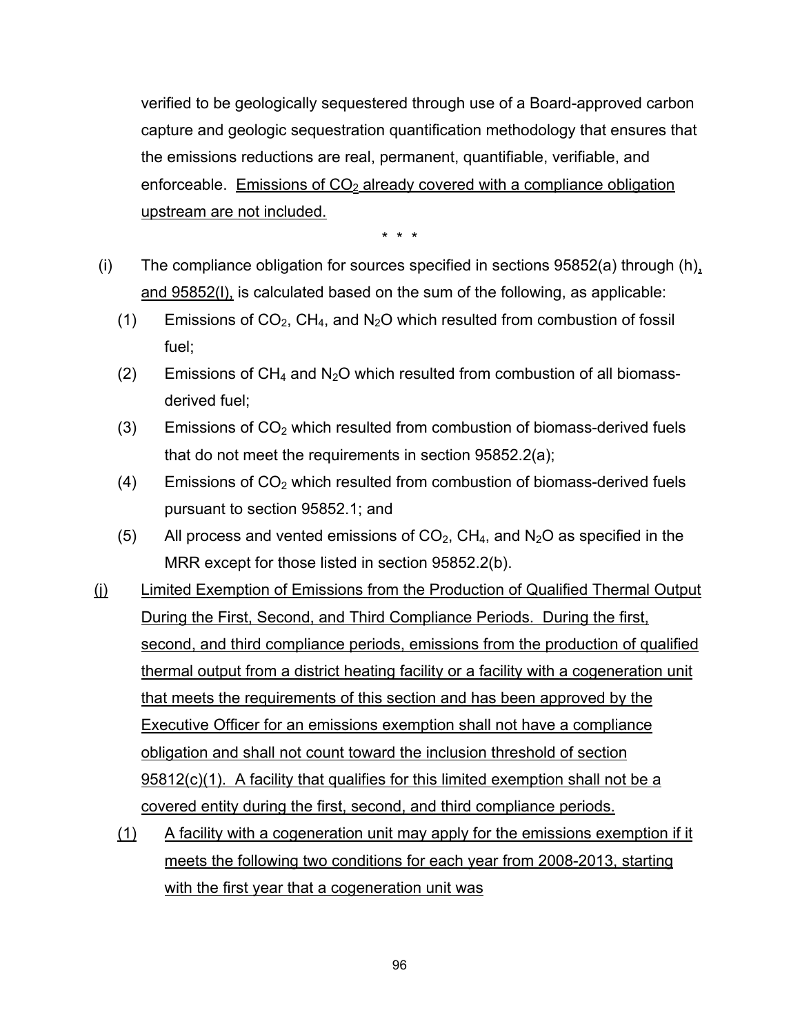verified to be geologically sequestered through use of a Board-approved carbon capture and geologic sequestration quantification methodology that ensures that the emissions reductions are real, permanent, quantifiable, verifiable, and enforceable. <u>Emissions of $CO_2$ already covered with a compliance obligation upstream are not included.</u>

\* \* \*

(i) The compliance obligation for sources specified in sections 95852(a) through (h)<u>,</u> <u>and 95852(l),</u> is calculated based on the sum of the following, as applicable:

(1) Emissions of $CO_2$, $CH_4$, and $N_2O$ which resulted from combustion of fossil fuel;

(2) Emissions of $CH_4$ and $N_2O$ which resulted from combustion of all biomass-derived fuel;

(3) Emissions of $CO_2$ which resulted from combustion of biomass-derived fuels that do not meet the requirements in section 95852.2(a);

(4) Emissions of $CO_2$ which resulted from combustion of biomass-derived fuels pursuant to section 95852.1; and

(5) All process and vented emissions of $CO_2$, $CH_4$, and $N_2O$ as specified in the MRR except for those listed in section 95852.2(b).

<u>(j) Limited Exemption of Emissions from the Production of Qualified Thermal Output During the First, Second, and Third Compliance Periods. During the first, second, and third compliance periods, emissions from the production of qualified thermal output from a district heating facility or a facility with a cogeneration unit that meets the requirements of this section and has been approved by the Executive Officer for an emissions exemption shall not have a compliance obligation and shall not count toward the inclusion threshold of section 95812(c)(1). A facility that qualifies for this limited exemption shall not be a covered entity during the first, second, and third compliance periods.</u>

<u>(1) A facility with a cogeneration unit may apply for the emissions exemption if it meets the following two conditions for each year from 2008-2013, starting with the first year that a cogeneration unit was</u>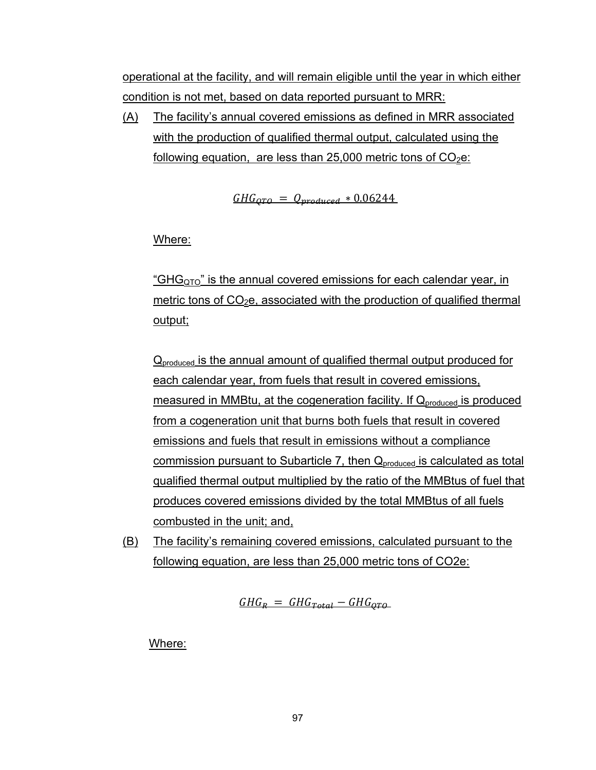operational at the facility, and will remain eligible until the year in which either condition is not met, based on data reported pursuant to MRR:

(A) The facility's annual covered emissions as defined in MRR associated with the production of qualified thermal output, calculated using the following equation, are less than 25,000 metric tons of $CO_2$e:

$$GHG_{QTO} = Q_{produced} * 0.06244$$

Where:

"$GHG_{QTO}$" is the annual covered emissions for each calendar year, in metric tons of $CO_2$e, associated with the production of qualified thermal output;

$Q_{produced}$ is the annual amount of qualified thermal output produced for each calendar year, from fuels that result in covered emissions, measured in MMBtu, at the cogeneration facility. If $Q_{produced}$ is produced from a cogeneration unit that burns both fuels that result in covered emissions and fuels that result in emissions without a compliance commission pursuant to Subarticle 7, then $Q_{produced}$ is calculated as total qualified thermal output multiplied by the ratio of the MMBtus of fuel that produces covered emissions divided by the total MMBtus of all fuels combusted in the unit; and,

(B) The facility's remaining covered emissions, calculated pursuant to the following equation, are less than 25,000 metric tons of CO2e:

$$GHG_R = GHG_{Total} - GHG_{QTO}$$

Where: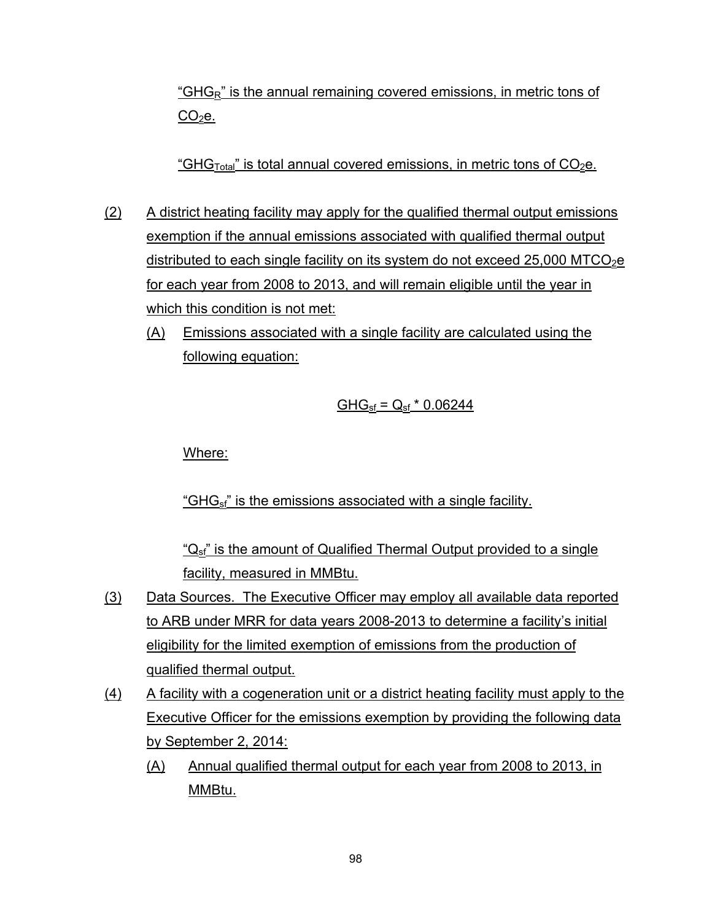"$GHG_R$" is the annual remaining covered emissions, in metric tons of $CO_2e$.

"$GHG_{Total}$" is total annual covered emissions, in metric tons of $CO_2e$.

(2) A district heating facility may apply for the qualified thermal output emissions exemption if the annual emissions associated with qualified thermal output distributed to each single facility on its system do not exceed 25,000 $MTCO_2e$ for each year from 2008 to 2013, and will remain eligible until the year in which this condition is not met:

(A) Emissions associated with a single facility are calculated using the following equation:

$$GHG_{sf} = Q_{sf} * 0.06244$$

Where:

"$GHG_{sf}$" is the emissions associated with a single facility.

"$Q_{sf}$" is the amount of Qualified Thermal Output provided to a single facility, measured in MMBtu.

(3) Data Sources. The Executive Officer may employ all available data reported to ARB under MRR for data years 2008-2013 to determine a facility's initial eligibility for the limited exemption of emissions from the production of qualified thermal output.

(4) A facility with a cogeneration unit or a district heating facility must apply to the Executive Officer for the emissions exemption by providing the following data by September 2, 2014:

(A) Annual qualified thermal output for each year from 2008 to 2013, in MMBtu.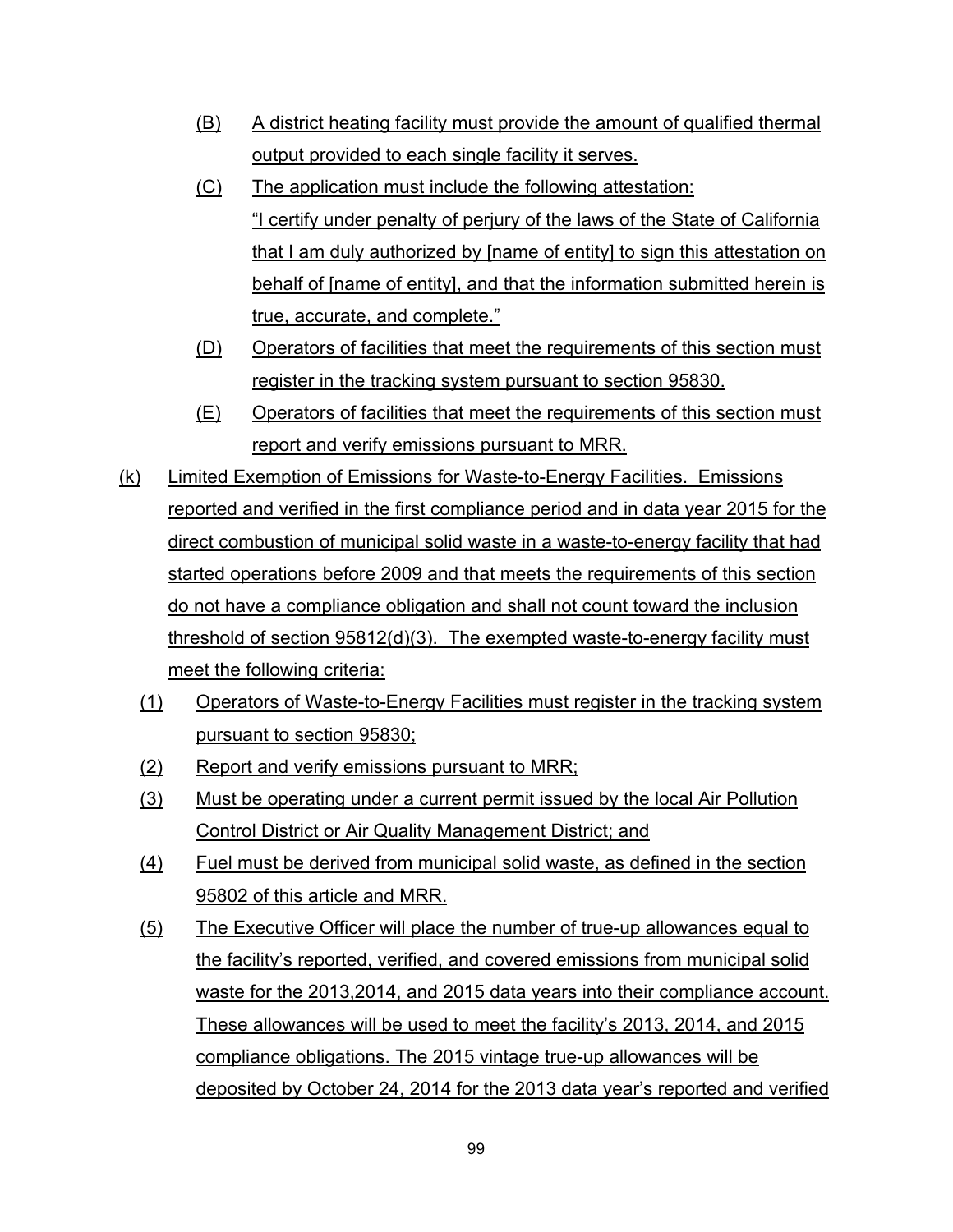(B) A district heating facility must provide the amount of qualified thermal output provided to each single facility it serves.

(C) The application must include the following attestation: "I certify under penalty of perjury of the laws of the State of California that I am duly authorized by [name of entity] to sign this attestation on behalf of [name of entity], and that the information submitted herein is true, accurate, and complete."

(D) Operators of facilities that meet the requirements of this section must register in the tracking system pursuant to section 95830.

(E) Operators of facilities that meet the requirements of this section must report and verify emissions pursuant to MRR.

(k) Limited Exemption of Emissions for Waste-to-Energy Facilities. Emissions reported and verified in the first compliance period and in data year 2015 for the direct combustion of municipal solid waste in a waste-to-energy facility that had started operations before 2009 and that meets the requirements of this section do not have a compliance obligation and shall not count toward the inclusion threshold of section 95812(d)(3). The exempted waste-to-energy facility must meet the following criteria:

(1) Operators of Waste-to-Energy Facilities must register in the tracking system pursuant to section 95830;

(2) Report and verify emissions pursuant to MRR;

(3) Must be operating under a current permit issued by the local Air Pollution Control District or Air Quality Management District; and

(4) Fuel must be derived from municipal solid waste, as defined in the section 95802 of this article and MRR.

(5) The Executive Officer will place the number of true-up allowances equal to the facility's reported, verified, and covered emissions from municipal solid waste for the 2013,2014, and 2015 data years into their compliance account. These allowances will be used to meet the facility's 2013, 2014, and 2015 compliance obligations. The 2015 vintage true-up allowances will be deposited by October 24, 2014 for the 2013 data year's reported and verified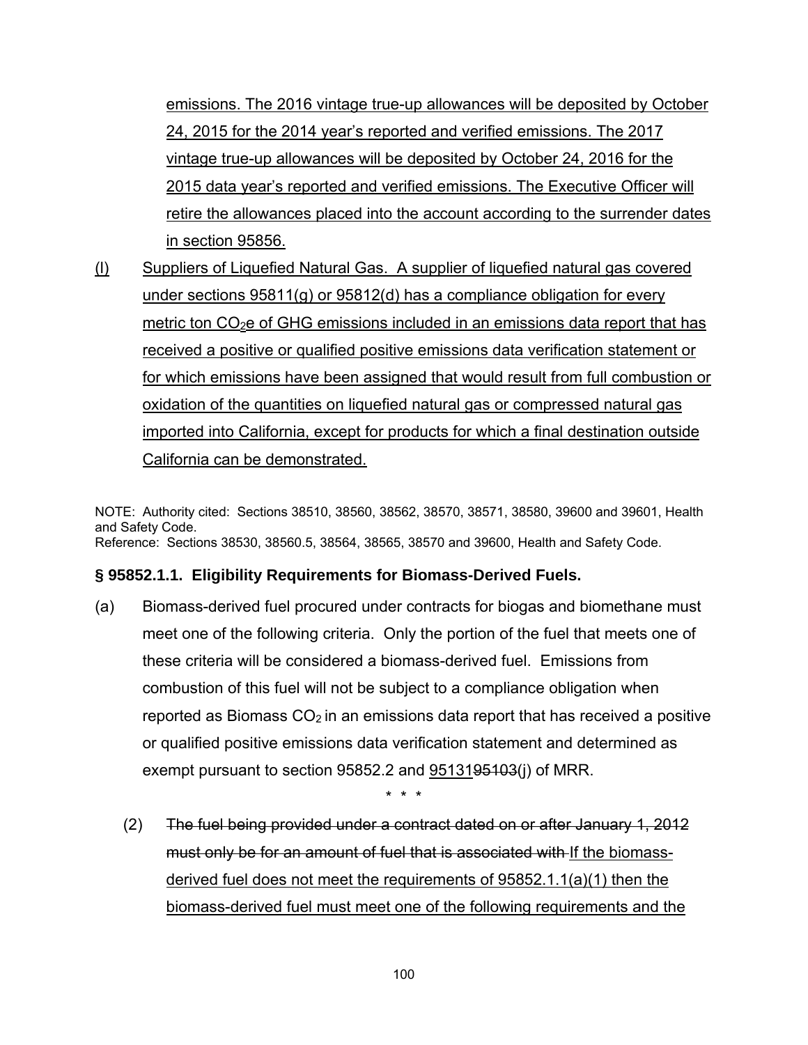emissions. The 2016 vintage true-up allowances will be deposited by October 24, 2015 for the 2014 year's reported and verified emissions. The 2017 vintage true-up allowances will be deposited by October 24, 2016 for the 2015 data year's reported and verified emissions. The Executive Officer will retire the allowances placed into the account according to the surrender dates in section 95856.

(l) Suppliers of Liquefied Natural Gas. A supplier of liquefied natural gas covered under sections 95811(g) or 95812(d) has a compliance obligation for every metric ton $CO_2$e of GHG emissions included in an emissions data report that has received a positive or qualified positive emissions data verification statement or for which emissions have been assigned that would result from full combustion or oxidation of the quantities on liquefied natural gas or compressed natural gas imported into California, except for products for which a final destination outside California can be demonstrated.

NOTE: Authority cited: Sections 38510, 38560, 38562, 38570, 38571, 38580, 39600 and 39601, Health and Safety Code.
Reference: Sections 38530, 38560.5, 38564, 38565, 38570 and 39600, Health and Safety Code.

**§ 95852.1.1. Eligibility Requirements for Biomass-Derived Fuels.**

(a) Biomass-derived fuel procured under contracts for biogas and biomethane must meet one of the following criteria. Only the portion of the fuel that meets one of these criteria will be considered a biomass-derived fuel. Emissions from combustion of this fuel will not be subject to a compliance obligation when reported as Biomass $CO_2$ in an emissions data report that has received a positive or qualified positive emissions data verification statement and determined as exempt pursuant to section 95852.2 and 95131~~95103~~(j) of MRR.

\* \* \*

(2) ~~The fuel being provided under a contract dated on or after January 1, 2012 must only be for an amount of fuel that is associated with~~ If the biomass-derived fuel does not meet the requirements of 95852.1.1(a)(1) then the biomass-derived fuel must meet one of the following requirements and the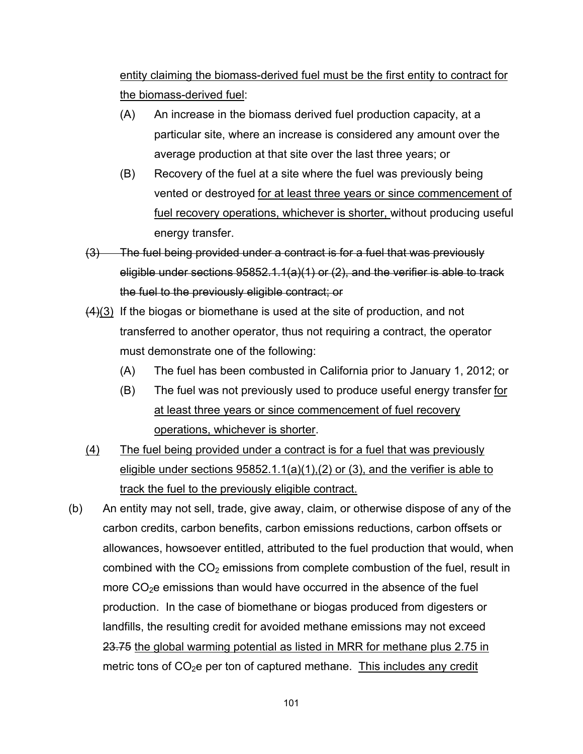entity claiming the biomass-derived fuel must be the first entity to contract for the biomass-derived fuel:

(A) An increase in the biomass derived fuel production capacity, at a particular site, where an increase is considered any amount over the average production at that site over the last three years; or

(B) Recovery of the fuel at a site where the fuel was previously being vented or destroyed for at least three years or since commencement of fuel recovery operations, whichever is shorter, without producing useful energy transfer.

~~(3) The fuel being provided under a contract is for a fuel that was previously eligible under sections 95852.1.1(a)(1) or (2), and the verifier is able to track the fuel to the previously eligible contract; or~~

~~(4)~~(3) If the biogas or biomethane is used at the site of production, and not transferred to another operator, thus not requiring a contract, the operator must demonstrate one of the following:

(A) The fuel has been combusted in California prior to January 1, 2012; or

(B) The fuel was not previously used to produce useful energy transfer for at least three years or since commencement of fuel recovery operations, whichever is shorter.

(4) The fuel being provided under a contract is for a fuel that was previously eligible under sections 95852.1.1(a)(1),(2) or (3), and the verifier is able to track the fuel to the previously eligible contract.

(b) An entity may not sell, trade, give away, claim, or otherwise dispose of any of the carbon credits, carbon benefits, carbon emissions reductions, carbon offsets or allowances, howsoever entitled, attributed to the fuel production that would, when combined with the $CO_2$ emissions from complete combustion of the fuel, result in more $CO_2$e emissions than would have occurred in the absence of the fuel production. In the case of biomethane or biogas produced from digesters or landfills, the resulting credit for avoided methane emissions may not exceed ~~23.75~~ the global warming potential as listed in MRR for methane plus 2.75 in metric tons of $CO_2$e per ton of captured methane. This includes any credit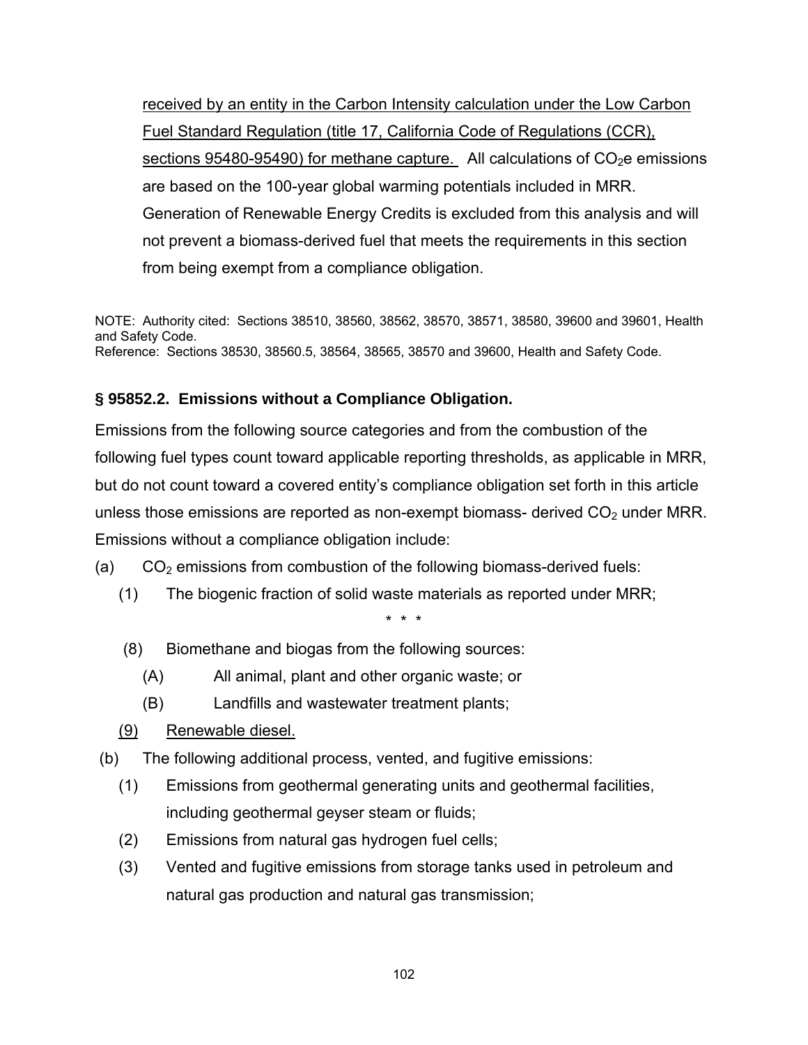received by an entity in the Carbon Intensity calculation under the Low Carbon Fuel Standard Regulation (title 17, California Code of Regulations (CCR), sections 95480-95490) for methane capture. All calculations of $CO_2$e emissions are based on the 100-year global warming potentials included in MRR. Generation of Renewable Energy Credits is excluded from this analysis and will not prevent a biomass-derived fuel that meets the requirements in this section from being exempt from a compliance obligation.

NOTE: Authority cited: Sections 38510, 38560, 38562, 38570, 38571, 38580, 39600 and 39601, Health and Safety Code.
Reference: Sections 38530, 38560.5, 38564, 38565, 38570 and 39600, Health and Safety Code.

**§ 95852.2. Emissions without a Compliance Obligation.**

Emissions from the following source categories and from the combustion of the following fuel types count toward applicable reporting thresholds, as applicable in MRR, but do not count toward a covered entity's compliance obligation set forth in this article unless those emissions are reported as non-exempt biomass- derived $CO_2$ under MRR. Emissions without a compliance obligation include:

(a) $CO_2$ emissions from combustion of the following biomass-derived fuels:

(1) The biogenic fraction of solid waste materials as reported under MRR;

\* \* \*

(8) Biomethane and biogas from the following sources:

(A) All animal, plant and other organic waste; or

(B) Landfills and wastewater treatment plants;

(9) Renewable diesel.

(b) The following additional process, vented, and fugitive emissions:

(1) Emissions from geothermal generating units and geothermal facilities, including geothermal geyser steam or fluids;

(2) Emissions from natural gas hydrogen fuel cells;

(3) Vented and fugitive emissions from storage tanks used in petroleum and natural gas production and natural gas transmission;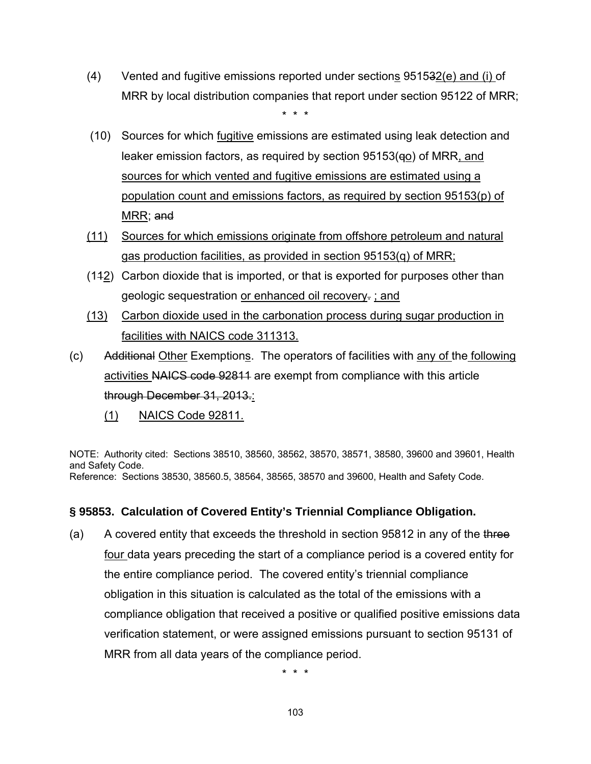(4) Vented and fugitive emissions reported under sections 951532(e) and (i) of MRR by local distribution companies that report under section 95122 of MRR;

\* \* \*

(10) Sources for which fugitive emissions are estimated using leak detection and leaker emission factors, as required by section 95153(qo) of MRR, and sources for which vented and fugitive emissions are estimated using a population count and emissions factors, as required by section 95153(p) of MRR; and

(11) Sources for which emissions originate from offshore petroleum and natural gas production facilities, as provided in section 95153(q) of MRR;

(112) Carbon dioxide that is imported, or that is exported for purposes other than geologic sequestration or enhanced oil recovery. ; and

(13) Carbon dioxide used in the carbonation process during sugar production in facilities with NAICS code 311313.

(c) Additional Other Exemptions. The operators of facilities with any of the following activities NAICS code 92811 are exempt from compliance with this article through December 31, 2013.:

(1) NAICS Code 92811.

NOTE: Authority cited: Sections 38510, 38560, 38562, 38570, 38571, 38580, 39600 and 39601, Health and Safety Code.
Reference: Sections 38530, 38560.5, 38564, 38565, 38570 and 39600, Health and Safety Code.

### § 95853. Calculation of Covered Entity's Triennial Compliance Obligation.

(a) A covered entity that exceeds the threshold in section 95812 in any of the three four data years preceding the start of a compliance period is a covered entity for the entire compliance period. The covered entity's triennial compliance obligation in this situation is calculated as the total of the emissions with a compliance obligation that received a positive or qualified positive emissions data verification statement, or were assigned emissions pursuant to section 95131 of MRR from all data years of the compliance period.

\* \* \*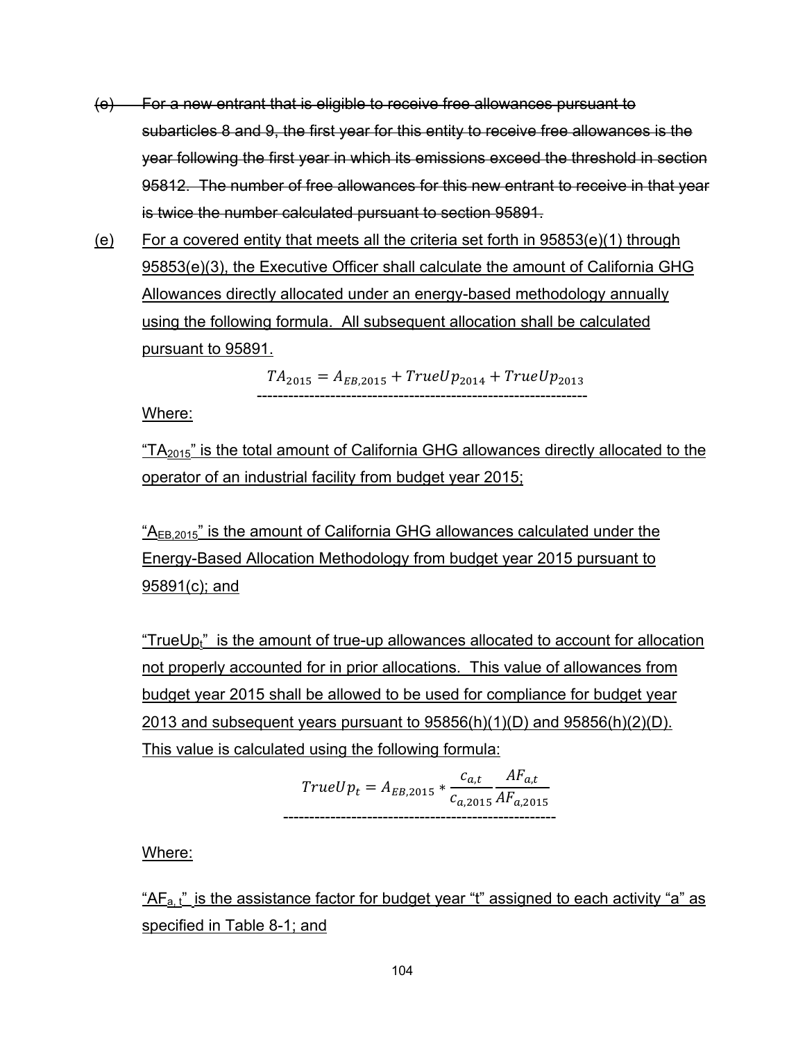~~(e) For a new entrant that is eligible to receive free allowances pursuant to subarticles 8 and 9, the first year for this entity to receive free allowances is the year following the first year in which its emissions exceed the threshold in section 95812. The number of free allowances for this new entrant to receive in that year is twice the number calculated pursuant to section 95891.~~

<u>(e)</u> <u>For a covered entity that meets all the criteria set forth in 95853(e)(1) through 95853(e)(3), the Executive Officer shall calculate the amount of California GHG Allowances directly allocated under an energy-based methodology annually using the following formula. All subsequent allocation shall be calculated pursuant to 95891.</u>

$$TA_{2015} = A_{EB,2015} + TrueUp_{2014} + TrueUp_{2013}$$

<u>Where:</u>

<u>"$TA_{2015}$" is the total amount of California GHG allowances directly allocated to the operator of an industrial facility from budget year 2015;</u>

<u>"$A_{EB,2015}$" is the amount of California GHG allowances calculated under the Energy-Based Allocation Methodology from budget year 2015 pursuant to 95891(c); and</u>

<u>"$TrueUp_t$" is the amount of true-up allowances allocated to account for allocation not properly accounted for in prior allocations. This value of allowances from budget year 2015 shall be allowed to be used for compliance for budget year 2013 and subsequent years pursuant to 95856(h)(1)(D) and 95856(h)(2)(D). This value is calculated using the following formula:</u>

$$TrueUp_t = A_{EB,2015} * \frac{c_{a,t}}{c_{a,2015}} \frac{AF_{a,t}}{AF_{a,2015}}$$

<u>Where:</u>

<u>"$AF_{a,t}$" is the assistance factor for budget year "t" assigned to each activity "a" as specified in Table 8-1; and</u>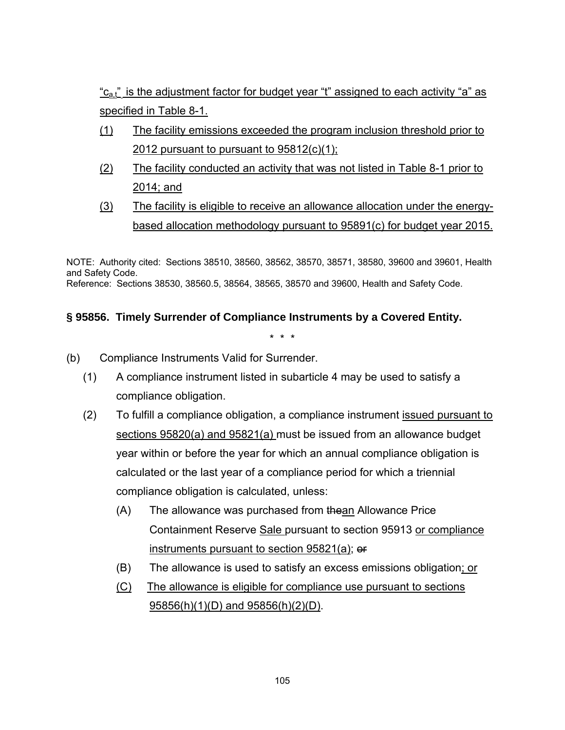"$c_{a,t}$" is the adjustment factor for budget year "t" assigned to each activity "a" as specified in Table 8-1.

(1) The facility emissions exceeded the program inclusion threshold prior to 2012 pursuant to pursuant to 95812(c)(1);

(2) The facility conducted an activity that was not listed in Table 8-1 prior to 2014; and

(3) The facility is eligible to receive an allowance allocation under the energy-based allocation methodology pursuant to 95891(c) for budget year 2015.

NOTE: Authority cited: Sections 38510, 38560, 38562, 38570, 38571, 38580, 39600 and 39601, Health and Safety Code.
Reference: Sections 38530, 38560.5, 38564, 38565, 38570 and 39600, Health and Safety Code.

**§ 95856. Timely Surrender of Compliance Instruments by a Covered Entity.**

\* \* \*

(b) Compliance Instruments Valid for Surrender.

(1) A compliance instrument listed in subarticle 4 may be used to satisfy a compliance obligation.

(2) To fulfill a compliance obligation, a compliance instrument issued pursuant to sections 95820(a) and 95821(a) must be issued from an allowance budget year within or before the year for which an annual compliance obligation is calculated or the last year of a compliance period for which a triennial compliance obligation is calculated, unless:

(A) The allowance was purchased from ~~the~~an Allowance Price Containment Reserve Sale pursuant to section 95913 or compliance instruments pursuant to section 95821(a); ~~or~~

(B) The allowance is used to satisfy an excess emissions obligation; or

(C) The allowance is eligible for compliance use pursuant to sections 95856(h)(1)(D) and 95856(h)(2)(D).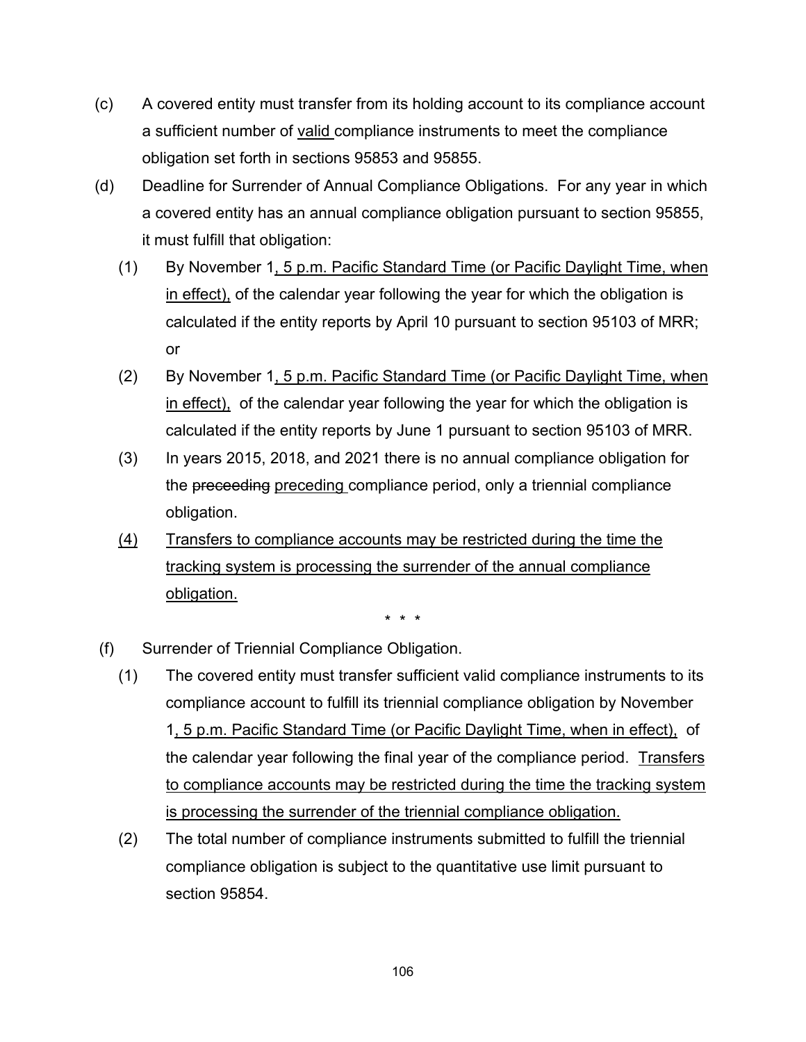(c) A covered entity must transfer from its holding account to its compliance account a sufficient number of <u>valid</u> compliance instruments to meet the compliance obligation set forth in sections 95853 and 95855.

(d) Deadline for Surrender of Annual Compliance Obligations. For any year in which a covered entity has an annual compliance obligation pursuant to section 95855, it must fulfill that obligation:

(1) By November 1<u>, 5 p.m. Pacific Standard Time (or Pacific Daylight Time, when in effect),</u> of the calendar year following the year for which the obligation is calculated if the entity reports by April 10 pursuant to section 95103 of MRR; or

(2) By November 1<u>, 5 p.m. Pacific Standard Time (or Pacific Daylight Time, when in effect),</u> of the calendar year following the year for which the obligation is calculated if the entity reports by June 1 pursuant to section 95103 of MRR.

(3) In years 2015, 2018, and 2021 there is no annual compliance obligation for the ~~preceeding~~ <u>preceding</u> compliance period, only a triennial compliance obligation.

<u>(4) Transfers to compliance accounts may be restricted during the time the tracking system is processing the surrender of the annual compliance obligation.</u>

\* \* \*

(f) Surrender of Triennial Compliance Obligation.

(1) The covered entity must transfer sufficient valid compliance instruments to its compliance account to fulfill its triennial compliance obligation by November 1<u>, 5 p.m. Pacific Standard Time (or Pacific Daylight Time, when in effect),</u> of the calendar year following the final year of the compliance period. <u>Transfers to compliance accounts may be restricted during the time the tracking system is processing the surrender of the triennial compliance obligation.</u>

(2) The total number of compliance instruments submitted to fulfill the triennial compliance obligation is subject to the quantitative use limit pursuant to section 95854.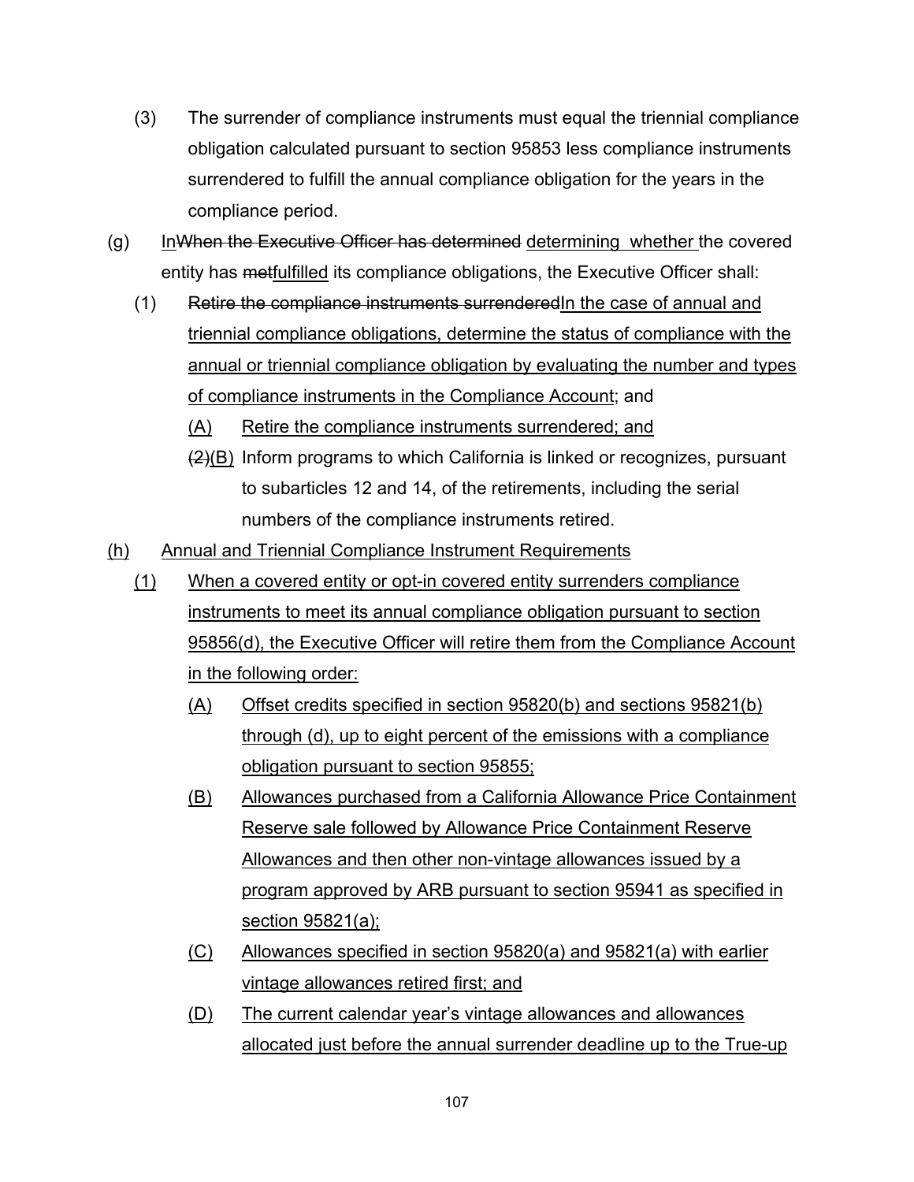(3) The surrender of compliance instruments must equal the triennial compliance obligation calculated pursuant to section 95853 less compliance instruments surrendered to fulfill the annual compliance obligation for the years in the compliance period.

(g) ~~In~~When the Executive Officer has determined determining whether the covered entity has ~~met~~fulfilled its compliance obligations, the Executive Officer shall:

(1) ~~Retire the compliance instruments surrendered~~In the case of annual and triennial compliance obligations, determine the status of compliance with the annual or triennial compliance obligation by evaluating the number and types of compliance instruments in the Compliance Account; and

(A) Retire the compliance instruments surrendered; and

~~(2)~~(B) Inform programs to which California is linked or recognizes, pursuant to subarticles 12 and 14, of the retirements, including the serial numbers of the compliance instruments retired.

(h) Annual and Triennial Compliance Instrument Requirements

(1) When a covered entity or opt-in covered entity surrenders compliance instruments to meet its annual compliance obligation pursuant to section 95856(d), the Executive Officer will retire them from the Compliance Account in the following order:

(A) Offset credits specified in section 95820(b) and sections 95821(b) through (d), up to eight percent of the emissions with a compliance obligation pursuant to section 95855;

(B) Allowances purchased from a California Allowance Price Containment Reserve sale followed by Allowance Price Containment Reserve Allowances and then other non-vintage allowances issued by a program approved by ARB pursuant to section 95941 as specified in section 95821(a);

(C) Allowances specified in section 95820(a) and 95821(a) with earlier vintage allowances retired first; and

(D) The current calendar year's vintage allowances and allowances allocated just before the annual surrender deadline up to the True-up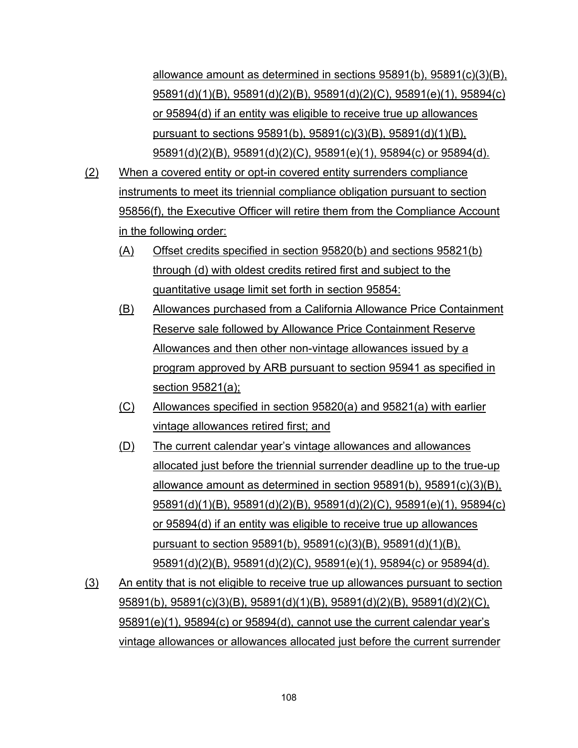allowance amount as determined in sections 95891(b), 95891(c)(3)(B), 95891(d)(1)(B), 95891(d)(2)(B), 95891(d)(2)(C), 95891(e)(1), 95894(c) or 95894(d) if an entity was eligible to receive true up allowances pursuant to sections 95891(b), 95891(c)(3)(B), 95891(d)(1)(B), 95891(d)(2)(B), 95891(d)(2)(C), 95891(e)(1), 95894(c) or 95894(d).

(2) When a covered entity or opt-in covered entity surrenders compliance instruments to meet its triennial compliance obligation pursuant to section 95856(f), the Executive Officer will retire them from the Compliance Account in the following order:

   (A) Offset credits specified in section 95820(b) and sections 95821(b) through (d) with oldest credits retired first and subject to the quantitative usage limit set forth in section 95854:

   (B) Allowances purchased from a California Allowance Price Containment Reserve sale followed by Allowance Price Containment Reserve Allowances and then other non-vintage allowances issued by a program approved by ARB pursuant to section 95941 as specified in section 95821(a);

   (C) Allowances specified in section 95820(a) and 95821(a) with earlier vintage allowances retired first; and

   (D) The current calendar year's vintage allowances and allowances allocated just before the triennial surrender deadline up to the true-up allowance amount as determined in section 95891(b), 95891(c)(3)(B), 95891(d)(1)(B), 95891(d)(2)(B), 95891(d)(2)(C), 95891(e)(1), 95894(c) or 95894(d) if an entity was eligible to receive true up allowances pursuant to section 95891(b), 95891(c)(3)(B), 95891(d)(1)(B), 95891(d)(2)(B), 95891(d)(2)(C), 95891(e)(1), 95894(c) or 95894(d).

(3) An entity that is not eligible to receive true up allowances pursuant to section 95891(b), 95891(c)(3)(B), 95891(d)(1)(B), 95891(d)(2)(B), 95891(d)(2)(C), 95891(e)(1), 95894(c) or 95894(d), cannot use the current calendar year's vintage allowances or allowances allocated just before the current surrender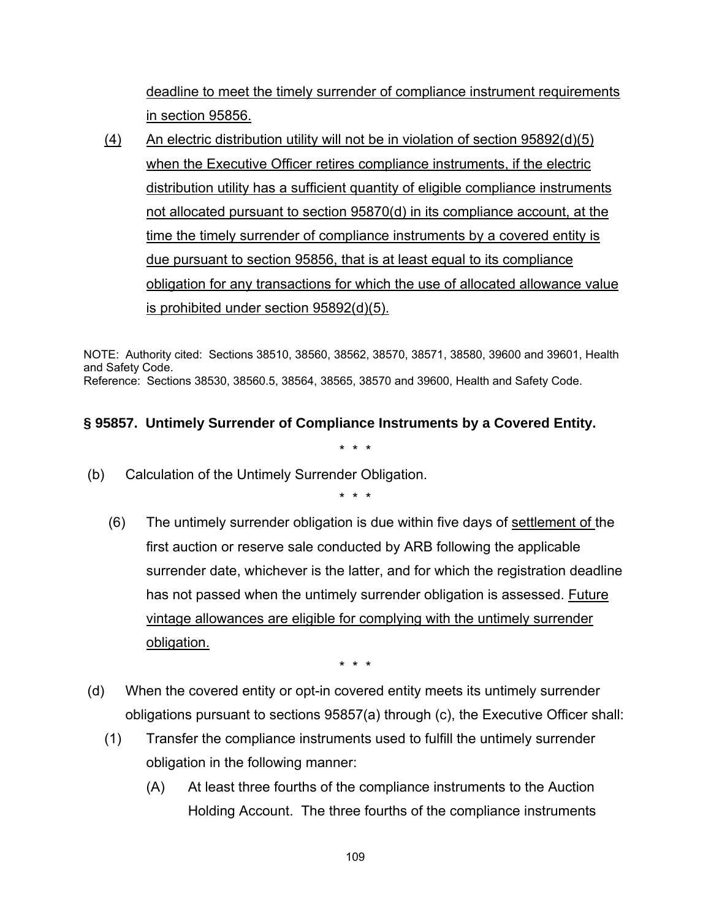deadline to meet the timely surrender of compliance instrument requirements in section 95856.

(4) An electric distribution utility will not be in violation of section 95892(d)(5) when the Executive Officer retires compliance instruments, if the electric distribution utility has a sufficient quantity of eligible compliance instruments not allocated pursuant to section 95870(d) in its compliance account, at the time the timely surrender of compliance instruments by a covered entity is due pursuant to section 95856, that is at least equal to its compliance obligation for any transactions for which the use of allocated allowance value is prohibited under section 95892(d)(5).

NOTE: Authority cited: Sections 38510, 38560, 38562, 38570, 38571, 38580, 39600 and 39601, Health and Safety Code.
Reference: Sections 38530, 38560.5, 38564, 38565, 38570 and 39600, Health and Safety Code.

**§ 95857. Untimely Surrender of Compliance Instruments by a Covered Entity.**

\* \* \*

(b) Calculation of the Untimely Surrender Obligation.

\* \* \*

(6) The untimely surrender obligation is due within five days of settlement of the first auction or reserve sale conducted by ARB following the applicable surrender date, whichever is the latter, and for which the registration deadline has not passed when the untimely surrender obligation is assessed. Future vintage allowances are eligible for complying with the untimely surrender obligation.

\* \* \*

(d) When the covered entity or opt-in covered entity meets its untimely surrender obligations pursuant to sections 95857(a) through (c), the Executive Officer shall:

(1) Transfer the compliance instruments used to fulfill the untimely surrender obligation in the following manner:

(A) At least three fourths of the compliance instruments to the Auction Holding Account. The three fourths of the compliance instruments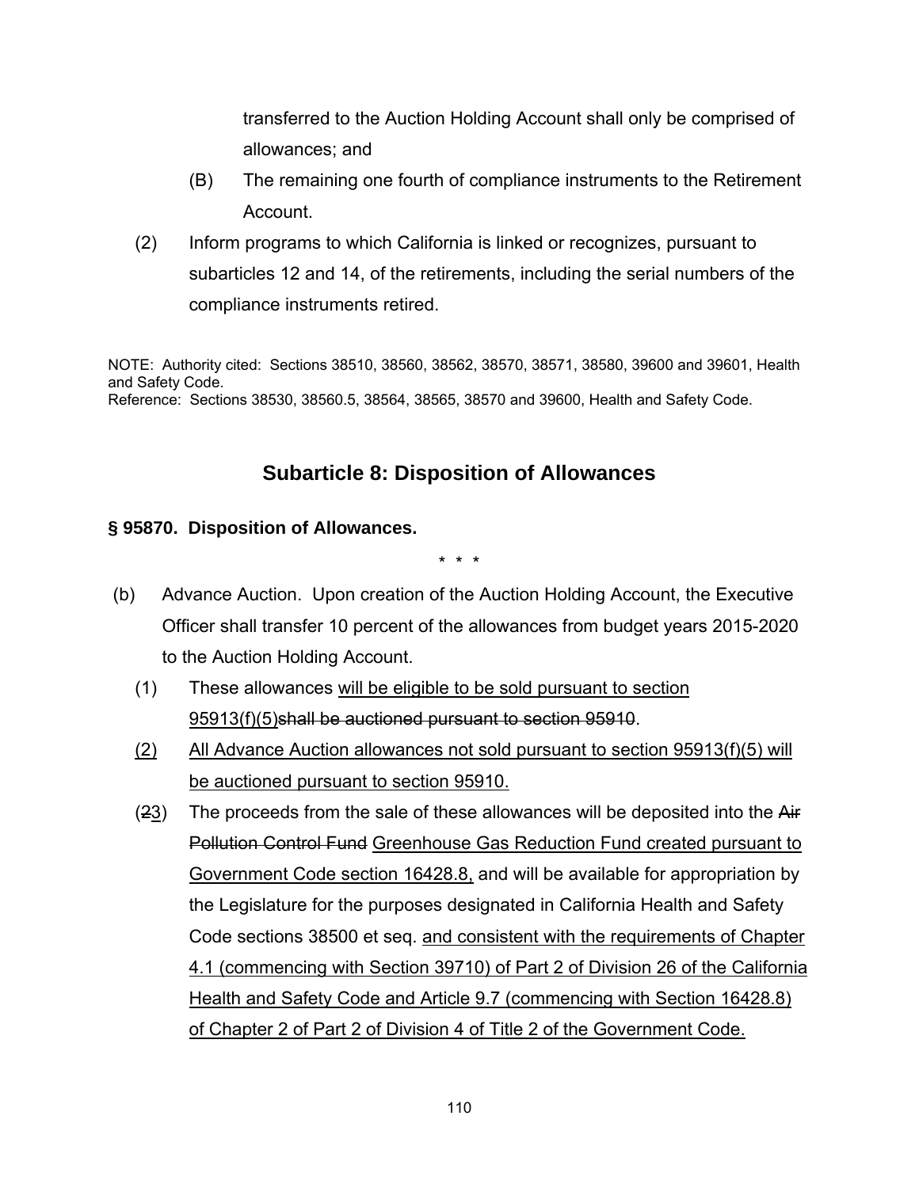transferred to the Auction Holding Account shall only be comprised of allowances; and

(B) The remaining one fourth of compliance instruments to the Retirement Account.

(2) Inform programs to which California is linked or recognizes, pursuant to subarticles 12 and 14, of the retirements, including the serial numbers of the compliance instruments retired.

NOTE: Authority cited: Sections 38510, 38560, 38562, 38570, 38571, 38580, 39600 and 39601, Health and Safety Code.
Reference: Sections 38530, 38560.5, 38564, 38565, 38570 and 39600, Health and Safety Code.

## Subarticle 8: Disposition of Allowances

**§ 95870. Disposition of Allowances.**

\* \* \*

(b) Advance Auction. Upon creation of the Auction Holding Account, the Executive Officer shall transfer 10 percent of the allowances from budget years 2015-2020 to the Auction Holding Account.

(1) These allowances <u>will be eligible to be sold pursuant to section 95913(f)(5)</u>~~shall be auctioned pursuant to section 95910~~.

<u>(2)</u> <u>All Advance Auction allowances not sold pursuant to section 95913(f)(5) will be auctioned pursuant to section 95910.</u>

(~~2~~<u>3</u>) The proceeds from the sale of these allowances will be deposited into the ~~Air Pollution Control Fund~~ <u>Greenhouse Gas Reduction Fund created pursuant to Government Code section 16428.8,</u> and will be available for appropriation by the Legislature for the purposes designated in California Health and Safety Code sections 38500 et seq. <u>and consistent with the requirements of Chapter 4.1 (commencing with Section 39710) of Part 2 of Division 26 of the California Health and Safety Code and Article 9.7 (commencing with Section 16428.8) of Chapter 2 of Part 2 of Division 4 of Title 2 of the Government Code.</u>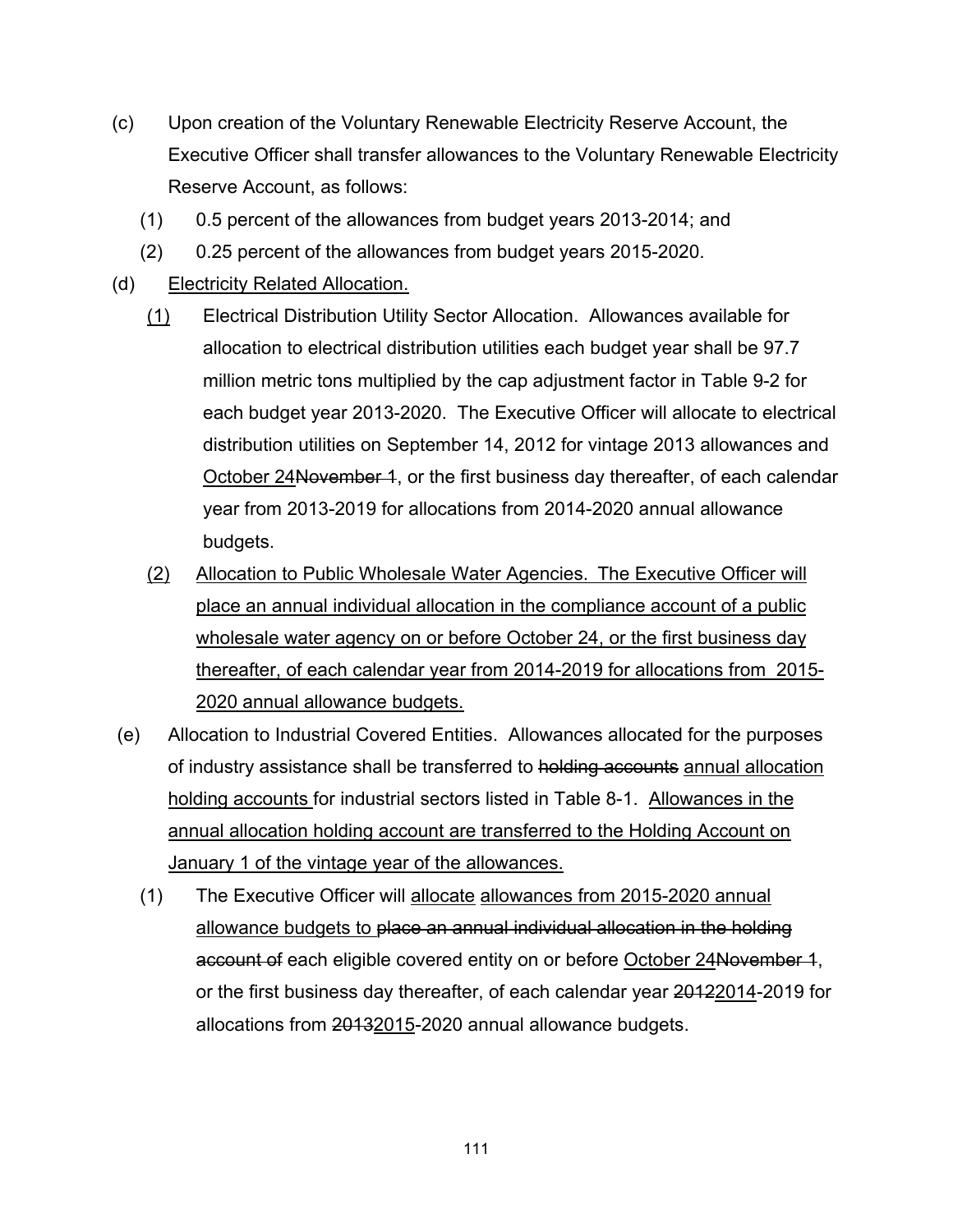(c) Upon creation of the Voluntary Renewable Electricity Reserve Account, the Executive Officer shall transfer allowances to the Voluntary Renewable Electricity Reserve Account, as follows:

  (1) 0.5 percent of the allowances from budget years 2013-2014; and

  (2) 0.25 percent of the allowances from budget years 2015-2020.

(d) <u>Electricity Related Allocation.</u>

  <u>(1)</u> Electrical Distribution Utility Sector Allocation. Allowances available for allocation to electrical distribution utilities each budget year shall be 97.7 million metric tons multiplied by the cap adjustment factor in Table 9-2 for each budget year 2013-2020. The Executive Officer will allocate to electrical distribution utilities on September 14, 2012 for vintage 2013 allowances and <u>October 24</u>~~November 1~~, or the first business day thereafter, of each calendar year from 2013-2019 for allocations from 2014-2020 annual allowance budgets.

  <u>(2)</u> <u>Allocation to Public Wholesale Water Agencies. The Executive Officer will place an annual individual allocation in the compliance account of a public wholesale water agency on or before October 24, or the first business day thereafter, of each calendar year from 2014-2019 for allocations from 2015-2020 annual allowance budgets.</u>

(e) Allocation to Industrial Covered Entities. Allowances allocated for the purposes of industry assistance shall be transferred to ~~holding accounts~~ <u>annual allocation holding accounts</u> for industrial sectors listed in Table 8-1. <u>Allowances in the annual allocation holding account are transferred to the Holding Account on January 1 of the vintage year of the allowances.</u>

  (1) The Executive Officer will <u>allocate</u> <u>allowances from 2015-2020 annual allowance budgets to</u> ~~place an annual individual allocation in the holding account of~~ each eligible covered entity on or before <u>October 24</u>~~November 1~~, or the first business day thereafter, of each calendar year ~~2012~~<u>2014</u>-2019 for allocations from ~~2013~~<u>2015</u>-2020 annual allowance budgets.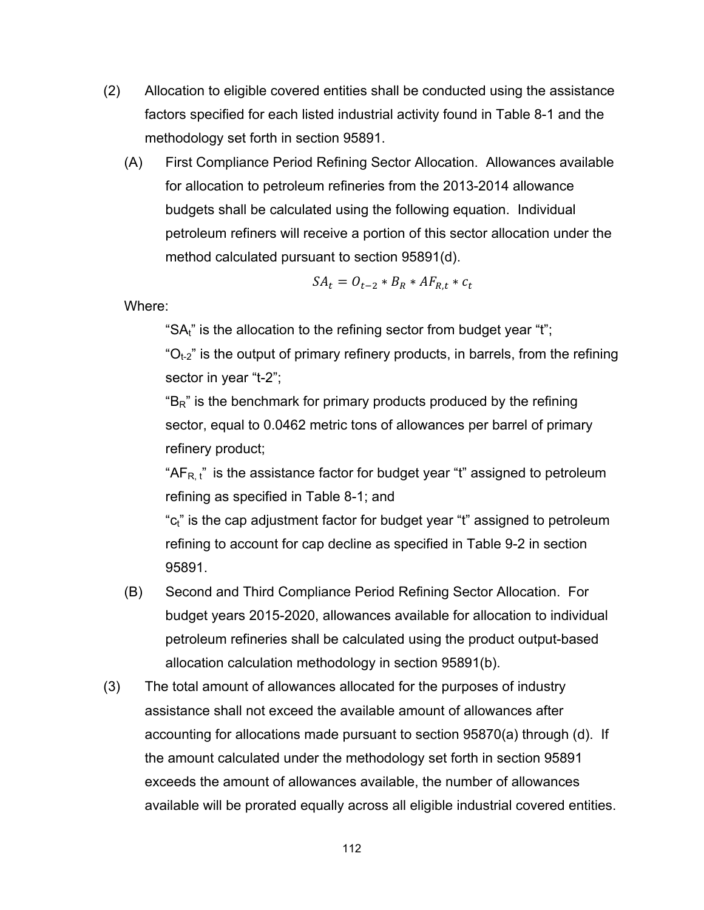(2) Allocation to eligible covered entities shall be conducted using the assistance factors specified for each listed industrial activity found in Table 8-1 and the methodology set forth in section 95891.

(A) First Compliance Period Refining Sector Allocation. Allowances available for allocation to petroleum refineries from the 2013-2014 allowance budgets shall be calculated using the following equation. Individual petroleum refiners will receive a portion of this sector allocation under the method calculated pursuant to section 95891(d).

$$SA_t = O_{t-2} * B_R * AF_{R,t} * c_t$$

Where:

"$SA_t$" is the allocation to the refining sector from budget year "t";

"$O_{t-2}$" is the output of primary refinery products, in barrels, from the refining sector in year "t-2";

"$B_R$" is the benchmark for primary products produced by the refining sector, equal to 0.0462 metric tons of allowances per barrel of primary refinery product;

"$AF_{R,t}$" is the assistance factor for budget year "t" assigned to petroleum refining as specified in Table 8-1; and

"$c_t$" is the cap adjustment factor for budget year "t" assigned to petroleum refining to account for cap decline as specified in Table 9-2 in section 95891.

(B) Second and Third Compliance Period Refining Sector Allocation. For budget years 2015-2020, allowances available for allocation to individual petroleum refineries shall be calculated using the product output-based allocation calculation methodology in section 95891(b).

(3) The total amount of allowances allocated for the purposes of industry assistance shall not exceed the available amount of allowances after accounting for allocations made pursuant to section 95870(a) through (d). If the amount calculated under the methodology set forth in section 95891 exceeds the amount of allowances available, the number of allowances available will be prorated equally across all eligible industrial covered entities.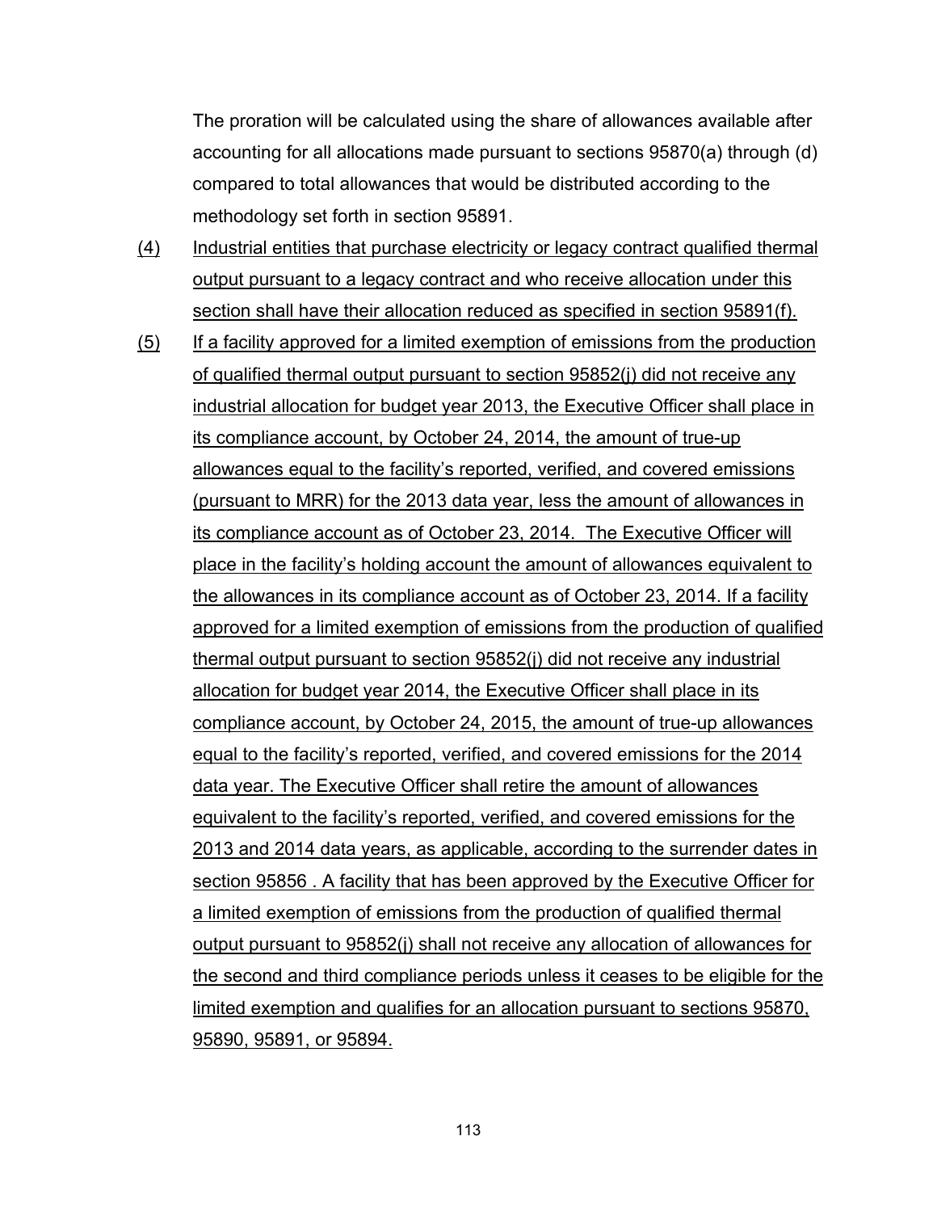The proration will be calculated using the share of allowances available after accounting for all allocations made pursuant to sections 95870(a) through (d) compared to total allowances that would be distributed according to the methodology set forth in section 95891.

(4) Industrial entities that purchase electricity or legacy contract qualified thermal output pursuant to a legacy contract and who receive allocation under this section shall have their allocation reduced as specified in section 95891(f).

(5) If a facility approved for a limited exemption of emissions from the production of qualified thermal output pursuant to section 95852(j) did not receive any industrial allocation for budget year 2013, the Executive Officer shall place in its compliance account, by October 24, 2014, the amount of true-up allowances equal to the facility's reported, verified, and covered emissions (pursuant to MRR) for the 2013 data year, less the amount of allowances in its compliance account as of October 23, 2014. The Executive Officer will place in the facility's holding account the amount of allowances equivalent to the allowances in its compliance account as of October 23, 2014. If a facility approved for a limited exemption of emissions from the production of qualified thermal output pursuant to section 95852(j) did not receive any industrial allocation for budget year 2014, the Executive Officer shall place in its compliance account, by October 24, 2015, the amount of true-up allowances equal to the facility's reported, verified, and covered emissions for the 2014 data year. The Executive Officer shall retire the amount of allowances equivalent to the facility's reported, verified, and covered emissions for the 2013 and 2014 data years, as applicable, according to the surrender dates in section 95856 . A facility that has been approved by the Executive Officer for a limited exemption of emissions from the production of qualified thermal output pursuant to 95852(j) shall not receive any allocation of allowances for the second and third compliance periods unless it ceases to be eligible for the limited exemption and qualifies for an allocation pursuant to sections 95870, 95890, 95891, or 95894.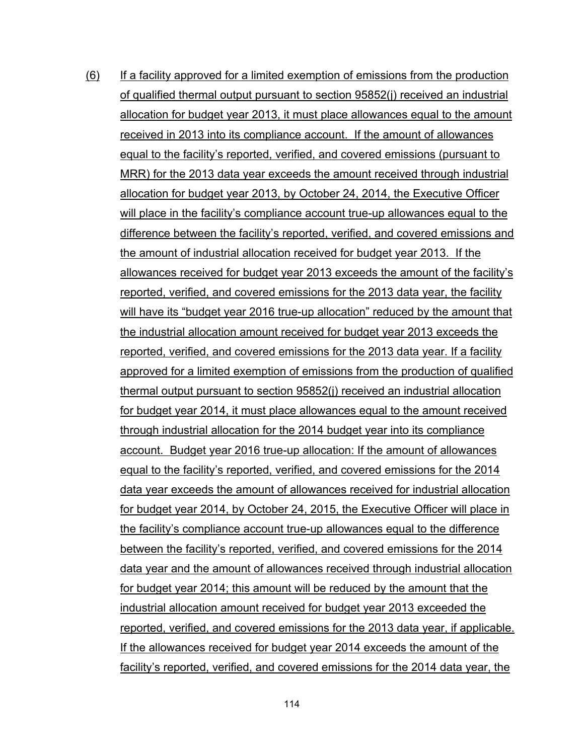(6) If a facility approved for a limited exemption of emissions from the production of qualified thermal output pursuant to section 95852(j) received an industrial allocation for budget year 2013, it must place allowances equal to the amount received in 2013 into its compliance account. If the amount of allowances equal to the facility's reported, verified, and covered emissions (pursuant to MRR) for the 2013 data year exceeds the amount received through industrial allocation for budget year 2013, by October 24, 2014, the Executive Officer will place in the facility's compliance account true-up allowances equal to the difference between the facility's reported, verified, and covered emissions and the amount of industrial allocation received for budget year 2013. If the allowances received for budget year 2013 exceeds the amount of the facility's reported, verified, and covered emissions for the 2013 data year, the facility will have its "budget year 2016 true-up allocation" reduced by the amount that the industrial allocation amount received for budget year 2013 exceeds the reported, verified, and covered emissions for the 2013 data year. If a facility approved for a limited exemption of emissions from the production of qualified thermal output pursuant to section 95852(j) received an industrial allocation for budget year 2014, it must place allowances equal to the amount received through industrial allocation for the 2014 budget year into its compliance account. Budget year 2016 true-up allocation: If the amount of allowances equal to the facility's reported, verified, and covered emissions for the 2014 data year exceeds the amount of allowances received for industrial allocation for budget year 2014, by October 24, 2015, the Executive Officer will place in the facility's compliance account true-up allowances equal to the difference between the facility's reported, verified, and covered emissions for the 2014 data year and the amount of allowances received through industrial allocation for budget year 2014; this amount will be reduced by the amount that the industrial allocation amount received for budget year 2013 exceeded the reported, verified, and covered emissions for the 2013 data year, if applicable. If the allowances received for budget year 2014 exceeds the amount of the facility's reported, verified, and covered emissions for the 2014 data year, the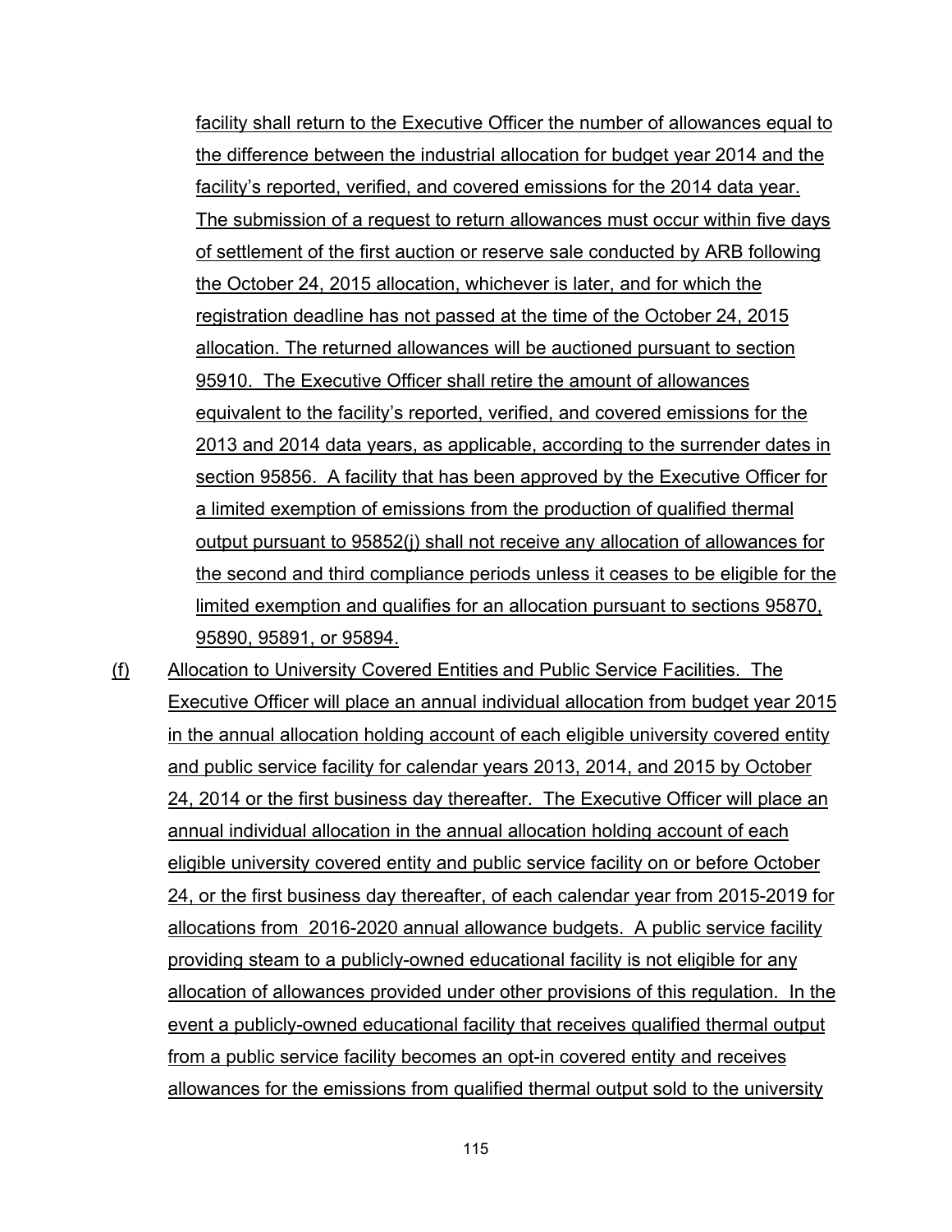facility shall return to the Executive Officer the number of allowances equal to the difference between the industrial allocation for budget year 2014 and the facility's reported, verified, and covered emissions for the 2014 data year. The submission of a request to return allowances must occur within five days of settlement of the first auction or reserve sale conducted by ARB following the October 24, 2015 allocation, whichever is later, and for which the registration deadline has not passed at the time of the October 24, 2015 allocation. The returned allowances will be auctioned pursuant to section 95910. The Executive Officer shall retire the amount of allowances equivalent to the facility's reported, verified, and covered emissions for the 2013 and 2014 data years, as applicable, according to the surrender dates in section 95856. A facility that has been approved by the Executive Officer for a limited exemption of emissions from the production of qualified thermal output pursuant to 95852(j) shall not receive any allocation of allowances for the second and third compliance periods unless it ceases to be eligible for the limited exemption and qualifies for an allocation pursuant to sections 95870, 95890, 95891, or 95894.

(f) Allocation to University Covered Entities and Public Service Facilities. The Executive Officer will place an annual individual allocation from budget year 2015 in the annual allocation holding account of each eligible university covered entity and public service facility for calendar years 2013, 2014, and 2015 by October 24, 2014 or the first business day thereafter. The Executive Officer will place an annual individual allocation in the annual allocation holding account of each eligible university covered entity and public service facility on or before October 24, or the first business day thereafter, of each calendar year from 2015-2019 for allocations from 2016-2020 annual allowance budgets. A public service facility providing steam to a publicly-owned educational facility is not eligible for any allocation of allowances provided under other provisions of this regulation. In the event a publicly-owned educational facility that receives qualified thermal output from a public service facility becomes an opt-in covered entity and receives allowances for the emissions from qualified thermal output sold to the university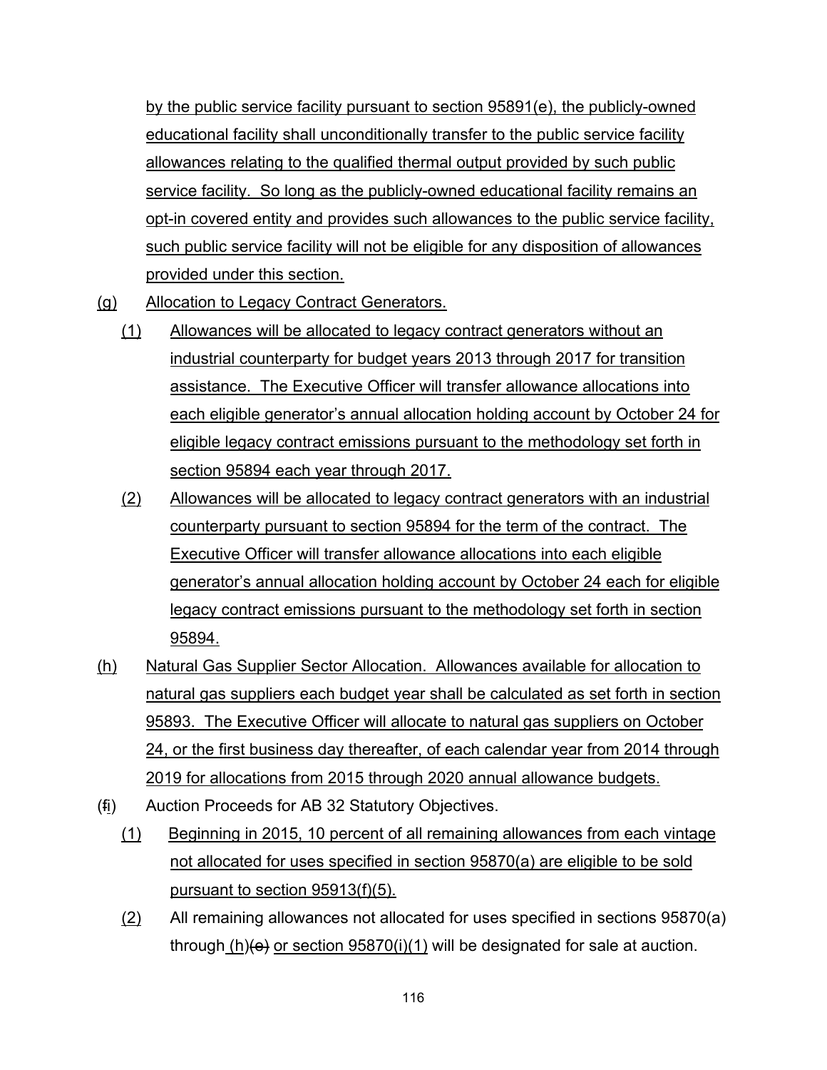by the public service facility pursuant to section 95891(e), the publicly-owned educational facility shall unconditionally transfer to the public service facility allowances relating to the qualified thermal output provided by such public service facility. So long as the publicly-owned educational facility remains an opt-in covered entity and provides such allowances to the public service facility, such public service facility will not be eligible for any disposition of allowances provided under this section.

(g) Allocation to Legacy Contract Generators.

(1) Allowances will be allocated to legacy contract generators without an industrial counterparty for budget years 2013 through 2017 for transition assistance. The Executive Officer will transfer allowance allocations into each eligible generator's annual allocation holding account by October 24 for eligible legacy contract emissions pursuant to the methodology set forth in section 95894 each year through 2017.

(2) Allowances will be allocated to legacy contract generators with an industrial counterparty pursuant to section 95894 for the term of the contract. The Executive Officer will transfer allowance allocations into each eligible generator's annual allocation holding account by October 24 each for eligible legacy contract emissions pursuant to the methodology set forth in section 95894.

(h) Natural Gas Supplier Sector Allocation. Allowances available for allocation to natural gas suppliers each budget year shall be calculated as set forth in section 95893. The Executive Officer will allocate to natural gas suppliers on October 24, or the first business day thereafter, of each calendar year from 2014 through 2019 for allocations from 2015 through 2020 annual allowance budgets.

(~~f~~i) Auction Proceeds for AB 32 Statutory Objectives.

(1) Beginning in 2015, 10 percent of all remaining allowances from each vintage not allocated for uses specified in section 95870(a) are eligible to be sold pursuant to section 95913(f)(5).

(2) All remaining allowances not allocated for uses specified in sections 95870(a) through (h)~~(e)~~ or section 95870(i)(1) will be designated for sale at auction.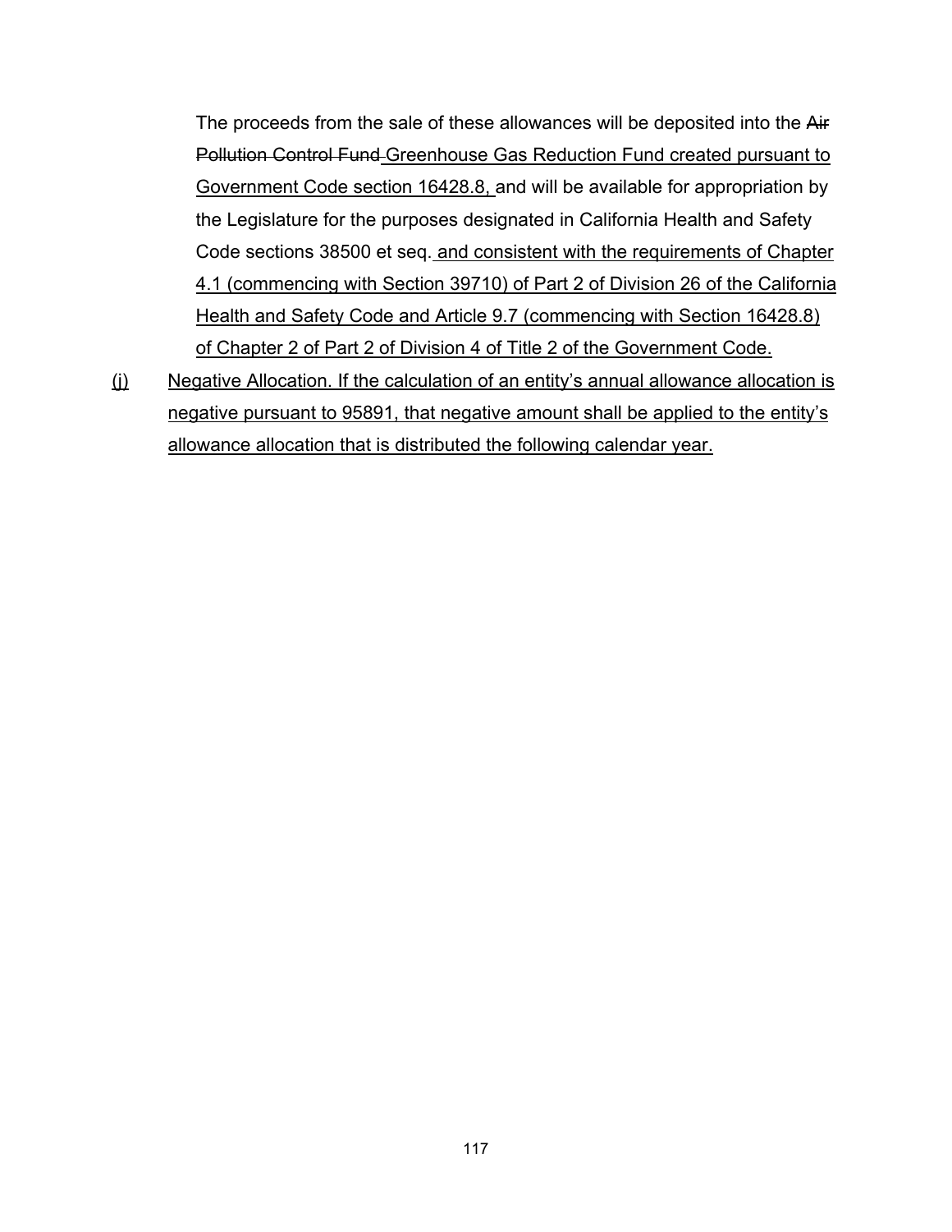The proceeds from the sale of these allowances will be deposited into the ~~Air Pollution Control Fund~~ <u>Greenhouse Gas Reduction Fund created pursuant to Government Code section 16428.8,</u> and will be available for appropriation by the Legislature for the purposes designated in California Health and Safety Code sections 38500 et seq.<u> and consistent with the requirements of Chapter 4.1 (commencing with Section 39710) of Part 2 of Division 26 of the California Health and Safety Code and Article 9.7 (commencing with Section 16428.8) of Chapter 2 of Part 2 of Division 4 of Title 2 of the Government Code.</u>

<u>(j) Negative Allocation. If the calculation of an entity's annual allowance allocation is negative pursuant to 95891, that negative amount shall be applied to the entity's allowance allocation that is distributed the following calendar year.</u>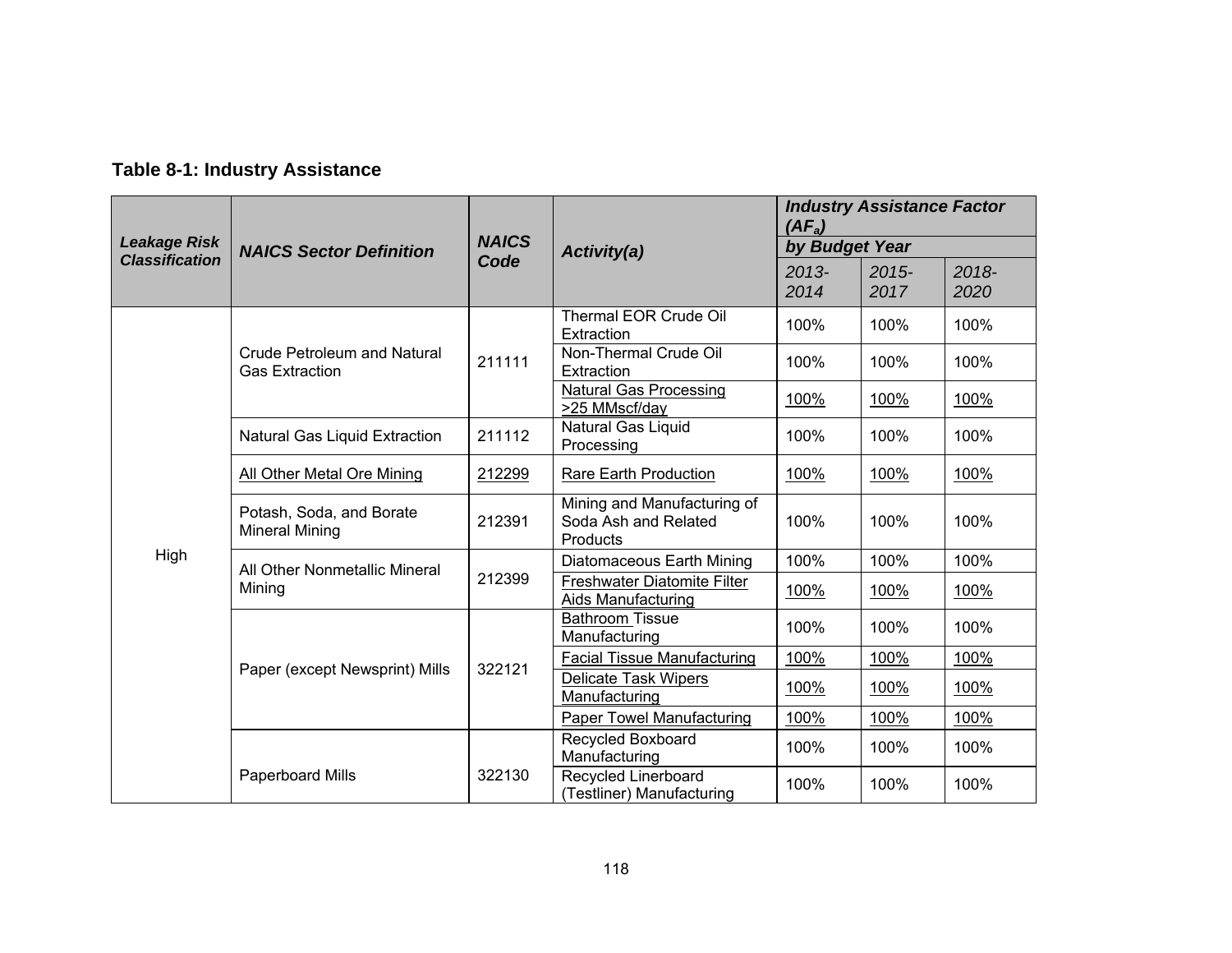**Table 8-1: Industry Assistance**

| *Leakage Risk Classification* | *NAICS Sector Definition* | *NAICS Code* | *Activity(a)* | *Industry Assistance Factor ($AF_a$) by Budget Year* | | |
|---|---|---|---|---|---|---|
| | | | | *2013-2014* | *2015-2017* | *2018-2020* |
| High | Crude Petroleum and Natural Gas Extraction | 211111 | Thermal EOR Crude Oil Extraction | 100% | 100% | 100% |
| | | | Non-Thermal Crude Oil Extraction | 100% | 100% | 100% |
| | | | Natural Gas Processing >25 MMscf/day | 100% | 100% | 100% |
| | Natural Gas Liquid Extraction | 211112 | Natural Gas Liquid Processing | 100% | 100% | 100% |
| | All Other Metal Ore Mining | 212299 | Rare Earth Production | 100% | 100% | 100% |
| | Potash, Soda, and Borate Mineral Mining | 212391 | Mining and Manufacturing of Soda Ash and Related Products | 100% | 100% | 100% |
| | All Other Nonmetallic Mineral Mining | 212399 | Diatomaceous Earth Mining | 100% | 100% | 100% |
| | | | Freshwater Diatomite Filter Aids Manufacturing | 100% | 100% | 100% |
| | Paper (except Newsprint) Mills | 322121 | Bathroom Tissue Manufacturing | 100% | 100% | 100% |
| | | | Facial Tissue Manufacturing | 100% | 100% | 100% |
| | | | Delicate Task Wipers Manufacturing | 100% | 100% | 100% |
| | | | Paper Towel Manufacturing | 100% | 100% | 100% |
| | Paperboard Mills | 322130 | Recycled Boxboard Manufacturing | 100% | 100% | 100% |
| | | | Recycled Linerboard (Testliner) Manufacturing | 100% | 100% | 100% |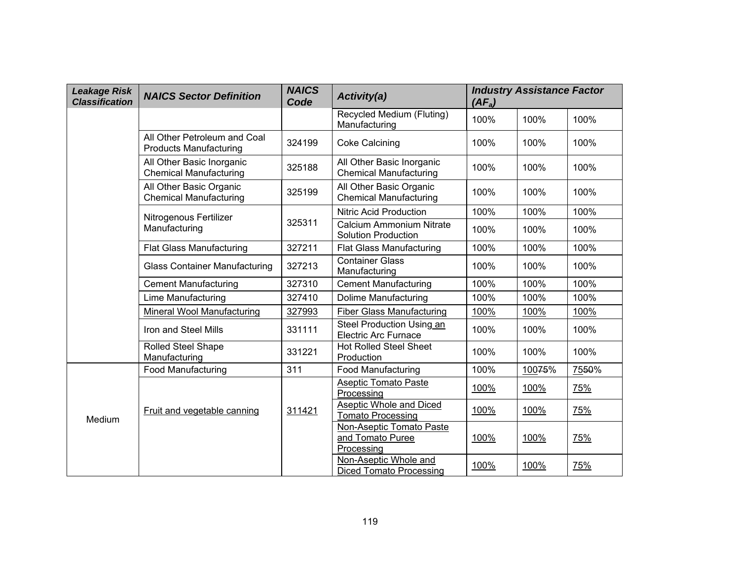| *Leakage Risk Classification* | *NAICS Sector Definition* | *NAICS Code* | *Activity(a)* | *Industry Assistance Factor ($AF_a$)* | | |
|---|---|---|---|---|---|---|
| | | | Recycled Medium (Fluting) Manufacturing | 100% | 100% | 100% |
| | All Other Petroleum and Coal Products Manufacturing | 324199 | Coke Calcining | 100% | 100% | 100% |
| | All Other Basic Inorganic Chemical Manufacturing | 325188 | All Other Basic Inorganic Chemical Manufacturing | 100% | 100% | 100% |
| | All Other Basic Organic Chemical Manufacturing | 325199 | All Other Basic Organic Chemical Manufacturing | 100% | 100% | 100% |
| | Nitrogenous Fertilizer Manufacturing | 325311 | Nitric Acid Production | 100% | 100% | 100% |
| | | | Calcium Ammonium Nitrate Solution Production | 100% | 100% | 100% |
| | Flat Glass Manufacturing | 327211 | Flat Glass Manufacturing | 100% | 100% | 100% |
| | Glass Container Manufacturing | 327213 | Container Glass Manufacturing | 100% | 100% | 100% |
| | Cement Manufacturing | 327310 | Cement Manufacturing | 100% | 100% | 100% |
| | Lime Manufacturing | 327410 | Dolime Manufacturing | 100% | 100% | 100% |
| | Mineral Wool Manufacturing | 327993 | Fiber Glass Manufacturing | 100% | 100% | 100% |
| | Iron and Steel Mills | 331111 | Steel Production Using an Electric Arc Furnace | 100% | 100% | 100% |
| | Rolled Steel Shape Manufacturing | 331221 | Hot Rolled Steel Sheet Production | 100% | 100% | 100% |
| Medium | Food Manufacturing | 311 | Food Manufacturing | 100% | 100~~75~~% | 75~~50~~% |
| | Fruit and vegetable canning | 311421 | Aseptic Tomato Paste Processing | 100% | 100% | 75% |
| | | | Aseptic Whole and Diced Tomato Processing | 100% | 100% | 75% |
| | | | Non-Aseptic Tomato Paste and Tomato Puree Processing | 100% | 100% | 75% |
| | | | Non-Aseptic Whole and Diced Tomato Processing | 100% | 100% | 75% |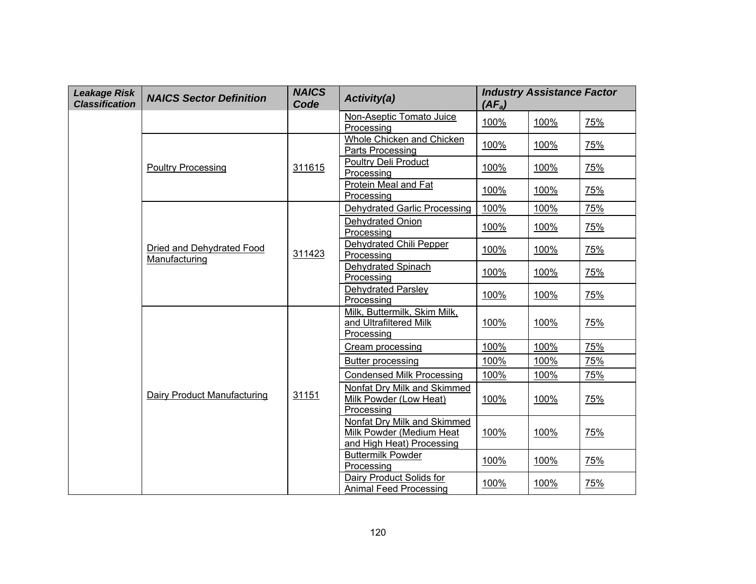| *Leakage Risk Classification* | *NAICS Sector Definition* | *NAICS Code* | *Activity(a)* | *Industry Assistance Factor ($AF_a$)* | | |
|---|---|---|---|---|---|---|
| | | | Non-Aseptic Tomato Juice Processing | 100% | 100% | 75% |
| | Poultry Processing | 311615 | Whole Chicken and Chicken Parts Processing | 100% | 100% | 75% |
| | | | Poultry Deli Product Processing | 100% | 100% | 75% |
| | | | Protein Meal and Fat Processing | 100% | 100% | 75% |
| | Dried and Dehydrated Food Manufacturing | 311423 | Dehydrated Garlic Processing | 100% | 100% | 75% |
| | | | Dehydrated Onion Processing | 100% | 100% | 75% |
| | | | Dehydrated Chili Pepper Processing | 100% | 100% | 75% |
| | | | Dehydrated Spinach Processing | 100% | 100% | 75% |
| | | | Dehydrated Parsley Processing | 100% | 100% | 75% |
| | Dairy Product Manufacturing | 31151 | Milk, Buttermilk, Skim Milk, and Ultrafiltered Milk Processing | 100% | 100% | 75% |
| | | | Cream processing | 100% | 100% | 75% |
| | | | Butter processing | 100% | 100% | 75% |
| | | | Condensed Milk Processing | 100% | 100% | 75% |
| | | | Nonfat Dry Milk and Skimmed Milk Powder (Low Heat) Processing | 100% | 100% | 75% |
| | | | Nonfat Dry Milk and Skimmed Milk Powder (Medium Heat and High Heat) Processing | 100% | 100% | 75% |
| | | | Buttermilk Powder Processing | 100% | 100% | 75% |
| | | | Dairy Product Solids for Animal Feed Processing | 100% | 100% | 75% |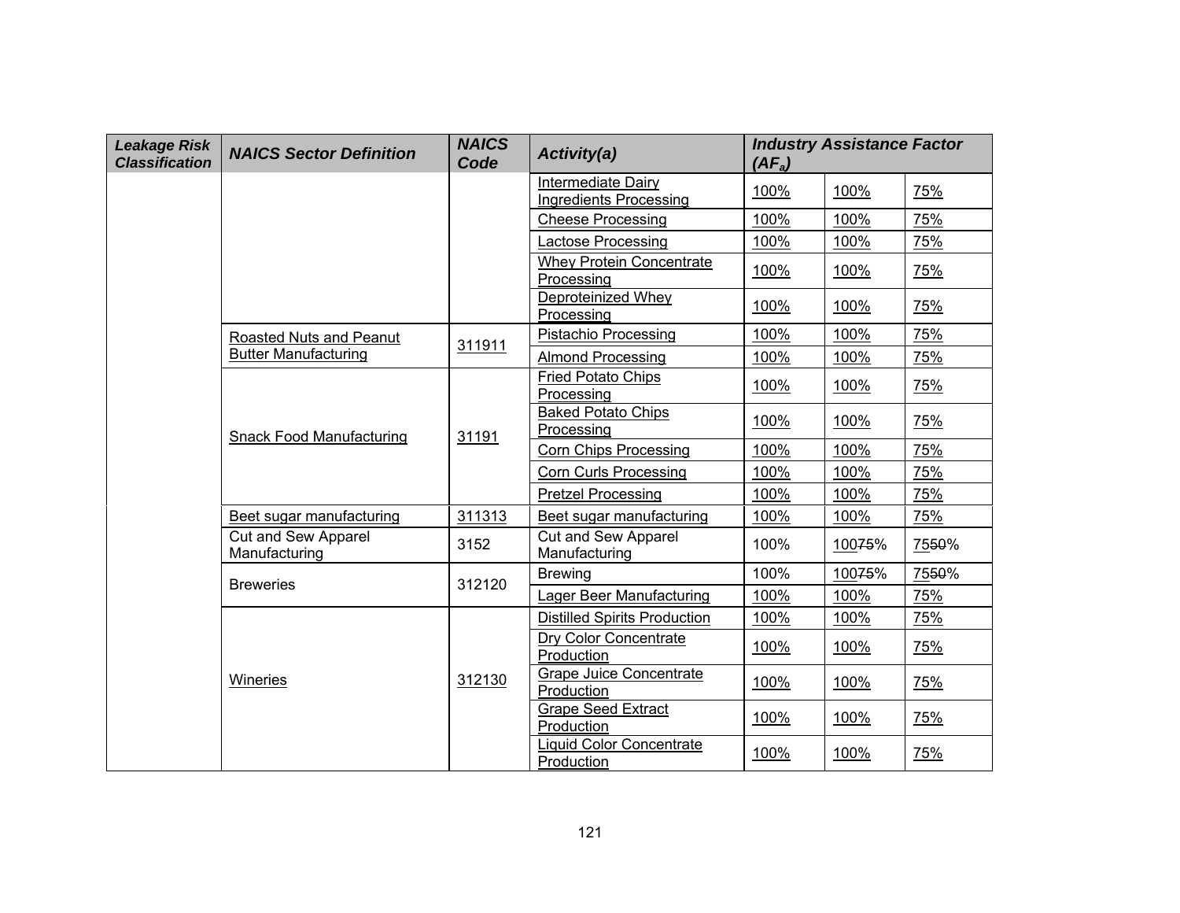| Leakage Risk Classification | NAICS Sector Definition | NAICS Code | Activity(a) | Industry Assistance Factor ($AF_a$) | | |
|---|---|---|---|---|---|---|
| | | | Intermediate Dairy Ingredients Processing | 100% | 100% | 75% |
| | | | Cheese Processing | 100% | 100% | 75% |
| | | | Lactose Processing | 100% | 100% | 75% |
| | | | Whey Protein Concentrate Processing | 100% | 100% | 75% |
| | | | Deproteinized Whey Processing | 100% | 100% | 75% |
| | Roasted Nuts and Peanut Butter Manufacturing | 311911 | Pistachio Processing | 100% | 100% | 75% |
| | | | Almond Processing | 100% | 100% | 75% |
| | Snack Food Manufacturing | 31191 | Fried Potato Chips Processing | 100% | 100% | 75% |
| | | | Baked Potato Chips Processing | 100% | 100% | 75% |
| | | | Corn Chips Processing | 100% | 100% | 75% |
| | | | Corn Curls Processing | 100% | 100% | 75% |
| | | | Pretzel Processing | 100% | 100% | 75% |
| | Beet sugar manufacturing | 311313 | Beet sugar manufacturing | 100% | 100% | 75% |
| | Cut and Sew Apparel Manufacturing | 3152 | Cut and Sew Apparel Manufacturing | 100% | 100~~75~~% | 75~~50~~% |
| | Breweries | 312120 | Brewing | 100% | 100~~75~~% | 75~~50~~% |
| | | | Lager Beer Manufacturing | 100% | 100% | 75% |
| | Wineries | 312130 | Distilled Spirits Production | 100% | 100% | 75% |
| | | | Dry Color Concentrate Production | 100% | 100% | 75% |
| | | | Grape Juice Concentrate Production | 100% | 100% | 75% |
| | | | Grape Seed Extract Production | 100% | 100% | 75% |
| | | | Liquid Color Concentrate Production | 100% | 100% | 75% |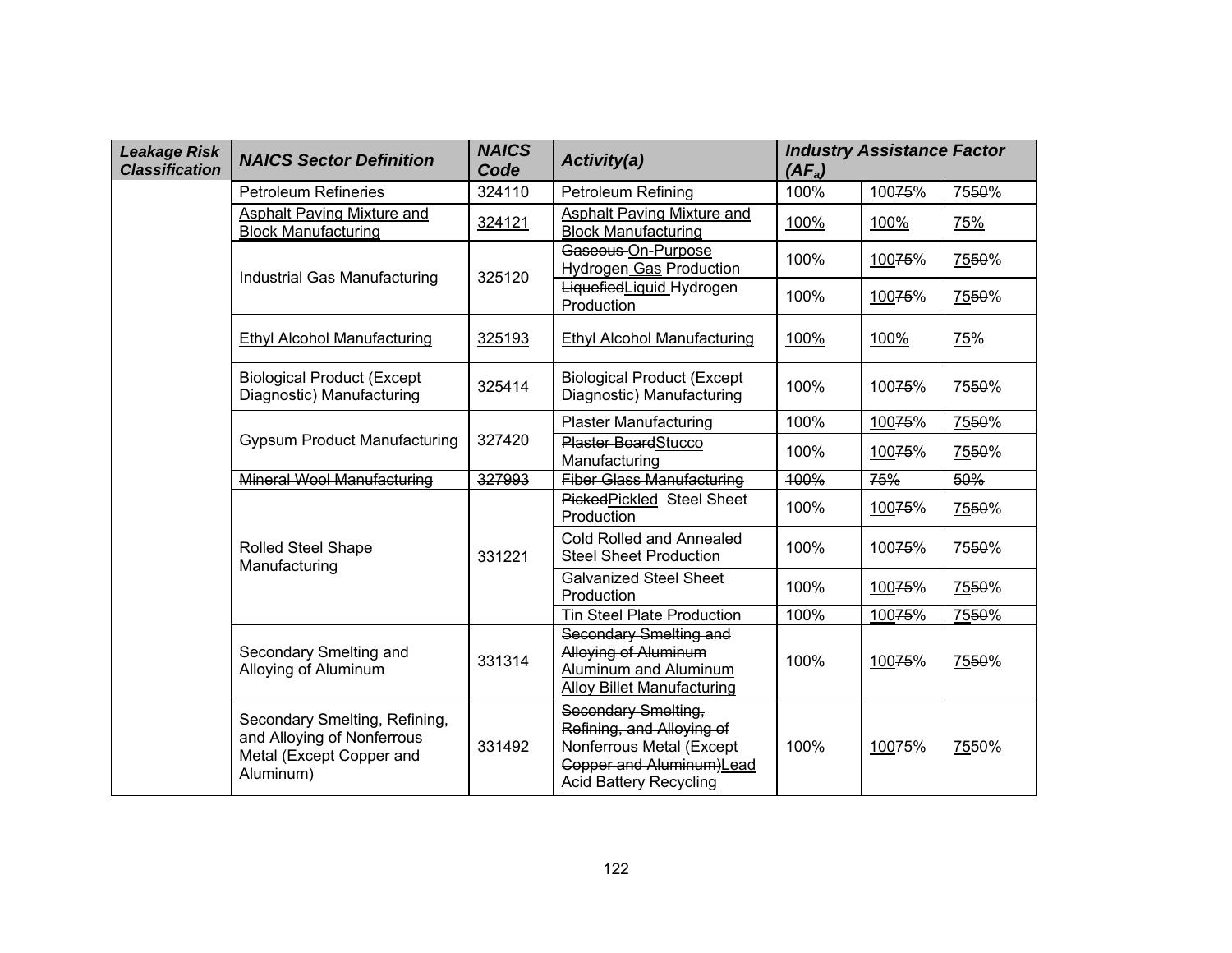| *Leakage Risk Classification* | *NAICS Sector Definition* | *NAICS Code* | *Activity(a)* | *Industry Assistance Factor ($AF_a$)* | | |
|---|---|---|---|---|---|---|
| | Petroleum Refineries | 324110 | Petroleum Refining | 100% | 10075% | 7550% |
| | Asphalt Paving Mixture and Block Manufacturing | 324121 | Asphalt Paving Mixture and Block Manufacturing | 100% | 100% | 75% |
| | Industrial Gas Manufacturing | 325120 | Gaseous On-Purpose Hydrogen Gas Production | 100% | 10075% | 7550% |
| | | | LiquefiedLiquid Hydrogen Production | 100% | 10075% | 7550% |
| | Ethyl Alcohol Manufacturing | 325193 | Ethyl Alcohol Manufacturing | 100% | 100% | 75% |
| | Biological Product (Except Diagnostic) Manufacturing | 325414 | Biological Product (Except Diagnostic) Manufacturing | 100% | 10075% | 7550% |
| | Gypsum Product Manufacturing | 327420 | Plaster Manufacturing | 100% | 10075% | 7550% |
| | | | Plaster BoardStucco Manufacturing | 100% | 10075% | 7550% |
| | Mineral Wool Manufacturing | 327993 | Fiber Glass Manufacturing | 100% | 75% | 50% |
| | Rolled Steel Shape Manufacturing | 331221 | PickedPickled Steel Sheet Production | 100% | 10075% | 7550% |
| | | | Cold Rolled and Annealed Steel Sheet Production | 100% | 10075% | 7550% |
| | | | Galvanized Steel Sheet Production | 100% | 10075% | 7550% |
| | | | Tin Steel Plate Production | 100% | 10075% | 7550% |
| | Secondary Smelting and Alloying of Aluminum | 331314 | Secondary Smelting and Alloying of Aluminum Aluminum and Aluminum Alloy Billet Manufacturing | 100% | 10075% | 7550% |
| | Secondary Smelting, Refining, and Alloying of Nonferrous Metal (Except Copper and Aluminum) | 331492 | Secondary Smelting, Refining, and Alloying of Nonferrous Metal (Except Copper and Aluminum)Lead Acid Battery Recycling | 100% | 10075% | 7550% |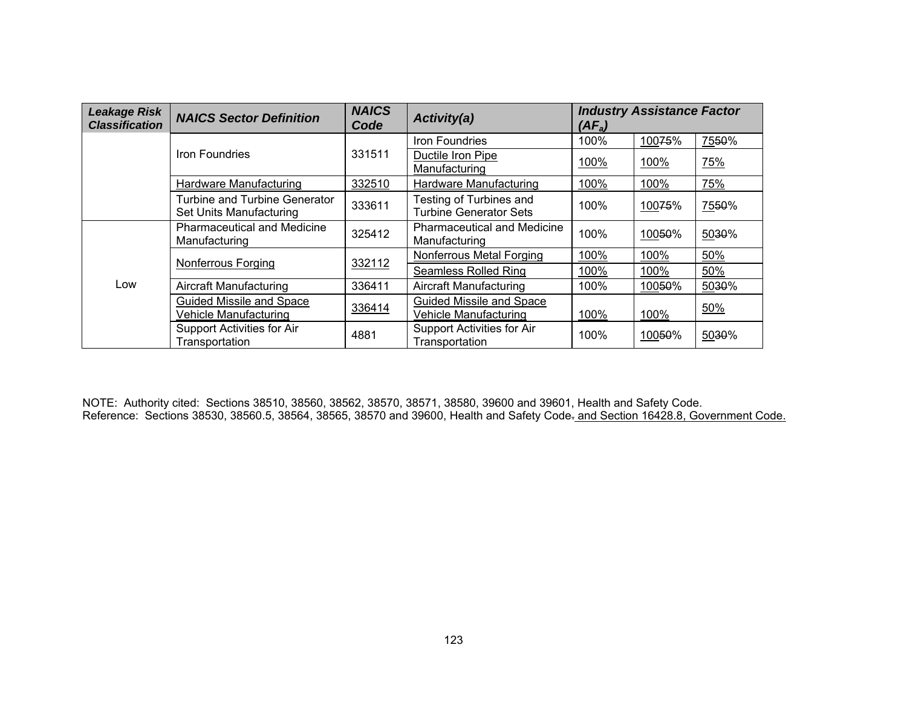| *Leakage Risk Classification* | *NAICS Sector Definition* | *NAICS Code* | *Activity(a)* | *Industry Assistance Factor ($AF_a$)* | | |
|---|---|---|---|---|---|---|
| | Iron Foundries | 331511 | Iron Foundries | 100% | 10075% | 7550% |
| | | | Ductile Iron Pipe Manufacturing | 100% | 100% | 75% |
| | Hardware Manufacturing | 332510 | Hardware Manufacturing | 100% | 100% | 75% |
| | Turbine and Turbine Generator Set Units Manufacturing | 333611 | Testing of Turbines and Turbine Generator Sets | 100% | 10075% | 7550% |
| Low | Pharmaceutical and Medicine Manufacturing | 325412 | Pharmaceutical and Medicine Manufacturing | 100% | 10050% | 5030% |
| | Nonferrous Forging | 332112 | Nonferrous Metal Forging | 100% | 100% | 50% |
| | | | Seamless Rolled Ring | 100% | 100% | 50% |
| | Aircraft Manufacturing | 336411 | Aircraft Manufacturing | 100% | 10050% | 5030% |
| | Guided Missile and Space Vehicle Manufacturing | 336414 | Guided Missile and Space Vehicle Manufacturing | 100% | 100% | 50% |
| | Support Activities for Air Transportation | 4881 | Support Activities for Air Transportation | 100% | 10050% | 5030% |

NOTE: Authority cited: Sections 38510, 38560, 38562, 38570, 38571, 38580, 39600 and 39601, Health and Safety Code.
Reference: Sections 38530, 38560.5, 38564, 38565, 38570 and 39600, Health and Safety Code. and Section 16428.8, Government Code.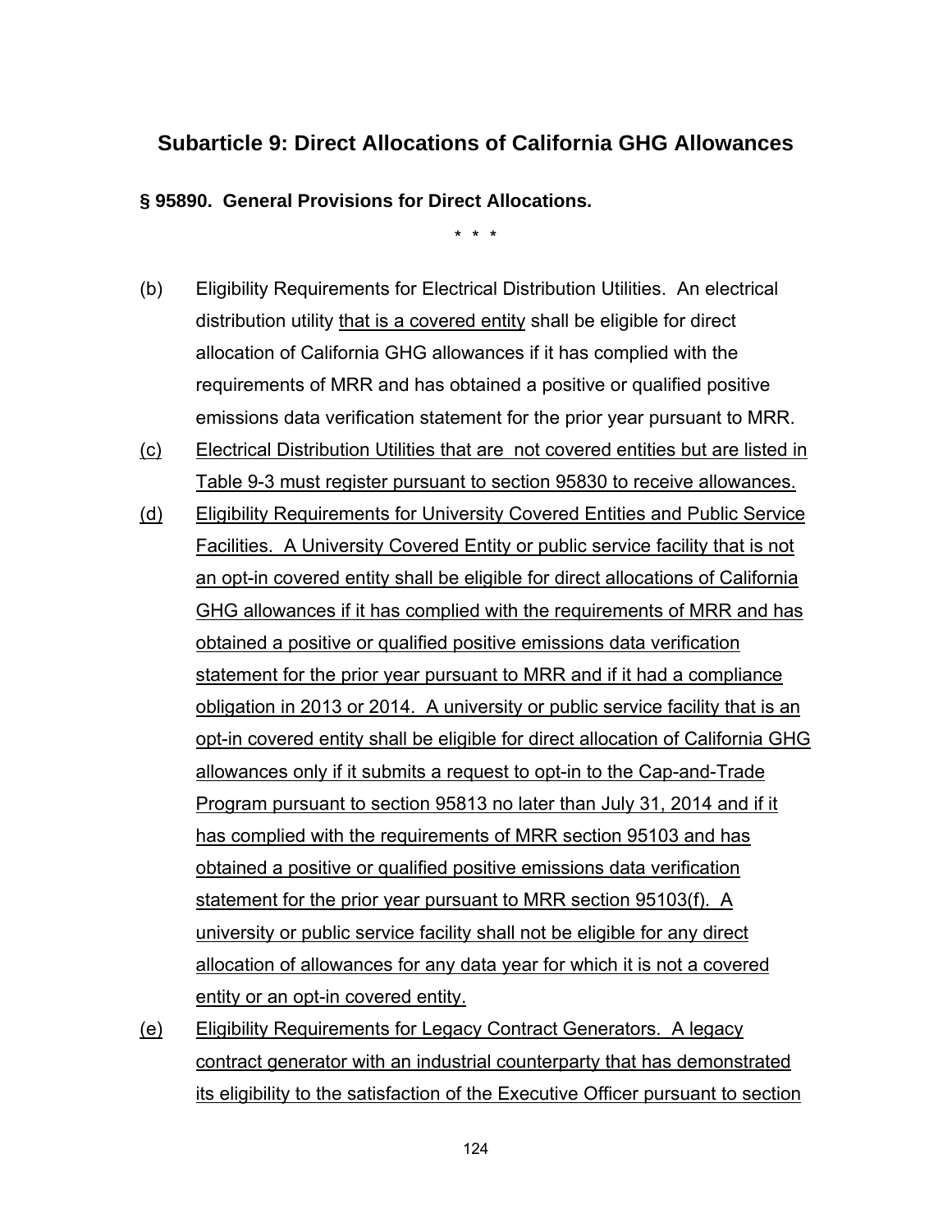## Subarticle 9: Direct Allocations of California GHG Allowances

**§ 95890. General Provisions for Direct Allocations.**

\* \* \*

(b) Eligibility Requirements for Electrical Distribution Utilities. An electrical distribution utility <u>that is a covered entity</u> shall be eligible for direct allocation of California GHG allowances if it has complied with the requirements of MRR and has obtained a positive or qualified positive emissions data verification statement for the prior year pursuant to MRR.

<u>(c)</u> <u>Electrical Distribution Utilities that are not covered entities but are listed in Table 9-3 must register pursuant to section 95830 to receive allowances.</u>

<u>(d)</u> <u>Eligibility Requirements for University Covered Entities and Public Service Facilities. A University Covered Entity or public service facility that is not an opt-in covered entity shall be eligible for direct allocations of California GHG allowances if it has complied with the requirements of MRR and has obtained a positive or qualified positive emissions data verification statement for the prior year pursuant to MRR and if it had a compliance obligation in 2013 or 2014. A university or public service facility that is an opt-in covered entity shall be eligible for direct allocation of California GHG allowances only if it submits a request to opt-in to the Cap-and-Trade Program pursuant to section 95813 no later than July 31, 2014 and if it has complied with the requirements of MRR section 95103 and has obtained a positive or qualified positive emissions data verification statement for the prior year pursuant to MRR section 95103(f). A university or public service facility shall not be eligible for any direct allocation of allowances for any data year for which it is not a covered entity or an opt-in covered entity.</u>

<u>(e)</u> <u>Eligibility Requirements for Legacy Contract Generators. A legacy contract generator with an industrial counterparty that has demonstrated its eligibility to the satisfaction of the Executive Officer pursuant to section</u>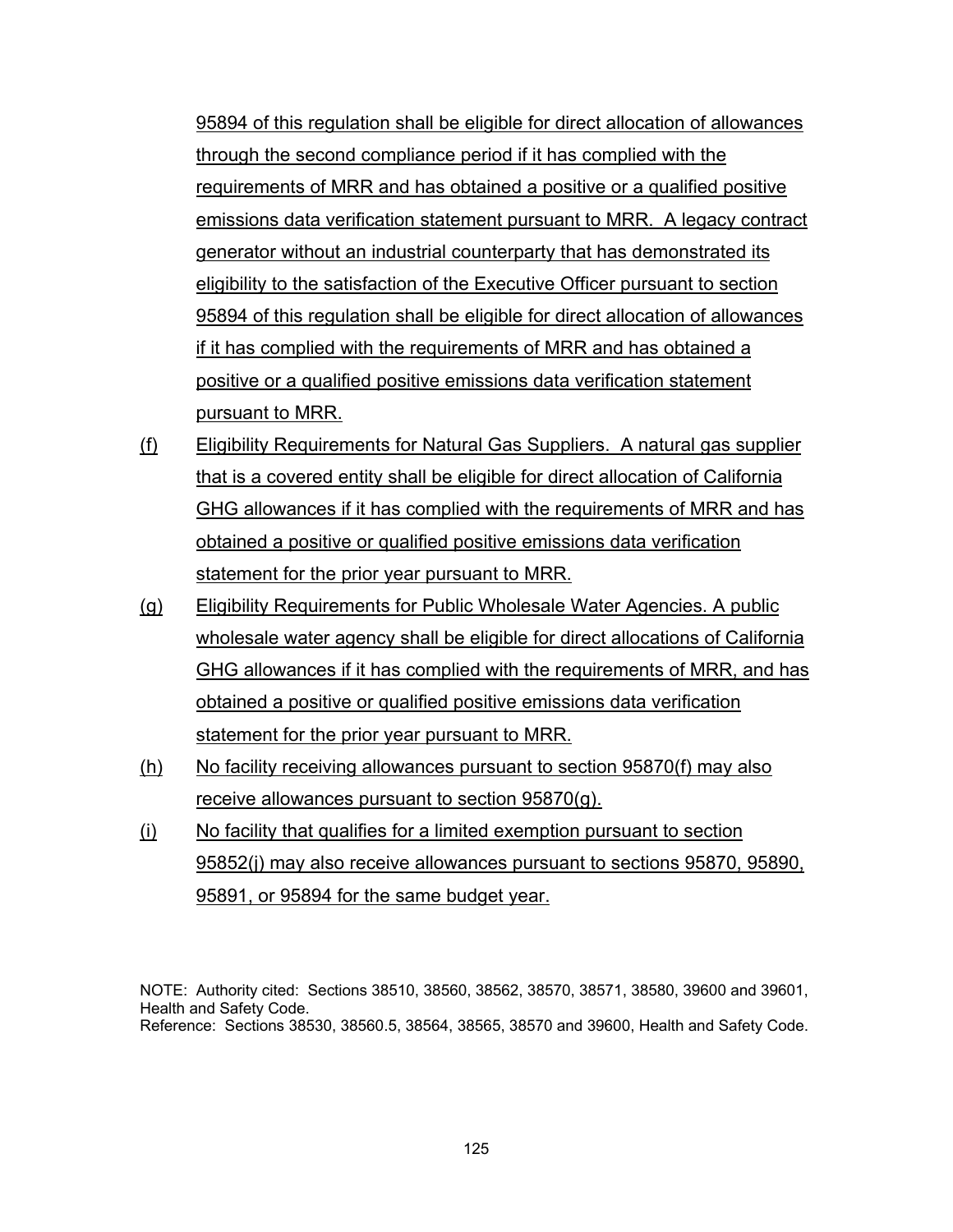95894 of this regulation shall be eligible for direct allocation of allowances through the second compliance period if it has complied with the requirements of MRR and has obtained a positive or a qualified positive emissions data verification statement pursuant to MRR. A legacy contract generator without an industrial counterparty that has demonstrated its eligibility to the satisfaction of the Executive Officer pursuant to section 95894 of this regulation shall be eligible for direct allocation of allowances if it has complied with the requirements of MRR and has obtained a positive or a qualified positive emissions data verification statement pursuant to MRR.

(f) Eligibility Requirements for Natural Gas Suppliers. A natural gas supplier that is a covered entity shall be eligible for direct allocation of California GHG allowances if it has complied with the requirements of MRR and has obtained a positive or qualified positive emissions data verification statement for the prior year pursuant to MRR.

(g) Eligibility Requirements for Public Wholesale Water Agencies. A public wholesale water agency shall be eligible for direct allocations of California GHG allowances if it has complied with the requirements of MRR, and has obtained a positive or qualified positive emissions data verification statement for the prior year pursuant to MRR.

(h) No facility receiving allowances pursuant to section 95870(f) may also receive allowances pursuant to section 95870(g).

(i) No facility that qualifies for a limited exemption pursuant to section 95852(j) may also receive allowances pursuant to sections 95870, 95890, 95891, or 95894 for the same budget year.

NOTE: Authority cited: Sections 38510, 38560, 38562, 38570, 38571, 38580, 39600 and 39601, Health and Safety Code.
Reference: Sections 38530, 38560.5, 38564, 38565, 38570 and 39600, Health and Safety Code.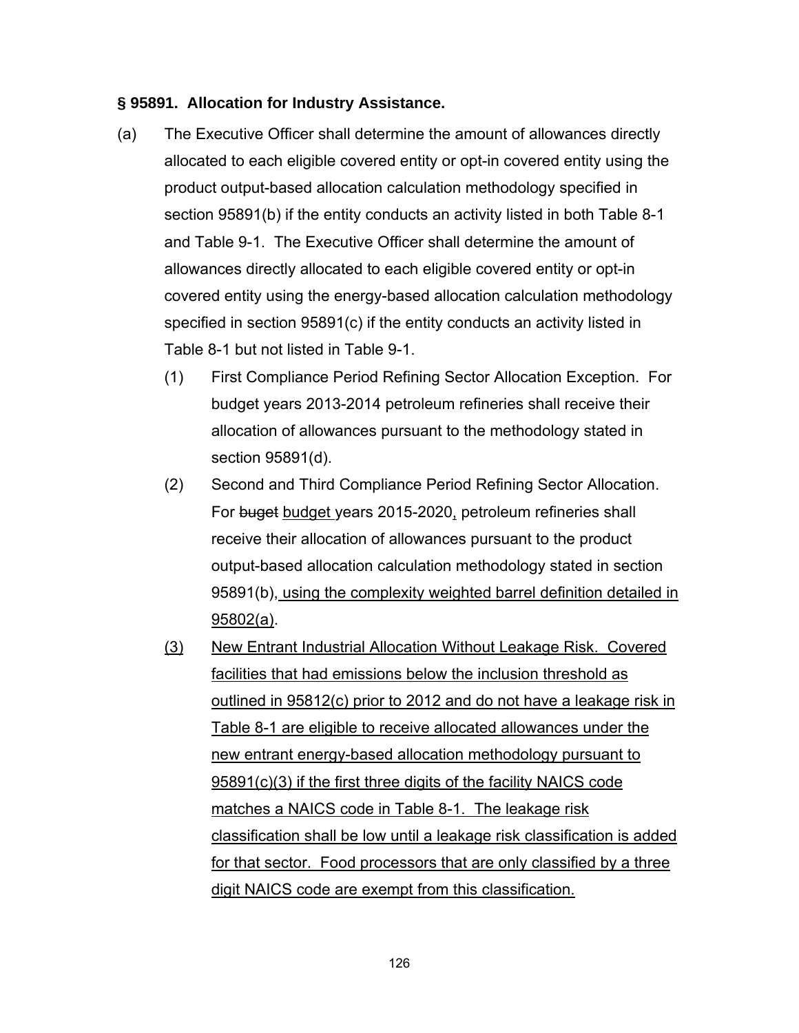**§ 95891. Allocation for Industry Assistance.**

(a) The Executive Officer shall determine the amount of allowances directly allocated to each eligible covered entity or opt-in covered entity using the product output-based allocation calculation methodology specified in section 95891(b) if the entity conducts an activity listed in both Table 8-1 and Table 9-1. The Executive Officer shall determine the amount of allowances directly allocated to each eligible covered entity or opt-in covered entity using the energy-based allocation calculation methodology specified in section 95891(c) if the entity conducts an activity listed in Table 8-1 but not listed in Table 9-1.

(1) First Compliance Period Refining Sector Allocation Exception. For budget years 2013-2014 petroleum refineries shall receive their allocation of allowances pursuant to the methodology stated in section 95891(d).

(2) Second and Third Compliance Period Refining Sector Allocation. For ~~buget~~ <u>budget</u> years 2015-2020<u>,</u> petroleum refineries shall receive their allocation of allowances pursuant to the product output-based allocation calculation methodology stated in section 95891(b)<u>, using the complexity weighted barrel definition detailed in 95802(a)</u>.

<u>(3)</u> <u>New Entrant Industrial Allocation Without Leakage Risk. Covered facilities that had emissions below the inclusion threshold as outlined in 95812(c) prior to 2012 and do not have a leakage risk in Table 8-1 are eligible to receive allocated allowances under the new entrant energy-based allocation methodology pursuant to 95891(c)(3) if the first three digits of the facility NAICS code matches a NAICS code in Table 8-1. The leakage risk classification shall be low until a leakage risk classification is added for that sector. Food processors that are only classified by a three digit NAICS code are exempt from this classification.</u>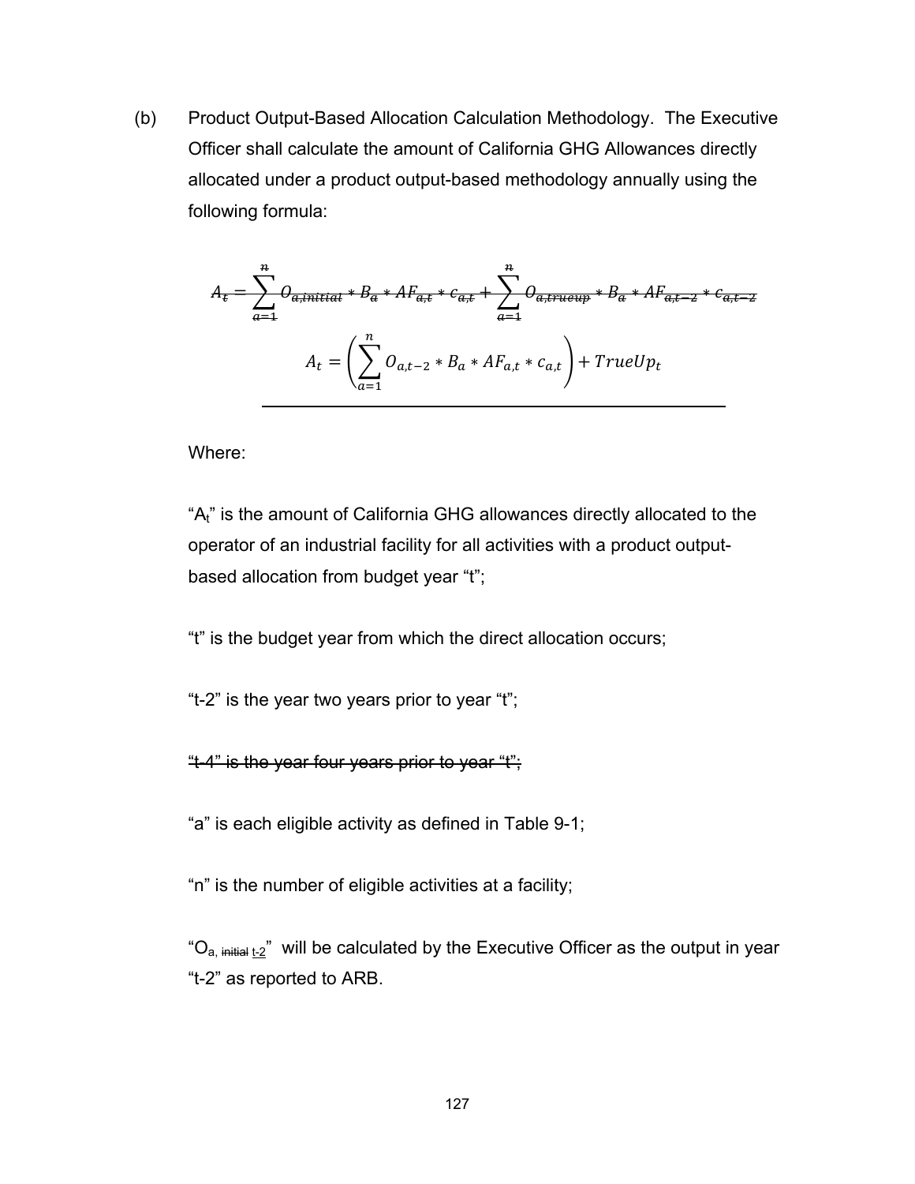(b) Product Output-Based Allocation Calculation Methodology. The Executive Officer shall calculate the amount of California GHG Allowances directly allocated under a product output-based methodology annually using the following formula:

$$\sout{A_t = \sum_{a=1}^{n} O_{a,initial} * B_a * AF_{a,t} * c_{a,t} + \sum_{a=1}^{n} O_{a,trueup} * B_a * AF_{a,t-2} * c_{a,t-2}}$$

$$\underline{A_t = \left( \sum_{a=1}^{n} O_{a,t-2} * B_a * AF_{a,t} * c_{a,t} \right) + TrueUp_t}$$

Where:

"$A_t$" is the amount of California GHG allowances directly allocated to the operator of an industrial facility for all activities with a product output-based allocation from budget year "t";

"t" is the budget year from which the direct allocation occurs;

"t-2" is the year two years prior to year "t";

~~"t-4" is the year four years prior to year "t";~~

"a" is each eligible activity as defined in Table 9-1;

"n" is the number of eligible activities at a facility;

"$O_{a,}$ ~~initial~~ $\underline{t\text{-}2}$" will be calculated by the Executive Officer as the output in year "t-2" as reported to ARB.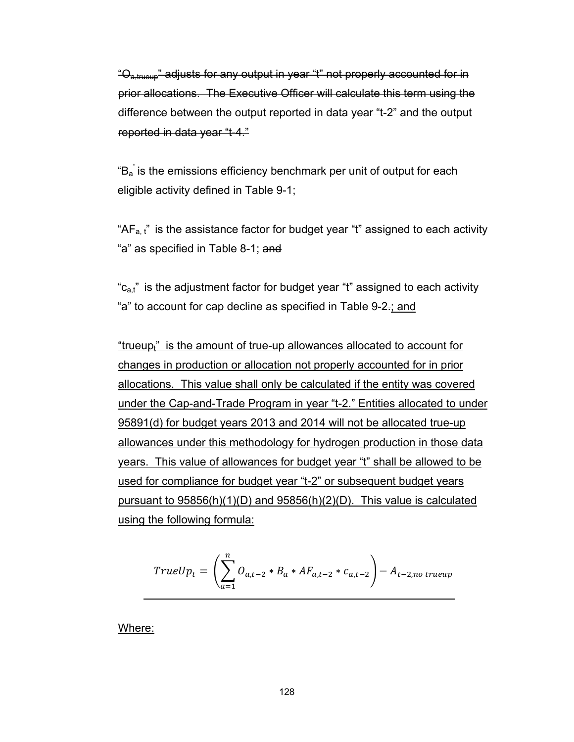~~"$O_{a,trueup}$" adjusts for any output in year "t" not properly accounted for in prior allocations. The Executive Officer will calculate this term using the difference between the output reported in data year "t-2" and the output reported in data year "t-4."~~

"$B_a$" is the emissions efficiency benchmark per unit of output for each eligible activity defined in Table 9-1;

"$AF_{a,t}$" is the assistance factor for budget year "t" assigned to each activity "a" as specified in Table 8-1; ~~and~~

"$c_{a,t}$" is the adjustment factor for budget year "t" assigned to each activity "a" to account for cap decline as specified in Table 9-2~~.~~<u>; and</u>

<u>"$trueup_t$" is the amount of true-up allowances allocated to account for changes in production or allocation not properly accounted for in prior allocations. This value shall only be calculated if the entity was covered under the Cap-and-Trade Program in year "t-2." Entities allocated to under 95891(d) for budget years 2013 and 2014 will not be allocated true-up allowances under this methodology for hydrogen production in those data years. This value of allowances for budget year "t" shall be allowed to be used for compliance for budget year "t-2" or subsequent budget years pursuant to 95856(h)(1)(D) and 95856(h)(2)(D). This value is calculated using the following formula:</u>

$$TrueUp_t = \left(\sum_{a=1}^{n} O_{a,t-2} * B_a * AF_{a,t-2} * c_{a,t-2}\right) - A_{t-2,no\ trueup}$$

<u>Where:</u>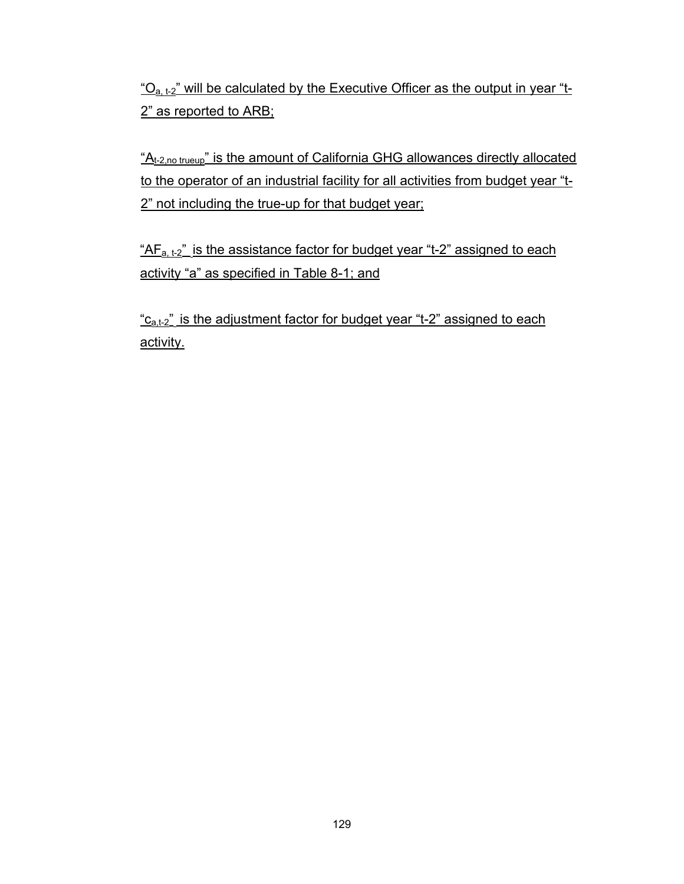"$O_{a,\,t-2}$" will be calculated by the Executive Officer as the output in year "t-2" as reported to ARB;

"$A_{t-2,no\ trueup}$" is the amount of California GHG allowances directly allocated to the operator of an industrial facility for all activities from budget year "t-2" not including the true-up for that budget year;

"$AF_{a,\,t-2}$" is the assistance factor for budget year "t-2" assigned to each activity "a" as specified in Table 8-1; and

"$c_{a,t-2}$" is the adjustment factor for budget year "t-2" assigned to each activity.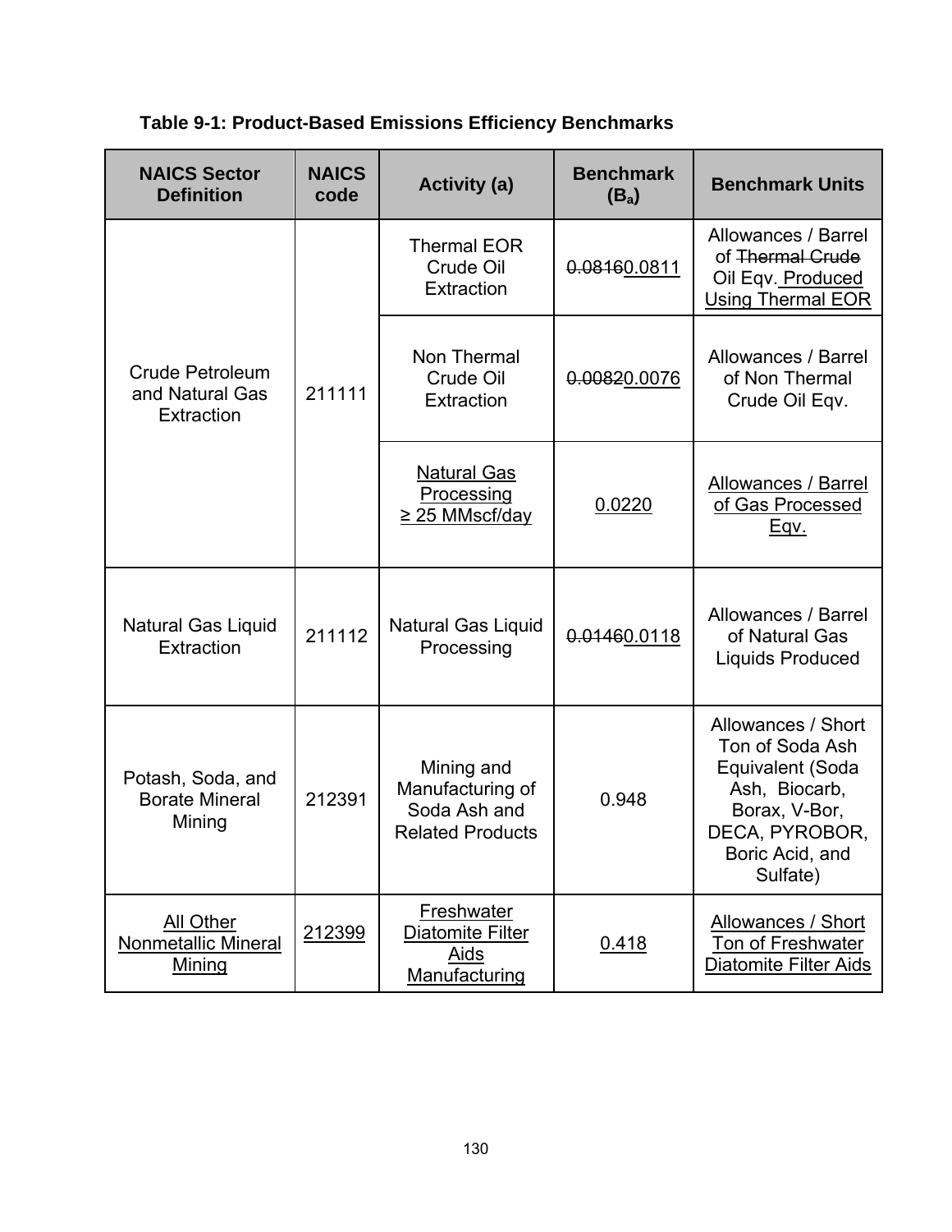**Table 9-1: Product-Based Emissions Efficiency Benchmarks**

| NAICS Sector Definition | NAICS code | Activity (a) | Benchmark ($B_a$) | Benchmark Units |
|---|---|---|---|---|
| Crude Petroleum and Natural Gas Extraction | 211111 | Thermal EOR Crude Oil Extraction | ~~0.0816~~<u>0.0811</u> | Allowances / Barrel of ~~Thermal Crude~~ Oil Eqv. <u>Produced Using Thermal EOR</u> |
| | | Non Thermal Crude Oil Extraction | ~~0.0082~~<u>0.0076</u> | Allowances / Barrel of Non Thermal Crude Oil Eqv. |
| | | <u>Natural Gas Processing ≥ 25 MMscf/day</u> | <u>0.0220</u> | <u>Allowances / Barrel of Gas Processed Eqv.</u> |
| Natural Gas Liquid Extraction | 211112 | Natural Gas Liquid Processing | ~~0.0146~~<u>0.0118</u> | Allowances / Barrel of Natural Gas Liquids Produced |
| Potash, Soda, and Borate Mineral Mining | 212391 | Mining and Manufacturing of Soda Ash and Related Products | 0.948 | Allowances / Short Ton of Soda Ash Equivalent (Soda Ash, Biocarb, Borax, V-Bor, DECA, PYROBOR, Boric Acid, and Sulfate) |
| <u>All Other Nonmetallic Mineral Mining</u> | <u>212399</u> | <u>Freshwater Diatomite Filter Aids Manufacturing</u> | <u>0.418</u> | <u>Allowances / Short Ton of Freshwater Diatomite Filter Aids</u> |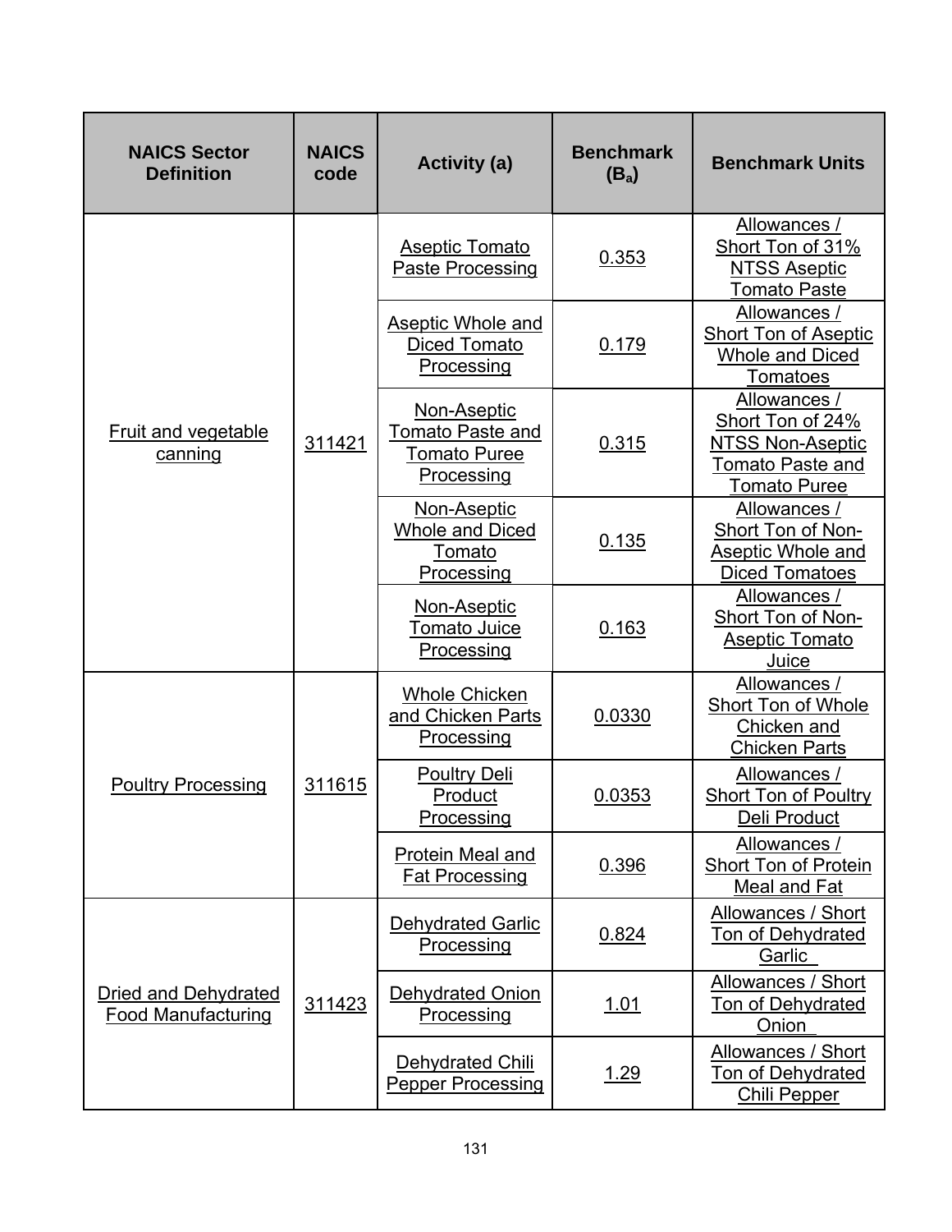| NAICS Sector Definition | NAICS code | Activity (a) | Benchmark ($B_a$) | Benchmark Units |
| --- | --- | --- | --- | --- |
| Fruit and vegetable canning | 311421 | Aseptic Tomato Paste Processing | 0.353 | Allowances / Short Ton of 31% NTSS Aseptic Tomato Paste |
| | | Aseptic Whole and Diced Tomato Processing | 0.179 | Allowances / Short Ton of Aseptic Whole and Diced Tomatoes |
| | | Non-Aseptic Tomato Paste and Tomato Puree Processing | 0.315 | Allowances / Short Ton of 24% NTSS Non-Aseptic Tomato Paste and Tomato Puree |
| | | Non-Aseptic Whole and Diced Tomato Processing | 0.135 | Allowances / Short Ton of Non-Aseptic Whole and Diced Tomatoes |
| | | Non-Aseptic Tomato Juice Processing | 0.163 | Allowances / Short Ton of Non-Aseptic Tomato Juice |
| Poultry Processing | 311615 | Whole Chicken and Chicken Parts Processing | 0.0330 | Allowances / Short Ton of Whole Chicken and Chicken Parts |
| | | Poultry Deli Product Processing | 0.0353 | Allowances / Short Ton of Poultry Deli Product |
| | | Protein Meal and Fat Processing | 0.396 | Allowances / Short Ton of Protein Meal and Fat |
| Dried and Dehydrated Food Manufacturing | 311423 | Dehydrated Garlic Processing | 0.824 | Allowances / Short Ton of Dehydrated Garlic |
| | | Dehydrated Onion Processing | 1.01 | Allowances / Short Ton of Dehydrated Onion |
| | | Dehydrated Chili Pepper Processing | 1.29 | Allowances / Short Ton of Dehydrated Chili Pepper |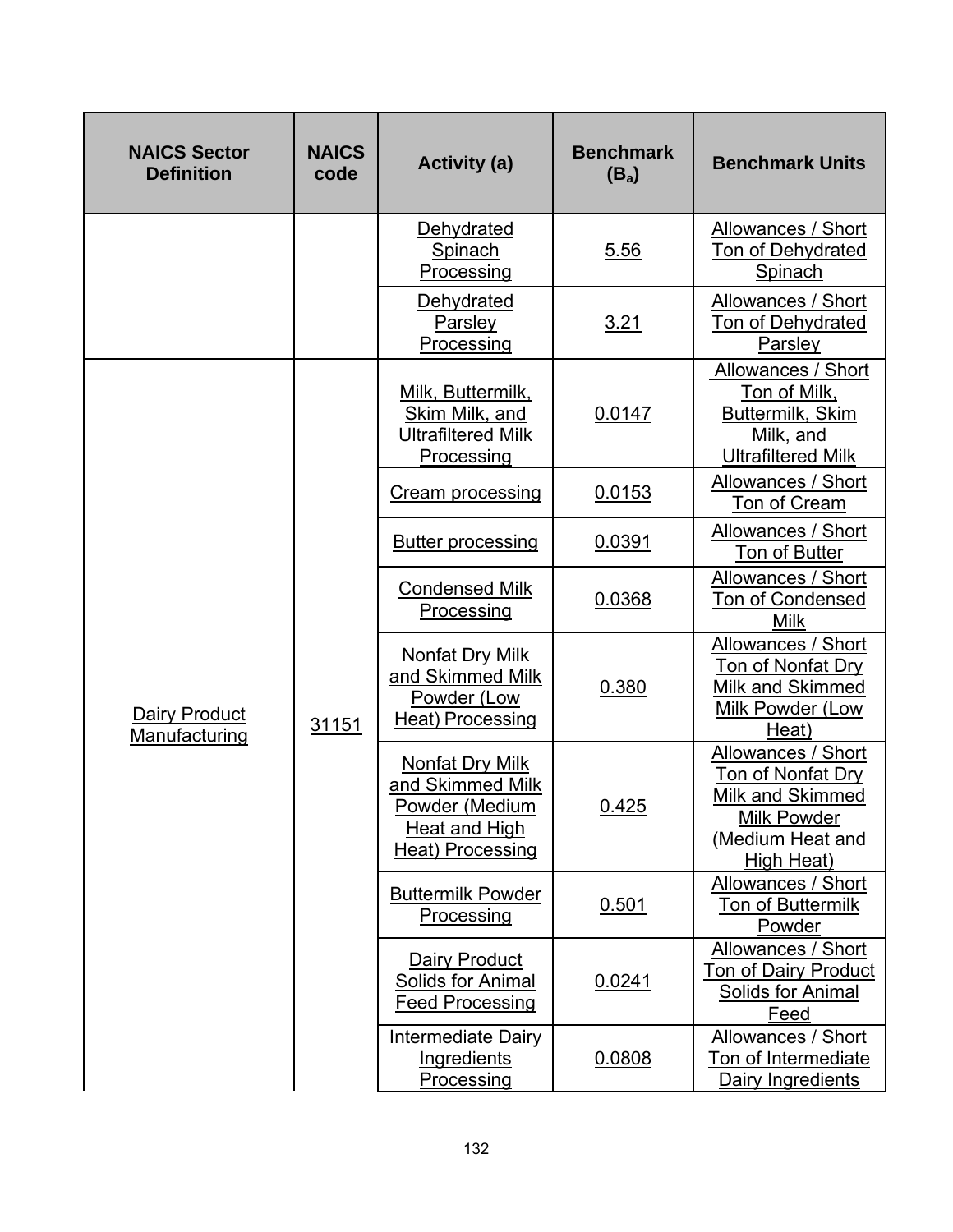| NAICS Sector Definition | NAICS code | Activity (a) | Benchmark ($B_a$) | Benchmark Units |
|---|---|---|---|---|
| | | Dehydrated Spinach Processing | 5.56 | Allowances / Short Ton of Dehydrated Spinach |
| | | Dehydrated Parsley Processing | 3.21 | Allowances / Short Ton of Dehydrated Parsley |
| Dairy Product Manufacturing | 31151 | Milk, Buttermilk, Skim Milk, and Ultrafiltered Milk Processing | 0.0147 | Allowances / Short Ton of Milk, Buttermilk, Skim Milk, and Ultrafiltered Milk |
| | | Cream processing | 0.0153 | Allowances / Short Ton of Cream |
| | | Butter processing | 0.0391 | Allowances / Short Ton of Butter |
| | | Condensed Milk Processing | 0.0368 | Allowances / Short Ton of Condensed Milk |
| | | Nonfat Dry Milk and Skimmed Milk Powder (Low Heat) Processing | 0.380 | Allowances / Short Ton of Nonfat Dry Milk and Skimmed Milk Powder (Low Heat) |
| | | Nonfat Dry Milk and Skimmed Milk Powder (Medium Heat and High Heat) Processing | 0.425 | Allowances / Short Ton of Nonfat Dry Milk and Skimmed Milk Powder (Medium Heat and High Heat) |
| | | Buttermilk Powder Processing | 0.501 | Allowances / Short Ton of Buttermilk Powder |
| | | Dairy Product Solids for Animal Feed Processing | 0.0241 | Allowances / Short Ton of Dairy Product Solids for Animal Feed |
| | | Intermediate Dairy Ingredients Processing | 0.0808 | Allowances / Short Ton of Intermediate Dairy Ingredients |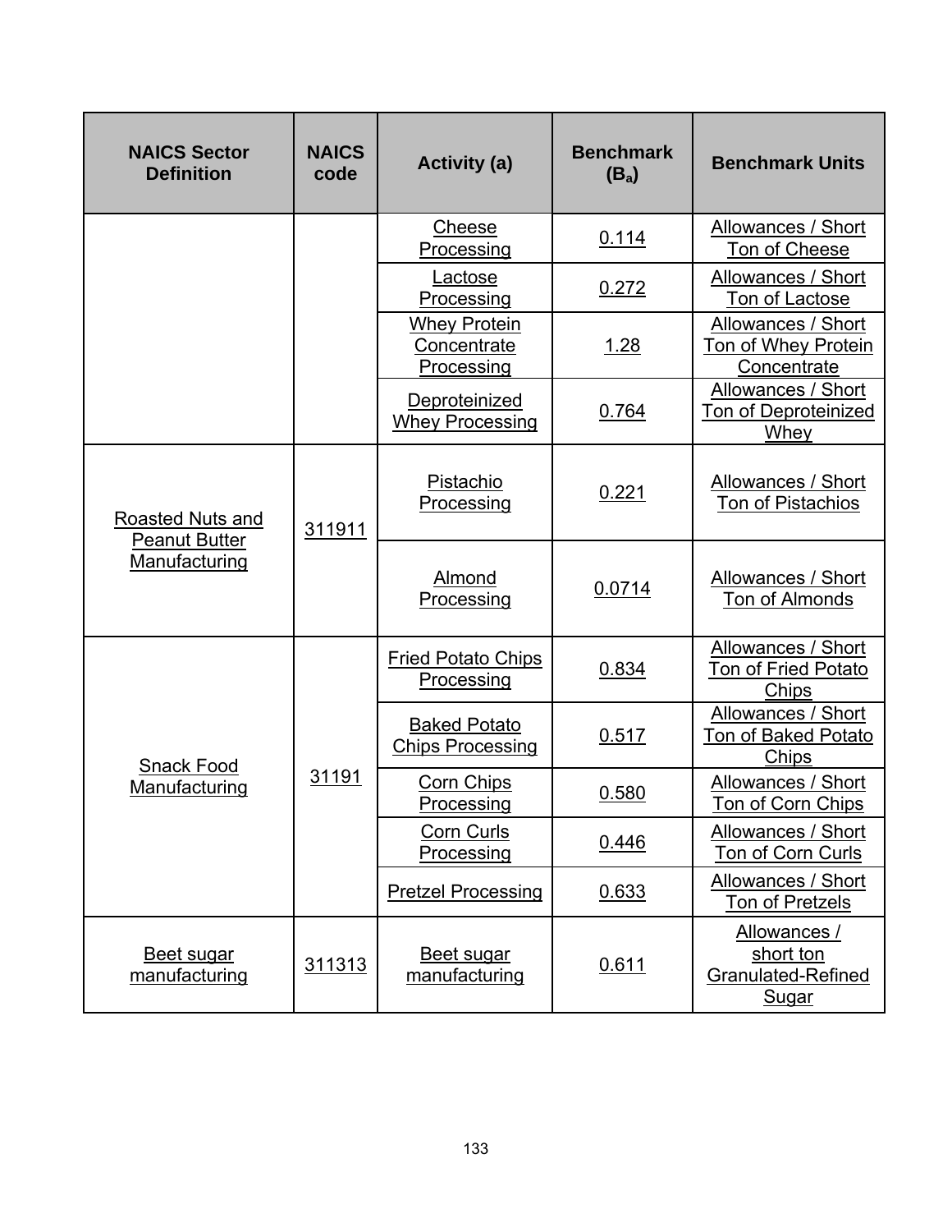| NAICS Sector Definition | NAICS code | Activity (a) | Benchmark ($B_a$) | Benchmark Units |
|---|---|---|---|---|
| | | Cheese Processing | 0.114 | Allowances / Short Ton of Cheese |
| | | Lactose Processing | 0.272 | Allowances / Short Ton of Lactose |
| | | Whey Protein Concentrate Processing | 1.28 | Allowances / Short Ton of Whey Protein Concentrate |
| | | Deproteinized Whey Processing | 0.764 | Allowances / Short Ton of Deproteinized Whey |
| Roasted Nuts and Peanut Butter Manufacturing | 311911 | Pistachio Processing | 0.221 | Allowances / Short Ton of Pistachios |
| | | Almond Processing | 0.0714 | Allowances / Short Ton of Almonds |
| Snack Food Manufacturing | 31191 | Fried Potato Chips Processing | 0.834 | Allowances / Short Ton of Fried Potato Chips |
| | | Baked Potato Chips Processing | 0.517 | Allowances / Short Ton of Baked Potato Chips |
| | | Corn Chips Processing | 0.580 | Allowances / Short Ton of Corn Chips |
| | | Corn Curls Processing | 0.446 | Allowances / Short Ton of Corn Curls |
| | | Pretzel Processing | 0.633 | Allowances / Short Ton of Pretzels |
| Beet sugar manufacturing | 311313 | Beet sugar manufacturing | 0.611 | Allowances / short ton Granulated-Refined Sugar |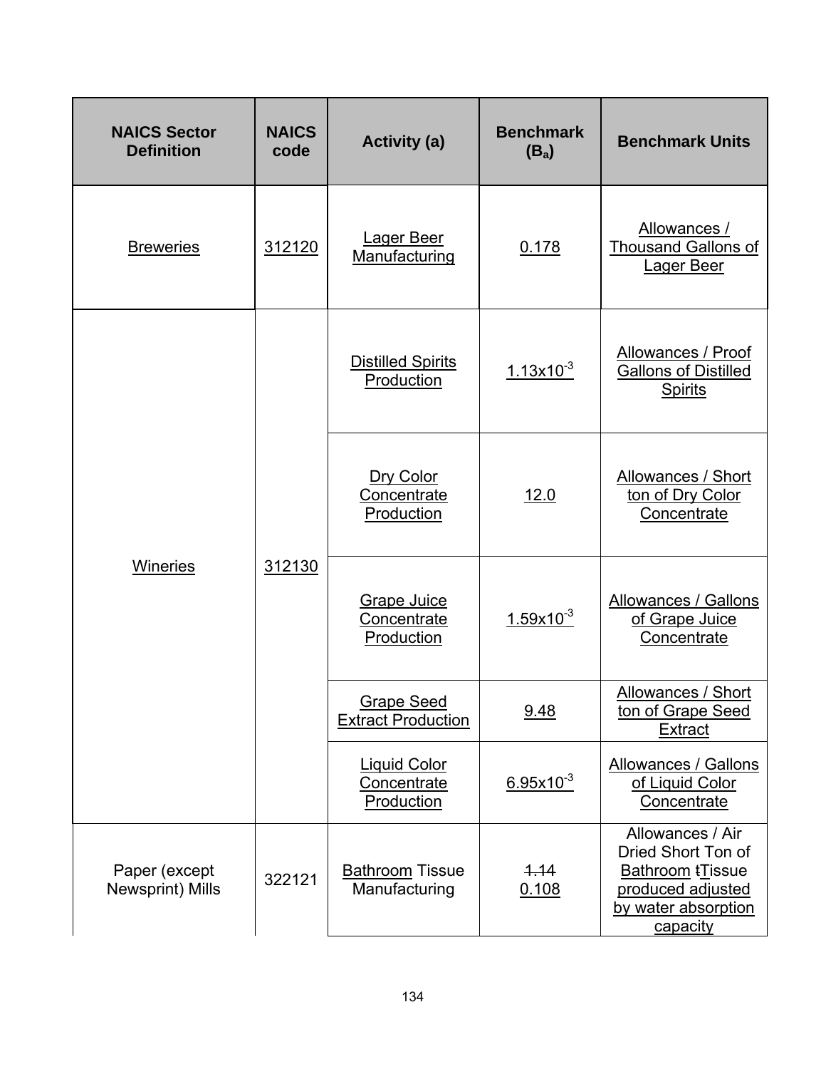| NAICS Sector Definition | NAICS code | Activity (a) | Benchmark ($B_a$) | Benchmark Units |
|---|---|---|---|---|
| Breweries | 312120 | Lager Beer Manufacturing | 0.178 | Allowances / Thousand Gallons of Lager Beer |
| Wineries | 312130 | Distilled Spirits Production | $1.13 \times 10^{-3}$ | Allowances / Proof Gallons of Distilled Spirits |
| | | Dry Color Concentrate Production | 12.0 | Allowances / Short ton of Dry Color Concentrate |
| | | Grape Juice Concentrate Production | $1.59 \times 10^{-3}$ | Allowances / Gallons of Grape Juice Concentrate |
| | | Grape Seed Extract Production | 9.48 | Allowances / Short ton of Grape Seed Extract |
| | | Liquid Color Concentrate Production | $6.95 \times 10^{-3}$ | Allowances / Gallons of Liquid Color Concentrate |
| Paper (except Newsprint) Mills | 322121 | Bathroom Tissue Manufacturing | ~~1.14~~ 0.108 | Allowances / Air Dried Short Ton of Bathroom ~~t~~Tissue produced adjusted by water absorption capacity |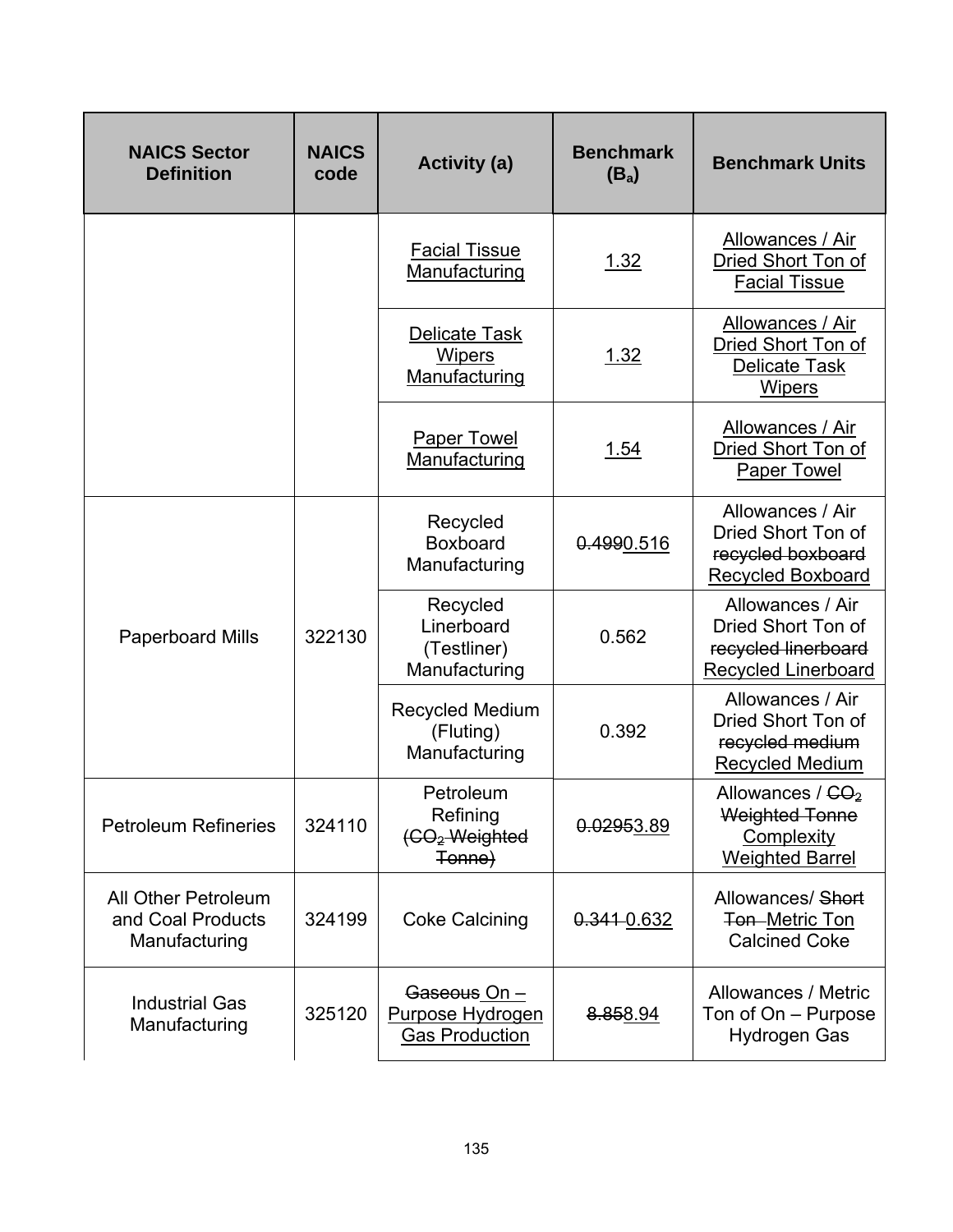| NAICS Sector Definition | NAICS code | Activity (a) | Benchmark ($B_a$) | Benchmark Units |
|---|---|---|---|---|
| | | Facial Tissue Manufacturing | 1.32 | Allowances / Air Dried Short Ton of Facial Tissue |
| | | Delicate Task Wipers Manufacturing | 1.32 | Allowances / Air Dried Short Ton of Delicate Task Wipers |
| | | Paper Towel Manufacturing | 1.54 | Allowances / Air Dried Short Ton of Paper Towel |
| Paperboard Mills | 322130 | Recycled Boxboard Manufacturing | ~~0.499~~0.516 | Allowances / Air Dried Short Ton of ~~recycled boxboard~~ Recycled Boxboard |
| | | Recycled Linerboard (Testliner) Manufacturing | 0.562 | Allowances / Air Dried Short Ton of ~~recycled linerboard~~ Recycled Linerboard |
| | | Recycled Medium (Fluting) Manufacturing | 0.392 | Allowances / Air Dried Short Ton of ~~recycled medium~~ Recycled Medium |
| Petroleum Refineries | 324110 | Petroleum Refining ~~($CO_2$ Weighted Tonne)~~ | ~~0.0295~~3.89 | Allowances / ~~$CO_2$ Weighted Tonne~~ Complexity Weighted Barrel |
| All Other Petroleum and Coal Products Manufacturing | 324199 | Coke Calcining | ~~0.341~~ 0.632 | Allowances/ ~~Short Ton~~ Metric Ton Calcined Coke |
| Industrial Gas Manufacturing | 325120 | ~~Gaseous~~ On – Purpose Hydrogen Gas Production | ~~8.85~~8.94 | Allowances / Metric Ton of On – Purpose Hydrogen Gas |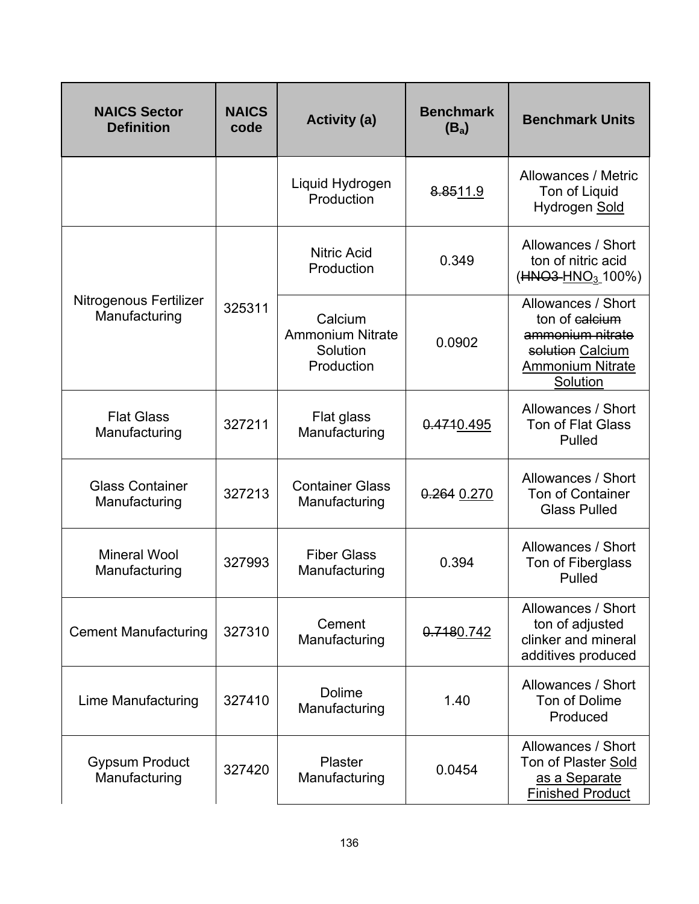| NAICS Sector Definition | NAICS code | Activity (a) | Benchmark ($B_a$) | Benchmark Units |
|---|---|---|---|---|
| | | Liquid Hydrogen Production | ~~8.85~~11.9 | Allowances / Metric Ton of Liquid Hydrogen Sold |
| Nitrogenous Fertilizer Manufacturing | 325311 | Nitric Acid Production | 0.349 | Allowances / Short ton of nitric acid (~~HNO3~~ $HNO_3$ 100%) |
| | | Calcium Ammonium Nitrate Solution Production | 0.0902 | Allowances / Short ton of ~~calcium ammonium nitrate solution~~ Calcium Ammonium Nitrate Solution |
| Flat Glass Manufacturing | 327211 | Flat glass Manufacturing | ~~0.471~~0.495 | Allowances / Short Ton of Flat Glass Pulled |
| Glass Container Manufacturing | 327213 | Container Glass Manufacturing | ~~0.264~~ 0.270 | Allowances / Short Ton of Container Glass Pulled |
| Mineral Wool Manufacturing | 327993 | Fiber Glass Manufacturing | 0.394 | Allowances / Short Ton of Fiberglass Pulled |
| Cement Manufacturing | 327310 | Cement Manufacturing | ~~0.718~~0.742 | Allowances / Short ton of adjusted clinker and mineral additives produced |
| Lime Manufacturing | 327410 | Dolime Manufacturing | 1.40 | Allowances / Short Ton of Dolime Produced |
| Gypsum Product Manufacturing | 327420 | Plaster Manufacturing | 0.0454 | Allowances / Short Ton of Plaster Sold as a Separate Finished Product |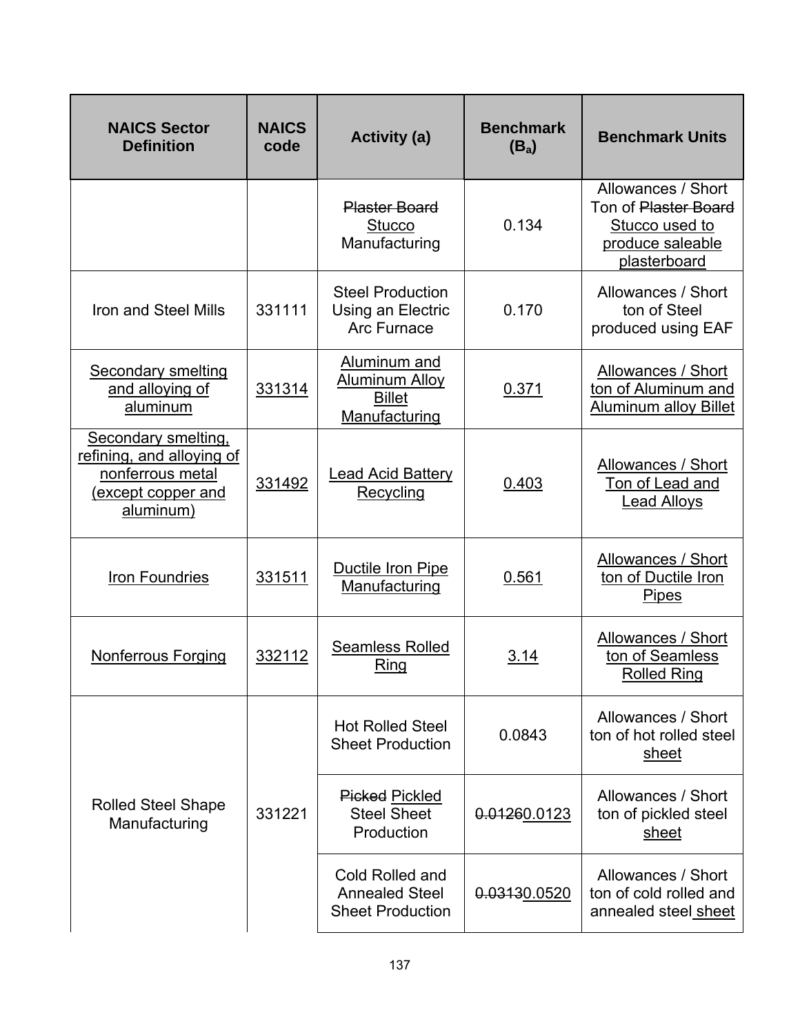| NAICS Sector Definition | NAICS code | Activity (a) | Benchmark ($B_a$) | Benchmark Units |
|---|---|---|---|---|
| | | ~~Plaster Board~~ Stucco Manufacturing | 0.134 | Allowances / Short Ton of ~~Plaster Board~~ Stucco used to produce saleable plasterboard |
| Iron and Steel Mills | 331111 | Steel Production Using an Electric Arc Furnace | 0.170 | Allowances / Short ton of Steel produced using EAF |
| Secondary smelting and alloying of aluminum | 331314 | Aluminum and Aluminum Alloy Billet Manufacturing | 0.371 | Allowances / Short ton of Aluminum and Aluminum alloy Billet |
| Secondary smelting, refining, and alloying of nonferrous metal (except copper and aluminum) | 331492 | Lead Acid Battery Recycling | 0.403 | Allowances / Short Ton of Lead and Lead Alloys |
| Iron Foundries | 331511 | Ductile Iron Pipe Manufacturing | 0.561 | Allowances / Short ton of Ductile Iron Pipes |
| Nonferrous Forging | 332112 | Seamless Rolled Ring | 3.14 | Allowances / Short ton of Seamless Rolled Ring |
| Rolled Steel Shape Manufacturing | 331221 | Hot Rolled Steel Sheet Production | 0.0843 | Allowances / Short ton of hot rolled steel sheet |
| | | ~~Picked~~ Pickled Steel Sheet Production | ~~0.0126~~0.0123 | Allowances / Short ton of pickled steel sheet |
| | | Cold Rolled and Annealed Steel Sheet Production | ~~0.0313~~0.0520 | Allowances / Short ton of cold rolled and annealed steel sheet |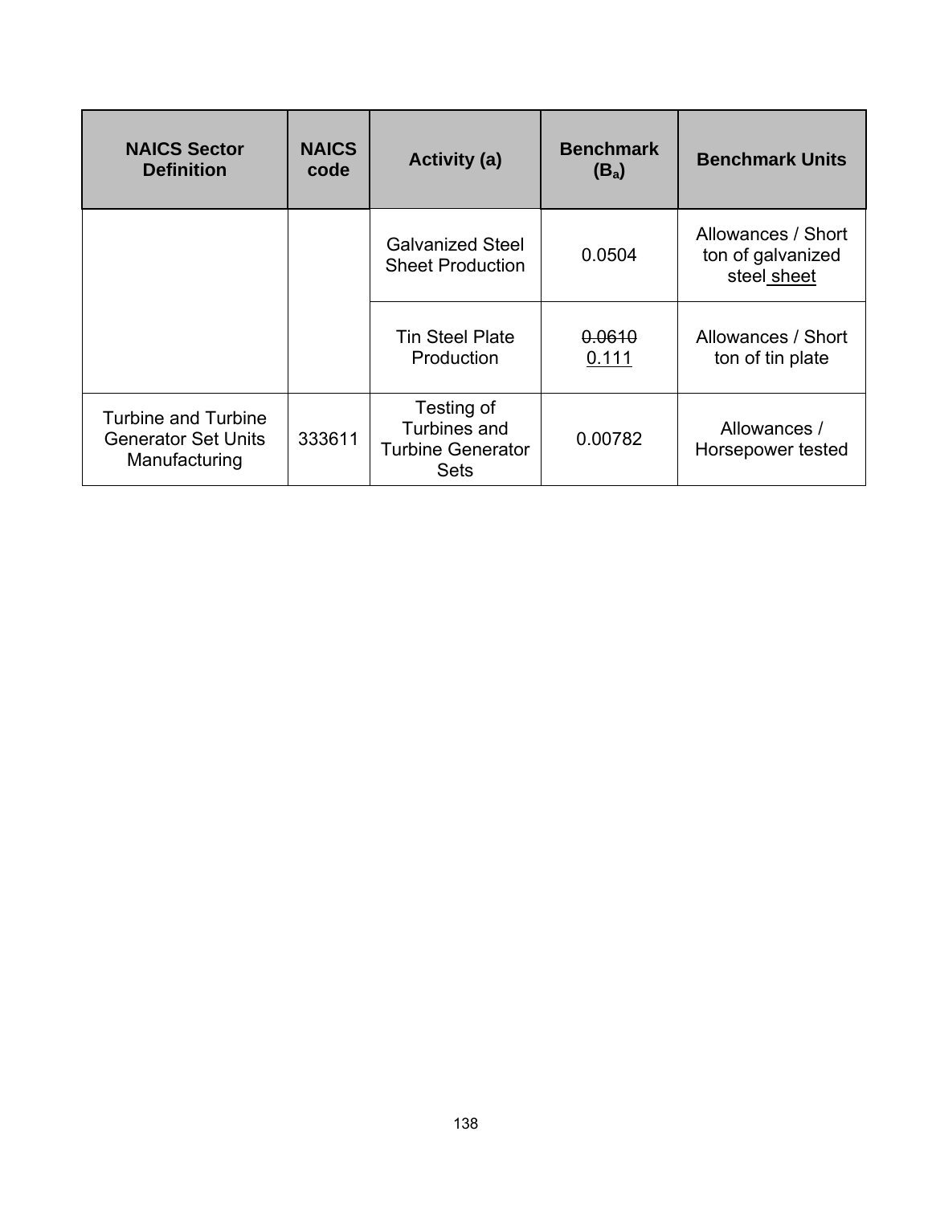| NAICS Sector Definition | NAICS code | Activity (a) | Benchmark ($B_a$) | Benchmark Units |
|---|---|---|---|---|
| | | Galvanized Steel Sheet Production | 0.0504 | Allowances / Short ton of galvanized steel <u>sheet</u> |
| | | Tin Steel Plate Production | ~~0.0610~~ <u>0.111</u> | Allowances / Short ton of tin plate |
| Turbine and Turbine Generator Set Units Manufacturing | 333611 | Testing of Turbines and Turbine Generator Sets | 0.00782 | Allowances / Horsepower tested |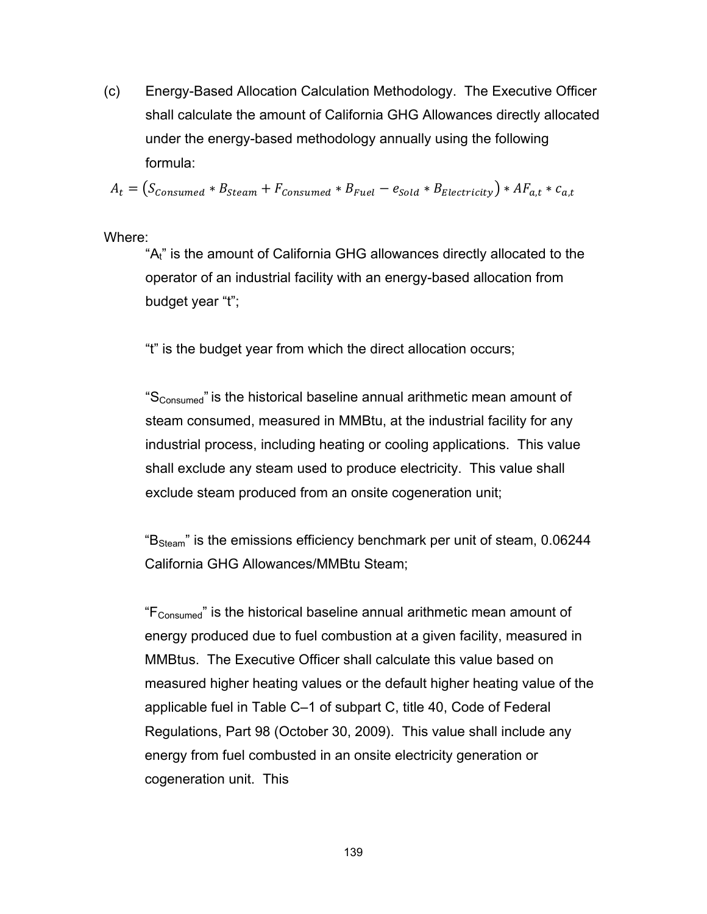(c) Energy-Based Allocation Calculation Methodology. The Executive Officer shall calculate the amount of California GHG Allowances directly allocated under the energy-based methodology annually using the following formula:

$$A_t = (S_{Consumed} * B_{Steam} + F_{Consumed} * B_{Fuel} - e_{Sold} * B_{Electricity}) * AF_{a,t} * c_{a,t}$$

Where:

"$A_t$" is the amount of California GHG allowances directly allocated to the operator of an industrial facility with an energy-based allocation from budget year "t";

"t" is the budget year from which the direct allocation occurs;

"$S_{Consumed}$" is the historical baseline annual arithmetic mean amount of steam consumed, measured in MMBtu, at the industrial facility for any industrial process, including heating or cooling applications. This value shall exclude any steam used to produce electricity. This value shall exclude steam produced from an onsite cogeneration unit;

"$B_{Steam}$" is the emissions efficiency benchmark per unit of steam, 0.06244 California GHG Allowances/MMBtu Steam;

"$F_{Consumed}$" is the historical baseline annual arithmetic mean amount of energy produced due to fuel combustion at a given facility, measured in MMBtus. The Executive Officer shall calculate this value based on measured higher heating values or the default higher heating value of the applicable fuel in Table C–1 of subpart C, title 40, Code of Federal Regulations, Part 98 (October 30, 2009). This value shall include any energy from fuel combusted in an onsite electricity generation or cogeneration unit. This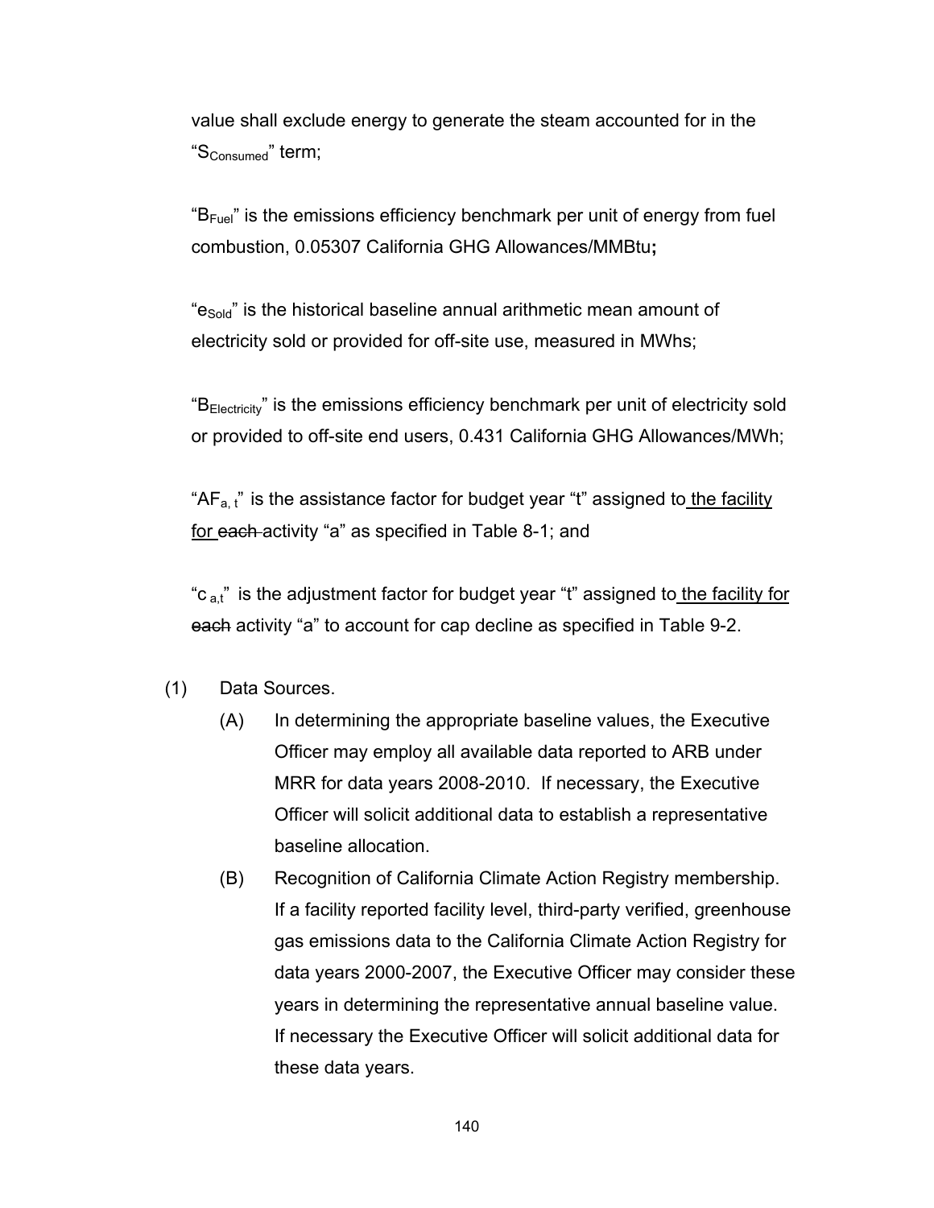value shall exclude energy to generate the steam accounted for in the "$S_{Consumed}$" term;

"$B_{Fuel}$" is the emissions efficiency benchmark per unit of energy from fuel combustion, 0.05307 California GHG Allowances/MMBtu**;**

"$e_{Sold}$" is the historical baseline annual arithmetic mean amount of electricity sold or provided for off-site use, measured in MWhs;

"$B_{Electricity}$" is the emissions efficiency benchmark per unit of electricity sold or provided to off-site end users, 0.431 California GHG Allowances/MWh;

"$AF_{a,t}$" is the assistance factor for budget year "t" assigned to the facility for ~~each~~ activity "a" as specified in Table 8-1; and

"$c_{a,t}$" is the adjustment factor for budget year "t" assigned to the facility for ~~each~~ activity "a" to account for cap decline as specified in Table 9-2.

(1) Data Sources.

(A) In determining the appropriate baseline values, the Executive Officer may employ all available data reported to ARB under MRR for data years 2008-2010. If necessary, the Executive Officer will solicit additional data to establish a representative baseline allocation.

(B) Recognition of California Climate Action Registry membership. If a facility reported facility level, third-party verified, greenhouse gas emissions data to the California Climate Action Registry for data years 2000-2007, the Executive Officer may consider these years in determining the representative annual baseline value. If necessary the Executive Officer will solicit additional data for these data years.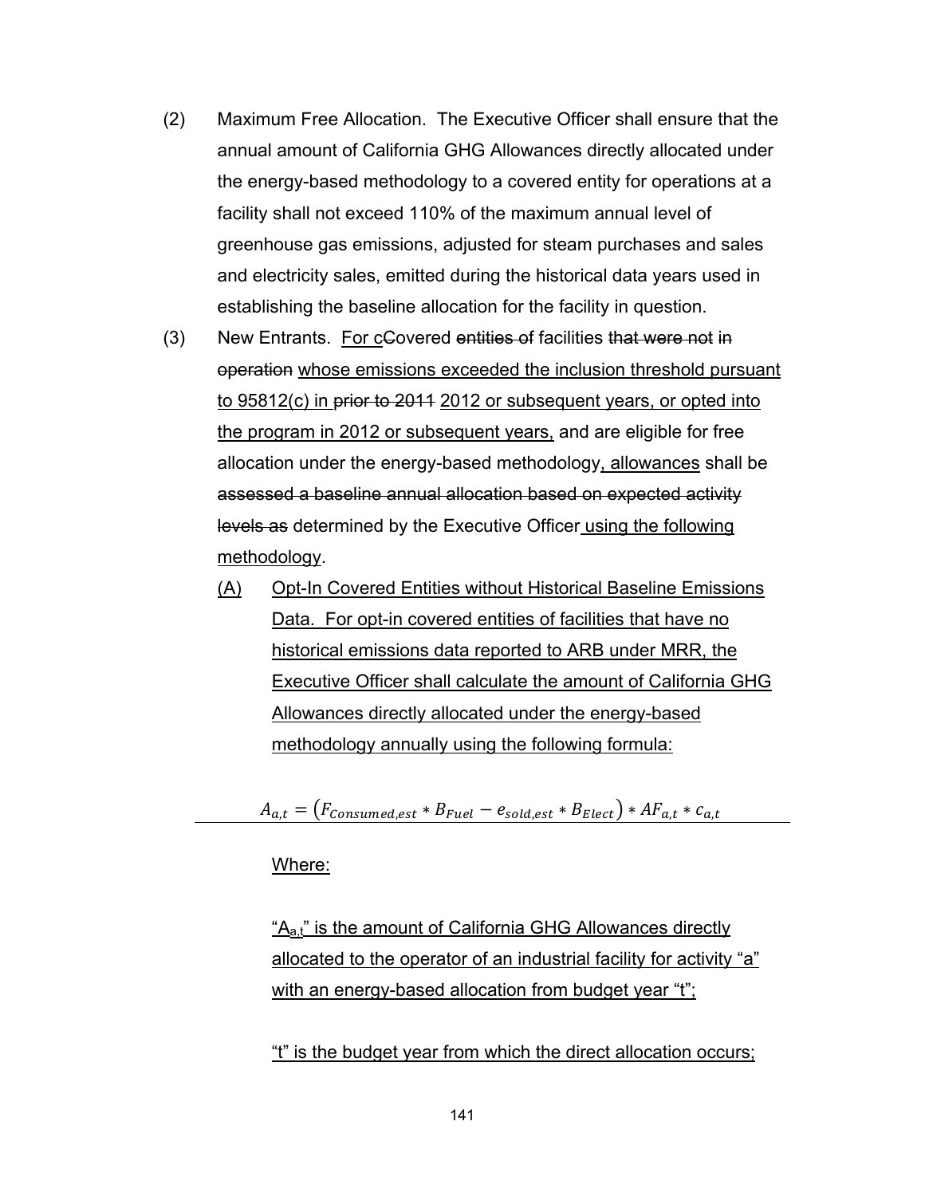(2) Maximum Free Allocation. The Executive Officer shall ensure that the annual amount of California GHG Allowances directly allocated under the energy-based methodology to a covered entity for operations at a facility shall not exceed 110% of the maximum annual level of greenhouse gas emissions, adjusted for steam purchases and sales and electricity sales, emitted during the historical data years used in establishing the baseline allocation for the facility in question.

(3) New Entrants. For cCovered entities of facilities that were not in operation whose emissions exceeded the inclusion threshold pursuant to 95812(c) in prior to 2011 2012 or subsequent years, or opted into the program in 2012 or subsequent years, and are eligible for free allocation under the energy-based methodology, allowances shall be assessed a baseline annual allocation based on expected activity levels as determined by the Executive Officer using the following methodology.

(A) Opt-In Covered Entities without Historical Baseline Emissions Data. For opt-in covered entities of facilities that have no historical emissions data reported to ARB under MRR, the Executive Officer shall calculate the amount of California GHG Allowances directly allocated under the energy-based methodology annually using the following formula:

$$A_{a,t} = \left(F_{Consumed,est} * B_{Fuel} - e_{sold,est} * B_{Elect}\right) * AF_{a,t} * c_{a,t}$$

Where:

"$A_{a,t}$" is the amount of California GHG Allowances directly allocated to the operator of an industrial facility for activity "a" with an energy-based allocation from budget year "t";

"t" is the budget year from which the direct allocation occurs;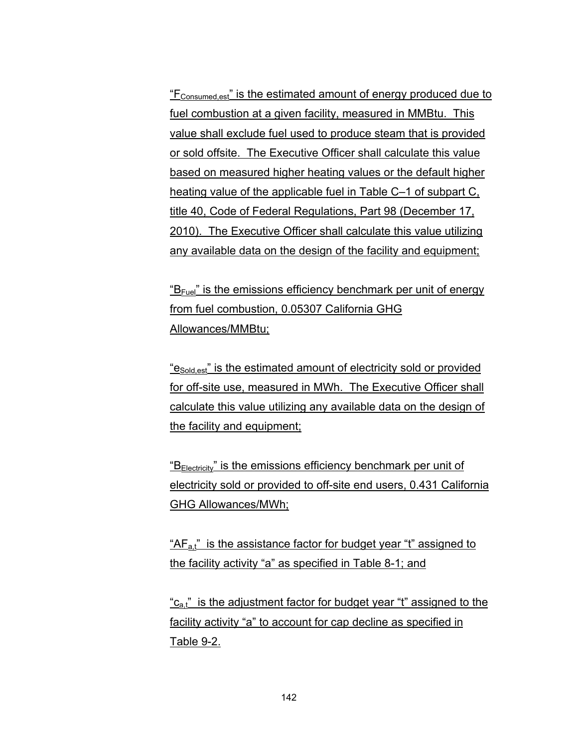"$F_{Consumed,est}$" is the estimated amount of energy produced due to fuel combustion at a given facility, measured in MMBtu. This value shall exclude fuel used to produce steam that is provided or sold offsite. The Executive Officer shall calculate this value based on measured higher heating values or the default higher heating value of the applicable fuel in Table C–1 of subpart C, title 40, Code of Federal Regulations, Part 98 (December 17, 2010). The Executive Officer shall calculate this value utilizing any available data on the design of the facility and equipment;

"$B_{Fuel}$" is the emissions efficiency benchmark per unit of energy from fuel combustion, 0.05307 California GHG Allowances/MMBtu;

"$e_{Sold,est}$" is the estimated amount of electricity sold or provided for off-site use, measured in MWh. The Executive Officer shall calculate this value utilizing any available data on the design of the facility and equipment;

"$B_{Electricity}$" is the emissions efficiency benchmark per unit of electricity sold or provided to off-site end users, 0.431 California GHG Allowances/MWh;

"$AF_{a,t}$" is the assistance factor for budget year "t" assigned to the facility activity "a" as specified in Table 8-1; and

"$c_{a,t}$" is the adjustment factor for budget year "t" assigned to the facility activity "a" to account for cap decline as specified in Table 9-2.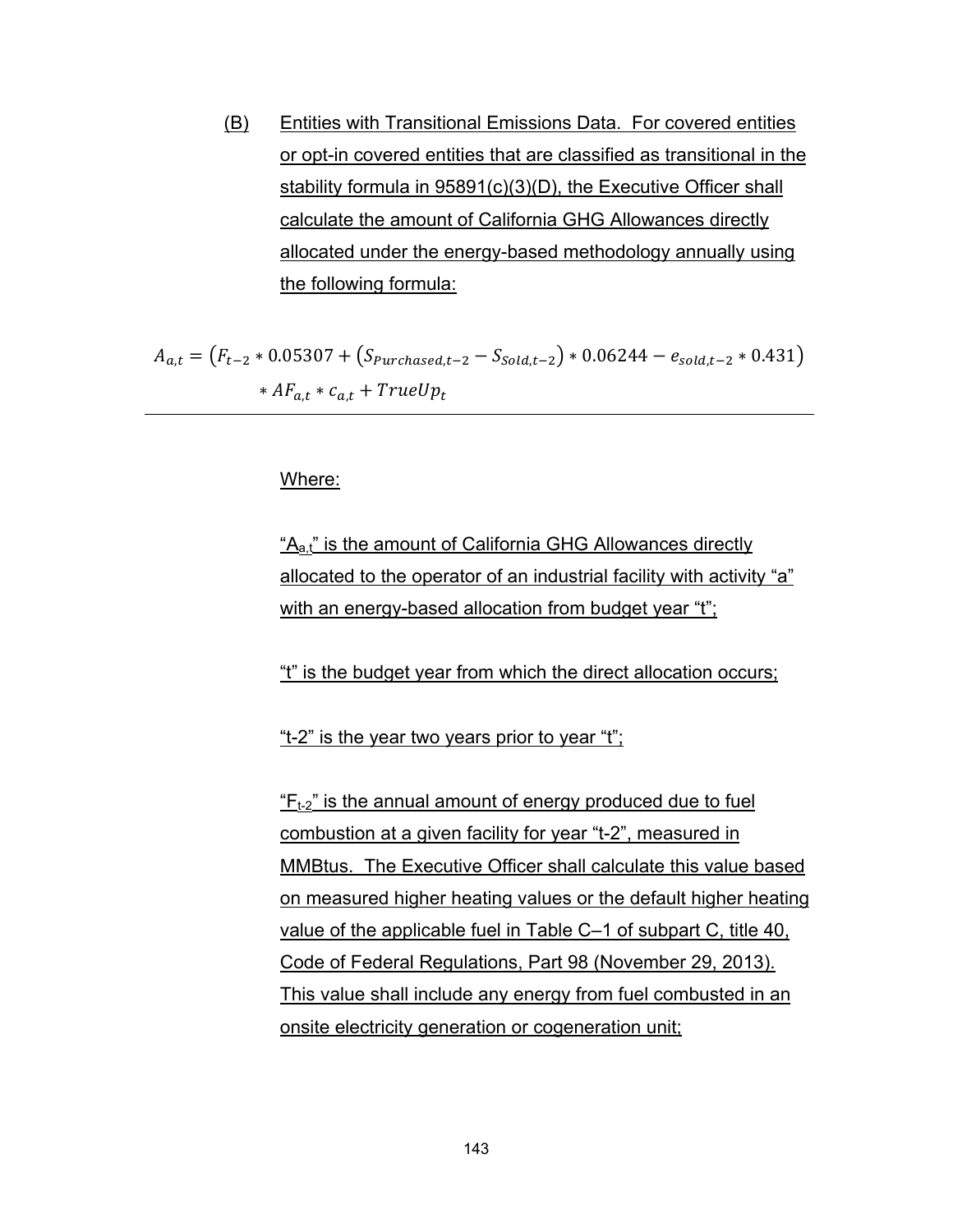(B) Entities with Transitional Emissions Data. For covered entities or opt-in covered entities that are classified as transitional in the stability formula in 95891(c)(3)(D), the Executive Officer shall calculate the amount of California GHG Allowances directly allocated under the energy-based methodology annually using the following formula:

$$A_{a,t} = \left(F_{t-2} * 0.05307 + \left(S_{Purchased,t-2} - S_{Sold,t-2}\right) * 0.06244 - e_{sold,t-2} * 0.431\right) * AF_{a,t} * c_{a,t} + TrueUp_t$$

---

Where:

"$A_{a,t}$" is the amount of California GHG Allowances directly allocated to the operator of an industrial facility with activity "a" with an energy-based allocation from budget year "t";

"t" is the budget year from which the direct allocation occurs;

"t-2" is the year two years prior to year "t";

"$F_{t-2}$" is the annual amount of energy produced due to fuel combustion at a given facility for year "t-2", measured in MMBtus. The Executive Officer shall calculate this value based on measured higher heating values or the default higher heating value of the applicable fuel in Table C–1 of subpart C, title 40, Code of Federal Regulations, Part 98 (November 29, 2013). This value shall include any energy from fuel combusted in an onsite electricity generation or cogeneration unit;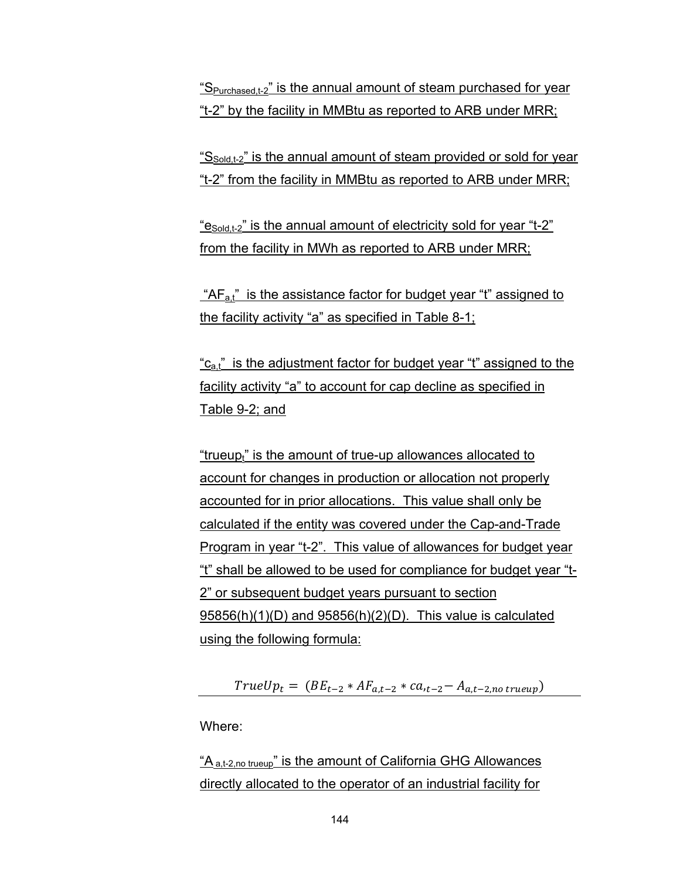"$S_{Purchased,t-2}$" is the annual amount of steam purchased for year "t-2" by the facility in MMBtu as reported to ARB under MRR;

"$S_{Sold,t-2}$" is the annual amount of steam provided or sold for year "t-2" from the facility in MMBtu as reported to ARB under MRR;

"$e_{Sold,t-2}$" is the annual amount of electricity sold for year "t-2" from the facility in MWh as reported to ARB under MRR;

"$AF_{a,t}$" is the assistance factor for budget year "t" assigned to the facility activity "a" as specified in Table 8-1;

"$c_{a,t}$" is the adjustment factor for budget year "t" assigned to the facility activity "a" to account for cap decline as specified in Table 9-2; and

"$trueup_t$" is the amount of true-up allowances allocated to account for changes in production or allocation not properly accounted for in prior allocations. This value shall only be calculated if the entity was covered under the Cap-and-Trade Program in year "t-2". This value of allowances for budget year "t" shall be allowed to be used for compliance for budget year "t-2" or subsequent budget years pursuant to section 95856(h)(1)(D) and 95856(h)(2)(D). This value is calculated using the following formula:

$$TrueUp_t = (BE_{t-2} * AF_{a,t-2} * ca,_{t-2} - A_{a,t-2,no\ trueup})$$

Where:

"$A_{a,t-2,no\ trueup}$" is the amount of California GHG Allowances directly allocated to the operator of an industrial facility for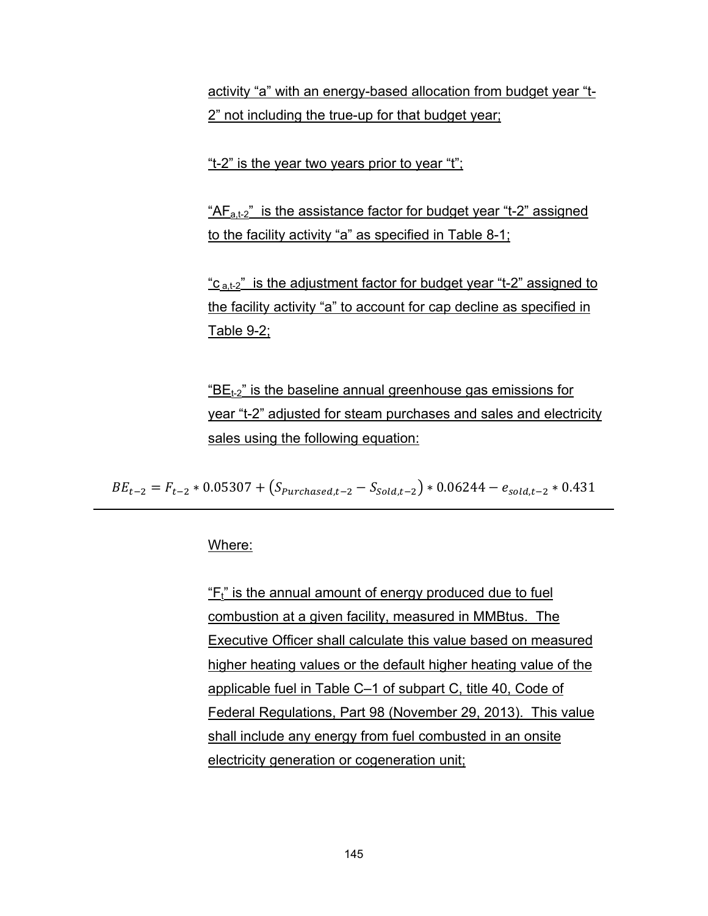activity "a" with an energy-based allocation from budget year "t-2" not including the true-up for that budget year;

"t-2" is the year two years prior to year "t";

"$AF_{a,t-2}$" is the assistance factor for budget year "t-2" assigned to the facility activity "a" as specified in Table 8-1;

"$c_{a,t-2}$" is the adjustment factor for budget year "t-2" assigned to the facility activity "a" to account for cap decline as specified in Table 9-2;

"$BE_{t-2}$" is the baseline annual greenhouse gas emissions for year "t-2" adjusted for steam purchases and sales and electricity sales using the following equation:

$$BE_{t-2} = F_{t-2} * 0.05307 + (S_{Purchased,t-2} - S_{Sold,t-2}) * 0.06244 - e_{sold,t-2} * 0.431$$

---

Where:

"$F_t$" is the annual amount of energy produced due to fuel combustion at a given facility, measured in MMBtus. The Executive Officer shall calculate this value based on measured higher heating values or the default higher heating value of the applicable fuel in Table C–1 of subpart C, title 40, Code of Federal Regulations, Part 98 (November 29, 2013). This value shall include any energy from fuel combusted in an onsite electricity generation or cogeneration unit;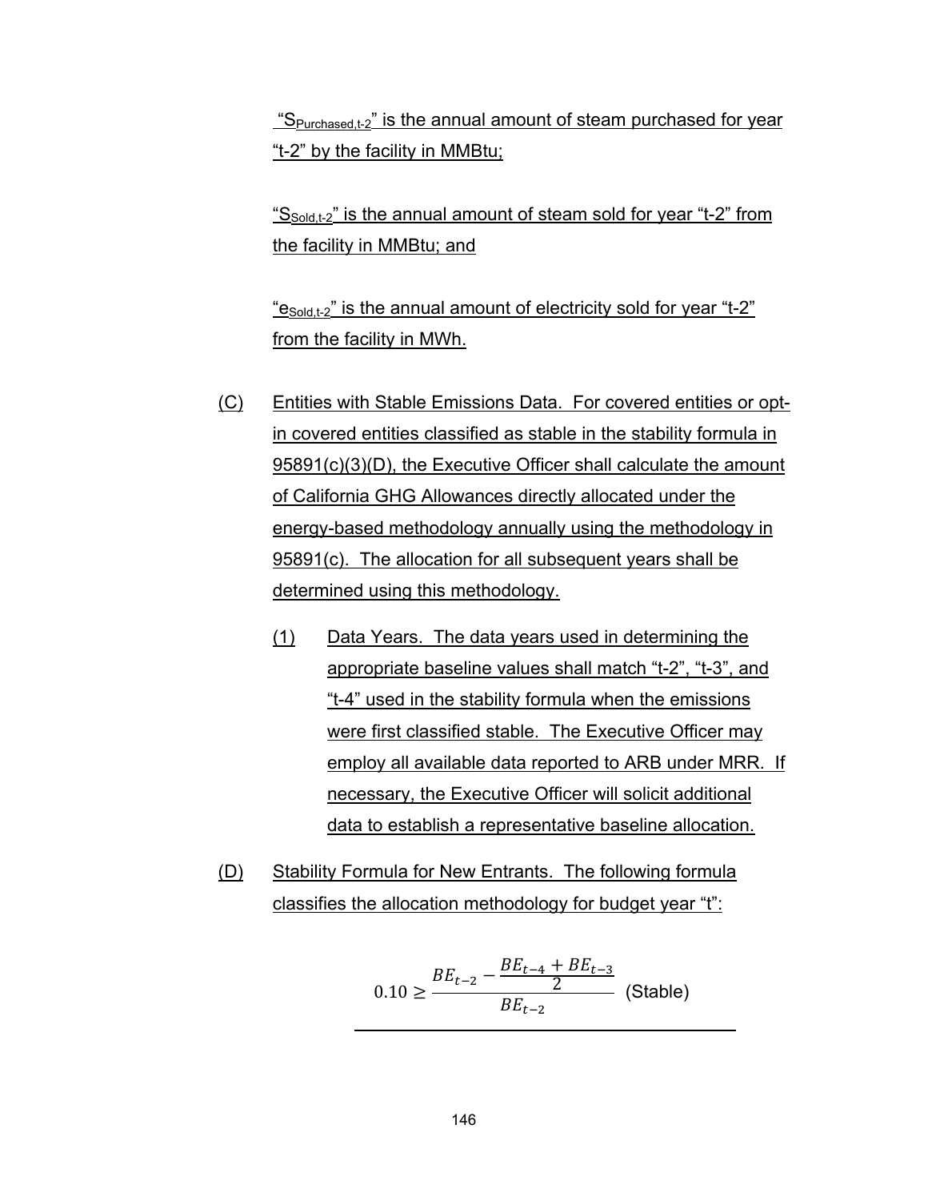"$S_{Purchased,t-2}$" is the annual amount of steam purchased for year "t-2" by the facility in MMBtu;

"$S_{Sold,t-2}$" is the annual amount of steam sold for year "t-2" from the facility in MMBtu; and

"$e_{Sold,t-2}$" is the annual amount of electricity sold for year "t-2" from the facility in MWh.

(C) Entities with Stable Emissions Data. For covered entities or opt-in covered entities classified as stable in the stability formula in 95891(c)(3)(D), the Executive Officer shall calculate the amount of California GHG Allowances directly allocated under the energy-based methodology annually using the methodology in 95891(c). The allocation for all subsequent years shall be determined using this methodology.

(1) Data Years. The data years used in determining the appropriate baseline values shall match "t-2", "t-3", and "t-4" used in the stability formula when the emissions were first classified stable. The Executive Officer may employ all available data reported to ARB under MRR. If necessary, the Executive Officer will solicit additional data to establish a representative baseline allocation.

(D) Stability Formula for New Entrants. The following formula classifies the allocation methodology for budget year "t":

$$0.10 \geq \frac{BE_{t-2} - \frac{BE_{t-4} + BE_{t-3}}{2}}{BE_{t-2}} \text{ (Stable)}$$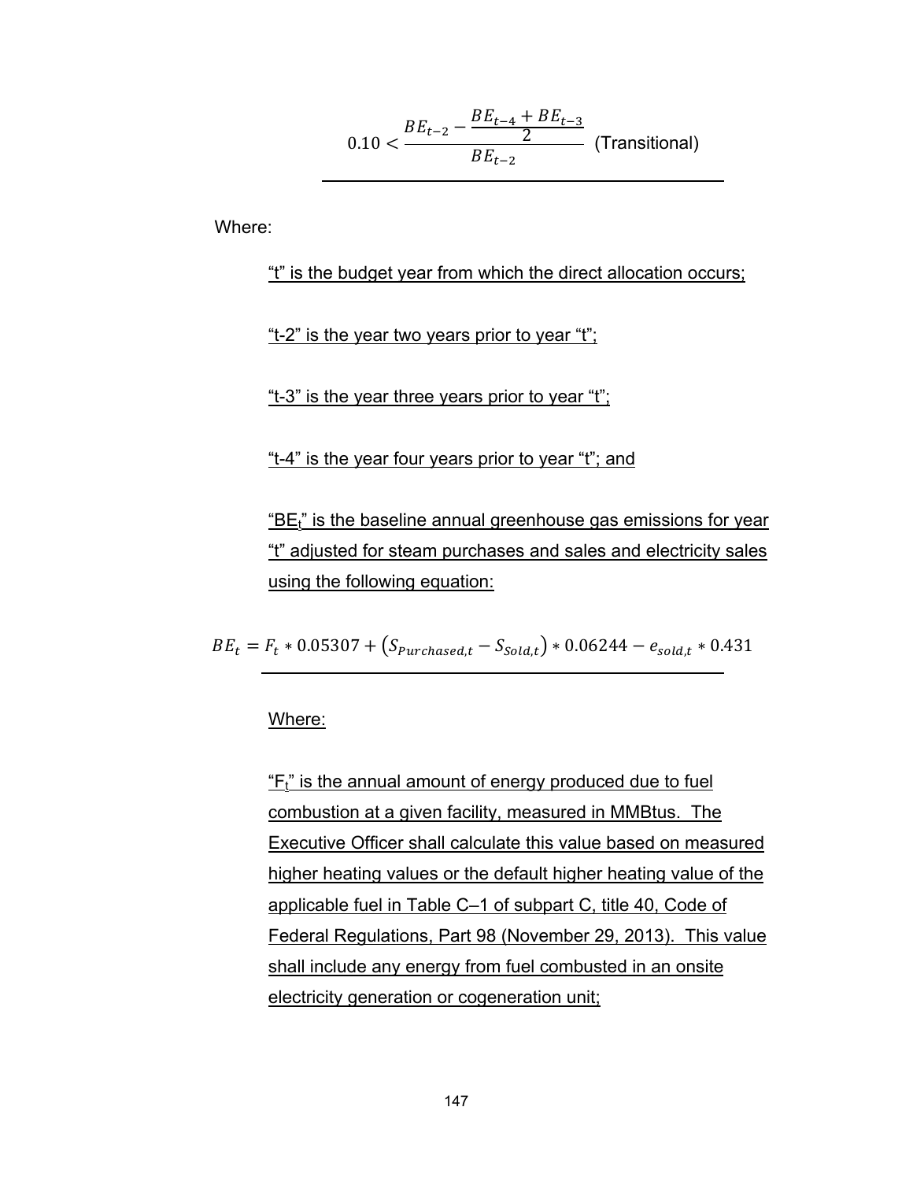$$0.10 < \frac{BE_{t-2} - \frac{BE_{t-4} + BE_{t-3}}{2}}{BE_{t-2}} \text{ (Transitional)}$$

Where:

"t" is the budget year from which the direct allocation occurs;

"t-2" is the year two years prior to year "t";

"t-3" is the year three years prior to year "t";

"t-4" is the year four years prior to year "t"; and

"$BE_t$" is the baseline annual greenhouse gas emissions for year "t" adjusted for steam purchases and sales and electricity sales using the following equation:

$$BE_t = F_t * 0.05307 + (S_{Purchased,t} - S_{Sold,t}) * 0.06244 - e_{sold,t} * 0.431$$

Where:

"$F_t$" is the annual amount of energy produced due to fuel combustion at a given facility, measured in MMBtus. The Executive Officer shall calculate this value based on measured higher heating values or the default higher heating value of the applicable fuel in Table C–1 of subpart C, title 40, Code of Federal Regulations, Part 98 (November 29, 2013). This value shall include any energy from fuel combusted in an onsite electricity generation or cogeneration unit;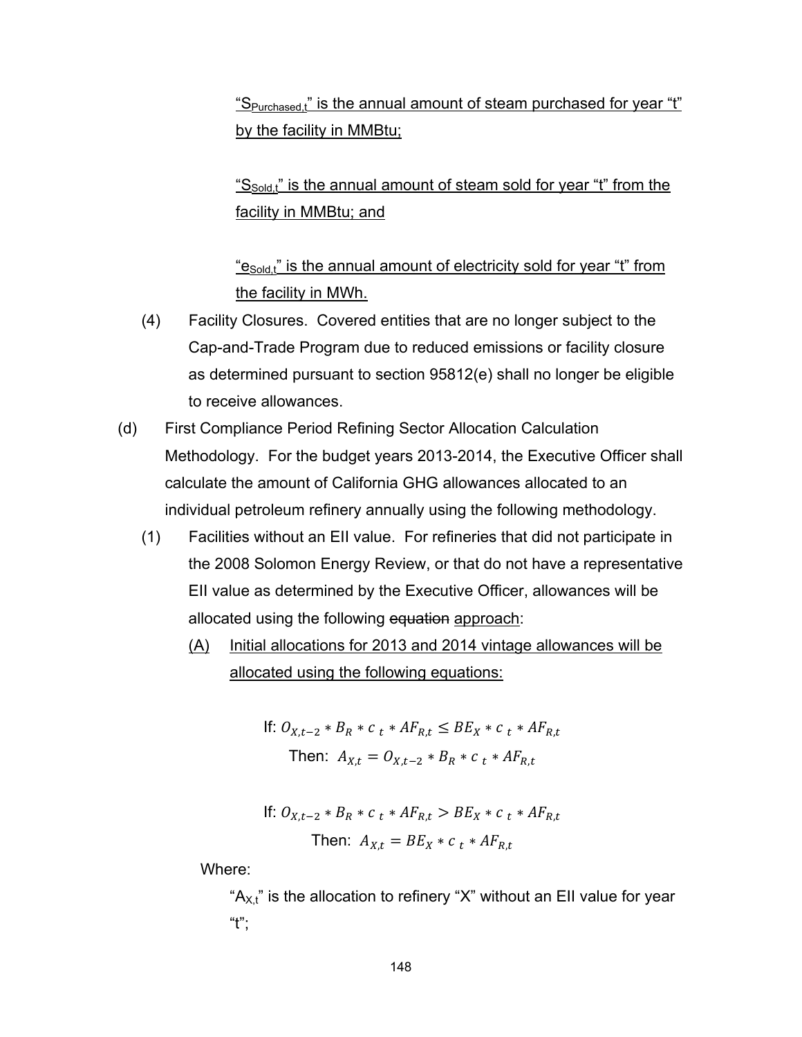"$S_{Purchased,t}$" is the annual amount of steam purchased for year "t" by the facility in MMBtu;

"$S_{Sold,t}$" is the annual amount of steam sold for year "t" from the facility in MMBtu; and

"$e_{Sold,t}$" is the annual amount of electricity sold for year "t" from the facility in MWh.

(4) Facility Closures. Covered entities that are no longer subject to the Cap-and-Trade Program due to reduced emissions or facility closure as determined pursuant to section 95812(e) shall no longer be eligible to receive allowances.

(d) First Compliance Period Refining Sector Allocation Calculation Methodology. For the budget years 2013-2014, the Executive Officer shall calculate the amount of California GHG allowances allocated to an individual petroleum refinery annually using the following methodology.

(1) Facilities without an EII value. For refineries that did not participate in the 2008 Solomon Energy Review, or that do not have a representative EII value as determined by the Executive Officer, allowances will be allocated using the following ~~equation~~ approach:

(A) Initial allocations for 2013 and 2014 vintage allowances will be allocated using the following equations:

If: $O_{X,t-2} * B_R * c_t * AF_{R,t} \leq BE_X * c_t * AF_{R,t}$

Then: $A_{X,t} = O_{X,t-2} * B_R * c_t * AF_{R,t}$

If: $O_{X,t-2} * B_R * c_t * AF_{R,t} > BE_X * c_t * AF_{R,t}$

Then: $A_{X,t} = BE_X * c_t * AF_{R,t}$

Where:

"$A_{X,t}$" is the allocation to refinery "X" without an EII value for year "t";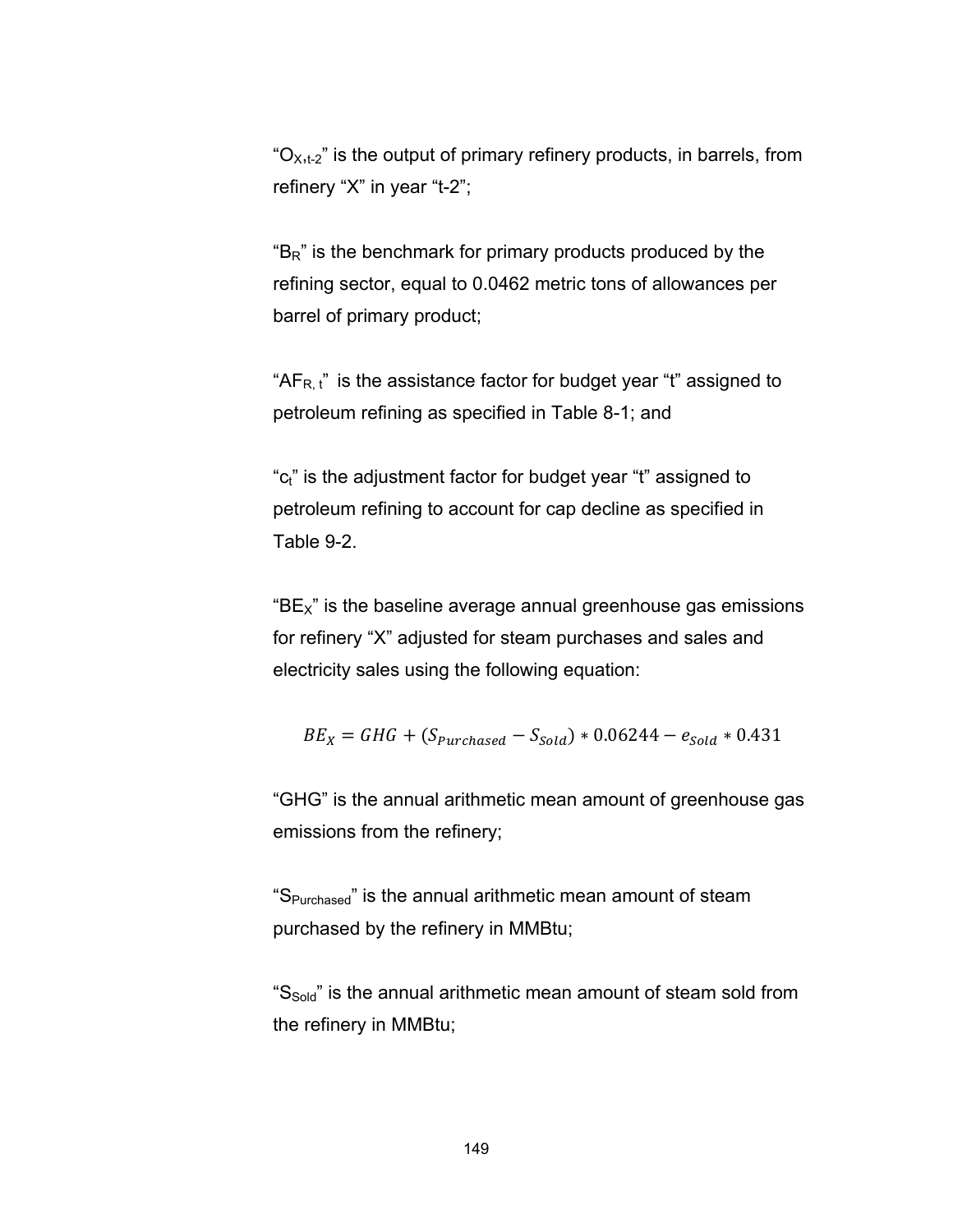"$O_{X,t-2}$" is the output of primary refinery products, in barrels, from refinery "X" in year "t-2";

"$B_R$" is the benchmark for primary products produced by the refining sector, equal to 0.0462 metric tons of allowances per barrel of primary product;

"$AF_{R,t}$" is the assistance factor for budget year "t" assigned to petroleum refining as specified in Table 8-1; and

"$c_t$" is the adjustment factor for budget year "t" assigned to petroleum refining to account for cap decline as specified in Table 9-2.

"$BE_X$" is the baseline average annual greenhouse gas emissions for refinery "X" adjusted for steam purchases and sales and electricity sales using the following equation:

$$BE_X = GHG + (S_{Purchased} - S_{Sold}) * 0.06244 - e_{Sold} * 0.431$$

"GHG" is the annual arithmetic mean amount of greenhouse gas emissions from the refinery;

"$S_{Purchased}$" is the annual arithmetic mean amount of steam purchased by the refinery in MMBtu;

"$S_{Sold}$" is the annual arithmetic mean amount of steam sold from the refinery in MMBtu;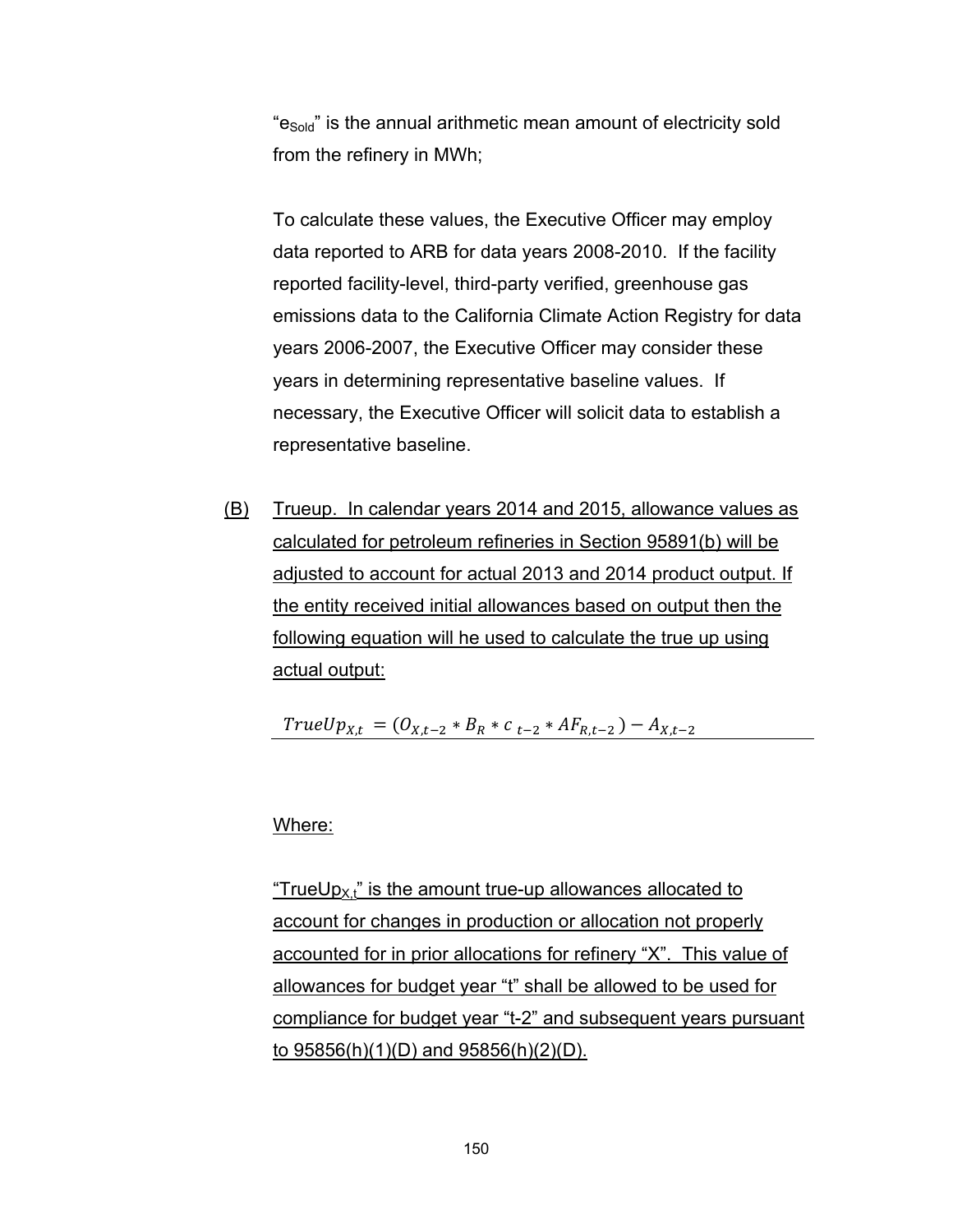"$e_{Sold}$" is the annual arithmetic mean amount of electricity sold from the refinery in MWh;

To calculate these values, the Executive Officer may employ data reported to ARB for data years 2008-2010. If the facility reported facility-level, third-party verified, greenhouse gas emissions data to the California Climate Action Registry for data years 2006-2007, the Executive Officer may consider these years in determining representative baseline values. If necessary, the Executive Officer will solicit data to establish a representative baseline.

(B) Trueup. In calendar years 2014 and 2015, allowance values as calculated for petroleum refineries in Section 95891(b) will be adjusted to account for actual 2013 and 2014 product output. If the entity received initial allowances based on output then the following equation will he used to calculate the true up using actual output:

$$TrueUp_{X,t} = (O_{X,t-2} * B_R * c_{t-2} * AF_{R,t-2}) - A_{X,t-2}$$

Where:

"$TrueUp_{X,t}$" is the amount true-up allowances allocated to account for changes in production or allocation not properly accounted for in prior allocations for refinery "X". This value of allowances for budget year "t" shall be allowed to be used for compliance for budget year "t-2" and subsequent years pursuant to 95856(h)(1)(D) and 95856(h)(2)(D).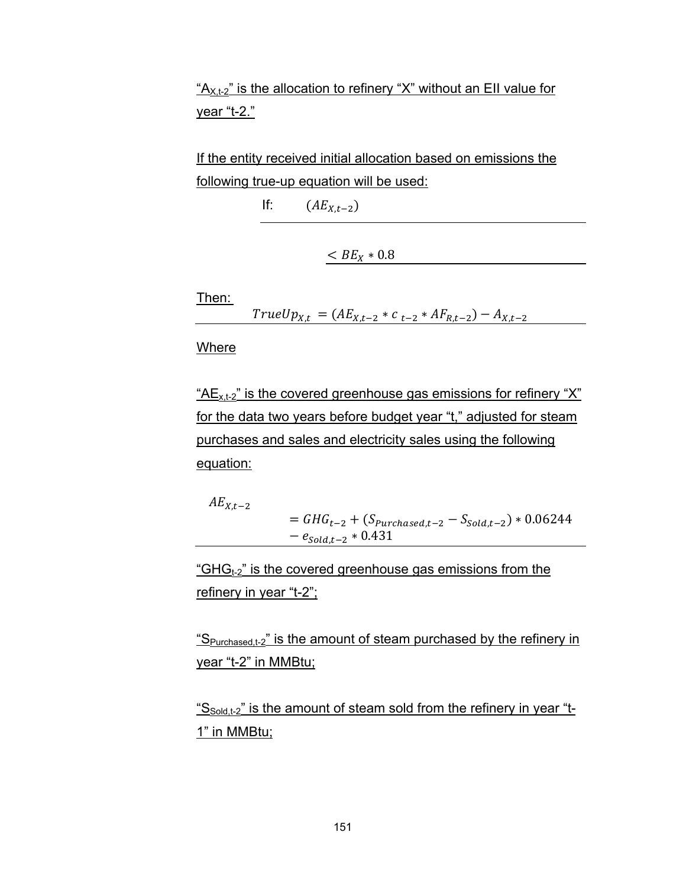"$A_{X,t-2}$" is the allocation to refinery "X" without an EII value for year "t-2."

If the entity received initial allocation based on emissions the following true-up equation will be used:

If: $(AE_{X,t-2})$

$< BE_X * 0.8$

Then:

$$TrueUp_{X,t} = (AE_{X,t-2} * c_{\,t-2} * AF_{R,t-2}) - A_{X,t-2}$$

Where

"$AE_{x,t-2}$" is the covered greenhouse gas emissions for refinery "X" for the data two years before budget year "t," adjusted for steam purchases and sales and electricity sales using the following equation:

$$AE_{X,t-2} = GHG_{t-2} + (S_{Purchased,t-2} - S_{Sold,t-2}) * 0.06244 - e_{Sold,t-2} * 0.431$$

"$GHG_{t-2}$" is the covered greenhouse gas emissions from the refinery in year "t-2";

"$S_{Purchased,t-2}$" is the amount of steam purchased by the refinery in year "t-2" in MMBtu;

"$S_{Sold,t-2}$" is the amount of steam sold from the refinery in year "t-1" in MMBtu;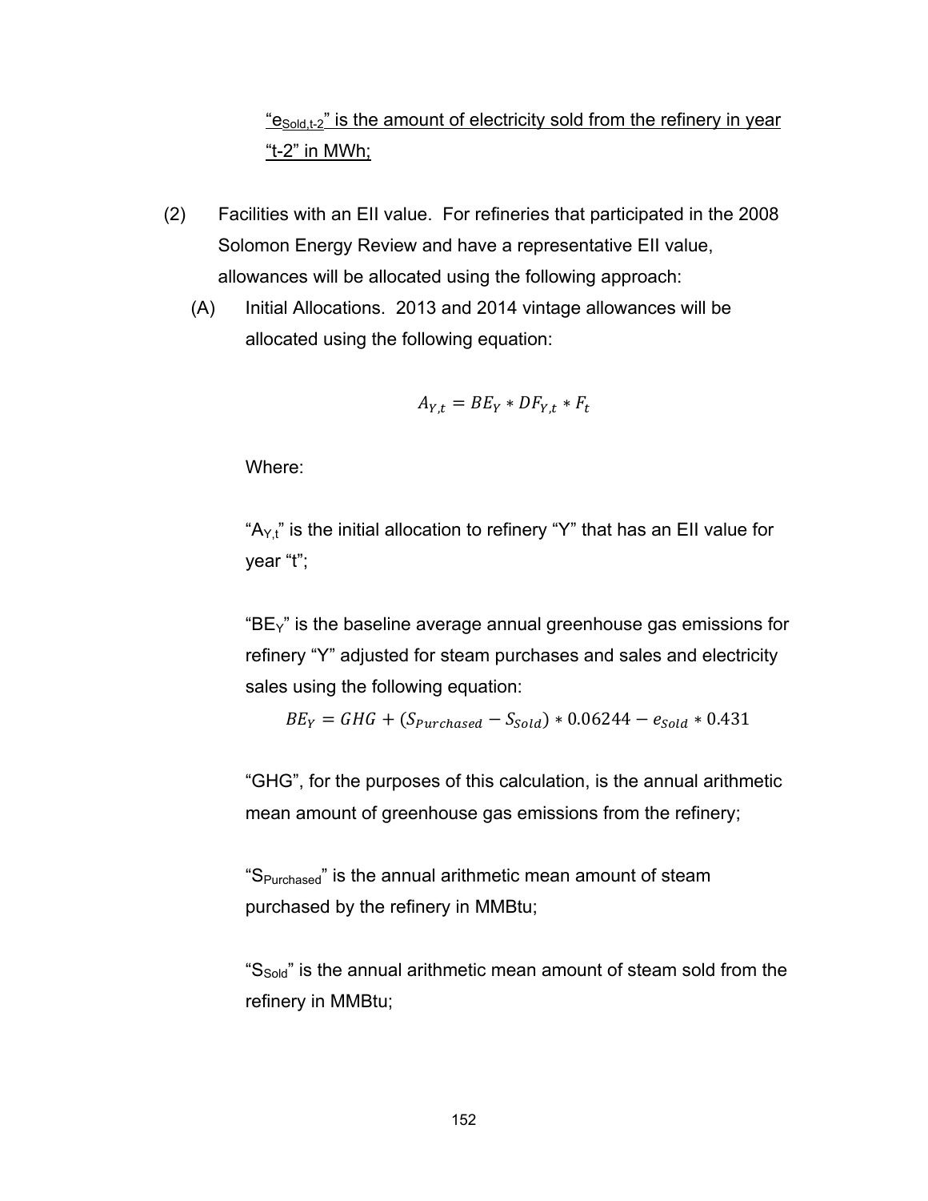"$e_{Sold,t-2}$" is the amount of electricity sold from the refinery in year "t-2" in MWh;

(2) Facilities with an EII value. For refineries that participated in the 2008 Solomon Energy Review and have a representative EII value, allowances will be allocated using the following approach:

(A) Initial Allocations. 2013 and 2014 vintage allowances will be allocated using the following equation:

$$A_{Y,t} = BE_Y * DF_{Y,t} * F_t$$

Where:

"$A_{Y,t}$" is the initial allocation to refinery "Y" that has an EII value for year "t";

"$BE_Y$" is the baseline average annual greenhouse gas emissions for refinery "Y" adjusted for steam purchases and sales and electricity sales using the following equation:

$$BE_Y = GHG + (S_{Purchased} - S_{Sold}) * 0.06244 - e_{Sold} * 0.431$$

"GHG", for the purposes of this calculation, is the annual arithmetic mean amount of greenhouse gas emissions from the refinery;

"$S_{Purchased}$" is the annual arithmetic mean amount of steam purchased by the refinery in MMBtu;

"$S_{Sold}$" is the annual arithmetic mean amount of steam sold from the refinery in MMBtu;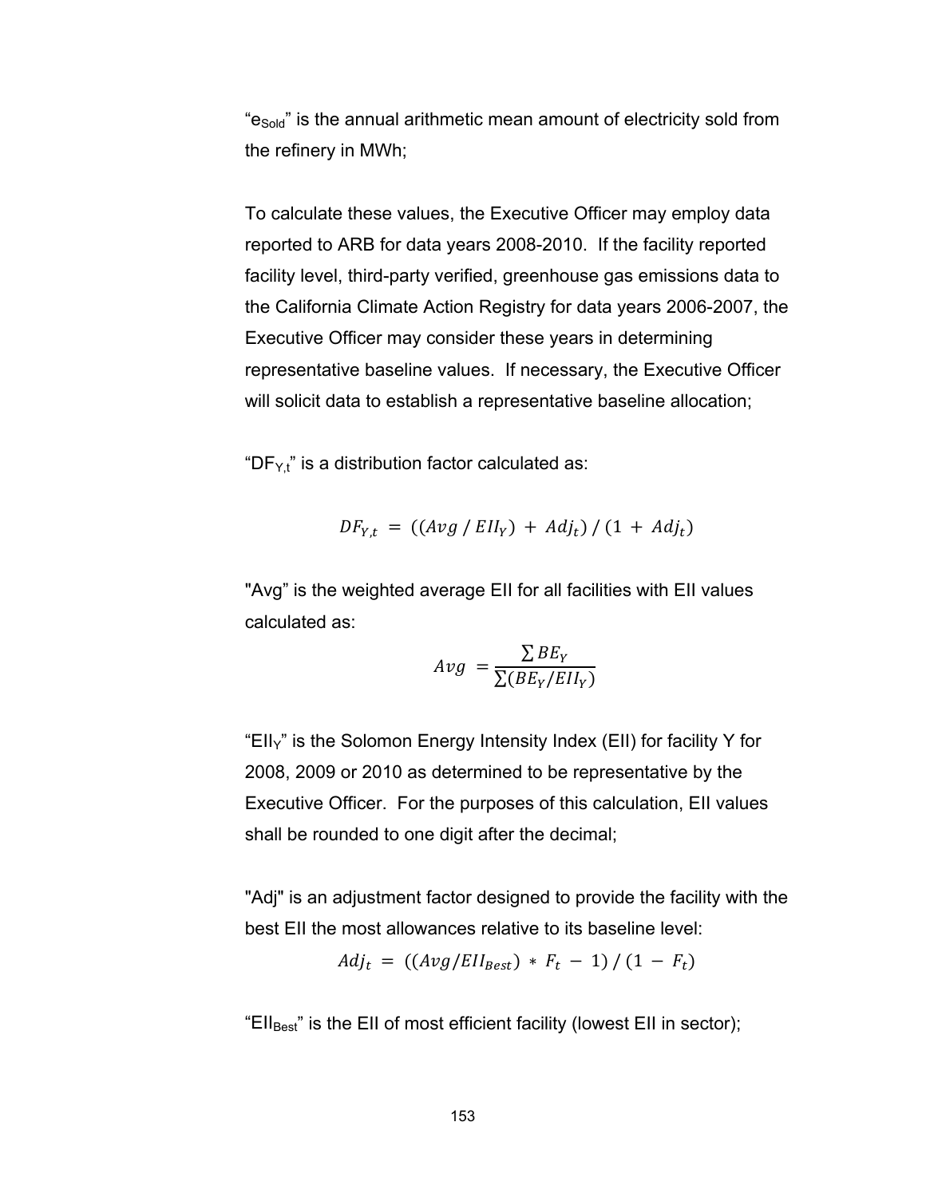"$e_{Sold}$" is the annual arithmetic mean amount of electricity sold from the refinery in MWh;

To calculate these values, the Executive Officer may employ data reported to ARB for data years 2008-2010. If the facility reported facility level, third-party verified, greenhouse gas emissions data to the California Climate Action Registry for data years 2006-2007, the Executive Officer may consider these years in determining representative baseline values. If necessary, the Executive Officer will solicit data to establish a representative baseline allocation;

"$DF_{Y,t}$" is a distribution factor calculated as:

$$DF_{Y,t} = ((Avg / EII_Y) + Adj_t) / (1 + Adj_t)$$

"Avg" is the weighted average EII for all facilities with EII values calculated as:

$$Avg = \frac{\sum BE_Y}{\sum (BE_Y / EII_Y)}$$

"$EII_Y$" is the Solomon Energy Intensity Index (EII) for facility Y for 2008, 2009 or 2010 as determined to be representative by the Executive Officer. For the purposes of this calculation, EII values shall be rounded to one digit after the decimal;

"Adj" is an adjustment factor designed to provide the facility with the best EII the most allowances relative to its baseline level:

$$Adj_t = ((Avg / EII_{Best}) * F_t - 1) / (1 - F_t)$$

"$EII_{Best}$" is the EII of most efficient facility (lowest EII in sector);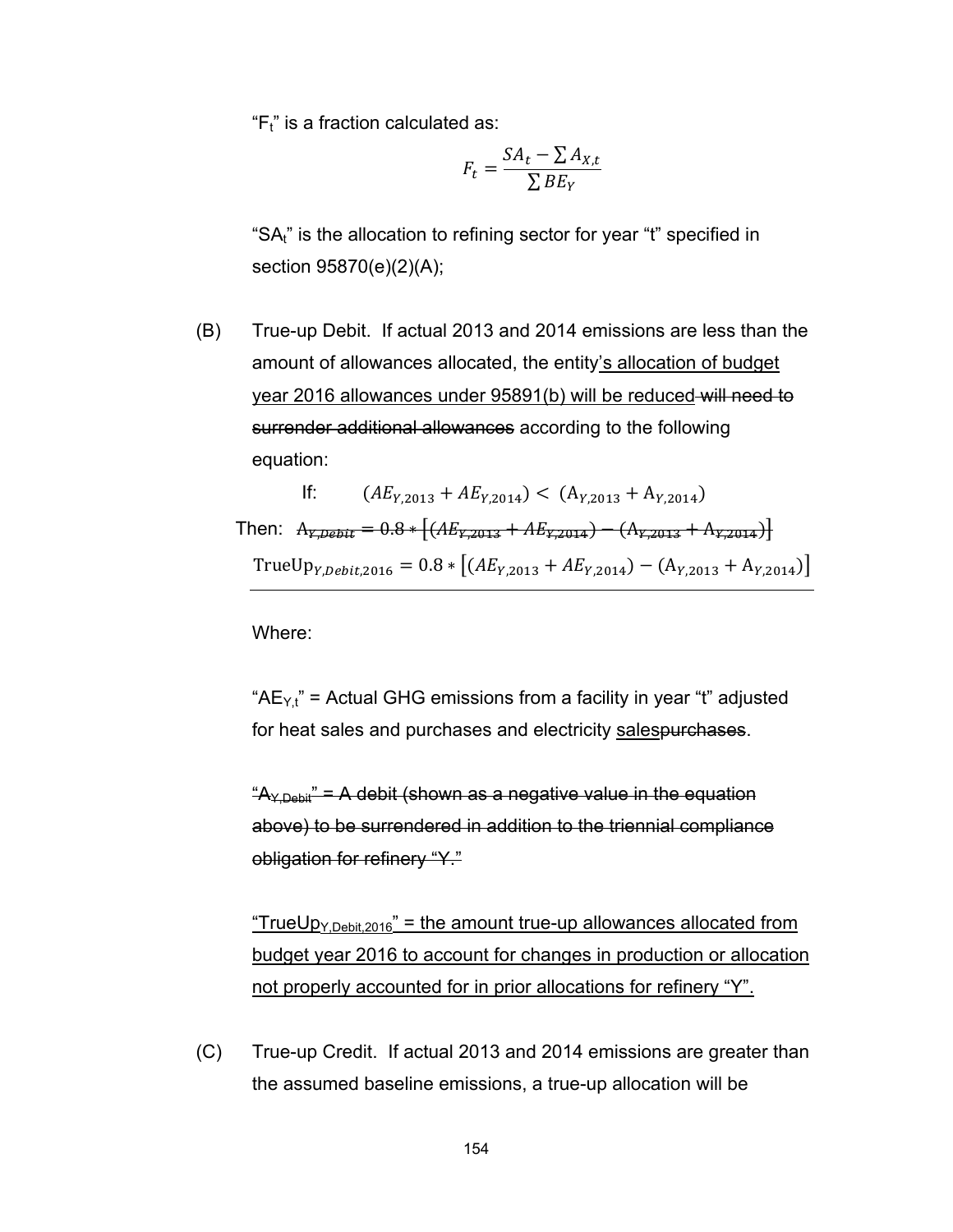"$F_t$" is a fraction calculated as:

$$F_t = \frac{SA_t - \sum A_{X,t}}{\sum BE_Y}$$

"$SA_t$" is the allocation to refining sector for year "t" specified in section 95870(e)(2)(A);

(B) True-up Debit. If actual 2013 and 2014 emissions are less than the amount of allowances allocated, the entity's allocation of budget year 2016 allowances under 95891(b) will be reduced ~~will need to surrender additional allowances~~ according to the following equation:

If: $(AE_{Y,2013} + AE_{Y,2014}) < (A_{Y,2013} + A_{Y,2014})$

Then: ~~$A_{Y,Debit} = 0.8 * [(AE_{Y,2013} + AE_{Y,2014}) - (A_{Y,2013} + A_{Y,2014})]$~~

$$\text{TrueUp}_{Y,Debit,2016} = 0.8 * [(AE_{Y,2013} + AE_{Y,2014}) - (A_{Y,2013} + A_{Y,2014})]$$

Where:

"$AE_{Y,t}$" = Actual GHG emissions from a facility in year "t" adjusted for heat sales and purchases and electricity sales~~purchases~~.

~~"$A_{Y,Debit}$" = A debit (shown as a negative value in the equation above) to be surrendered in addition to the triennial compliance obligation for refinery "Y."~~

"$\text{TrueUp}_{Y,Debit,2016}$" = the amount true-up allowances allocated from budget year 2016 to account for changes in production or allocation not properly accounted for in prior allocations for refinery "Y".

(C) True-up Credit. If actual 2013 and 2014 emissions are greater than the assumed baseline emissions, a true-up allocation will be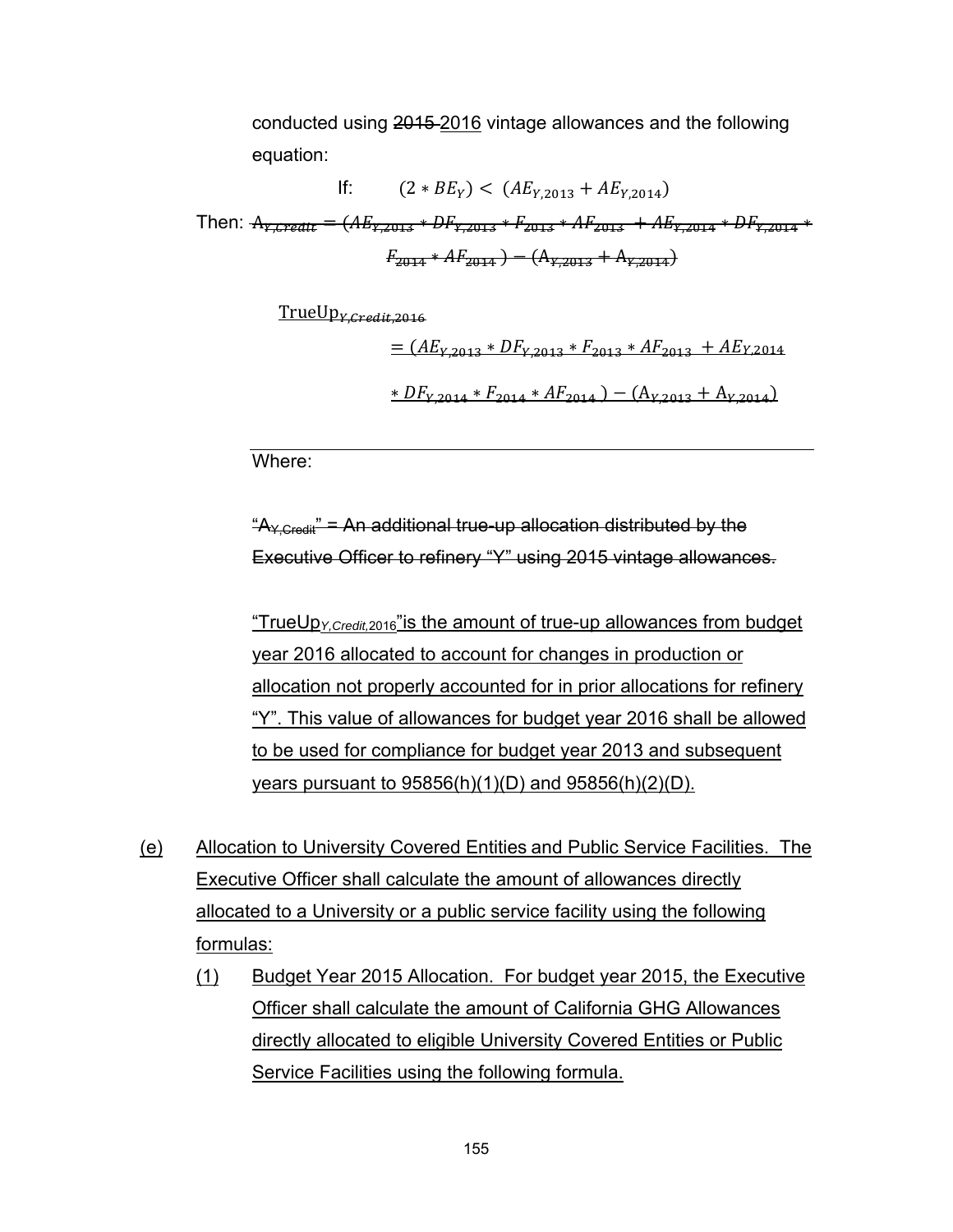conducted using ~~2015~~ 2016 vintage allowances and the following equation:

$$\text{If:} \quad (2 * BE_Y) < (AE_{Y,2013} + AE_{Y,2014})$$

Then: ~~$A_{Y,Credit} = (AE_{Y,2013} * DF_{Y,2013} * F_{2013} * AF_{2013} + AE_{Y,2014} * DF_{Y,2014} * F_{2014} * AF_{2014}) - (A_{Y,2013} + A_{Y,2014})$~~

$$\text{TrueUp}_{Y,Credit,2016} = (AE_{Y,2013} * DF_{Y,2013} * F_{2013} * AF_{2013} + AE_{Y,2014} * DF_{Y,2014} * F_{2014} * AF_{2014}) - (A_{Y,2013} + A_{Y,2014})$$

Where:

~~"$A_{Y,Credit}$" = An additional true-up allocation distributed by the Executive Officer to refinery "Y" using 2015 vintage allowances.~~

"$\text{TrueUp}_{Y,Credit,2016}$" is the amount of true-up allowances from budget year 2016 allocated to account for changes in production or allocation not properly accounted for in prior allocations for refinery "Y". This value of allowances for budget year 2016 shall be allowed to be used for compliance for budget year 2013 and subsequent years pursuant to 95856(h)(1)(D) and 95856(h)(2)(D).

(e) Allocation to University Covered Entities and Public Service Facilities. The Executive Officer shall calculate the amount of allowances directly allocated to a University or a public service facility using the following formulas:

(1) Budget Year 2015 Allocation. For budget year 2015, the Executive Officer shall calculate the amount of California GHG Allowances directly allocated to eligible University Covered Entities or Public Service Facilities using the following formula.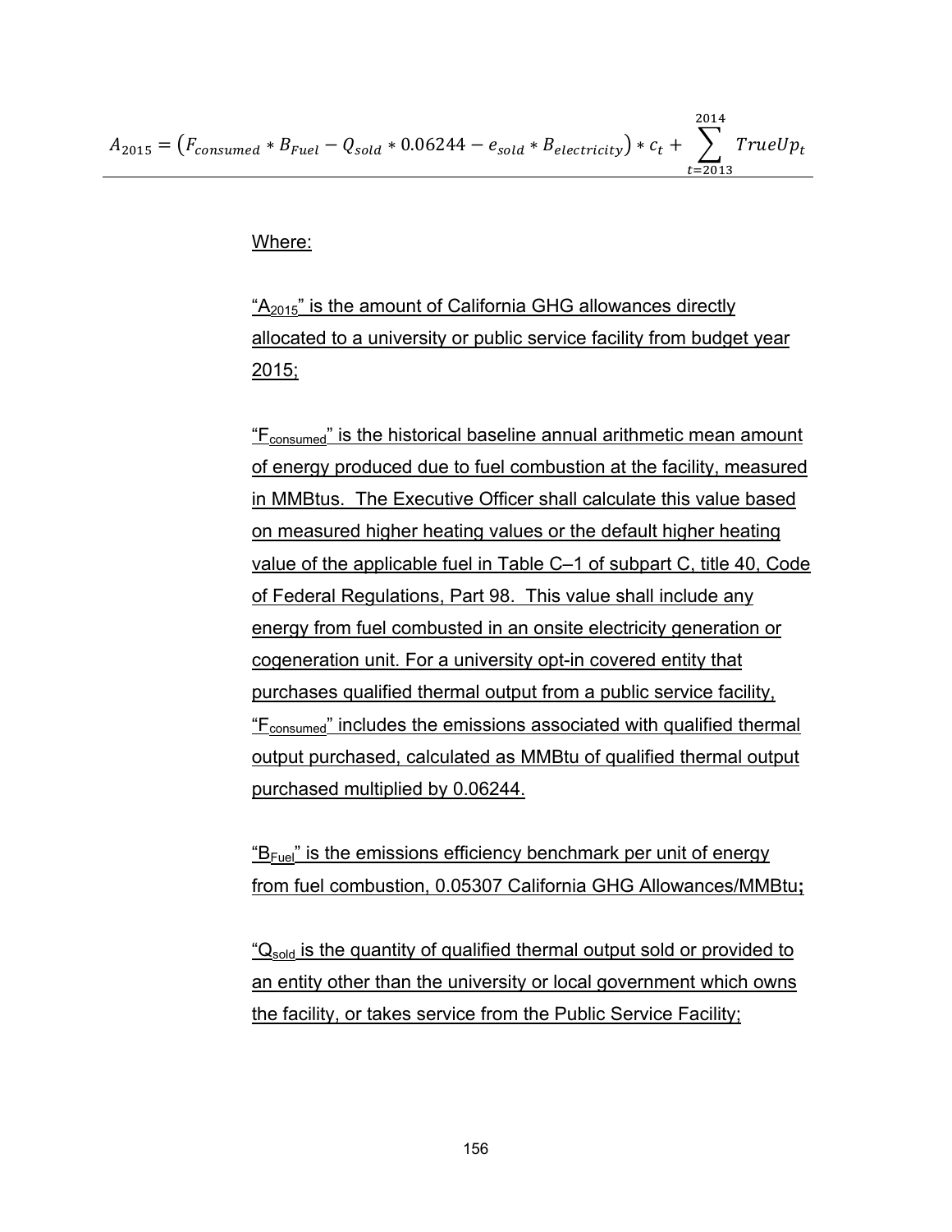$$A_{2015} = \left(F_{consumed} * B_{Fuel} - Q_{sold} * 0.06244 - e_{sold} * B_{electricity}\right) * c_t + \sum_{t=2013}^{2014} TrueUp_t$$

Where:

"$A_{2015}$" is the amount of California GHG allowances directly allocated to a university or public service facility from budget year 2015;

"$F_{consumed}$" is the historical baseline annual arithmetic mean amount of energy produced due to fuel combustion at the facility, measured in MMBtus. The Executive Officer shall calculate this value based on measured higher heating values or the default higher heating value of the applicable fuel in Table C–1 of subpart C, title 40, Code of Federal Regulations, Part 98. This value shall include any energy from fuel combusted in an onsite electricity generation or cogeneration unit. For a university opt-in covered entity that purchases qualified thermal output from a public service facility, "$F_{consumed}$" includes the emissions associated with qualified thermal output purchased, calculated as MMBtu of qualified thermal output purchased multiplied by 0.06244.

"$B_{Fuel}$" is the emissions efficiency benchmark per unit of energy from fuel combustion, 0.05307 California GHG Allowances/MMBtu**;**

"$Q_{sold}$ is the quantity of qualified thermal output sold or provided to an entity other than the university or local government which owns the facility, or takes service from the Public Service Facility;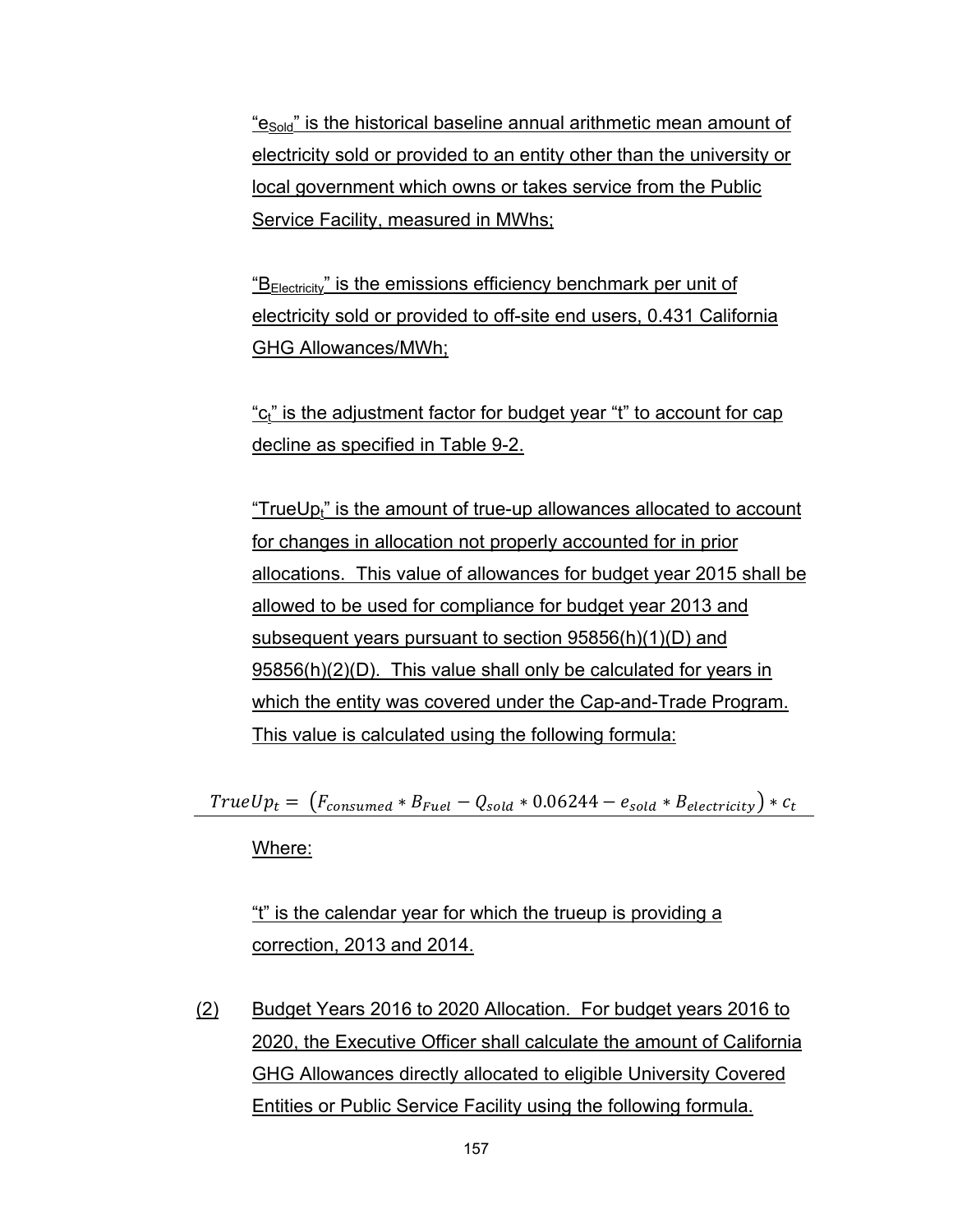"$e_{Sold}$" is the historical baseline annual arithmetic mean amount of electricity sold or provided to an entity other than the university or local government which owns or takes service from the Public Service Facility, measured in MWhs;

"$B_{Electricity}$" is the emissions efficiency benchmark per unit of electricity sold or provided to off-site end users, 0.431 California GHG Allowances/MWh;

"$c_t$" is the adjustment factor for budget year "t" to account for cap decline as specified in Table 9-2.

"$TrueUp_t$" is the amount of true-up allowances allocated to account for changes in allocation not properly accounted for in prior allocations. This value of allowances for budget year 2015 shall be allowed to be used for compliance for budget year 2013 and subsequent years pursuant to section 95856(h)(1)(D) and 95856(h)(2)(D). This value shall only be calculated for years in which the entity was covered under the Cap-and-Trade Program. This value is calculated using the following formula:

$$TrueUp_t = \left(F_{consumed} * B_{Fuel} - Q_{sold} * 0.06244 - e_{sold} * B_{electricity}\right) * c_t$$

Where:

"t" is the calendar year for which the trueup is providing a correction, 2013 and 2014.

(2) Budget Years 2016 to 2020 Allocation. For budget years 2016 to 2020, the Executive Officer shall calculate the amount of California GHG Allowances directly allocated to eligible University Covered Entities or Public Service Facility using the following formula.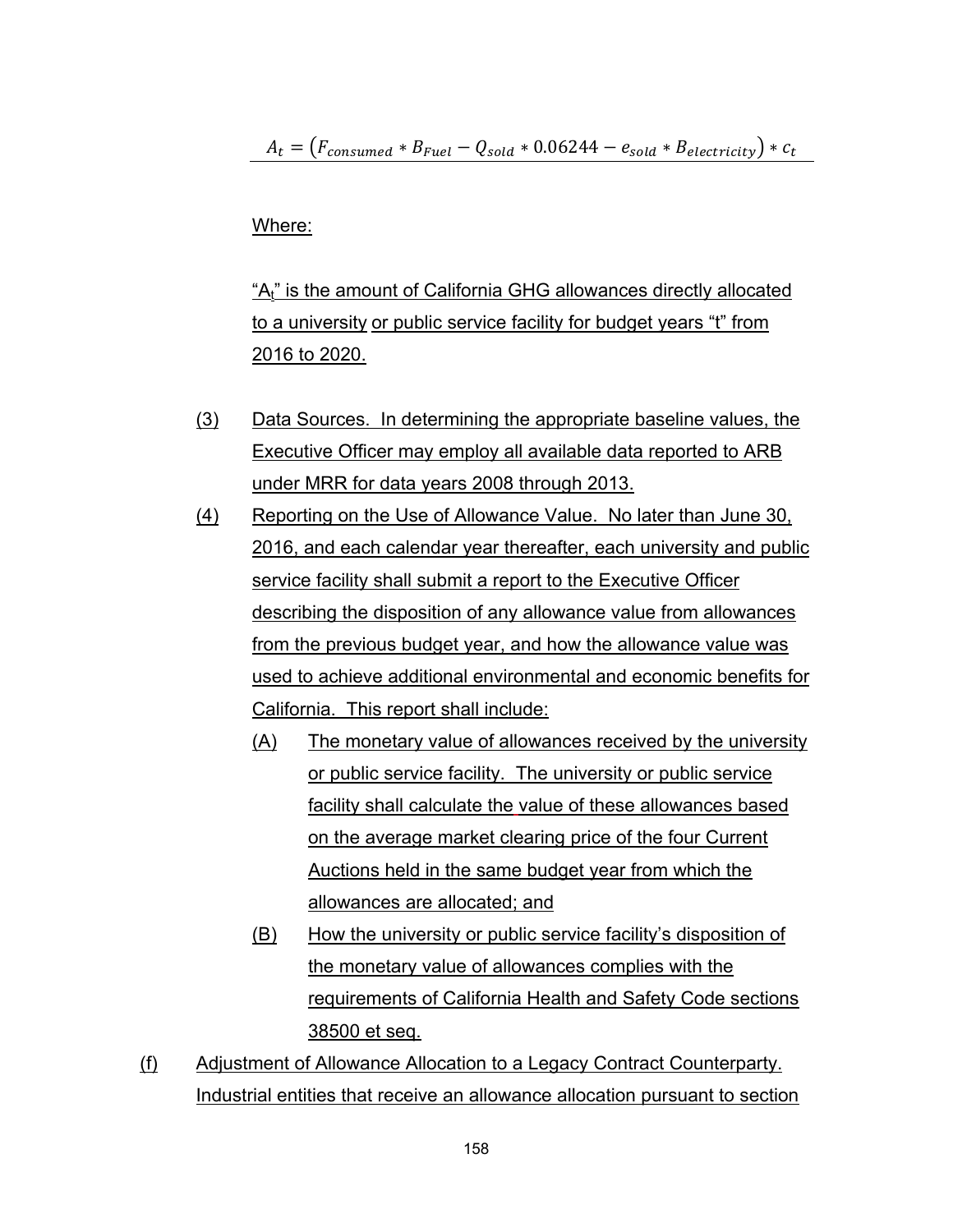$$A_t = (F_{consumed} * B_{Fuel} - Q_{sold} * 0.06244 - e_{sold} * B_{electricity}) * c_t$$

Where:

"$A_t$" is the amount of California GHG allowances directly allocated to a university or public service facility for budget years "t" from 2016 to 2020.

(3) Data Sources. In determining the appropriate baseline values, the Executive Officer may employ all available data reported to ARB under MRR for data years 2008 through 2013.

(4) Reporting on the Use of Allowance Value. No later than June 30, 2016, and each calendar year thereafter, each university and public service facility shall submit a report to the Executive Officer describing the disposition of any allowance value from allowances from the previous budget year, and how the allowance value was used to achieve additional environmental and economic benefits for California. This report shall include:

(A) The monetary value of allowances received by the university or public service facility. The university or public service facility shall calculate the value of these allowances based on the average market clearing price of the four Current Auctions held in the same budget year from which the allowances are allocated; and

(B) How the university or public service facility's disposition of the monetary value of allowances complies with the requirements of California Health and Safety Code sections 38500 et seq.

(f) Adjustment of Allowance Allocation to a Legacy Contract Counterparty. Industrial entities that receive an allowance allocation pursuant to section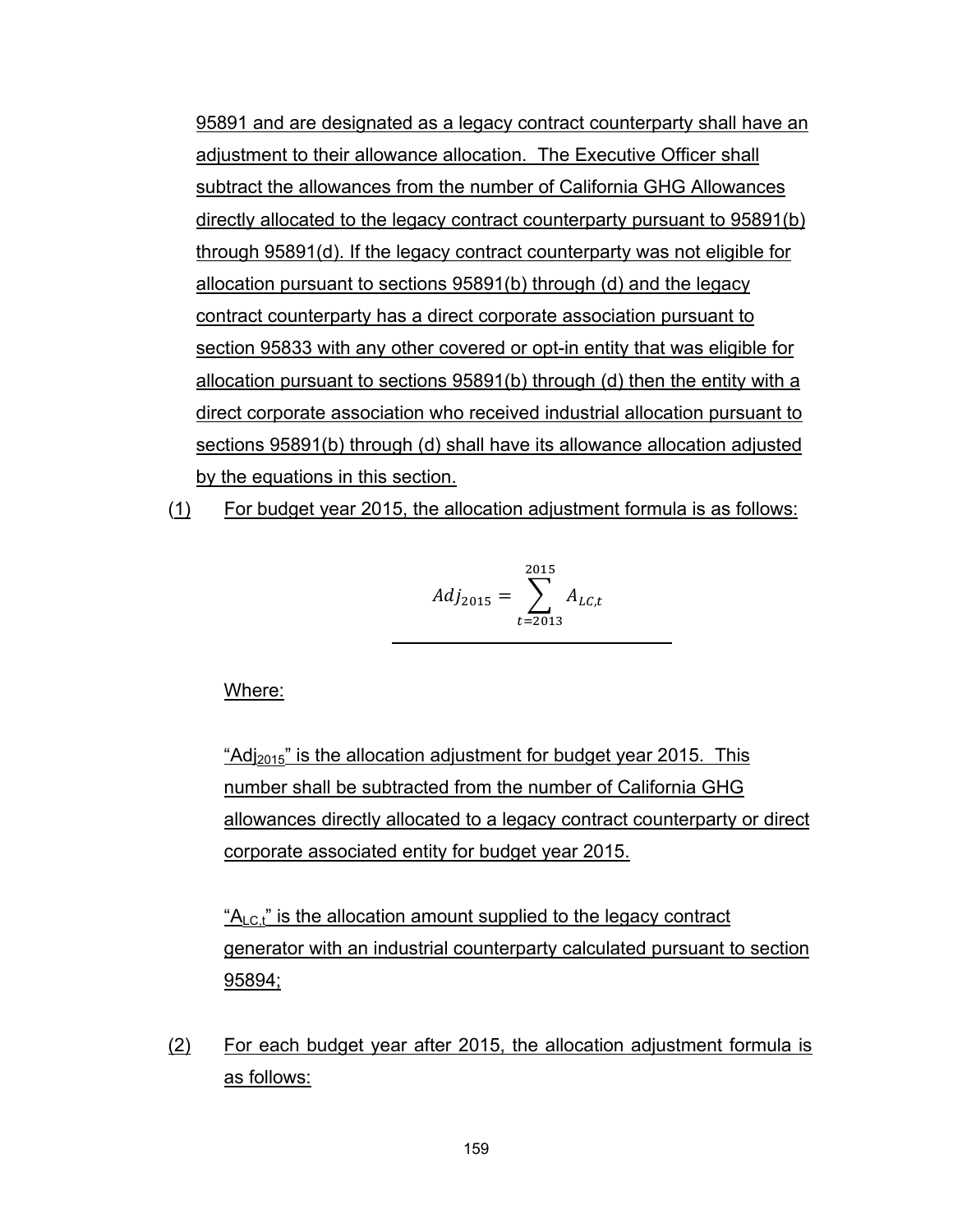95891 and are designated as a legacy contract counterparty shall have an adjustment to their allowance allocation. The Executive Officer shall subtract the allowances from the number of California GHG Allowances directly allocated to the legacy contract counterparty pursuant to 95891(b) through 95891(d). If the legacy contract counterparty was not eligible for allocation pursuant to sections 95891(b) through (d) and the legacy contract counterparty has a direct corporate association pursuant to section 95833 with any other covered or opt-in entity that was eligible for allocation pursuant to sections 95891(b) through (d) then the entity with a direct corporate association who received industrial allocation pursuant to sections 95891(b) through (d) shall have its allowance allocation adjusted by the equations in this section.

(1) For budget year 2015, the allocation adjustment formula is as follows:

$$Adj_{2015} = \sum_{t=2013}^{2015} A_{LC,t}$$

Where:

"$Adj_{2015}$" is the allocation adjustment for budget year 2015. This number shall be subtracted from the number of California GHG allowances directly allocated to a legacy contract counterparty or direct corporate associated entity for budget year 2015.

"$A_{LC,t}$" is the allocation amount supplied to the legacy contract generator with an industrial counterparty calculated pursuant to section 95894;

(2) For each budget year after 2015, the allocation adjustment formula is as follows: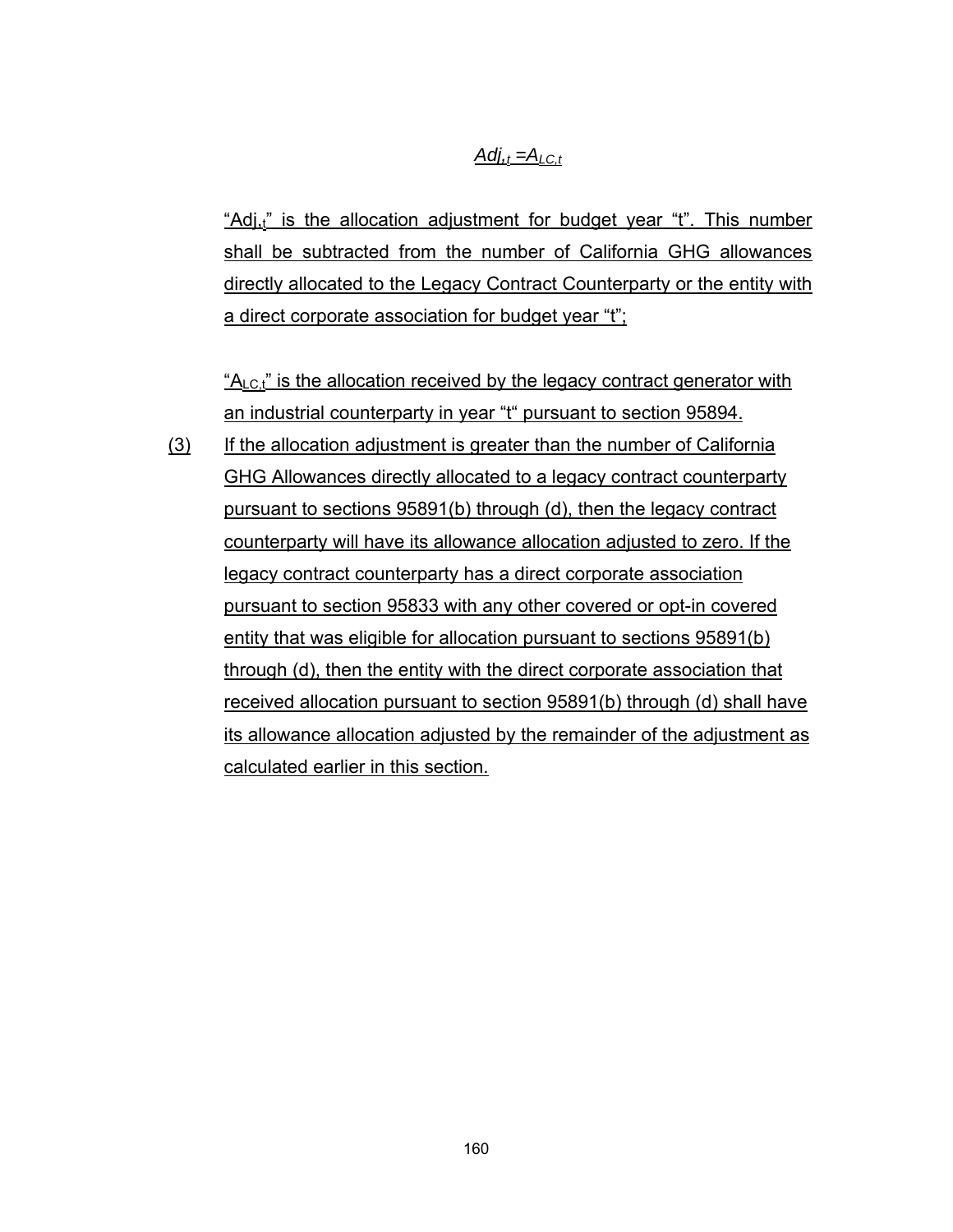$$Adj_{,t} = A_{LC,t}$$

"$Adj_{,t}$" is the allocation adjustment for budget year "t". This number shall be subtracted from the number of California GHG allowances directly allocated to the Legacy Contract Counterparty or the entity with a direct corporate association for budget year "t";

"$A_{LC,t}$" is the allocation received by the legacy contract generator with an industrial counterparty in year "t" pursuant to section 95894.

(3) If the allocation adjustment is greater than the number of California GHG Allowances directly allocated to a legacy contract counterparty pursuant to sections 95891(b) through (d), then the legacy contract counterparty will have its allowance allocation adjusted to zero. If the legacy contract counterparty has a direct corporate association pursuant to section 95833 with any other covered or opt-in covered entity that was eligible for allocation pursuant to sections 95891(b) through (d), then the entity with the direct corporate association that received allocation pursuant to section 95891(b) through (d) shall have its allowance allocation adjusted by the remainder of the adjustment as calculated earlier in this section.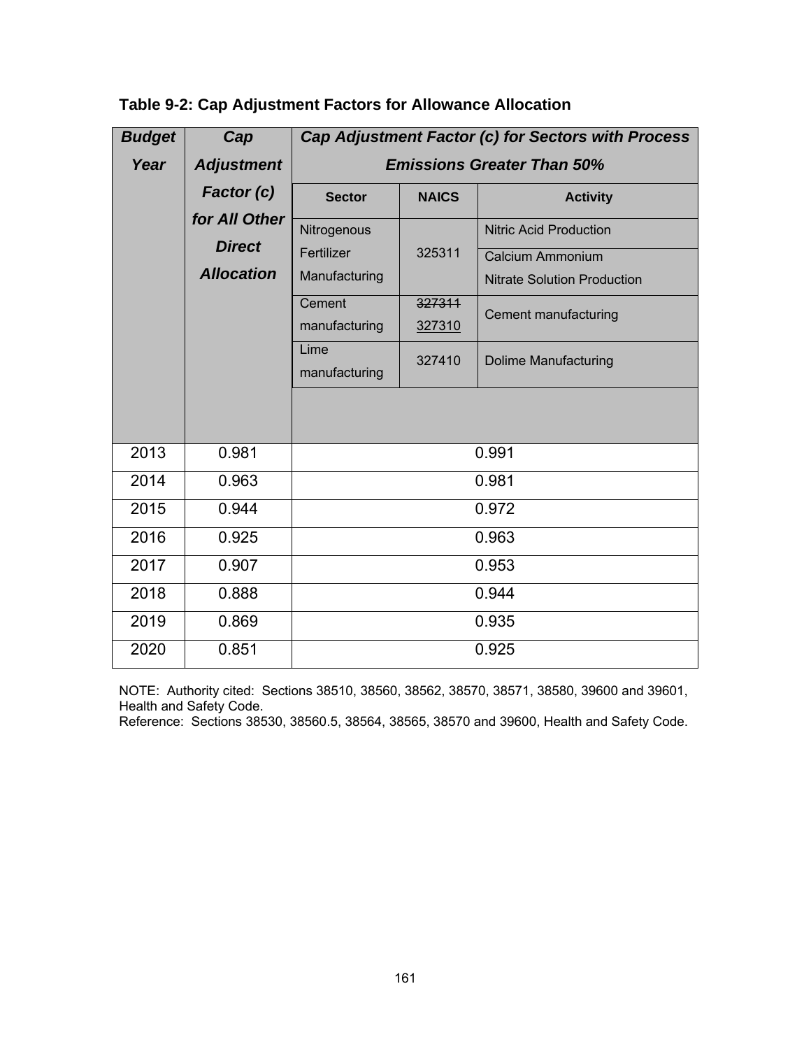**Table 9-2: Cap Adjustment Factors for Allowance Allocation**

| ***Budget Year*** | ***Cap Adjustment Factor (c) for All Other Direct Allocation*** | ***Cap Adjustment Factor (c) for Sectors with Process Emissions Greater Than 50%*** | | |
|---|---|---|---|---|
| | | **Sector** | **NAICS** | **Activity** |
| | | Nitrogenous Fertilizer Manufacturing | 325311 | Nitric Acid Production |
| | | | | Calcium Ammonium Nitrate Solution Production |
| | | Cement manufacturing | ~~327311~~ <u>327310</u> | Cement manufacturing |
| | | Lime manufacturing | 327410 | Dolime Manufacturing |
| 2013 | 0.981 | 0.991 | | |
| 2014 | 0.963 | 0.981 | | |
| 2015 | 0.944 | 0.972 | | |
| 2016 | 0.925 | 0.963 | | |
| 2017 | 0.907 | 0.953 | | |
| 2018 | 0.888 | 0.944 | | |
| 2019 | 0.869 | 0.935 | | |
| 2020 | 0.851 | 0.925 | | |

NOTE: Authority cited: Sections 38510, 38560, 38562, 38570, 38571, 38580, 39600 and 39601, Health and Safety Code.
Reference: Sections 38530, 38560.5, 38564, 38565, 38570 and 39600, Health and Safety Code.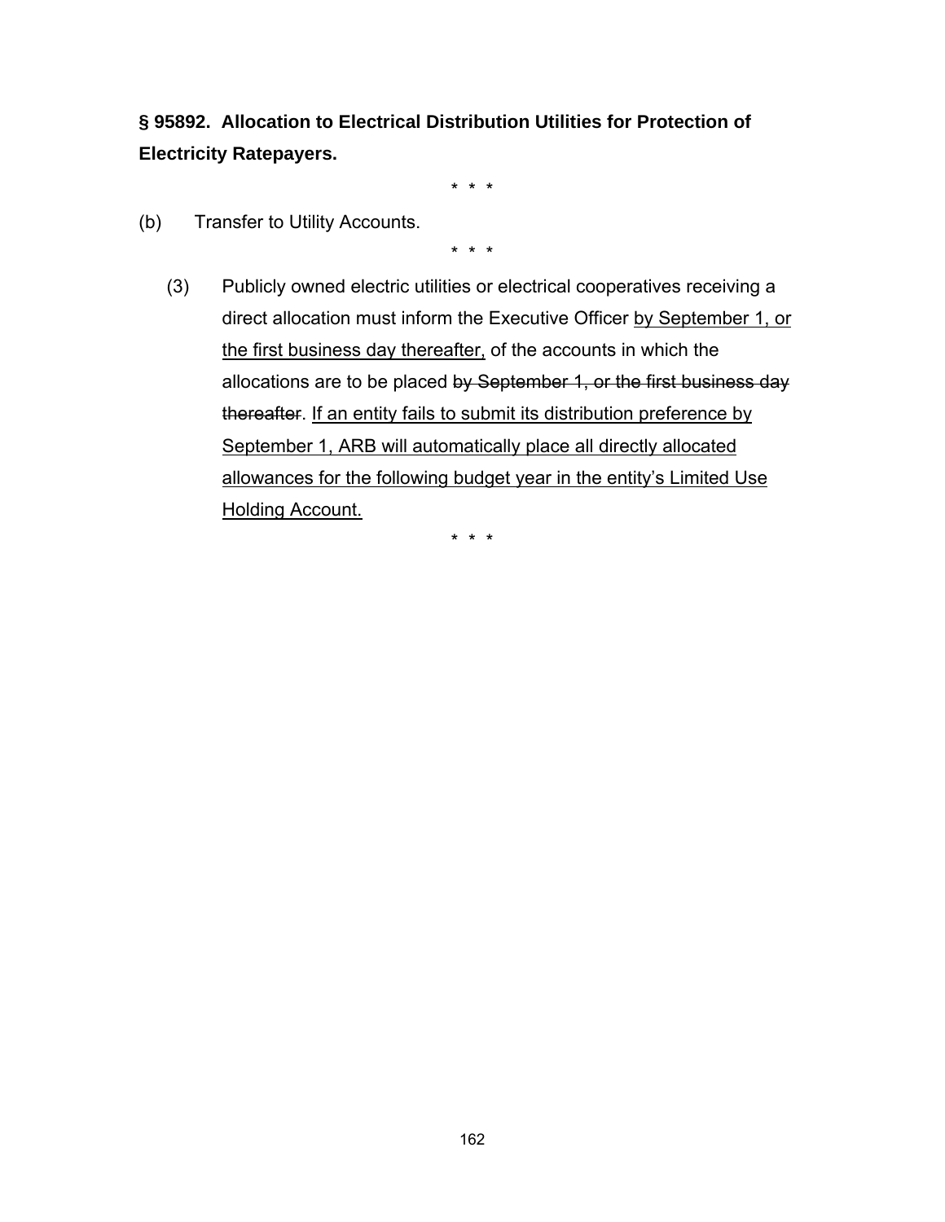**§ 95892. Allocation to Electrical Distribution Utilities for Protection of Electricity Ratepayers.**

\* \* \*

(b) Transfer to Utility Accounts.

\* \* \*

(3) Publicly owned electric utilities or electrical cooperatives receiving a direct allocation must inform the Executive Officer <u>by September 1, or the first business day thereafter,</u> of the accounts in which the allocations are to be placed ~~by September 1, or the first business day thereafter~~. <u>If an entity fails to submit its distribution preference by September 1, ARB will automatically place all directly allocated allowances for the following budget year in the entity's Limited Use Holding Account.</u>

\* \* \*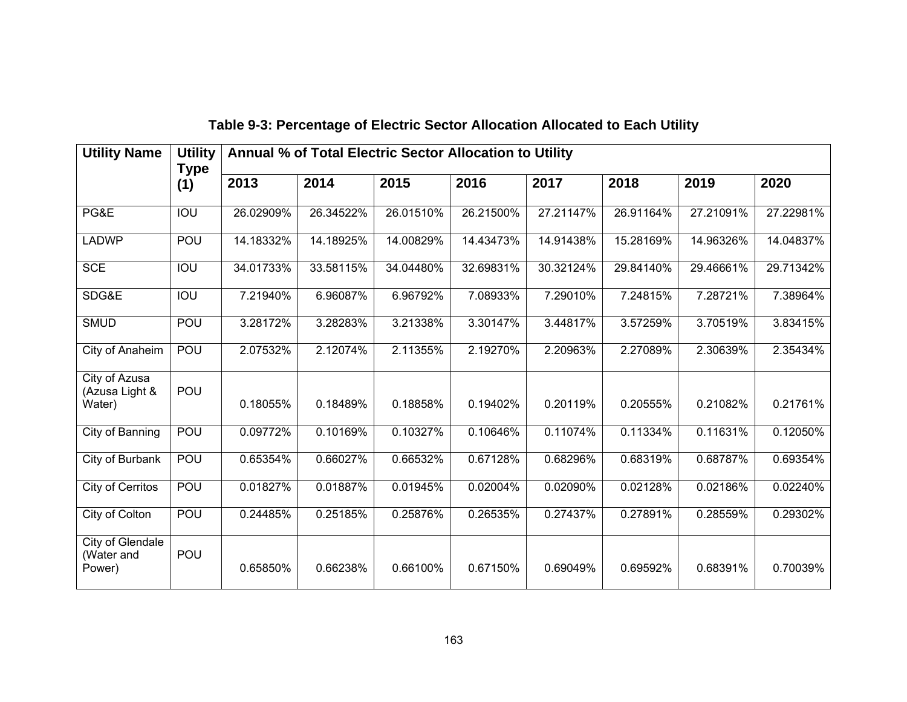**Table 9-3: Percentage of Electric Sector Allocation Allocated to Each Utility**

| Utility Name | Utility Type (1) | Annual % of Total Electric Sector Allocation to Utility | | | | | | | |
|---|---|---|---|---|---|---|---|---|---|
| | | 2013 | 2014 | 2015 | 2016 | 2017 | 2018 | 2019 | 2020 |
| PG&E | IOU | 26.02909% | 26.34522% | 26.01510% | 26.21500% | 27.21147% | 26.91164% | 27.21091% | 27.22981% |
| LADWP | POU | 14.18332% | 14.18925% | 14.00829% | 14.43473% | 14.91438% | 15.28169% | 14.96326% | 14.04837% |
| SCE | IOU | 34.01733% | 33.58115% | 34.04480% | 32.69831% | 30.32124% | 29.84140% | 29.46661% | 29.71342% |
| SDG&E | IOU | 7.21940% | 6.96087% | 6.96792% | 7.08933% | 7.29010% | 7.24815% | 7.28721% | 7.38964% |
| SMUD | POU | 3.28172% | 3.28283% | 3.21338% | 3.30147% | 3.44817% | 3.57259% | 3.70519% | 3.83415% |
| City of Anaheim | POU | 2.07532% | 2.12074% | 2.11355% | 2.19270% | 2.20963% | 2.27089% | 2.30639% | 2.35434% |
| City of Azusa (Azusa Light & Water) | POU | 0.18055% | 0.18489% | 0.18858% | 0.19402% | 0.20119% | 0.20555% | 0.21082% | 0.21761% |
| City of Banning | POU | 0.09772% | 0.10169% | 0.10327% | 0.10646% | 0.11074% | 0.11334% | 0.11631% | 0.12050% |
| City of Burbank | POU | 0.65354% | 0.66027% | 0.66532% | 0.67128% | 0.68296% | 0.68319% | 0.68787% | 0.69354% |
| City of Cerritos | POU | 0.01827% | 0.01887% | 0.01945% | 0.02004% | 0.02090% | 0.02128% | 0.02186% | 0.02240% |
| City of Colton | POU | 0.24485% | 0.25185% | 0.25876% | 0.26535% | 0.27437% | 0.27891% | 0.28559% | 0.29302% |
| City of Glendale (Water and Power) | POU | 0.65850% | 0.66238% | 0.66100% | 0.67150% | 0.69049% | 0.69592% | 0.68391% | 0.70039% |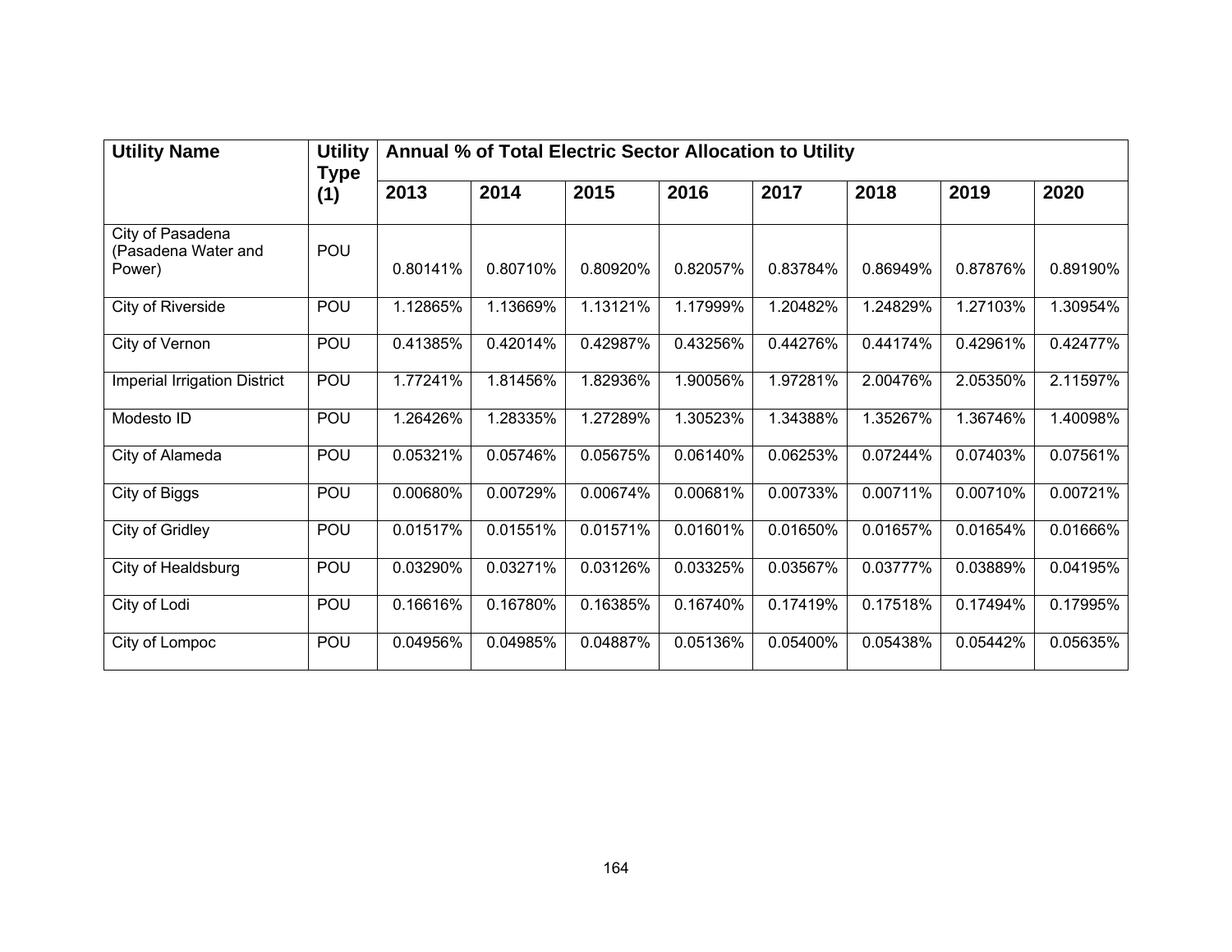| Utility Name | Utility Type (1) | Annual % of Total Electric Sector Allocation to Utility | | | | | | | |
|---|---|---|---|---|---|---|---|---|---|
| | | 2013 | 2014 | 2015 | 2016 | 2017 | 2018 | 2019 | 2020 |
| City of Pasadena (Pasadena Water and Power) | POU | 0.80141% | 0.80710% | 0.80920% | 0.82057% | 0.83784% | 0.86949% | 0.87876% | 0.89190% |
| City of Riverside | POU | 1.12865% | 1.13669% | 1.13121% | 1.17999% | 1.20482% | 1.24829% | 1.27103% | 1.30954% |
| City of Vernon | POU | 0.41385% | 0.42014% | 0.42987% | 0.43256% | 0.44276% | 0.44174% | 0.42961% | 0.42477% |
| Imperial Irrigation District | POU | 1.77241% | 1.81456% | 1.82936% | 1.90056% | 1.97281% | 2.00476% | 2.05350% | 2.11597% |
| Modesto ID | POU | 1.26426% | 1.28335% | 1.27289% | 1.30523% | 1.34388% | 1.35267% | 1.36746% | 1.40098% |
| City of Alameda | POU | 0.05321% | 0.05746% | 0.05675% | 0.06140% | 0.06253% | 0.07244% | 0.07403% | 0.07561% |
| City of Biggs | POU | 0.00680% | 0.00729% | 0.00674% | 0.00681% | 0.00733% | 0.00711% | 0.00710% | 0.00721% |
| City of Gridley | POU | 0.01517% | 0.01551% | 0.01571% | 0.01601% | 0.01650% | 0.01657% | 0.01654% | 0.01666% |
| City of Healdsburg | POU | 0.03290% | 0.03271% | 0.03126% | 0.03325% | 0.03567% | 0.03777% | 0.03889% | 0.04195% |
| City of Lodi | POU | 0.16616% | 0.16780% | 0.16385% | 0.16740% | 0.17419% | 0.17518% | 0.17494% | 0.17995% |
| City of Lompoc | POU | 0.04956% | 0.04985% | 0.04887% | 0.05136% | 0.05400% | 0.05438% | 0.05442% | 0.05635% |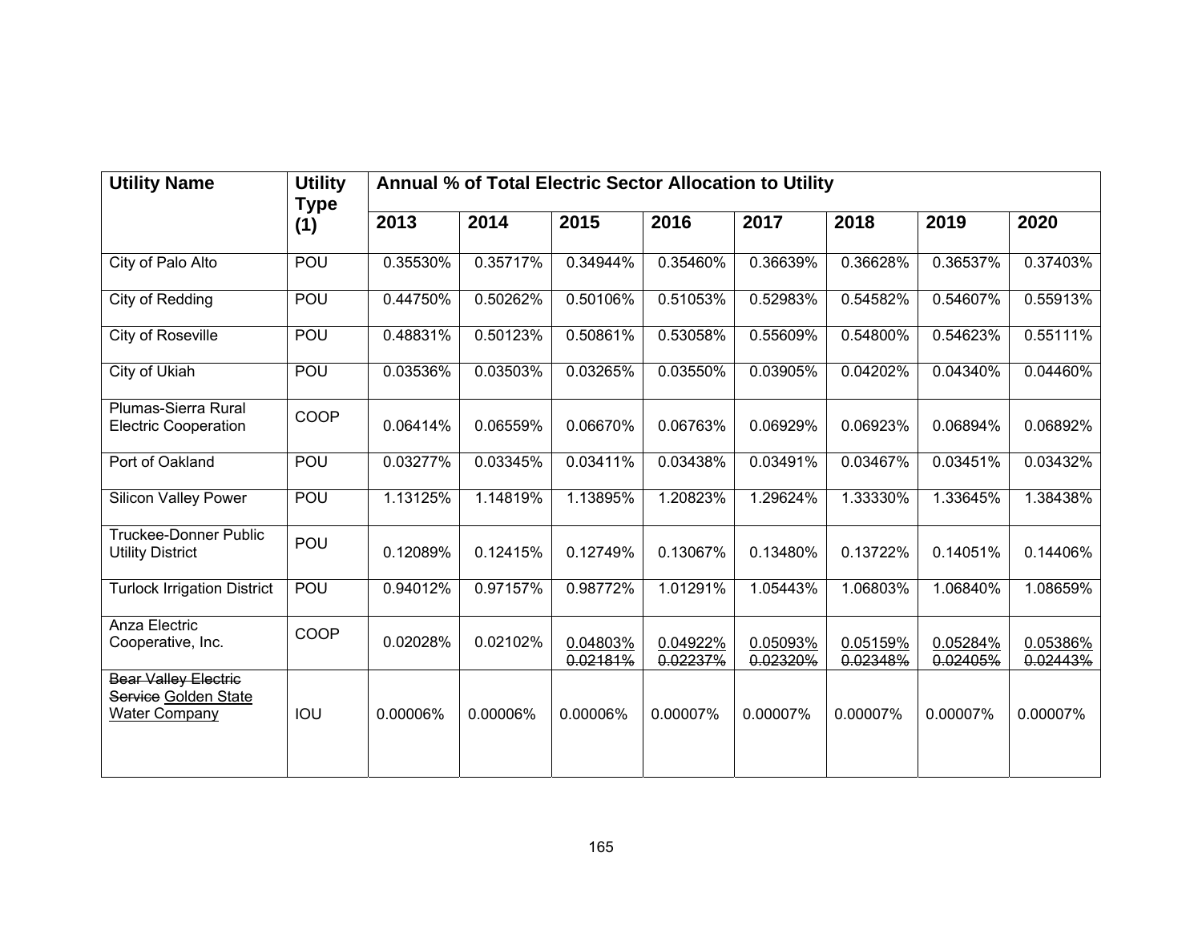| Utility Name | Utility Type (1) | Annual % of Total Electric Sector Allocation to Utility | | | | | | | |
|---|---|---|---|---|---|---|---|---|---|
| | | **2013** | **2014** | **2015** | **2016** | **2017** | **2018** | **2019** | **2020** |
| City of Palo Alto | POU | 0.35530% | 0.35717% | 0.34944% | 0.35460% | 0.36639% | 0.36628% | 0.36537% | 0.37403% |
| City of Redding | POU | 0.44750% | 0.50262% | 0.50106% | 0.51053% | 0.52983% | 0.54582% | 0.54607% | 0.55913% |
| City of Roseville | POU | 0.48831% | 0.50123% | 0.50861% | 0.53058% | 0.55609% | 0.54800% | 0.54623% | 0.55111% |
| City of Ukiah | POU | 0.03536% | 0.03503% | 0.03265% | 0.03550% | 0.03905% | 0.04202% | 0.04340% | 0.04460% |
| Plumas-Sierra Rural Electric Cooperation | COOP | 0.06414% | 0.06559% | 0.06670% | 0.06763% | 0.06929% | 0.06923% | 0.06894% | 0.06892% |
| Port of Oakland | POU | 0.03277% | 0.03345% | 0.03411% | 0.03438% | 0.03491% | 0.03467% | 0.03451% | 0.03432% |
| Silicon Valley Power | POU | 1.13125% | 1.14819% | 1.13895% | 1.20823% | 1.29624% | 1.33330% | 1.33645% | 1.38438% |
| Truckee-Donner Public Utility District | POU | 0.12089% | 0.12415% | 0.12749% | 0.13067% | 0.13480% | 0.13722% | 0.14051% | 0.14406% |
| Turlock Irrigation District | POU | 0.94012% | 0.97157% | 0.98772% | 1.01291% | 1.05443% | 1.06803% | 1.06840% | 1.08659% |
| Anza Electric Cooperative, Inc. | COOP | 0.02028% | 0.02102% | <u>0.04803%</u> ~~0.02181%~~ | <u>0.04922%</u> ~~0.02237%~~ | <u>0.05093%</u> ~~0.02320%~~ | <u>0.05159%</u> ~~0.02348%~~ | <u>0.05284%</u> ~~0.02405%~~ | <u>0.05386%</u> ~~0.02443%~~ |
| ~~Bear Valley Electric Service~~ <u>Golden State Water Company</u> | IOU | 0.00006% | 0.00006% | 0.00006% | 0.00007% | 0.00007% | 0.00007% | 0.00007% | 0.00007% |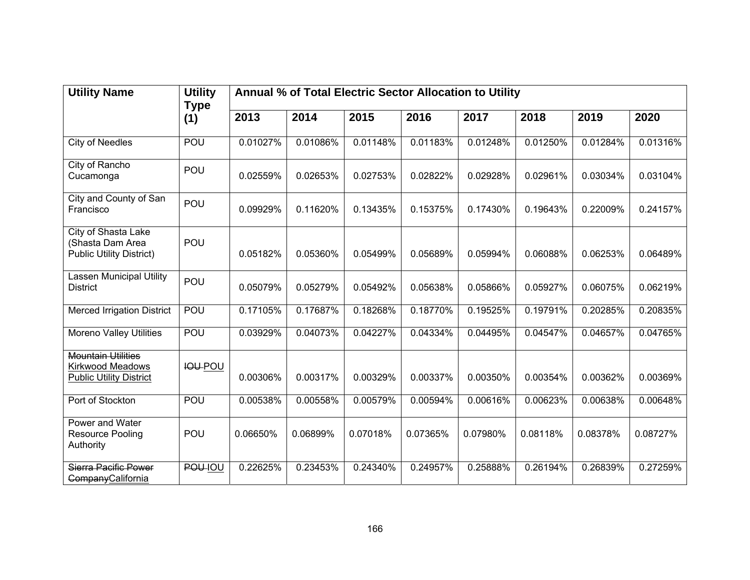| Utility Name | Utility Type (1) | Annual % of Total Electric Sector Allocation to Utility | | | | | | | |
|---|---|---|---|---|---|---|---|---|---|
| | | 2013 | 2014 | 2015 | 2016 | 2017 | 2018 | 2019 | 2020 |
| City of Needles | POU | 0.01027% | 0.01086% | 0.01148% | 0.01183% | 0.01248% | 0.01250% | 0.01284% | 0.01316% |
| City of Rancho Cucamonga | POU | 0.02559% | 0.02653% | 0.02753% | 0.02822% | 0.02928% | 0.02961% | 0.03034% | 0.03104% |
| City and County of San Francisco | POU | 0.09929% | 0.11620% | 0.13435% | 0.15375% | 0.17430% | 0.19643% | 0.22009% | 0.24157% |
| City of Shasta Lake (Shasta Dam Area Public Utility District) | POU | 0.05182% | 0.05360% | 0.05499% | 0.05689% | 0.05994% | 0.06088% | 0.06253% | 0.06489% |
| Lassen Municipal Utility District | POU | 0.05079% | 0.05279% | 0.05492% | 0.05638% | 0.05866% | 0.05927% | 0.06075% | 0.06219% |
| Merced Irrigation District | POU | 0.17105% | 0.17687% | 0.18268% | 0.18770% | 0.19525% | 0.19791% | 0.20285% | 0.20835% |
| Moreno Valley Utilities | POU | 0.03929% | 0.04073% | 0.04227% | 0.04334% | 0.04495% | 0.04547% | 0.04657% | 0.04765% |
| ~~Mountain Utilities~~ <u>Kirkwood Meadows Public Utility District</u> | ~~IOU~~ <u>POU</u> | 0.00306% | 0.00317% | 0.00329% | 0.00337% | 0.00350% | 0.00354% | 0.00362% | 0.00369% |
| Port of Stockton | POU | 0.00538% | 0.00558% | 0.00579% | 0.00594% | 0.00616% | 0.00623% | 0.00638% | 0.00648% |
| Power and Water Resource Pooling Authority | POU | 0.06650% | 0.06899% | 0.07018% | 0.07365% | 0.07980% | 0.08118% | 0.08378% | 0.08727% |
| ~~Sierra Pacific Power Company~~<u>California</u> | ~~POU~~ <u>IOU</u> | 0.22625% | 0.23453% | 0.24340% | 0.24957% | 0.25888% | 0.26194% | 0.26839% | 0.27259% |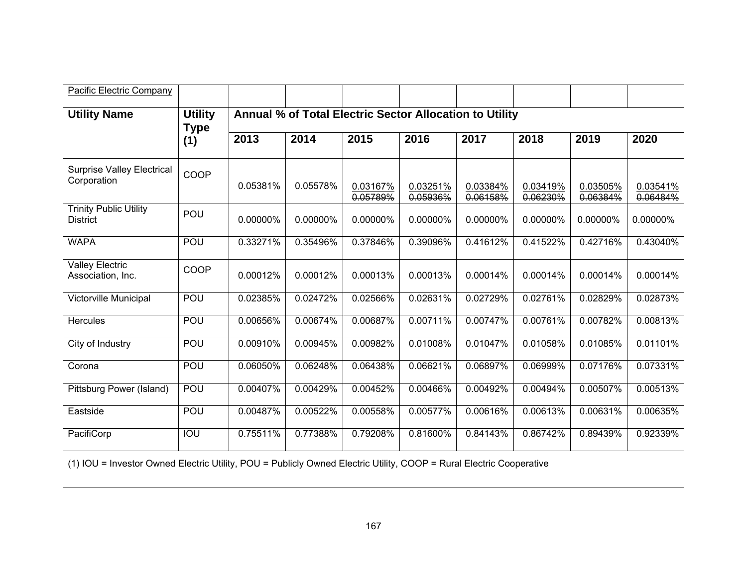| Pacific Electric Company | | | | | | | | | |
|---|---|---|---|---|---|---|---|---|---|
| **Utility Name** | **Utility Type (1)** | **Annual % of Total Electric Sector Allocation to Utility** | | | | | | | |
| | | **2013** | **2014** | **2015** | **2016** | **2017** | **2018** | **2019** | **2020** |
| Surprise Valley Electrical Corporation | COOP | 0.05381% | 0.05578% | 0.03167% ~~0.05789%~~ | 0.03251% ~~0.05936%~~ | 0.03384% ~~0.06158%~~ | 0.03419% ~~0.06230%~~ | 0.03505% ~~0.06384%~~ | 0.03541% ~~0.06484%~~ |
| Trinity Public Utility District | POU | 0.00000% | 0.00000% | 0.00000% | 0.00000% | 0.00000% | 0.00000% | 0.00000% | 0.00000% |
| WAPA | POU | 0.33271% | 0.35496% | 0.37846% | 0.39096% | 0.41612% | 0.41522% | 0.42716% | 0.43040% |
| Valley Electric Association, Inc. | COOP | 0.00012% | 0.00012% | 0.00013% | 0.00013% | 0.00014% | 0.00014% | 0.00014% | 0.00014% |
| Victorville Municipal | POU | 0.02385% | 0.02472% | 0.02566% | 0.02631% | 0.02729% | 0.02761% | 0.02829% | 0.02873% |
| Hercules | POU | 0.00656% | 0.00674% | 0.00687% | 0.00711% | 0.00747% | 0.00761% | 0.00782% | 0.00813% |
| City of Industry | POU | 0.00910% | 0.00945% | 0.00982% | 0.01008% | 0.01047% | 0.01058% | 0.01085% | 0.01101% |
| Corona | POU | 0.06050% | 0.06248% | 0.06438% | 0.06621% | 0.06897% | 0.06999% | 0.07176% | 0.07331% |
| Pittsburg Power (Island) | POU | 0.00407% | 0.00429% | 0.00452% | 0.00466% | 0.00492% | 0.00494% | 0.00507% | 0.00513% |
| Eastside | POU | 0.00487% | 0.00522% | 0.00558% | 0.00577% | 0.00616% | 0.00613% | 0.00631% | 0.00635% |
| PacifiCorp | IOU | 0.75511% | 0.77388% | 0.79208% | 0.81600% | 0.84143% | 0.86742% | 0.89439% | 0.92339% |

(1) IOU = Investor Owned Electric Utility, POU = Publicly Owned Electric Utility, COOP = Rural Electric Cooperative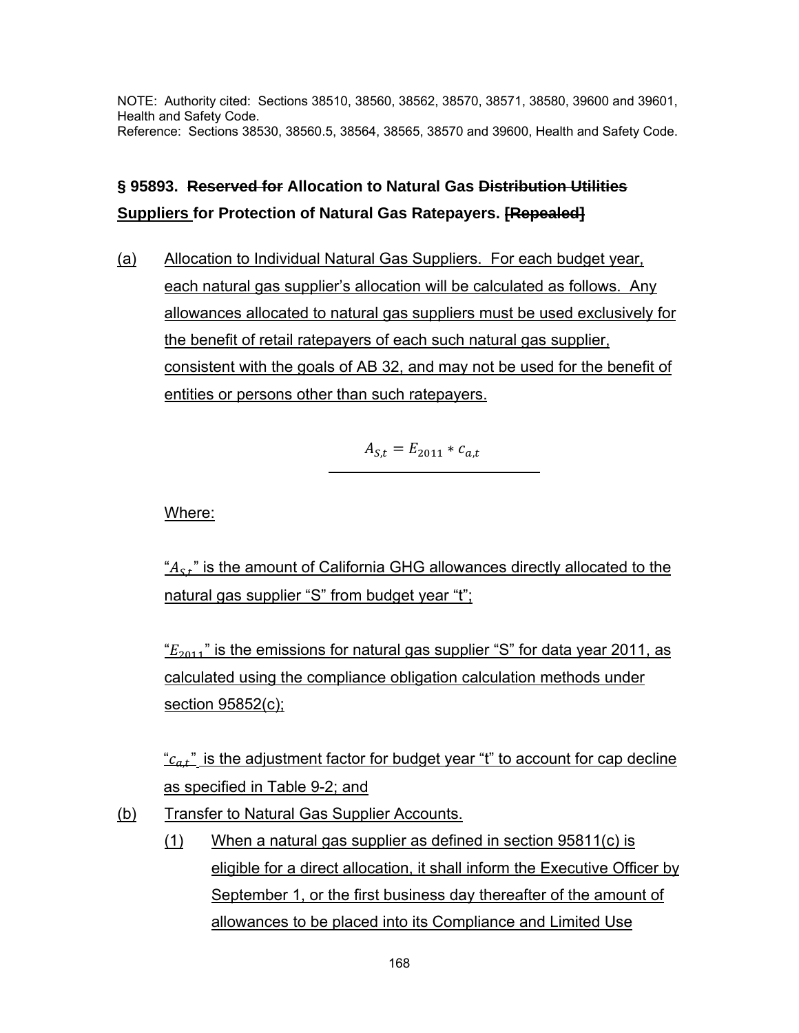NOTE: Authority cited: Sections 38510, 38560, 38562, 38570, 38571, 38580, 39600 and 39601, Health and Safety Code.
Reference: Sections 38530, 38560.5, 38564, 38565, 38570 and 39600, Health and Safety Code.

## § 95893. ~~Reserved for~~ Allocation to Natural Gas ~~Distribution Utilities~~ Suppliers for Protection of Natural Gas Ratepayers. ~~[Repealed]~~

(a) Allocation to Individual Natural Gas Suppliers. For each budget year, each natural gas supplier's allocation will be calculated as follows. Any allowances allocated to natural gas suppliers must be used exclusively for the benefit of retail ratepayers of each such natural gas supplier, consistent with the goals of AB 32, and may not be used for the benefit of entities or persons other than such ratepayers.

$$A_{S,t} = E_{2011} * c_{a,t}$$

Where:

"$A_{S,t}$" is the amount of California GHG allowances directly allocated to the natural gas supplier "S" from budget year "t";

"$E_{2011}$" is the emissions for natural gas supplier "S" for data year 2011, as calculated using the compliance obligation calculation methods under section 95852(c);

"$c_{a,t}$" is the adjustment factor for budget year "t" to account for cap decline as specified in Table 9-2; and

(b) Transfer to Natural Gas Supplier Accounts.

(1) When a natural gas supplier as defined in section 95811(c) is eligible for a direct allocation, it shall inform the Executive Officer by September 1, or the first business day thereafter of the amount of allowances to be placed into its Compliance and Limited Use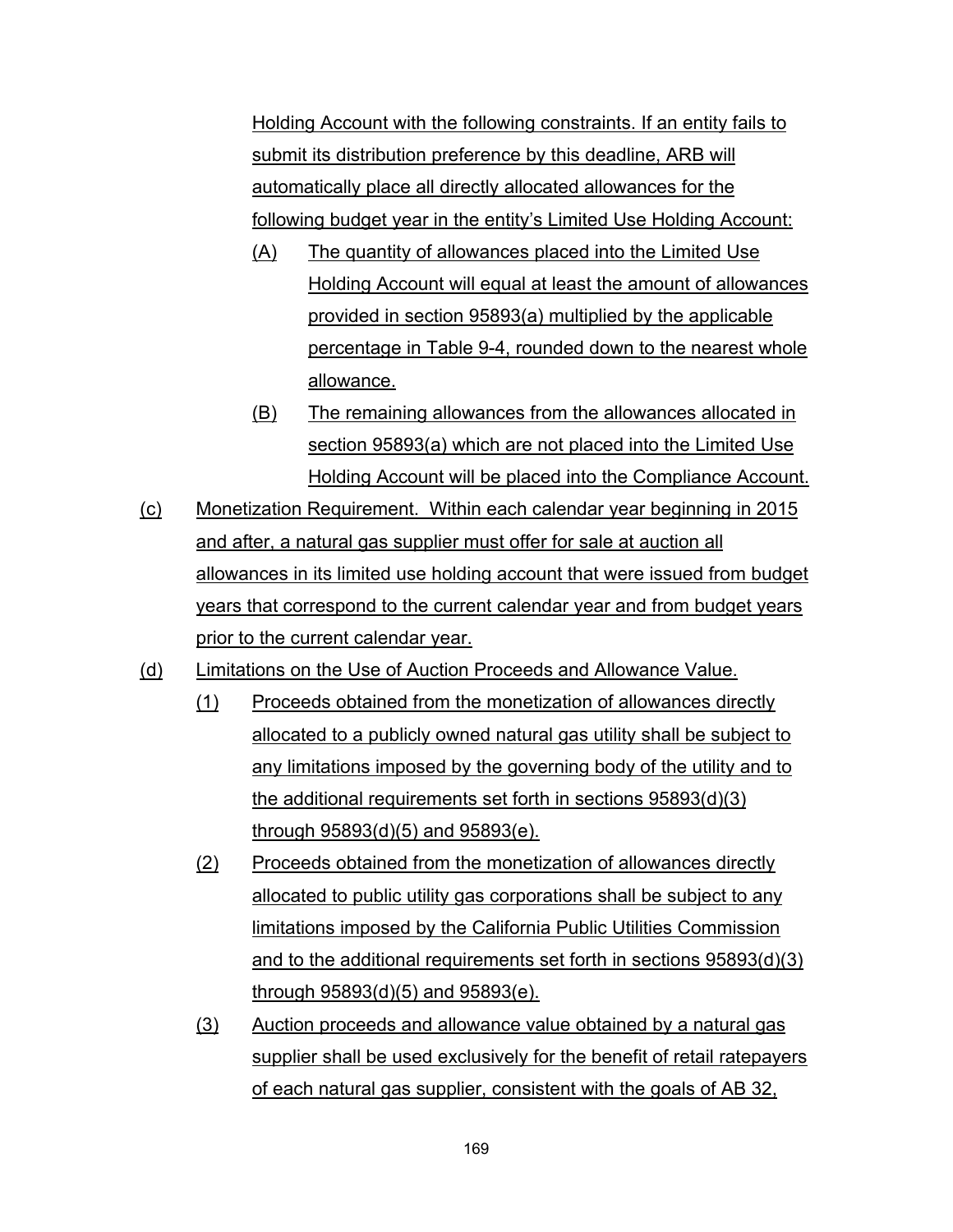Holding Account with the following constraints. If an entity fails to submit its distribution preference by this deadline, ARB will automatically place all directly allocated allowances for the following budget year in the entity's Limited Use Holding Account:

(A) The quantity of allowances placed into the Limited Use Holding Account will equal at least the amount of allowances provided in section 95893(a) multiplied by the applicable percentage in Table 9-4, rounded down to the nearest whole allowance.

(B) The remaining allowances from the allowances allocated in section 95893(a) which are not placed into the Limited Use Holding Account will be placed into the Compliance Account.

(c) Monetization Requirement. Within each calendar year beginning in 2015 and after, a natural gas supplier must offer for sale at auction all allowances in its limited use holding account that were issued from budget years that correspond to the current calendar year and from budget years prior to the current calendar year.

(d) Limitations on the Use of Auction Proceeds and Allowance Value.

(1) Proceeds obtained from the monetization of allowances directly allocated to a publicly owned natural gas utility shall be subject to any limitations imposed by the governing body of the utility and to the additional requirements set forth in sections 95893(d)(3) through 95893(d)(5) and 95893(e).

(2) Proceeds obtained from the monetization of allowances directly allocated to public utility gas corporations shall be subject to any limitations imposed by the California Public Utilities Commission and to the additional requirements set forth in sections 95893(d)(3) through 95893(d)(5) and 95893(e).

(3) Auction proceeds and allowance value obtained by a natural gas supplier shall be used exclusively for the benefit of retail ratepayers of each natural gas supplier, consistent with the goals of AB 32,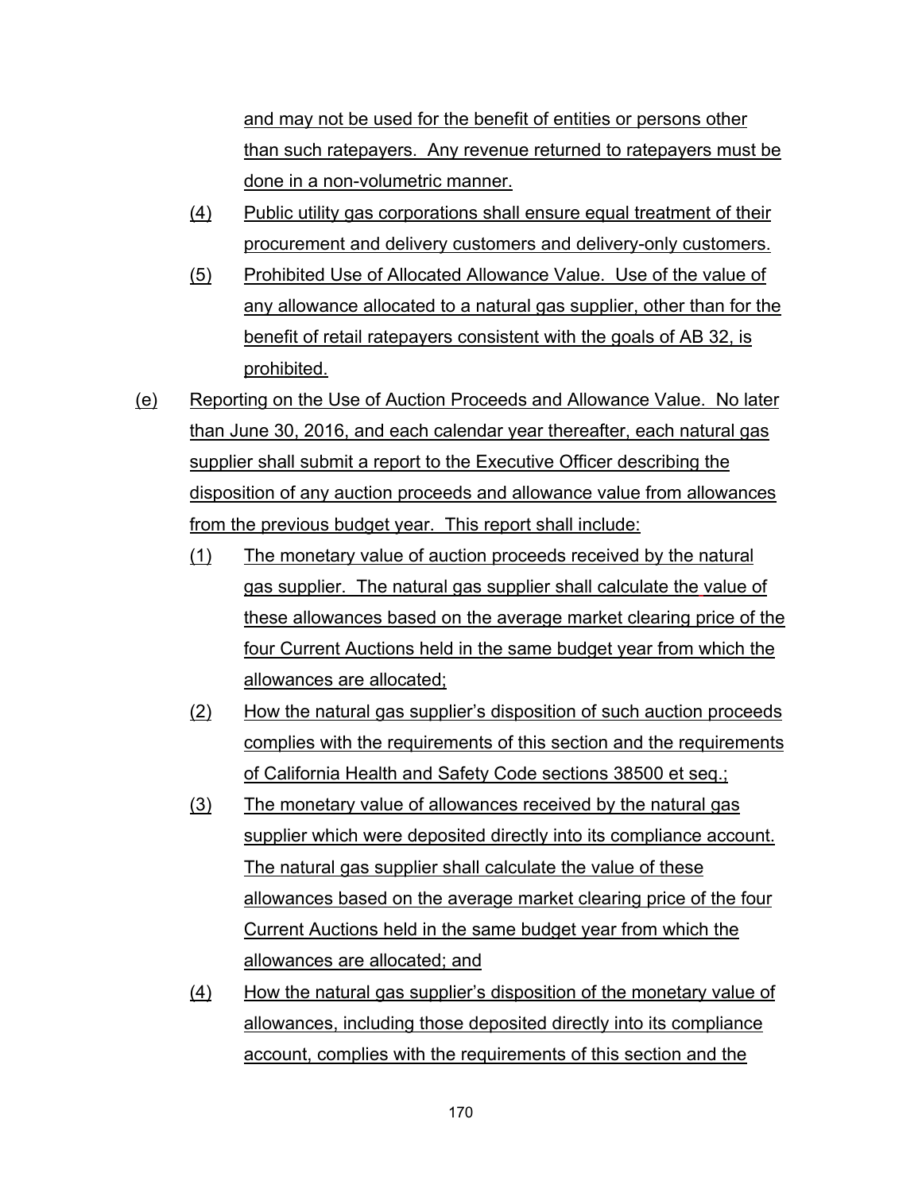and may not be used for the benefit of entities or persons other than such ratepayers. Any revenue returned to ratepayers must be done in a non-volumetric manner.

(4) Public utility gas corporations shall ensure equal treatment of their procurement and delivery customers and delivery-only customers.

(5) Prohibited Use of Allocated Allowance Value. Use of the value of any allowance allocated to a natural gas supplier, other than for the benefit of retail ratepayers consistent with the goals of AB 32, is prohibited.

(e) Reporting on the Use of Auction Proceeds and Allowance Value. No later than June 30, 2016, and each calendar year thereafter, each natural gas supplier shall submit a report to the Executive Officer describing the disposition of any auction proceeds and allowance value from allowances from the previous budget year. This report shall include:

(1) The monetary value of auction proceeds received by the natural gas supplier. The natural gas supplier shall calculate the value of these allowances based on the average market clearing price of the four Current Auctions held in the same budget year from which the allowances are allocated;

(2) How the natural gas supplier's disposition of such auction proceeds complies with the requirements of this section and the requirements of California Health and Safety Code sections 38500 et seq.;

(3) The monetary value of allowances received by the natural gas supplier which were deposited directly into its compliance account. The natural gas supplier shall calculate the value of these allowances based on the average market clearing price of the four Current Auctions held in the same budget year from which the allowances are allocated; and

(4) How the natural gas supplier's disposition of the monetary value of allowances, including those deposited directly into its compliance account, complies with the requirements of this section and the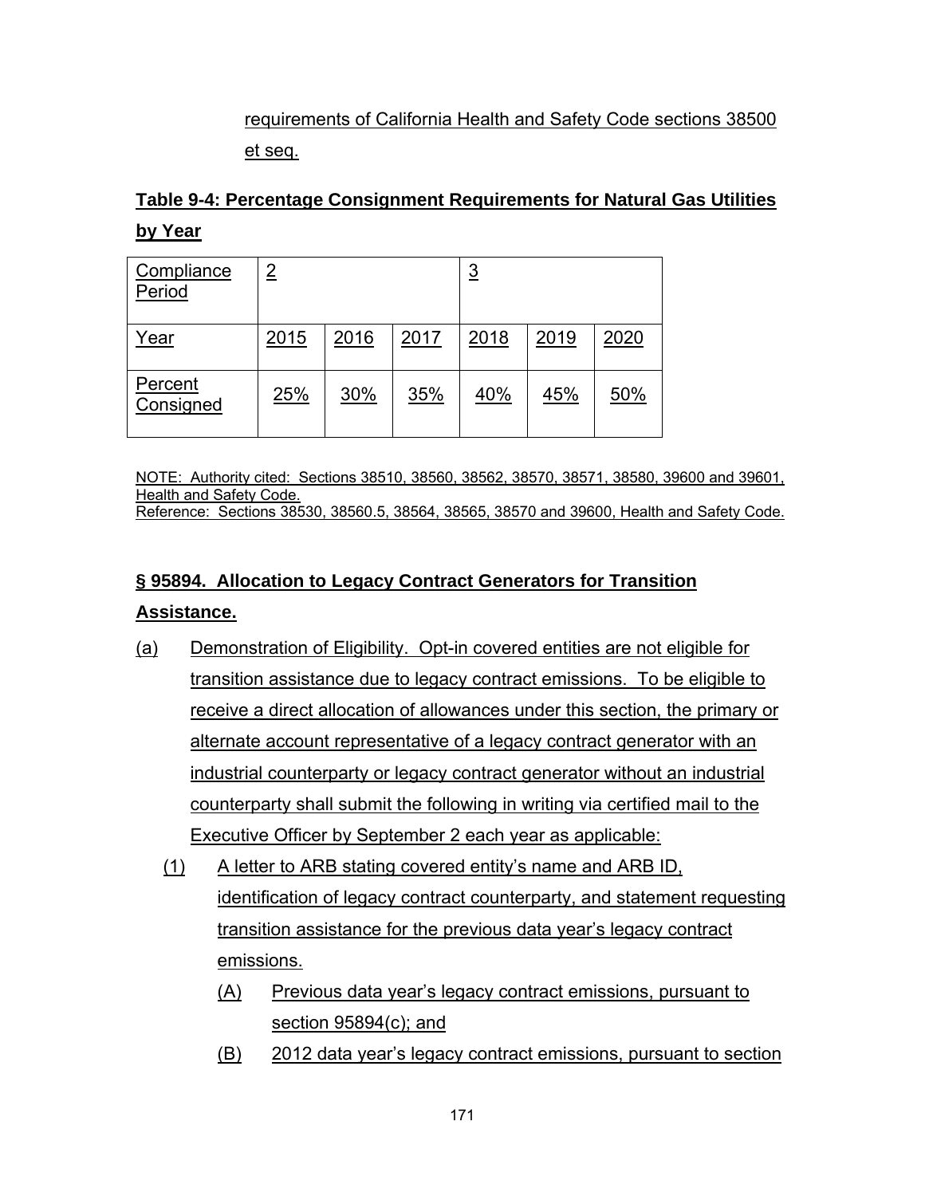requirements of California Health and Safety Code sections 38500 et seq.

**Table 9-4: Percentage Consignment Requirements for Natural Gas Utilities by Year**

| Compliance Period | 2 | | | 3 | | |
|---|---|---|---|---|---|---|
| Year | 2015 | 2016 | 2017 | 2018 | 2019 | 2020 |
| Percent Consigned | 25% | 30% | 35% | 40% | 45% | 50% |

NOTE: Authority cited: Sections 38510, 38560, 38562, 38570, 38571, 38580, 39600 and 39601, Health and Safety Code.
Reference: Sections 38530, 38560.5, 38564, 38565, 38570 and 39600, Health and Safety Code.

**§ 95894. Allocation to Legacy Contract Generators for Transition Assistance.**

(a) Demonstration of Eligibility. Opt-in covered entities are not eligible for transition assistance due to legacy contract emissions. To be eligible to receive a direct allocation of allowances under this section, the primary or alternate account representative of a legacy contract generator with an industrial counterparty or legacy contract generator without an industrial counterparty shall submit the following in writing via certified mail to the Executive Officer by September 2 each year as applicable:

(1) A letter to ARB stating covered entity's name and ARB ID, identification of legacy contract counterparty, and statement requesting transition assistance for the previous data year's legacy contract emissions.

(A) Previous data year's legacy contract emissions, pursuant to section 95894(c); and

(B) 2012 data year's legacy contract emissions, pursuant to section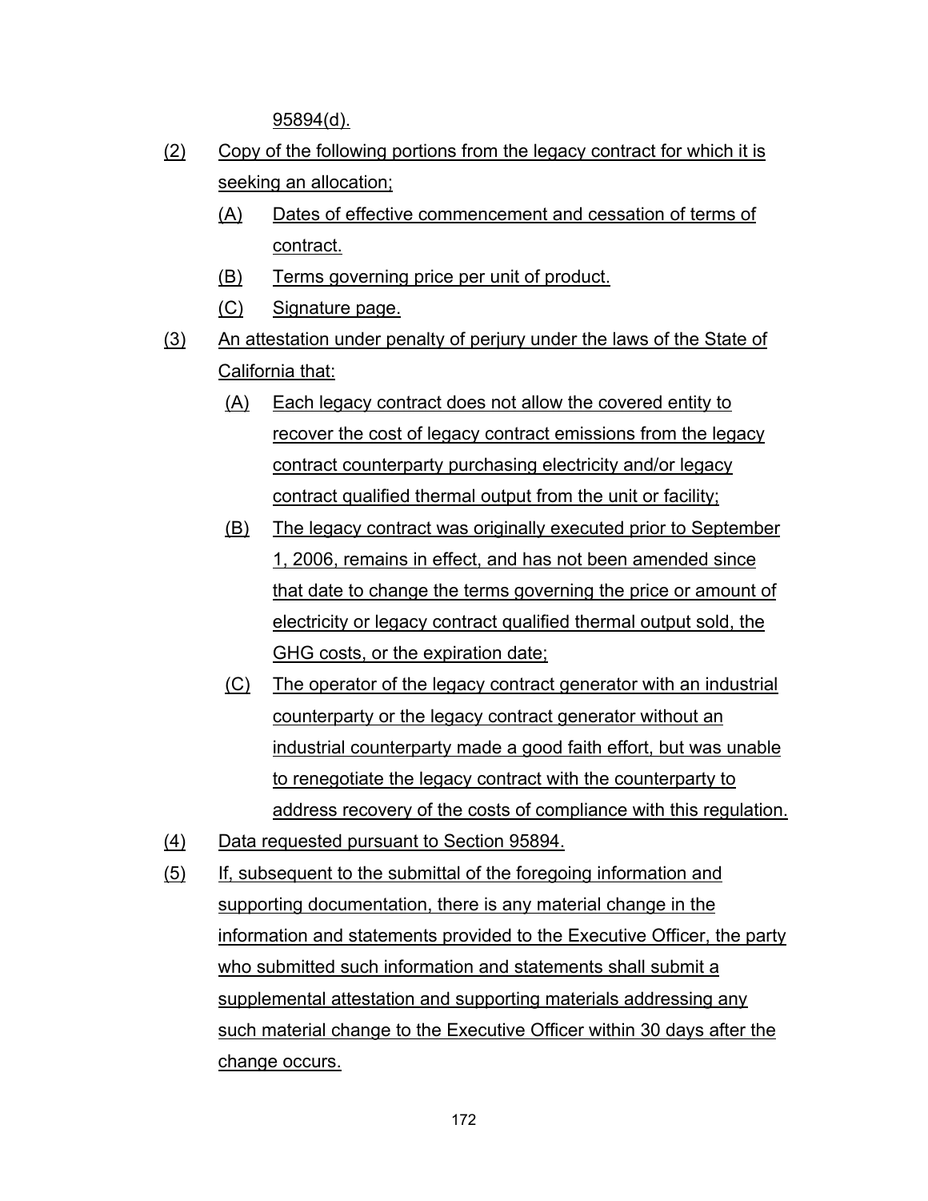95894(d).

(2) Copy of the following portions from the legacy contract for which it is seeking an allocation;

   (A) Dates of effective commencement and cessation of terms of contract.

   (B) Terms governing price per unit of product.

   (C) Signature page.

(3) An attestation under penalty of perjury under the laws of the State of California that:

   (A) Each legacy contract does not allow the covered entity to recover the cost of legacy contract emissions from the legacy contract counterparty purchasing electricity and/or legacy contract qualified thermal output from the unit or facility;

   (B) The legacy contract was originally executed prior to September 1, 2006, remains in effect, and has not been amended since that date to change the terms governing the price or amount of electricity or legacy contract qualified thermal output sold, the GHG costs, or the expiration date;

   (C) The operator of the legacy contract generator with an industrial counterparty or the legacy contract generator without an industrial counterparty made a good faith effort, but was unable to renegotiate the legacy contract with the counterparty to address recovery of the costs of compliance with this regulation.

(4) Data requested pursuant to Section 95894.

(5) If, subsequent to the submittal of the foregoing information and supporting documentation, there is any material change in the information and statements provided to the Executive Officer, the party who submitted such information and statements shall submit a supplemental attestation and supporting materials addressing any such material change to the Executive Officer within 30 days after the change occurs.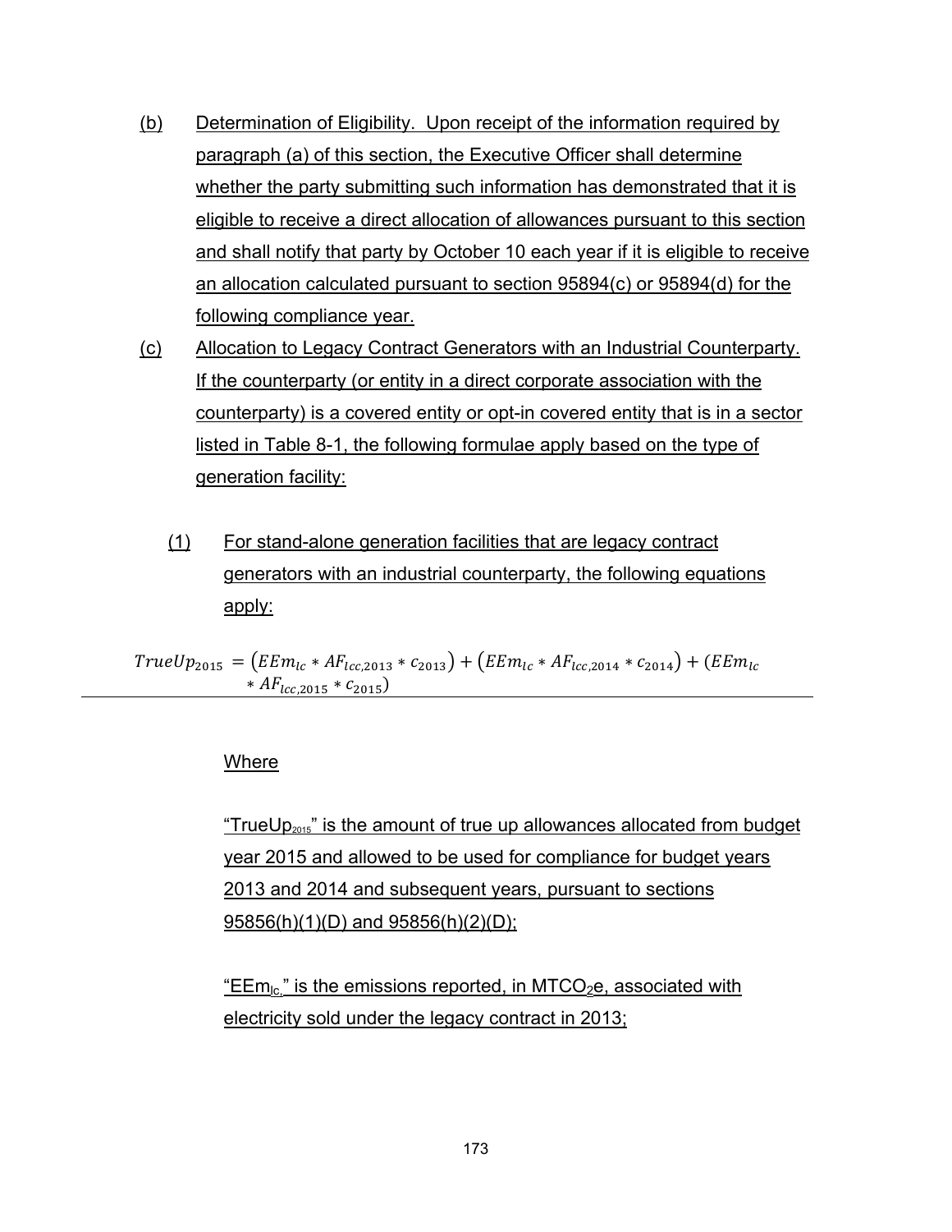(b) Determination of Eligibility. Upon receipt of the information required by paragraph (a) of this section, the Executive Officer shall determine whether the party submitting such information has demonstrated that it is eligible to receive a direct allocation of allowances pursuant to this section and shall notify that party by October 10 each year if it is eligible to receive an allocation calculated pursuant to section 95894(c) or 95894(d) for the following compliance year.

(c) Allocation to Legacy Contract Generators with an Industrial Counterparty. If the counterparty (or entity in a direct corporate association with the counterparty) is a covered entity or opt-in covered entity that is in a sector listed in Table 8-1, the following formulae apply based on the type of generation facility:

(1) For stand-alone generation facilities that are legacy contract generators with an industrial counterparty, the following equations apply:

$$TrueUp_{2015} = \left(EEm_{lc} * AF_{lcc,2013} * c_{2013}\right) + \left(EEm_{lc} * AF_{lcc,2014} * c_{2014}\right) + \left(EEm_{lc} * AF_{lcc,2015} * c_{2015}\right)$$

Where

"$TrueUp_{2015}$" is the amount of true up allowances allocated from budget year 2015 and allowed to be used for compliance for budget years 2013 and 2014 and subsequent years, pursuant to sections 95856(h)(1)(D) and 95856(h)(2)(D);

"$EEm_{lc}$," is the emissions reported, in $MTCO_2e$, associated with electricity sold under the legacy contract in 2013;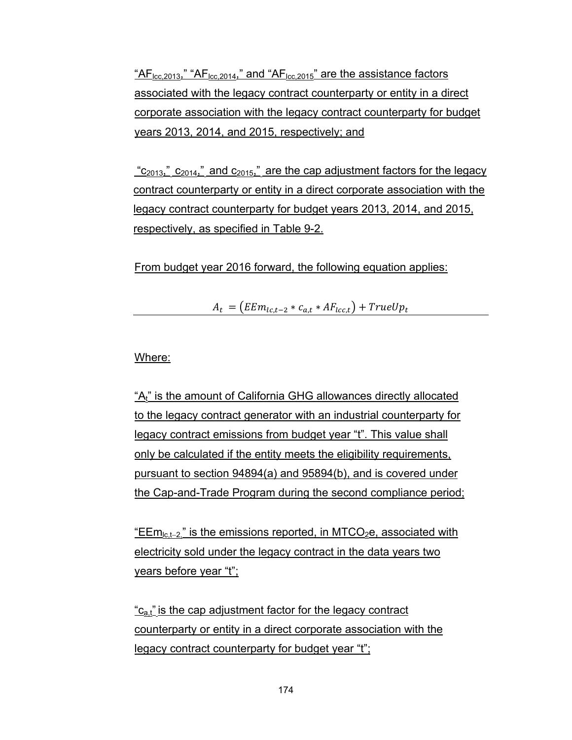"$AF_{lcc,2013}$," "$AF_{lcc,2014}$," and "$AF_{lcc,2015}$" are the assistance factors associated with the legacy contract counterparty or entity in a direct corporate association with the legacy contract counterparty for budget years 2013, 2014, and 2015, respectively; and

"$c_{2013}$," $c_{2014}$," and $c_{2015}$," are the cap adjustment factors for the legacy contract counterparty or entity in a direct corporate association with the legacy contract counterparty for budget years 2013, 2014, and 2015, respectively, as specified in Table 9-2.

From budget year 2016 forward, the following equation applies:

$$A_t = (EEm_{lc,t-2} * c_{a,t} * AF_{lcc,t}) + TrueUp_t$$

Where:

"$A_t$" is the amount of California GHG allowances directly allocated to the legacy contract generator with an industrial counterparty for legacy contract emissions from budget year "t". This value shall only be calculated if the entity meets the eligibility requirements, pursuant to section 94894(a) and 95894(b), and is covered under the Cap-and-Trade Program during the second compliance period;

"$EEm_{lc,t-2,}$" is the emissions reported, in $MTCO_2e$, associated with electricity sold under the legacy contract in the data years two years before year "t";

"$c_{a,t}$" is the cap adjustment factor for the legacy contract counterparty or entity in a direct corporate association with the legacy contract counterparty for budget year "t";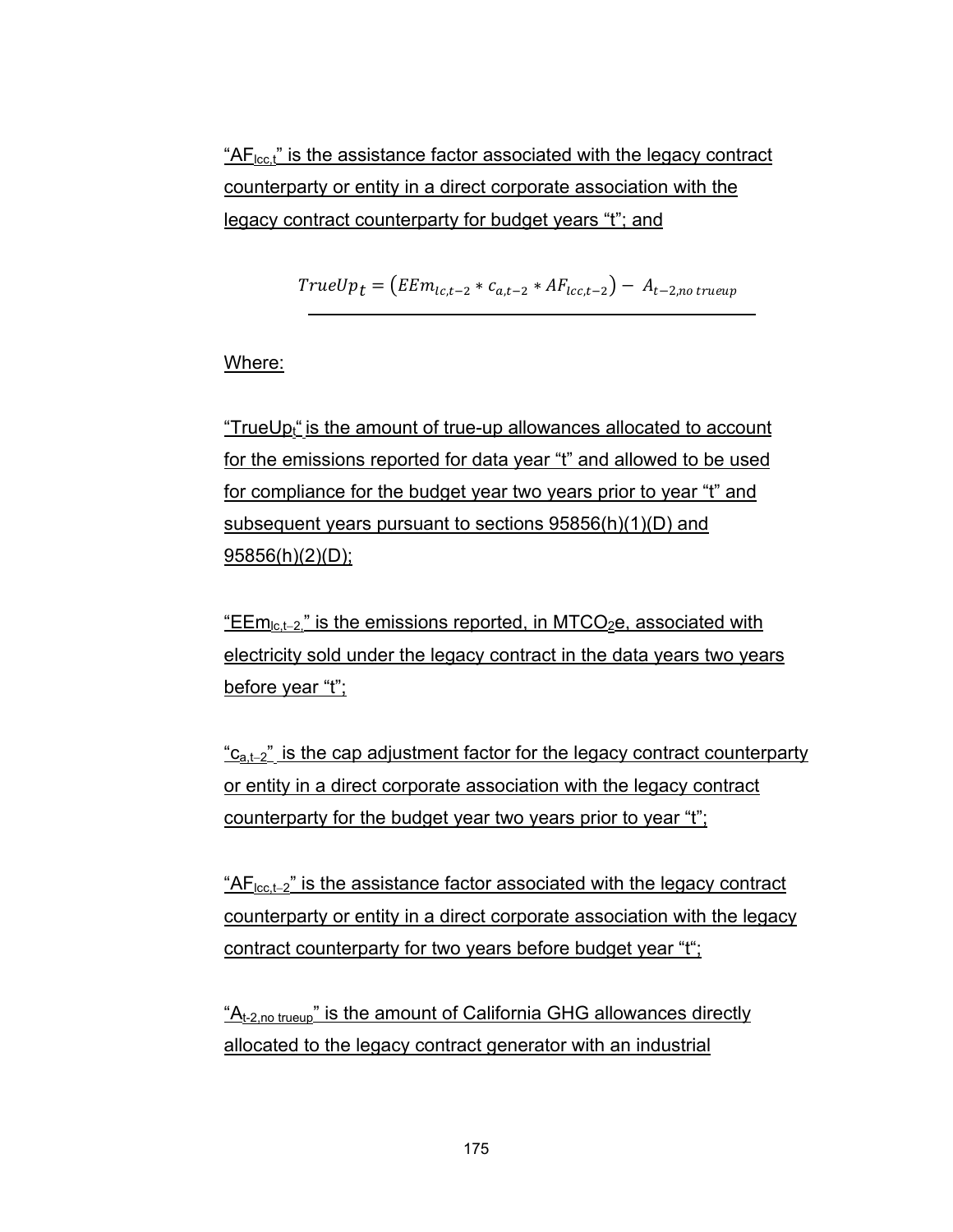"$AF_{lcc,t}$" is the assistance factor associated with the legacy contract counterparty or entity in a direct corporate association with the legacy contract counterparty for budget years "t"; and

$$TrueUp_t = (EEm_{lc,t-2} * c_{a,t-2} * AF_{lcc,t-2}) - A_{t-2,no\ trueup}$$

Where:

"$TrueUp_t$" is the amount of true-up allowances allocated to account for the emissions reported for data year "t" and allowed to be used for compliance for the budget year two years prior to year "t" and subsequent years pursuant to sections 95856(h)(1)(D) and 95856(h)(2)(D);

"$EEm_{lc,t-2,}$" is the emissions reported, in $MTCO_2e$, associated with electricity sold under the legacy contract in the data years two years before year "t";

"$c_{a,t-2}$" is the cap adjustment factor for the legacy contract counterparty or entity in a direct corporate association with the legacy contract counterparty for the budget year two years prior to year "t";

"$AF_{lcc,t-2}$" is the assistance factor associated with the legacy contract counterparty or entity in a direct corporate association with the legacy contract counterparty for two years before budget year "t";

"$A_{t-2,no\ trueup}$" is the amount of California GHG allowances directly allocated to the legacy contract generator with an industrial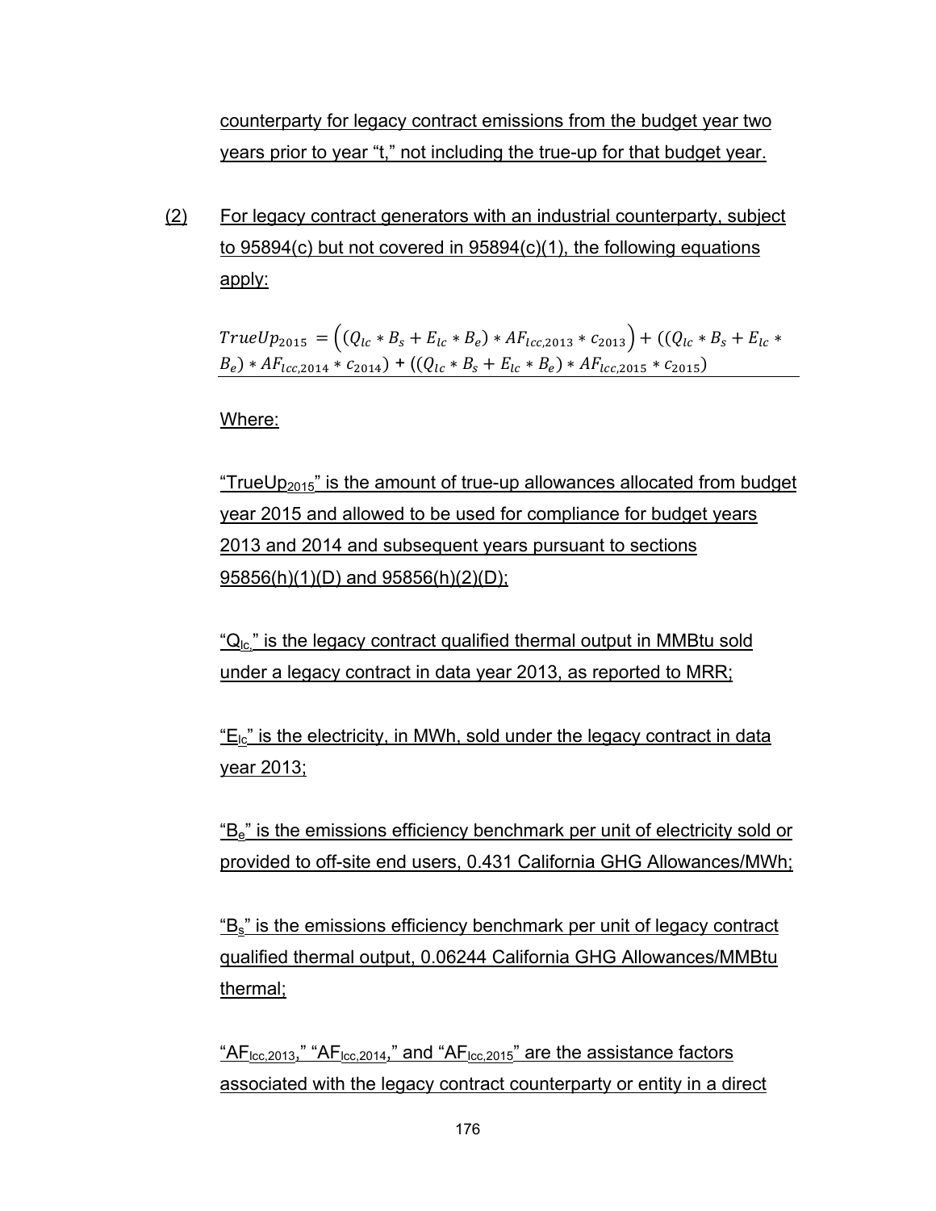counterparty for legacy contract emissions from the budget year two years prior to year "t," not including the true-up for that budget year.

(2) For legacy contract generators with an industrial counterparty, subject to 95894(c) but not covered in 95894(c)(1), the following equations apply:

$$TrueUp_{2015} = \left((Q_{lc} * B_s + E_{lc} * B_e) * AF_{lcc,2013} * c_{2013}\right) + ((Q_{lc} * B_s + E_{lc} * B_e) * AF_{lcc,2014} * c_{2014}) + ((Q_{lc} * B_s + E_{lc} * B_e) * AF_{lcc,2015} * c_{2015})$$

Where:

"$TrueUp_{2015}$" is the amount of true-up allowances allocated from budget year 2015 and allowed to be used for compliance for budget years 2013 and 2014 and subsequent years pursuant to sections 95856(h)(1)(D) and 95856(h)(2)(D);

"$Q_{lc}$," is the legacy contract qualified thermal output in MMBtu sold under a legacy contract in data year 2013, as reported to MRR;

"$E_{lc}$" is the electricity, in MWh, sold under the legacy contract in data year 2013;

"$B_e$" is the emissions efficiency benchmark per unit of electricity sold or provided to off-site end users, 0.431 California GHG Allowances/MWh;

"$B_s$" is the emissions efficiency benchmark per unit of legacy contract qualified thermal output, 0.06244 California GHG Allowances/MMBtu thermal;

"$AF_{lcc,2013}$," "$AF_{lcc,2014}$," and "$AF_{lcc,2015}$" are the assistance factors associated with the legacy contract counterparty or entity in a direct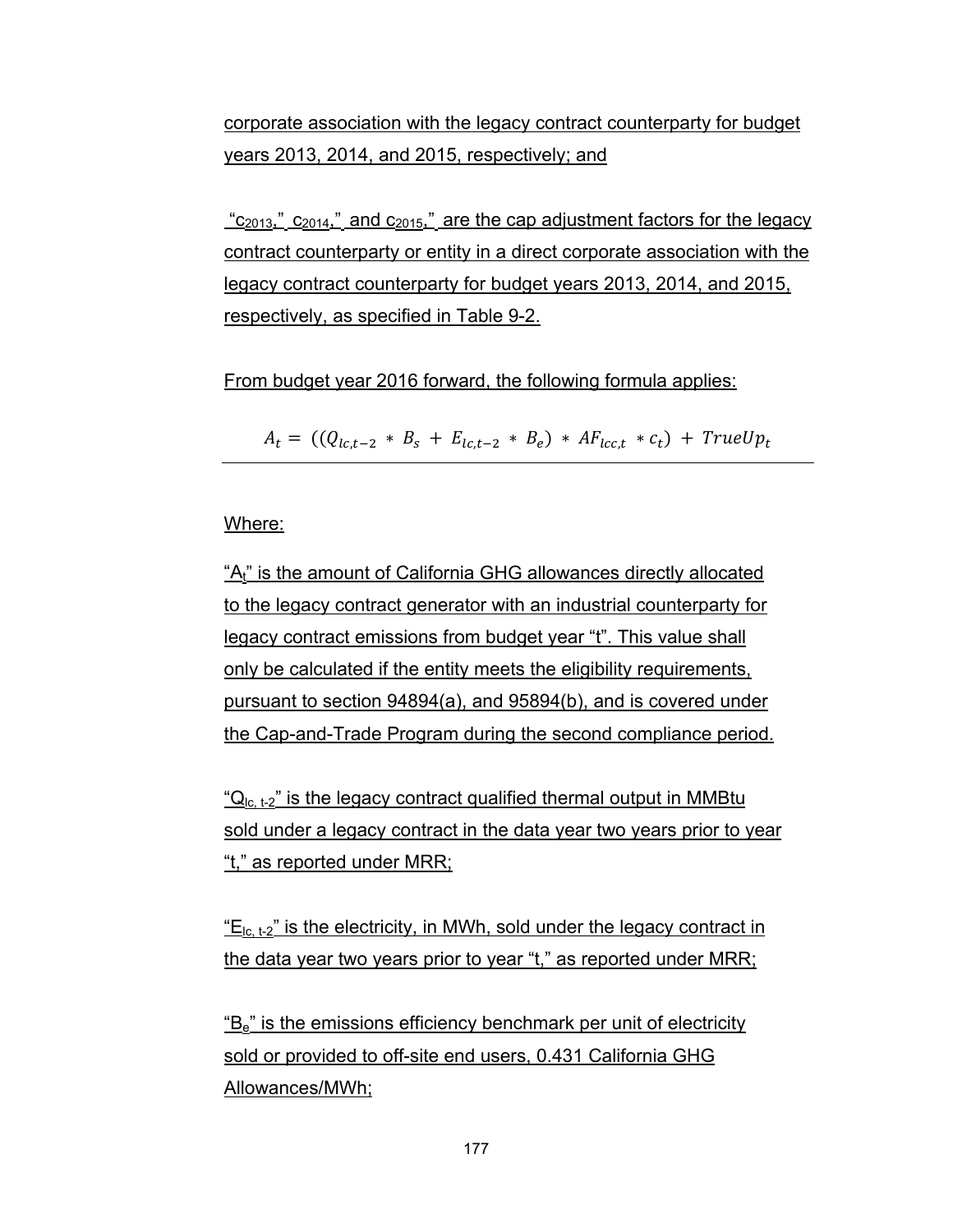corporate association with the legacy contract counterparty for budget years 2013, 2014, and 2015, respectively; and

"$c_{2013}$," $c_{2014}$," and $c_{2015}$," are the cap adjustment factors for the legacy contract counterparty or entity in a direct corporate association with the legacy contract counterparty for budget years 2013, 2014, and 2015, respectively, as specified in Table 9-2.

From budget year 2016 forward, the following formula applies:

$$A_t = ((Q_{lc,t-2} * B_s + E_{lc,t-2} * B_e) * AF_{lcc,t} * c_t) + TrueUp_t$$

Where:

"$A_t$" is the amount of California GHG allowances directly allocated to the legacy contract generator with an industrial counterparty for legacy contract emissions from budget year "t". This value shall only be calculated if the entity meets the eligibility requirements, pursuant to section 94894(a), and 95894(b), and is covered under the Cap-and-Trade Program during the second compliance period.

"$Q_{lc,\ t-2}$" is the legacy contract qualified thermal output in MMBtu sold under a legacy contract in the data year two years prior to year "t," as reported under MRR;

"$E_{lc,\ t-2}$" is the electricity, in MWh, sold under the legacy contract in the data year two years prior to year "t," as reported under MRR;

"$B_e$" is the emissions efficiency benchmark per unit of electricity sold or provided to off-site end users, 0.431 California GHG Allowances/MWh;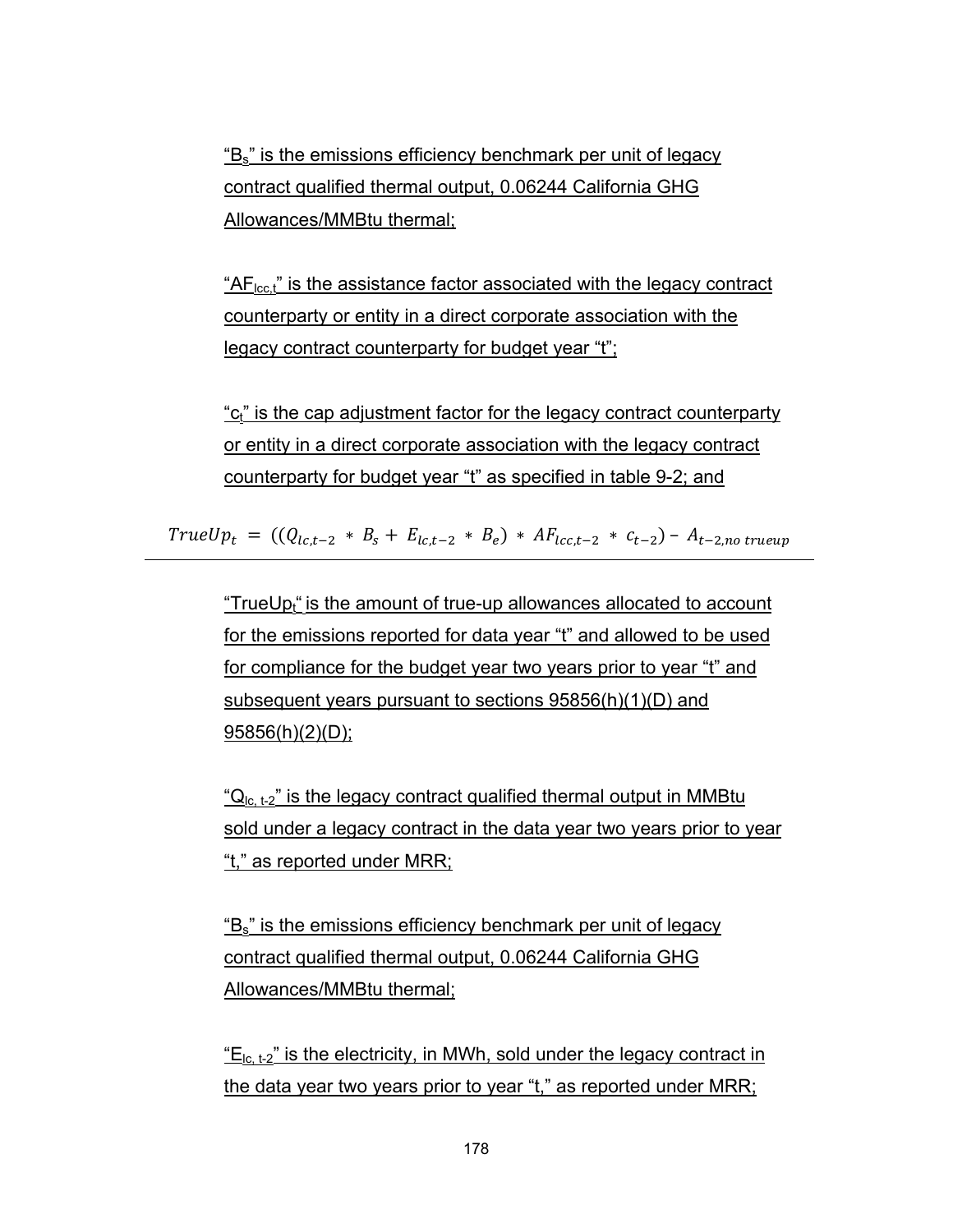"$B_s$" is the emissions efficiency benchmark per unit of legacy contract qualified thermal output, 0.06244 California GHG Allowances/MMBtu thermal;

"$AF_{lcc,t}$" is the assistance factor associated with the legacy contract counterparty or entity in a direct corporate association with the legacy contract counterparty for budget year "t";

"$c_t$" is the cap adjustment factor for the legacy contract counterparty or entity in a direct corporate association with the legacy contract counterparty for budget year "t" as specified in table 9-2; and

$$TrueUp_t = ((Q_{lc,t-2} * B_s + E_{lc,t-2} * B_e) * AF_{lcc,t-2} * c_{t-2}) - A_{t-2,no\ trueup}$$

---

"$TrueUp_t$" is the amount of true-up allowances allocated to account for the emissions reported for data year "t" and allowed to be used for compliance for the budget year two years prior to year "t" and subsequent years pursuant to sections 95856(h)(1)(D) and 95856(h)(2)(D);

"$Q_{lc,\ t-2}$" is the legacy contract qualified thermal output in MMBtu sold under a legacy contract in the data year two years prior to year "t," as reported under MRR;

"$B_s$" is the emissions efficiency benchmark per unit of legacy contract qualified thermal output, 0.06244 California GHG Allowances/MMBtu thermal;

"$E_{lc,\ t-2}$" is the electricity, in MWh, sold under the legacy contract in the data year two years prior to year "t," as reported under MRR;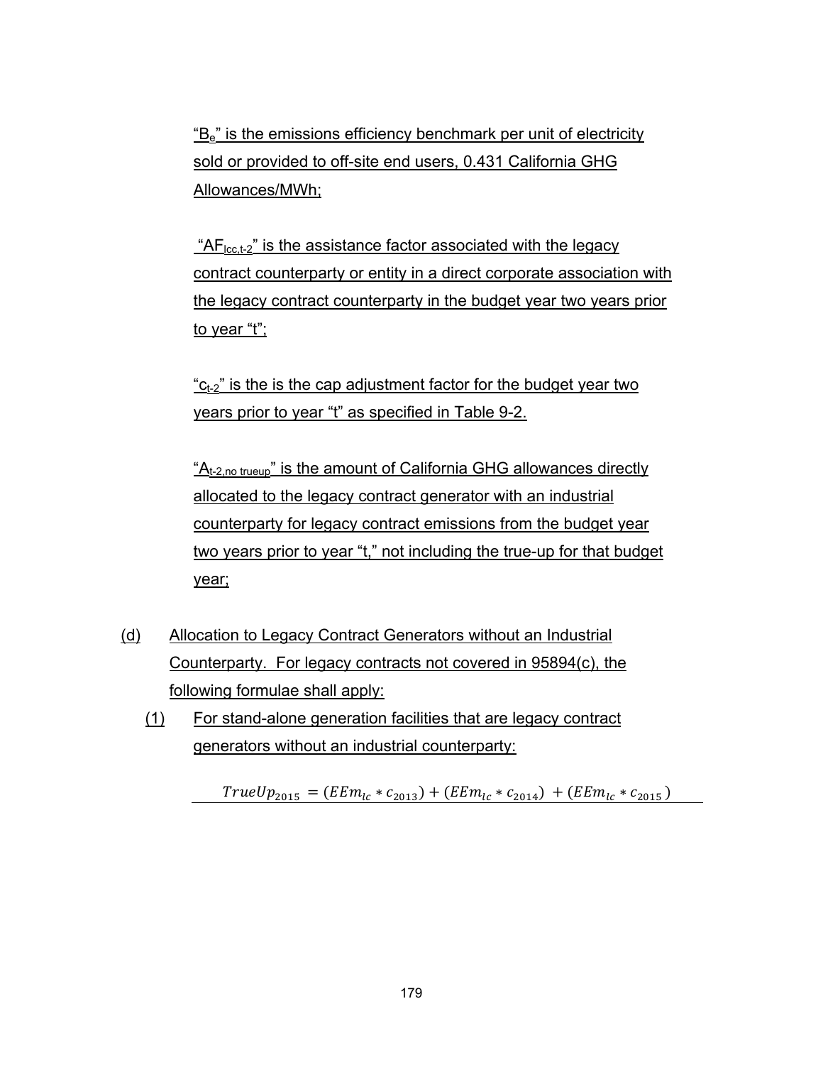"$B_e$" is the emissions efficiency benchmark per unit of electricity sold or provided to off-site end users, 0.431 California GHG Allowances/MWh;

"$AF_{lcc,t-2}$" is the assistance factor associated with the legacy contract counterparty or entity in a direct corporate association with the legacy contract counterparty in the budget year two years prior to year "t";

"$c_{t-2}$" is the is the cap adjustment factor for the budget year two years prior to year "t" as specified in Table 9-2.

"$A_{t-2,no\ trueup}$" is the amount of California GHG allowances directly allocated to the legacy contract generator with an industrial counterparty for legacy contract emissions from the budget year two years prior to year "t," not including the true-up for that budget year;

(d) Allocation to Legacy Contract Generators without an Industrial Counterparty. For legacy contracts not covered in 95894(c), the following formulae shall apply:

(1) For stand-alone generation facilities that are legacy contract generators without an industrial counterparty:

$$TrueUp_{2015} = (EEm_{lc} * c_{2013}) + (EEm_{lc} * c_{2014}) + (EEm_{lc} * c_{2015})$$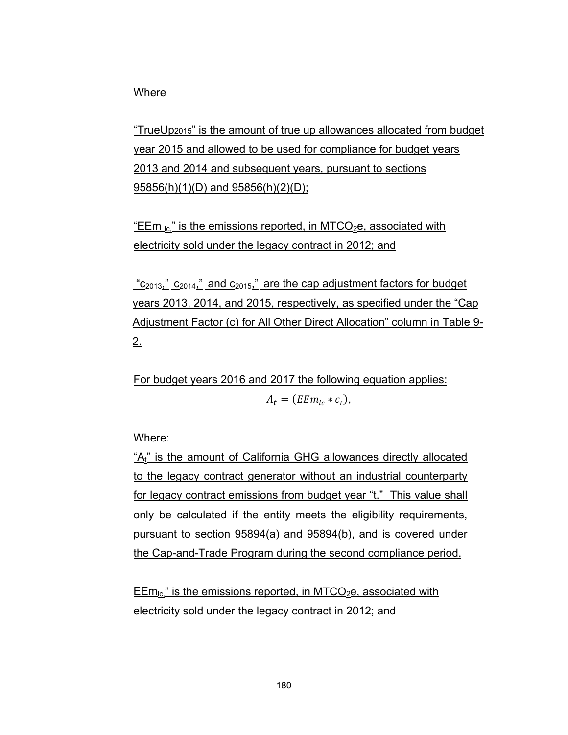Where

"$TrueUp_{2015}$" is the amount of true up allowances allocated from budget year 2015 and allowed to be used for compliance for budget years 2013 and 2014 and subsequent years, pursuant to sections 95856(h)(1)(D) and 95856(h)(2)(D);

"$EEm_{lc,}$" is the emissions reported, in $MTCO_2e$, associated with electricity sold under the legacy contract in 2012; and

"$c_{2013}$," $c_{2014}$," and $c_{2015}$," are the cap adjustment factors for budget years 2013, 2014, and 2015, respectively, as specified under the "Cap Adjustment Factor (c) for All Other Direct Allocation" column in Table 9-2.

For budget years 2016 and 2017 the following equation applies:

$$A_t = (EEm_{lc} * c_t),$$

Where:

"$A_t$" is the amount of California GHG allowances directly allocated to the legacy contract generator without an industrial counterparty for legacy contract emissions from budget year "t." This value shall only be calculated if the entity meets the eligibility requirements, pursuant to section 95894(a) and 95894(b), and is covered under the Cap-and-Trade Program during the second compliance period.

$EEm_{lc,}$" is the emissions reported, in $MTCO_2e$, associated with electricity sold under the legacy contract in 2012; and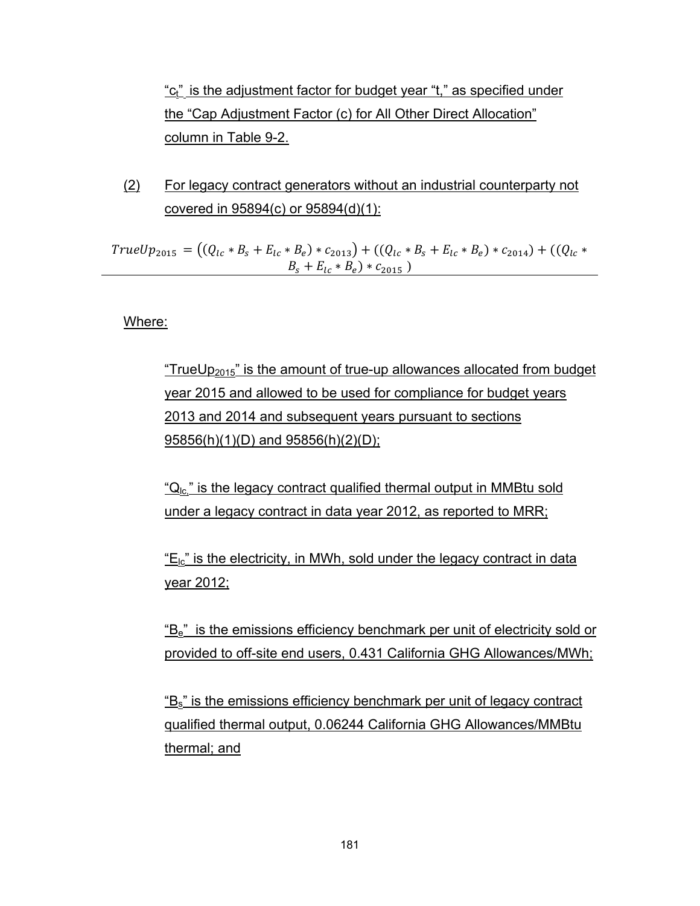"$c_t$" is the adjustment factor for budget year "t," as specified under the "Cap Adjustment Factor (c) for All Other Direct Allocation" column in Table 9-2.

(2) For legacy contract generators without an industrial counterparty not covered in 95894(c) or 95894(d)(1):

$$TrueUp_{2015} = \left((Q_{lc} * B_s + E_{lc} * B_e) * c_{2013}\right) + ((Q_{lc} * B_s + E_{lc} * B_e) * c_{2014}) + ((Q_{lc} * B_s + E_{lc} * B_e) * c_{2015})$$

Where:

"$TrueUp_{2015}$" is the amount of true-up allowances allocated from budget year 2015 and allowed to be used for compliance for budget years 2013 and 2014 and subsequent years pursuant to sections 95856(h)(1)(D) and 95856(h)(2)(D);

"$Q_{lc,}$" is the legacy contract qualified thermal output in MMBtu sold under a legacy contract in data year 2012, as reported to MRR;

"$E_{lc}$" is the electricity, in MWh, sold under the legacy contract in data year 2012;

"$B_e$" is the emissions efficiency benchmark per unit of electricity sold or provided to off-site end users, 0.431 California GHG Allowances/MWh;

"$B_s$" is the emissions efficiency benchmark per unit of legacy contract qualified thermal output, 0.06244 California GHG Allowances/MMBtu thermal; and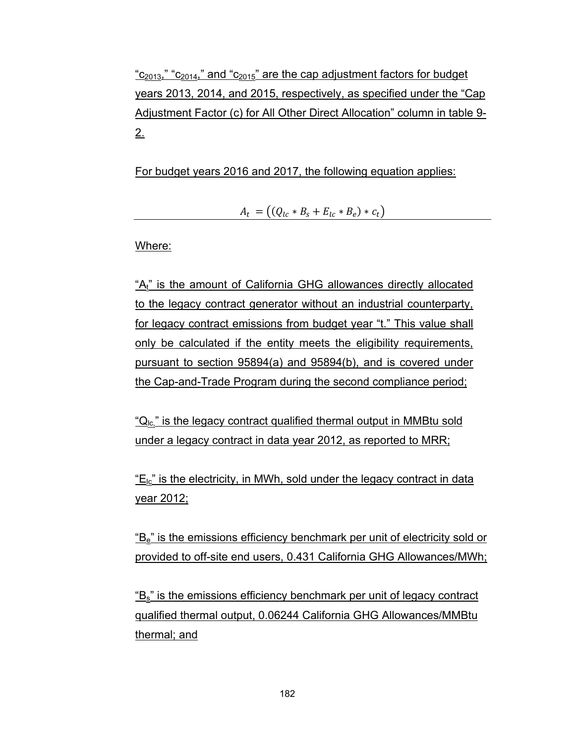"$c_{2013}$," "$c_{2014}$," and "$c_{2015}$" are the cap adjustment factors for budget years 2013, 2014, and 2015, respectively, as specified under the "Cap Adjustment Factor (c) for All Other Direct Allocation" column in table 9-2.

For budget years 2016 and 2017, the following equation applies:

$$A_t = \left((Q_{lc} * B_s + E_{lc} * B_e) * c_t\right)$$

Where:

"$A_t$" is the amount of California GHG allowances directly allocated to the legacy contract generator without an industrial counterparty, for legacy contract emissions from budget year "t." This value shall only be calculated if the entity meets the eligibility requirements, pursuant to section 95894(a) and 95894(b), and is covered under the Cap-and-Trade Program during the second compliance period;

"$Q_{lc}$," is the legacy contract qualified thermal output in MMBtu sold under a legacy contract in data year 2012, as reported to MRR;

"$E_{lc}$" is the electricity, in MWh, sold under the legacy contract in data year 2012;

"$B_e$" is the emissions efficiency benchmark per unit of electricity sold or provided to off-site end users, 0.431 California GHG Allowances/MWh;

"$B_s$" is the emissions efficiency benchmark per unit of legacy contract qualified thermal output, 0.06244 California GHG Allowances/MMBtu thermal; and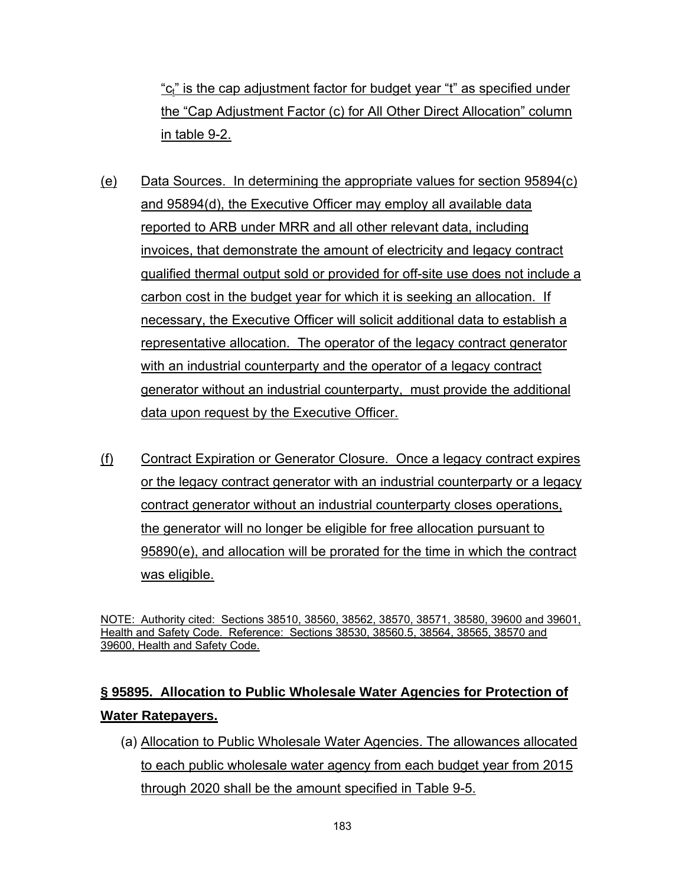"$c_t$" is the cap adjustment factor for budget year "t" as specified under the "Cap Adjustment Factor (c) for All Other Direct Allocation" column in table 9-2.

(e) Data Sources. In determining the appropriate values for section 95894(c) and 95894(d), the Executive Officer may employ all available data reported to ARB under MRR and all other relevant data, including invoices, that demonstrate the amount of electricity and legacy contract qualified thermal output sold or provided for off-site use does not include a carbon cost in the budget year for which it is seeking an allocation. If necessary, the Executive Officer will solicit additional data to establish a representative allocation. The operator of the legacy contract generator with an industrial counterparty and the operator of a legacy contract generator without an industrial counterparty, must provide the additional data upon request by the Executive Officer.

(f) Contract Expiration or Generator Closure. Once a legacy contract expires or the legacy contract generator with an industrial counterparty or a legacy contract generator without an industrial counterparty closes operations, the generator will no longer be eligible for free allocation pursuant to 95890(e), and allocation will be prorated for the time in which the contract was eligible.

NOTE: Authority cited: Sections 38510, 38560, 38562, 38570, 38571, 38580, 39600 and 39601, Health and Safety Code. Reference: Sections 38530, 38560.5, 38564, 38565, 38570 and 39600, Health and Safety Code.

## § 95895. Allocation to Public Wholesale Water Agencies for Protection of Water Ratepayers.

(a) Allocation to Public Wholesale Water Agencies. The allowances allocated to each public wholesale water agency from each budget year from 2015 through 2020 shall be the amount specified in Table 9-5.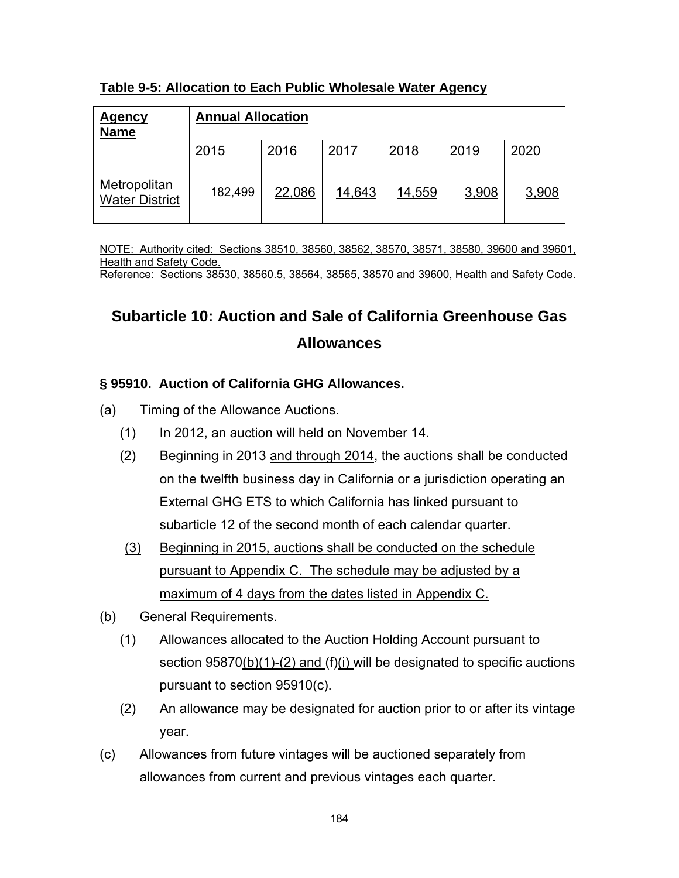**Table 9-5: Allocation to Each Public Wholesale Water Agency**

| Agency Name | Annual Allocation | | | | | |
|---|---|---|---|---|---|---|
| | 2015 | 2016 | 2017 | 2018 | 2019 | 2020 |
| Metropolitan Water District | 182,499 | 22,086 | 14,643 | 14,559 | 3,908 | 3,908 |

NOTE: Authority cited: Sections 38510, 38560, 38562, 38570, 38571, 38580, 39600 and 39601, Health and Safety Code.
Reference: Sections 38530, 38560.5, 38564, 38565, 38570 and 39600, Health and Safety Code.

## Subarticle 10: Auction and Sale of California Greenhouse Gas Allowances

### § 95910. Auction of California GHG Allowances.

(a) Timing of the Allowance Auctions.

(1) In 2012, an auction will held on November 14.

(2) Beginning in 2013 and through 2014, the auctions shall be conducted on the twelfth business day in California or a jurisdiction operating an External GHG ETS to which California has linked pursuant to subarticle 12 of the second month of each calendar quarter.

(3) Beginning in 2015, auctions shall be conducted on the schedule pursuant to Appendix C. The schedule may be adjusted by a maximum of 4 days from the dates listed in Appendix C.

(b) General Requirements.

(1) Allowances allocated to the Auction Holding Account pursuant to section 95870(b)(1)-(2) and ~~(f)~~(i) will be designated to specific auctions pursuant to section 95910(c).

(2) An allowance may be designated for auction prior to or after its vintage year.

(c) Allowances from future vintages will be auctioned separately from allowances from current and previous vintages each quarter.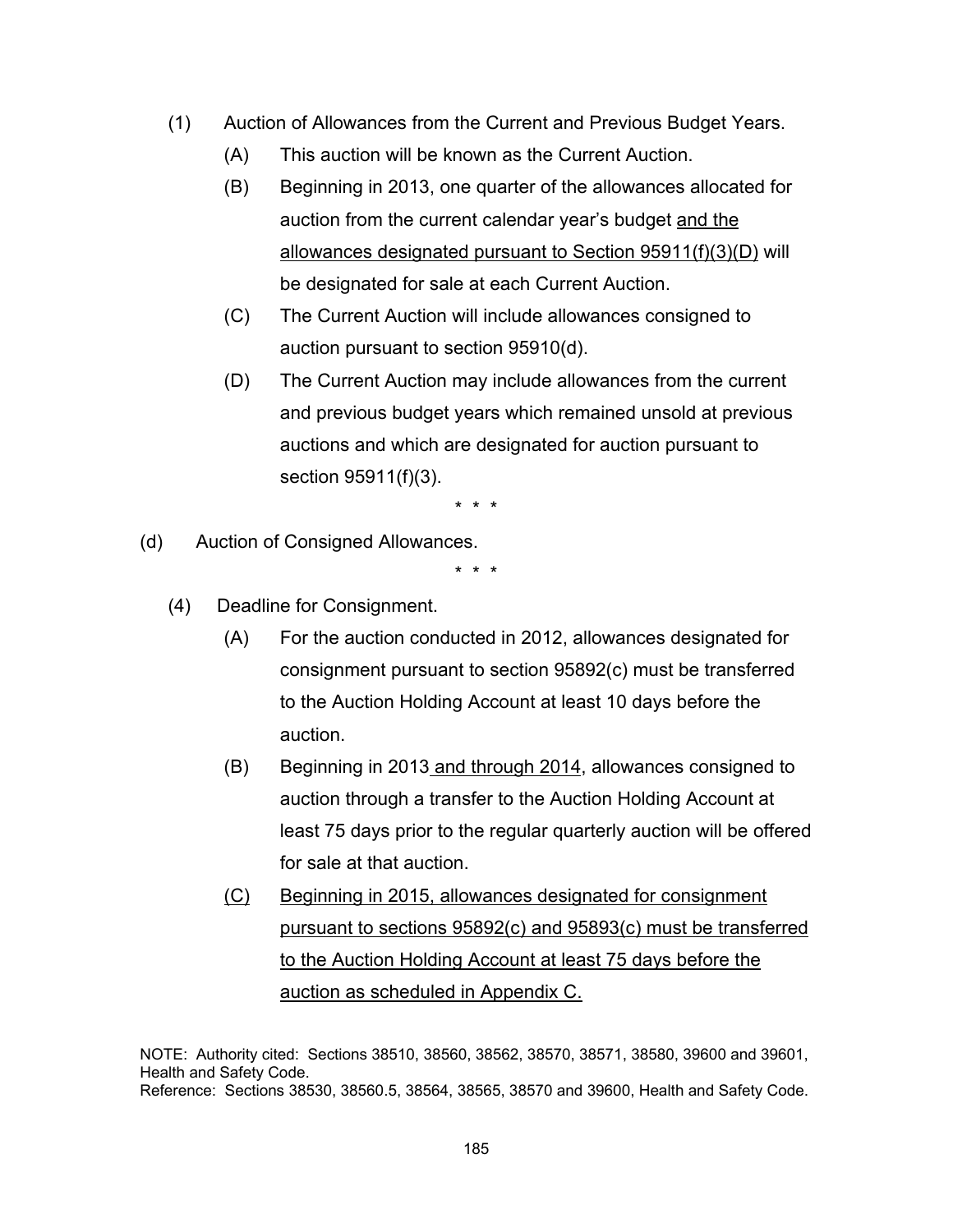(1) Auction of Allowances from the Current and Previous Budget Years.

(A) This auction will be known as the Current Auction.

(B) Beginning in 2013, one quarter of the allowances allocated for auction from the current calendar year's budget <u>and the allowances designated pursuant to Section 95911(f)(3)(D)</u> will be designated for sale at each Current Auction.

(C) The Current Auction will include allowances consigned to auction pursuant to section 95910(d).

(D) The Current Auction may include allowances from the current and previous budget years which remained unsold at previous auctions and which are designated for auction pursuant to section 95911(f)(3).

\* \* \*

(d) Auction of Consigned Allowances.

\* \* \*

(4) Deadline for Consignment.

(A) For the auction conducted in 2012, allowances designated for consignment pursuant to section 95892(c) must be transferred to the Auction Holding Account at least 10 days before the auction.

(B) Beginning in 2013<u> and through 2014</u>, allowances consigned to auction through a transfer to the Auction Holding Account at least 75 days prior to the regular quarterly auction will be offered for sale at that auction.

<u>(C)</u> <u>Beginning in 2015, allowances designated for consignment pursuant to sections 95892(c) and 95893(c) must be transferred to the Auction Holding Account at least 75 days before the auction as scheduled in Appendix C.</u>

NOTE: Authority cited: Sections 38510, 38560, 38562, 38570, 38571, 38580, 39600 and 39601, Health and Safety Code.
Reference: Sections 38530, 38560.5, 38564, 38565, 38570 and 39600, Health and Safety Code.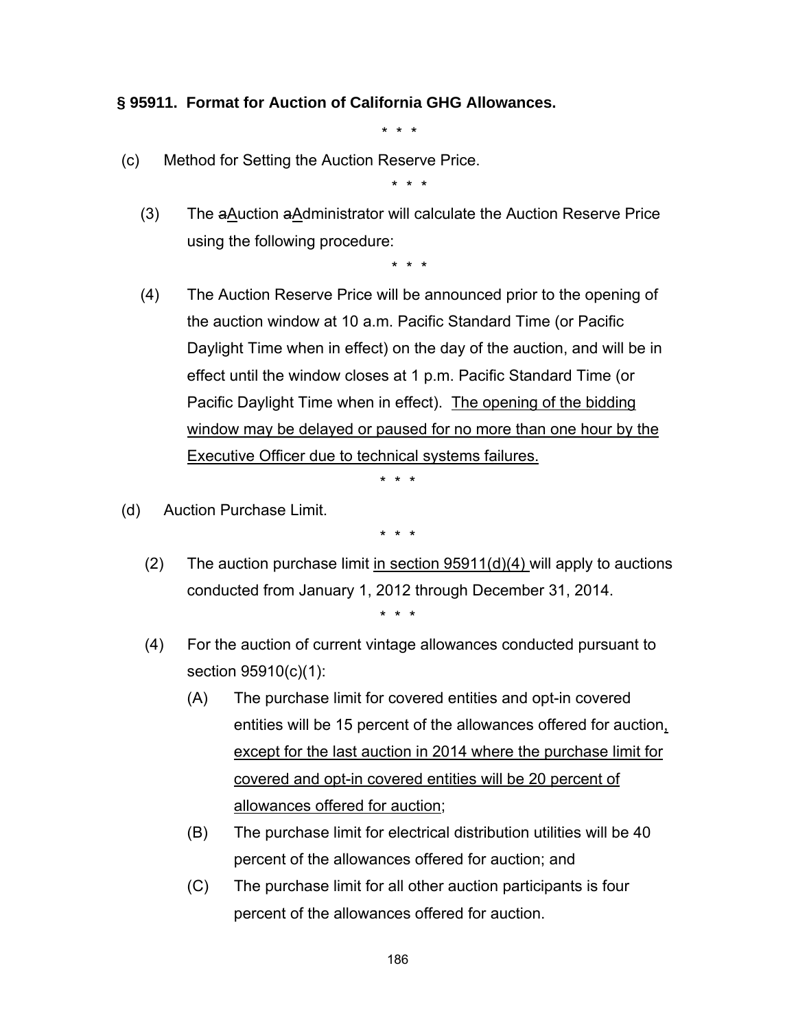**§ 95911. Format for Auction of California GHG Allowances.**

\* \* \*

(c) Method for Setting the Auction Reserve Price.

\* \* \*

(3) The ~~a~~Auction ~~a~~Administrator will calculate the Auction Reserve Price using the following procedure:

\* \* \*

(4) The Auction Reserve Price will be announced prior to the opening of the auction window at 10 a.m. Pacific Standard Time (or Pacific Daylight Time when in effect) on the day of the auction, and will be in effect until the window closes at 1 p.m. Pacific Standard Time (or Pacific Daylight Time when in effect). <u>The opening of the bidding window may be delayed or paused for no more than one hour by the Executive Officer due to technical systems failures.</u>

\* \* \*

(d) Auction Purchase Limit.

\* \* \*

(2) The auction purchase limit <u>in section 95911(d)(4)</u> will apply to auctions conducted from January 1, 2012 through December 31, 2014.

\* \* \*

(4) For the auction of current vintage allowances conducted pursuant to section 95910(c)(1):

(A) The purchase limit for covered entities and opt-in covered entities will be 15 percent of the allowances offered for auction<u>, except for the last auction in 2014 where the purchase limit for covered and opt-in covered entities will be 20 percent of allowances offered for auction</u>;

(B) The purchase limit for electrical distribution utilities will be 40 percent of the allowances offered for auction; and

(C) The purchase limit for all other auction participants is four percent of the allowances offered for auction.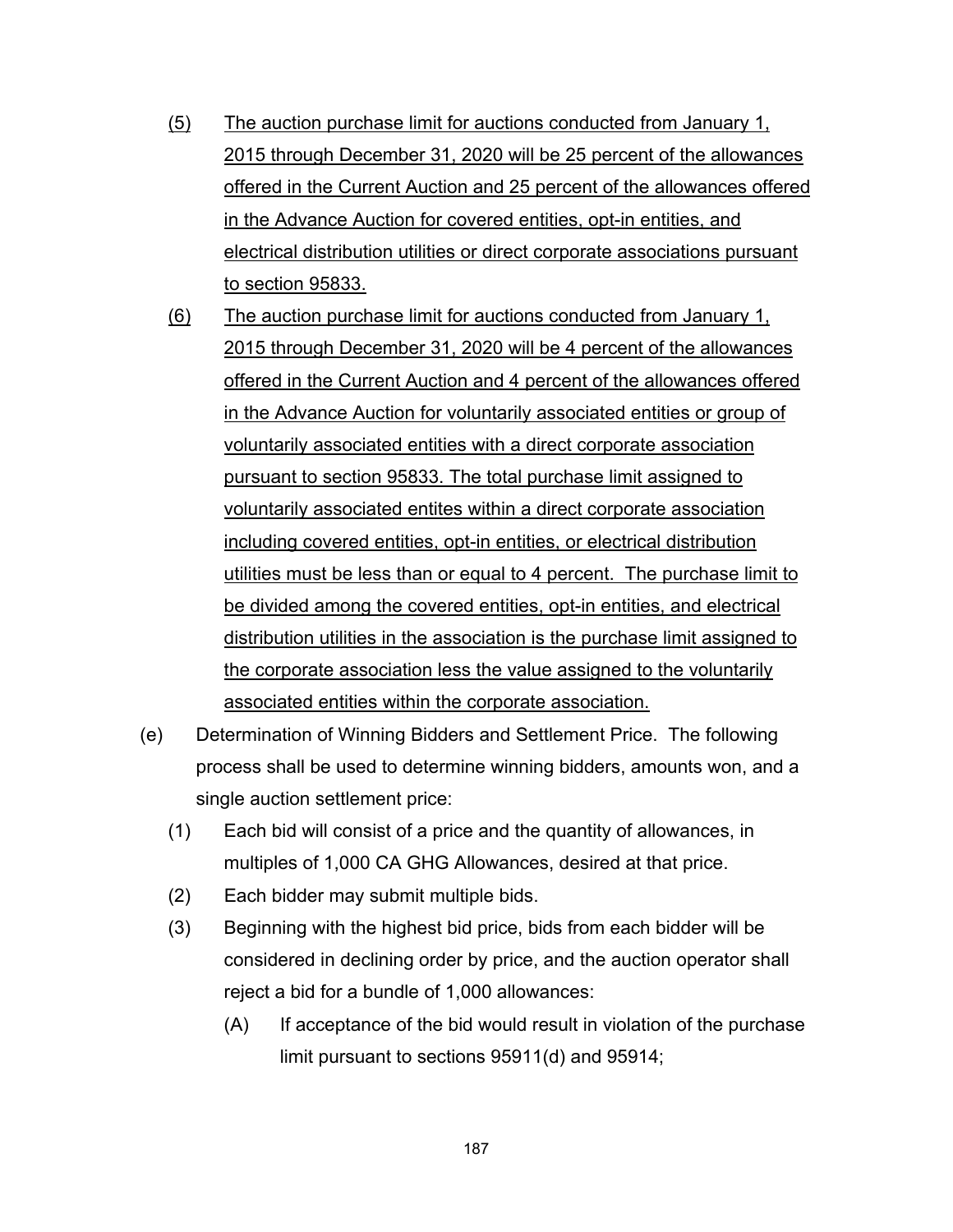(5) The auction purchase limit for auctions conducted from January 1, 2015 through December 31, 2020 will be 25 percent of the allowances offered in the Current Auction and 25 percent of the allowances offered in the Advance Auction for covered entities, opt-in entities, and electrical distribution utilities or direct corporate associations pursuant to section 95833.

(6) The auction purchase limit for auctions conducted from January 1, 2015 through December 31, 2020 will be 4 percent of the allowances offered in the Current Auction and 4 percent of the allowances offered in the Advance Auction for voluntarily associated entities or group of voluntarily associated entities with a direct corporate association pursuant to section 95833. The total purchase limit assigned to voluntarily associated entites within a direct corporate association including covered entities, opt-in entities, or electrical distribution utilities must be less than or equal to 4 percent. The purchase limit to be divided among the covered entities, opt-in entities, and electrical distribution utilities in the association is the purchase limit assigned to the corporate association less the value assigned to the voluntarily associated entities within the corporate association.

(e) Determination of Winning Bidders and Settlement Price. The following process shall be used to determine winning bidders, amounts won, and a single auction settlement price:

(1) Each bid will consist of a price and the quantity of allowances, in multiples of 1,000 CA GHG Allowances, desired at that price.

(2) Each bidder may submit multiple bids.

(3) Beginning with the highest bid price, bids from each bidder will be considered in declining order by price, and the auction operator shall reject a bid for a bundle of 1,000 allowances:

(A) If acceptance of the bid would result in violation of the purchase limit pursuant to sections 95911(d) and 95914;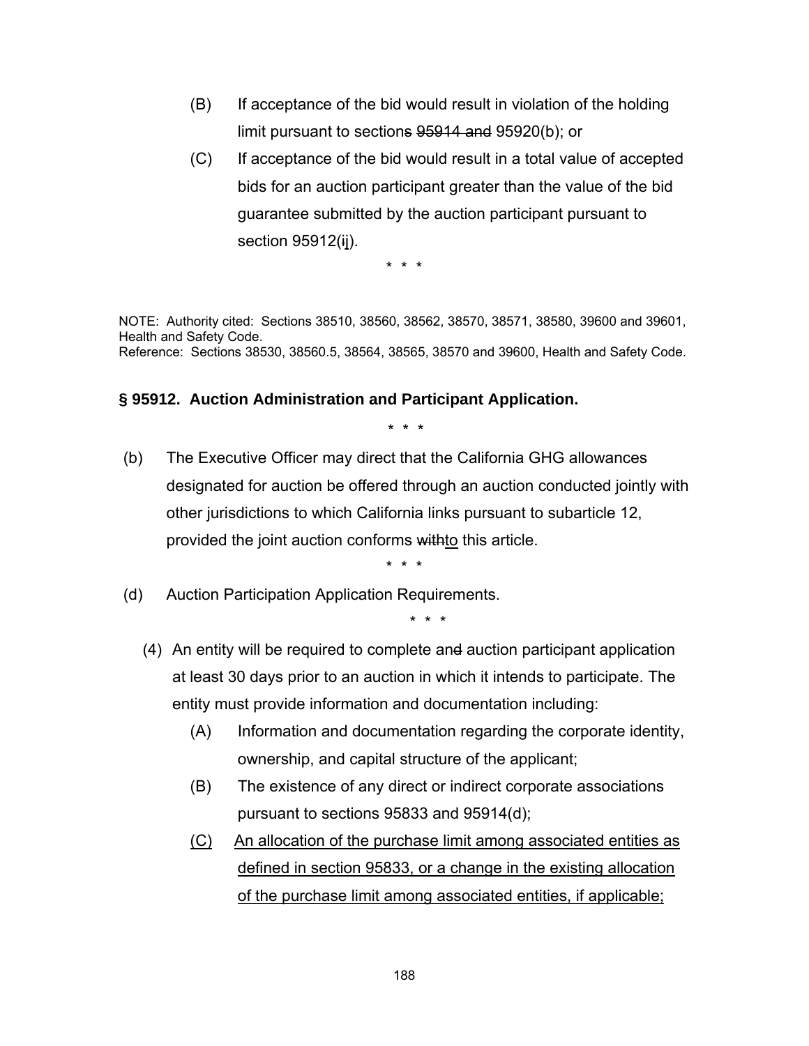(B) If acceptance of the bid would result in violation of the holding limit pursuant to sections ~~95914 and~~ 95920(b); or

(C) If acceptance of the bid would result in a total value of accepted bids for an auction participant greater than the value of the bid guarantee submitted by the auction participant pursuant to section 95912(~~i~~<u>j</u>).

\* \* \*

NOTE: Authority cited: Sections 38510, 38560, 38562, 38570, 38571, 38580, 39600 and 39601, Health and Safety Code.
Reference: Sections 38530, 38560.5, 38564, 38565, 38570 and 39600, Health and Safety Code.

**§ 95912. Auction Administration and Participant Application.**

\* \* \*

(b) The Executive Officer may direct that the California GHG allowances designated for auction be offered through an auction conducted jointly with other jurisdictions to which California links pursuant to subarticle 12, provided the joint auction conforms ~~with~~<u>to</u> this article.

\* \* \*

(d) Auction Participation Application Requirements.

\* \* \*

(4) An entity will be required to complete an~~d~~ auction participant application at least 30 days prior to an auction in which it intends to participate. The entity must provide information and documentation including:

(A) Information and documentation regarding the corporate identity, ownership, and capital structure of the applicant;

(B) The existence of any direct or indirect corporate associations pursuant to sections 95833 and 95914(d);

<u>(C) An allocation of the purchase limit among associated entities as defined in section 95833, or a change in the existing allocation of the purchase limit among associated entities, if applicable;</u>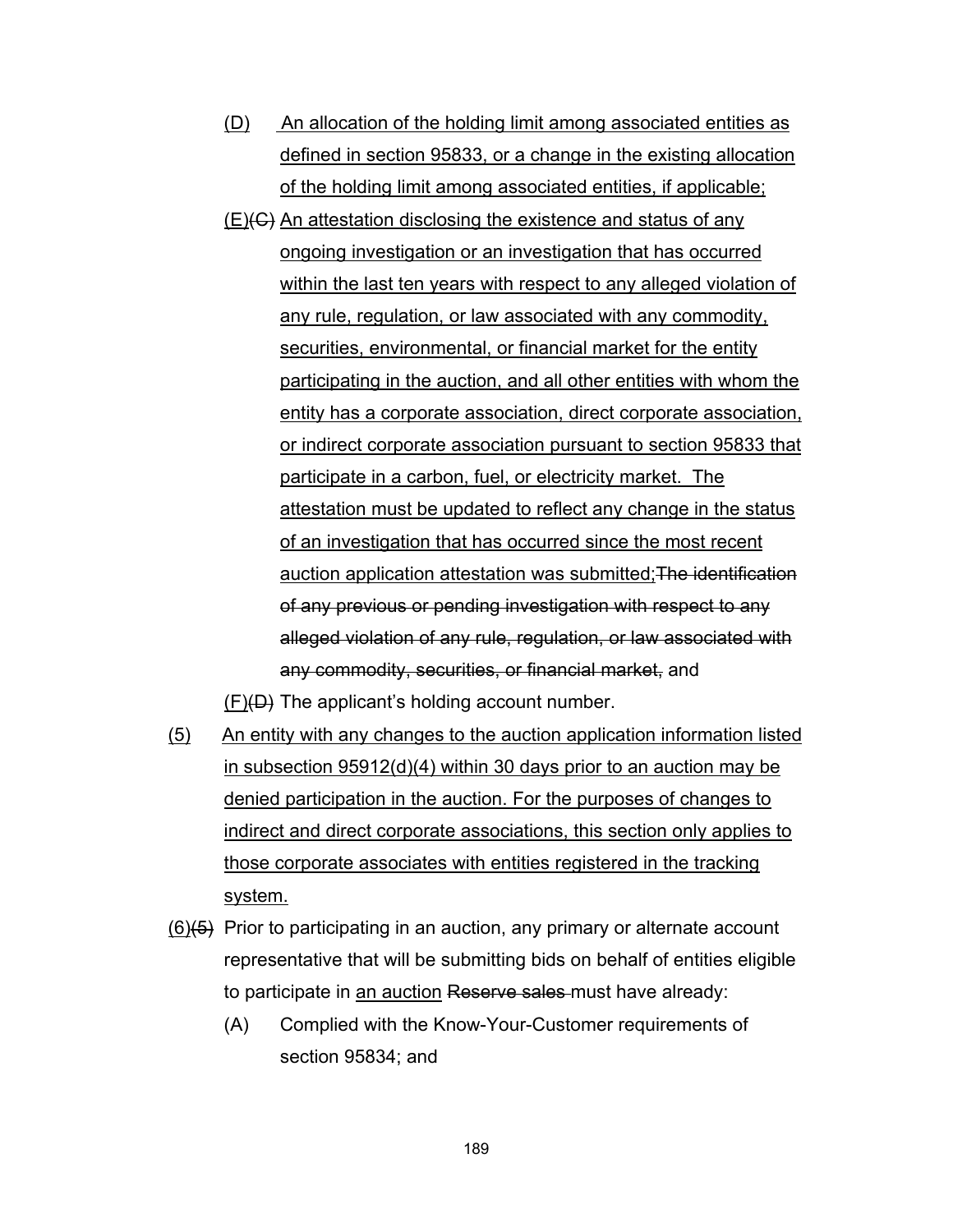(D) An allocation of the holding limit among associated entities as defined in section 95833, or a change in the existing allocation of the holding limit among associated entities, if applicable;

(E)~~(C)~~ An attestation disclosing the existence and status of any ongoing investigation or an investigation that has occurred within the last ten years with respect to any alleged violation of any rule, regulation, or law associated with any commodity, securities, environmental, or financial market for the entity participating in the auction, and all other entities with whom the entity has a corporate association, direct corporate association, or indirect corporate association pursuant to section 95833 that participate in a carbon, fuel, or electricity market. The attestation must be updated to reflect any change in the status of an investigation that has occurred since the most recent auction application attestation was submitted;~~The identification of any previous or pending investigation with respect to any alleged violation of any rule, regulation, or law associated with any commodity, securities, or financial market,~~ and

(F)~~(D)~~ The applicant's holding account number.

(5) An entity with any changes to the auction application information listed in subsection 95912(d)(4) within 30 days prior to an auction may be denied participation in the auction. For the purposes of changes to indirect and direct corporate associations, this section only applies to those corporate associates with entities registered in the tracking system.

(6)~~(5)~~ Prior to participating in an auction, any primary or alternate account representative that will be submitting bids on behalf of entities eligible to participate in an auction ~~Reserve sales~~ must have already:

(A) Complied with the Know-Your-Customer requirements of section 95834; and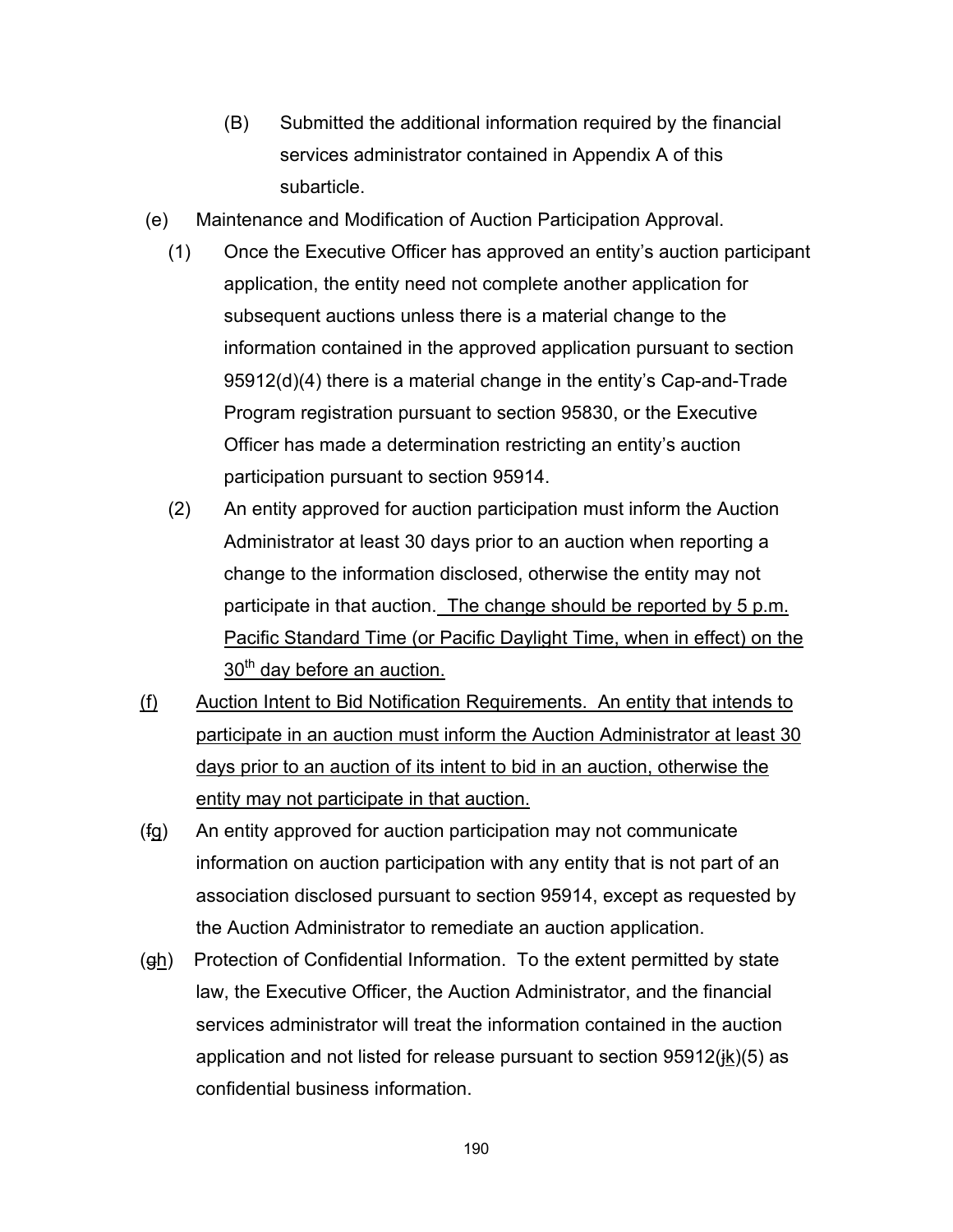(B) Submitted the additional information required by the financial services administrator contained in Appendix A of this subarticle.

(e) Maintenance and Modification of Auction Participation Approval.

(1) Once the Executive Officer has approved an entity's auction participant application, the entity need not complete another application for subsequent auctions unless there is a material change to the information contained in the approved application pursuant to section 95912(d)(4) there is a material change in the entity's Cap-and-Trade Program registration pursuant to section 95830, or the Executive Officer has made a determination restricting an entity's auction participation pursuant to section 95914.

(2) An entity approved for auction participation must inform the Auction Administrator at least 30 days prior to an auction when reporting a change to the information disclosed, otherwise the entity may not participate in that auction. <u>The change should be reported by 5 p.m. Pacific Standard Time (or Pacific Daylight Time, when in effect) on the 30th day before an auction.</u>

<u>(f) Auction Intent to Bid Notification Requirements. An entity that intends to participate in an auction must inform the Auction Administrator at least 30 days prior to an auction of its intent to bid in an auction, otherwise the entity may not participate in that auction.</u>

(~~f~~<u>g</u>) An entity approved for auction participation may not communicate information on auction participation with any entity that is not part of an association disclosed pursuant to section 95914, except as requested by the Auction Administrator to remediate an auction application.

(~~g~~<u>h</u>) Protection of Confidential Information. To the extent permitted by state law, the Executive Officer, the Auction Administrator, and the financial services administrator will treat the information contained in the auction application and not listed for release pursuant to section 95912(~~j~~<u>k</u>)(5) as confidential business information.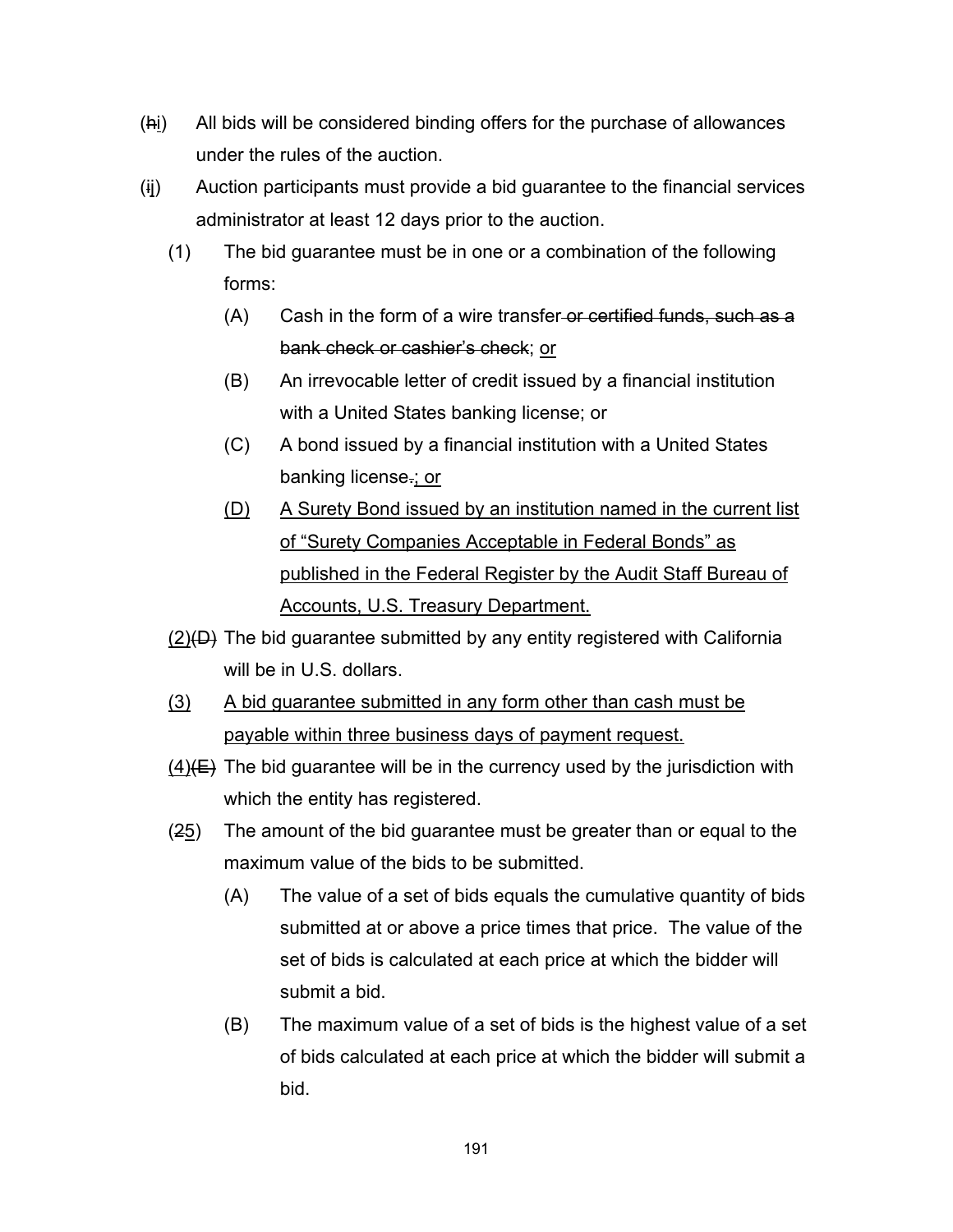(~~h~~<u>i</u>) All bids will be considered binding offers for the purchase of allowances under the rules of the auction.

(~~i~~<u>j</u>) Auction participants must provide a bid guarantee to the financial services administrator at least 12 days prior to the auction.

- (1) The bid guarantee must be in one or a combination of the following forms:
  - (A) Cash in the form of a wire transfer~~ or certified funds, such as a bank check or cashier's check~~; <u>or</u>
  - (B) An irrevocable letter of credit issued by a financial institution with a United States banking license; or
  - (C) A bond issued by a financial institution with a United States banking license~~.~~<u>; or</u>
  - <u>(D)</u> <u>A Surety Bond issued by an institution named in the current list of "Surety Companies Acceptable in Federal Bonds" as published in the Federal Register by the Audit Staff Bureau of Accounts, U.S. Treasury Department.</u>
- <u>(2)</u>~~(D)~~ The bid guarantee submitted by any entity registered with California will be in U.S. dollars.
- <u>(3)</u> <u>A bid guarantee submitted in any form other than cash must be payable within three business days of payment request.</u>
- <u>(4)</u>~~(E)~~ The bid guarantee will be in the currency used by the jurisdiction with which the entity has registered.
- (~~2~~<u>5</u>) The amount of the bid guarantee must be greater than or equal to the maximum value of the bids to be submitted.
  - (A) The value of a set of bids equals the cumulative quantity of bids submitted at or above a price times that price. The value of the set of bids is calculated at each price at which the bidder will submit a bid.
  - (B) The maximum value of a set of bids is the highest value of a set of bids calculated at each price at which the bidder will submit a bid.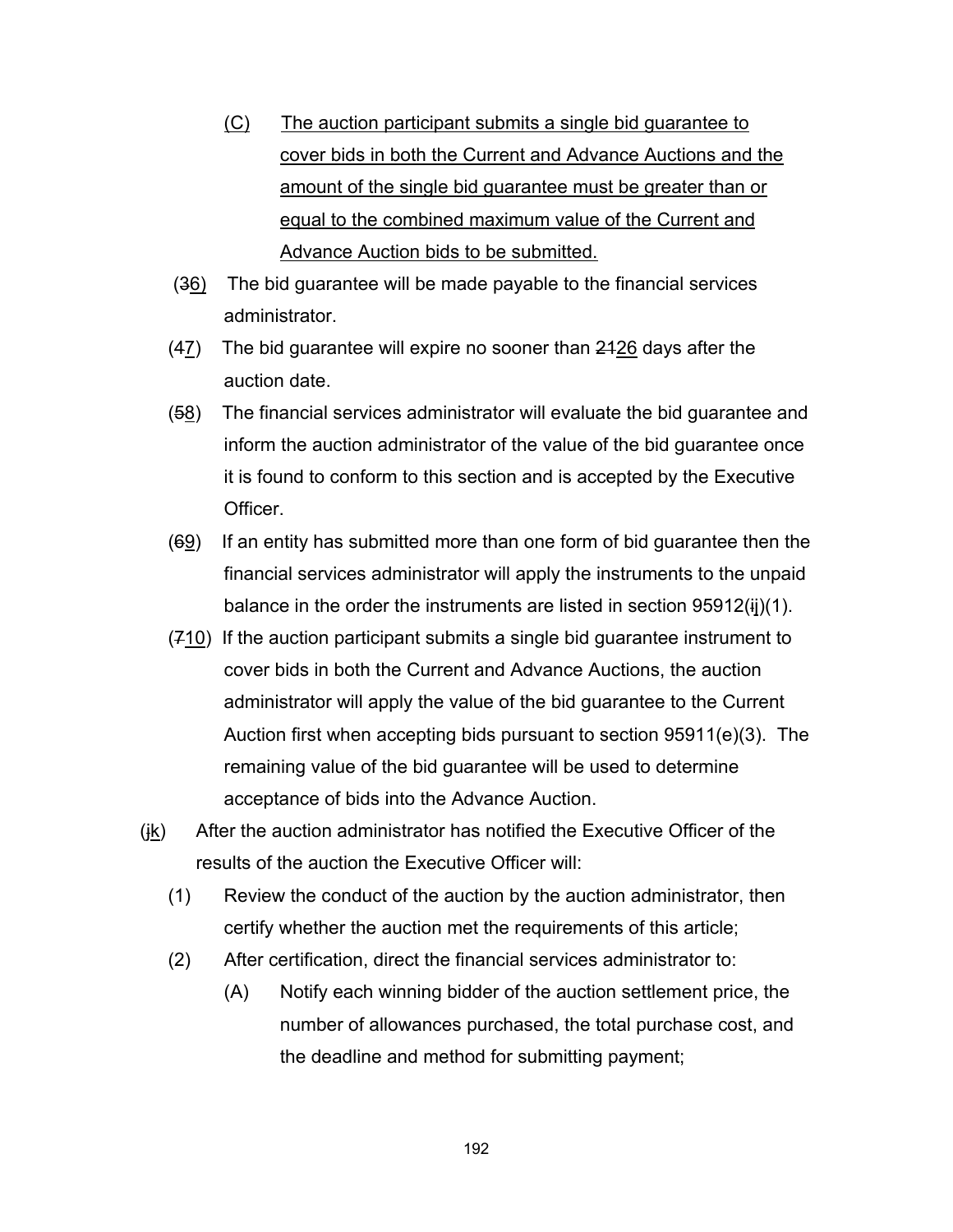<u>(C) The auction participant submits a single bid guarantee to cover bids in both the Current and Advance Auctions and the amount of the single bid guarantee must be greater than or equal to the combined maximum value of the Current and Advance Auction bids to be submitted.</u>

(~~3~~<u>6</u>) The bid guarantee will be made payable to the financial services administrator.

(~~4~~<u>7</u>) The bid guarantee will expire no sooner than ~~21~~<u>26</u> days after the auction date.

(~~5~~<u>8</u>) The financial services administrator will evaluate the bid guarantee and inform the auction administrator of the value of the bid guarantee once it is found to conform to this section and is accepted by the Executive Officer.

(~~6~~<u>9</u>) If an entity has submitted more than one form of bid guarantee then the financial services administrator will apply the instruments to the unpaid balance in the order the instruments are listed in section 95912(~~i~~<u>j</u>)(1).

(~~7~~<u>10</u>) If the auction participant submits a single bid guarantee instrument to cover bids in both the Current and Advance Auctions, the auction administrator will apply the value of the bid guarantee to the Current Auction first when accepting bids pursuant to section 95911(e)(3). The remaining value of the bid guarantee will be used to determine acceptance of bids into the Advance Auction.

(~~j~~<u>k</u>) After the auction administrator has notified the Executive Officer of the results of the auction the Executive Officer will:

(1) Review the conduct of the auction by the auction administrator, then certify whether the auction met the requirements of this article;

(2) After certification, direct the financial services administrator to:

(A) Notify each winning bidder of the auction settlement price, the number of allowances purchased, the total purchase cost, and the deadline and method for submitting payment;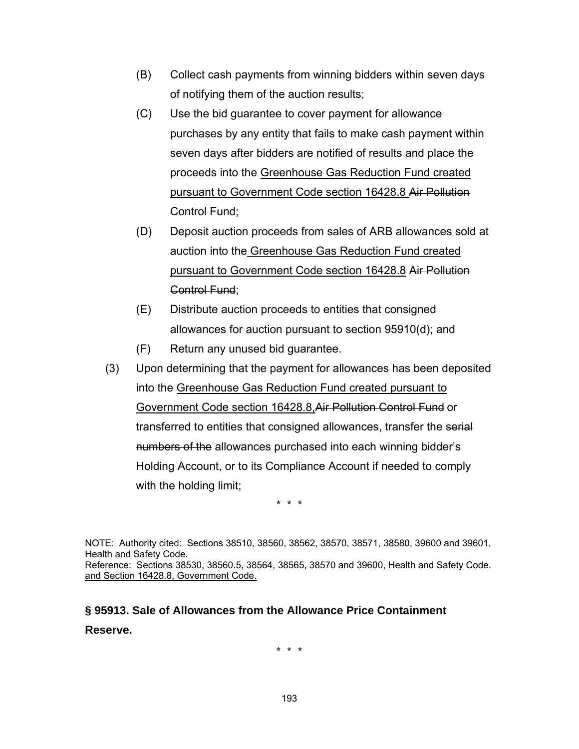(B) Collect cash payments from winning bidders within seven days of notifying them of the auction results;

(C) Use the bid guarantee to cover payment for allowance purchases by any entity that fails to make cash payment within seven days after bidders are notified of results and place the proceeds into the <u>Greenhouse Gas Reduction Fund created pursuant to Government Code section 16428.8</u> ~~Air Pollution Control Fund~~;

(D) Deposit auction proceeds from sales of ARB allowances sold at auction into the <u>Greenhouse Gas Reduction Fund created pursuant to Government Code section 16428.8</u> ~~Air Pollution Control Fund~~;

(E) Distribute auction proceeds to entities that consigned allowances for auction pursuant to section 95910(d); and

(F) Return any unused bid guarantee.

(3) Upon determining that the payment for allowances has been deposited into the <u>Greenhouse Gas Reduction Fund created pursuant to Government Code section 16428.8,</u>~~Air Pollution Control Fund~~ or transferred to entities that consigned allowances, transfer the ~~serial numbers of the~~ allowances purchased into each winning bidder's Holding Account, or to its Compliance Account if needed to comply with the holding limit;

\* \* \*

NOTE: Authority cited: Sections 38510, 38560, 38562, 38570, 38571, 38580, 39600 and 39601, Health and Safety Code.
Reference: Sections 38530, 38560.5, 38564, 38565, 38570 and 39600, Health and Safety Code~~.~~ <u>and Section 16428.8, Government Code.</u>

**§ 95913. Sale of Allowances from the Allowance Price Containment Reserve.**

\* \* \*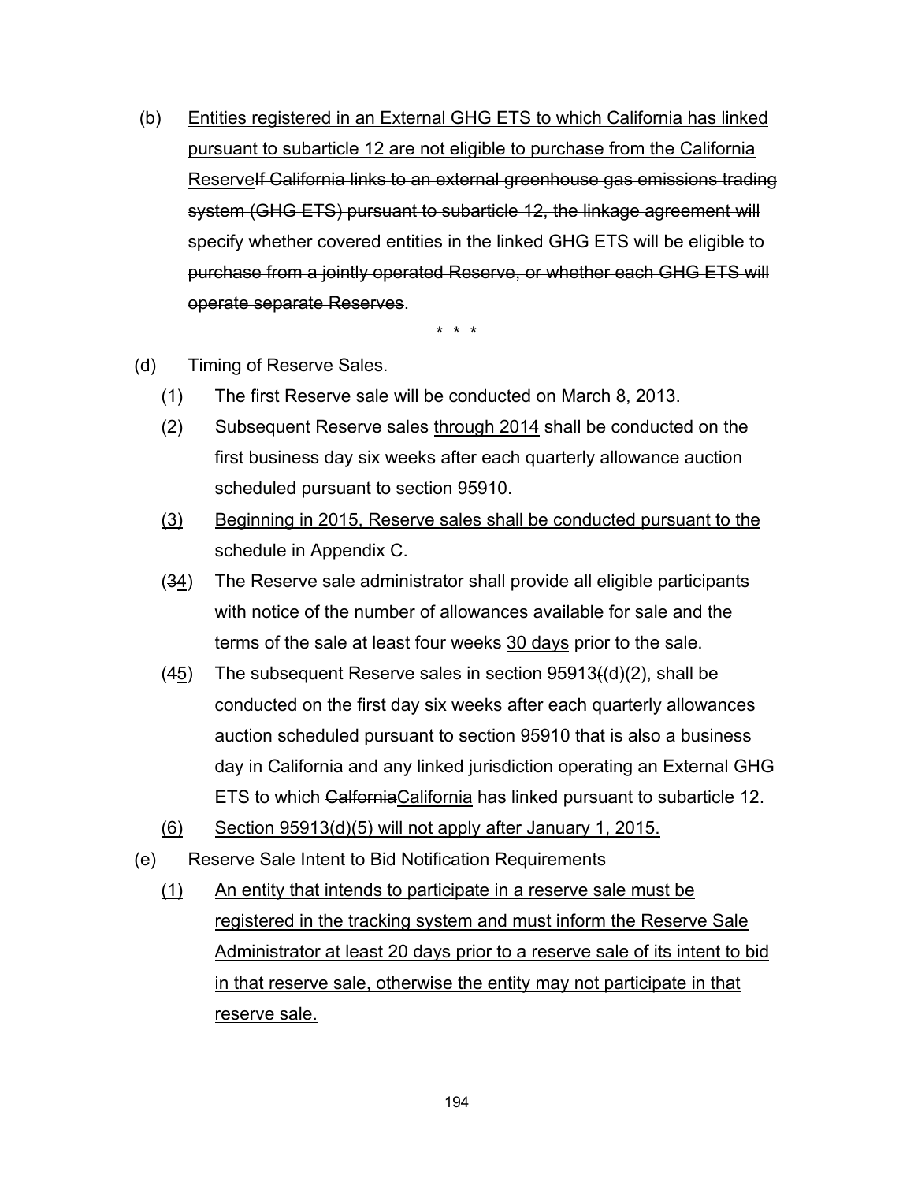(b) Entities registered in an External GHG ETS to which California has linked pursuant to subarticle 12 are not eligible to purchase from the California ReserveIf California links to an external greenhouse gas emissions trading system (GHG ETS) pursuant to subarticle 12, the linkage agreement will specify whether covered entities in the linked GHG ETS will be eligible to purchase from a jointly operated Reserve, or whether each GHG ETS will operate separate Reserves.

\* \* \*

(d) Timing of Reserve Sales.

(1) The first Reserve sale will be conducted on March 8, 2013.

(2) Subsequent Reserve sales through 2014 shall be conducted on the first business day six weeks after each quarterly allowance auction scheduled pursuant to section 95910.

(3) Beginning in 2015, Reserve sales shall be conducted pursuant to the schedule in Appendix C.

(34) The Reserve sale administrator shall provide all eligible participants with notice of the number of allowances available for sale and the terms of the sale at least four weeks 30 days prior to the sale.

(45) The subsequent Reserve sales in section 95913((d)(2), shall be conducted on the first day six weeks after each quarterly allowances auction scheduled pursuant to section 95910 that is also a business day in California and any linked jurisdiction operating an External GHG ETS to which CalforniaCalifornia has linked pursuant to subarticle 12.

(6) Section 95913(d)(5) will not apply after January 1, 2015.

(e) Reserve Sale Intent to Bid Notification Requirements

(1) An entity that intends to participate in a reserve sale must be registered in the tracking system and must inform the Reserve Sale Administrator at least 20 days prior to a reserve sale of its intent to bid in that reserve sale, otherwise the entity may not participate in that reserve sale.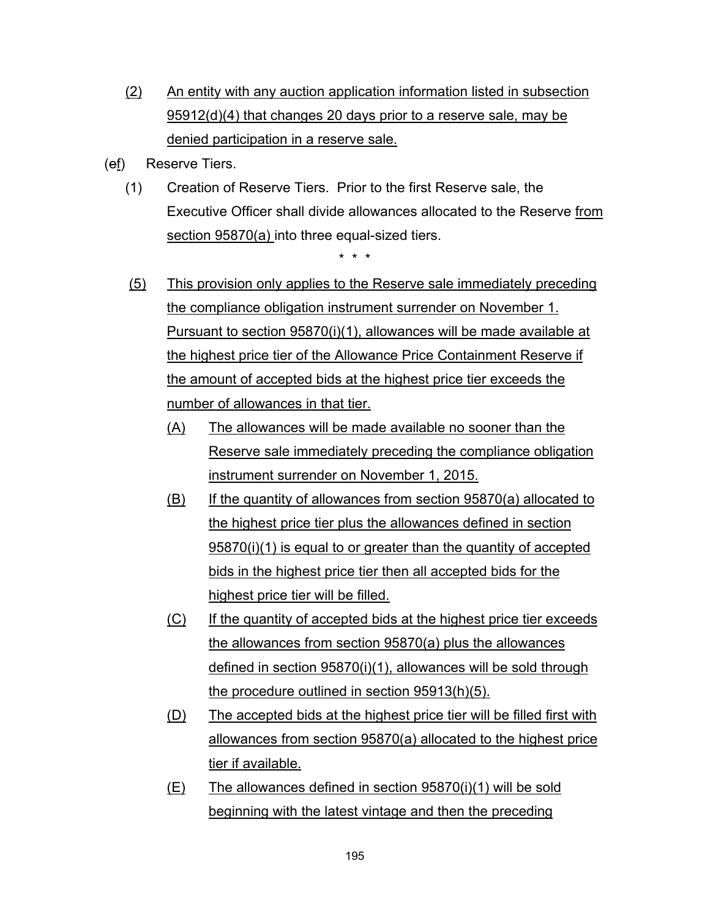(2) An entity with any auction application information listed in subsection 95912(d)(4) that changes 20 days prior to a reserve sale, may be denied participation in a reserve sale.

(ef) Reserve Tiers.

(1) Creation of Reserve Tiers. Prior to the first Reserve sale, the Executive Officer shall divide allowances allocated to the Reserve from section 95870(a) into three equal-sized tiers.

\* \* \*

(5) This provision only applies to the Reserve sale immediately preceding the compliance obligation instrument surrender on November 1. Pursuant to section 95870(i)(1), allowances will be made available at the highest price tier of the Allowance Price Containment Reserve if the amount of accepted bids at the highest price tier exceeds the number of allowances in that tier.

(A) The allowances will be made available no sooner than the Reserve sale immediately preceding the compliance obligation instrument surrender on November 1, 2015.

(B) If the quantity of allowances from section 95870(a) allocated to the highest price tier plus the allowances defined in section 95870(i)(1) is equal to or greater than the quantity of accepted bids in the highest price tier then all accepted bids for the highest price tier will be filled.

(C) If the quantity of accepted bids at the highest price tier exceeds the allowances from section 95870(a) plus the allowances defined in section 95870(i)(1), allowances will be sold through the procedure outlined in section 95913(h)(5).

(D) The accepted bids at the highest price tier will be filled first with allowances from section 95870(a) allocated to the highest price tier if available.

(E) The allowances defined in section 95870(i)(1) will be sold beginning with the latest vintage and then the preceding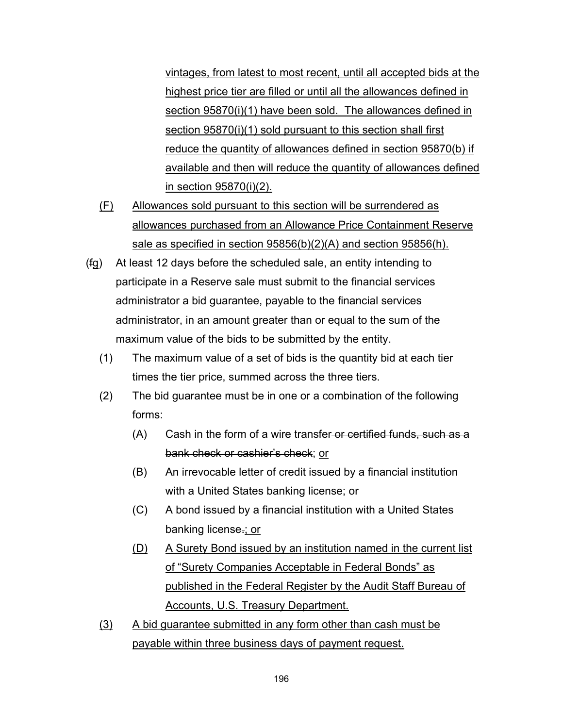vintages, from latest to most recent, until all accepted bids at the highest price tier are filled or until all the allowances defined in section 95870(i)(1) have been sold. The allowances defined in section 95870(i)(1) sold pursuant to this section shall first reduce the quantity of allowances defined in section 95870(b) if available and then will reduce the quantity of allowances defined in section 95870(i)(2).

(F) Allowances sold pursuant to this section will be surrendered as allowances purchased from an Allowance Price Containment Reserve sale as specified in section 95856(b)(2)(A) and section 95856(h).

(~~f~~g) At least 12 days before the scheduled sale, an entity intending to participate in a Reserve sale must submit to the financial services administrator a bid guarantee, payable to the financial services administrator, in an amount greater than or equal to the sum of the maximum value of the bids to be submitted by the entity.

(1) The maximum value of a set of bids is the quantity bid at each tier times the tier price, summed across the three tiers.

(2) The bid guarantee must be in one or a combination of the following forms:

(A) Cash in the form of a wire transfer ~~or certified funds, such as a bank check or cashier's check~~; or

(B) An irrevocable letter of credit issued by a financial institution with a United States banking license; or

(C) A bond issued by a financial institution with a United States banking license~~.~~; or

(D) A Surety Bond issued by an institution named in the current list of "Surety Companies Acceptable in Federal Bonds" as published in the Federal Register by the Audit Staff Bureau of Accounts, U.S. Treasury Department.

(3) A bid guarantee submitted in any form other than cash must be payable within three business days of payment request.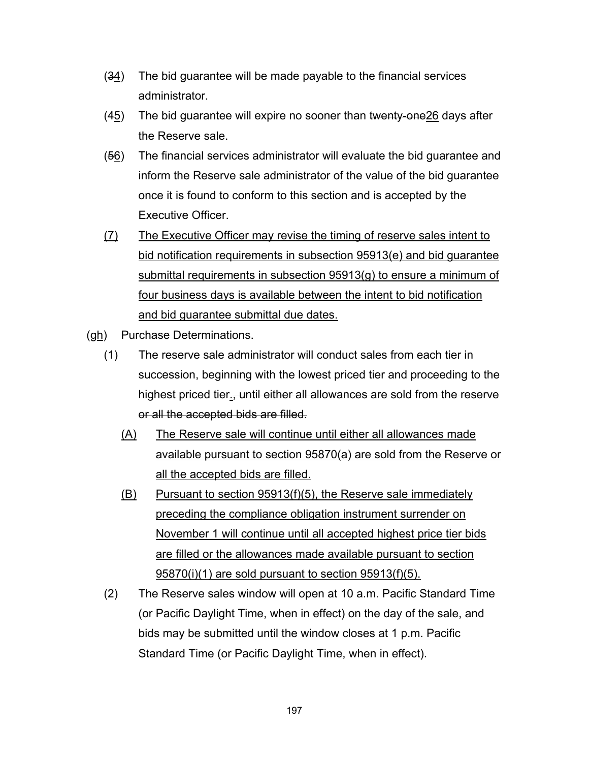(~~3~~4) The bid guarantee will be made payable to the financial services administrator.

(4~~5~~) The bid guarantee will expire no sooner than ~~twenty-one~~26 days after the Reserve sale.

(~~5~~6) The financial services administrator will evaluate the bid guarantee and inform the Reserve sale administrator of the value of the bid guarantee once it is found to conform to this section and is accepted by the Executive Officer.

<u>(7) The Executive Officer may revise the timing of reserve sales intent to bid notification requirements in subsection 95913(e) and bid guarantee submittal requirements in subsection 95913(g) to ensure a minimum of four business days is available between the intent to bid notification and bid guarantee submittal due dates.</u>

(~~g~~h) Purchase Determinations.

(1) The reserve sale administrator will conduct sales from each tier in succession, beginning with the lowest priced tier and proceeding to the highest priced tier<u>.</u>~~, until either all allowances are sold from the reserve or all the accepted bids are filled.~~

<u>(A) The Reserve sale will continue until either all allowances made available pursuant to section 95870(a) are sold from the Reserve or all the accepted bids are filled.</u>

<u>(B) Pursuant to section 95913(f)(5), the Reserve sale immediately preceding the compliance obligation instrument surrender on November 1 will continue until all accepted highest price tier bids are filled or the allowances made available pursuant to section 95870(i)(1) are sold pursuant to section 95913(f)(5).</u>

(2) The Reserve sales window will open at 10 a.m. Pacific Standard Time (or Pacific Daylight Time, when in effect) on the day of the sale, and bids may be submitted until the window closes at 1 p.m. Pacific Standard Time (or Pacific Daylight Time, when in effect).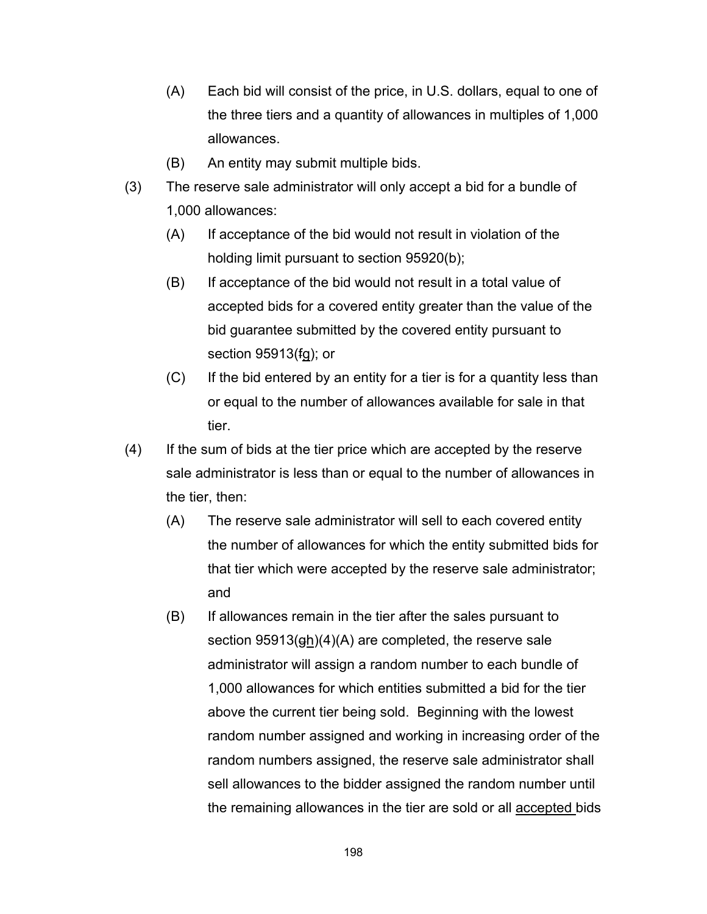(A) Each bid will consist of the price, in U.S. dollars, equal to one of the three tiers and a quantity of allowances in multiples of 1,000 allowances.

(B) An entity may submit multiple bids.

(3) The reserve sale administrator will only accept a bid for a bundle of 1,000 allowances:

(A) If acceptance of the bid would not result in violation of the holding limit pursuant to section 95920(b);

(B) If acceptance of the bid would not result in a total value of accepted bids for a covered entity greater than the value of the bid guarantee submitted by the covered entity pursuant to section 95913(~~f~~<u>g</u>); or

(C) If the bid entered by an entity for a tier is for a quantity less than or equal to the number of allowances available for sale in that tier.

(4) If the sum of bids at the tier price which are accepted by the reserve sale administrator is less than or equal to the number of allowances in the tier, then:

(A) The reserve sale administrator will sell to each covered entity the number of allowances for which the entity submitted bids for that tier which were accepted by the reserve sale administrator; and

(B) If allowances remain in the tier after the sales pursuant to section 95913(~~g~~<u>h</u>)(4)(A) are completed, the reserve sale administrator will assign a random number to each bundle of 1,000 allowances for which entities submitted a bid for the tier above the current tier being sold. Beginning with the lowest random number assigned and working in increasing order of the random numbers assigned, the reserve sale administrator shall sell allowances to the bidder assigned the random number until the remaining allowances in the tier are sold or all <u>accepted</u> bids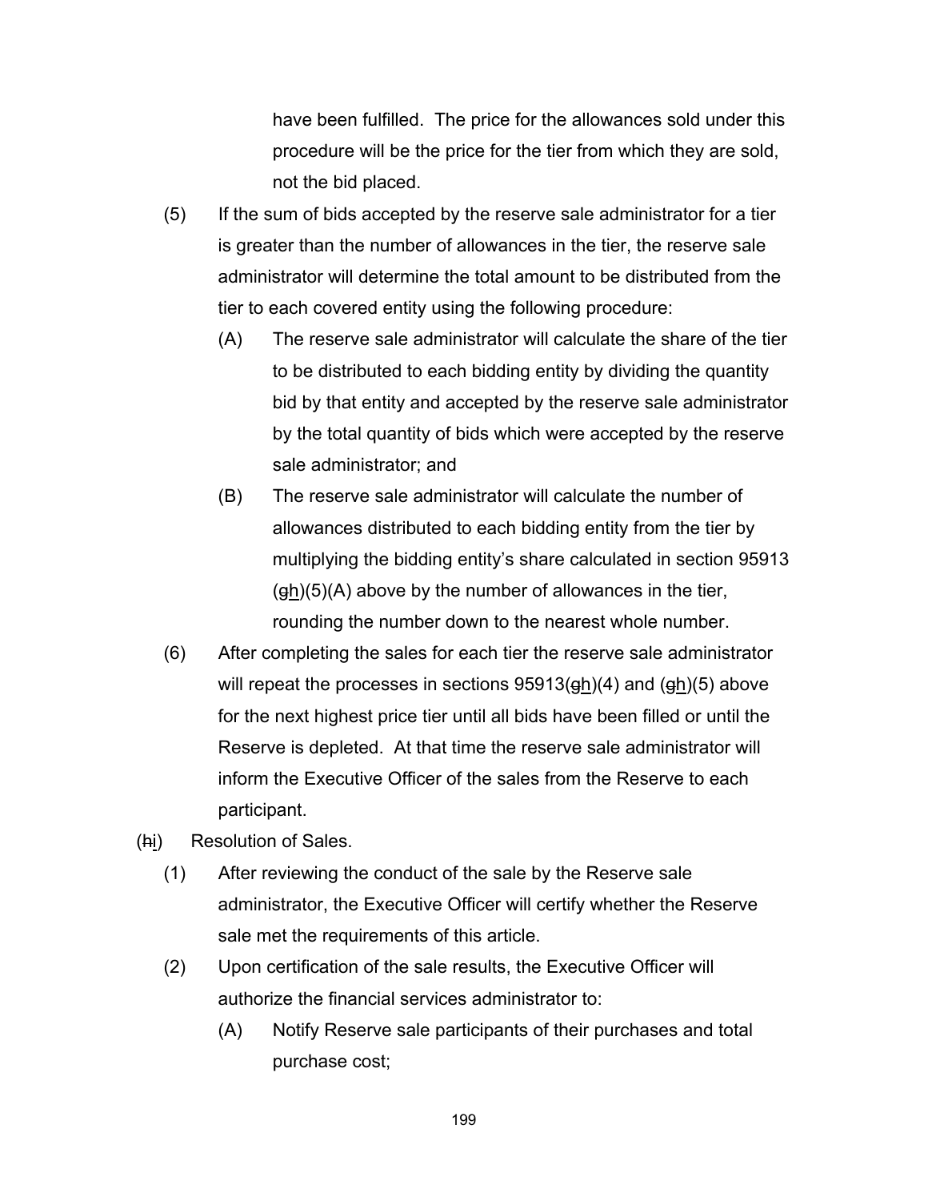have been fulfilled. The price for the allowances sold under this procedure will be the price for the tier from which they are sold, not the bid placed.

(5) If the sum of bids accepted by the reserve sale administrator for a tier is greater than the number of allowances in the tier, the reserve sale administrator will determine the total amount to be distributed from the tier to each covered entity using the following procedure:

(A) The reserve sale administrator will calculate the share of the tier to be distributed to each bidding entity by dividing the quantity bid by that entity and accepted by the reserve sale administrator by the total quantity of bids which were accepted by the reserve sale administrator; and

(B) The reserve sale administrator will calculate the number of allowances distributed to each bidding entity from the tier by multiplying the bidding entity's share calculated in section 95913 (~~g~~h)(5)(A) above by the number of allowances in the tier, rounding the number down to the nearest whole number.

(6) After completing the sales for each tier the reserve sale administrator will repeat the processes in sections 95913(~~g~~h)(4) and (~~g~~h)(5) above for the next highest price tier until all bids have been filled or until the Reserve is depleted. At that time the reserve sale administrator will inform the Executive Officer of the sales from the Reserve to each participant.

(~~h~~i) Resolution of Sales.

(1) After reviewing the conduct of the sale by the Reserve sale administrator, the Executive Officer will certify whether the Reserve sale met the requirements of this article.

(2) Upon certification of the sale results, the Executive Officer will authorize the financial services administrator to:

(A) Notify Reserve sale participants of their purchases and total purchase cost;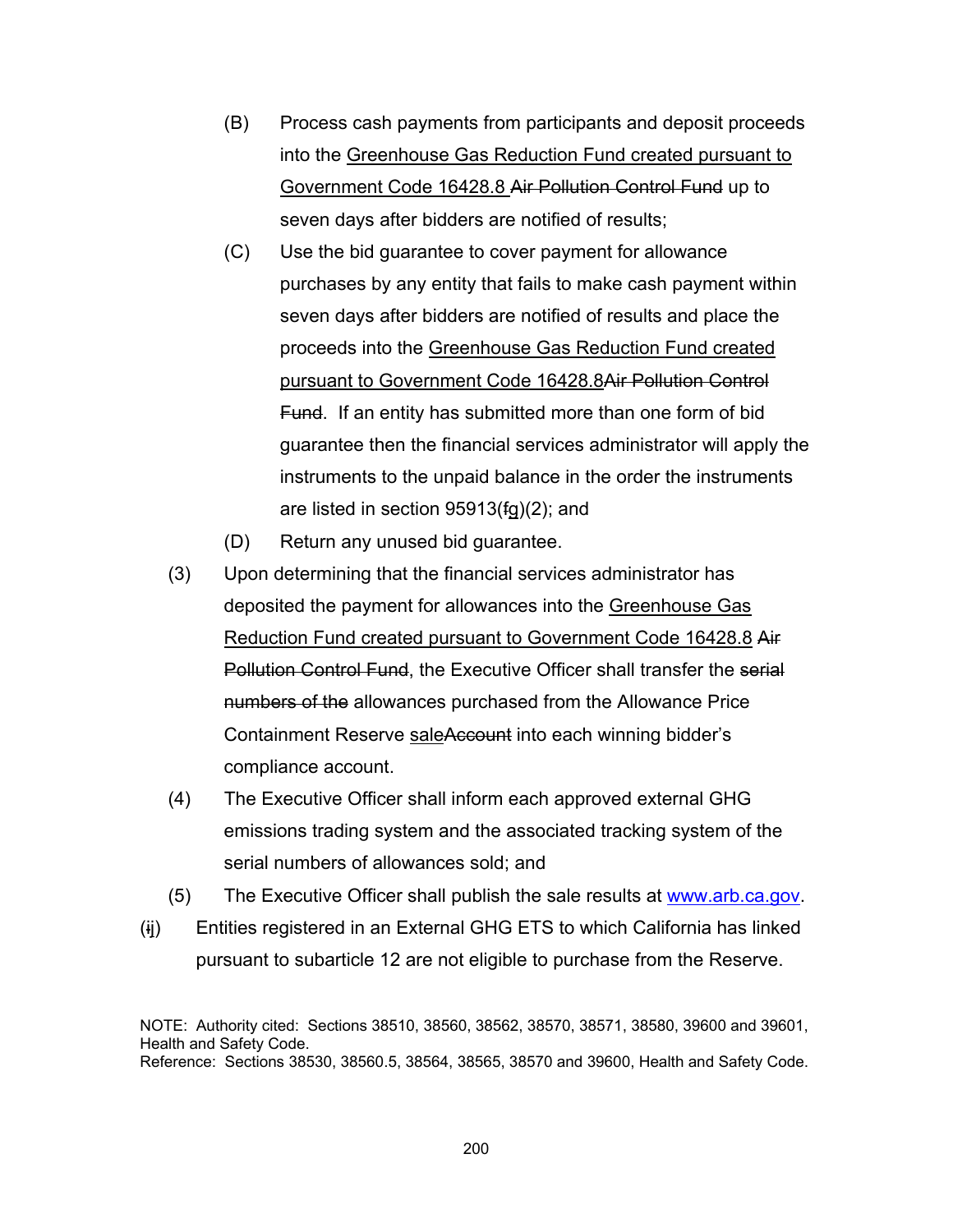(B) Process cash payments from participants and deposit proceeds into the <u>Greenhouse Gas Reduction Fund created pursuant to Government Code 16428.8</u> ~~Air Pollution Control Fund~~ up to seven days after bidders are notified of results;

(C) Use the bid guarantee to cover payment for allowance purchases by any entity that fails to make cash payment within seven days after bidders are notified of results and place the proceeds into the <u>Greenhouse Gas Reduction Fund created pursuant to Government Code 16428.8</u>~~Air Pollution Control Fund~~. If an entity has submitted more than one form of bid guarantee then the financial services administrator will apply the instruments to the unpaid balance in the order the instruments are listed in section 95913(~~f~~<u>g</u>)(2); and

(D) Return any unused bid guarantee.

(3) Upon determining that the financial services administrator has deposited the payment for allowances into the <u>Greenhouse Gas Reduction Fund created pursuant to Government Code 16428.8</u> ~~Air Pollution Control Fund~~, the Executive Officer shall transfer the ~~serial numbers of the~~ allowances purchased from the Allowance Price Containment Reserve <u>sale</u>~~Account~~ into each winning bidder's compliance account.

(4) The Executive Officer shall inform each approved external GHG emissions trading system and the associated tracking system of the serial numbers of allowances sold; and

(5) The Executive Officer shall publish the sale results at www.arb.ca.gov.

(~~i~~<u>j</u>) Entities registered in an External GHG ETS to which California has linked pursuant to subarticle 12 are not eligible to purchase from the Reserve.

NOTE: Authority cited: Sections 38510, 38560, 38562, 38570, 38571, 38580, 39600 and 39601, Health and Safety Code.
Reference: Sections 38530, 38560.5, 38564, 38565, 38570 and 39600, Health and Safety Code.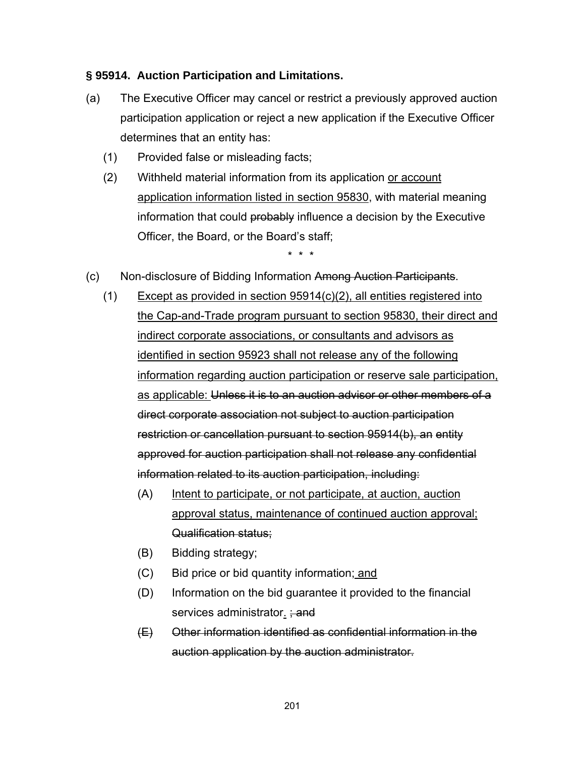**§ 95914. Auction Participation and Limitations.**

(a) The Executive Officer may cancel or restrict a previously approved auction participation application or reject a new application if the Executive Officer determines that an entity has:

(1) Provided false or misleading facts;

(2) Withheld material information from its application <u>or account application information listed in section 95830</u>, with material meaning information that could ~~probably~~ influence a decision by the Executive Officer, the Board, or the Board's staff;

\* \* \*

(c) Non-disclosure of Bidding Information ~~Among Auction Participants~~.

(1) <u>Except as provided in section 95914(c)(2), all entities registered into the Cap-and-Trade program pursuant to section 95830, their direct and indirect corporate associations, or consultants and advisors as identified in section 95923 shall not release any of the following information regarding auction participation or reserve sale participation, as applicable:</u> ~~Unless it is to an auction advisor or other members of a direct corporate association not subject to auction participation restriction or cancellation pursuant to section 95914(b), an entity approved for auction participation shall not release any confidential information related to its auction participation, including:~~

(A) <u>Intent to participate, or not participate, at auction, auction approval status, maintenance of continued auction approval;</u> ~~Qualification status;~~

(B) Bidding strategy;

(C) Bid price or bid quantity information<u>; and</u>

(D) Information on the bid guarantee it provided to the financial services administrator<u>.</u> ~~; and~~

~~(E) Other information identified as confidential information in the auction application by the auction administrator.~~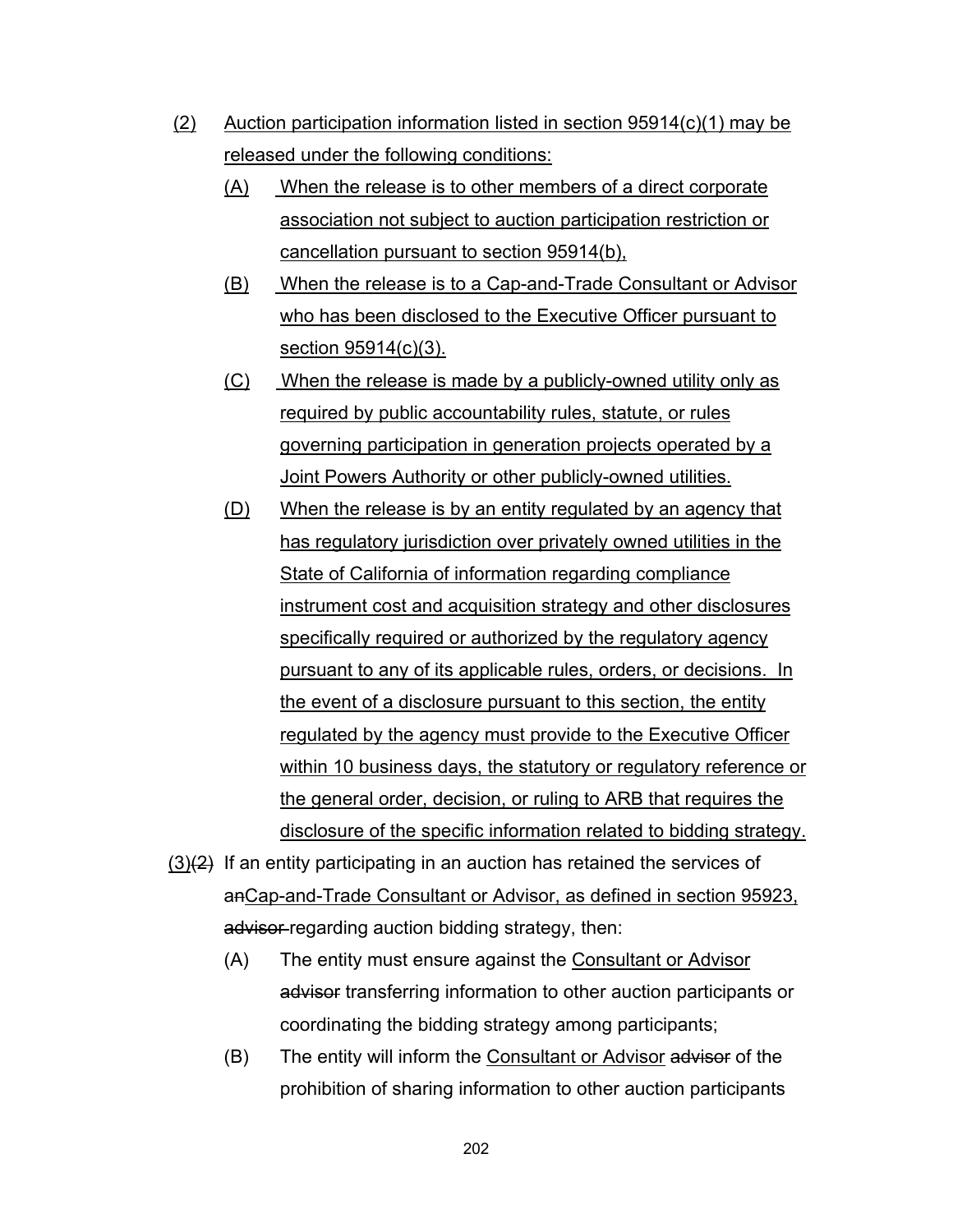(2) Auction participation information listed in section 95914(c)(1) may be released under the following conditions:

  (A) When the release is to other members of a direct corporate association not subject to auction participation restriction or cancellation pursuant to section 95914(b),

  (B) When the release is to a Cap-and-Trade Consultant or Advisor who has been disclosed to the Executive Officer pursuant to section 95914(c)(3).

  (C) When the release is made by a publicly-owned utility only as required by public accountability rules, statute, or rules governing participation in generation projects operated by a Joint Powers Authority or other publicly-owned utilities.

  (D) When the release is by an entity regulated by an agency that has regulatory jurisdiction over privately owned utilities in the State of California of information regarding compliance instrument cost and acquisition strategy and other disclosures specifically required or authorized by the regulatory agency pursuant to any of its applicable rules, orders, or decisions. In the event of a disclosure pursuant to this section, the entity regulated by the agency must provide to the Executive Officer within 10 business days, the statutory or regulatory reference or the general order, decision, or ruling to ARB that requires the disclosure of the specific information related to bidding strategy.

(3)~~(2)~~ If an entity participating in an auction has retained the services of ~~an~~Cap-and-Trade Consultant or Advisor, as defined in section 95923, ~~advisor~~ regarding auction bidding strategy, then:

  (A) The entity must ensure against the Consultant or Advisor ~~advisor~~ transferring information to other auction participants or coordinating the bidding strategy among participants;

  (B) The entity will inform the Consultant or Advisor ~~advisor~~ of the prohibition of sharing information to other auction participants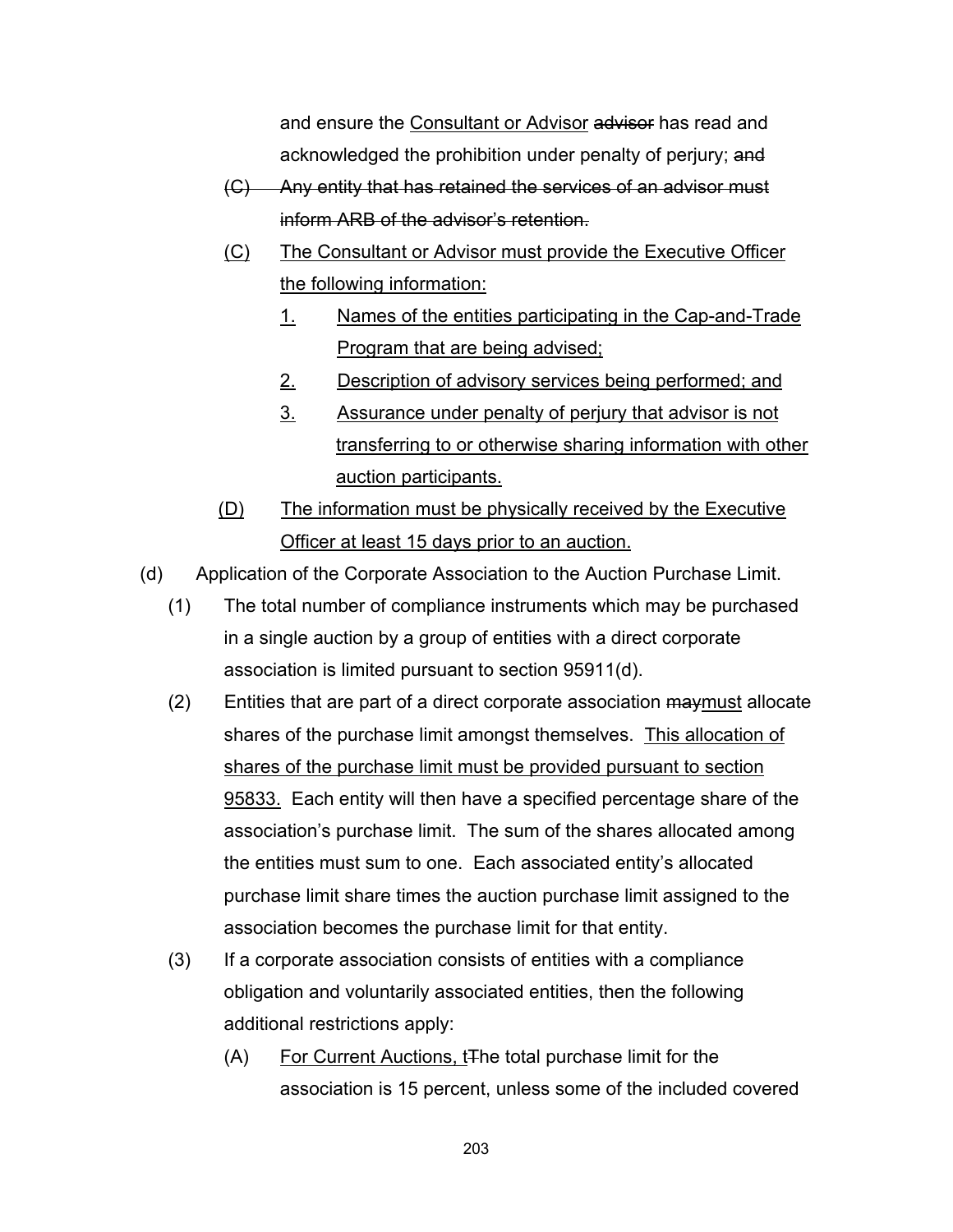and ensure the <u>Consultant or Advisor</u> ~~advisor~~ has read and acknowledged the prohibition under penalty of perjury; ~~and~~

~~(C) Any entity that has retained the services of an advisor must inform ARB of the advisor's retention.~~

<u>(C) The Consultant or Advisor must provide the Executive Officer the following information:</u>

<u>1. Names of the entities participating in the Cap-and-Trade Program that are being advised;</u>

<u>2. Description of advisory services being performed; and</u>

<u>3. Assurance under penalty of perjury that advisor is not transferring to or otherwise sharing information with other auction participants.</u>

<u>(D) The information must be physically received by the Executive Officer at least 15 days prior to an auction.</u>

(d) Application of the Corporate Association to the Auction Purchase Limit.

(1) The total number of compliance instruments which may be purchased in a single auction by a group of entities with a direct corporate association is limited pursuant to section 95911(d).

(2) Entities that are part of a direct corporate association ~~may~~<u>must</u> allocate shares of the purchase limit amongst themselves. <u>This allocation of shares of the purchase limit must be provided pursuant to section 95833.</u> Each entity will then have a specified percentage share of the association's purchase limit. The sum of the shares allocated among the entities must sum to one. Each associated entity's allocated purchase limit share times the auction purchase limit assigned to the association becomes the purchase limit for that entity.

(3) If a corporate association consists of entities with a compliance obligation and voluntarily associated entities, then the following additional restrictions apply:

(A) <u>For Current Auctions, t</u>~~T~~he total purchase limit for the association is 15 percent, unless some of the included covered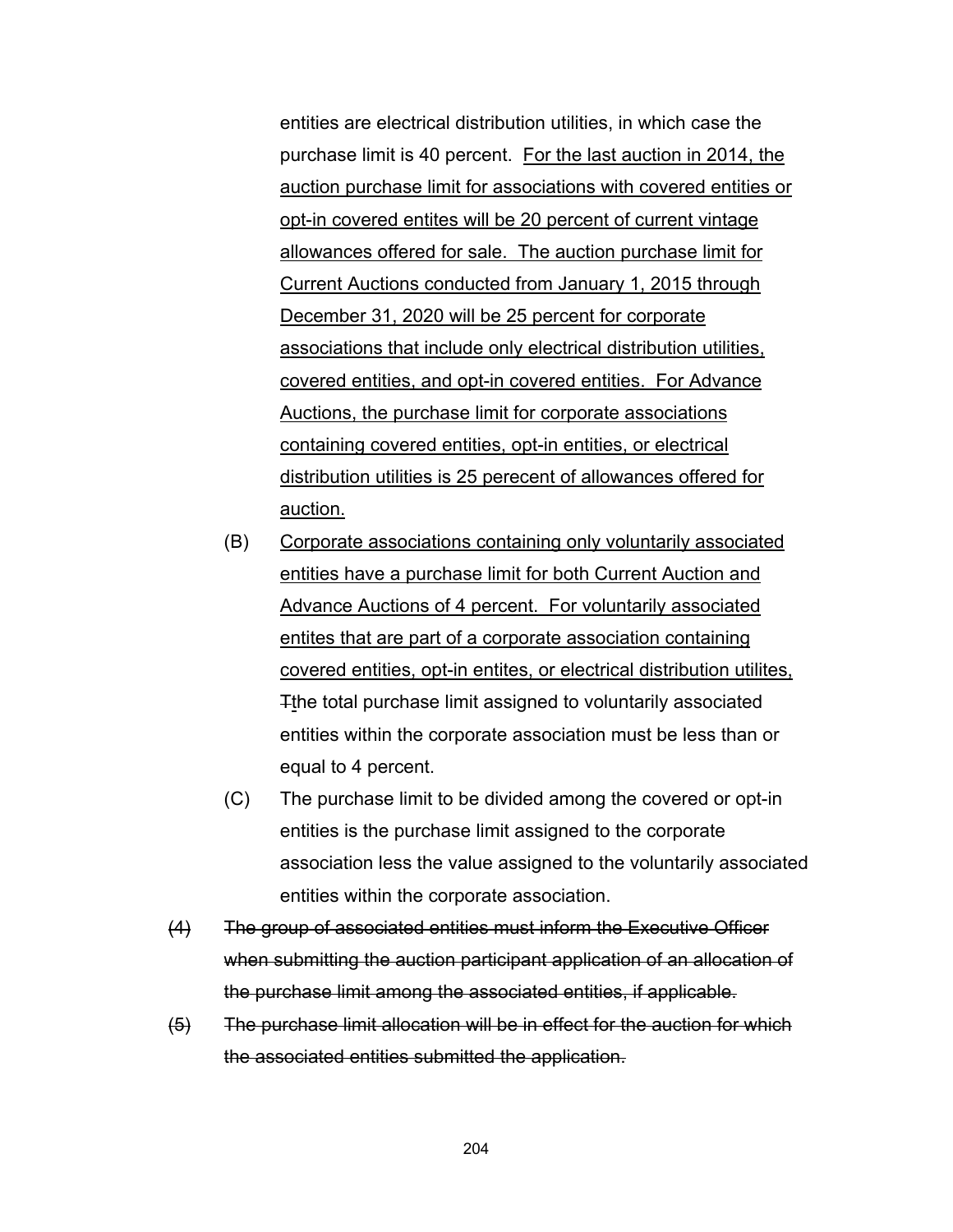entities are electrical distribution utilities, in which case the purchase limit is 40 percent. <u>For the last auction in 2014, the auction purchase limit for associations with covered entities or opt-in covered entites will be 20 percent of current vintage allowances offered for sale. The auction purchase limit for Current Auctions conducted from January 1, 2015 through December 31, 2020 will be 25 percent for corporate associations that include only electrical distribution utilities, covered entities, and opt-in covered entities. For Advance Auctions, the purchase limit for corporate associations containing covered entities, opt-in entities, or electrical distribution utilities is 25 perecent of allowances offered for auction.</u>

(B) <u>Corporate associations containing only voluntarily associated entities have a purchase limit for both Current Auction and Advance Auctions of 4 percent. For voluntarily associated entites that are part of a corporate association containing covered entities, opt-in entites, or electrical distribution utilites,</u> ~~T~~<u>t</u>he total purchase limit assigned to voluntarily associated entities within the corporate association must be less than or equal to 4 percent.

(C) The purchase limit to be divided among the covered or opt-in entities is the purchase limit assigned to the corporate association less the value assigned to the voluntarily associated entities within the corporate association.

~~(4) The group of associated entities must inform the Executive Officer when submitting the auction participant application of an allocation of the purchase limit among the associated entities, if applicable.~~

~~(5) The purchase limit allocation will be in effect for the auction for which the associated entities submitted the application.~~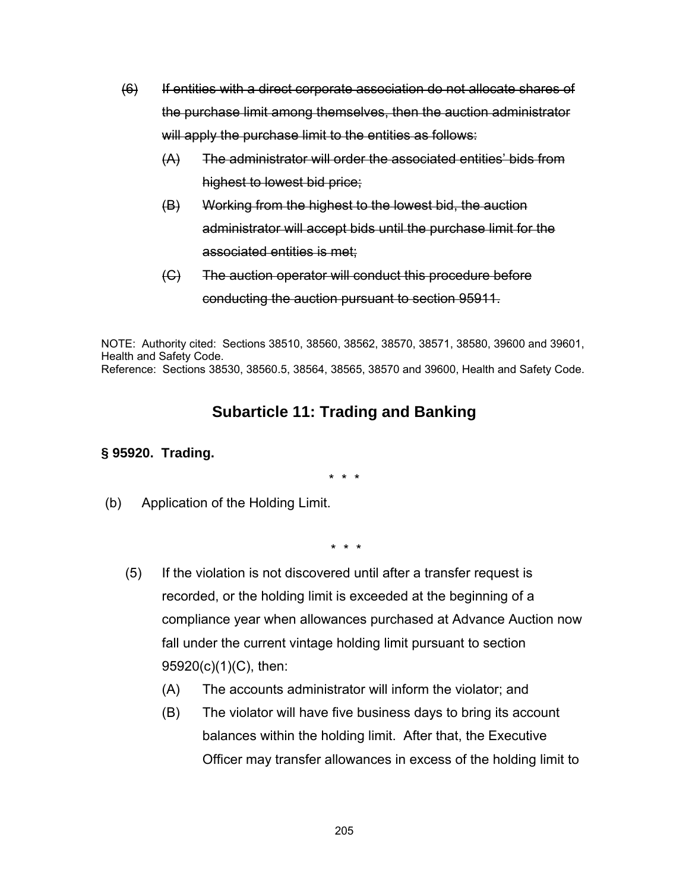~~(6) If entities with a direct corporate association do not allocate shares of the purchase limit among themselves, then the auction administrator will apply the purchase limit to the entities as follows:~~

~~(A) The administrator will order the associated entities' bids from highest to lowest bid price;~~

~~(B) Working from the highest to the lowest bid, the auction administrator will accept bids until the purchase limit for the associated entities is met;~~

~~(C) The auction operator will conduct this procedure before conducting the auction pursuant to section 95911.~~

NOTE: Authority cited: Sections 38510, 38560, 38562, 38570, 38571, 38580, 39600 and 39601, Health and Safety Code.
Reference: Sections 38530, 38560.5, 38564, 38565, 38570 and 39600, Health and Safety Code.

## Subarticle 11: Trading and Banking

**§ 95920. Trading.**

\* \* \*

(b) Application of the Holding Limit.

\* \* \*

(5) If the violation is not discovered until after a transfer request is recorded, or the holding limit is exceeded at the beginning of a compliance year when allowances purchased at Advance Auction now fall under the current vintage holding limit pursuant to section 95920(c)(1)(C), then:

(A) The accounts administrator will inform the violator; and

(B) The violator will have five business days to bring its account balances within the holding limit. After that, the Executive Officer may transfer allowances in excess of the holding limit to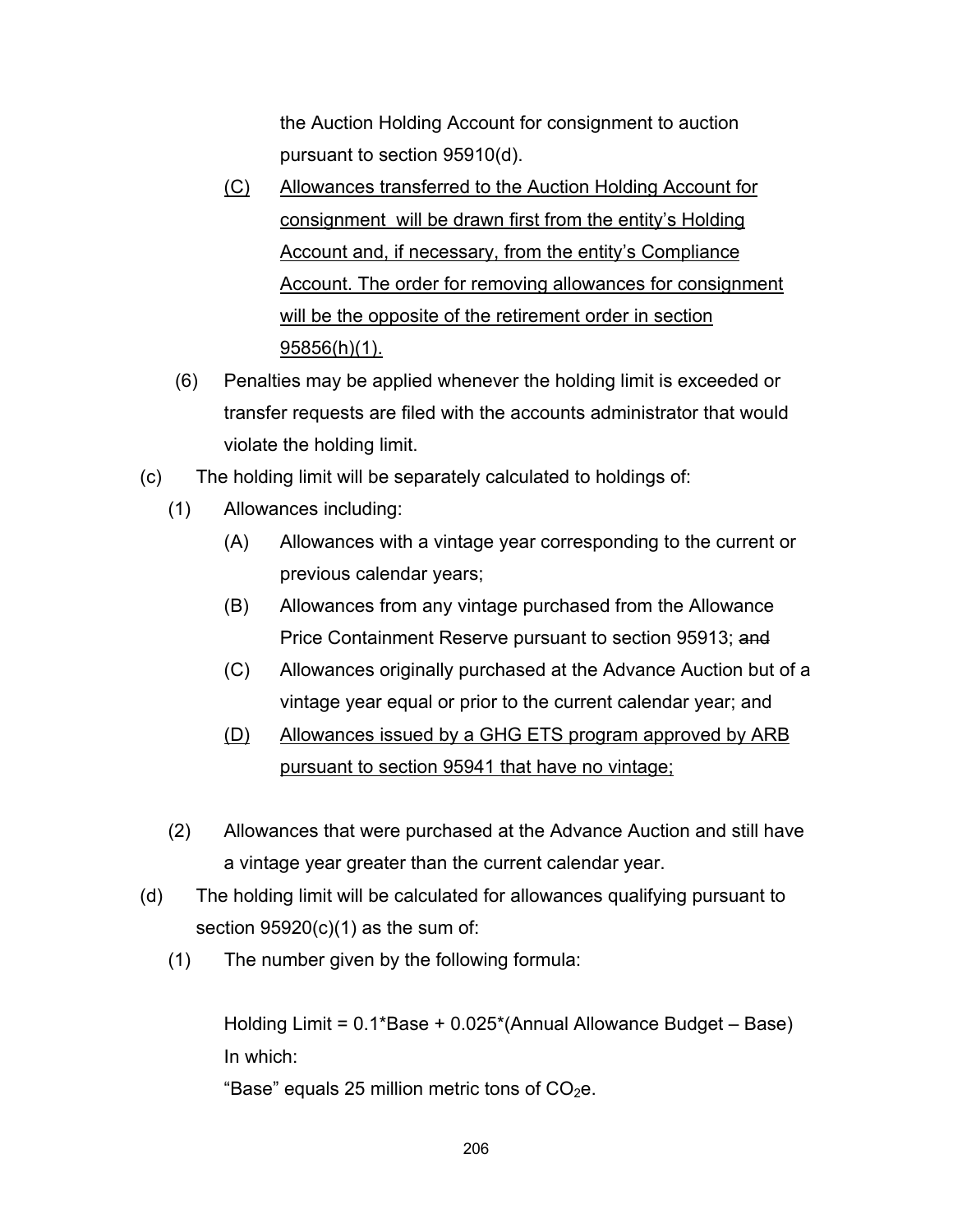the Auction Holding Account for consignment to auction pursuant to section 95910(d).

(C) Allowances transferred to the Auction Holding Account for consignment will be drawn first from the entity's Holding Account and, if necessary, from the entity's Compliance Account. The order for removing allowances for consignment will be the opposite of the retirement order in section 95856(h)(1).

(6) Penalties may be applied whenever the holding limit is exceeded or transfer requests are filed with the accounts administrator that would violate the holding limit.

(c) The holding limit will be separately calculated to holdings of:

(1) Allowances including:

(A) Allowances with a vintage year corresponding to the current or previous calendar years;

(B) Allowances from any vintage purchased from the Allowance Price Containment Reserve pursuant to section 95913; ~~and~~

(C) Allowances originally purchased at the Advance Auction but of a vintage year equal or prior to the current calendar year; and

(D) Allowances issued by a GHG ETS program approved by ARB pursuant to section 95941 that have no vintage;

(2) Allowances that were purchased at the Advance Auction and still have a vintage year greater than the current calendar year.

(d) The holding limit will be calculated for allowances qualifying pursuant to section 95920(c)(1) as the sum of:

(1) The number given by the following formula:

Holding Limit = 0.1*Base + 0.025*(Annual Allowance Budget – Base)

In which:

"Base" equals 25 million metric tons of $CO_2$e.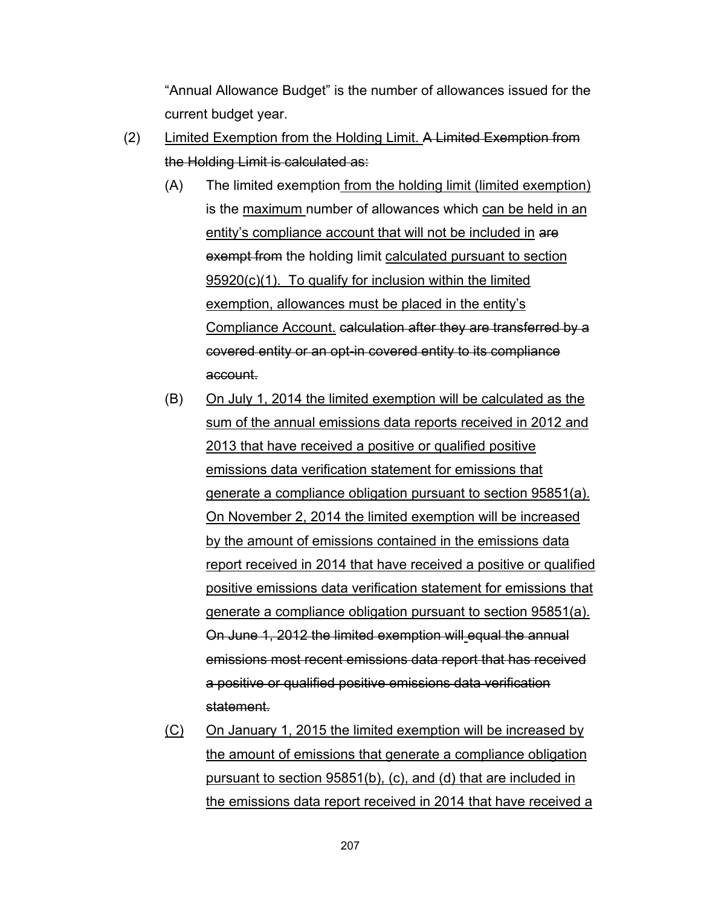"Annual Allowance Budget" is the number of allowances issued for the current budget year.

(2) <u>Limited Exemption from the Holding Limit.</u> ~~A Limited Exemption from the Holding Limit is calculated as:~~

(A) The limited exemption<u> from the holding limit (limited exemption)</u> is the <u>maximum </u>number of allowances which <u>can be held in an entity's compliance account that will not be included in</u> ~~are exempt from~~ the holding limit <u>calculated pursuant to section 95920(c)(1). To qualify for inclusion within the limited exemption, allowances must be placed in the entity's Compliance Account.</u> ~~calculation after they are transferred by a covered entity or an opt-in covered entity to its compliance account.~~

(B) <u>On July 1, 2014 the limited exemption will be calculated as the sum of the annual emissions data reports received in 2012 and 2013 that have received a positive or qualified positive emissions data verification statement for emissions that generate a compliance obligation pursuant to section 95851(a). On November 2, 2014 the limited exemption will be increased by the amount of emissions contained in the emissions data report received in 2014 that have received a positive or qualified positive emissions data verification statement for emissions that generate a compliance obligation pursuant to section 95851(a).</u> ~~On June 1, 2012 the limited exemption will~~<u> </u>~~equal the annual emissions most recent emissions data report that has received a positive or qualified positive emissions data verification statement.~~

<u>(C)</u> <u>On January 1, 2015 the limited exemption will be increased by the amount of emissions that generate a compliance obligation pursuant to section 95851(b), (c), and (d) that are included in the emissions data report received in 2014 that have received a</u>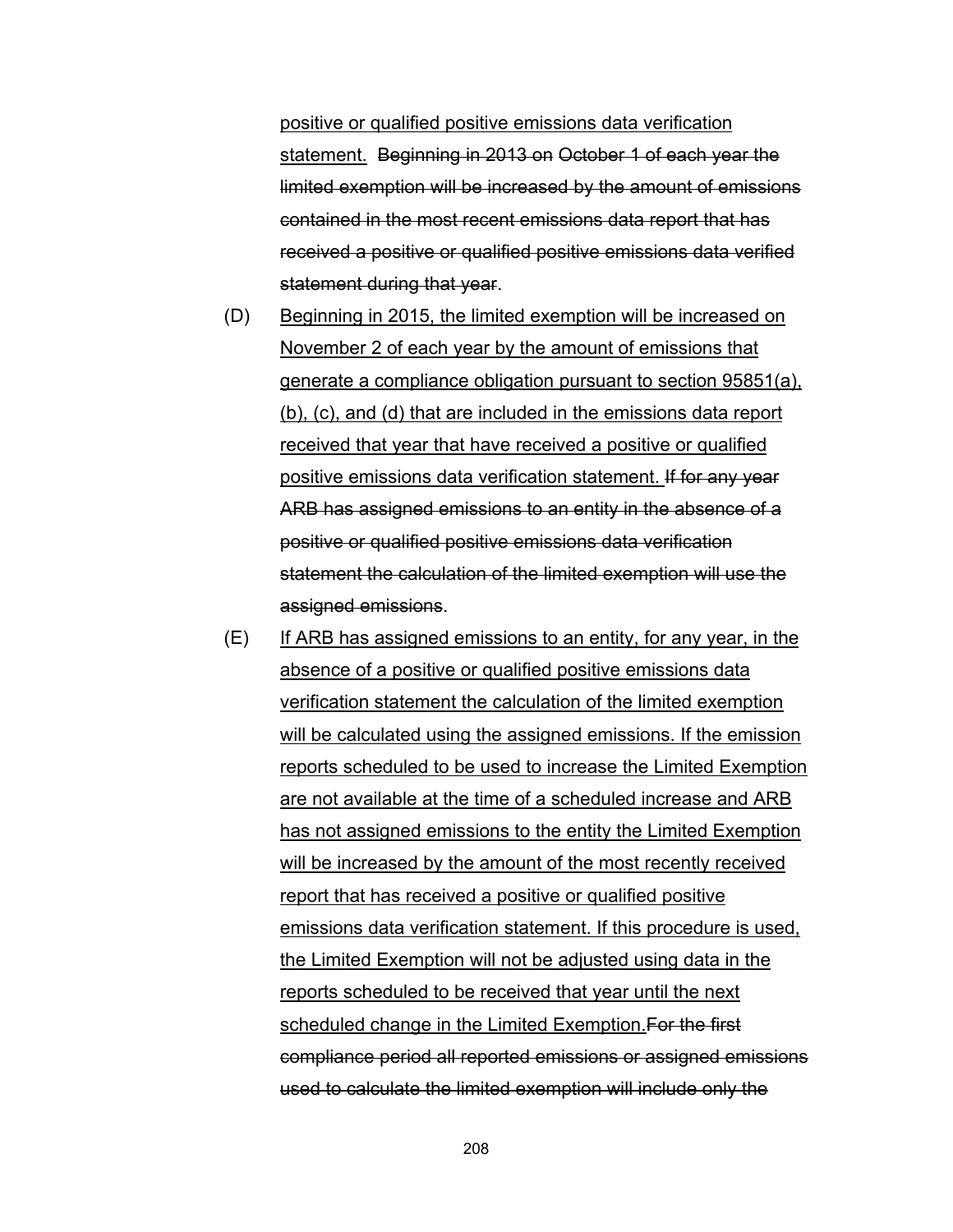<ins>positive or qualified positive emissions data verification statement.</ins> ~~Beginning in 2013 on October 1 of each year the limited exemption will be increased by the amount of emissions contained in the most recent emissions data report that has received a positive or qualified positive emissions data verified statement during that year~~.

(D) <ins>Beginning in 2015, the limited exemption will be increased on November 2 of each year by the amount of emissions that generate a compliance obligation pursuant to section 95851(a), (b), (c), and (d) that are included in the emissions data report received that year that have received a positive or qualified positive emissions data verification statement.</ins> ~~If for any year ARB has assigned emissions to an entity in the absence of a positive or qualified positive emissions data verification statement the calculation of the limited exemption will use the assigned emissions~~.

(E) <ins>If ARB has assigned emissions to an entity, for any year, in the absence of a positive or qualified positive emissions data verification statement the calculation of the limited exemption will be calculated using the assigned emissions. If the emission reports scheduled to be used to increase the Limited Exemption are not available at the time of a scheduled increase and ARB has not assigned emissions to the entity the Limited Exemption will be increased by the amount of the most recently received report that has received a positive or qualified positive emissions data verification statement. If this procedure is used, the Limited Exemption will not be adjusted using data in the reports scheduled to be received that year until the next scheduled change in the Limited Exemption.</ins>~~For the first compliance period all reported emissions or assigned emissions used to calculate the limited exemption will include only the~~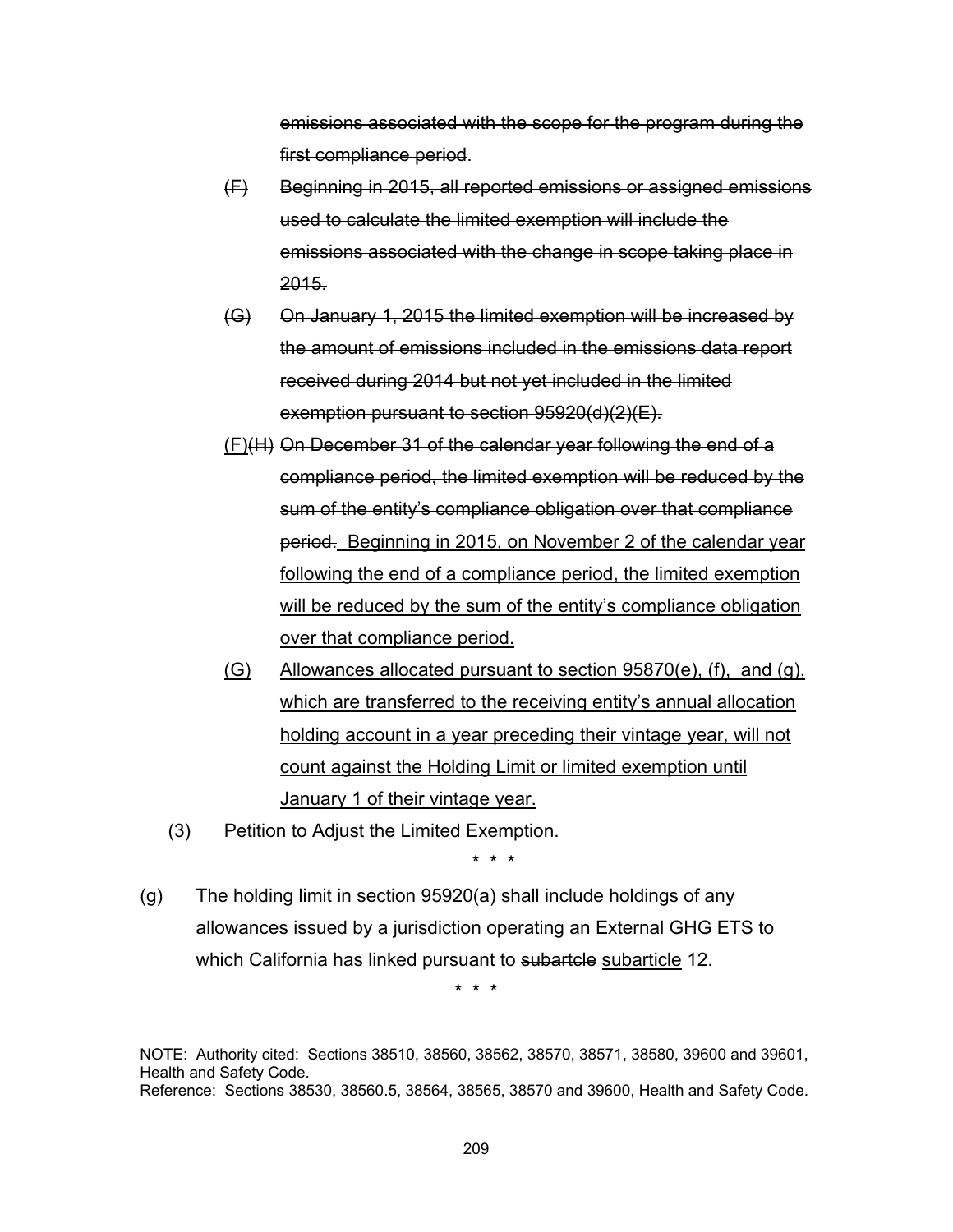~~emissions associated with the scope for the program during the first compliance period~~.

- ~~(F)~~ ~~Beginning in 2015, all reported emissions or assigned emissions used to calculate the limited exemption will include the emissions associated with the change in scope taking place in 2015.~~

- ~~(G)~~ ~~On January 1, 2015 the limited exemption will be increased by the amount of emissions included in the emissions data report received during 2014 but not yet included in the limited exemption pursuant to section 95920(d)(2)(E).~~

- <u>(F)</u>~~(H)~~ ~~On December 31 of the calendar year following the end of a compliance period, the limited exemption will be reduced by the sum of the entity's compliance obligation over that compliance period.~~ <u>Beginning in 2015, on November 2 of the calendar year following the end of a compliance period, the limited exemption will be reduced by the sum of the entity's compliance obligation over that compliance period.</u>

- <u>(G)</u> <u>Allowances allocated pursuant to section 95870(e), (f), and (g), which are transferred to the receiving entity's annual allocation holding account in a year preceding their vintage year, will not count against the Holding Limit or limited exemption until January 1 of their vintage year.</u>

(3) Petition to Adjust the Limited Exemption.

\* \* \*

(g) The holding limit in section 95920(a) shall include holdings of any allowances issued by a jurisdiction operating an External GHG ETS to which California has linked pursuant to ~~subartcle~~ <u>subarticle</u> 12.

\* \* \*

NOTE: Authority cited: Sections 38510, 38560, 38562, 38570, 38571, 38580, 39600 and 39601, Health and Safety Code.
Reference: Sections 38530, 38560.5, 38564, 38565, 38570 and 39600, Health and Safety Code.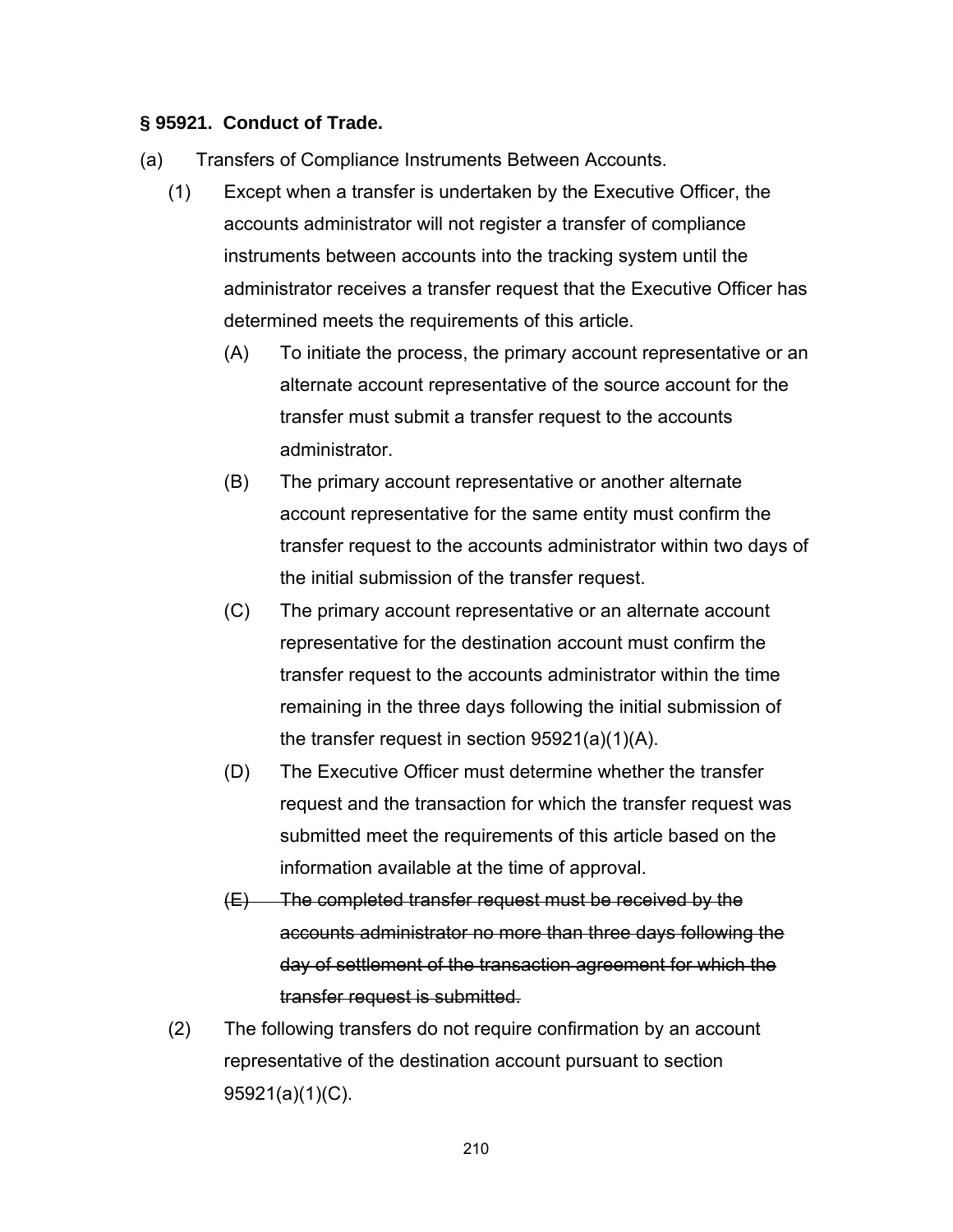**§ 95921. Conduct of Trade.**

(a) Transfers of Compliance Instruments Between Accounts.

(1) Except when a transfer is undertaken by the Executive Officer, the accounts administrator will not register a transfer of compliance instruments between accounts into the tracking system until the administrator receives a transfer request that the Executive Officer has determined meets the requirements of this article.

(A) To initiate the process, the primary account representative or an alternate account representative of the source account for the transfer must submit a transfer request to the accounts administrator.

(B) The primary account representative or another alternate account representative for the same entity must confirm the transfer request to the accounts administrator within two days of the initial submission of the transfer request.

(C) The primary account representative or an alternate account representative for the destination account must confirm the transfer request to the accounts administrator within the time remaining in the three days following the initial submission of the transfer request in section 95921(a)(1)(A).

(D) The Executive Officer must determine whether the transfer request and the transaction for which the transfer request was submitted meet the requirements of this article based on the information available at the time of approval.

~~(E) The completed transfer request must be received by the accounts administrator no more than three days following the day of settlement of the transaction agreement for which the transfer request is submitted.~~

(2) The following transfers do not require confirmation by an account representative of the destination account pursuant to section 95921(a)(1)(C).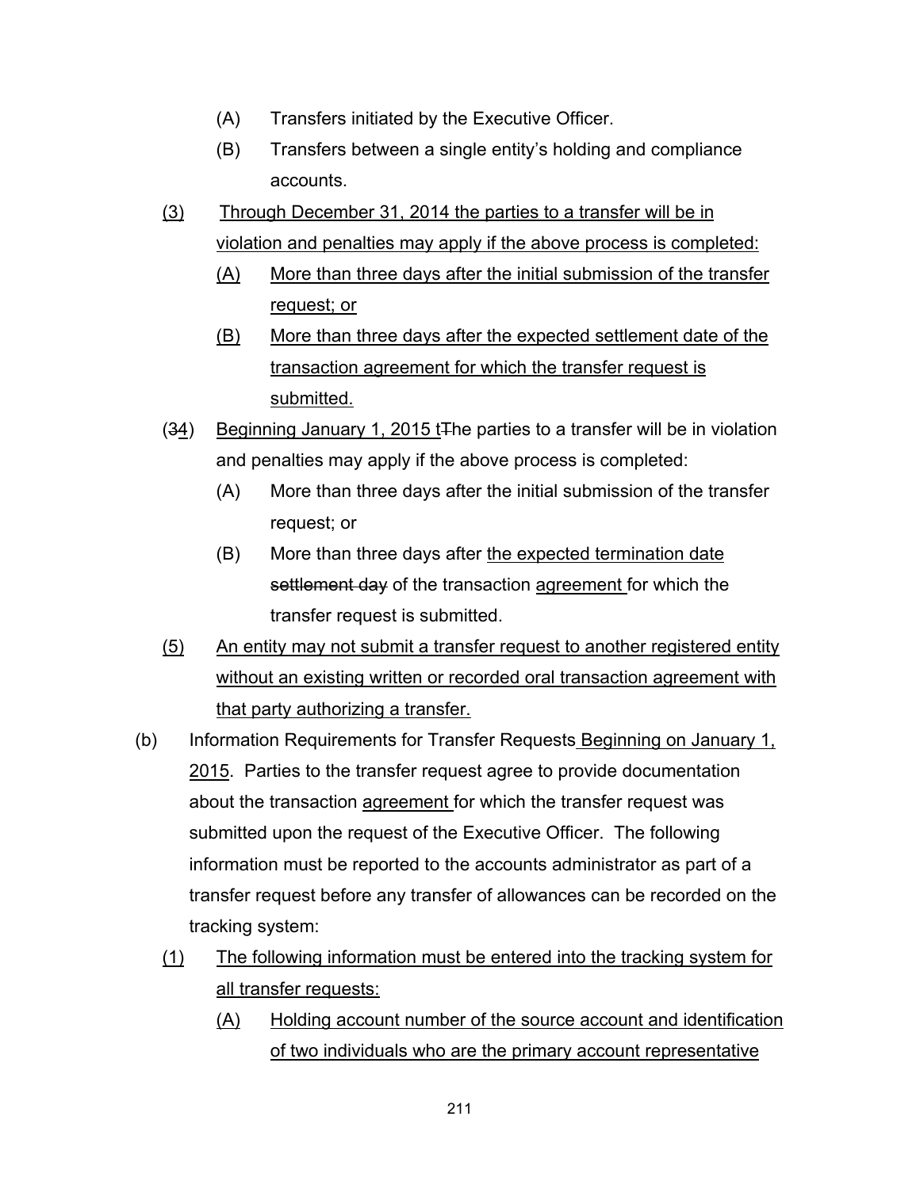(A) Transfers initiated by the Executive Officer.

(B) Transfers between a single entity's holding and compliance accounts.

(3) Through December 31, 2014 the parties to a transfer will be in violation and penalties may apply if the above process is completed:

(A) More than three days after the initial submission of the transfer request; or

(B) More than three days after the expected settlement date of the transaction agreement for which the transfer request is submitted.

(34) Beginning January 1, 2015 tThe parties to a transfer will be in violation and penalties may apply if the above process is completed:

(A) More than three days after the initial submission of the transfer request; or

(B) More than three days after the expected termination date settlement day of the transaction agreement for which the transfer request is submitted.

(5) An entity may not submit a transfer request to another registered entity without an existing written or recorded oral transaction agreement with that party authorizing a transfer.

(b) Information Requirements for Transfer Requests Beginning on January 1, 2015. Parties to the transfer request agree to provide documentation about the transaction agreement for which the transfer request was submitted upon the request of the Executive Officer. The following information must be reported to the accounts administrator as part of a transfer request before any transfer of allowances can be recorded on the tracking system:

(1) The following information must be entered into the tracking system for all transfer requests:

(A) Holding account number of the source account and identification of two individuals who are the primary account representative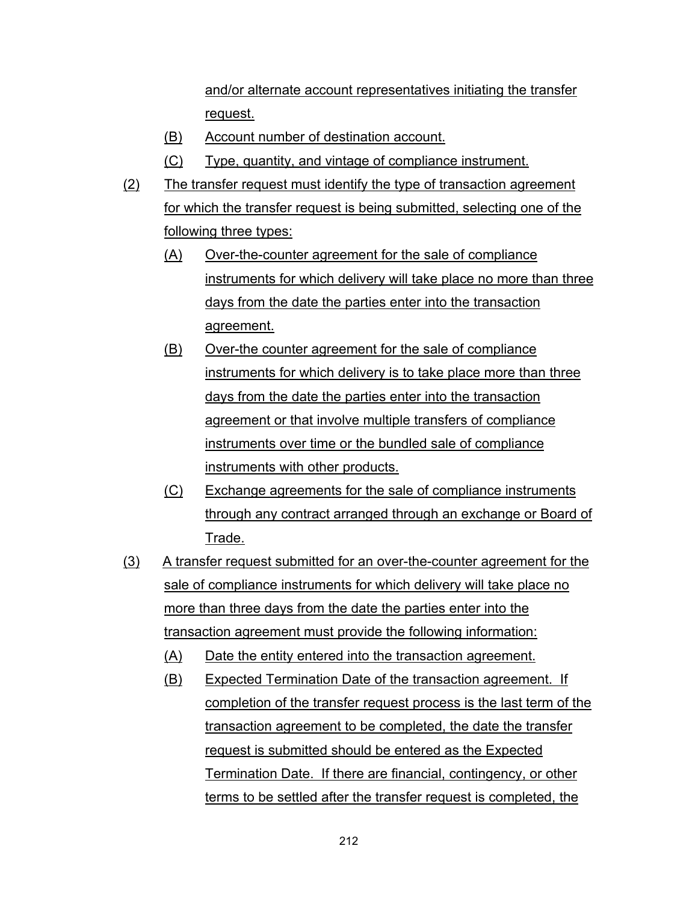and/or alternate account representatives initiating the transfer request.

(B) Account number of destination account.

(C) Type, quantity, and vintage of compliance instrument.

(2) The transfer request must identify the type of transaction agreement for which the transfer request is being submitted, selecting one of the following three types:

(A) Over-the-counter agreement for the sale of compliance instruments for which delivery will take place no more than three days from the date the parties enter into the transaction agreement.

(B) Over-the counter agreement for the sale of compliance instruments for which delivery is to take place more than three days from the date the parties enter into the transaction agreement or that involve multiple transfers of compliance instruments over time or the bundled sale of compliance instruments with other products.

(C) Exchange agreements for the sale of compliance instruments through any contract arranged through an exchange or Board of Trade.

(3) A transfer request submitted for an over-the-counter agreement for the sale of compliance instruments for which delivery will take place no more than three days from the date the parties enter into the transaction agreement must provide the following information:

(A) Date the entity entered into the transaction agreement.

(B) Expected Termination Date of the transaction agreement. If completion of the transfer request process is the last term of the transaction agreement to be completed, the date the transfer request is submitted should be entered as the Expected Termination Date. If there are financial, contingency, or other terms to be settled after the transfer request is completed, the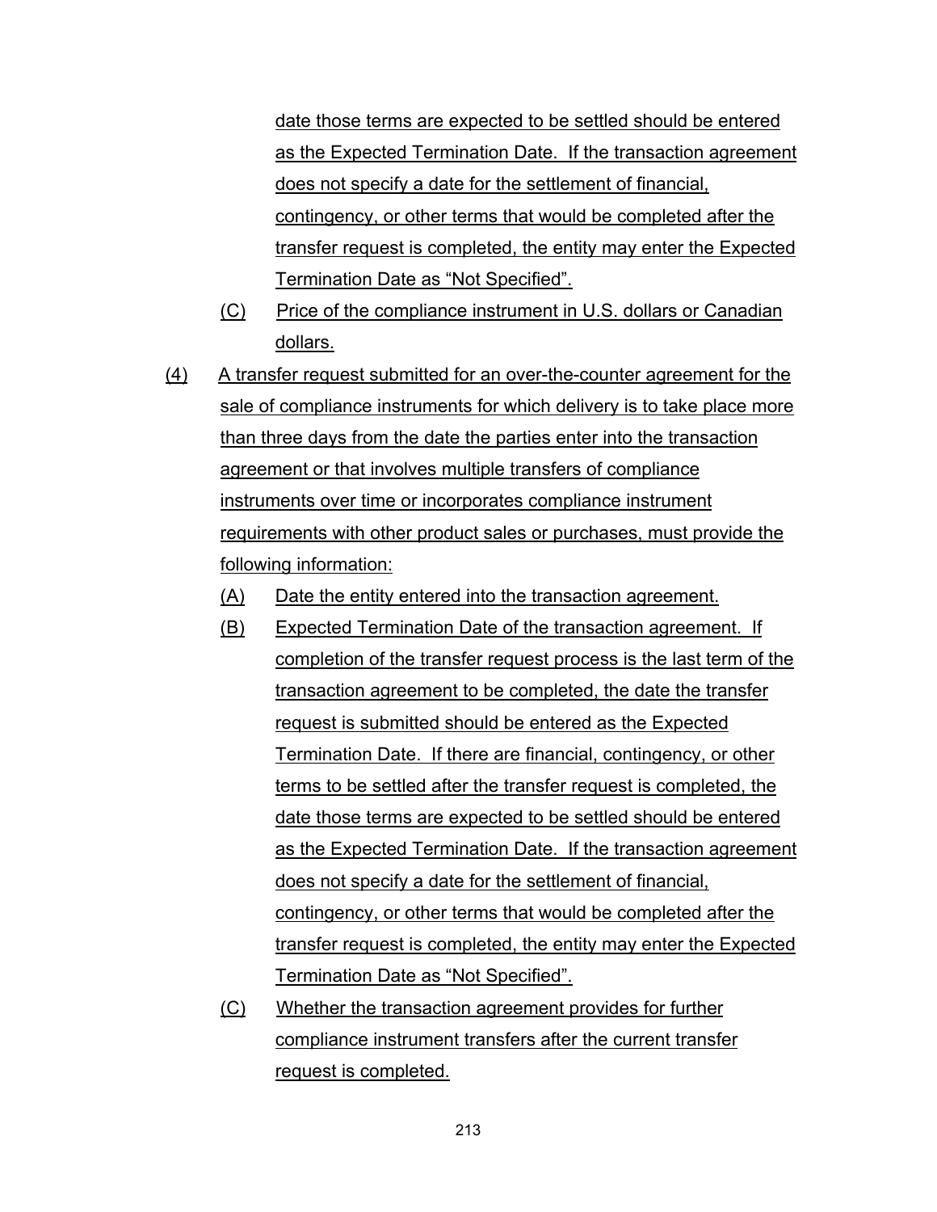date those terms are expected to be settled should be entered as the Expected Termination Date. If the transaction agreement does not specify a date for the settlement of financial, contingency, or other terms that would be completed after the transfer request is completed, the entity may enter the Expected Termination Date as "Not Specified".

(C) Price of the compliance instrument in U.S. dollars or Canadian dollars.

(4) A transfer request submitted for an over-the-counter agreement for the sale of compliance instruments for which delivery is to take place more than three days from the date the parties enter into the transaction agreement or that involves multiple transfers of compliance instruments over time or incorporates compliance instrument requirements with other product sales or purchases, must provide the following information:

(A) Date the entity entered into the transaction agreement.

(B) Expected Termination Date of the transaction agreement. If completion of the transfer request process is the last term of the transaction agreement to be completed, the date the transfer request is submitted should be entered as the Expected Termination Date. If there are financial, contingency, or other terms to be settled after the transfer request is completed, the date those terms are expected to be settled should be entered as the Expected Termination Date. If the transaction agreement does not specify a date for the settlement of financial, contingency, or other terms that would be completed after the transfer request is completed, the entity may enter the Expected Termination Date as "Not Specified".

(C) Whether the transaction agreement provides for further compliance instrument transfers after the current transfer request is completed.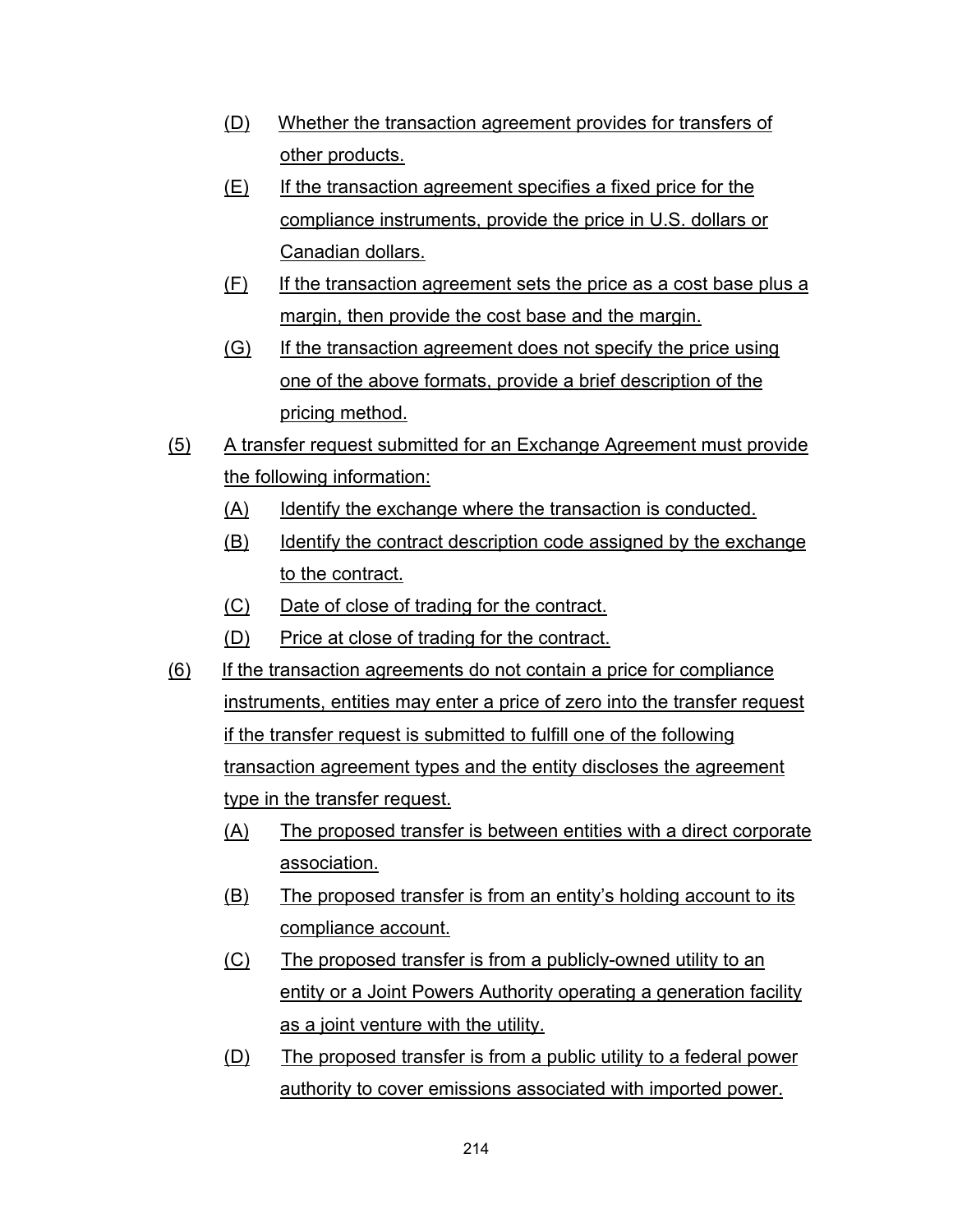(D) Whether the transaction agreement provides for transfers of other products.

(E) If the transaction agreement specifies a fixed price for the compliance instruments, provide the price in U.S. dollars or Canadian dollars.

(F) If the transaction agreement sets the price as a cost base plus a margin, then provide the cost base and the margin.

(G) If the transaction agreement does not specify the price using one of the above formats, provide a brief description of the pricing method.

(5) A transfer request submitted for an Exchange Agreement must provide the following information:

(A) Identify the exchange where the transaction is conducted.

(B) Identify the contract description code assigned by the exchange to the contract.

(C) Date of close of trading for the contract.

(D) Price at close of trading for the contract.

(6) If the transaction agreements do not contain a price for compliance instruments, entities may enter a price of zero into the transfer request if the transfer request is submitted to fulfill one of the following transaction agreement types and the entity discloses the agreement type in the transfer request.

(A) The proposed transfer is between entities with a direct corporate association.

(B) The proposed transfer is from an entity's holding account to its compliance account.

(C) The proposed transfer is from a publicly-owned utility to an entity or a Joint Powers Authority operating a generation facility as a joint venture with the utility.

(D) The proposed transfer is from a public utility to a federal power authority to cover emissions associated with imported power.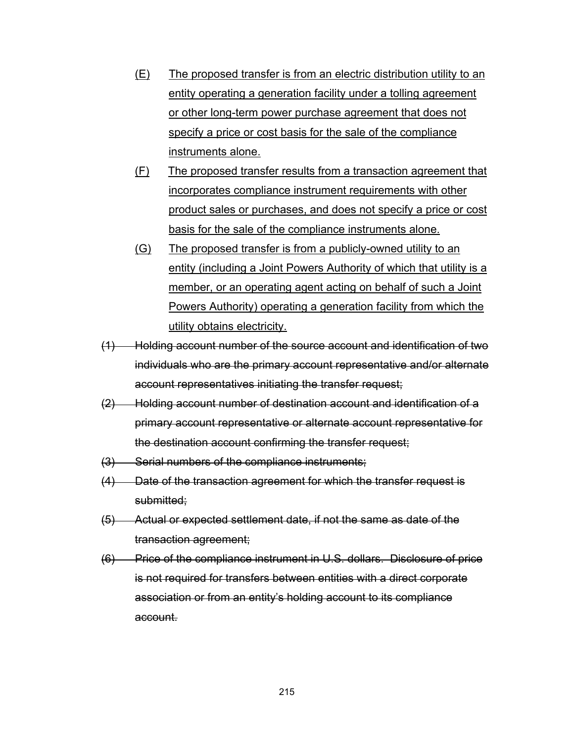<u>(E) The proposed transfer is from an electric distribution utility to an entity operating a generation facility under a tolling agreement or other long-term power purchase agreement that does not specify a price or cost basis for the sale of the compliance instruments alone.</u>

<u>(F) The proposed transfer results from a transaction agreement that incorporates compliance instrument requirements with other product sales or purchases, and does not specify a price or cost basis for the sale of the compliance instruments alone.</u>

<u>(G) The proposed transfer is from a publicly-owned utility to an entity (including a Joint Powers Authority of which that utility is a member, or an operating agent acting on behalf of such a Joint Powers Authority) operating a generation facility from which the utility obtains electricity.</u>

~~(1) Holding account number of the source account and identification of two individuals who are the primary account representative and/or alternate account representatives initiating the transfer request;~~

~~(2) Holding account number of destination account and identification of a primary account representative or alternate account representative for the destination account confirming the transfer request;~~

~~(3) Serial numbers of the compliance instruments;~~

~~(4) Date of the transaction agreement for which the transfer request is submitted;~~

~~(5) Actual or expected settlement date, if not the same as date of the transaction agreement;~~

~~(6) Price of the compliance instrument in U.S. dollars. Disclosure of price is not required for transfers between entities with a direct corporate association or from an entity's holding account to its compliance account.~~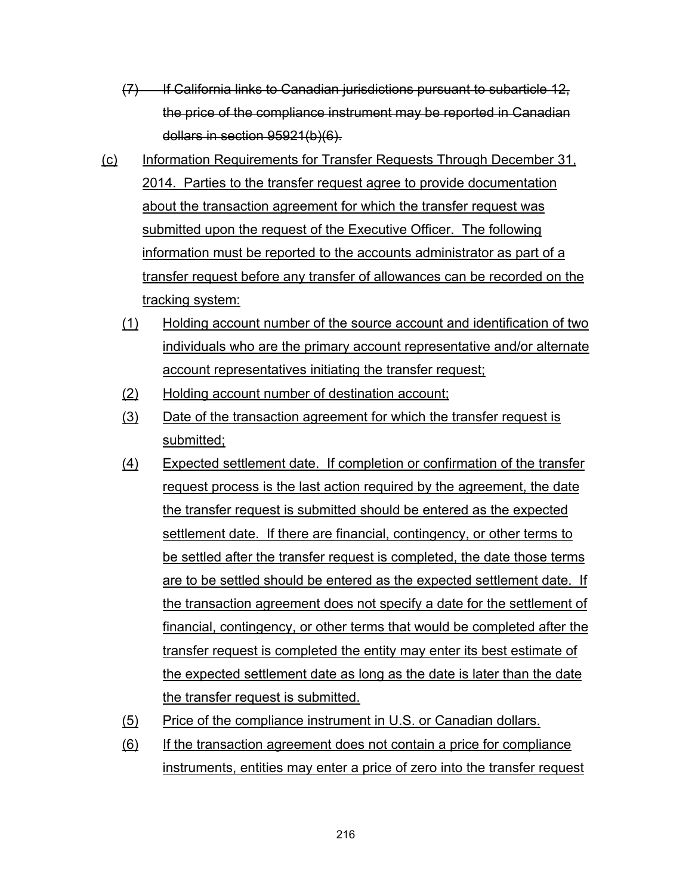~~(7) If California links to Canadian jurisdictions pursuant to subarticle 12, the price of the compliance instrument may be reported in Canadian dollars in section 95921(b)(6).~~

<u>(c) Information Requirements for Transfer Requests Through December 31, 2014. Parties to the transfer request agree to provide documentation about the transaction agreement for which the transfer request was submitted upon the request of the Executive Officer. The following information must be reported to the accounts administrator as part of a transfer request before any transfer of allowances can be recorded on the tracking system:</u>

<u>(1) Holding account number of the source account and identification of two individuals who are the primary account representative and/or alternate account representatives initiating the transfer request;</u>

<u>(2) Holding account number of destination account;</u>

<u>(3) Date of the transaction agreement for which the transfer request is submitted;</u>

<u>(4) Expected settlement date. If completion or confirmation of the transfer request process is the last action required by the agreement, the date the transfer request is submitted should be entered as the expected settlement date. If there are financial, contingency, or other terms to be settled after the transfer request is completed, the date those terms are to be settled should be entered as the expected settlement date. If the transaction agreement does not specify a date for the settlement of financial, contingency, or other terms that would be completed after the transfer request is completed the entity may enter its best estimate of the expected settlement date as long as the date is later than the date the transfer request is submitted.</u>

<u>(5) Price of the compliance instrument in U.S. or Canadian dollars.</u>

<u>(6) If the transaction agreement does not contain a price for compliance instruments, entities may enter a price of zero into the transfer request</u>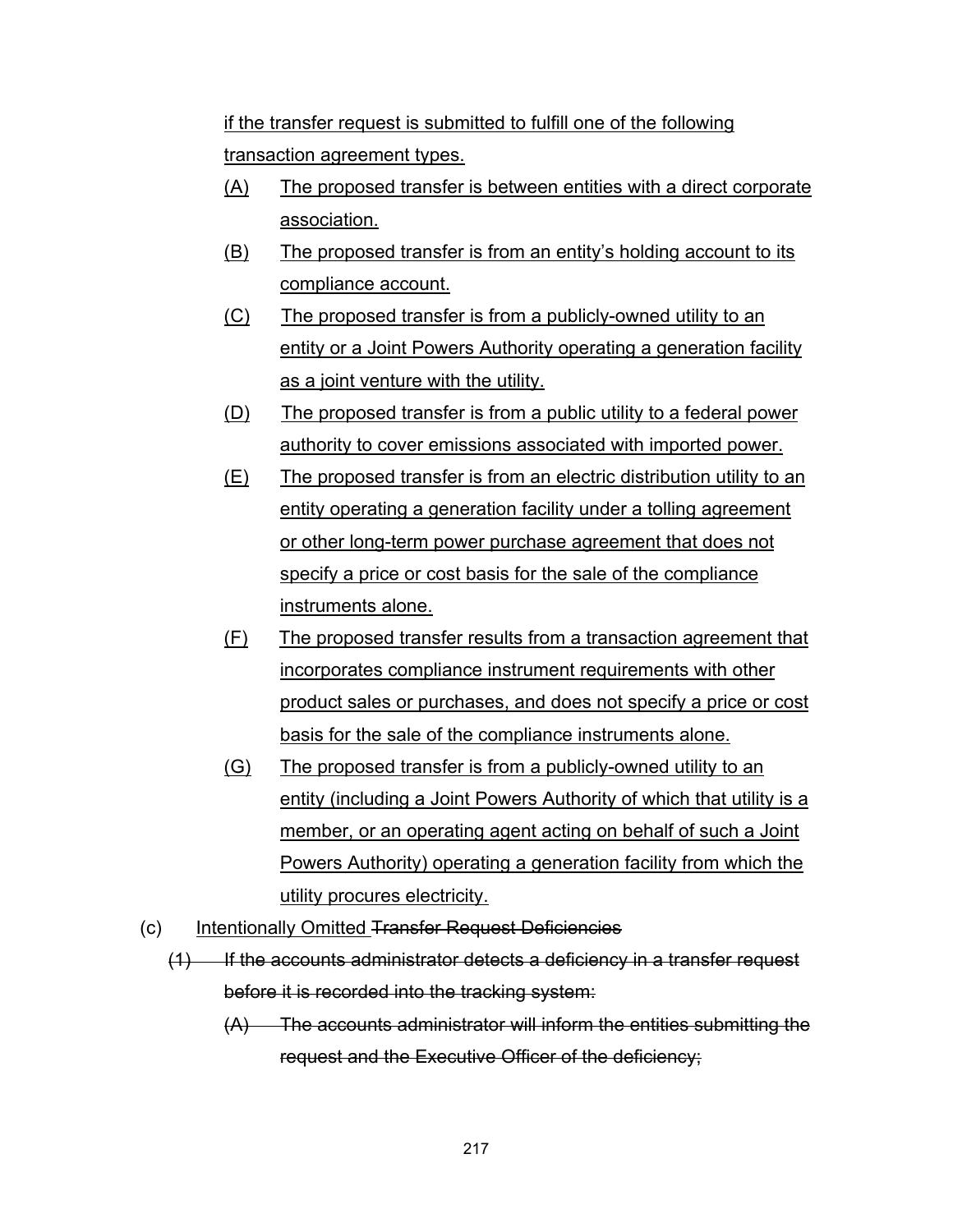if the transfer request is submitted to fulfill one of the following transaction agreement types.

(A) The proposed transfer is between entities with a direct corporate association.

(B) The proposed transfer is from an entity's holding account to its compliance account.

(C) The proposed transfer is from a publicly-owned utility to an entity or a Joint Powers Authority operating a generation facility as a joint venture with the utility.

(D) The proposed transfer is from a public utility to a federal power authority to cover emissions associated with imported power.

(E) The proposed transfer is from an electric distribution utility to an entity operating a generation facility under a tolling agreement or other long-term power purchase agreement that does not specify a price or cost basis for the sale of the compliance instruments alone.

(F) The proposed transfer results from a transaction agreement that incorporates compliance instrument requirements with other product sales or purchases, and does not specify a price or cost basis for the sale of the compliance instruments alone.

(G) The proposed transfer is from a publicly-owned utility to an entity (including a Joint Powers Authority of which that utility is a member, or an operating agent acting on behalf of such a Joint Powers Authority) operating a generation facility from which the utility procures electricity.

(c) Intentionally Omitted ~~Transfer Request Deficiencies~~

~~(1) If the accounts administrator detects a deficiency in a transfer request before it is recorded into the tracking system:~~

~~(A) The accounts administrator will inform the entities submitting the request and the Executive Officer of the deficiency;~~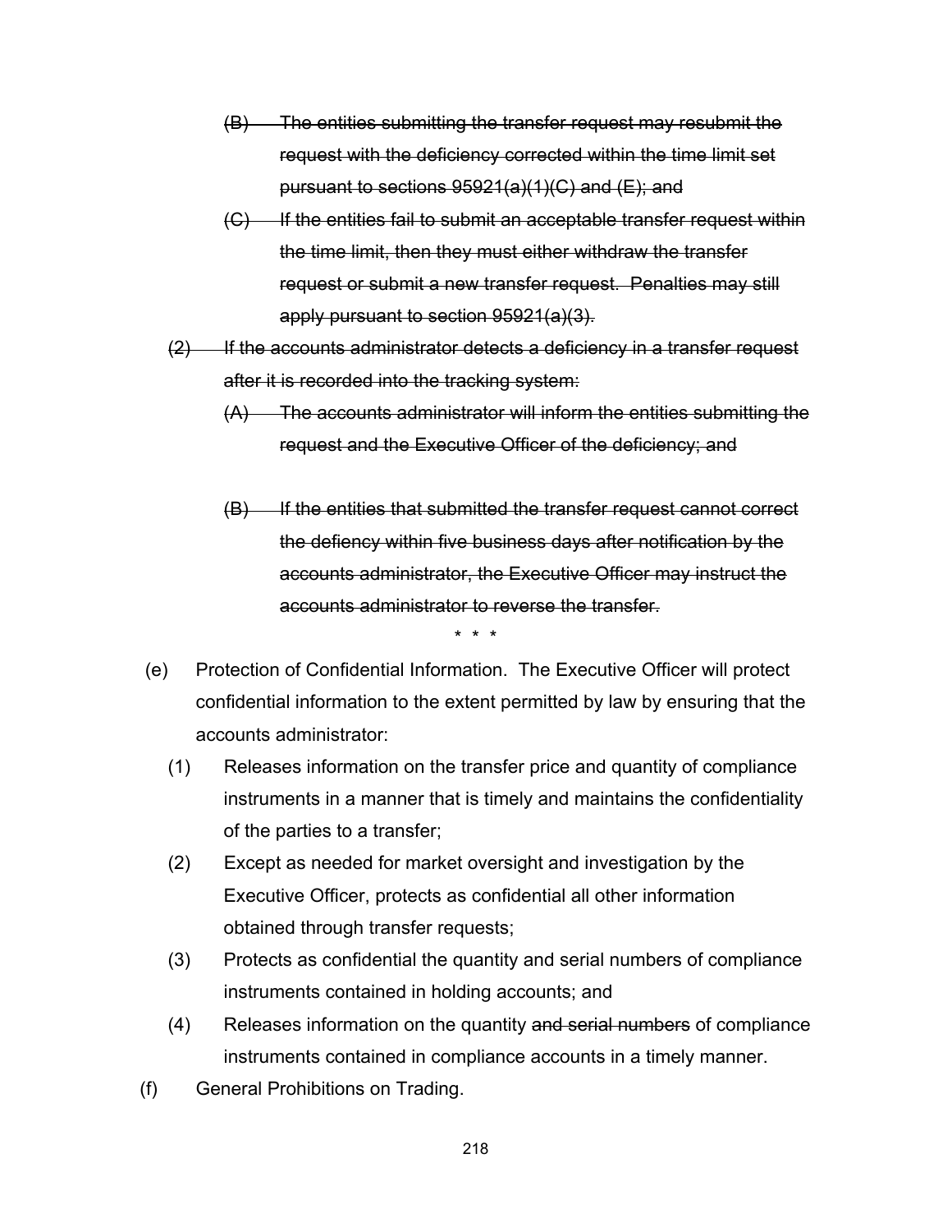~~(B) The entities submitting the transfer request may resubmit the request with the deficiency corrected within the time limit set pursuant to sections 95921(a)(1)(C) and (E); and~~

~~(C) If the entities fail to submit an acceptable transfer request within the time limit, then they must either withdraw the transfer request or submit a new transfer request. Penalties may still apply pursuant to section 95921(a)(3).~~

~~(2) If the accounts administrator detects a deficiency in a transfer request after it is recorded into the tracking system:~~

~~(A) The accounts administrator will inform the entities submitting the request and the Executive Officer of the deficiency; and~~

~~(B) If the entities that submitted the transfer request cannot correct the defiency within five business days after notification by the accounts administrator, the Executive Officer may instruct the accounts administrator to reverse the transfer.~~

\* \* \*

(e) Protection of Confidential Information. The Executive Officer will protect confidential information to the extent permitted by law by ensuring that the accounts administrator:

(1) Releases information on the transfer price and quantity of compliance instruments in a manner that is timely and maintains the confidentiality of the parties to a transfer;

(2) Except as needed for market oversight and investigation by the Executive Officer, protects as confidential all other information obtained through transfer requests;

(3) Protects as confidential the quantity and serial numbers of compliance instruments contained in holding accounts; and

(4) Releases information on the quantity ~~and serial numbers~~ of compliance instruments contained in compliance accounts in a timely manner.

(f) General Prohibitions on Trading.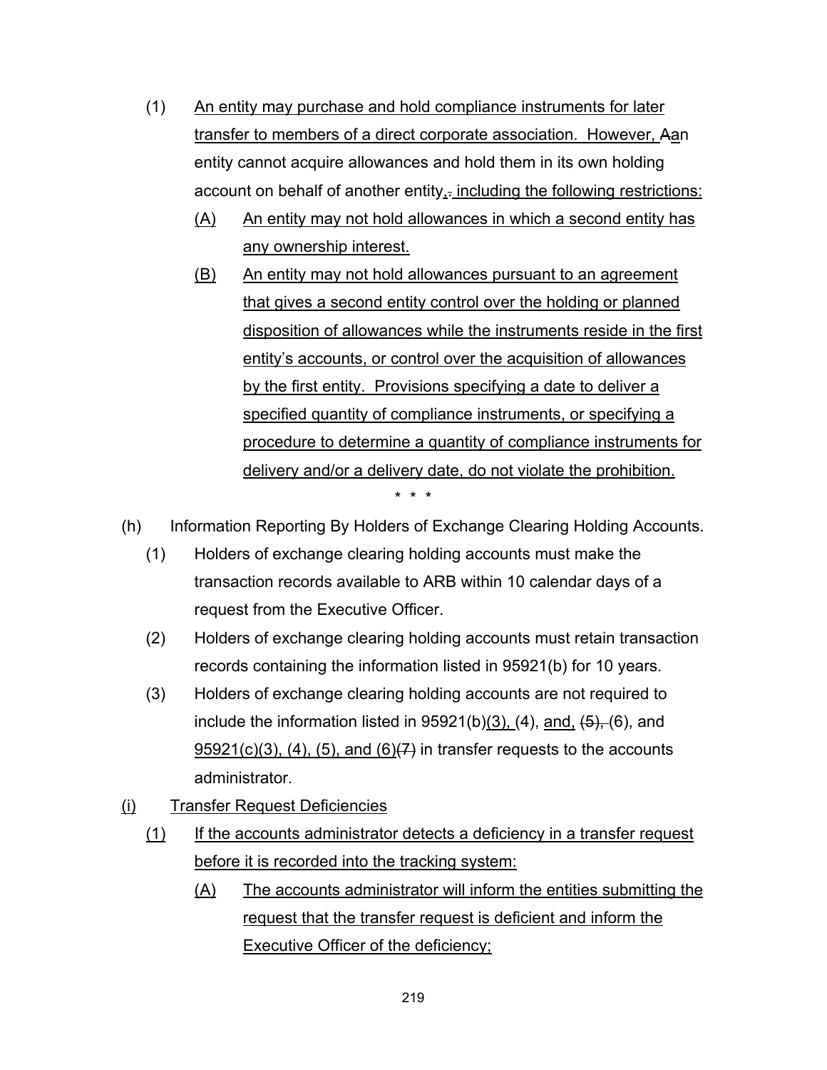(1) An entity may purchase and hold compliance instruments for later transfer to members of a direct corporate association. However, Aan entity cannot acquire allowances and hold them in its own holding account on behalf of another entity,. including the following restrictions:

   (A) An entity may not hold allowances in which a second entity has any ownership interest.

   (B) An entity may not hold allowances pursuant to an agreement that gives a second entity control over the holding or planned disposition of allowances while the instruments reside in the first entity's accounts, or control over the acquisition of allowances by the first entity. Provisions specifying a date to deliver a specified quantity of compliance instruments, or specifying a procedure to determine a quantity of compliance instruments for delivery and/or a delivery date, do not violate the prohibition.

\* \* \*

(h) Information Reporting By Holders of Exchange Clearing Holding Accounts.

   (1) Holders of exchange clearing holding accounts must make the transaction records available to ARB within 10 calendar days of a request from the Executive Officer.

   (2) Holders of exchange clearing holding accounts must retain transaction records containing the information listed in 95921(b) for 10 years.

   (3) Holders of exchange clearing holding accounts are not required to include the information listed in 95921(b)(3), (4), and, (5), (6), and 95921(c)(3), (4), (5), and (6)(7) in transfer requests to the accounts administrator.

(i) Transfer Request Deficiencies

   (1) If the accounts administrator detects a deficiency in a transfer request before it is recorded into the tracking system:

      (A) The accounts administrator will inform the entities submitting the request that the transfer request is deficient and inform the Executive Officer of the deficiency;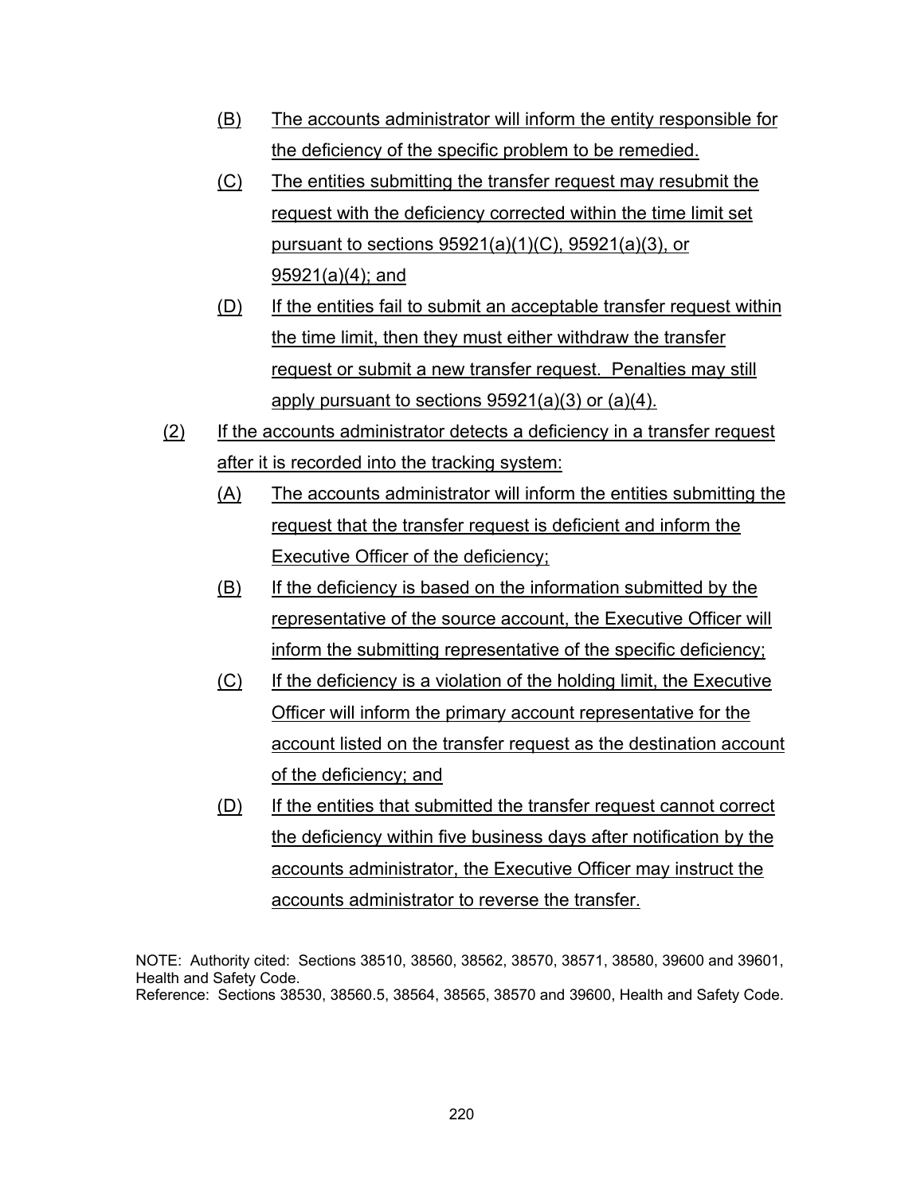(B) The accounts administrator will inform the entity responsible for the deficiency of the specific problem to be remedied.

(C) The entities submitting the transfer request may resubmit the request with the deficiency corrected within the time limit set pursuant to sections 95921(a)(1)(C), 95921(a)(3), or 95921(a)(4); and

(D) If the entities fail to submit an acceptable transfer request within the time limit, then they must either withdraw the transfer request or submit a new transfer request. Penalties may still apply pursuant to sections 95921(a)(3) or (a)(4).

(2) If the accounts administrator detects a deficiency in a transfer request after it is recorded into the tracking system:

(A) The accounts administrator will inform the entities submitting the request that the transfer request is deficient and inform the Executive Officer of the deficiency;

(B) If the deficiency is based on the information submitted by the representative of the source account, the Executive Officer will inform the submitting representative of the specific deficiency;

(C) If the deficiency is a violation of the holding limit, the Executive Officer will inform the primary account representative for the account listed on the transfer request as the destination account of the deficiency; and

(D) If the entities that submitted the transfer request cannot correct the deficiency within five business days after notification by the accounts administrator, the Executive Officer may instruct the accounts administrator to reverse the transfer.

NOTE: Authority cited: Sections 38510, 38560, 38562, 38570, 38571, 38580, 39600 and 39601, Health and Safety Code.
Reference: Sections 38530, 38560.5, 38564, 38565, 38570 and 39600, Health and Safety Code.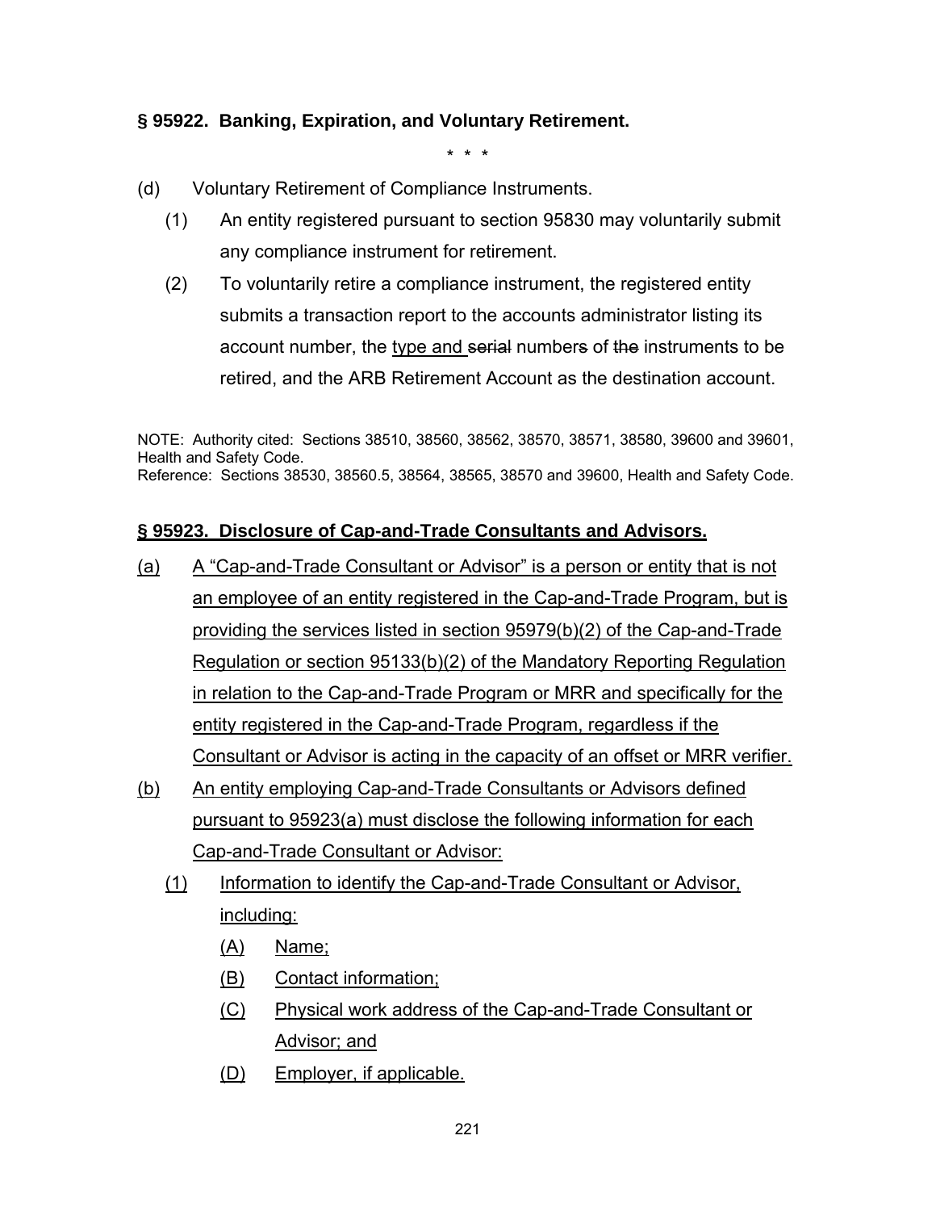**§ 95922. Banking, Expiration, and Voluntary Retirement.**

\* \* \*

(d) Voluntary Retirement of Compliance Instruments.

(1) An entity registered pursuant to section 95830 may voluntarily submit any compliance instrument for retirement.

(2) To voluntarily retire a compliance instrument, the registered entity submits a transaction report to the accounts administrator listing its account number, the <u>type and</u> ~~serial~~ number~~s~~ of ~~the~~ instruments to be retired, and the ARB Retirement Account as the destination account.

NOTE: Authority cited: Sections 38510, 38560, 38562, 38570, 38571, 38580, 39600 and 39601, Health and Safety Code.
Reference: Sections 38530, 38560.5, 38564, 38565, 38570 and 39600, Health and Safety Code.

<u>**§ 95923. Disclosure of Cap-and-Trade Consultants and Advisors.**</u>

<u>(a) A "Cap-and-Trade Consultant or Advisor" is a person or entity that is not an employee of an entity registered in the Cap-and-Trade Program, but is providing the services listed in section 95979(b)(2) of the Cap-and-Trade Regulation or section 95133(b)(2) of the Mandatory Reporting Regulation in relation to the Cap-and-Trade Program or MRR and specifically for the entity registered in the Cap-and-Trade Program, regardless if the Consultant or Advisor is acting in the capacity of an offset or MRR verifier.</u>

<u>(b) An entity employing Cap-and-Trade Consultants or Advisors defined pursuant to 95923(a) must disclose the following information for each Cap-and-Trade Consultant or Advisor:</u>

<u>(1) Information to identify the Cap-and-Trade Consultant or Advisor, including:</u>

<u>(A) Name;</u>

<u>(B) Contact information;</u>

<u>(C) Physical work address of the Cap-and-Trade Consultant or Advisor; and</u>

<u>(D) Employer, if applicable.</u>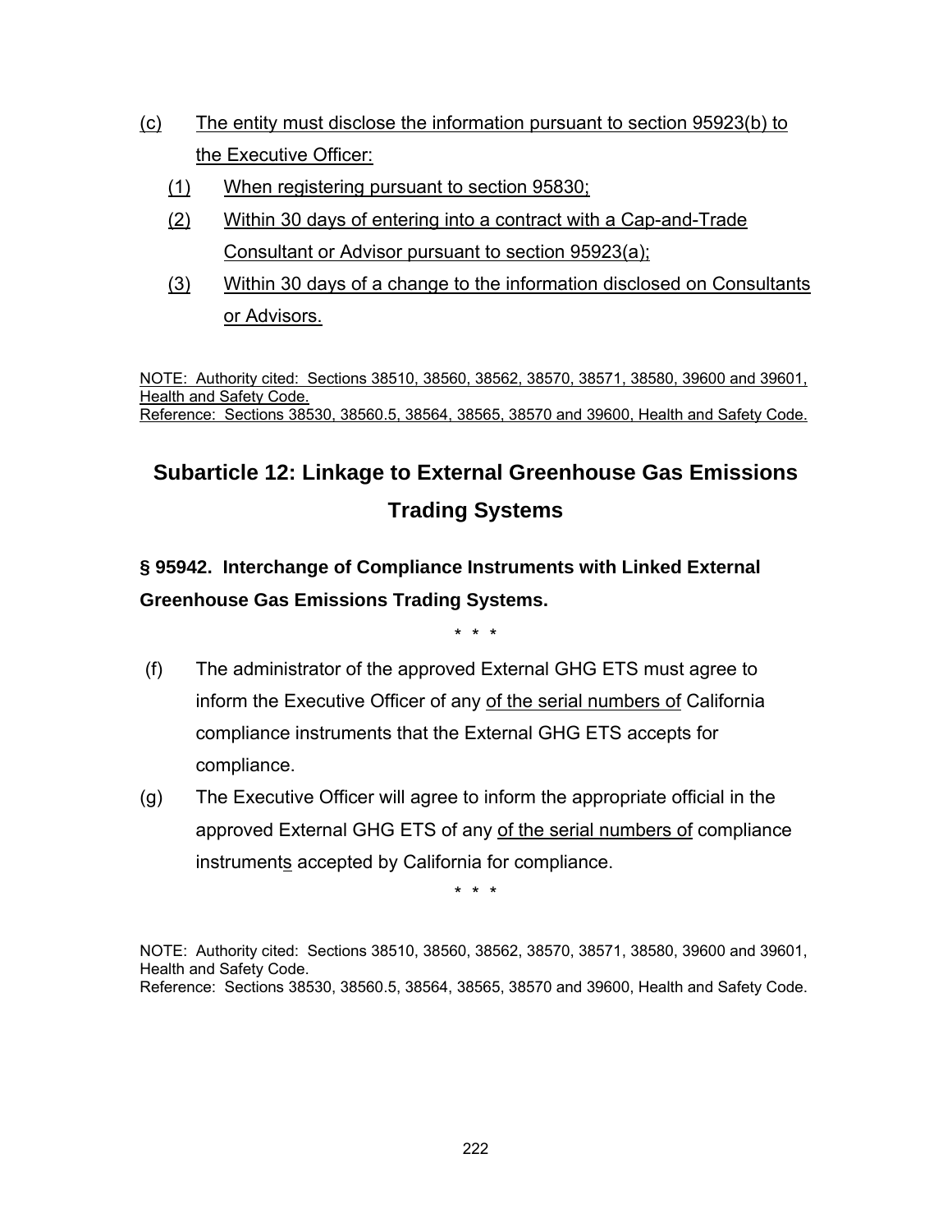(c) The entity must disclose the information pursuant to section 95923(b) to the Executive Officer:

(1) When registering pursuant to section 95830;

(2) Within 30 days of entering into a contract with a Cap-and-Trade Consultant or Advisor pursuant to section 95923(a);

(3) Within 30 days of a change to the information disclosed on Consultants or Advisors.

NOTE: Authority cited: Sections 38510, 38560, 38562, 38570, 38571, 38580, 39600 and 39601, Health and Safety Code.
Reference: Sections 38530, 38560.5, 38564, 38565, 38570 and 39600, Health and Safety Code.

## Subarticle 12: Linkage to External Greenhouse Gas Emissions Trading Systems

### § 95942. Interchange of Compliance Instruments with Linked External Greenhouse Gas Emissions Trading Systems.

\* \* \*

(f) The administrator of the approved External GHG ETS must agree to inform the Executive Officer of any of the serial numbers of California compliance instruments that the External GHG ETS accepts for compliance.

(g) The Executive Officer will agree to inform the appropriate official in the approved External GHG ETS of any of the serial numbers of compliance instruments accepted by California for compliance.

\* \* \*

NOTE: Authority cited: Sections 38510, 38560, 38562, 38570, 38571, 38580, 39600 and 39601, Health and Safety Code.
Reference: Sections 38530, 38560.5, 38564, 38565, 38570 and 39600, Health and Safety Code.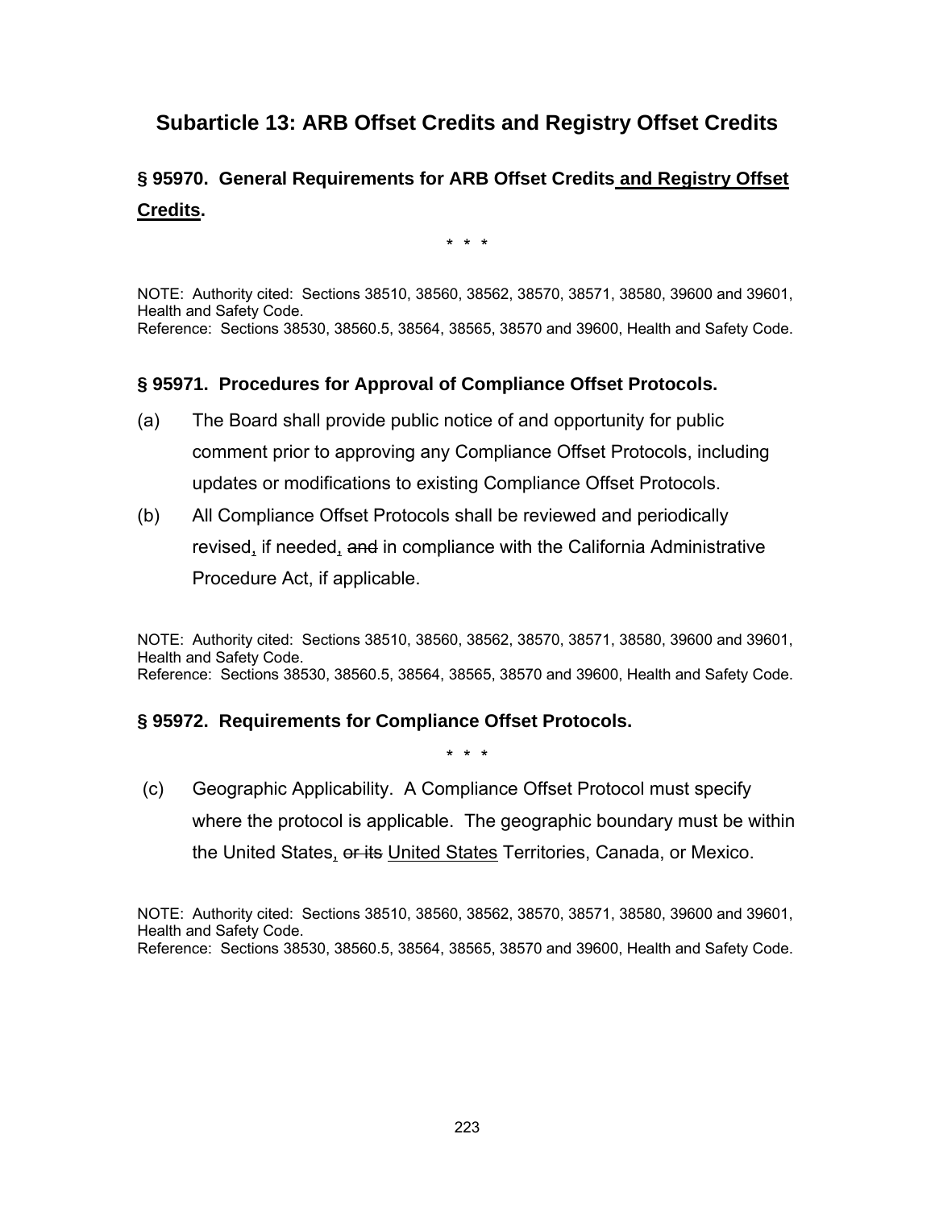## Subarticle 13: ARB Offset Credits and Registry Offset Credits

### § 95970. General Requirements for ARB Offset Credits <u>and Registry Offset Credits</u>.

\* \* \*

NOTE: Authority cited: Sections 38510, 38560, 38562, 38570, 38571, 38580, 39600 and 39601, Health and Safety Code.
Reference: Sections 38530, 38560.5, 38564, 38565, 38570 and 39600, Health and Safety Code.

### § 95971. Procedures for Approval of Compliance Offset Protocols.

(a) The Board shall provide public notice of and opportunity for public comment prior to approving any Compliance Offset Protocols, including updates or modifications to existing Compliance Offset Protocols.

(b) All Compliance Offset Protocols shall be reviewed and periodically revised<u>,</u> if needed<u>,</u> ~~and~~ in compliance with the California Administrative Procedure Act, if applicable.

NOTE: Authority cited: Sections 38510, 38560, 38562, 38570, 38571, 38580, 39600 and 39601, Health and Safety Code.
Reference: Sections 38530, 38560.5, 38564, 38565, 38570 and 39600, Health and Safety Code.

### § 95972. Requirements for Compliance Offset Protocols.

\* \* \*

(c) Geographic Applicability. A Compliance Offset Protocol must specify where the protocol is applicable. The geographic boundary must be within the United States<u>,</u> ~~or its~~ <u>United States</u> Territories, Canada, or Mexico.

NOTE: Authority cited: Sections 38510, 38560, 38562, 38570, 38571, 38580, 39600 and 39601, Health and Safety Code.
Reference: Sections 38530, 38560.5, 38564, 38565, 38570 and 39600, Health and Safety Code.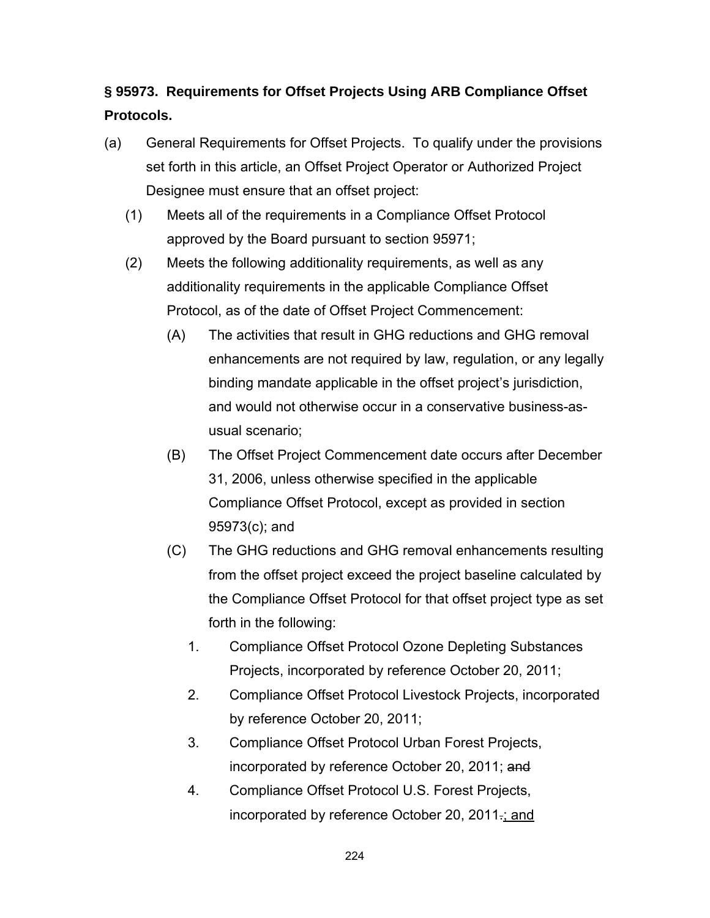**§ 95973. Requirements for Offset Projects Using ARB Compliance Offset Protocols.**

(a) General Requirements for Offset Projects. To qualify under the provisions set forth in this article, an Offset Project Operator or Authorized Project Designee must ensure that an offset project:

(1) Meets all of the requirements in a Compliance Offset Protocol approved by the Board pursuant to section 95971;

(2) Meets the following additionality requirements, as well as any additionality requirements in the applicable Compliance Offset Protocol, as of the date of Offset Project Commencement:

(A) The activities that result in GHG reductions and GHG removal enhancements are not required by law, regulation, or any legally binding mandate applicable in the offset project's jurisdiction, and would not otherwise occur in a conservative business-as-usual scenario;

(B) The Offset Project Commencement date occurs after December 31, 2006, unless otherwise specified in the applicable Compliance Offset Protocol, except as provided in section 95973(c); and

(C) The GHG reductions and GHG removal enhancements resulting from the offset project exceed the project baseline calculated by the Compliance Offset Protocol for that offset project type as set forth in the following:

1. Compliance Offset Protocol Ozone Depleting Substances Projects, incorporated by reference October 20, 2011;

2. Compliance Offset Protocol Livestock Projects, incorporated by reference October 20, 2011;

3. Compliance Offset Protocol Urban Forest Projects, incorporated by reference October 20, 2011; ~~and~~

4. Compliance Offset Protocol U.S. Forest Projects, incorporated by reference October 20, 2011~~.~~<u>; and</u>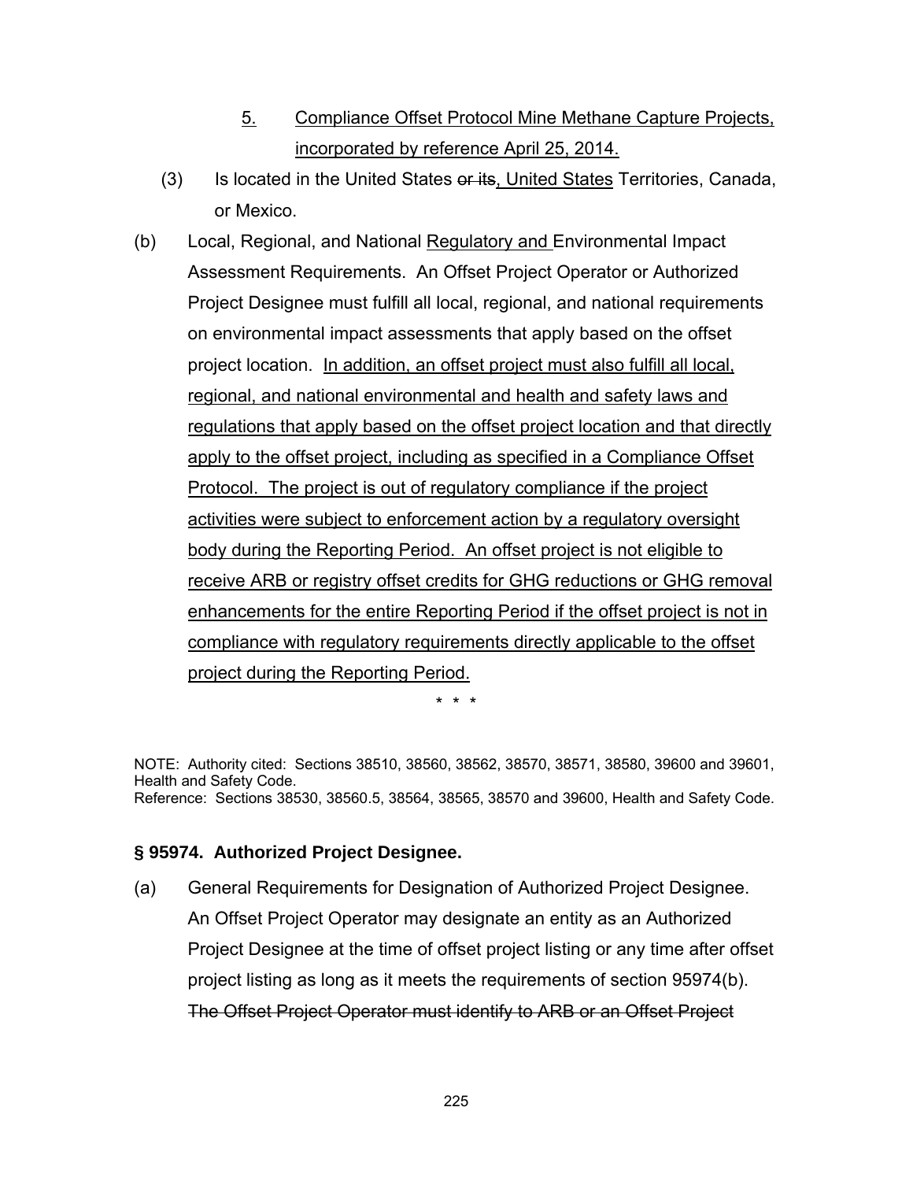5. Compliance Offset Protocol Mine Methane Capture Projects, incorporated by reference April 25, 2014.

(3) Is located in the United States ~~or its~~, United States Territories, Canada, or Mexico.

(b) Local, Regional, and National Regulatory and Environmental Impact Assessment Requirements. An Offset Project Operator or Authorized Project Designee must fulfill all local, regional, and national requirements on environmental impact assessments that apply based on the offset project location. In addition, an offset project must also fulfill all local, regional, and national environmental and health and safety laws and regulations that apply based on the offset project location and that directly apply to the offset project, including as specified in a Compliance Offset Protocol. The project is out of regulatory compliance if the project activities were subject to enforcement action by a regulatory oversight body during the Reporting Period. An offset project is not eligible to receive ARB or registry offset credits for GHG reductions or GHG removal enhancements for the entire Reporting Period if the offset project is not in compliance with regulatory requirements directly applicable to the offset project during the Reporting Period.

\* \* \*

NOTE: Authority cited: Sections 38510, 38560, 38562, 38570, 38571, 38580, 39600 and 39601, Health and Safety Code.
Reference: Sections 38530, 38560.5, 38564, 38565, 38570 and 39600, Health and Safety Code.

### § 95974. Authorized Project Designee.

(a) General Requirements for Designation of Authorized Project Designee. An Offset Project Operator may designate an entity as an Authorized Project Designee at the time of offset project listing or any time after offset project listing as long as it meets the requirements of section 95974(b). ~~The Offset Project Operator must identify to ARB or an Offset Project~~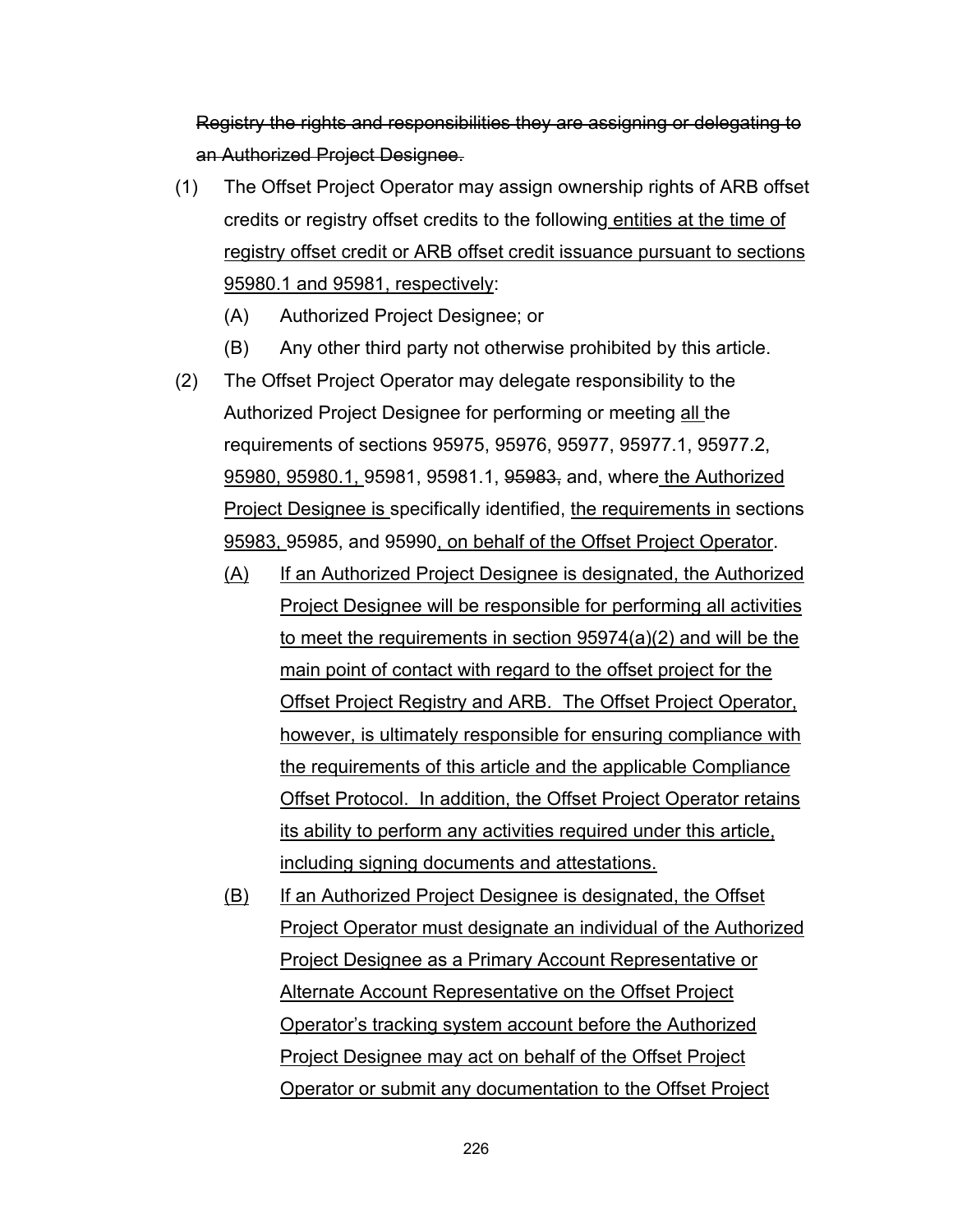~~Registry the rights and responsibilities they are assigning or delegating to an Authorized Project Designee.~~

(1) The Offset Project Operator may assign ownership rights of ARB offset credits or registry offset credits to the following <u>entities at the time of registry offset credit or ARB offset credit issuance pursuant to sections 95980.1 and 95981, respectively</u>:

(A) Authorized Project Designee; or

(B) Any other third party not otherwise prohibited by this article.

(2) The Offset Project Operator may delegate responsibility to the Authorized Project Designee for performing or meeting <u>all</u> the requirements of sections 95975, 95976, 95977, 95977.1, 95977.2, <u>95980, 95980.1,</u> 95981, 95981.1, ~~95983,~~ and, where <u>the Authorized Project Designee is</u> specifically identified, <u>the requirements in</u> sections <u>95983,</u> 95985, and 95990<u>, on behalf of the Offset Project Operator</u>.

<u>(A)</u> <u>If an Authorized Project Designee is designated, the Authorized Project Designee will be responsible for performing all activities to meet the requirements in section 95974(a)(2) and will be the main point of contact with regard to the offset project for the Offset Project Registry and ARB. The Offset Project Operator, however, is ultimately responsible for ensuring compliance with the requirements of this article and the applicable Compliance Offset Protocol. In addition, the Offset Project Operator retains its ability to perform any activities required under this article, including signing documents and attestations.</u>

<u>(B)</u> <u>If an Authorized Project Designee is designated, the Offset Project Operator must designate an individual of the Authorized Project Designee as a Primary Account Representative or Alternate Account Representative on the Offset Project Operator's tracking system account before the Authorized Project Designee may act on behalf of the Offset Project Operator or submit any documentation to the Offset Project</u>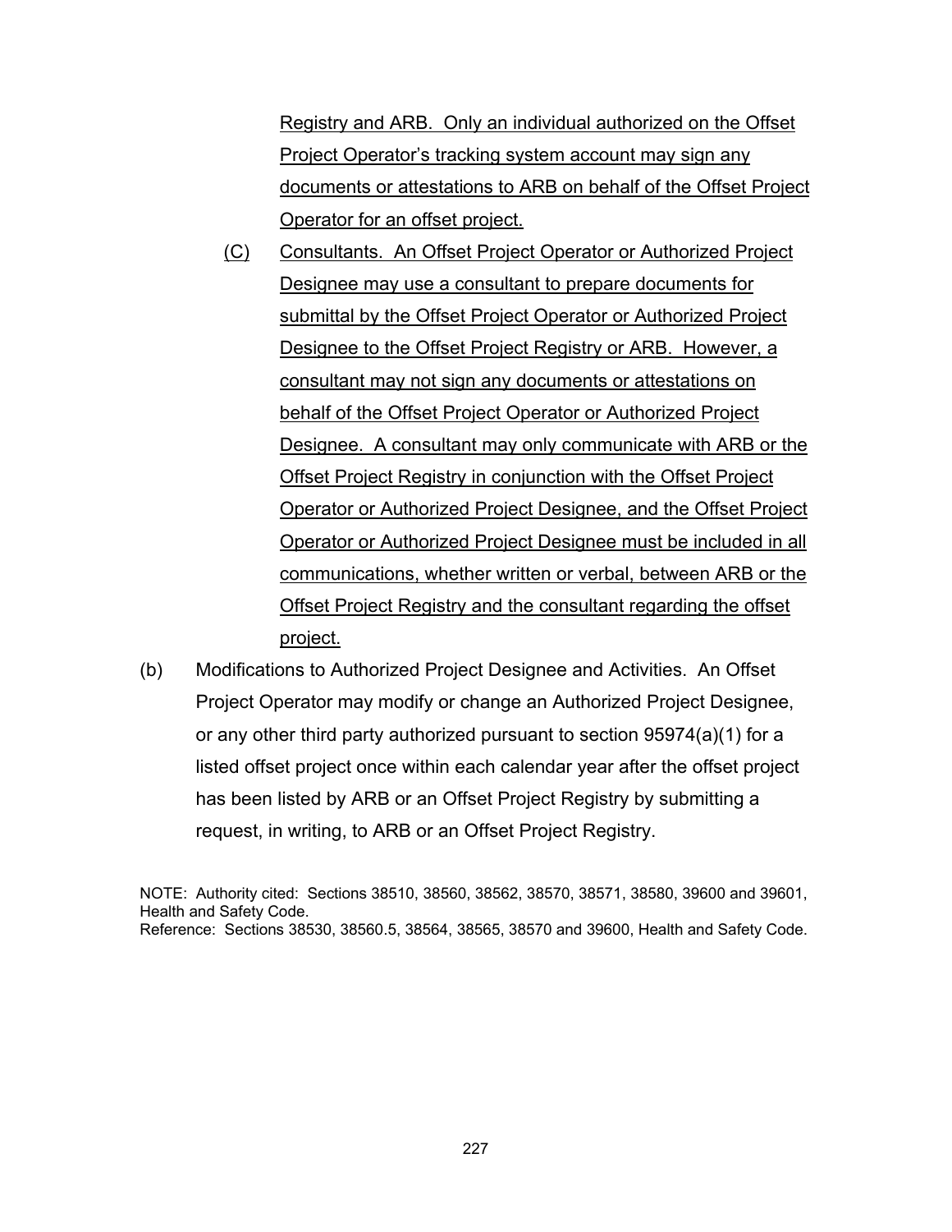Registry and ARB. Only an individual authorized on the Offset Project Operator's tracking system account may sign any documents or attestations to ARB on behalf of the Offset Project Operator for an offset project.

(C) Consultants. An Offset Project Operator or Authorized Project Designee may use a consultant to prepare documents for submittal by the Offset Project Operator or Authorized Project Designee to the Offset Project Registry or ARB. However, a consultant may not sign any documents or attestations on behalf of the Offset Project Operator or Authorized Project Designee. A consultant may only communicate with ARB or the Offset Project Registry in conjunction with the Offset Project Operator or Authorized Project Designee, and the Offset Project Operator or Authorized Project Designee must be included in all communications, whether written or verbal, between ARB or the Offset Project Registry and the consultant regarding the offset project.

(b) Modifications to Authorized Project Designee and Activities. An Offset Project Operator may modify or change an Authorized Project Designee, or any other third party authorized pursuant to section 95974(a)(1) for a listed offset project once within each calendar year after the offset project has been listed by ARB or an Offset Project Registry by submitting a request, in writing, to ARB or an Offset Project Registry.

NOTE: Authority cited: Sections 38510, 38560, 38562, 38570, 38571, 38580, 39600 and 39601, Health and Safety Code.
Reference: Sections 38530, 38560.5, 38564, 38565, 38570 and 39600, Health and Safety Code.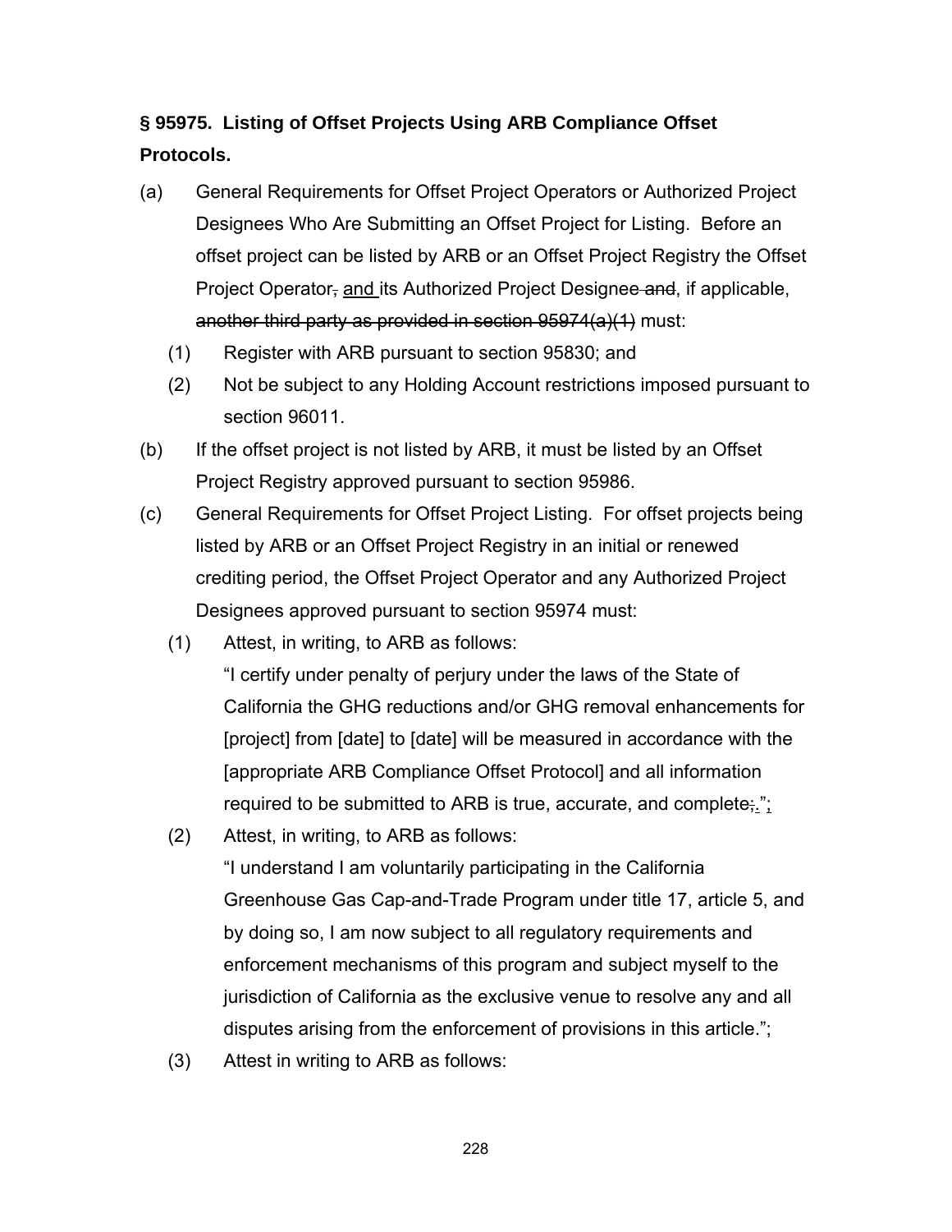**§ 95975. Listing of Offset Projects Using ARB Compliance Offset Protocols.**

(a) General Requirements for Offset Project Operators or Authorized Project Designees Who Are Submitting an Offset Project for Listing. Before an offset project can be listed by ARB or an Offset Project Registry the Offset Project Operator~~,~~ <u>and </u>its Authorized Project Designee~~ and~~, if applicable, ~~another third party as provided in section 95974(a)(1)~~ must:

(1) Register with ARB pursuant to section 95830; and

(2) Not be subject to any Holding Account restrictions imposed pursuant to section 96011.

(b) If the offset project is not listed by ARB, it must be listed by an Offset Project Registry approved pursuant to section 95986.

(c) General Requirements for Offset Project Listing. For offset projects being listed by ARB or an Offset Project Registry in an initial or renewed crediting period, the Offset Project Operator and any Authorized Project Designees approved pursuant to section 95974 must:

(1) Attest, in writing, to ARB as follows:

"I certify under penalty of perjury under the laws of the State of California the GHG reductions and/or GHG removal enhancements for [project] from [date] to [date] will be measured in accordance with the [appropriate ARB Compliance Offset Protocol] and all information required to be submitted to ARB is true, accurate, and complete~~;~~<u>.</u>"<u>;</u>

(2) Attest, in writing, to ARB as follows:

"I understand I am voluntarily participating in the California Greenhouse Gas Cap-and-Trade Program under title 17, article 5, and by doing so, I am now subject to all regulatory requirements and enforcement mechanisms of this program and subject myself to the jurisdiction of California as the exclusive venue to resolve any and all disputes arising from the enforcement of provisions in this article.";

(3) Attest in writing to ARB as follows: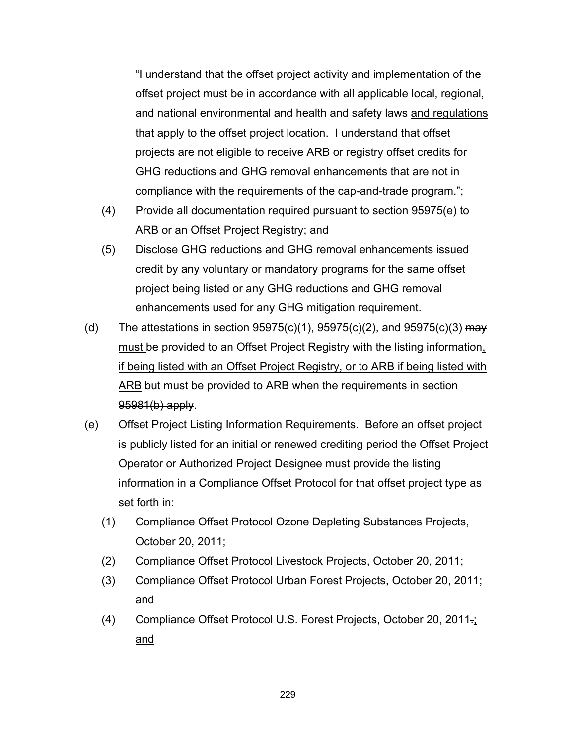"I understand that the offset project activity and implementation of the offset project must be in accordance with all applicable local, regional, and national environmental and health and safety laws <u>and regulations</u> that apply to the offset project location. I understand that offset projects are not eligible to receive ARB or registry offset credits for GHG reductions and GHG removal enhancements that are not in compliance with the requirements of the cap-and-trade program.";

(4) Provide all documentation required pursuant to section 95975(e) to ARB or an Offset Project Registry; and

(5) Disclose GHG reductions and GHG removal enhancements issued credit by any voluntary or mandatory programs for the same offset project being listed or any GHG reductions and GHG removal enhancements used for any GHG mitigation requirement.

(d) The attestations in section 95975(c)(1), 95975(c)(2), and 95975(c)(3) ~~may~~ <u>must</u> be provided to an Offset Project Registry with the listing information<u>, if being listed with an Offset Project Registry, or to ARB if being listed with ARB</u> ~~but must be provided to ARB when the requirements in section 95981(b) apply~~.

(e) Offset Project Listing Information Requirements. Before an offset project is publicly listed for an initial or renewed crediting period the Offset Project Operator or Authorized Project Designee must provide the listing information in a Compliance Offset Protocol for that offset project type as set forth in:

(1) Compliance Offset Protocol Ozone Depleting Substances Projects, October 20, 2011;

(2) Compliance Offset Protocol Livestock Projects, October 20, 2011;

(3) Compliance Offset Protocol Urban Forest Projects, October 20, 2011; ~~and~~

(4) Compliance Offset Protocol U.S. Forest Projects, October 20, 2011~~.~~<u>; and</u>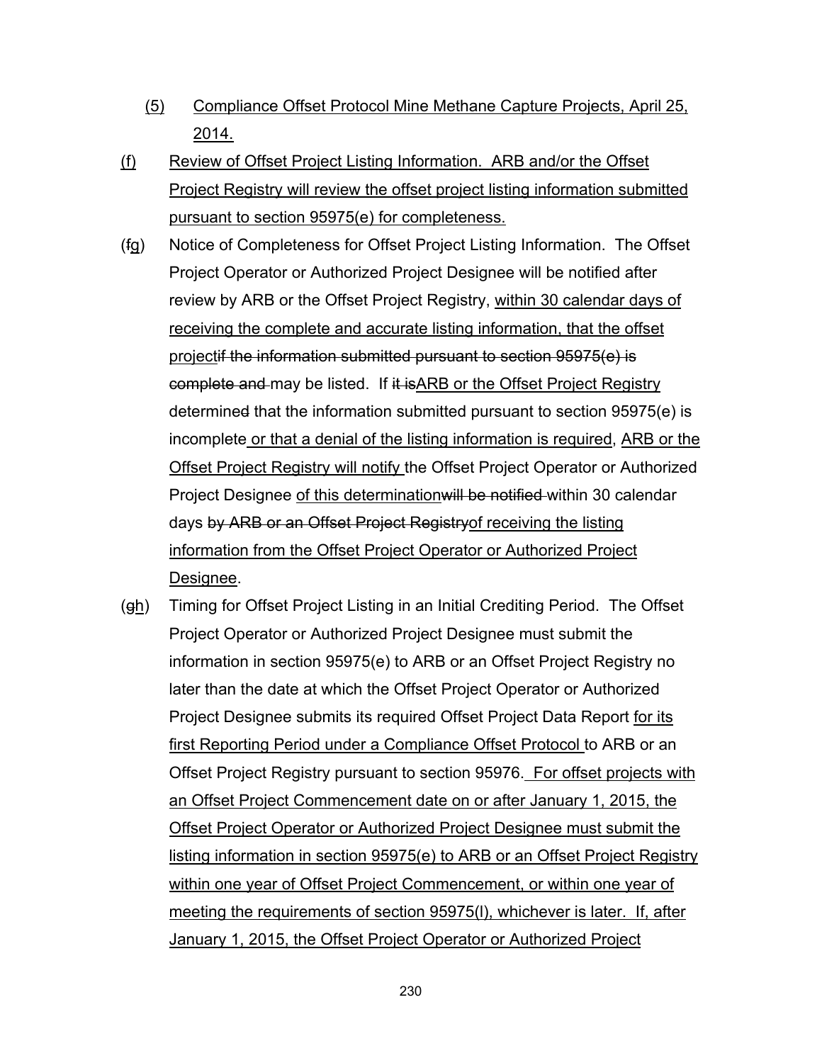(5) Compliance Offset Protocol Mine Methane Capture Projects, April 25, 2014.

(f) Review of Offset Project Listing Information. ARB and/or the Offset Project Registry will review the offset project listing information submitted pursuant to section 95975(e) for completeness.

(fg) Notice of Completeness for Offset Project Listing Information. The Offset Project Operator or Authorized Project Designee will be notified after review by ARB or the Offset Project Registry, within 30 calendar days of receiving the complete and accurate listing information, that the offset projectif the information submitted pursuant to section 95975(e) is complete and may be listed. If it isARB or the Offset Project Registry determined that the information submitted pursuant to section 95975(e) is incomplete or that a denial of the listing information is required, ARB or the Offset Project Registry will notify the Offset Project Operator or Authorized Project Designee of this determinationwill be notified within 30 calendar days by ARB or an Offset Project Registryof receiving the listing information from the Offset Project Operator or Authorized Project Designee.

(gh) Timing for Offset Project Listing in an Initial Crediting Period. The Offset Project Operator or Authorized Project Designee must submit the information in section 95975(e) to ARB or an Offset Project Registry no later than the date at which the Offset Project Operator or Authorized Project Designee submits its required Offset Project Data Report for its first Reporting Period under a Compliance Offset Protocol to ARB or an Offset Project Registry pursuant to section 95976. For offset projects with an Offset Project Commencement date on or after January 1, 2015, the Offset Project Operator or Authorized Project Designee must submit the listing information in section 95975(e) to ARB or an Offset Project Registry within one year of Offset Project Commencement, or within one year of meeting the requirements of section 95975(l), whichever is later. If, after January 1, 2015, the Offset Project Operator or Authorized Project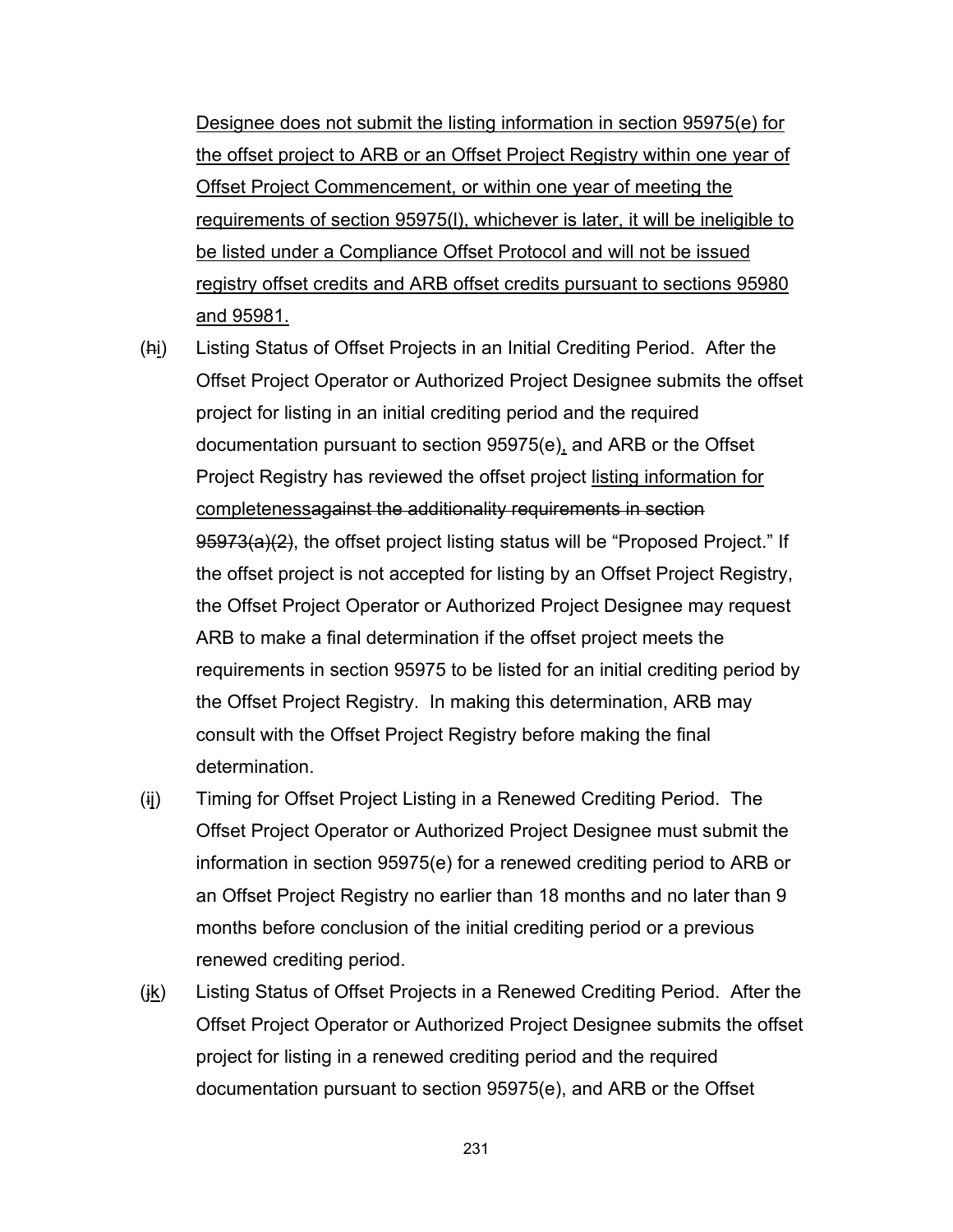Designee does not submit the listing information in section 95975(e) for the offset project to ARB or an Offset Project Registry within one year of Offset Project Commencement, or within one year of meeting the requirements of section 95975(l), whichever is later, it will be ineligible to be listed under a Compliance Offset Protocol and will not be issued registry offset credits and ARB offset credits pursuant to sections 95980 and 95981.

(~~h~~i) Listing Status of Offset Projects in an Initial Crediting Period. After the Offset Project Operator or Authorized Project Designee submits the offset project for listing in an initial crediting period and the required documentation pursuant to section 95975(e), and ARB or the Offset Project Registry has reviewed the offset project listing information for completeness~~against the additionality requirements in section 95973(a)(2)~~, the offset project listing status will be "Proposed Project." If the offset project is not accepted for listing by an Offset Project Registry, the Offset Project Operator or Authorized Project Designee may request ARB to make a final determination if the offset project meets the requirements in section 95975 to be listed for an initial crediting period by the Offset Project Registry. In making this determination, ARB may consult with the Offset Project Registry before making the final determination.

(~~i~~j) Timing for Offset Project Listing in a Renewed Crediting Period. The Offset Project Operator or Authorized Project Designee must submit the information in section 95975(e) for a renewed crediting period to ARB or an Offset Project Registry no earlier than 18 months and no later than 9 months before conclusion of the initial crediting period or a previous renewed crediting period.

(~~j~~k) Listing Status of Offset Projects in a Renewed Crediting Period. After the Offset Project Operator or Authorized Project Designee submits the offset project for listing in a renewed crediting period and the required documentation pursuant to section 95975(e), and ARB or the Offset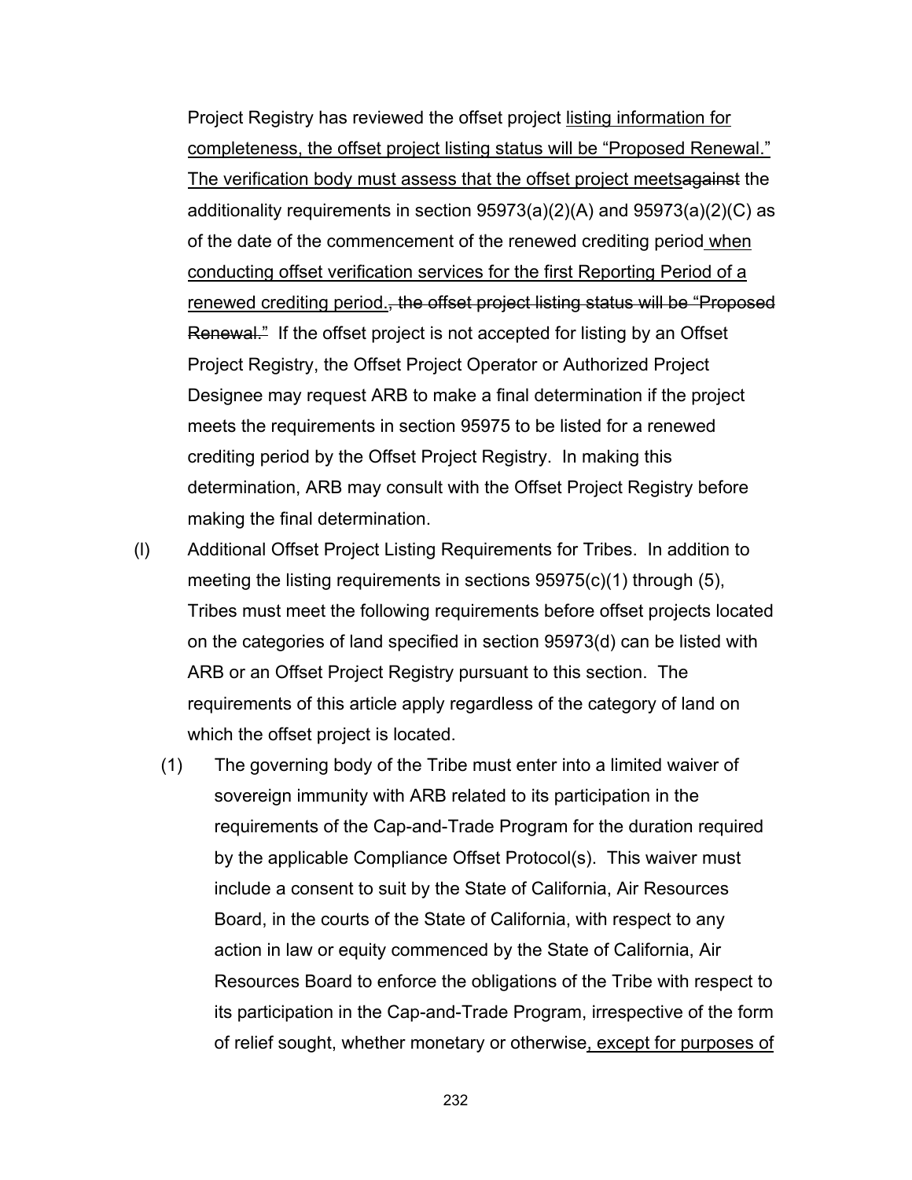Project Registry has reviewed the offset project listing information for completeness, the offset project listing status will be "Proposed Renewal." The verification body must assess that the offset project meets~~against~~ the additionality requirements in section 95973(a)(2)(A) and 95973(a)(2)(C) as of the date of the commencement of the renewed crediting period when conducting offset verification services for the first Reporting Period of a renewed crediting period.~~, the offset project listing status will be "Proposed Renewal."~~ If the offset project is not accepted for listing by an Offset Project Registry, the Offset Project Operator or Authorized Project Designee may request ARB to make a final determination if the project meets the requirements in section 95975 to be listed for a renewed crediting period by the Offset Project Registry. In making this determination, ARB may consult with the Offset Project Registry before making the final determination.

(l) Additional Offset Project Listing Requirements for Tribes. In addition to meeting the listing requirements in sections 95975(c)(1) through (5), Tribes must meet the following requirements before offset projects located on the categories of land specified in section 95973(d) can be listed with ARB or an Offset Project Registry pursuant to this section. The requirements of this article apply regardless of the category of land on which the offset project is located.

(1) The governing body of the Tribe must enter into a limited waiver of sovereign immunity with ARB related to its participation in the requirements of the Cap-and-Trade Program for the duration required by the applicable Compliance Offset Protocol(s). This waiver must include a consent to suit by the State of California, Air Resources Board, in the courts of the State of California, with respect to any action in law or equity commenced by the State of California, Air Resources Board to enforce the obligations of the Tribe with respect to its participation in the Cap-and-Trade Program, irrespective of the form of relief sought, whether monetary or otherwise, except for purposes of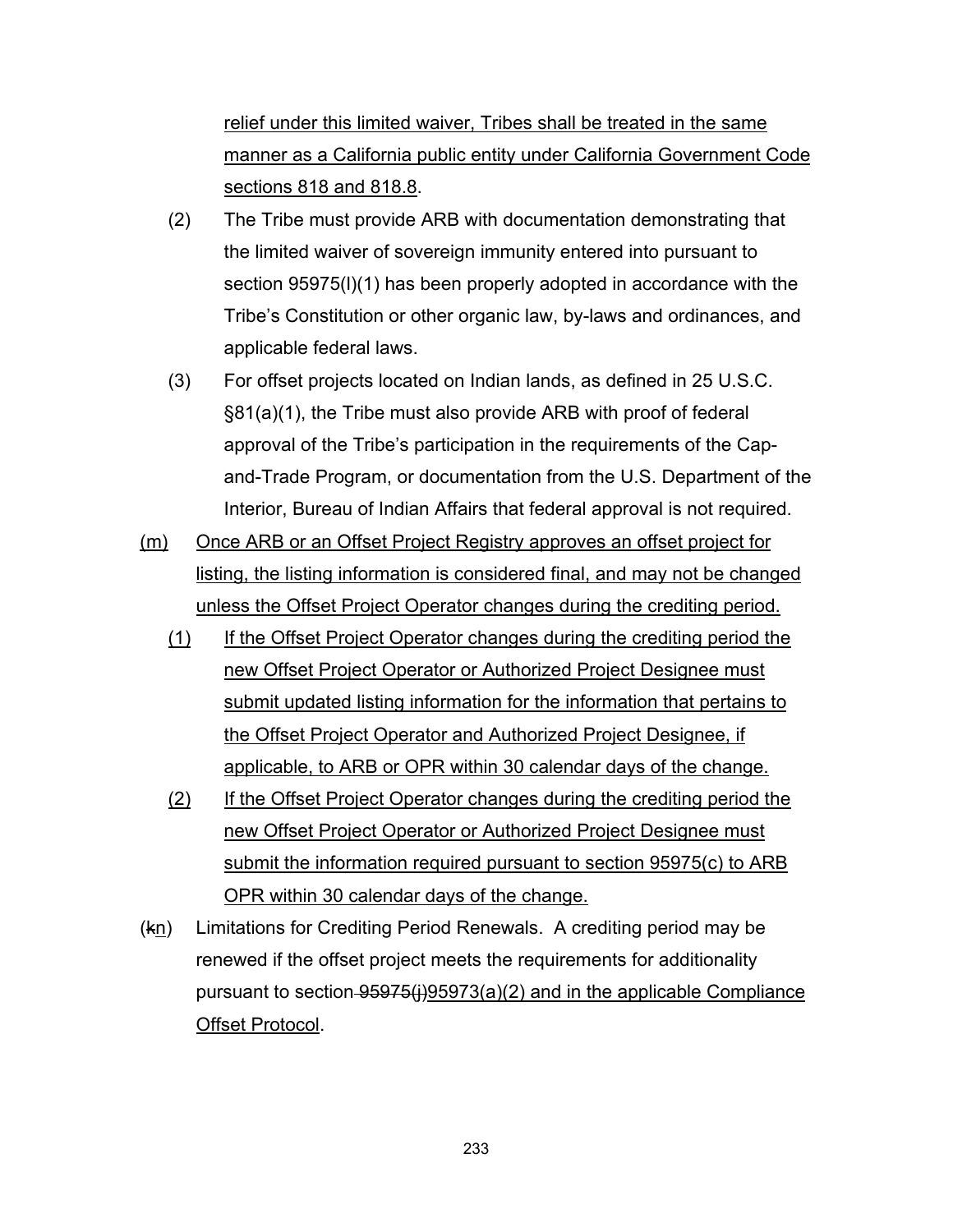relief under this limited waiver, Tribes shall be treated in the same manner as a California public entity under California Government Code sections 818 and 818.8.

(2) The Tribe must provide ARB with documentation demonstrating that the limited waiver of sovereign immunity entered into pursuant to section 95975(l)(1) has been properly adopted in accordance with the Tribe's Constitution or other organic law, by-laws and ordinances, and applicable federal laws.

(3) For offset projects located on Indian lands, as defined in 25 U.S.C. §81(a)(1), the Tribe must also provide ARB with proof of federal approval of the Tribe's participation in the requirements of the Cap-and-Trade Program, or documentation from the U.S. Department of the Interior, Bureau of Indian Affairs that federal approval is not required.

(m) Once ARB or an Offset Project Registry approves an offset project for listing, the listing information is considered final, and may not be changed unless the Offset Project Operator changes during the crediting period.

(1) If the Offset Project Operator changes during the crediting period the new Offset Project Operator or Authorized Project Designee must submit updated listing information for the information that pertains to the Offset Project Operator and Authorized Project Designee, if applicable, to ARB or OPR within 30 calendar days of the change.

(2) If the Offset Project Operator changes during the crediting period the new Offset Project Operator or Authorized Project Designee must submit the information required pursuant to section 95975(c) to ARB OPR within 30 calendar days of the change.

(~~k~~n) Limitations for Crediting Period Renewals. A crediting period may be renewed if the offset project meets the requirements for additionality pursuant to section ~~95975(j)~~95973(a)(2) and in the applicable Compliance Offset Protocol.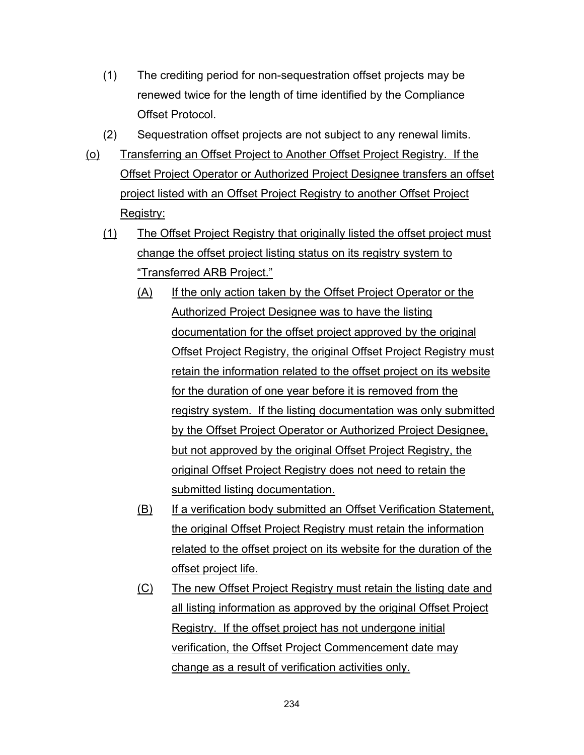(1) The crediting period for non-sequestration offset projects may be renewed twice for the length of time identified by the Compliance Offset Protocol.

(2) Sequestration offset projects are not subject to any renewal limits.

(o) Transferring an Offset Project to Another Offset Project Registry. If the Offset Project Operator or Authorized Project Designee transfers an offset project listed with an Offset Project Registry to another Offset Project Registry:

(1) The Offset Project Registry that originally listed the offset project must change the offset project listing status on its registry system to "Transferred ARB Project."

(A) If the only action taken by the Offset Project Operator or the Authorized Project Designee was to have the listing documentation for the offset project approved by the original Offset Project Registry, the original Offset Project Registry must retain the information related to the offset project on its website for the duration of one year before it is removed from the registry system. If the listing documentation was only submitted by the Offset Project Operator or Authorized Project Designee, but not approved by the original Offset Project Registry, the original Offset Project Registry does not need to retain the submitted listing documentation.

(B) If a verification body submitted an Offset Verification Statement, the original Offset Project Registry must retain the information related to the offset project on its website for the duration of the offset project life.

(C) The new Offset Project Registry must retain the listing date and all listing information as approved by the original Offset Project Registry. If the offset project has not undergone initial verification, the Offset Project Commencement date may change as a result of verification activities only.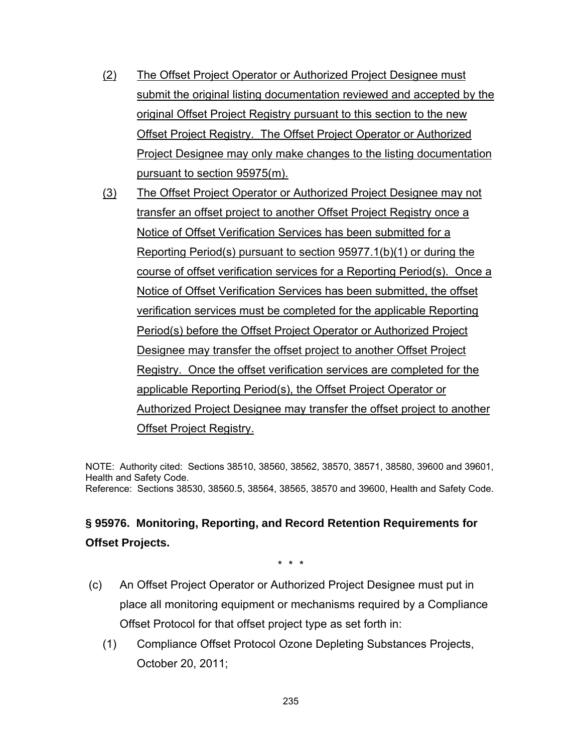(2) The Offset Project Operator or Authorized Project Designee must submit the original listing documentation reviewed and accepted by the original Offset Project Registry pursuant to this section to the new Offset Project Registry. The Offset Project Operator or Authorized Project Designee may only make changes to the listing documentation pursuant to section 95975(m).

(3) The Offset Project Operator or Authorized Project Designee may not transfer an offset project to another Offset Project Registry once a Notice of Offset Verification Services has been submitted for a Reporting Period(s) pursuant to section 95977.1(b)(1) or during the course of offset verification services for a Reporting Period(s). Once a Notice of Offset Verification Services has been submitted, the offset verification services must be completed for the applicable Reporting Period(s) before the Offset Project Operator or Authorized Project Designee may transfer the offset project to another Offset Project Registry. Once the offset verification services are completed for the applicable Reporting Period(s), the Offset Project Operator or Authorized Project Designee may transfer the offset project to another Offset Project Registry.

NOTE: Authority cited: Sections 38510, 38560, 38562, 38570, 38571, 38580, 39600 and 39601, Health and Safety Code.
Reference: Sections 38530, 38560.5, 38564, 38565, 38570 and 39600, Health and Safety Code.

## § 95976. Monitoring, Reporting, and Record Retention Requirements for Offset Projects.

\* \* \*

(c) An Offset Project Operator or Authorized Project Designee must put in place all monitoring equipment or mechanisms required by a Compliance Offset Protocol for that offset project type as set forth in:

(1) Compliance Offset Protocol Ozone Depleting Substances Projects, October 20, 2011;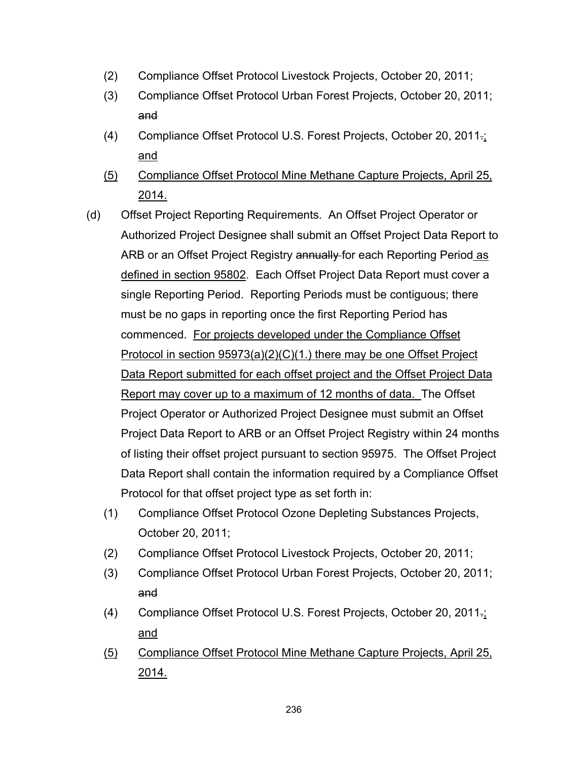(2) Compliance Offset Protocol Livestock Projects, October 20, 2011;

(3) Compliance Offset Protocol Urban Forest Projects, October 20, 2011; ~~and~~

(4) Compliance Offset Protocol U.S. Forest Projects, October 20, 2011~~.~~<u>;</u> <u>and</u>

<u>(5)</u> <u>Compliance Offset Protocol Mine Methane Capture Projects, April 25, 2014.</u>

(d) Offset Project Reporting Requirements. An Offset Project Operator or Authorized Project Designee shall submit an Offset Project Data Report to ARB or an Offset Project Registry ~~annually~~ for each Reporting Period <u>as defined in section 95802</u>. Each Offset Project Data Report must cover a single Reporting Period. Reporting Periods must be contiguous; there must be no gaps in reporting once the first Reporting Period has commenced. <u>For projects developed under the Compliance Offset Protocol in section 95973(a)(2)(C)(1.) there may be one Offset Project Data Report submitted for each offset project and the Offset Project Data Report may cover up to a maximum of 12 months of data.</u> The Offset Project Operator or Authorized Project Designee must submit an Offset Project Data Report to ARB or an Offset Project Registry within 24 months of listing their offset project pursuant to section 95975. The Offset Project Data Report shall contain the information required by a Compliance Offset Protocol for that offset project type as set forth in:

(1) Compliance Offset Protocol Ozone Depleting Substances Projects, October 20, 2011;

(2) Compliance Offset Protocol Livestock Projects, October 20, 2011;

(3) Compliance Offset Protocol Urban Forest Projects, October 20, 2011; ~~and~~

(4) Compliance Offset Protocol U.S. Forest Projects, October 20, 2011~~.~~<u>;</u> <u>and</u>

<u>(5)</u> <u>Compliance Offset Protocol Mine Methane Capture Projects, April 25, 2014.</u>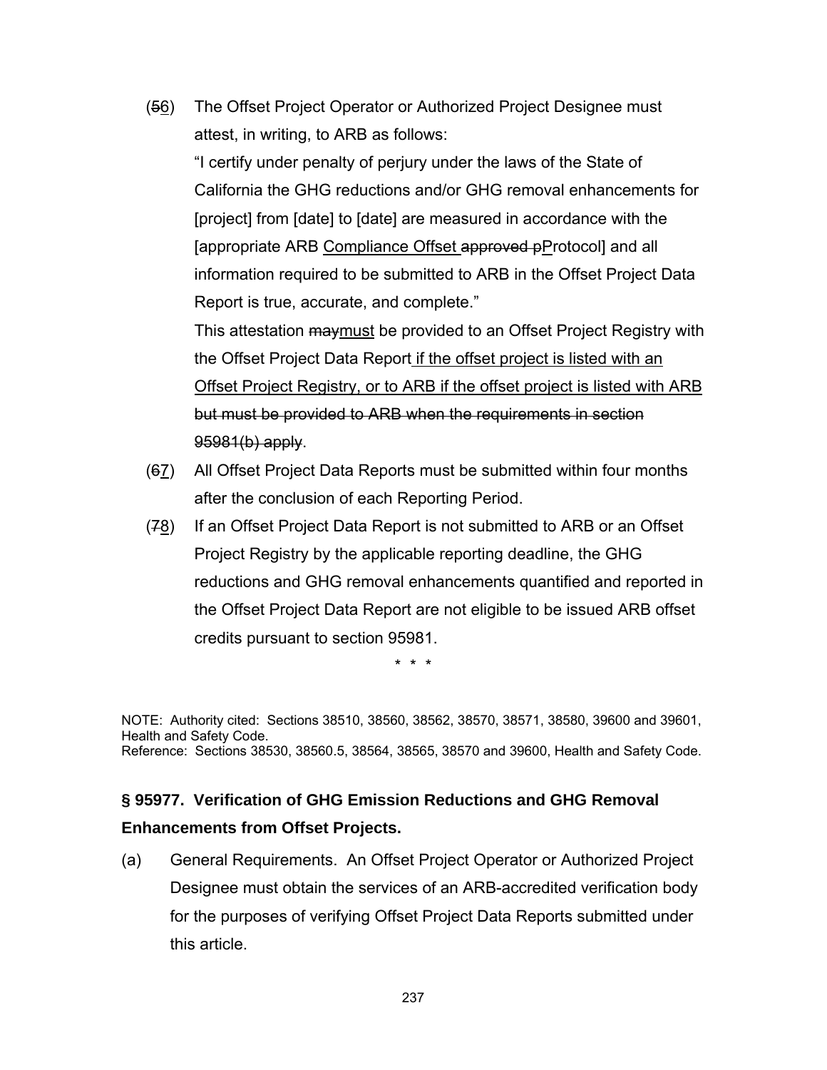(~~5~~<u>6</u>) The Offset Project Operator or Authorized Project Designee must attest, in writing, to ARB as follows:

"I certify under penalty of perjury under the laws of the State of California the GHG reductions and/or GHG removal enhancements for [project] from [date] to [date] are measured in accordance with the [appropriate ARB <u>Compliance Offset</u> ~~approved p~~<u>P</u>rotocol] and all information required to be submitted to ARB in the Offset Project Data Report is true, accurate, and complete."

This attestation ~~may~~<u>must</u> be provided to an Offset Project Registry with the Offset Project Data Report<u> if the offset project is listed with an Offset Project Registry, or to ARB if the offset project is listed with ARB</u> ~~but must be provided to ARB when the requirements in section 95981(b) apply~~.

(~~6~~<u>7</u>) All Offset Project Data Reports must be submitted within four months after the conclusion of each Reporting Period.

(~~7~~<u>8</u>) If an Offset Project Data Report is not submitted to ARB or an Offset Project Registry by the applicable reporting deadline, the GHG reductions and GHG removal enhancements quantified and reported in the Offset Project Data Report are not eligible to be issued ARB offset credits pursuant to section 95981.

\* \* \*

NOTE: Authority cited: Sections 38510, 38560, 38562, 38570, 38571, 38580, 39600 and 39601, Health and Safety Code.
Reference: Sections 38530, 38560.5, 38564, 38565, 38570 and 39600, Health and Safety Code.

**§ 95977. Verification of GHG Emission Reductions and GHG Removal Enhancements from Offset Projects.**

(a) General Requirements. An Offset Project Operator or Authorized Project Designee must obtain the services of an ARB-accredited verification body for the purposes of verifying Offset Project Data Reports submitted under this article.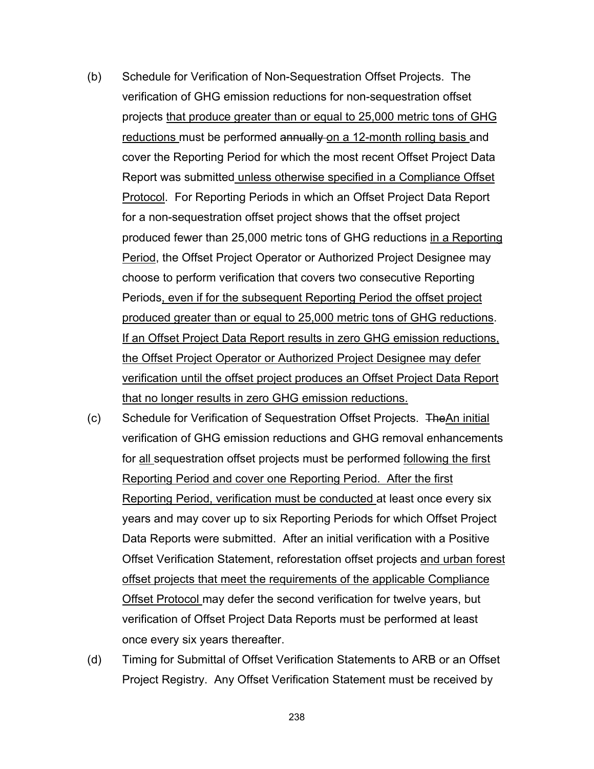(b) Schedule for Verification of Non-Sequestration Offset Projects. The verification of GHG emission reductions for non-sequestration offset projects <u>that produce greater than or equal to 25,000 metric tons of GHG reductions</u> must be performed ~~annually~~ <u>on a 12-month rolling basis</u> and cover the Reporting Period for which the most recent Offset Project Data Report was submitted <u>unless otherwise specified in a Compliance Offset Protocol</u>. For Reporting Periods in which an Offset Project Data Report for a non-sequestration offset project shows that the offset project produced fewer than 25,000 metric tons of GHG reductions <u>in a Reporting Period</u>, the Offset Project Operator or Authorized Project Designee may choose to perform verification that covers two consecutive Reporting Periods<u>, even if for the subsequent Reporting Period the offset project produced greater than or equal to 25,000 metric tons of GHG reductions</u>. <u>If an Offset Project Data Report results in zero GHG emission reductions, the Offset Project Operator or Authorized Project Designee may defer verification until the offset project produces an Offset Project Data Report that no longer results in zero GHG emission reductions.</u>

(c) Schedule for Verification of Sequestration Offset Projects. ~~The~~<u>An initial</u> verification of GHG emission reductions and GHG removal enhancements for <u>all</u> sequestration offset projects must be performed <u>following the first Reporting Period and cover one Reporting Period. After the first Reporting Period, verification must be conducted</u> at least once every six years and may cover up to six Reporting Periods for which Offset Project Data Reports were submitted. After an initial verification with a Positive Offset Verification Statement, reforestation offset projects <u>and urban forest offset projects that meet the requirements of the applicable Compliance Offset Protocol</u> may defer the second verification for twelve years, but verification of Offset Project Data Reports must be performed at least once every six years thereafter.

(d) Timing for Submittal of Offset Verification Statements to ARB or an Offset Project Registry. Any Offset Verification Statement must be received by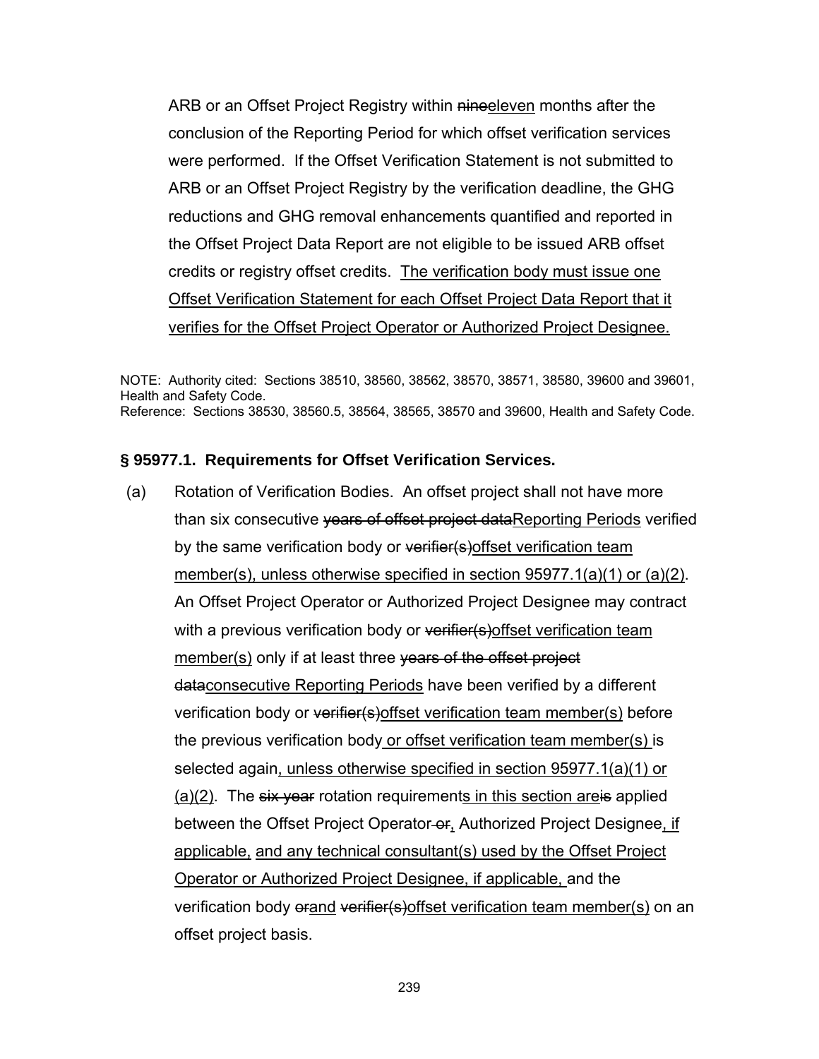ARB or an Offset Project Registry within ~~nine~~<u>eleven</u> months after the conclusion of the Reporting Period for which offset verification services were performed. If the Offset Verification Statement is not submitted to ARB or an Offset Project Registry by the verification deadline, the GHG reductions and GHG removal enhancements quantified and reported in the Offset Project Data Report are not eligible to be issued ARB offset credits or registry offset credits. <u>The verification body must issue one Offset Verification Statement for each Offset Project Data Report that it verifies for the Offset Project Operator or Authorized Project Designee.</u>

NOTE: Authority cited: Sections 38510, 38560, 38562, 38570, 38571, 38580, 39600 and 39601, Health and Safety Code.
Reference: Sections 38530, 38560.5, 38564, 38565, 38570 and 39600, Health and Safety Code.

**§ 95977.1. Requirements for Offset Verification Services.**

(a) Rotation of Verification Bodies. An offset project shall not have more than six consecutive ~~years of offset project data~~<u>Reporting Periods</u> verified by the same verification body or ~~verifier(s)~~<u>offset verification team member(s), unless otherwise specified in section 95977.1(a)(1) or (a)(2)</u>. An Offset Project Operator or Authorized Project Designee may contract with a previous verification body or ~~verifier(s)~~<u>offset verification team member(s)</u> only if at least three ~~years of the offset project data~~<u>consecutive Reporting Periods</u> have been verified by a different verification body or ~~verifier(s)~~<u>offset verification team member(s)</u> before the previous verification body<u> or offset verification team member(s) </u>is selected again<u>, unless otherwise specified in section 95977.1(a)(1) or (a)(2)</u>. The ~~six year~~ rotation requirement<u>s in this section are</u>~~is~~ applied between the Offset Project Operator ~~or~~<u>,</u> Authorized Project Designee<u>, if applicable,</u> <u>and any technical consultant(s) used by the Offset Project Operator or Authorized Project Designee, if applicable, </u>and the verification body ~~or~~<u>and</u> ~~verifier(s)~~<u>offset verification team member(s)</u> on an offset project basis.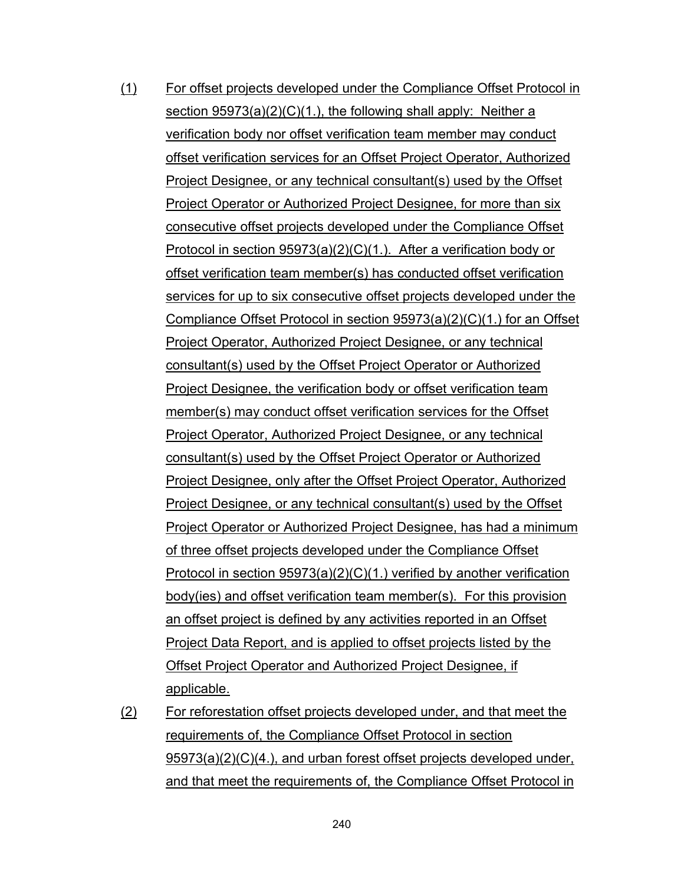(1) For offset projects developed under the Compliance Offset Protocol in section 95973(a)(2)(C)(1.), the following shall apply: Neither a verification body nor offset verification team member may conduct offset verification services for an Offset Project Operator, Authorized Project Designee, or any technical consultant(s) used by the Offset Project Operator or Authorized Project Designee, for more than six consecutive offset projects developed under the Compliance Offset Protocol in section 95973(a)(2)(C)(1.). After a verification body or offset verification team member(s) has conducted offset verification services for up to six consecutive offset projects developed under the Compliance Offset Protocol in section 95973(a)(2)(C)(1.) for an Offset Project Operator, Authorized Project Designee, or any technical consultant(s) used by the Offset Project Operator or Authorized Project Designee, the verification body or offset verification team member(s) may conduct offset verification services for the Offset Project Operator, Authorized Project Designee, or any technical consultant(s) used by the Offset Project Operator or Authorized Project Designee, only after the Offset Project Operator, Authorized Project Designee, or any technical consultant(s) used by the Offset Project Operator or Authorized Project Designee, has had a minimum of three offset projects developed under the Compliance Offset Protocol in section 95973(a)(2)(C)(1.) verified by another verification body(ies) and offset verification team member(s). For this provision an offset project is defined by any activities reported in an Offset Project Data Report, and is applied to offset projects listed by the Offset Project Operator and Authorized Project Designee, if applicable.

(2) For reforestation offset projects developed under, and that meet the requirements of, the Compliance Offset Protocol in section 95973(a)(2)(C)(4.), and urban forest offset projects developed under, and that meet the requirements of, the Compliance Offset Protocol in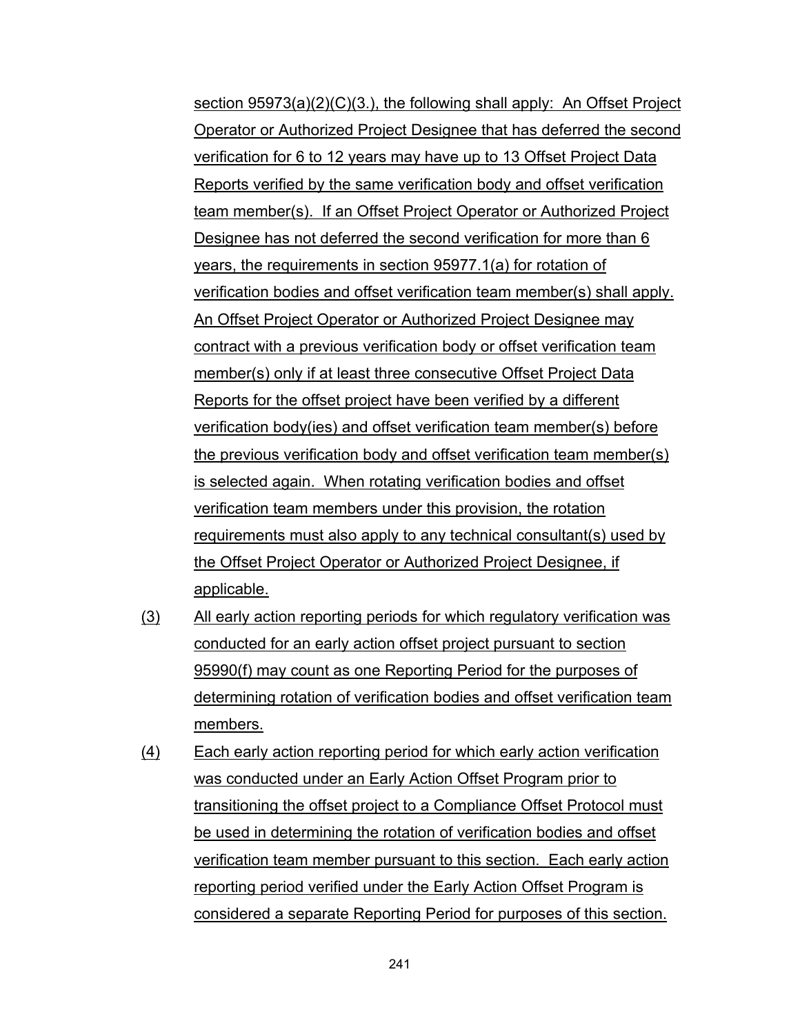section 95973(a)(2)(C)(3.), the following shall apply: An Offset Project Operator or Authorized Project Designee that has deferred the second verification for 6 to 12 years may have up to 13 Offset Project Data Reports verified by the same verification body and offset verification team member(s). If an Offset Project Operator or Authorized Project Designee has not deferred the second verification for more than 6 years, the requirements in section 95977.1(a) for rotation of verification bodies and offset verification team member(s) shall apply. An Offset Project Operator or Authorized Project Designee may contract with a previous verification body or offset verification team member(s) only if at least three consecutive Offset Project Data Reports for the offset project have been verified by a different verification body(ies) and offset verification team member(s) before the previous verification body and offset verification team member(s) is selected again. When rotating verification bodies and offset verification team members under this provision, the rotation requirements must also apply to any technical consultant(s) used by the Offset Project Operator or Authorized Project Designee, if applicable.

(3) All early action reporting periods for which regulatory verification was conducted for an early action offset project pursuant to section 95990(f) may count as one Reporting Period for the purposes of determining rotation of verification bodies and offset verification team members.

(4) Each early action reporting period for which early action verification was conducted under an Early Action Offset Program prior to transitioning the offset project to a Compliance Offset Protocol must be used in determining the rotation of verification bodies and offset verification team member pursuant to this section. Each early action reporting period verified under the Early Action Offset Program is considered a separate Reporting Period for purposes of this section.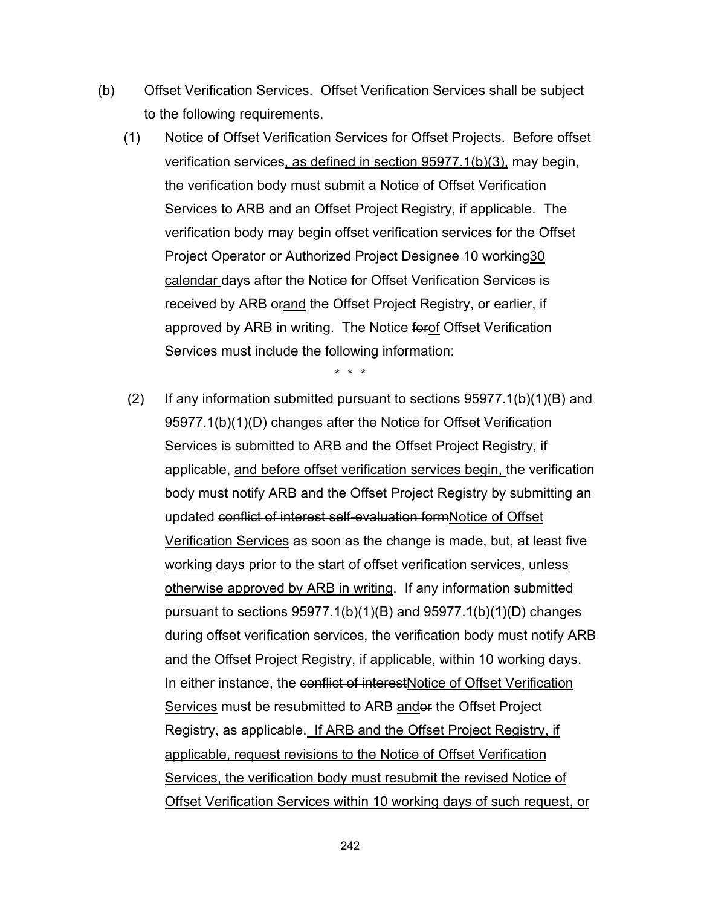(b) Offset Verification Services. Offset Verification Services shall be subject to the following requirements.

(1) Notice of Offset Verification Services for Offset Projects. Before offset verification services<u>, as defined in section 95977.1(b)(3),</u> may begin, the verification body must submit a Notice of Offset Verification Services to ARB and an Offset Project Registry, if applicable. The verification body may begin offset verification services for the Offset Project Operator or Authorized Project Designee ~~10 working~~<u>30 calendar</u> days after the Notice for Offset Verification Services is received by ARB ~~or~~<u>and</u> the Offset Project Registry, or earlier, if approved by ARB in writing. The Notice ~~for~~<u>of</u> Offset Verification Services must include the following information:

\* \* \*

(2) If any information submitted pursuant to sections 95977.1(b)(1)(B) and 95977.1(b)(1)(D) changes after the Notice for Offset Verification Services is submitted to ARB and the Offset Project Registry, if applicable, <u>and before offset verification services begin,</u> the verification body must notify ARB and the Offset Project Registry by submitting an updated ~~conflict of interest self-evaluation form~~<u>Notice of Offset Verification Services</u> as soon as the change is made, but, at least five <u>working</u> days prior to the start of offset verification services<u>, unless otherwise approved by ARB in writing</u>. If any information submitted pursuant to sections 95977.1(b)(1)(B) and 95977.1(b)(1)(D) changes during offset verification services, the verification body must notify ARB and the Offset Project Registry, if applicable<u>, within 10 working days</u>. In either instance, the ~~conflict of interest~~<u>Notice of Offset Verification Services</u> must be resubmitted to ARB <u>and</u>~~or~~ the Offset Project Registry, as applicable.<u> If ARB and the Offset Project Registry, if applicable, request revisions to the Notice of Offset Verification Services, the verification body must resubmit the revised Notice of Offset Verification Services within 10 working days of such request, or</u>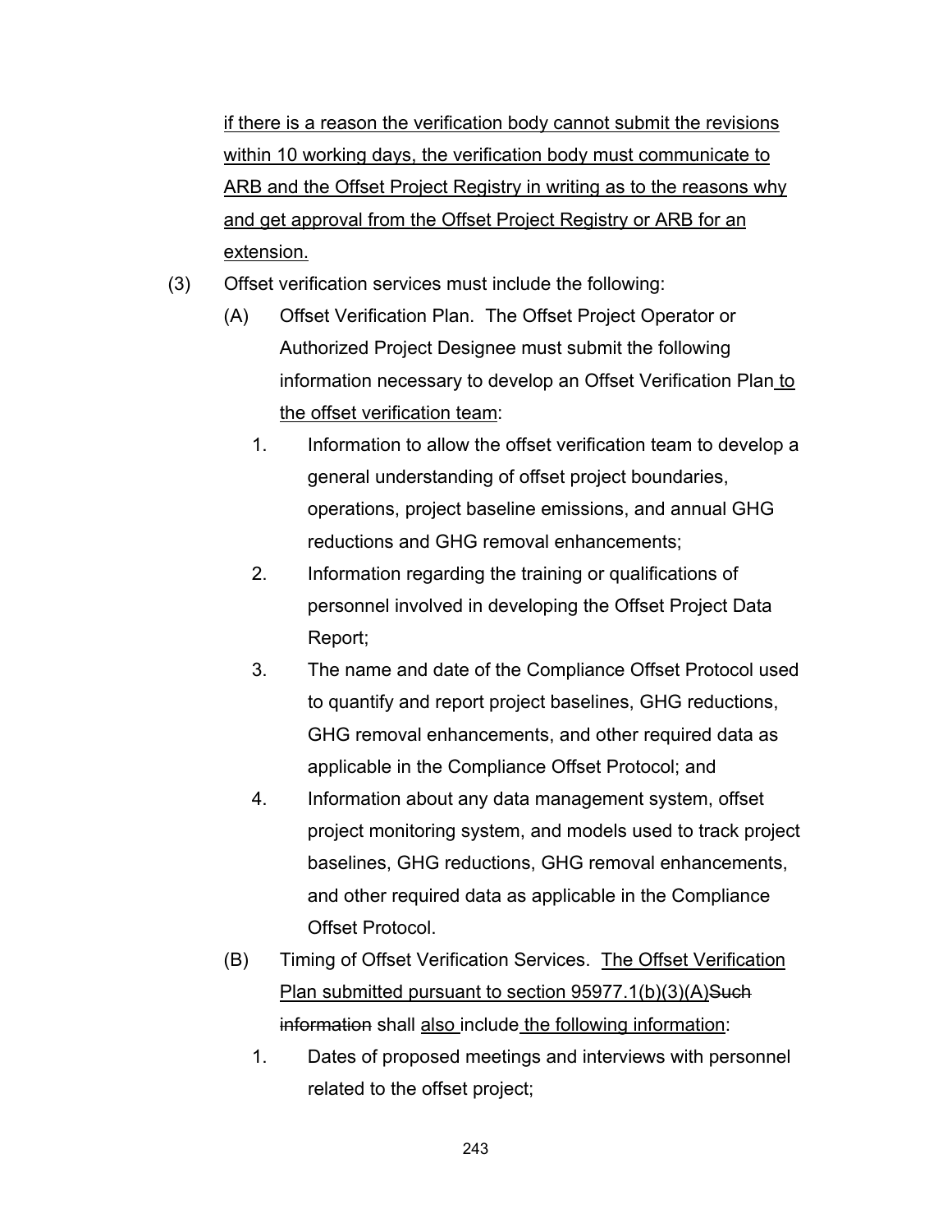if there is a reason the verification body cannot submit the revisions within 10 working days, the verification body must communicate to ARB and the Offset Project Registry in writing as to the reasons why and get approval from the Offset Project Registry or ARB for an extension.

(3) Offset verification services must include the following:

(A) Offset Verification Plan. The Offset Project Operator or Authorized Project Designee must submit the following information necessary to develop an Offset Verification Plan to the offset verification team:

1. Information to allow the offset verification team to develop a general understanding of offset project boundaries, operations, project baseline emissions, and annual GHG reductions and GHG removal enhancements;
2. Information regarding the training or qualifications of personnel involved in developing the Offset Project Data Report;
3. The name and date of the Compliance Offset Protocol used to quantify and report project baselines, GHG reductions, GHG removal enhancements, and other required data as applicable in the Compliance Offset Protocol; and
4. Information about any data management system, offset project monitoring system, and models used to track project baselines, GHG reductions, GHG removal enhancements, and other required data as applicable in the Compliance Offset Protocol.

(B) Timing of Offset Verification Services. The Offset Verification Plan submitted pursuant to section 95977.1(b)(3)(A)~~Such information~~ shall also include the following information:

1. Dates of proposed meetings and interviews with personnel related to the offset project;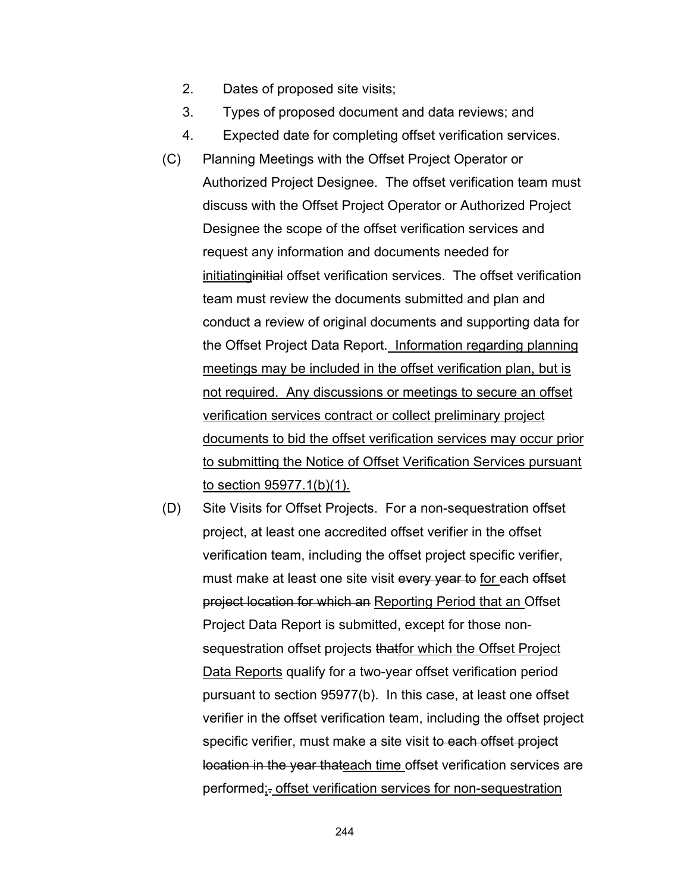2. Dates of proposed site visits;

3. Types of proposed document and data reviews; and

4. Expected date for completing offset verification services.

(C) Planning Meetings with the Offset Project Operator or Authorized Project Designee. The offset verification team must discuss with the Offset Project Operator or Authorized Project Designee the scope of the offset verification services and request any information and documents needed for <u>initiating</u>~~initial~~ offset verification services. The offset verification team must review the documents submitted and plan and conduct a review of original documents and supporting data for the Offset Project Data Report. <u>Information regarding planning meetings may be included in the offset verification plan, but is not required. Any discussions or meetings to secure an offset verification services contract or collect preliminary project documents to bid the offset verification services may occur prior to submitting the Notice of Offset Verification Services pursuant to section 95977.1(b)(1).</u>

(D) Site Visits for Offset Projects. For a non-sequestration offset project, at least one accredited offset verifier in the offset verification team, including the offset project specific verifier, must make at least one site visit ~~every year to~~ <u>for</u> each ~~offset project location for which an~~ <u>Reporting Period that an</u> Offset Project Data Report is submitted, except for those non-sequestration offset projects ~~that~~<u>for which the Offset Project Data Reports</u> qualify for a two-year offset verification period pursuant to section 95977(b). In this case, at least one offset verifier in the offset verification team, including the offset project specific verifier, must make a site visit ~~to each offset project location in the year that~~<u>each time</u> offset verification services are performed<u>;</u>~~.~~ <u>offset verification services for non-sequestration</u>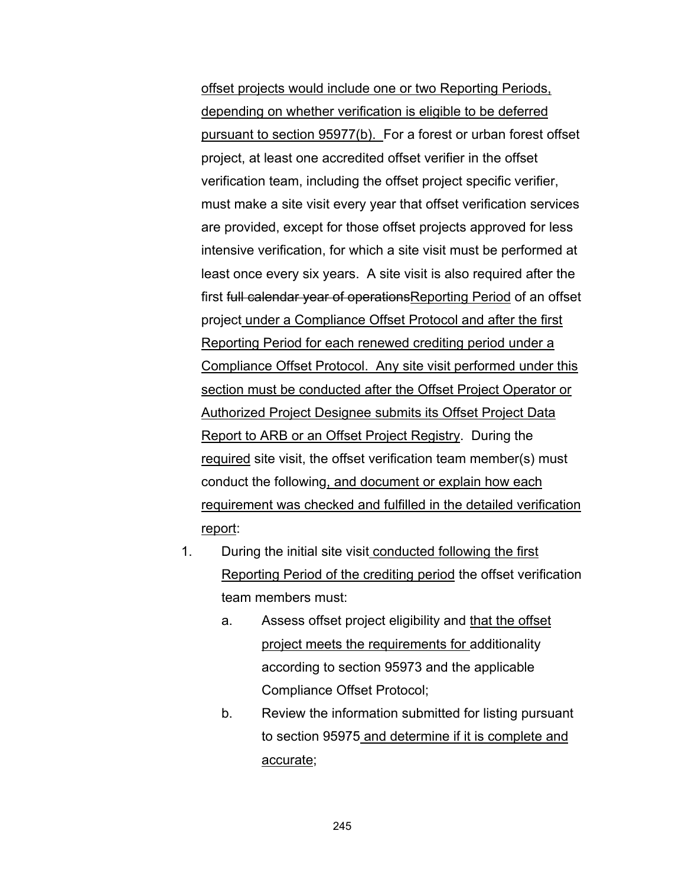offset projects would include one or two Reporting Periods, depending on whether verification is eligible to be deferred pursuant to section 95977(b). For a forest or urban forest offset project, at least one accredited offset verifier in the offset verification team, including the offset project specific verifier, must make a site visit every year that offset verification services are provided, except for those offset projects approved for less intensive verification, for which a site visit must be performed at least once every six years. A site visit is also required after the first ~~full calendar year of operations~~Reporting Period of an offset project under a Compliance Offset Protocol and after the first Reporting Period for each renewed crediting period under a Compliance Offset Protocol. Any site visit performed under this section must be conducted after the Offset Project Operator or Authorized Project Designee submits its Offset Project Data Report to ARB or an Offset Project Registry. During the required site visit, the offset verification team member(s) must conduct the following, and document or explain how each requirement was checked and fulfilled in the detailed verification report:

1. During the initial site visit conducted following the first Reporting Period of the crediting period the offset verification team members must:
   a. Assess offset project eligibility and that the offset project meets the requirements for additionality according to section 95973 and the applicable Compliance Offset Protocol;
   b. Review the information submitted for listing pursuant to section 95975 and determine if it is complete and accurate;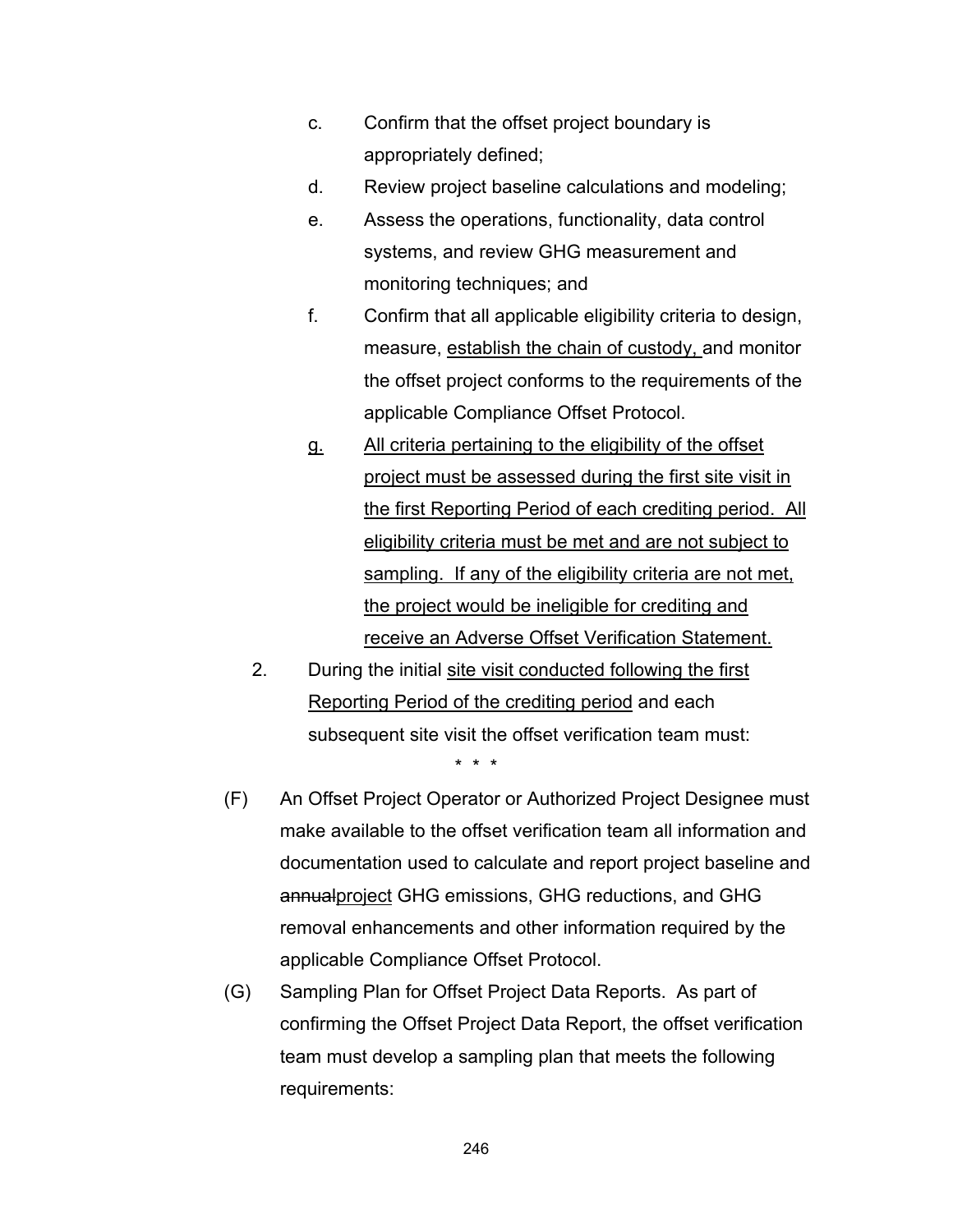c. Confirm that the offset project boundary is appropriately defined;

d. Review project baseline calculations and modeling;

e. Assess the operations, functionality, data control systems, and review GHG measurement and monitoring techniques; and

f. Confirm that all applicable eligibility criteria to design, measure, <u>establish the chain of custody,</u> and monitor the offset project conforms to the requirements of the applicable Compliance Offset Protocol.

<u>g.</u> <u>All criteria pertaining to the eligibility of the offset project must be assessed during the first site visit in the first Reporting Period of each crediting period. All eligibility criteria must be met and are not subject to sampling. If any of the eligibility criteria are not met, the project would be ineligible for crediting and receive an Adverse Offset Verification Statement.</u>

2. During the initial <u>site visit conducted following the first Reporting Period of the crediting period</u> and each subsequent site visit the offset verification team must:

\* \* \*

(F) An Offset Project Operator or Authorized Project Designee must make available to the offset verification team all information and documentation used to calculate and report project baseline and ~~annual~~<u>project</u> GHG emissions, GHG reductions, and GHG removal enhancements and other information required by the applicable Compliance Offset Protocol.

(G) Sampling Plan for Offset Project Data Reports. As part of confirming the Offset Project Data Report, the offset verification team must develop a sampling plan that meets the following requirements: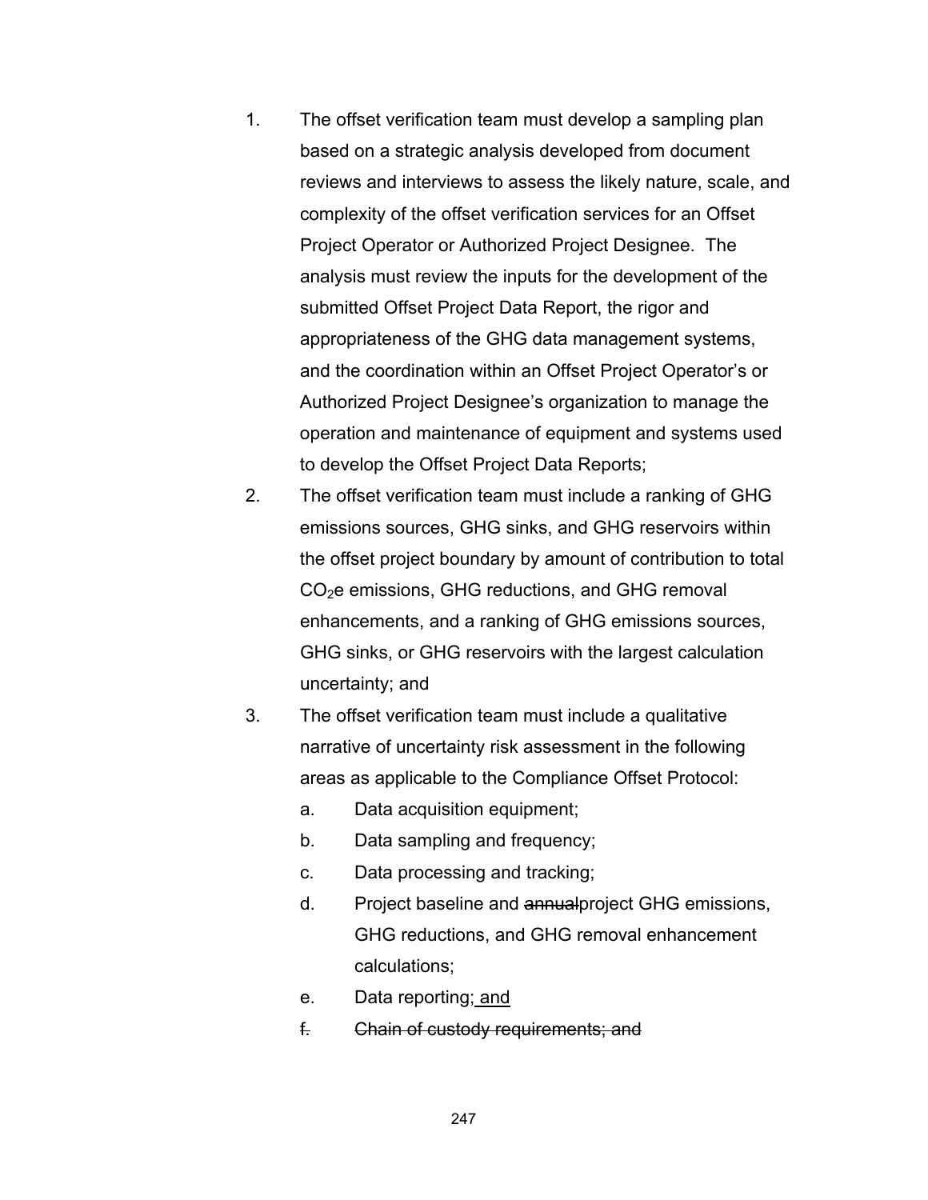1. The offset verification team must develop a sampling plan based on a strategic analysis developed from document reviews and interviews to assess the likely nature, scale, and complexity of the offset verification services for an Offset Project Operator or Authorized Project Designee. The analysis must review the inputs for the development of the submitted Offset Project Data Report, the rigor and appropriateness of the GHG data management systems, and the coordination within an Offset Project Operator's or Authorized Project Designee's organization to manage the operation and maintenance of equipment and systems used to develop the Offset Project Data Reports;
2. The offset verification team must include a ranking of GHG emissions sources, GHG sinks, and GHG reservoirs within the offset project boundary by amount of contribution to total $CO_2$e emissions, GHG reductions, and GHG removal enhancements, and a ranking of GHG emissions sources, GHG sinks, or GHG reservoirs with the largest calculation uncertainty; and
3. The offset verification team must include a qualitative narrative of uncertainty risk assessment in the following areas as applicable to the Compliance Offset Protocol:
   a. Data acquisition equipment;
   b. Data sampling and frequency;
   c. Data processing and tracking;
   d. Project baseline and ~~annual~~project GHG emissions, GHG reductions, and GHG removal enhancement calculations;
   e. Data reporting; <u>and</u>
   ~~f. Chain of custody requirements; and~~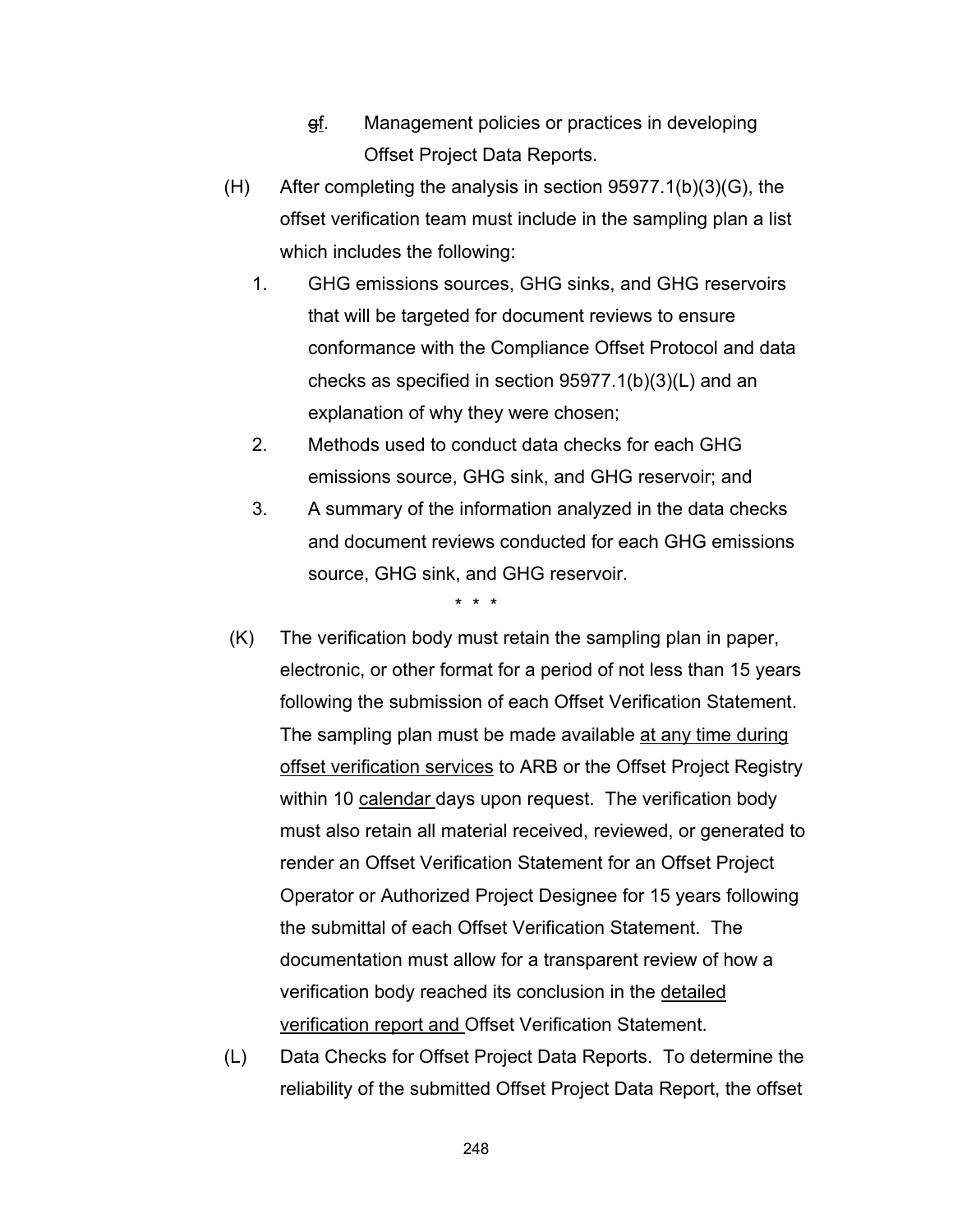~~g~~f. Management policies or practices in developing Offset Project Data Reports.

(H) After completing the analysis in section 95977.1(b)(3)(G), the offset verification team must include in the sampling plan a list which includes the following:

1. GHG emissions sources, GHG sinks, and GHG reservoirs that will be targeted for document reviews to ensure conformance with the Compliance Offset Protocol and data checks as specified in section 95977.1(b)(3)(L) and an explanation of why they were chosen;
2. Methods used to conduct data checks for each GHG emissions source, GHG sink, and GHG reservoir; and
3. A summary of the information analyzed in the data checks and document reviews conducted for each GHG emissions source, GHG sink, and GHG reservoir.

\* \* \*

(K) The verification body must retain the sampling plan in paper, electronic, or other format for a period of not less than 15 years following the submission of each Offset Verification Statement. The sampling plan must be made available <u>at any time during offset verification services</u> to ARB or the Offset Project Registry within 10 <u>calendar</u> days upon request. The verification body must also retain all material received, reviewed, or generated to render an Offset Verification Statement for an Offset Project Operator or Authorized Project Designee for 15 years following the submittal of each Offset Verification Statement. The documentation must allow for a transparent review of how a verification body reached its conclusion in the <u>detailed verification report and</u> Offset Verification Statement.

(L) Data Checks for Offset Project Data Reports. To determine the reliability of the submitted Offset Project Data Report, the offset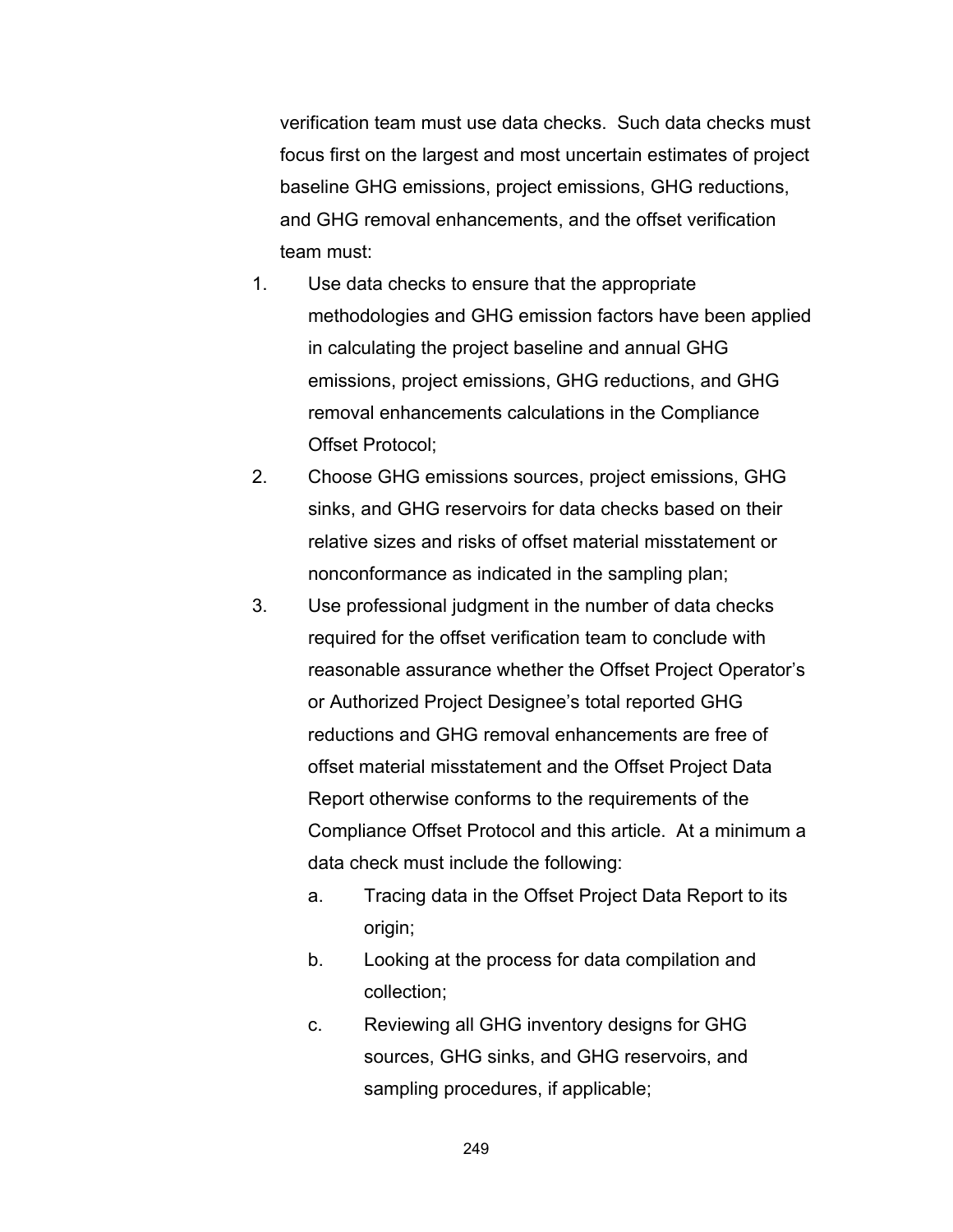verification team must use data checks. Such data checks must focus first on the largest and most uncertain estimates of project baseline GHG emissions, project emissions, GHG reductions, and GHG removal enhancements, and the offset verification team must:

1. Use data checks to ensure that the appropriate methodologies and GHG emission factors have been applied in calculating the project baseline and annual GHG emissions, project emissions, GHG reductions, and GHG removal enhancements calculations in the Compliance Offset Protocol;
2. Choose GHG emissions sources, project emissions, GHG sinks, and GHG reservoirs for data checks based on their relative sizes and risks of offset material misstatement or nonconformance as indicated in the sampling plan;
3. Use professional judgment in the number of data checks required for the offset verification team to conclude with reasonable assurance whether the Offset Project Operator's or Authorized Project Designee's total reported GHG reductions and GHG removal enhancements are free of offset material misstatement and the Offset Project Data Report otherwise conforms to the requirements of the Compliance Offset Protocol and this article. At a minimum a data check must include the following:
    a. Tracing data in the Offset Project Data Report to its origin;
    b. Looking at the process for data compilation and collection;
    c. Reviewing all GHG inventory designs for GHG sources, GHG sinks, and GHG reservoirs, and sampling procedures, if applicable;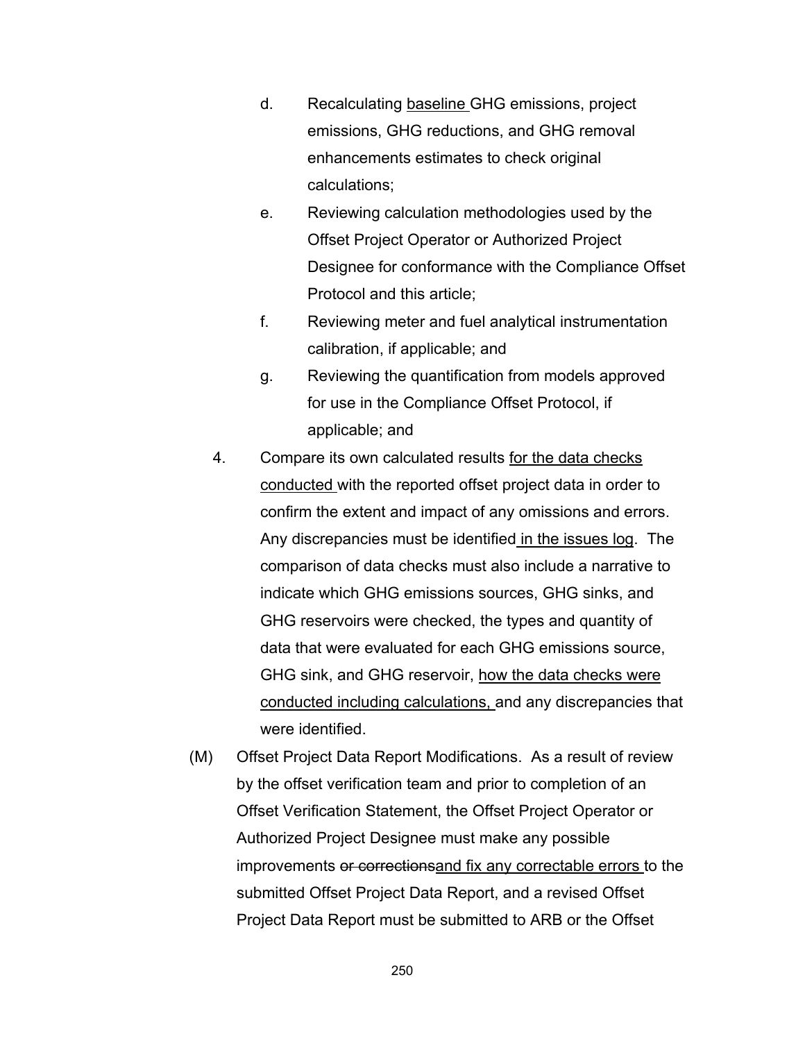d. Recalculating <u>baseline</u> GHG emissions, project emissions, GHG reductions, and GHG removal enhancements estimates to check original calculations;

e. Reviewing calculation methodologies used by the Offset Project Operator or Authorized Project Designee for conformance with the Compliance Offset Protocol and this article;

f. Reviewing meter and fuel analytical instrumentation calibration, if applicable; and

g. Reviewing the quantification from models approved for use in the Compliance Offset Protocol, if applicable; and

4. Compare its own calculated results <u>for the data checks conducted</u> with the reported offset project data in order to confirm the extent and impact of any omissions and errors. Any discrepancies must be identified <u>in the issues log</u>. The comparison of data checks must also include a narrative to indicate which GHG emissions sources, GHG sinks, and GHG reservoirs were checked, the types and quantity of data that were evaluated for each GHG emissions source, GHG sink, and GHG reservoir, <u>how the data checks were conducted including calculations,</u> and any discrepancies that were identified.

(M) Offset Project Data Report Modifications. As a result of review by the offset verification team and prior to completion of an Offset Verification Statement, the Offset Project Operator or Authorized Project Designee must make any possible improvements ~~or corrections~~<u>and fix any correctable errors</u> to the submitted Offset Project Data Report, and a revised Offset Project Data Report must be submitted to ARB or the Offset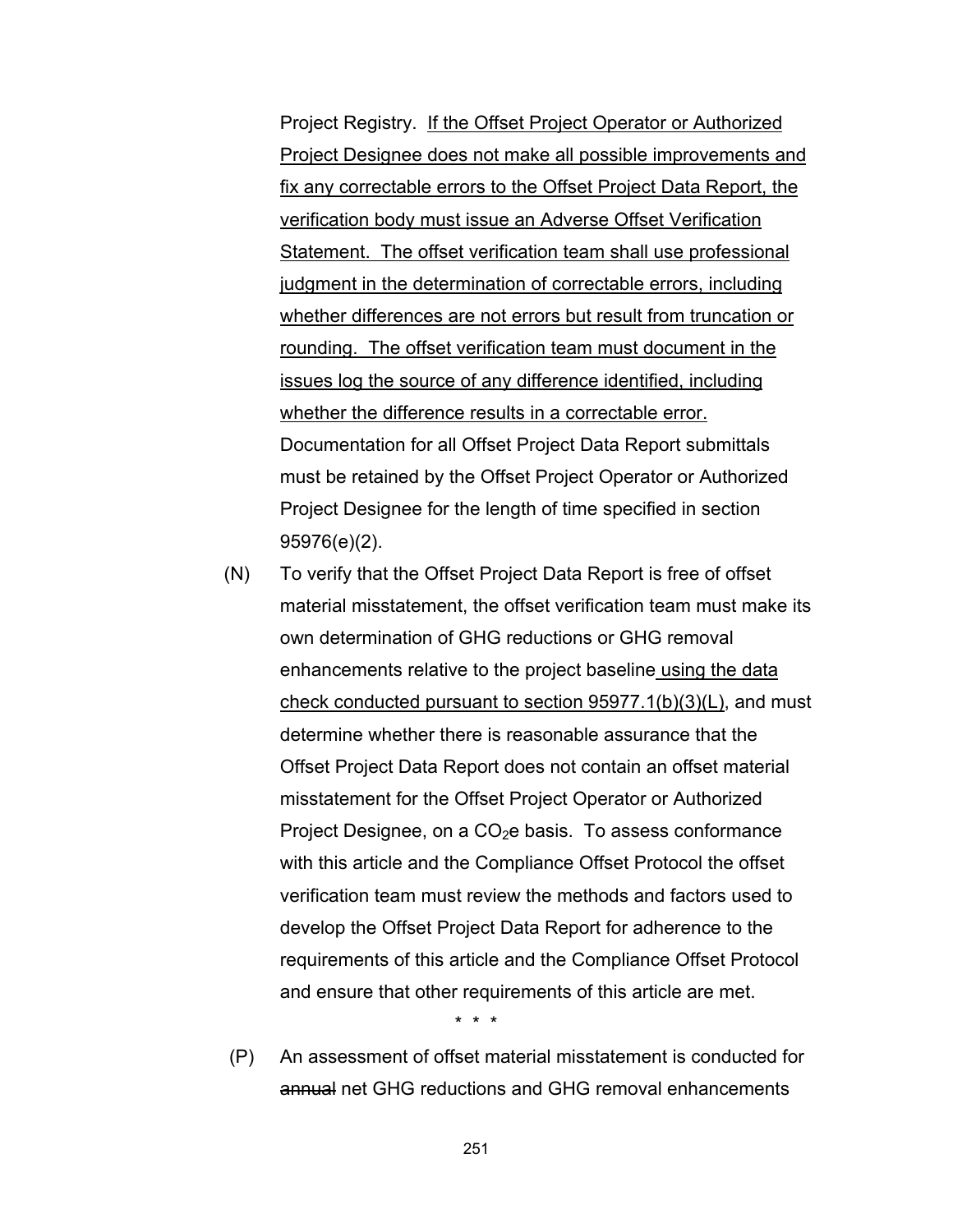Project Registry. <u>If the Offset Project Operator or Authorized Project Designee does not make all possible improvements and fix any correctable errors to the Offset Project Data Report, the verification body must issue an Adverse Offset Verification Statement. The offset verification team shall use professional judgment in the determination of correctable errors, including whether differences are not errors but result from truncation or rounding. The offset verification team must document in the issues log the source of any difference identified, including whether the difference results in a correctable error.</u> Documentation for all Offset Project Data Report submittals must be retained by the Offset Project Operator or Authorized Project Designee for the length of time specified in section 95976(e)(2).

(N) To verify that the Offset Project Data Report is free of offset material misstatement, the offset verification team must make its own determination of GHG reductions or GHG removal enhancements relative to the project baseline <u>using the data check conducted pursuant to section 95977.1(b)(3)(L)</u>, and must determine whether there is reasonable assurance that the Offset Project Data Report does not contain an offset material misstatement for the Offset Project Operator or Authorized Project Designee, on a $CO_2e$ basis. To assess conformance with this article and the Compliance Offset Protocol the offset verification team must review the methods and factors used to develop the Offset Project Data Report for adherence to the requirements of this article and the Compliance Offset Protocol and ensure that other requirements of this article are met.

\* \* \*

(P) An assessment of offset material misstatement is conducted for ~~annual~~ net GHG reductions and GHG removal enhancements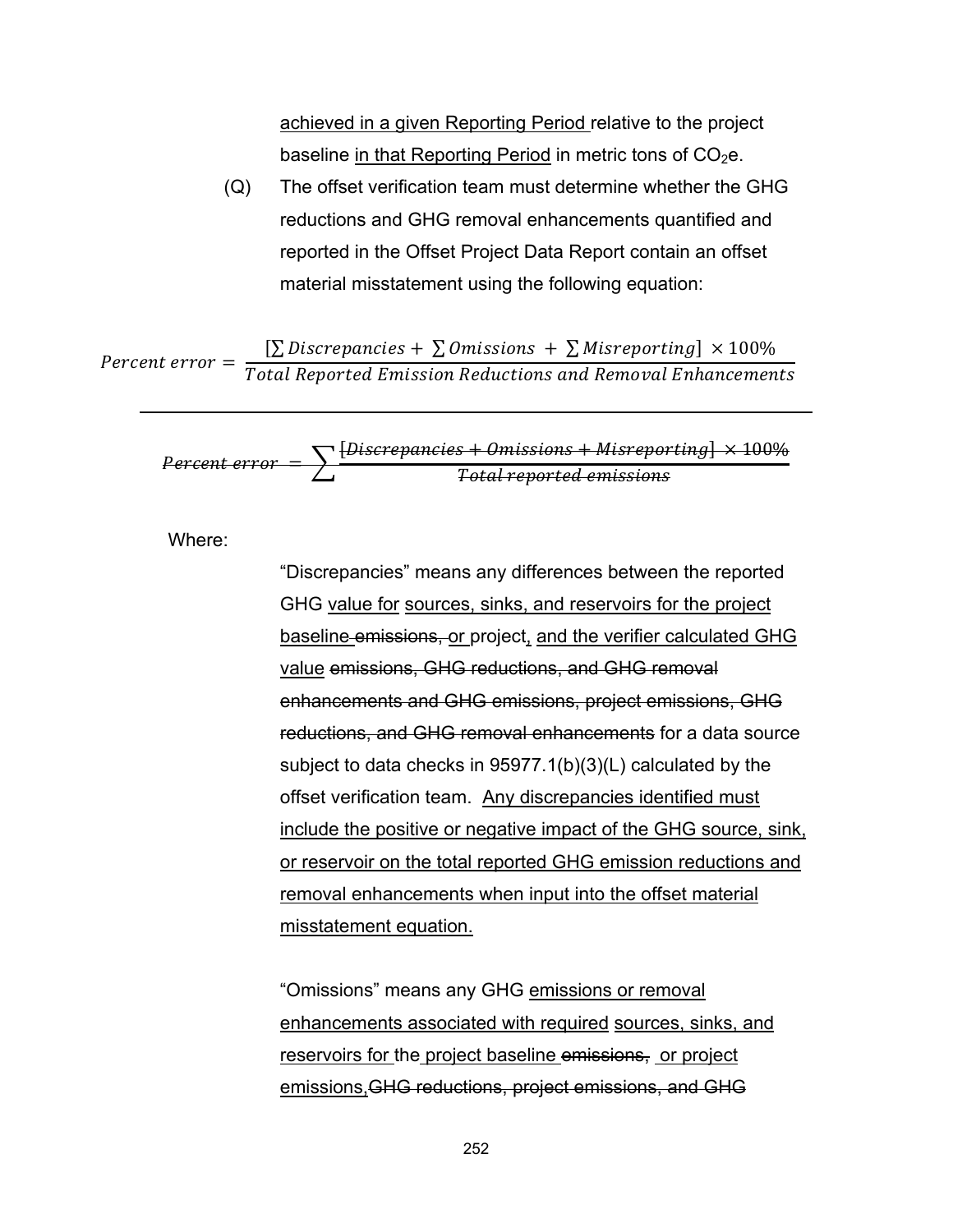achieved in a given Reporting Period relative to the project baseline in that Reporting Period in metric tons of $CO_2$e.

(Q) The offset verification team must determine whether the GHG reductions and GHG removal enhancements quantified and reported in the Offset Project Data Report contain an offset material misstatement using the following equation:

$$Percent\ error = \frac{[\sum Discrepancies + \sum Omissions + \sum Misreporting] \times 100\%}{Total\ Reported\ Emission\ Reductions\ and\ Removal\ Enhancements}$$

---

$$Percent\ error = \sum \frac{[Discrepancies + Omissions + Misreporting] \times 100\%}{Total\ reported\ emissions}$$

Where:

"Discrepancies" means any differences between the reported GHG value for sources, sinks, and reservoirs for the project baseline emissions, or project, and the verifier calculated GHG value emissions, GHG reductions, and GHG removal enhancements and GHG emissions, project emissions, GHG reductions, and GHG removal enhancements for a data source subject to data checks in 95977.1(b)(3)(L) calculated by the offset verification team. Any discrepancies identified must include the positive or negative impact of the GHG source, sink, or reservoir on the total reported GHG emission reductions and removal enhancements when input into the offset material misstatement equation.

"Omissions" means any GHG emissions or removal enhancements associated with required sources, sinks, and reservoirs for the project baseline emissions, or project emissions, GHG reductions, project emissions, and GHG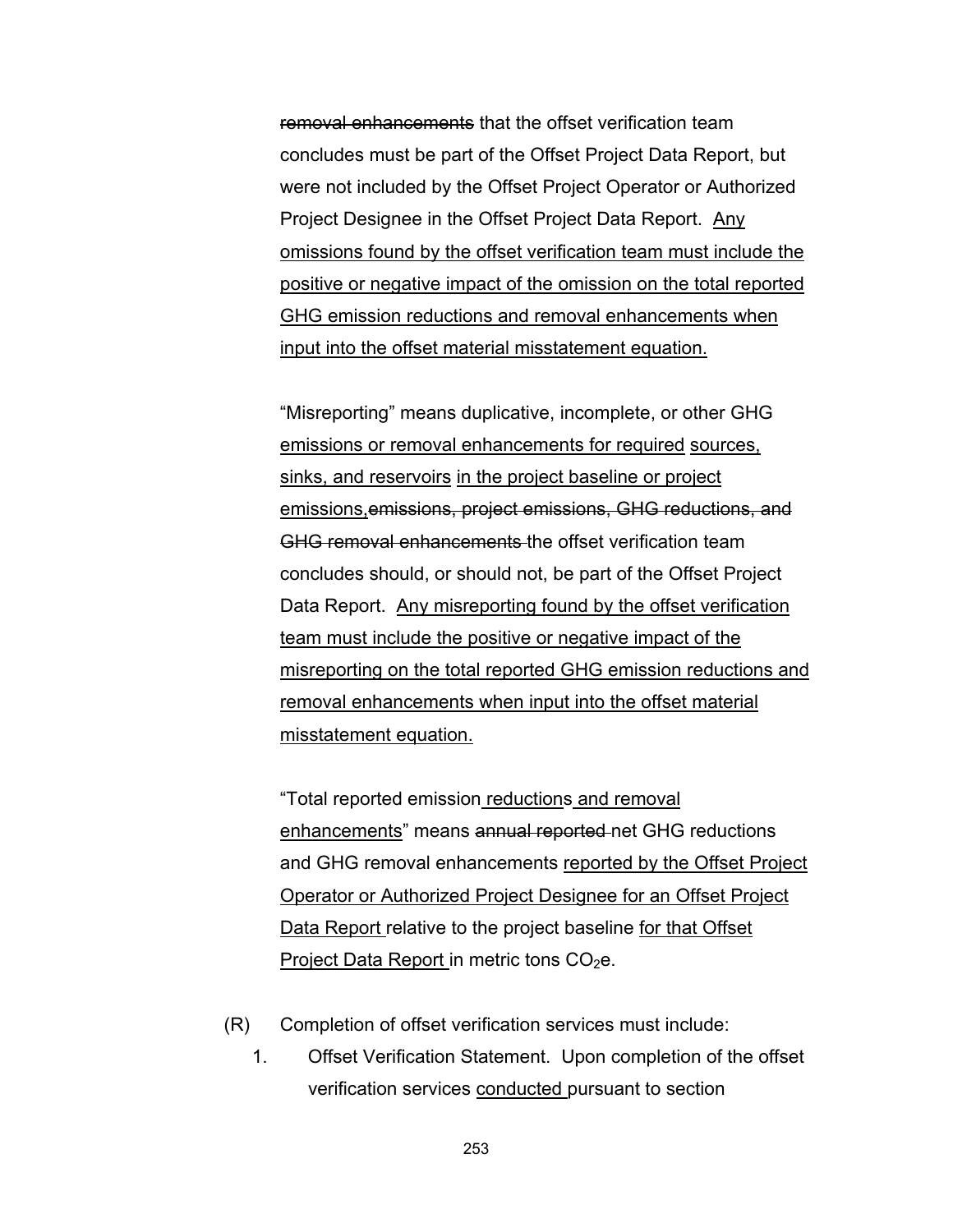~~removal enhancements~~ that the offset verification team concludes must be part of the Offset Project Data Report, but were not included by the Offset Project Operator or Authorized Project Designee in the Offset Project Data Report. <u>Any omissions found by the offset verification team must include the positive or negative impact of the omission on the total reported GHG emission reductions and removal enhancements when input into the offset material misstatement equation.</u>

"Misreporting" means duplicative, incomplete, or other GHG <u>emissions or removal enhancements for required</u> <u>sources, sinks, and reservoirs</u> <u>in the project baseline or project emissions,</u>~~emissions, project emissions, GHG reductions, and GHG removal enhancements~~ the offset verification team concludes should, or should not, be part of the Offset Project Data Report. <u>Any misreporting found by the offset verification team must include the positive or negative impact of the misreporting on the total reported GHG emission reductions and removal enhancements when input into the offset material misstatement equation.</u>

"Total reported emission<u> reduction</u>s<u> and removal enhancements</u>" means ~~annual reported~~ net GHG reductions and GHG removal enhancements <u>reported by the Offset Project Operator or Authorized Project Designee for an Offset Project Data Report</u> relative to the project baseline <u>for that Offset Project Data Report</u> in metric tons $CO_2$e.

(R) Completion of offset verification services must include:

1. Offset Verification Statement. Upon completion of the offset verification services <u>conducted</u> pursuant to section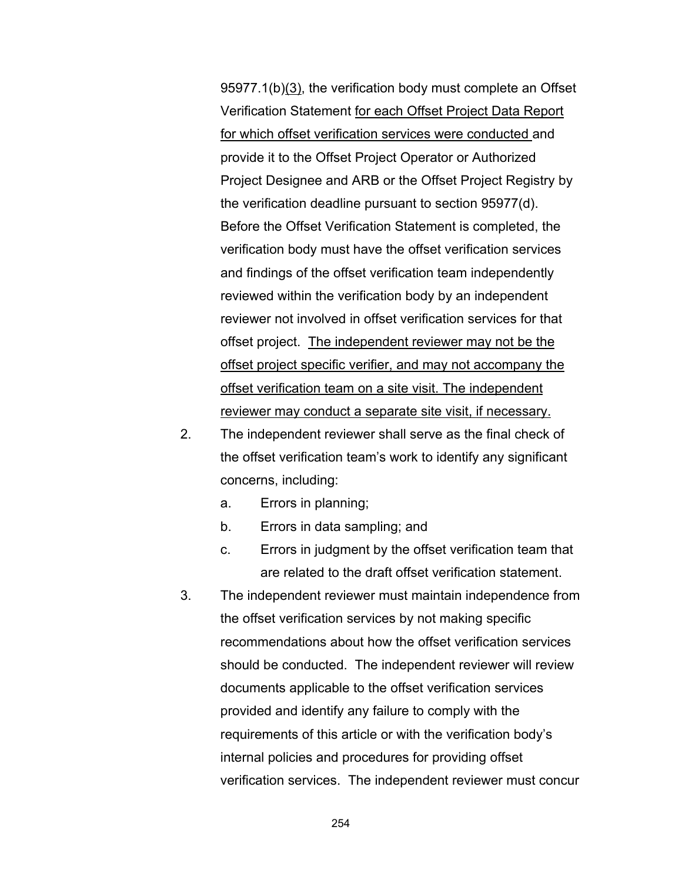95977.1(b)(3), the verification body must complete an Offset Verification Statement for each Offset Project Data Report for which offset verification services were conducted and provide it to the Offset Project Operator or Authorized Project Designee and ARB or the Offset Project Registry by the verification deadline pursuant to section 95977(d). Before the Offset Verification Statement is completed, the verification body must have the offset verification services and findings of the offset verification team independently reviewed within the verification body by an independent reviewer not involved in offset verification services for that offset project. The independent reviewer may not be the offset project specific verifier, and may not accompany the offset verification team on a site visit. The independent reviewer may conduct a separate site visit, if necessary.

2. The independent reviewer shall serve as the final check of the offset verification team's work to identify any significant concerns, including:
   a. Errors in planning;
   b. Errors in data sampling; and
   c. Errors in judgment by the offset verification team that are related to the draft offset verification statement.
3. The independent reviewer must maintain independence from the offset verification services by not making specific recommendations about how the offset verification services should be conducted. The independent reviewer will review documents applicable to the offset verification services provided and identify any failure to comply with the requirements of this article or with the verification body's internal policies and procedures for providing offset verification services. The independent reviewer must concur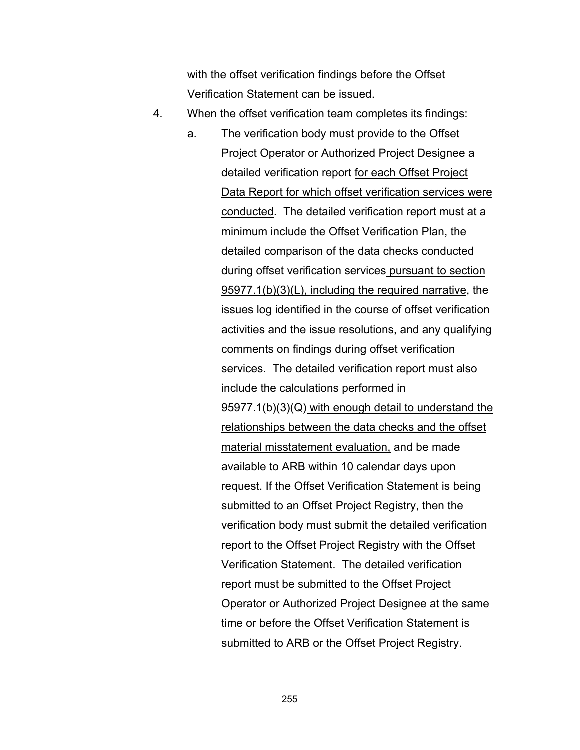with the offset verification findings before the Offset Verification Statement can be issued.

4. When the offset verification team completes its findings:

   a. The verification body must provide to the Offset Project Operator or Authorized Project Designee a detailed verification report <u>for each Offset Project Data Report for which offset verification services were conducted</u>. The detailed verification report must at a minimum include the Offset Verification Plan, the detailed comparison of the data checks conducted during offset verification services<u> pursuant to section 95977.1(b)(3)(L), including the required narrative</u>, the issues log identified in the course of offset verification activities and the issue resolutions, and any qualifying comments on findings during offset verification services. The detailed verification report must also include the calculations performed in 95977.1(b)(3)(Q)<u> with enough detail to understand the relationships between the data checks and the offset material misstatement evaluation,</u> and be made available to ARB within 10 calendar days upon request. If the Offset Verification Statement is being submitted to an Offset Project Registry, then the verification body must submit the detailed verification report to the Offset Project Registry with the Offset Verification Statement. The detailed verification report must be submitted to the Offset Project Operator or Authorized Project Designee at the same time or before the Offset Verification Statement is submitted to ARB or the Offset Project Registry.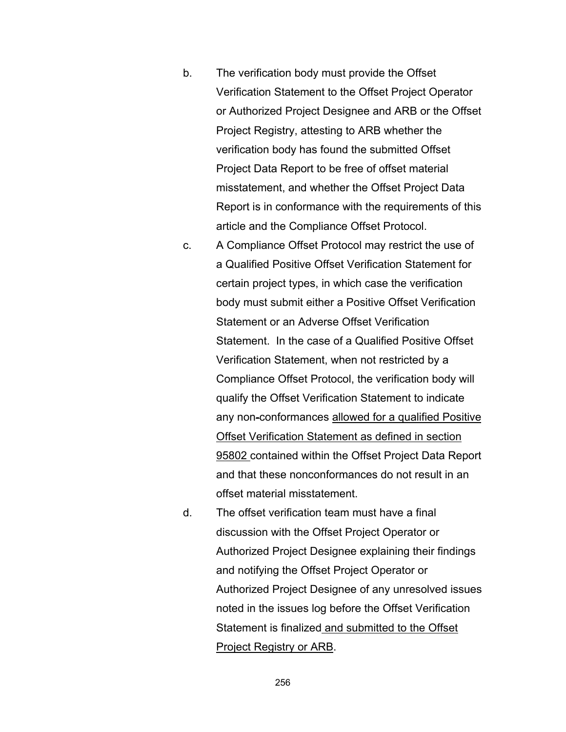b. The verification body must provide the Offset Verification Statement to the Offset Project Operator or Authorized Project Designee and ARB or the Offset Project Registry, attesting to ARB whether the verification body has found the submitted Offset Project Data Report to be free of offset material misstatement, and whether the Offset Project Data Report is in conformance with the requirements of this article and the Compliance Offset Protocol.

c. A Compliance Offset Protocol may restrict the use of a Qualified Positive Offset Verification Statement for certain project types, in which case the verification body must submit either a Positive Offset Verification Statement or an Adverse Offset Verification Statement. In the case of a Qualified Positive Offset Verification Statement, when not restricted by a Compliance Offset Protocol, the verification body will qualify the Offset Verification Statement to indicate any non-conformances <u>allowed for a qualified Positive Offset Verification Statement as defined in section 95802</u> contained within the Offset Project Data Report and that these nonconformances do not result in an offset material misstatement.

d. The offset verification team must have a final discussion with the Offset Project Operator or Authorized Project Designee explaining their findings and notifying the Offset Project Operator or Authorized Project Designee of any unresolved issues noted in the issues log before the Offset Verification Statement is finalized<u> and submitted to the Offset Project Registry or ARB</u>.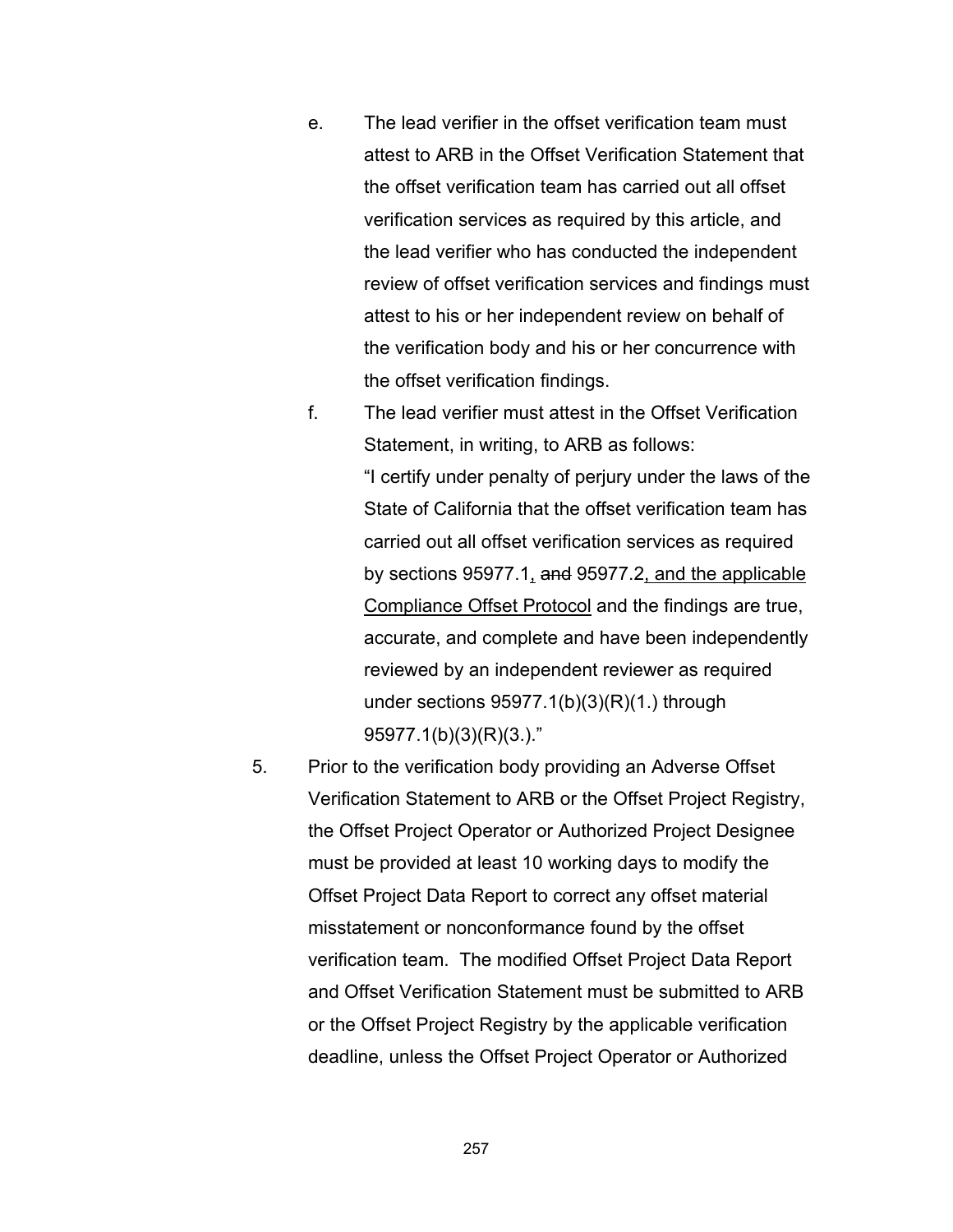e. The lead verifier in the offset verification team must attest to ARB in the Offset Verification Statement that the offset verification team has carried out all offset verification services as required by this article, and the lead verifier who has conducted the independent review of offset verification services and findings must attest to his or her independent review on behalf of the verification body and his or her concurrence with the offset verification findings.

f. The lead verifier must attest in the Offset Verification Statement, in writing, to ARB as follows:
"I certify under penalty of perjury under the laws of the State of California that the offset verification team has carried out all offset verification services as required by sections 95977.1<u>,</u> ~~and~~ 95977.2<u>, and the applicable Compliance Offset Protocol</u> and the findings are true, accurate, and complete and have been independently reviewed by an independent reviewer as required under sections 95977.1(b)(3)(R)(1.) through 95977.1(b)(3)(R)(3.)."

5. Prior to the verification body providing an Adverse Offset Verification Statement to ARB or the Offset Project Registry, the Offset Project Operator or Authorized Project Designee must be provided at least 10 working days to modify the Offset Project Data Report to correct any offset material misstatement or nonconformance found by the offset verification team. The modified Offset Project Data Report and Offset Verification Statement must be submitted to ARB or the Offset Project Registry by the applicable verification deadline, unless the Offset Project Operator or Authorized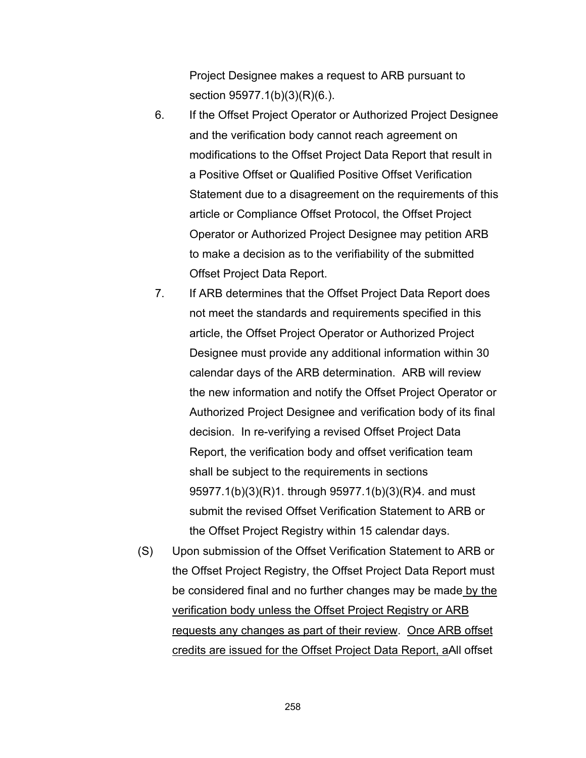Project Designee makes a request to ARB pursuant to section 95977.1(b)(3)(R)(6.).

6. If the Offset Project Operator or Authorized Project Designee and the verification body cannot reach agreement on modifications to the Offset Project Data Report that result in a Positive Offset or Qualified Positive Offset Verification Statement due to a disagreement on the requirements of this article or Compliance Offset Protocol, the Offset Project Operator or Authorized Project Designee may petition ARB to make a decision as to the verifiability of the submitted Offset Project Data Report.

7. If ARB determines that the Offset Project Data Report does not meet the standards and requirements specified in this article, the Offset Project Operator or Authorized Project Designee must provide any additional information within 30 calendar days of the ARB determination. ARB will review the new information and notify the Offset Project Operator or Authorized Project Designee and verification body of its final decision. In re-verifying a revised Offset Project Data Report, the verification body and offset verification team shall be subject to the requirements in sections 95977.1(b)(3)(R)1. through 95977.1(b)(3)(R)4. and must submit the revised Offset Verification Statement to ARB or the Offset Project Registry within 15 calendar days.

(S) Upon submission of the Offset Verification Statement to ARB or the Offset Project Registry, the Offset Project Data Report must be considered final and no further changes may be made by the verification body unless the Offset Project Registry or ARB requests any changes as part of their review. Once ARB offset credits are issued for the Offset Project Data Report, aAll offset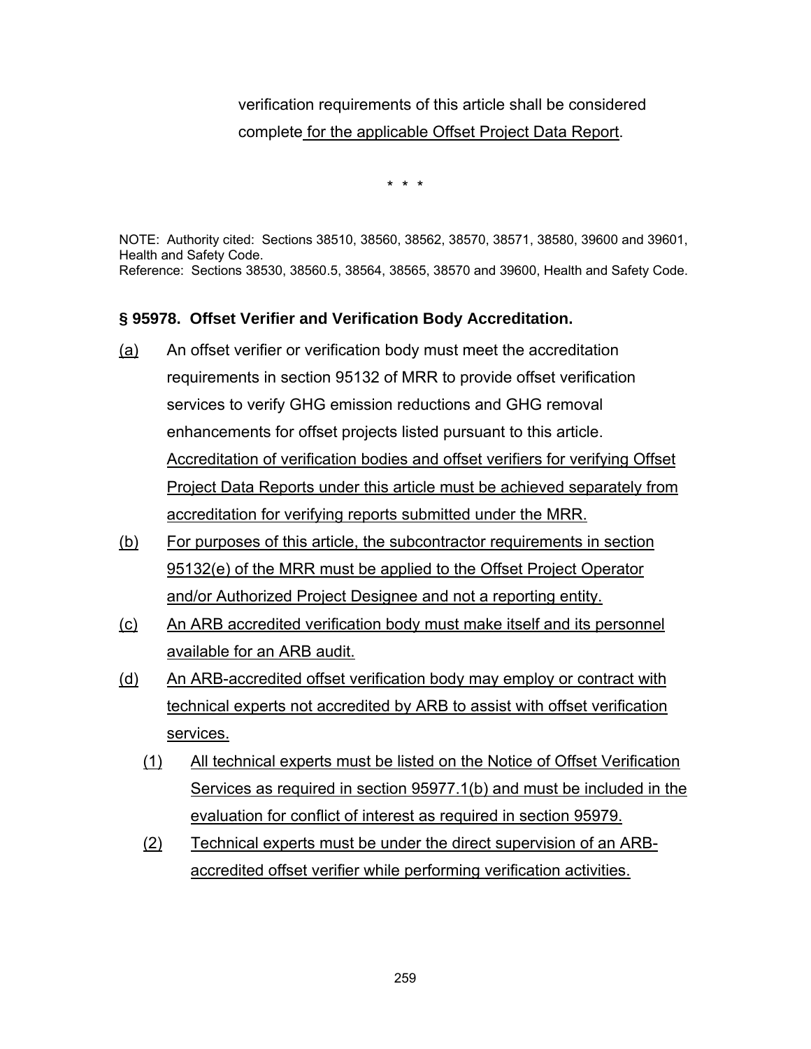verification requirements of this article shall be considered complete for the applicable Offset Project Data Report.

\* \* \*

NOTE: Authority cited: Sections 38510, 38560, 38562, 38570, 38571, 38580, 39600 and 39601, Health and Safety Code.
Reference: Sections 38530, 38560.5, 38564, 38565, 38570 and 39600, Health and Safety Code.

**§ 95978. Offset Verifier and Verification Body Accreditation.**

(a) An offset verifier or verification body must meet the accreditation requirements in section 95132 of MRR to provide offset verification services to verify GHG emission reductions and GHG removal enhancements for offset projects listed pursuant to this article. Accreditation of verification bodies and offset verifiers for verifying Offset Project Data Reports under this article must be achieved separately from accreditation for verifying reports submitted under the MRR.

(b) For purposes of this article, the subcontractor requirements in section 95132(e) of the MRR must be applied to the Offset Project Operator and/or Authorized Project Designee and not a reporting entity.

(c) An ARB accredited verification body must make itself and its personnel available for an ARB audit.

(d) An ARB-accredited offset verification body may employ or contract with technical experts not accredited by ARB to assist with offset verification services.

   (1) All technical experts must be listed on the Notice of Offset Verification Services as required in section 95977.1(b) and must be included in the evaluation for conflict of interest as required in section 95979.

   (2) Technical experts must be under the direct supervision of an ARB-accredited offset verifier while performing verification activities.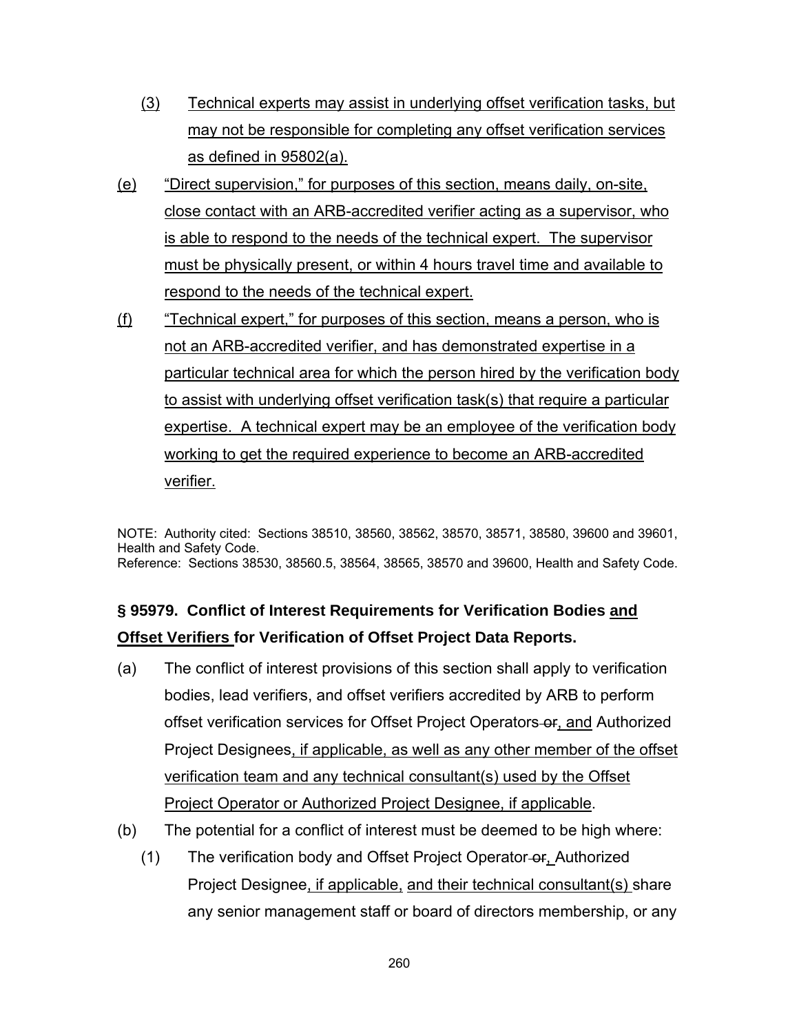(3) Technical experts may assist in underlying offset verification tasks, but may not be responsible for completing any offset verification services as defined in 95802(a).

(e) "Direct supervision," for purposes of this section, means daily, on-site, close contact with an ARB-accredited verifier acting as a supervisor, who is able to respond to the needs of the technical expert. The supervisor must be physically present, or within 4 hours travel time and available to respond to the needs of the technical expert.

(f) "Technical expert," for purposes of this section, means a person, who is not an ARB-accredited verifier, and has demonstrated expertise in a particular technical area for which the person hired by the verification body to assist with underlying offset verification task(s) that require a particular expertise. A technical expert may be an employee of the verification body working to get the required experience to become an ARB-accredited verifier.

NOTE: Authority cited: Sections 38510, 38560, 38562, 38570, 38571, 38580, 39600 and 39601, Health and Safety Code.
Reference: Sections 38530, 38560.5, 38564, 38565, 38570 and 39600, Health and Safety Code.

**§ 95979. Conflict of Interest Requirements for Verification Bodies and Offset Verifiers for Verification of Offset Project Data Reports.**

(a) The conflict of interest provisions of this section shall apply to verification bodies, lead verifiers, and offset verifiers accredited by ARB to perform offset verification services for Offset Project Operators ~~or~~, and Authorized Project Designees, if applicable, as well as any other member of the offset verification team and any technical consultant(s) used by the Offset Project Operator or Authorized Project Designee, if applicable.

(b) The potential for a conflict of interest must be deemed to be high where:

(1) The verification body and Offset Project Operator ~~or~~, Authorized Project Designee, if applicable, and their technical consultant(s) share any senior management staff or board of directors membership, or any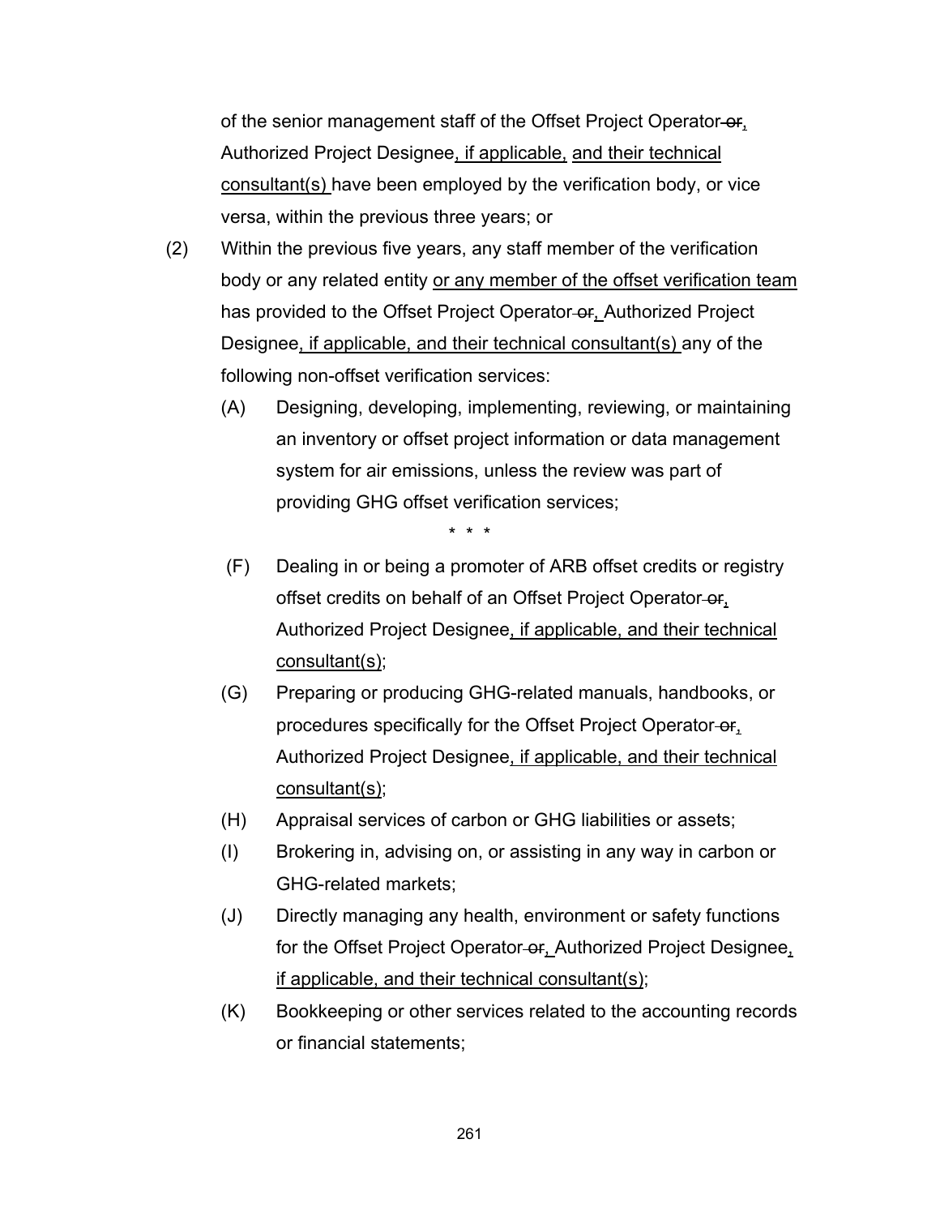of the senior management staff of the Offset Project Operator ~~or~~, Authorized Project Designee, if applicable, and their technical consultant(s) have been employed by the verification body, or vice versa, within the previous three years; or

(2) Within the previous five years, any staff member of the verification body or any related entity or any member of the offset verification team has provided to the Offset Project Operator ~~or~~, Authorized Project Designee, if applicable, and their technical consultant(s) any of the following non-offset verification services:

(A) Designing, developing, implementing, reviewing, or maintaining an inventory or offset project information or data management system for air emissions, unless the review was part of providing GHG offset verification services;

\* \* \*

(F) Dealing in or being a promoter of ARB offset credits or registry offset credits on behalf of an Offset Project Operator ~~or~~, Authorized Project Designee, if applicable, and their technical consultant(s);

(G) Preparing or producing GHG-related manuals, handbooks, or procedures specifically for the Offset Project Operator ~~or~~, Authorized Project Designee, if applicable, and their technical consultant(s);

(H) Appraisal services of carbon or GHG liabilities or assets;

(I) Brokering in, advising on, or assisting in any way in carbon or GHG-related markets;

(J) Directly managing any health, environment or safety functions for the Offset Project Operator ~~or~~, Authorized Project Designee, if applicable, and their technical consultant(s);

(K) Bookkeeping or other services related to the accounting records or financial statements;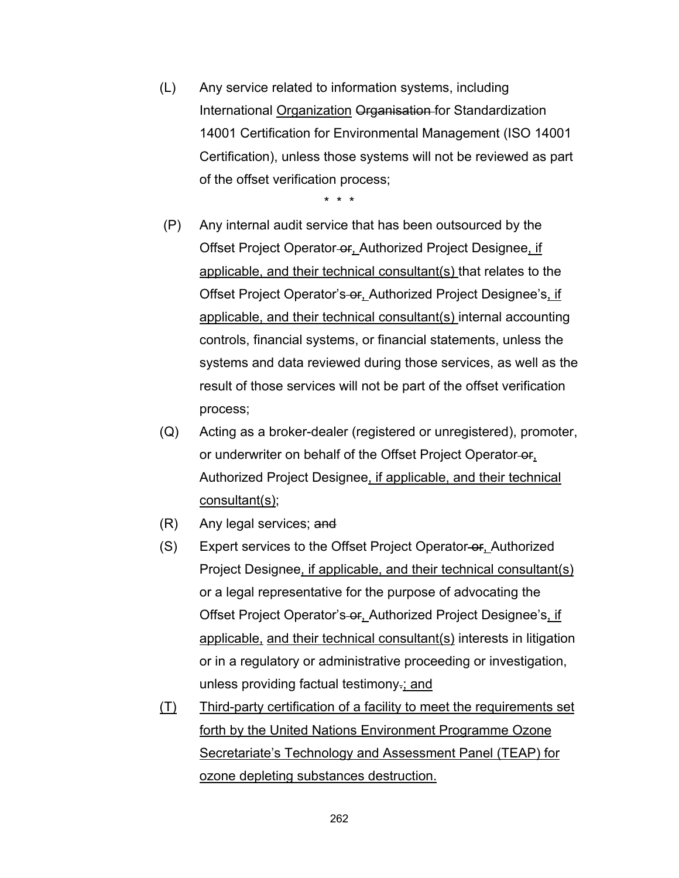(L) Any service related to information systems, including International <u>Organization</u> ~~Organisation~~ for Standardization 14001 Certification for Environmental Management (ISO 14001 Certification), unless those systems will not be reviewed as part of the offset verification process;

\* \* \*

(P) Any internal audit service that has been outsourced by the Offset Project Operator ~~or~~<u>,</u> Authorized Project Designee<u>, if applicable, and their technical consultant(s)</u> that relates to the Offset Project Operator's ~~or~~<u>,</u> Authorized Project Designee's<u>, if applicable, and their technical consultant(s)</u> internal accounting controls, financial systems, or financial statements, unless the systems and data reviewed during those services, as well as the result of those services will not be part of the offset verification process;

(Q) Acting as a broker-dealer (registered or unregistered), promoter, or underwriter on behalf of the Offset Project Operator ~~or~~<u>,</u> Authorized Project Designee<u>, if applicable, and their technical consultant(s)</u>;

(R) Any legal services; ~~and~~

(S) Expert services to the Offset Project Operator ~~or~~<u>,</u> Authorized Project Designee<u>, if applicable, and their technical consultant(s)</u> or a legal representative for the purpose of advocating the Offset Project Operator's ~~or~~<u>,</u> Authorized Project Designee's<u>, if applicable,</u> <u>and their technical consultant(s)</u> interests in litigation or in a regulatory or administrative proceeding or investigation, unless providing factual testimony~~.~~<u>; and</u>

<u>(T)</u> <u>Third-party certification of a facility to meet the requirements set forth by the United Nations Environment Programme Ozone Secretariate's Technology and Assessment Panel (TEAP) for ozone depleting substances destruction.</u>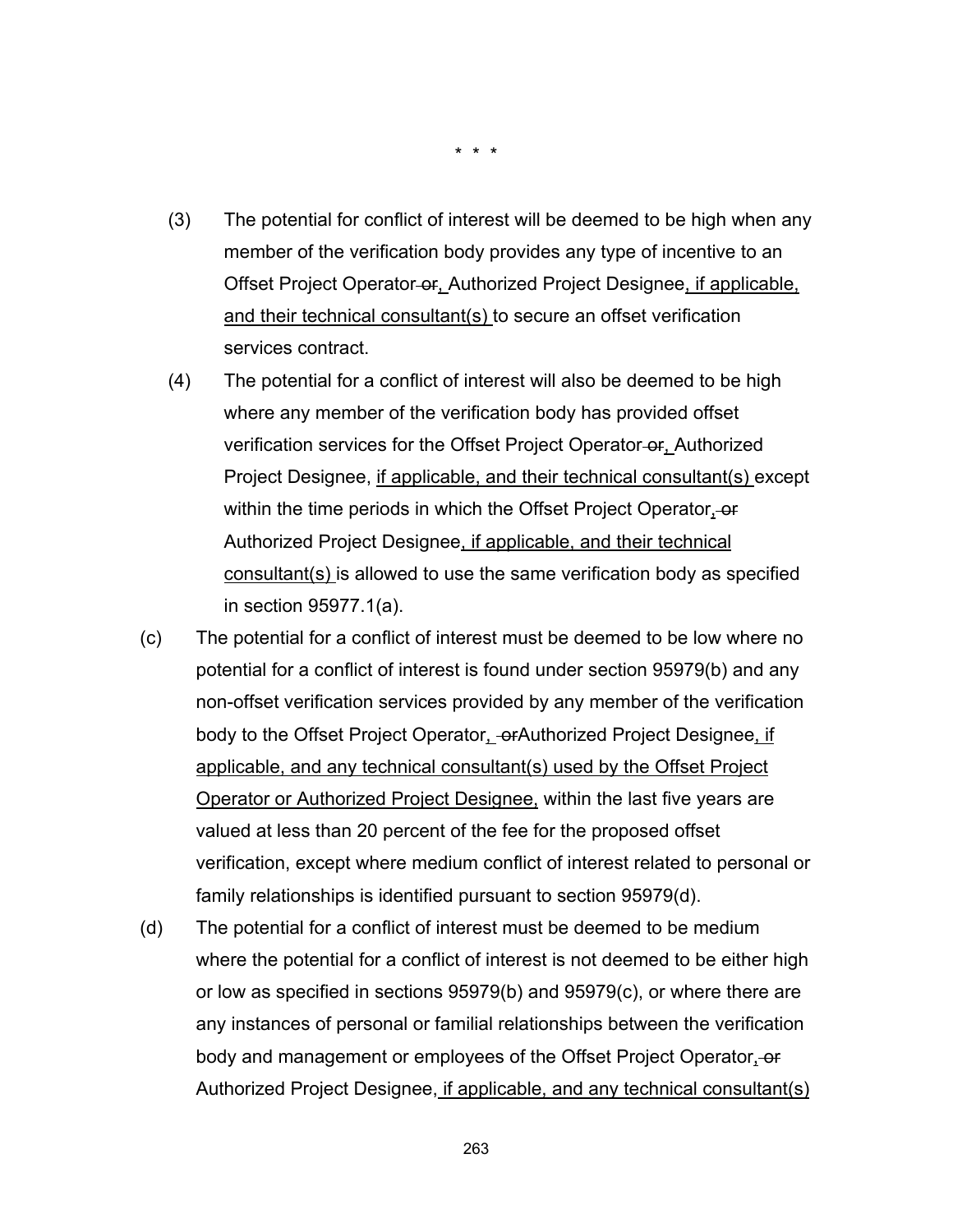\* \* \*

(3) The potential for conflict of interest will be deemed to be high when any member of the verification body provides any type of incentive to an Offset Project Operator ~~or~~, Authorized Project Designee<u>, if applicable, and their technical consultant(s)</u> to secure an offset verification services contract.

(4) The potential for a conflict of interest will also be deemed to be high where any member of the verification body has provided offset verification services for the Offset Project Operator ~~or~~, Authorized Project Designee, <u>if applicable, and their technical consultant(s)</u> except within the time periods in which the Offset Project Operator, ~~or~~ Authorized Project Designee<u>, if applicable, and their technical consultant(s)</u> is allowed to use the same verification body as specified in section 95977.1(a).

(c) The potential for a conflict of interest must be deemed to be low where no potential for a conflict of interest is found under section 95979(b) and any non-offset verification services provided by any member of the verification body to the Offset Project Operator, ~~or~~Authorized Project Designee<u>, if applicable, and any technical consultant(s) used by the Offset Project Operator or Authorized Project Designee,</u> within the last five years are valued at less than 20 percent of the fee for the proposed offset verification, except where medium conflict of interest related to personal or family relationships is identified pursuant to section 95979(d).

(d) The potential for a conflict of interest must be deemed to be medium where the potential for a conflict of interest is not deemed to be either high or low as specified in sections 95979(b) and 95979(c), or where there are any instances of personal or familial relationships between the verification body and management or employees of the Offset Project Operator, ~~or~~ Authorized Project Designee,<u> if applicable, and any technical consultant(s)</u>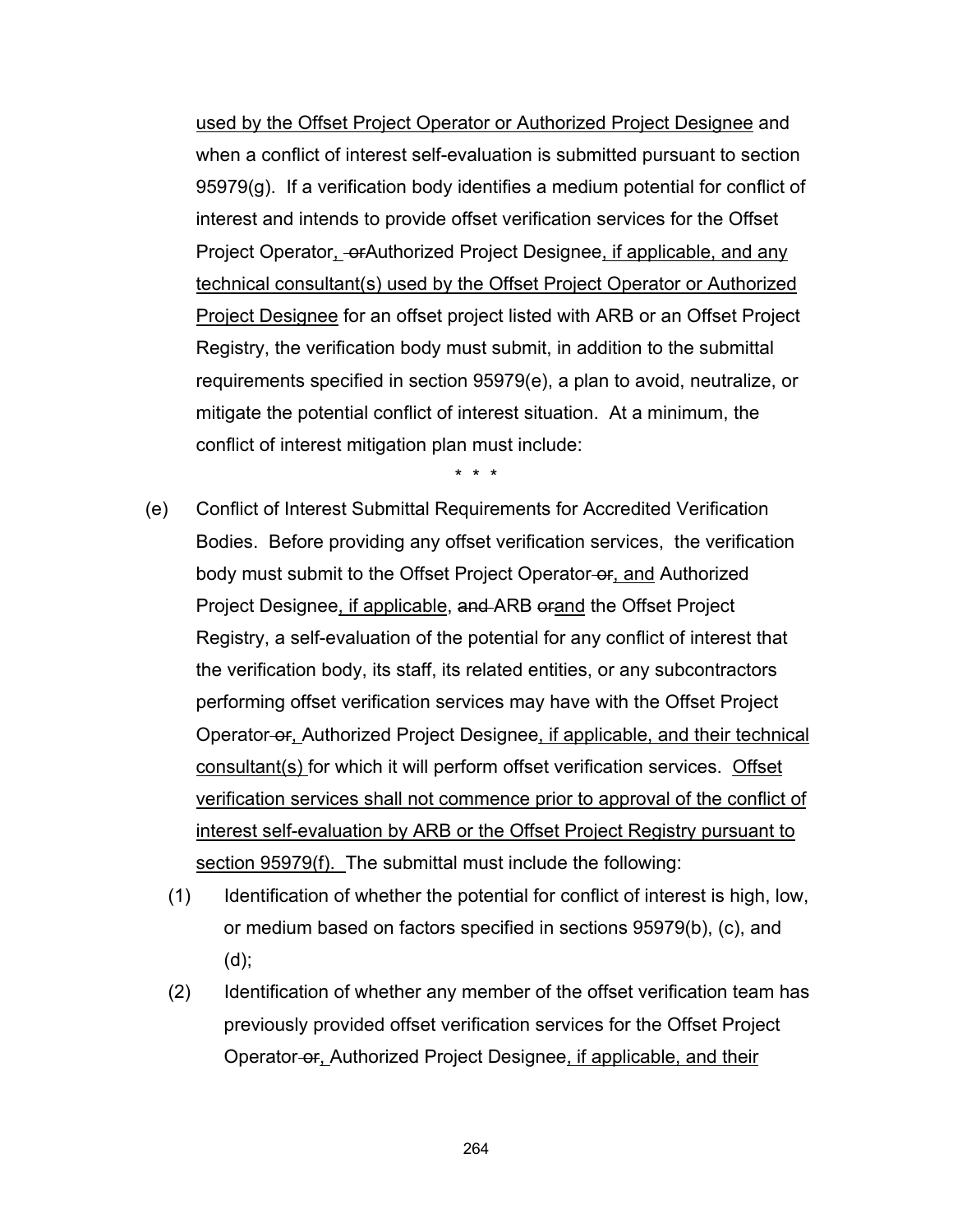used by the Offset Project Operator or Authorized Project Designee and when a conflict of interest self-evaluation is submitted pursuant to section 95979(g). If a verification body identifies a medium potential for conflict of interest and intends to provide offset verification services for the Offset Project Operator, orAuthorized Project Designee, if applicable, and any technical consultant(s) used by the Offset Project Operator or Authorized Project Designee for an offset project listed with ARB or an Offset Project Registry, the verification body must submit, in addition to the submittal requirements specified in section 95979(e), a plan to avoid, neutralize, or mitigate the potential conflict of interest situation. At a minimum, the conflict of interest mitigation plan must include:

\* \* \*

(e) Conflict of Interest Submittal Requirements for Accredited Verification Bodies. Before providing any offset verification services, the verification body must submit to the Offset Project Operator or, and Authorized Project Designee, if applicable, and ARB orand the Offset Project Registry, a self-evaluation of the potential for any conflict of interest that the verification body, its staff, its related entities, or any subcontractors performing offset verification services may have with the Offset Project Operator or, Authorized Project Designee, if applicable, and their technical consultant(s) for which it will perform offset verification services. Offset verification services shall not commence prior to approval of the conflict of interest self-evaluation by ARB or the Offset Project Registry pursuant to section 95979(f). The submittal must include the following:

(1) Identification of whether the potential for conflict of interest is high, low, or medium based on factors specified in sections 95979(b), (c), and (d);

(2) Identification of whether any member of the offset verification team has previously provided offset verification services for the Offset Project Operator or, Authorized Project Designee, if applicable, and their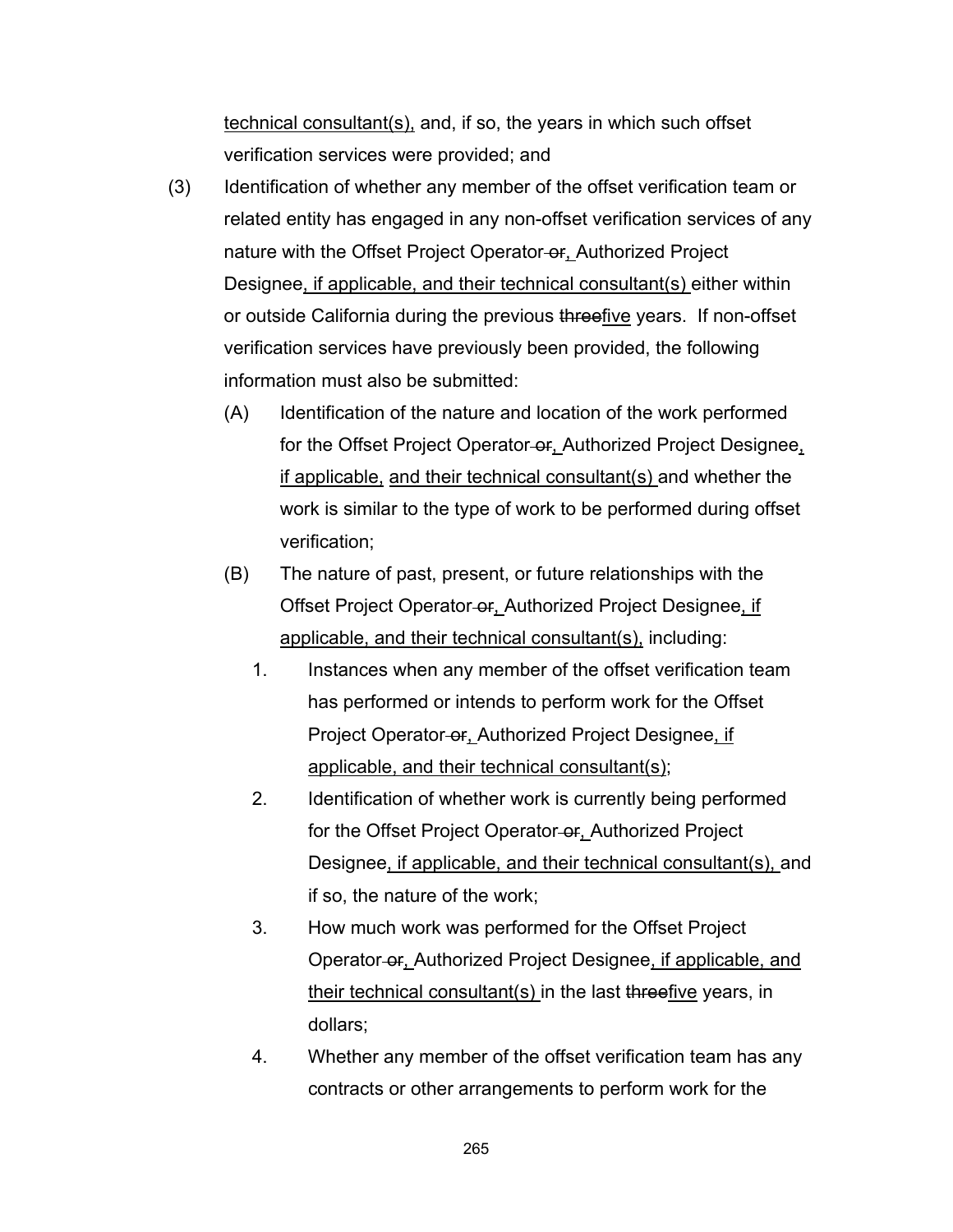technical consultant(s), and, if so, the years in which such offset verification services were provided; and

(3) Identification of whether any member of the offset verification team or related entity has engaged in any non-offset verification services of any nature with the Offset Project Operator ~~or~~, Authorized Project Designee, if applicable, and their technical consultant(s) either within or outside California during the previous ~~three~~five years. If non-offset verification services have previously been provided, the following information must also be submitted:

   (A) Identification of the nature and location of the work performed for the Offset Project Operator ~~or~~, Authorized Project Designee, if applicable, and their technical consultant(s) and whether the work is similar to the type of work to be performed during offset verification;

   (B) The nature of past, present, or future relationships with the Offset Project Operator ~~or~~, Authorized Project Designee, if applicable, and their technical consultant(s), including:

      1. Instances when any member of the offset verification team has performed or intends to perform work for the Offset Project Operator ~~or~~, Authorized Project Designee, if applicable, and their technical consultant(s);

      2. Identification of whether work is currently being performed for the Offset Project Operator ~~or~~, Authorized Project Designee, if applicable, and their technical consultant(s), and if so, the nature of the work;

      3. How much work was performed for the Offset Project Operator ~~or~~, Authorized Project Designee, if applicable, and their technical consultant(s) in the last ~~three~~five years, in dollars;

      4. Whether any member of the offset verification team has any contracts or other arrangements to perform work for the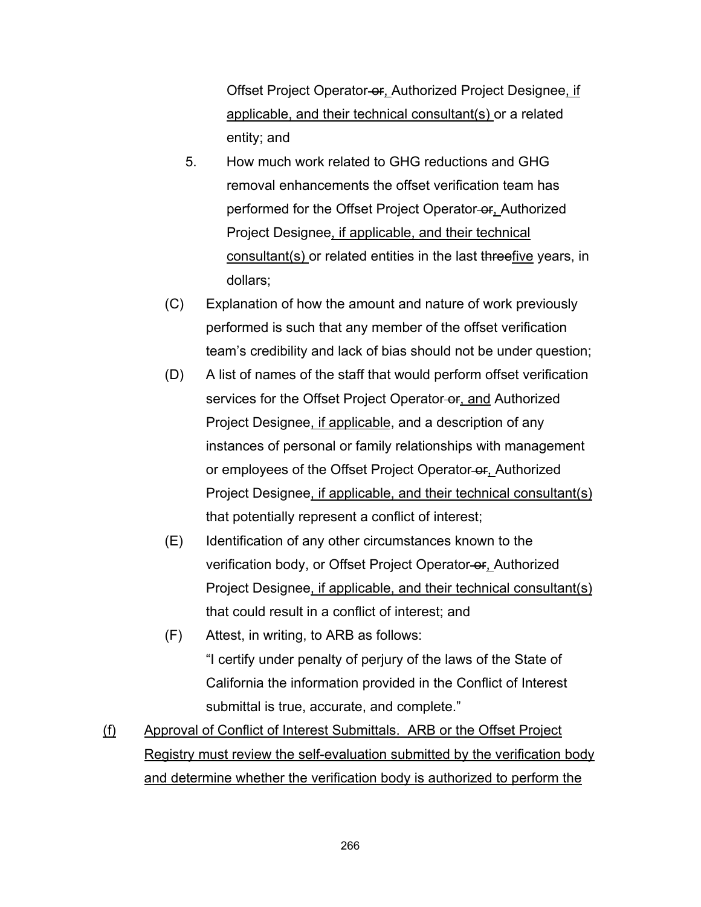Offset Project Operator ~~or~~, Authorized Project Designee, if applicable, and their technical consultant(s) or a related entity; and

5. How much work related to GHG reductions and GHG removal enhancements the offset verification team has performed for the Offset Project Operator ~~or~~, Authorized Project Designee, if applicable, and their technical consultant(s) or related entities in the last ~~three~~five years, in dollars;

(C) Explanation of how the amount and nature of work previously performed is such that any member of the offset verification team's credibility and lack of bias should not be under question;

(D) A list of names of the staff that would perform offset verification services for the Offset Project Operator ~~or~~, and Authorized Project Designee, if applicable, and a description of any instances of personal or family relationships with management or employees of the Offset Project Operator ~~or~~, Authorized Project Designee, if applicable, and their technical consultant(s) that potentially represent a conflict of interest;

(E) Identification of any other circumstances known to the verification body, or Offset Project Operator ~~or~~, Authorized Project Designee, if applicable, and their technical consultant(s) that could result in a conflict of interest; and

(F) Attest, in writing, to ARB as follows:
"I certify under penalty of perjury of the laws of the State of California the information provided in the Conflict of Interest submittal is true, accurate, and complete."

(f) Approval of Conflict of Interest Submittals. ARB or the Offset Project Registry must review the self-evaluation submitted by the verification body and determine whether the verification body is authorized to perform the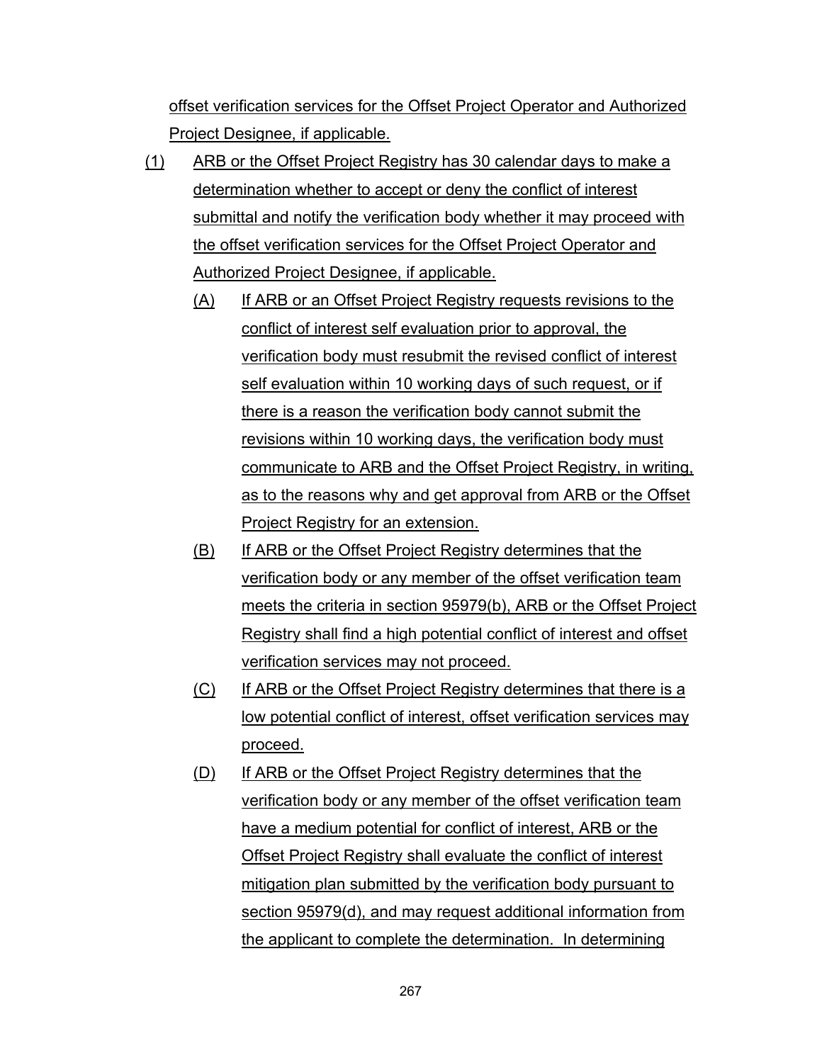offset verification services for the Offset Project Operator and Authorized Project Designee, if applicable.

(1) ARB or the Offset Project Registry has 30 calendar days to make a determination whether to accept or deny the conflict of interest submittal and notify the verification body whether it may proceed with the offset verification services for the Offset Project Operator and Authorized Project Designee, if applicable.

  (A) If ARB or an Offset Project Registry requests revisions to the conflict of interest self evaluation prior to approval, the verification body must resubmit the revised conflict of interest self evaluation within 10 working days of such request, or if there is a reason the verification body cannot submit the revisions within 10 working days, the verification body must communicate to ARB and the Offset Project Registry, in writing, as to the reasons why and get approval from ARB or the Offset Project Registry for an extension.

  (B) If ARB or the Offset Project Registry determines that the verification body or any member of the offset verification team meets the criteria in section 95979(b), ARB or the Offset Project Registry shall find a high potential conflict of interest and offset verification services may not proceed.

  (C) If ARB or the Offset Project Registry determines that there is a low potential conflict of interest, offset verification services may proceed.

  (D) If ARB or the Offset Project Registry determines that the verification body or any member of the offset verification team have a medium potential for conflict of interest, ARB or the Offset Project Registry shall evaluate the conflict of interest mitigation plan submitted by the verification body pursuant to section 95979(d), and may request additional information from the applicant to complete the determination. In determining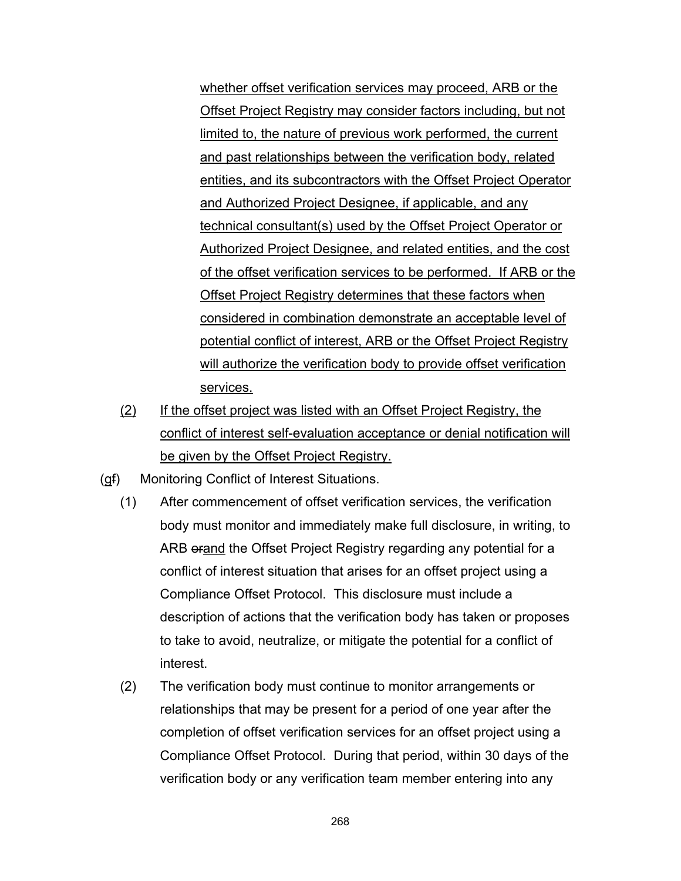whether offset verification services may proceed, ARB or the Offset Project Registry may consider factors including, but not limited to, the nature of previous work performed, the current and past relationships between the verification body, related entities, and its subcontractors with the Offset Project Operator and Authorized Project Designee, if applicable, and any technical consultant(s) used by the Offset Project Operator or Authorized Project Designee, and related entities, and the cost of the offset verification services to be performed. If ARB or the Offset Project Registry determines that these factors when considered in combination demonstrate an acceptable level of potential conflict of interest, ARB or the Offset Project Registry will authorize the verification body to provide offset verification services.

(2) If the offset project was listed with an Offset Project Registry, the conflict of interest self-evaluation acceptance or denial notification will be given by the Offset Project Registry.

(g~~f~~) Monitoring Conflict of Interest Situations.

(1) After commencement of offset verification services, the verification body must monitor and immediately make full disclosure, in writing, to ARB ~~or~~and the Offset Project Registry regarding any potential for a conflict of interest situation that arises for an offset project using a Compliance Offset Protocol. This disclosure must include a description of actions that the verification body has taken or proposes to take to avoid, neutralize, or mitigate the potential for a conflict of interest.

(2) The verification body must continue to monitor arrangements or relationships that may be present for a period of one year after the completion of offset verification services for an offset project using a Compliance Offset Protocol. During that period, within 30 days of the verification body or any verification team member entering into any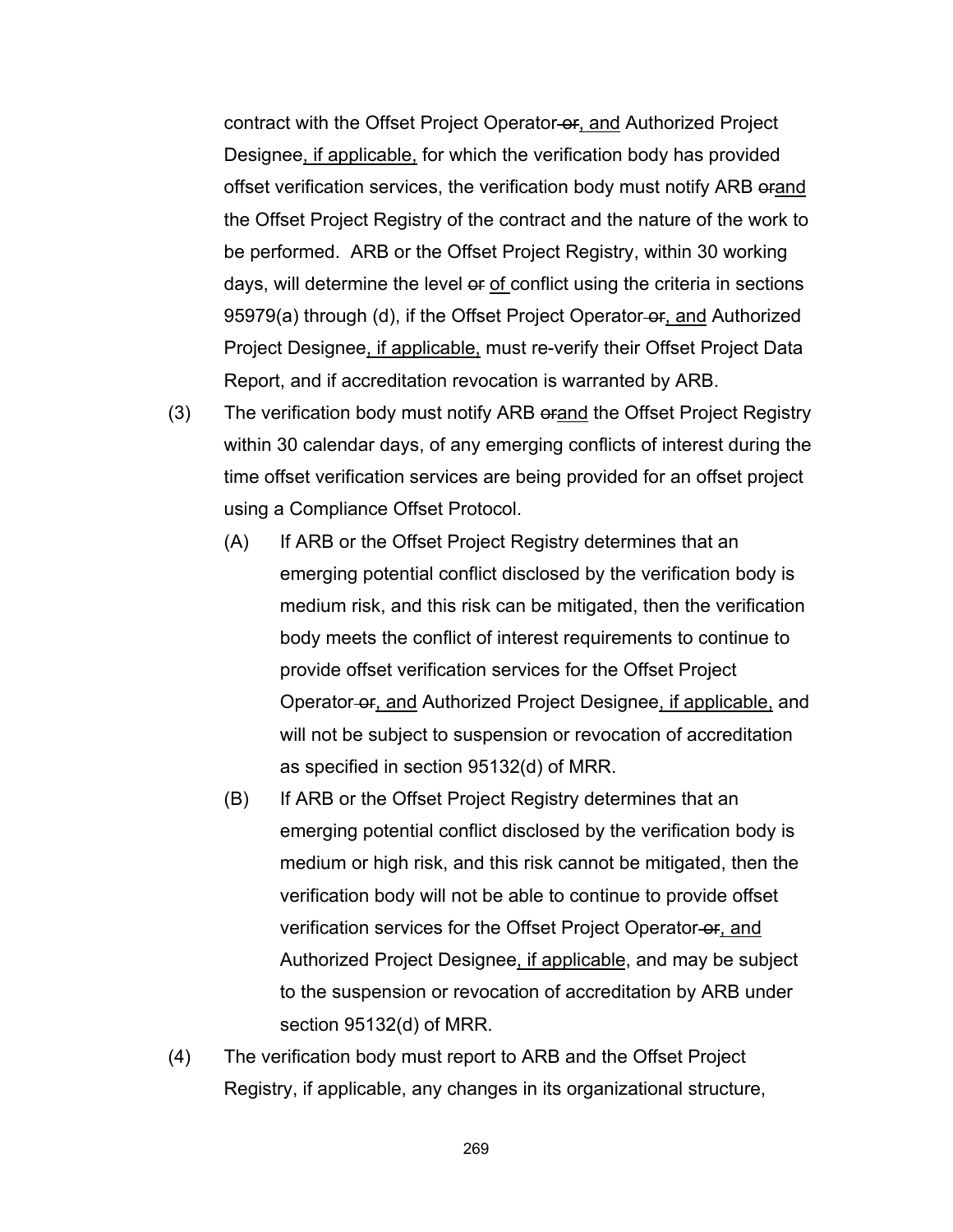contract with the Offset Project Operator ~~or~~, and Authorized Project Designee, if applicable, for which the verification body has provided offset verification services, the verification body must notify ARB ~~or~~and the Offset Project Registry of the contract and the nature of the work to be performed. ARB or the Offset Project Registry, within 30 working days, will determine the level ~~or~~ of conflict using the criteria in sections 95979(a) through (d), if the Offset Project Operator ~~or~~, and Authorized Project Designee, if applicable, must re-verify their Offset Project Data Report, and if accreditation revocation is warranted by ARB.

(3) The verification body must notify ARB ~~or~~and the Offset Project Registry within 30 calendar days, of any emerging conflicts of interest during the time offset verification services are being provided for an offset project using a Compliance Offset Protocol.

(A) If ARB or the Offset Project Registry determines that an emerging potential conflict disclosed by the verification body is medium risk, and this risk can be mitigated, then the verification body meets the conflict of interest requirements to continue to provide offset verification services for the Offset Project Operator ~~or~~, and Authorized Project Designee, if applicable, and will not be subject to suspension or revocation of accreditation as specified in section 95132(d) of MRR.

(B) If ARB or the Offset Project Registry determines that an emerging potential conflict disclosed by the verification body is medium or high risk, and this risk cannot be mitigated, then the verification body will not be able to continue to provide offset verification services for the Offset Project Operator ~~or~~, and Authorized Project Designee, if applicable, and may be subject to the suspension or revocation of accreditation by ARB under section 95132(d) of MRR.

(4) The verification body must report to ARB and the Offset Project Registry, if applicable, any changes in its organizational structure,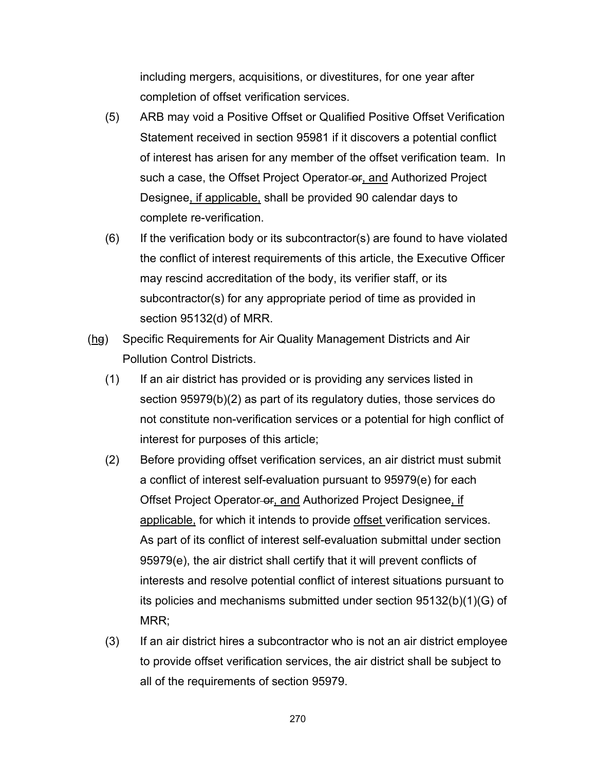including mergers, acquisitions, or divestitures, for one year after completion of offset verification services.

(5) ARB may void a Positive Offset or Qualified Positive Offset Verification Statement received in section 95981 if it discovers a potential conflict of interest has arisen for any member of the offset verification team. In such a case, the Offset Project Operator ~~or~~, and Authorized Project Designee, if applicable, shall be provided 90 calendar days to complete re-verification.

(6) If the verification body or its subcontractor(s) are found to have violated the conflict of interest requirements of this article, the Executive Officer may rescind accreditation of the body, its verifier staff, or its subcontractor(s) for any appropriate period of time as provided in section 95132(d) of MRR.

(h~~g~~) Specific Requirements for Air Quality Management Districts and Air Pollution Control Districts.

(1) If an air district has provided or is providing any services listed in section 95979(b)(2) as part of its regulatory duties, those services do not constitute non-verification services or a potential for high conflict of interest for purposes of this article;

(2) Before providing offset verification services, an air district must submit a conflict of interest self-evaluation pursuant to 95979(e) for each Offset Project Operator ~~or~~, and Authorized Project Designee, if applicable, for which it intends to provide offset verification services. As part of its conflict of interest self-evaluation submittal under section 95979(e), the air district shall certify that it will prevent conflicts of interests and resolve potential conflict of interest situations pursuant to its policies and mechanisms submitted under section 95132(b)(1)(G) of MRR;

(3) If an air district hires a subcontractor who is not an air district employee to provide offset verification services, the air district shall be subject to all of the requirements of section 95979.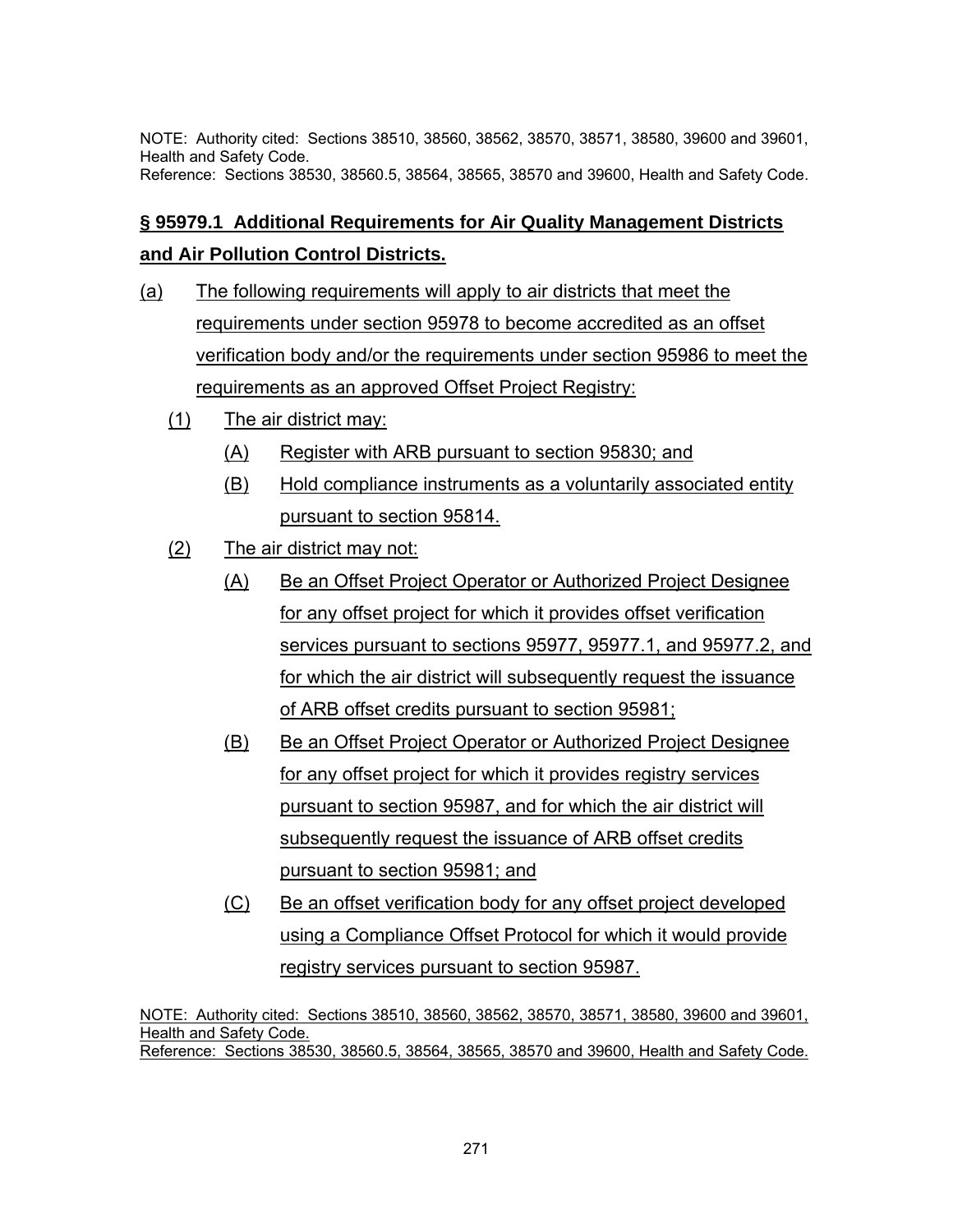NOTE: Authority cited: Sections 38510, 38560, 38562, 38570, 38571, 38580, 39600 and 39601, Health and Safety Code.
Reference: Sections 38530, 38560.5, 38564, 38565, 38570 and 39600, Health and Safety Code.

## § 95979.1 Additional Requirements for Air Quality Management Districts and Air Pollution Control Districts.

(a) The following requirements will apply to air districts that meet the requirements under section 95978 to become accredited as an offset verification body and/or the requirements under section 95986 to meet the requirements as an approved Offset Project Registry:

(1) The air district may:

(A) Register with ARB pursuant to section 95830; and

(B) Hold compliance instruments as a voluntarily associated entity pursuant to section 95814.

(2) The air district may not:

(A) Be an Offset Project Operator or Authorized Project Designee for any offset project for which it provides offset verification services pursuant to sections 95977, 95977.1, and 95977.2, and for which the air district will subsequently request the issuance of ARB offset credits pursuant to section 95981;

(B) Be an Offset Project Operator or Authorized Project Designee for any offset project for which it provides registry services pursuant to section 95987, and for which the air district will subsequently request the issuance of ARB offset credits pursuant to section 95981; and

(C) Be an offset verification body for any offset project developed using a Compliance Offset Protocol for which it would provide registry services pursuant to section 95987.

NOTE: Authority cited: Sections 38510, 38560, 38562, 38570, 38571, 38580, 39600 and 39601, Health and Safety Code.
Reference: Sections 38530, 38560.5, 38564, 38565, 38570 and 39600, Health and Safety Code.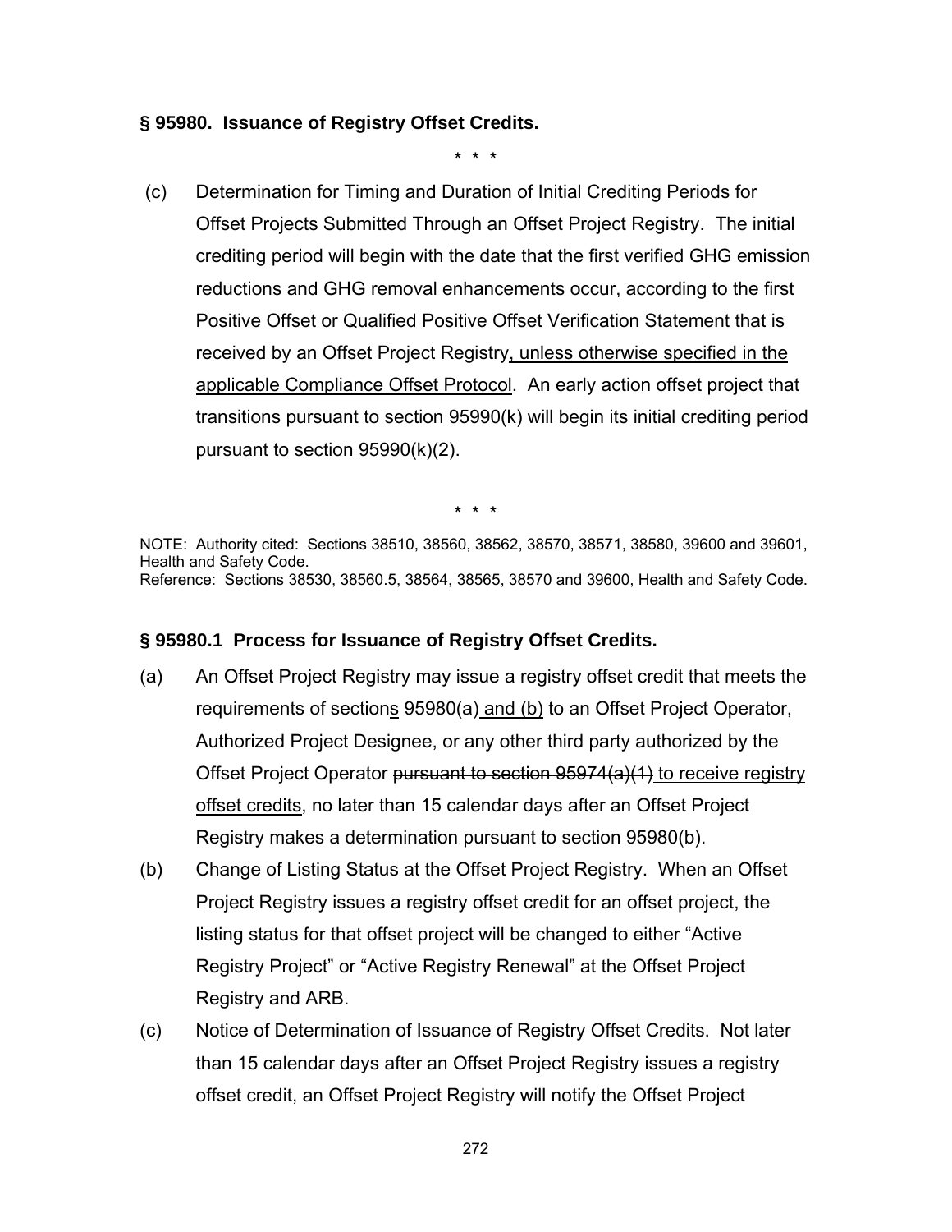**§ 95980. Issuance of Registry Offset Credits.**

\* \* \*

(c) Determination for Timing and Duration of Initial Crediting Periods for Offset Projects Submitted Through an Offset Project Registry. The initial crediting period will begin with the date that the first verified GHG emission reductions and GHG removal enhancements occur, according to the first Positive Offset or Qualified Positive Offset Verification Statement that is received by an Offset Project Registry<u>, unless otherwise specified in the applicable Compliance Offset Protocol</u>. An early action offset project that transitions pursuant to section 95990(k) will begin its initial crediting period pursuant to section 95990(k)(2).

\* \* \*

NOTE: Authority cited: Sections 38510, 38560, 38562, 38570, 38571, 38580, 39600 and 39601, Health and Safety Code.
Reference: Sections 38530, 38560.5, 38564, 38565, 38570 and 39600, Health and Safety Code.

**§ 95980.1 Process for Issuance of Registry Offset Credits.**

(a) An Offset Project Registry may issue a registry offset credit that meets the requirements of section<u>s</u> 95980(a)<u> and (b)</u> to an Offset Project Operator, Authorized Project Designee, or any other third party authorized by the Offset Project Operator ~~pursuant to section 95974(a)(1)~~<u> to receive registry offset credits</u>, no later than 15 calendar days after an Offset Project Registry makes a determination pursuant to section 95980(b).

(b) Change of Listing Status at the Offset Project Registry. When an Offset Project Registry issues a registry offset credit for an offset project, the listing status for that offset project will be changed to either "Active Registry Project" or "Active Registry Renewal" at the Offset Project Registry and ARB.

(c) Notice of Determination of Issuance of Registry Offset Credits. Not later than 15 calendar days after an Offset Project Registry issues a registry offset credit, an Offset Project Registry will notify the Offset Project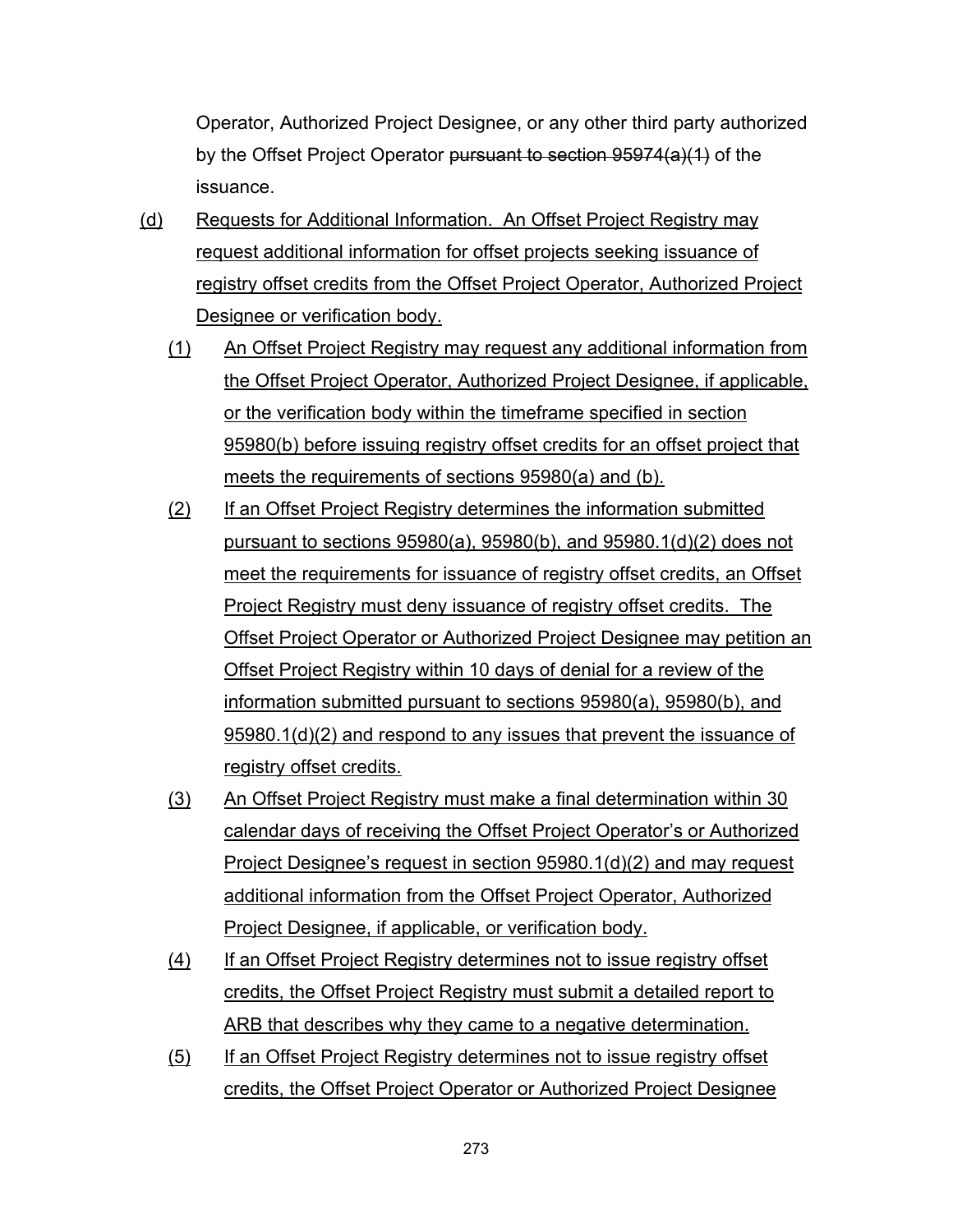Operator, Authorized Project Designee, or any other third party authorized by the Offset Project Operator ~~pursuant to section 95974(a)(1)~~ of the issuance.

<u>(d)</u> <u>Requests for Additional Information. An Offset Project Registry may request additional information for offset projects seeking issuance of registry offset credits from the Offset Project Operator, Authorized Project Designee or verification body.</u>

<u>(1)</u> <u>An Offset Project Registry may request any additional information from the Offset Project Operator, Authorized Project Designee, if applicable, or the verification body within the timeframe specified in section 95980(b) before issuing registry offset credits for an offset project that meets the requirements of sections 95980(a) and (b).</u>

<u>(2)</u> <u>If an Offset Project Registry determines the information submitted pursuant to sections 95980(a), 95980(b), and 95980.1(d)(2) does not meet the requirements for issuance of registry offset credits, an Offset Project Registry must deny issuance of registry offset credits. The Offset Project Operator or Authorized Project Designee may petition an Offset Project Registry within 10 days of denial for a review of the information submitted pursuant to sections 95980(a), 95980(b), and 95980.1(d)(2) and respond to any issues that prevent the issuance of registry offset credits.</u>

<u>(3)</u> <u>An Offset Project Registry must make a final determination within 30 calendar days of receiving the Offset Project Operator's or Authorized Project Designee's request in section 95980.1(d)(2) and may request additional information from the Offset Project Operator, Authorized Project Designee, if applicable, or verification body.</u>

<u>(4)</u> <u>If an Offset Project Registry determines not to issue registry offset credits, the Offset Project Registry must submit a detailed report to ARB that describes why they came to a negative determination.</u>

<u>(5)</u> <u>If an Offset Project Registry determines not to issue registry offset credits, the Offset Project Operator or Authorized Project Designee</u>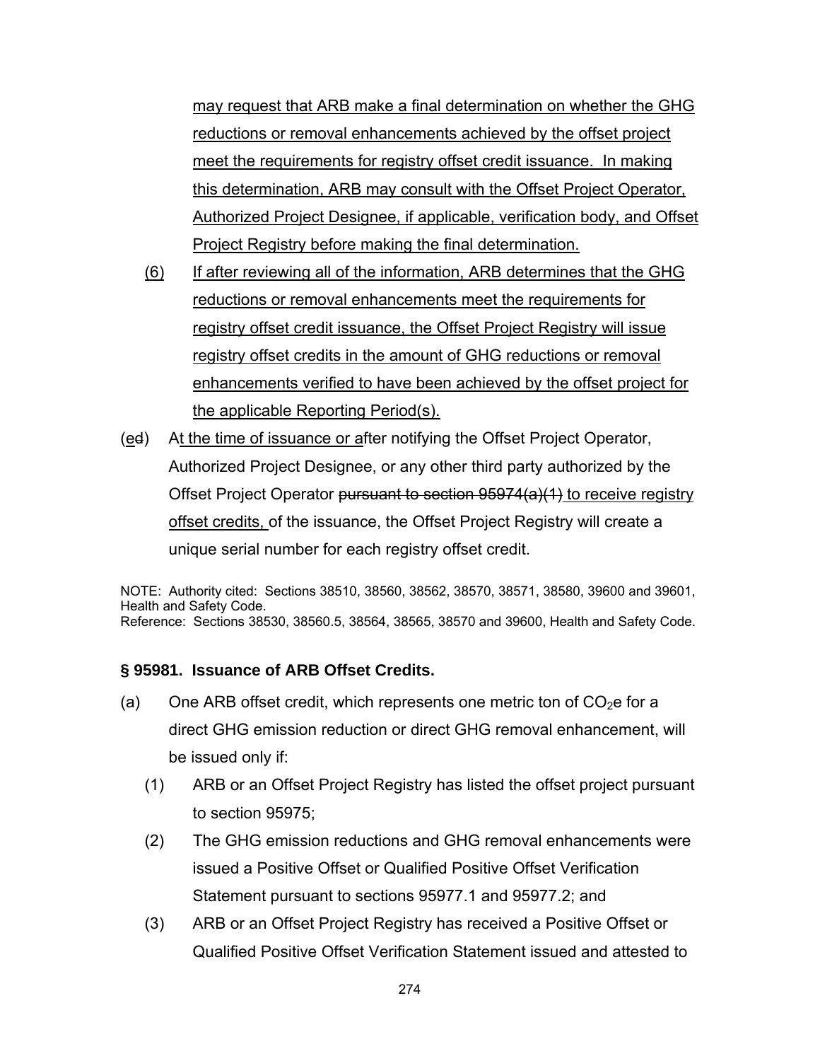may request that ARB make a final determination on whether the GHG reductions or removal enhancements achieved by the offset project meet the requirements for registry offset credit issuance. In making this determination, ARB may consult with the Offset Project Operator, Authorized Project Designee, if applicable, verification body, and Offset Project Registry before making the final determination.

(6) If after reviewing all of the information, ARB determines that the GHG reductions or removal enhancements meet the requirements for registry offset credit issuance, the Offset Project Registry will issue registry offset credits in the amount of GHG reductions or removal enhancements verified to have been achieved by the offset project for the applicable Reporting Period(s).

(ed) At the time of issuance or after notifying the Offset Project Operator, Authorized Project Designee, or any other third party authorized by the Offset Project Operator ~~pursuant to section 95974(a)(1)~~ to receive registry offset credits, of the issuance, the Offset Project Registry will create a unique serial number for each registry offset credit.

NOTE: Authority cited: Sections 38510, 38560, 38562, 38570, 38571, 38580, 39600 and 39601, Health and Safety Code.
Reference: Sections 38530, 38560.5, 38564, 38565, 38570 and 39600, Health and Safety Code.

**§ 95981. Issuance of ARB Offset Credits.**

(a) One ARB offset credit, which represents one metric ton of $CO_2e$ for a direct GHG emission reduction or direct GHG removal enhancement, will be issued only if:

(1) ARB or an Offset Project Registry has listed the offset project pursuant to section 95975;

(2) The GHG emission reductions and GHG removal enhancements were issued a Positive Offset or Qualified Positive Offset Verification Statement pursuant to sections 95977.1 and 95977.2; and

(3) ARB or an Offset Project Registry has received a Positive Offset or Qualified Positive Offset Verification Statement issued and attested to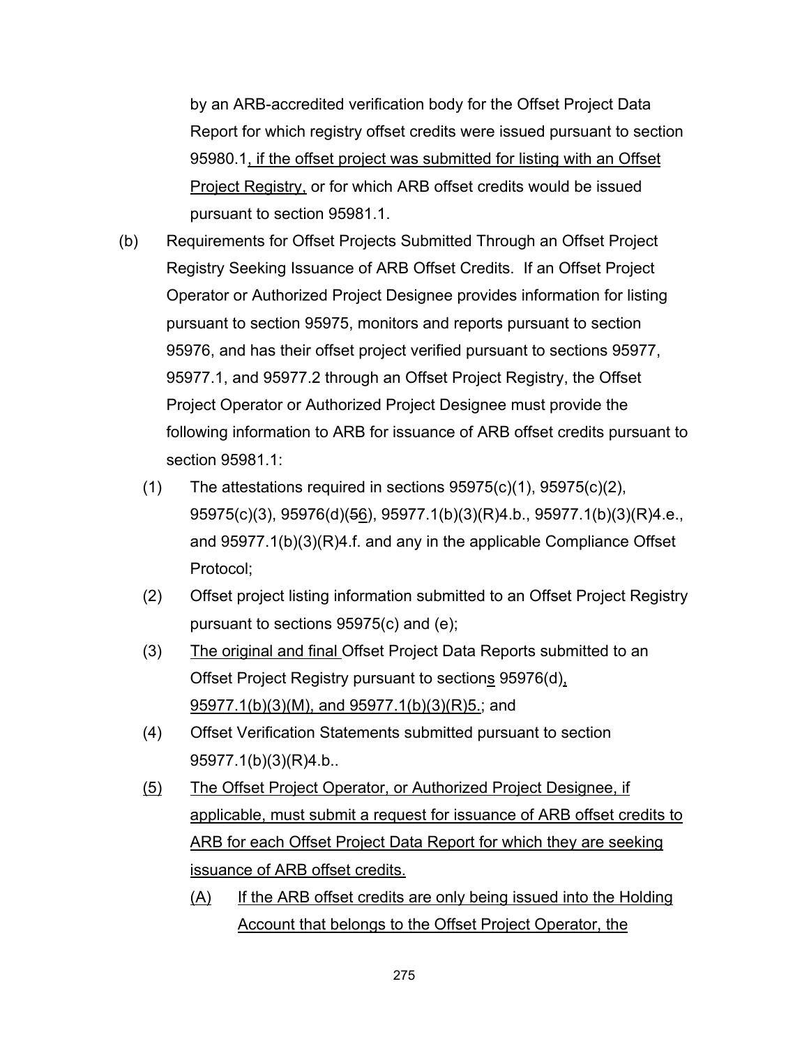by an ARB-accredited verification body for the Offset Project Data Report for which registry offset credits were issued pursuant to section 95980.1, if the offset project was submitted for listing with an Offset Project Registry, or for which ARB offset credits would be issued pursuant to section 95981.1.

(b) Requirements for Offset Projects Submitted Through an Offset Project Registry Seeking Issuance of ARB Offset Credits. If an Offset Project Operator or Authorized Project Designee provides information for listing pursuant to section 95975, monitors and reports pursuant to section 95976, and has their offset project verified pursuant to sections 95977, 95977.1, and 95977.2 through an Offset Project Registry, the Offset Project Operator or Authorized Project Designee must provide the following information to ARB for issuance of ARB offset credits pursuant to section 95981.1:

(1) The attestations required in sections 95975(c)(1), 95975(c)(2), 95975(c)(3), 95976(d)(~~5~~6), 95977.1(b)(3)(R)4.b., 95977.1(b)(3)(R)4.e., and 95977.1(b)(3)(R)4.f. and any in the applicable Compliance Offset Protocol;

(2) Offset project listing information submitted to an Offset Project Registry pursuant to sections 95975(c) and (e);

(3) The original and final Offset Project Data Reports submitted to an Offset Project Registry pursuant to sections 95976(d), 95977.1(b)(3)(M), and 95977.1(b)(3)(R)5.; and

(4) Offset Verification Statements submitted pursuant to section 95977.1(b)(3)(R)4.b..

(5) The Offset Project Operator, or Authorized Project Designee, if applicable, must submit a request for issuance of ARB offset credits to ARB for each Offset Project Data Report for which they are seeking issuance of ARB offset credits.

(A) If the ARB offset credits are only being issued into the Holding Account that belongs to the Offset Project Operator, the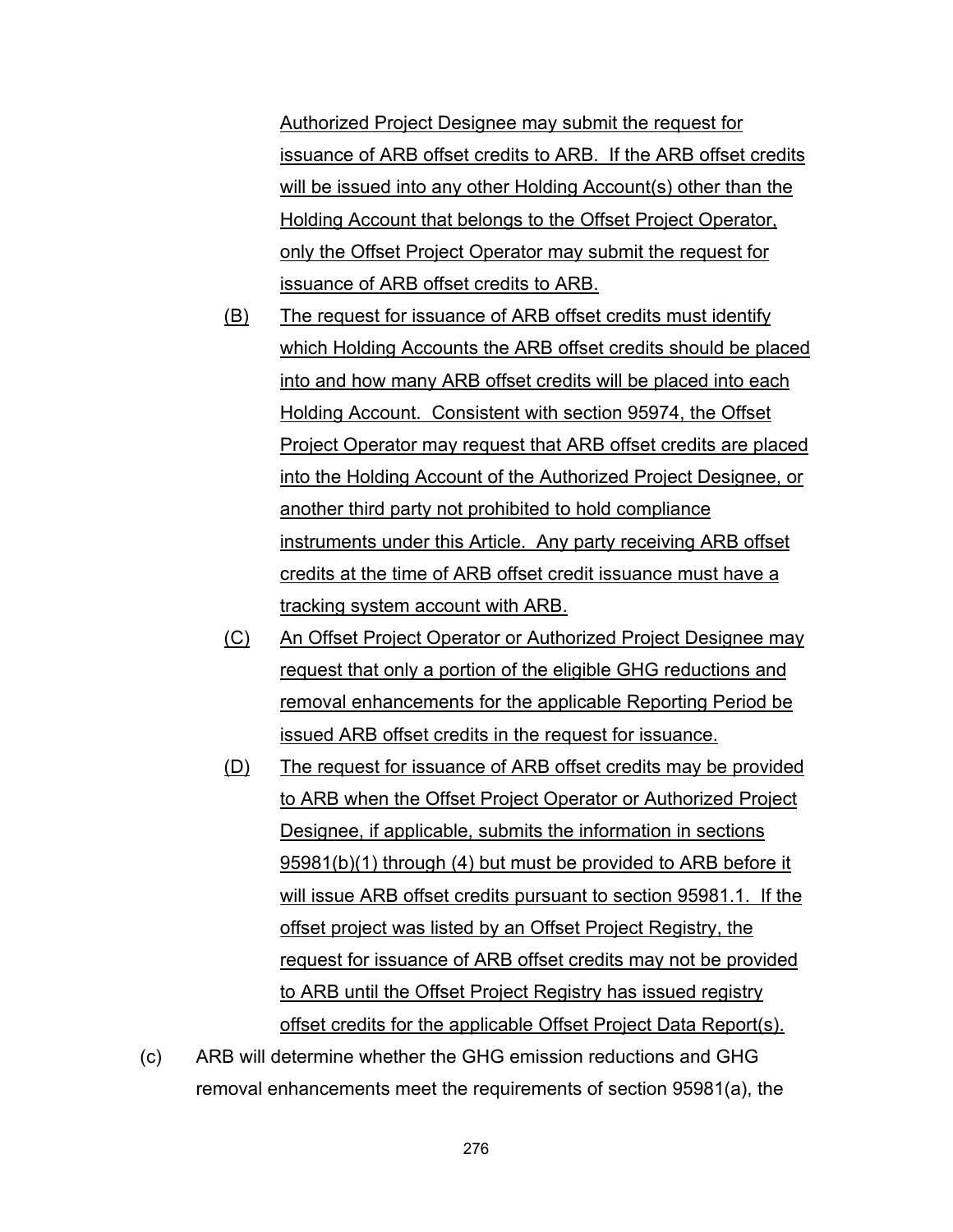Authorized Project Designee may submit the request for issuance of ARB offset credits to ARB. If the ARB offset credits will be issued into any other Holding Account(s) other than the Holding Account that belongs to the Offset Project Operator, only the Offset Project Operator may submit the request for issuance of ARB offset credits to ARB.

(B) The request for issuance of ARB offset credits must identify which Holding Accounts the ARB offset credits should be placed into and how many ARB offset credits will be placed into each Holding Account. Consistent with section 95974, the Offset Project Operator may request that ARB offset credits are placed into the Holding Account of the Authorized Project Designee, or another third party not prohibited to hold compliance instruments under this Article. Any party receiving ARB offset credits at the time of ARB offset credit issuance must have a tracking system account with ARB.

(C) An Offset Project Operator or Authorized Project Designee may request that only a portion of the eligible GHG reductions and removal enhancements for the applicable Reporting Period be issued ARB offset credits in the request for issuance.

(D) The request for issuance of ARB offset credits may be provided to ARB when the Offset Project Operator or Authorized Project Designee, if applicable, submits the information in sections 95981(b)(1) through (4) but must be provided to ARB before it will issue ARB offset credits pursuant to section 95981.1. If the offset project was listed by an Offset Project Registry, the request for issuance of ARB offset credits may not be provided to ARB until the Offset Project Registry has issued registry offset credits for the applicable Offset Project Data Report(s).

(c) ARB will determine whether the GHG emission reductions and GHG removal enhancements meet the requirements of section 95981(a), the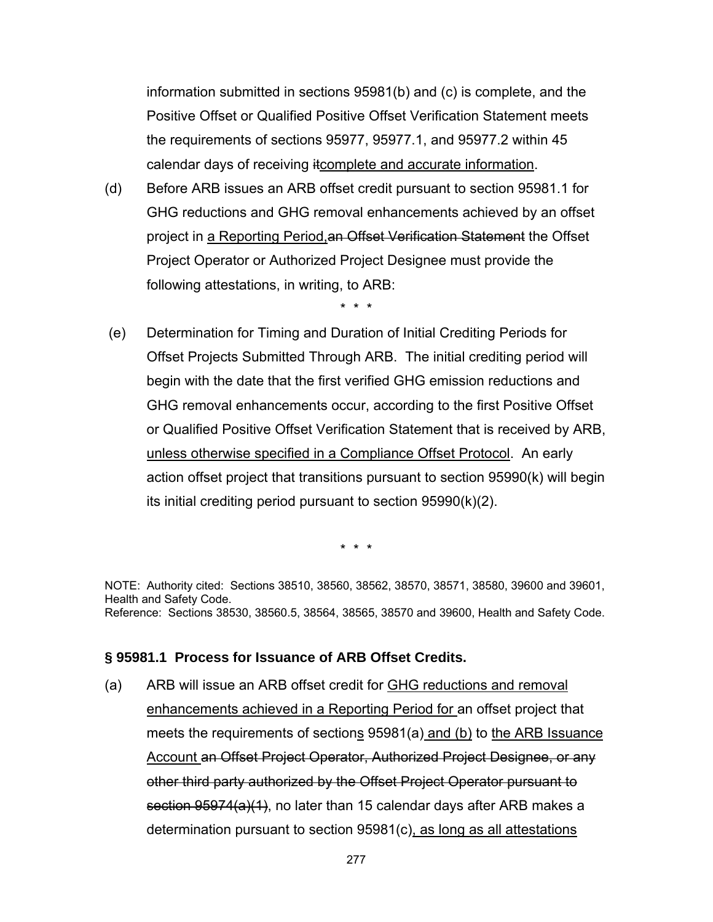information submitted in sections 95981(b) and (c) is complete, and the Positive Offset or Qualified Positive Offset Verification Statement meets the requirements of sections 95977, 95977.1, and 95977.2 within 45 calendar days of receiving ~~it~~<u>complete and accurate information</u>.

(d) Before ARB issues an ARB offset credit pursuant to section 95981.1 for GHG reductions and GHG removal enhancements achieved by an offset project in <u>a Reporting Period,</u>~~an Offset Verification Statement~~ the Offset Project Operator or Authorized Project Designee must provide the following attestations, in writing, to ARB:

\* \* \*

(e) Determination for Timing and Duration of Initial Crediting Periods for Offset Projects Submitted Through ARB. The initial crediting period will begin with the date that the first verified GHG emission reductions and GHG removal enhancements occur, according to the first Positive Offset or Qualified Positive Offset Verification Statement that is received by ARB, <u>unless otherwise specified in a Compliance Offset Protocol</u>. An early action offset project that transitions pursuant to section 95990(k) will begin its initial crediting period pursuant to section 95990(k)(2).

\* \* \*

NOTE: Authority cited: Sections 38510, 38560, 38562, 38570, 38571, 38580, 39600 and 39601, Health and Safety Code.
Reference: Sections 38530, 38560.5, 38564, 38565, 38570 and 39600, Health and Safety Code.

**§ 95981.1 Process for Issuance of ARB Offset Credits.**

(a) ARB will issue an ARB offset credit for <u>GHG reductions and removal enhancements achieved in a Reporting Period for</u> an offset project that meets the requirements of section<u>s</u> 95981(a)<u> and (b)</u> to <u>the ARB Issuance Account</u> ~~an Offset Project Operator, Authorized Project Designee, or any other third party authorized by the Offset Project Operator pursuant to section 95974(a)(1)~~, no later than 15 calendar days after ARB makes a determination pursuant to section 95981(c)<u>, as long as all attestations</u>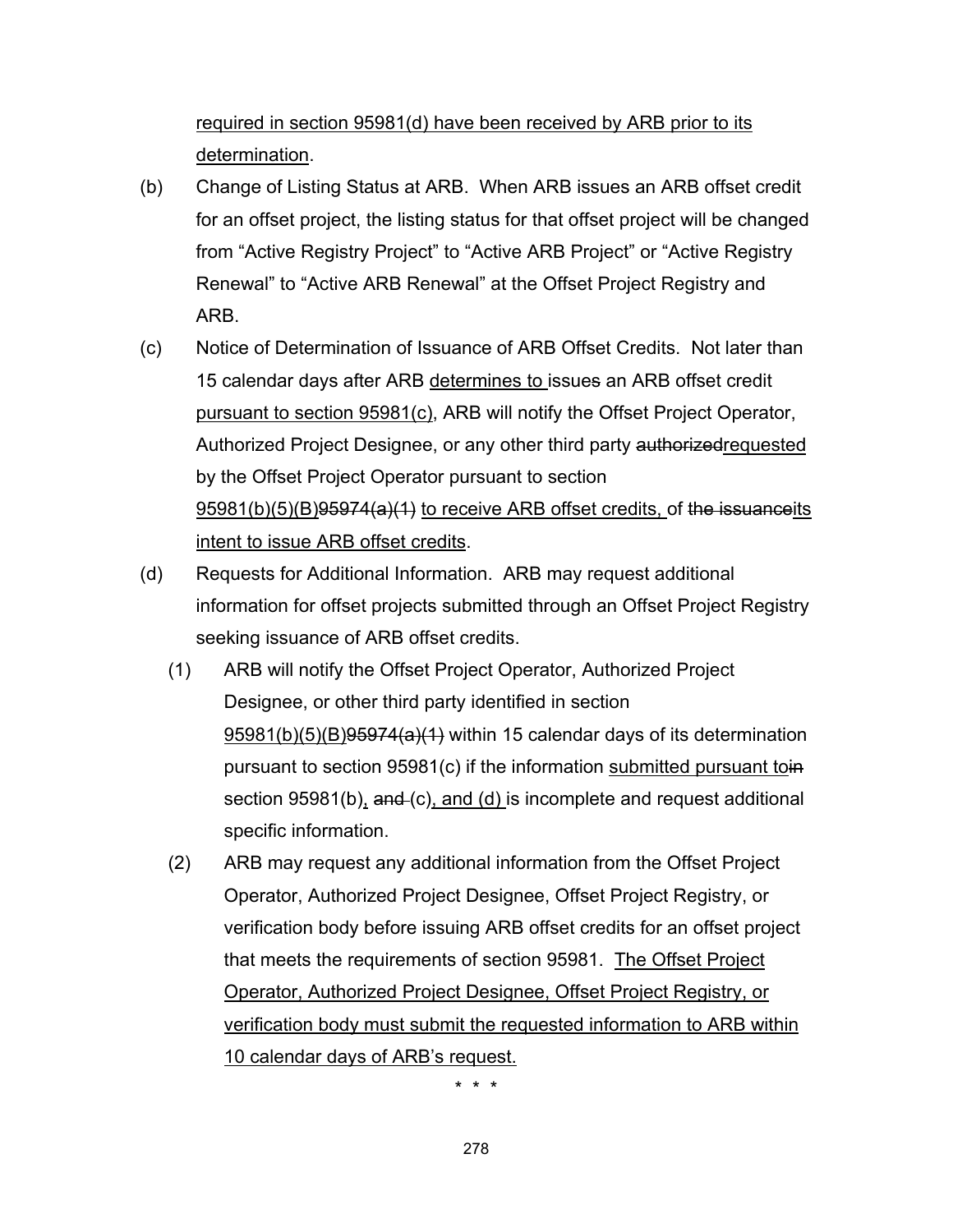<u>required in section 95981(d) have been received by ARB prior to its determination</u>.

(b) Change of Listing Status at ARB. When ARB issues an ARB offset credit for an offset project, the listing status for that offset project will be changed from "Active Registry Project" to "Active ARB Project" or "Active Registry Renewal" to "Active ARB Renewal" at the Offset Project Registry and ARB.

(c) Notice of Determination of Issuance of ARB Offset Credits. Not later than 15 calendar days after ARB <u>determines to</u> issue~~s~~ an ARB offset credit <u>pursuant to section 95981(c)</u>, ARB will notify the Offset Project Operator, Authorized Project Designee, or any other third party ~~authorized~~<u>requested</u> by the Offset Project Operator pursuant to section <u>95981(b)(5)(B)</u>~~95974(a)(1)~~ <u>to receive ARB offset credits,</u> of ~~the issuance~~<u>its intent to issue ARB offset credits</u>.

(d) Requests for Additional Information. ARB may request additional information for offset projects submitted through an Offset Project Registry seeking issuance of ARB offset credits.

(1) ARB will notify the Offset Project Operator, Authorized Project Designee, or other third party identified in section <u>95981(b)(5)(B)</u>~~95974(a)(1)~~ within 15 calendar days of its determination pursuant to section 95981(c) if the information <u>submitted pursuant to</u>~~in~~ section 95981(b)<u>,</u> ~~and~~ (c)<u>, and (d)</u> is incomplete and request additional specific information.

(2) ARB may request any additional information from the Offset Project Operator, Authorized Project Designee, Offset Project Registry, or verification body before issuing ARB offset credits for an offset project that meets the requirements of section 95981. <u>The Offset Project Operator, Authorized Project Designee, Offset Project Registry, or verification body must submit the requested information to ARB within 10 calendar days of ARB's request.</u>

\* \* \*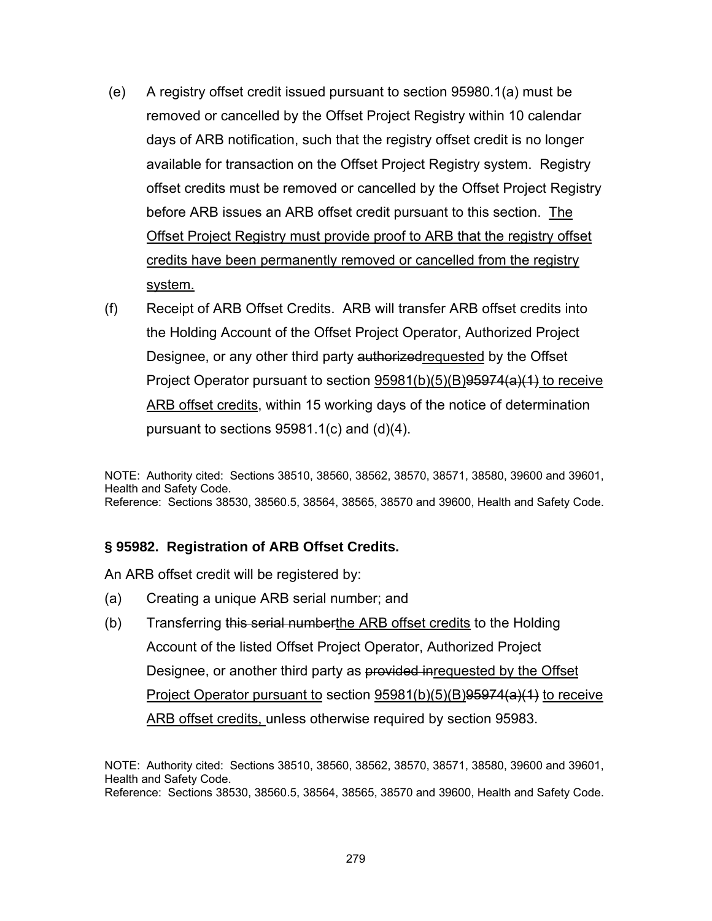(e) A registry offset credit issued pursuant to section 95980.1(a) must be removed or cancelled by the Offset Project Registry within 10 calendar days of ARB notification, such that the registry offset credit is no longer available for transaction on the Offset Project Registry system. Registry offset credits must be removed or cancelled by the Offset Project Registry before ARB issues an ARB offset credit pursuant to this section. <u>The Offset Project Registry must provide proof to ARB that the registry offset credits have been permanently removed or cancelled from the registry system.</u>

(f) Receipt of ARB Offset Credits. ARB will transfer ARB offset credits into the Holding Account of the Offset Project Operator, Authorized Project Designee, or any other third party ~~authorized~~<u>requested</u> by the Offset Project Operator pursuant to section <u>95981(b)(5)(B)</u>~~95974(a)(1)~~ <u>to receive ARB offset credits</u>, within 15 working days of the notice of determination pursuant to sections 95981.1(c) and (d)(4).

NOTE: Authority cited: Sections 38510, 38560, 38562, 38570, 38571, 38580, 39600 and 39601, Health and Safety Code.
Reference: Sections 38530, 38560.5, 38564, 38565, 38570 and 39600, Health and Safety Code.

### § 95982. Registration of ARB Offset Credits.

An ARB offset credit will be registered by:

(a) Creating a unique ARB serial number; and

(b) Transferring ~~this serial number~~<u>the ARB offset credits</u> to the Holding Account of the listed Offset Project Operator, Authorized Project Designee, or another third party as ~~provided in~~<u>requested by the Offset Project Operator pursuant to</u> section <u>95981(b)(5)(B)</u>~~95974(a)(1)~~ <u>to receive ARB offset credits,</u> unless otherwise required by section 95983.

NOTE: Authority cited: Sections 38510, 38560, 38562, 38570, 38571, 38580, 39600 and 39601, Health and Safety Code.
Reference: Sections 38530, 38560.5, 38564, 38565, 38570 and 39600, Health and Safety Code.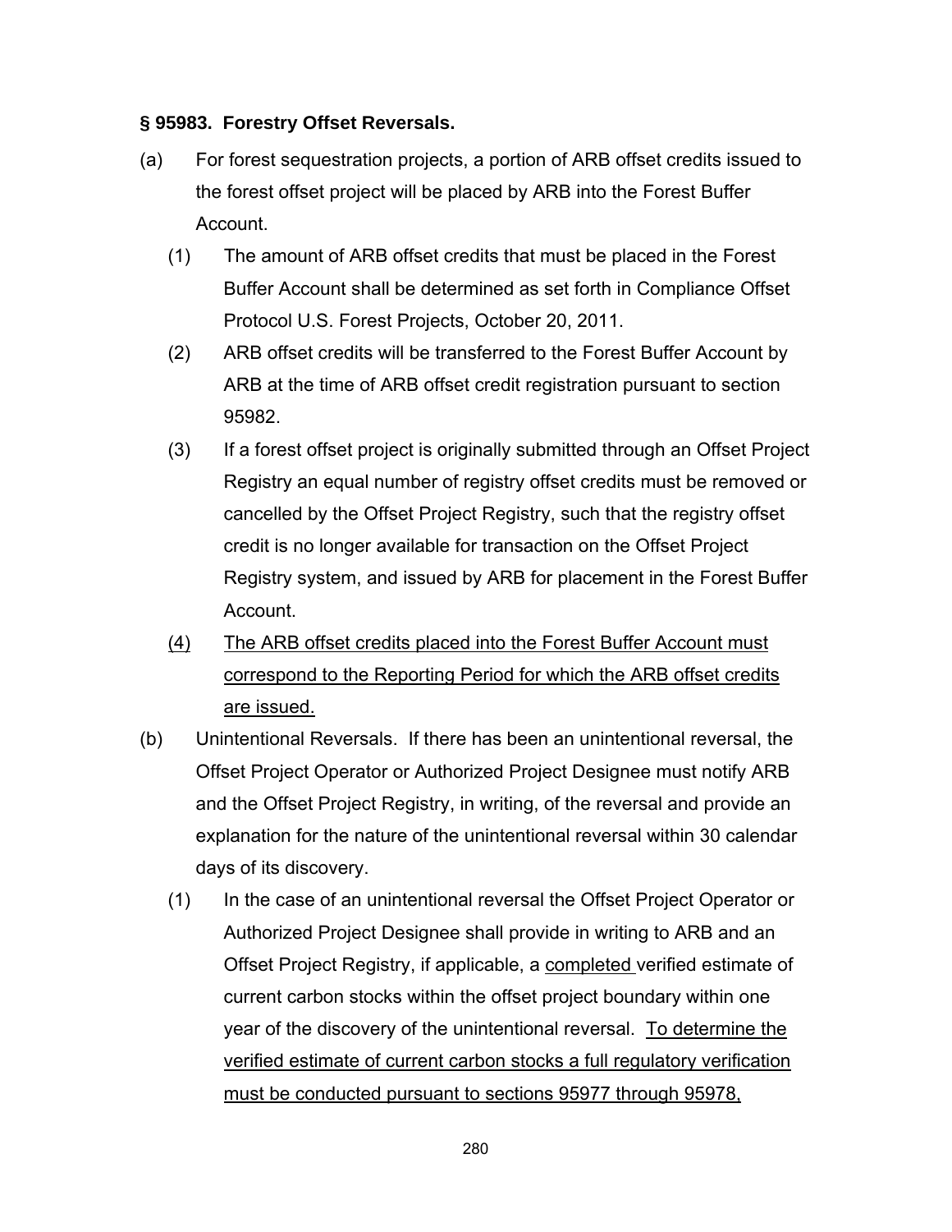### § 95983. Forestry Offset Reversals.

(a) For forest sequestration projects, a portion of ARB offset credits issued to the forest offset project will be placed by ARB into the Forest Buffer Account.

(1) The amount of ARB offset credits that must be placed in the Forest Buffer Account shall be determined as set forth in Compliance Offset Protocol U.S. Forest Projects, October 20, 2011.

(2) ARB offset credits will be transferred to the Forest Buffer Account by ARB at the time of ARB offset credit registration pursuant to section 95982.

(3) If a forest offset project is originally submitted through an Offset Project Registry an equal number of registry offset credits must be removed or cancelled by the Offset Project Registry, such that the registry offset credit is no longer available for transaction on the Offset Project Registry system, and issued by ARB for placement in the Forest Buffer Account.

<u>(4)</u> <u>The ARB offset credits placed into the Forest Buffer Account must correspond to the Reporting Period for which the ARB offset credits are issued.</u>

(b) Unintentional Reversals. If there has been an unintentional reversal, the Offset Project Operator or Authorized Project Designee must notify ARB and the Offset Project Registry, in writing, of the reversal and provide an explanation for the nature of the unintentional reversal within 30 calendar days of its discovery.

(1) In the case of an unintentional reversal the Offset Project Operator or Authorized Project Designee shall provide in writing to ARB and an Offset Project Registry, if applicable, a <u>completed</u> verified estimate of current carbon stocks within the offset project boundary within one year of the discovery of the unintentional reversal. <u>To determine the verified estimate of current carbon stocks a full regulatory verification must be conducted pursuant to sections 95977 through 95978,</u>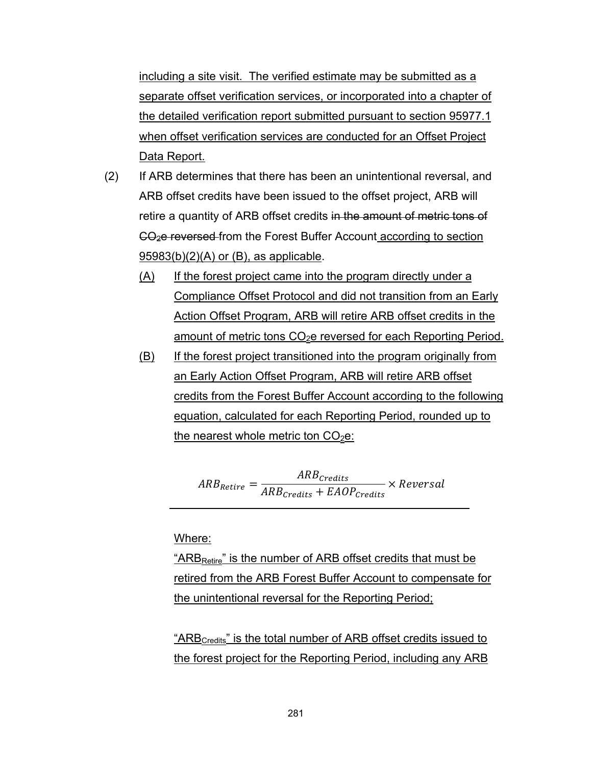including a site visit. The verified estimate may be submitted as a separate offset verification services, or incorporated into a chapter of the detailed verification report submitted pursuant to section 95977.1 when offset verification services are conducted for an Offset Project Data Report.

(2) If ARB determines that there has been an unintentional reversal, and ARB offset credits have been issued to the offset project, ARB will retire a quantity of ARB offset credits ~~in the amount of metric tons of $CO_2$e reversed~~ from the Forest Buffer Account according to section 95983(b)(2)(A) or (B), as applicable.

(A) If the forest project came into the program directly under a Compliance Offset Protocol and did not transition from an Early Action Offset Program, ARB will retire ARB offset credits in the amount of metric tons $CO_2$e reversed for each Reporting Period.

(B) If the forest project transitioned into the program originally from an Early Action Offset Program, ARB will retire ARB offset credits from the Forest Buffer Account according to the following equation, calculated for each Reporting Period, rounded up to the nearest whole metric ton $CO_2$e:

$$ARB_{Retire} = \frac{ARB_{Credits}}{ARB_{Credits} + EAOP_{Credits}} \times Reversal$$

Where:

"$ARB_{Retire}$" is the number of ARB offset credits that must be retired from the ARB Forest Buffer Account to compensate for the unintentional reversal for the Reporting Period;

"$ARB_{Credits}$" is the total number of ARB offset credits issued to the forest project for the Reporting Period, including any ARB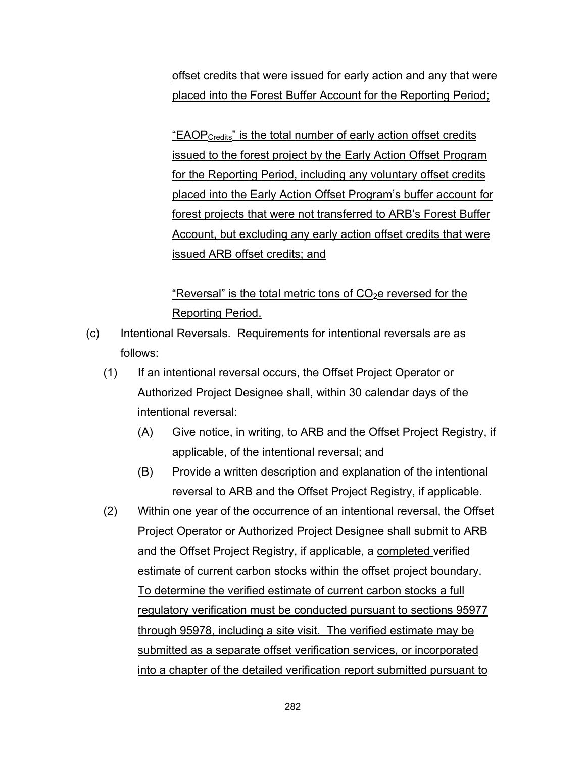offset credits that were issued for early action and any that were placed into the Forest Buffer Account for the Reporting Period;

"$EAOP_{Credits}$" is the total number of early action offset credits issued to the forest project by the Early Action Offset Program for the Reporting Period, including any voluntary offset credits placed into the Early Action Offset Program's buffer account for forest projects that were not transferred to ARB's Forest Buffer Account, but excluding any early action offset credits that were issued ARB offset credits; and

"Reversal" is the total metric tons of $CO_2e$ reversed for the Reporting Period.

(c) Intentional Reversals. Requirements for intentional reversals are as follows:

(1) If an intentional reversal occurs, the Offset Project Operator or Authorized Project Designee shall, within 30 calendar days of the intentional reversal:

(A) Give notice, in writing, to ARB and the Offset Project Registry, if applicable, of the intentional reversal; and

(B) Provide a written description and explanation of the intentional reversal to ARB and the Offset Project Registry, if applicable.

(2) Within one year of the occurrence of an intentional reversal, the Offset Project Operator or Authorized Project Designee shall submit to ARB and the Offset Project Registry, if applicable, a completed verified estimate of current carbon stocks within the offset project boundary. To determine the verified estimate of current carbon stocks a full regulatory verification must be conducted pursuant to sections 95977 through 95978, including a site visit. The verified estimate may be submitted as a separate offset verification services, or incorporated into a chapter of the detailed verification report submitted pursuant to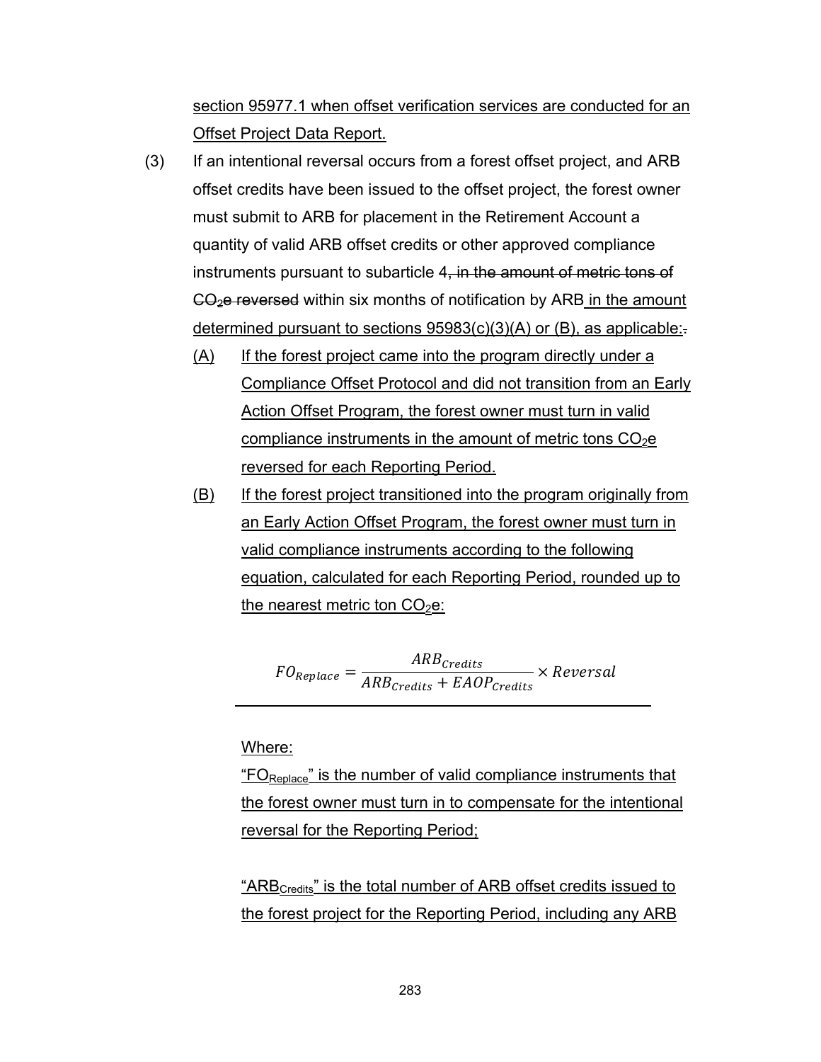section 95977.1 when offset verification services are conducted for an Offset Project Data Report.

(3) If an intentional reversal occurs from a forest offset project, and ARB offset credits have been issued to the offset project, the forest owner must submit to ARB for placement in the Retirement Account a quantity of valid ARB offset credits or other approved compliance instruments pursuant to subarticle 4~~, in the amount of metric tons of $CO_2$e reversed~~ within six months of notification by ARB in the amount determined pursuant to sections 95983(c)(3)(A) or (B), as applicable:~~.~~

(A) If the forest project came into the program directly under a Compliance Offset Protocol and did not transition from an Early Action Offset Program, the forest owner must turn in valid compliance instruments in the amount of metric tons $CO_2$e reversed for each Reporting Period.

(B) If the forest project transitioned into the program originally from an Early Action Offset Program, the forest owner must turn in valid compliance instruments according to the following equation, calculated for each Reporting Period, rounded up to the nearest metric ton $CO_2$e:

$$FO_{Replace} = \frac{ARB_{Credits}}{ARB_{Credits} + EAOP_{Credits}} \times Reversal$$

Where:

"$FO_{Replace}$" is the number of valid compliance instruments that the forest owner must turn in to compensate for the intentional reversal for the Reporting Period;

"$ARB_{Credits}$" is the total number of ARB offset credits issued to the forest project for the Reporting Period, including any ARB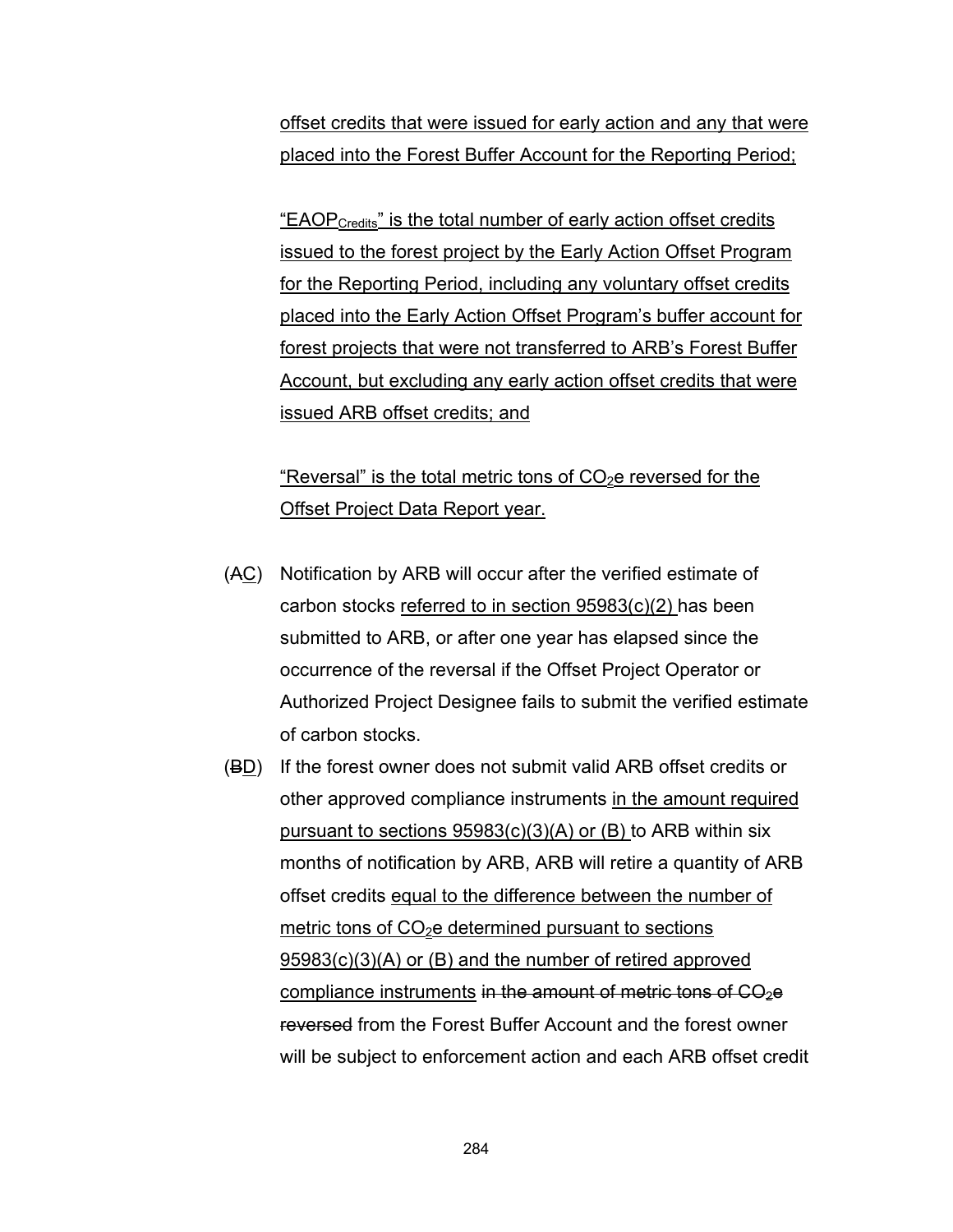offset credits that were issued for early action and any that were placed into the Forest Buffer Account for the Reporting Period;

"$EAOP_{Credits}$" is the total number of early action offset credits issued to the forest project by the Early Action Offset Program for the Reporting Period, including any voluntary offset credits placed into the Early Action Offset Program's buffer account for forest projects that were not transferred to ARB's Forest Buffer Account, but excluding any early action offset credits that were issued ARB offset credits; and

"Reversal" is the total metric tons of $CO_2e$ reversed for the Offset Project Data Report year.

(~~A~~C) Notification by ARB will occur after the verified estimate of carbon stocks referred to in section 95983(c)(2) has been submitted to ARB, or after one year has elapsed since the occurrence of the reversal if the Offset Project Operator or Authorized Project Designee fails to submit the verified estimate of carbon stocks.

(~~B~~D) If the forest owner does not submit valid ARB offset credits or other approved compliance instruments in the amount required pursuant to sections 95983(c)(3)(A) or (B) to ARB within six months of notification by ARB, ARB will retire a quantity of ARB offset credits equal to the difference between the number of metric tons of $CO_2e$ determined pursuant to sections 95983(c)(3)(A) or (B) and the number of retired approved compliance instruments ~~in the amount of metric tons of $CO_2e$ reversed~~ from the Forest Buffer Account and the forest owner will be subject to enforcement action and each ARB offset credit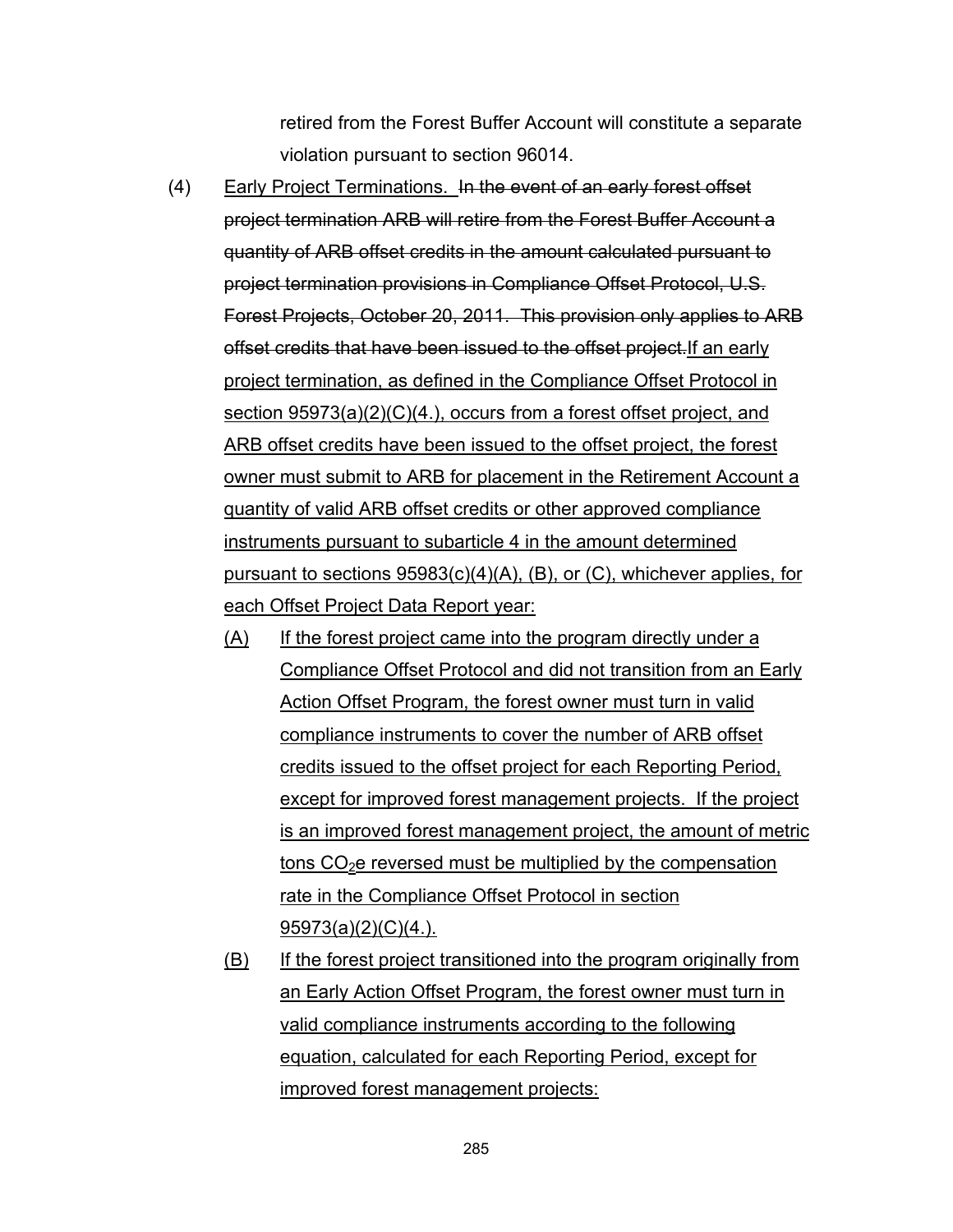retired from the Forest Buffer Account will constitute a separate violation pursuant to section 96014.

(4) Early Project Terminations. ~~In the event of an early forest offset project termination ARB will retire from the Forest Buffer Account a quantity of ARB offset credits in the amount calculated pursuant to project termination provisions in Compliance Offset Protocol, U.S. Forest Projects, October 20, 2011. This provision only applies to ARB offset credits that have been issued to the offset project.~~<u>If an early project termination, as defined in the Compliance Offset Protocol in section 95973(a)(2)(C)(4.), occurs from a forest offset project, and ARB offset credits have been issued to the offset project, the forest owner must submit to ARB for placement in the Retirement Account a quantity of valid ARB offset credits or other approved compliance instruments pursuant to subarticle 4 in the amount determined pursuant to sections 95983(c)(4)(A), (B), or (C), whichever applies, for each Offset Project Data Report year:</u>

(A) <u>If the forest project came into the program directly under a Compliance Offset Protocol and did not transition from an Early Action Offset Program, the forest owner must turn in valid compliance instruments to cover the number of ARB offset credits issued to the offset project for each Reporting Period, except for improved forest management projects. If the project is an improved forest management project, the amount of metric tons $CO_2$e reversed must be multiplied by the compensation rate in the Compliance Offset Protocol in section 95973(a)(2)(C)(4.).</u>

(B) <u>If the forest project transitioned into the program originally from an Early Action Offset Program, the forest owner must turn in valid compliance instruments according to the following equation, calculated for each Reporting Period, except for improved forest management projects:</u>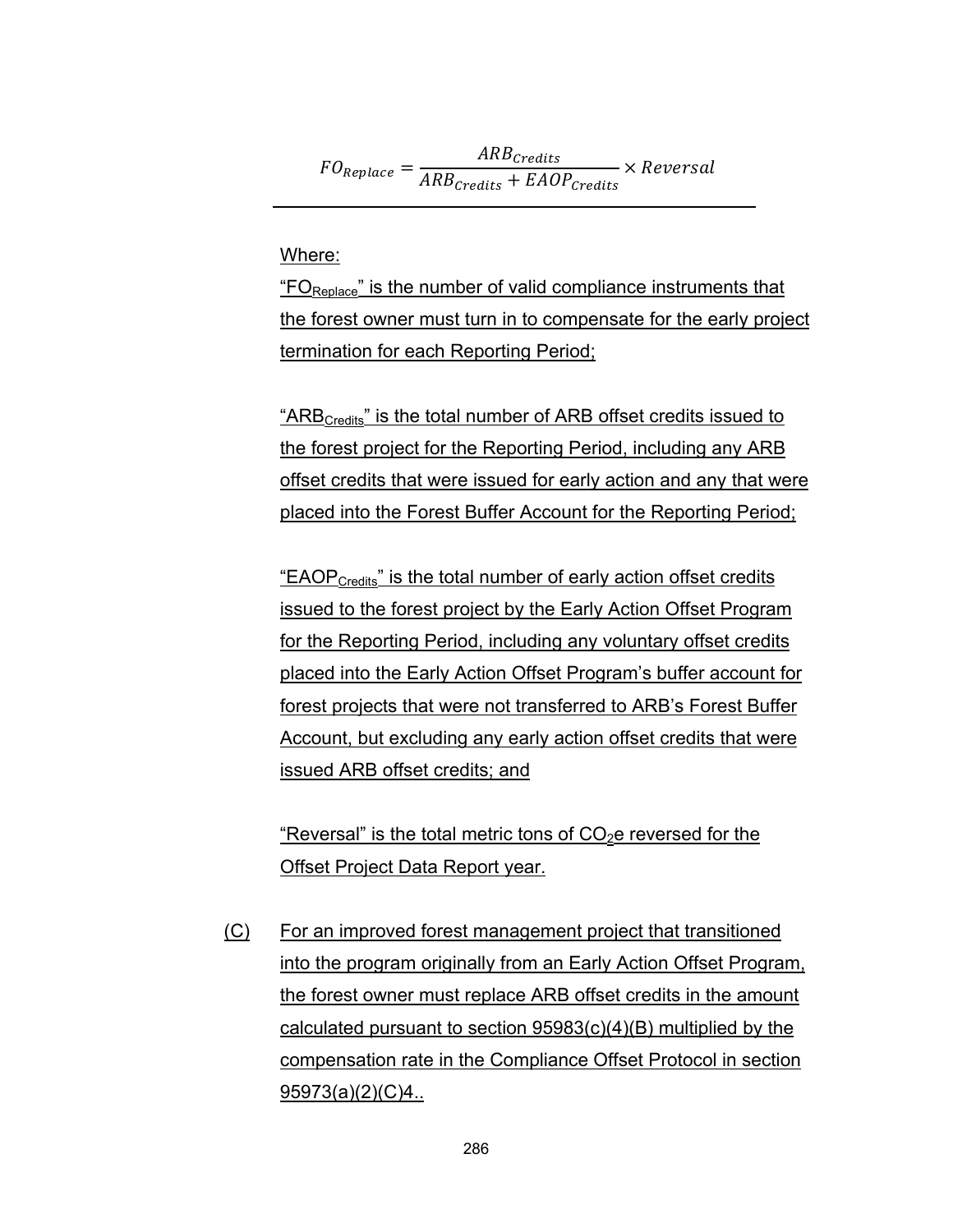$$FO_{Replace} = \frac{ARB_{Credits}}{ARB_{Credits} + EAOP_{Credits}} \times Reversal$$

Where:

"$FO_{Replace}$" is the number of valid compliance instruments that the forest owner must turn in to compensate for the early project termination for each Reporting Period;

"$ARB_{Credits}$" is the total number of ARB offset credits issued to the forest project for the Reporting Period, including any ARB offset credits that were issued for early action and any that were placed into the Forest Buffer Account for the Reporting Period;

"$EAOP_{Credits}$" is the total number of early action offset credits issued to the forest project by the Early Action Offset Program for the Reporting Period, including any voluntary offset credits placed into the Early Action Offset Program's buffer account for forest projects that were not transferred to ARB's Forest Buffer Account, but excluding any early action offset credits that were issued ARB offset credits; and

"Reversal" is the total metric tons of $CO_2$e reversed for the Offset Project Data Report year.

(C) For an improved forest management project that transitioned into the program originally from an Early Action Offset Program, the forest owner must replace ARB offset credits in the amount calculated pursuant to section 95983(c)(4)(B) multiplied by the compensation rate in the Compliance Offset Protocol in section 95973(a)(2)(C)4..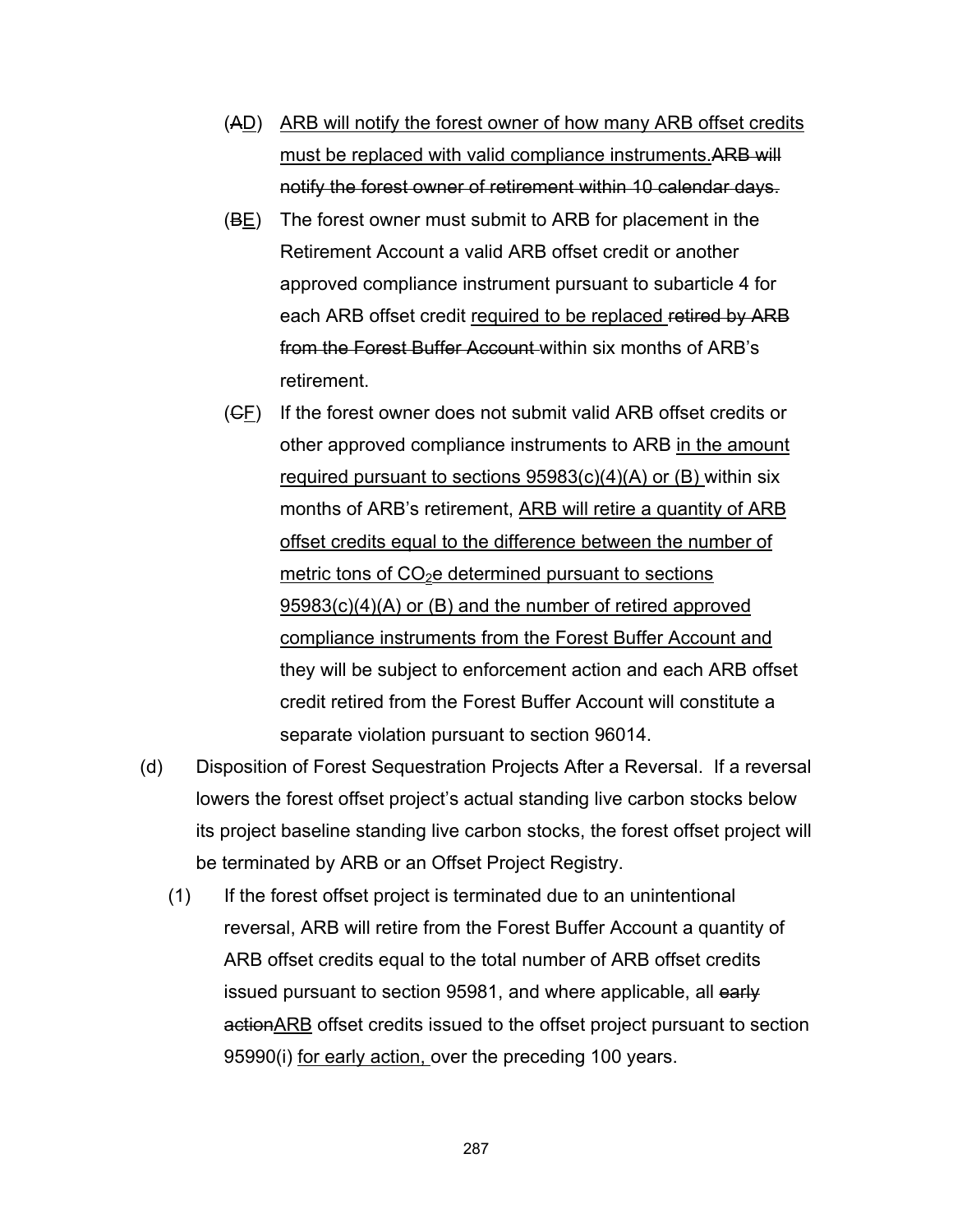(~~A~~<u>D</u>) <u>ARB will notify the forest owner of how many ARB offset credits must be replaced with valid compliance instruments.</u>~~ARB will notify the forest owner of retirement within 10 calendar days.~~

(~~B~~<u>E</u>) The forest owner must submit to ARB for placement in the Retirement Account a valid ARB offset credit or another approved compliance instrument pursuant to subarticle 4 for each ARB offset credit <u>required to be replaced</u> ~~retired by ARB from the Forest Buffer Account~~ within six months of ARB's retirement.

(~~C~~<u>F</u>) If the forest owner does not submit valid ARB offset credits or other approved compliance instruments to ARB <u>in the amount required pursuant to sections 95983(c)(4)(A) or (B)</u> within six months of ARB's retirement, <u>ARB will retire a quantity of ARB offset credits equal to the difference between the number of metric tons of $CO_2$e determined pursuant to sections 95983(c)(4)(A) or (B) and the number of retired approved compliance instruments from the Forest Buffer Account and</u> they will be subject to enforcement action and each ARB offset credit retired from the Forest Buffer Account will constitute a separate violation pursuant to section 96014.

(d) Disposition of Forest Sequestration Projects After a Reversal. If a reversal lowers the forest offset project's actual standing live carbon stocks below its project baseline standing live carbon stocks, the forest offset project will be terminated by ARB or an Offset Project Registry.

(1) If the forest offset project is terminated due to an unintentional reversal, ARB will retire from the Forest Buffer Account a quantity of ARB offset credits equal to the total number of ARB offset credits issued pursuant to section 95981, and where applicable, all ~~early action~~<u>ARB</u> offset credits issued to the offset project pursuant to section 95990(i) <u>for early action,</u> over the preceding 100 years.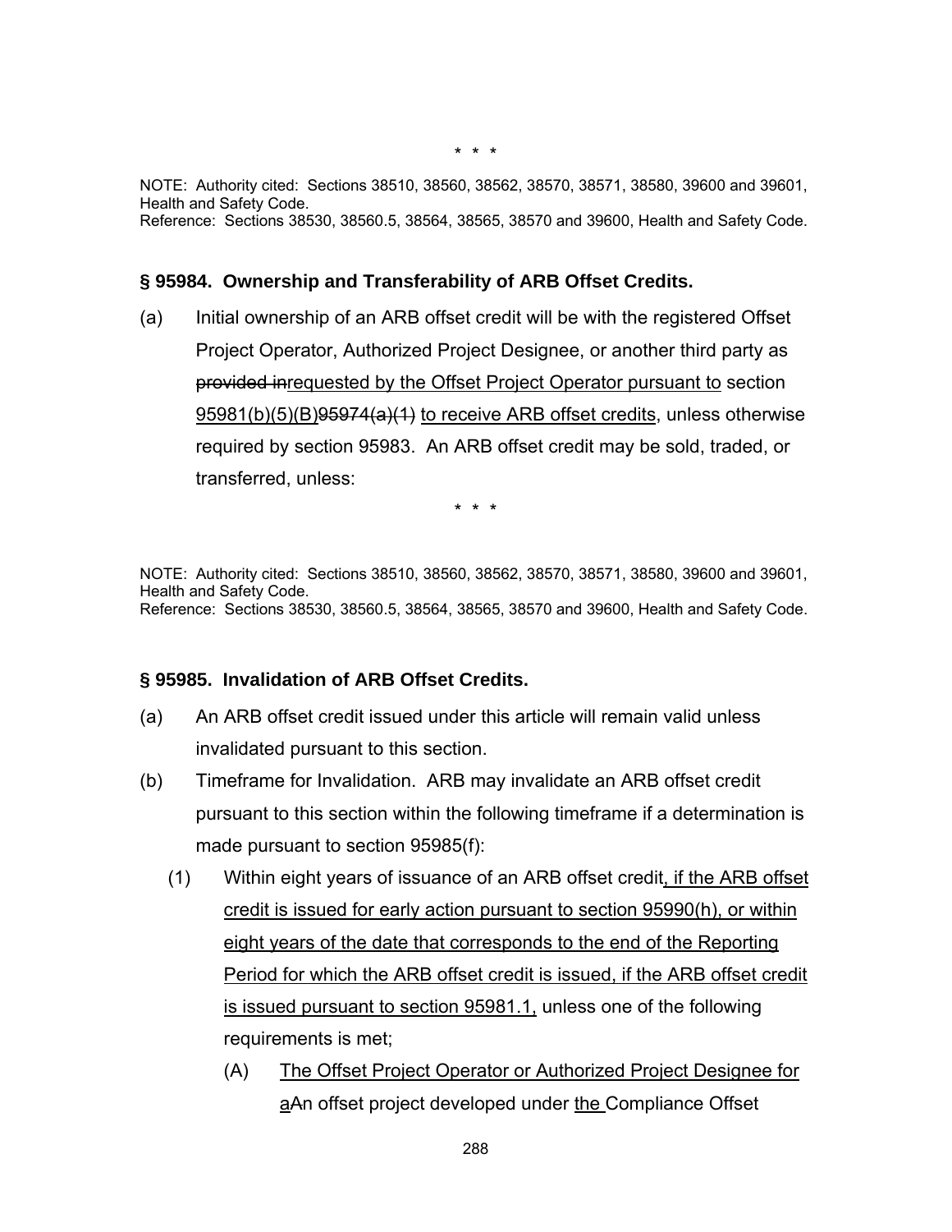\* \* \*

NOTE: Authority cited: Sections 38510, 38560, 38562, 38570, 38571, 38580, 39600 and 39601, Health and Safety Code.
Reference: Sections 38530, 38560.5, 38564, 38565, 38570 and 39600, Health and Safety Code.

### § 95984. Ownership and Transferability of ARB Offset Credits.

(a) Initial ownership of an ARB offset credit will be with the registered Offset Project Operator, Authorized Project Designee, or another third party as ~~provided in~~requested by the Offset Project Operator pursuant to section 95981(b)(5)(B)~~95974(a)(1)~~ to receive ARB offset credits, unless otherwise required by section 95983. An ARB offset credit may be sold, traded, or transferred, unless:

\* \* \*

NOTE: Authority cited: Sections 38510, 38560, 38562, 38570, 38571, 38580, 39600 and 39601, Health and Safety Code.
Reference: Sections 38530, 38560.5, 38564, 38565, 38570 and 39600, Health and Safety Code.

### § 95985. Invalidation of ARB Offset Credits.

(a) An ARB offset credit issued under this article will remain valid unless invalidated pursuant to this section.

(b) Timeframe for Invalidation. ARB may invalidate an ARB offset credit pursuant to this section within the following timeframe if a determination is made pursuant to section 95985(f):

  (1) Within eight years of issuance of an ARB offset credit, if the ARB offset credit is issued for early action pursuant to section 95990(h), or within eight years of the date that corresponds to the end of the Reporting Period for which the ARB offset credit is issued, if the ARB offset credit is issued pursuant to section 95981.1, unless one of the following requirements is met;

    (A) The Offset Project Operator or Authorized Project Designee for aAn offset project developed under the Compliance Offset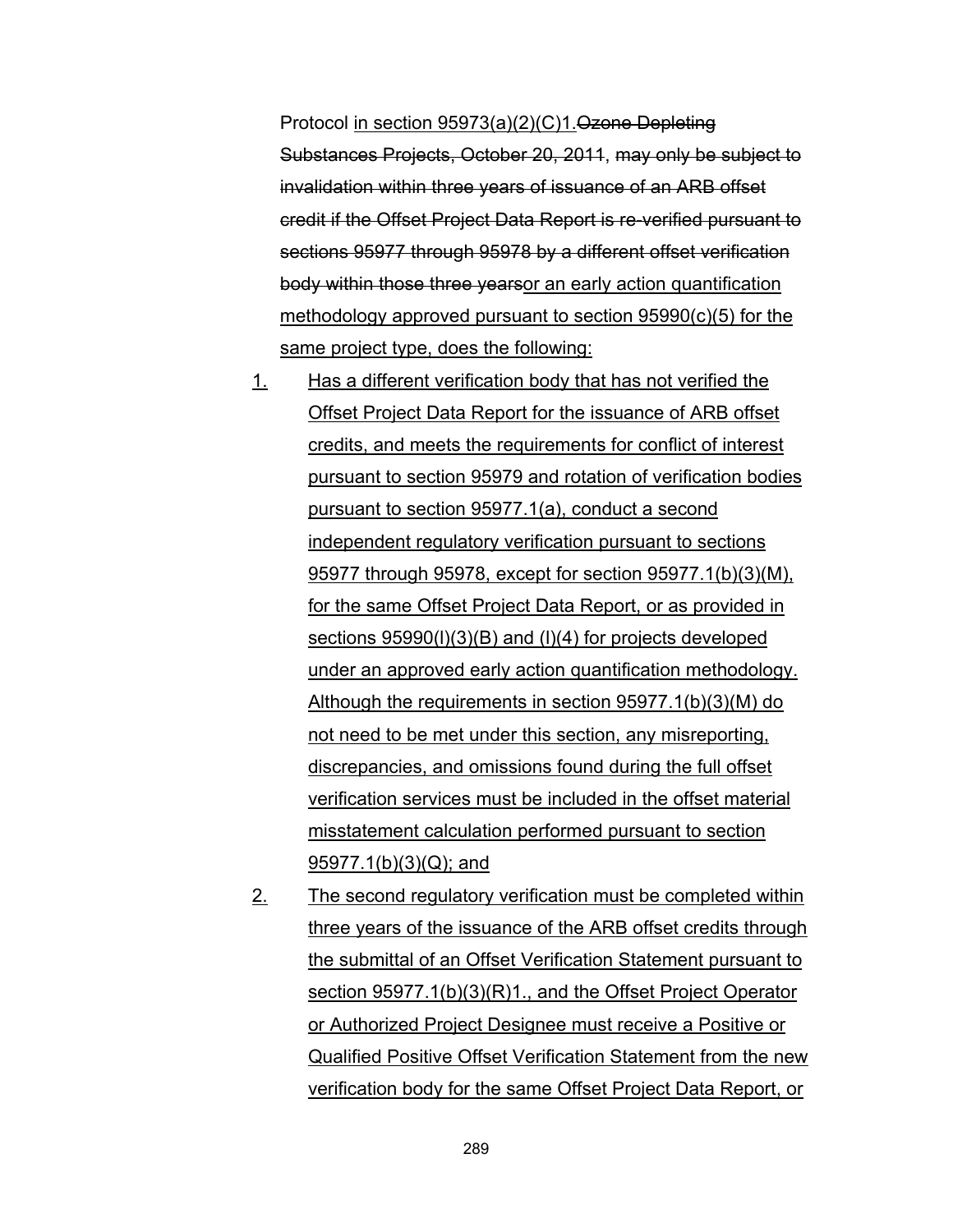Protocol <u>in section 95973(a)(2)(C)1.</u>~~Ozone Depleting Substances Projects, October 20, 2011,~~ ~~may only be subject to invalidation within three years of issuance of an ARB offset credit if the Offset Project Data Report is re-verified pursuant to sections 95977 through 95978 by a different offset verification body within those three years~~<u>or an early action quantification methodology approved pursuant to section 95990(c)(5) for the same project type, does the following:</u>

<u>1.</u> <u>Has a different verification body that has not verified the Offset Project Data Report for the issuance of ARB offset credits, and meets the requirements for conflict of interest pursuant to section 95979 and rotation of verification bodies pursuant to section 95977.1(a), conduct a second independent regulatory verification pursuant to sections 95977 through 95978, except for section 95977.1(b)(3)(M), for the same Offset Project Data Report, or as provided in sections 95990(l)(3)(B) and (l)(4) for projects developed under an approved early action quantification methodology. Although the requirements in section 95977.1(b)(3)(M) do not need to be met under this section, any misreporting, discrepancies, and omissions found during the full offset verification services must be included in the offset material misstatement calculation performed pursuant to section 95977.1(b)(3)(Q); and</u>

<u>2.</u> <u>The second regulatory verification must be completed within three years of the issuance of the ARB offset credits through the submittal of an Offset Verification Statement pursuant to section 95977.1(b)(3)(R)1., and the Offset Project Operator or Authorized Project Designee must receive a Positive or Qualified Positive Offset Verification Statement from the new verification body for the same Offset Project Data Report, or</u>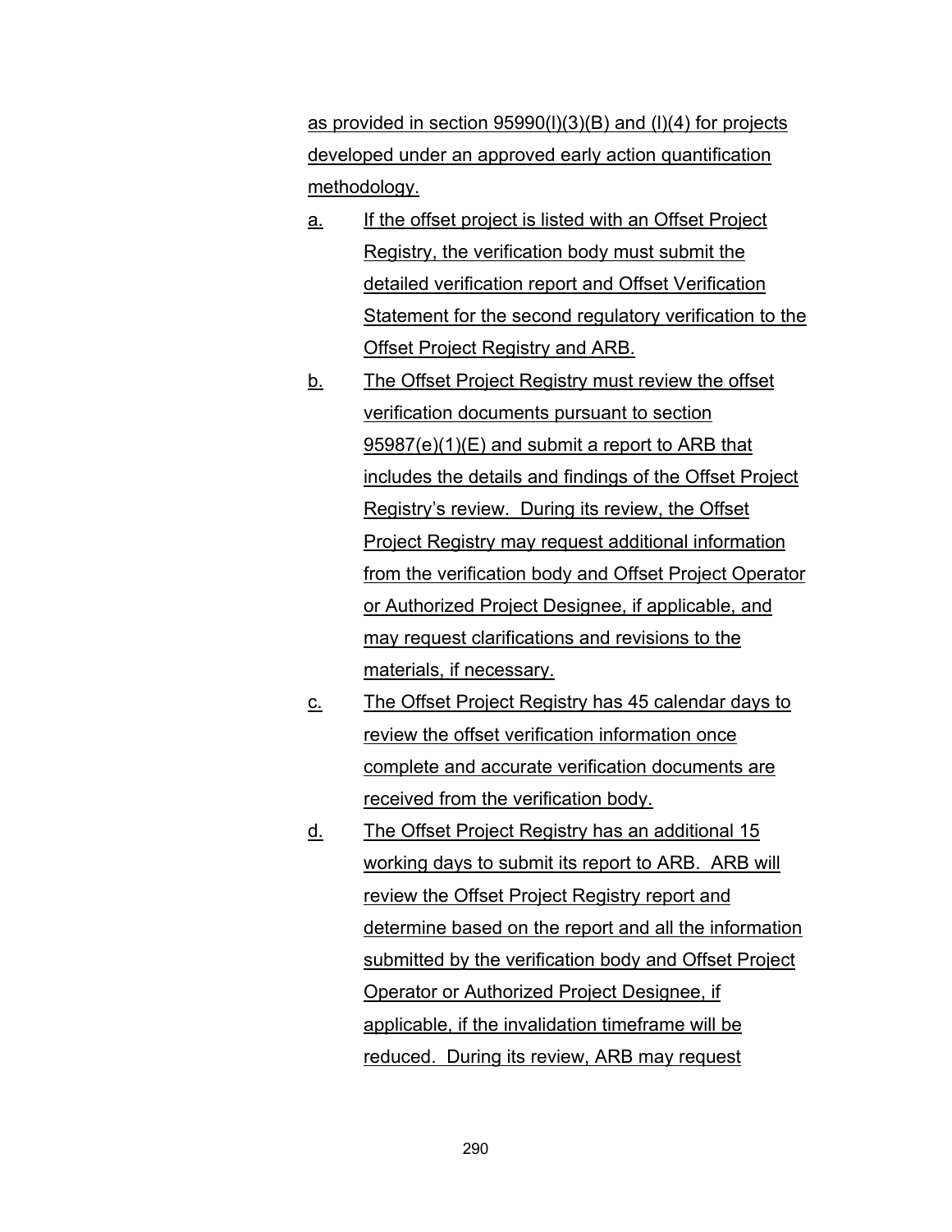as provided in section 95990(l)(3)(B) and (l)(4) for projects developed under an approved early action quantification methodology.

a. If the offset project is listed with an Offset Project Registry, the verification body must submit the detailed verification report and Offset Verification Statement for the second regulatory verification to the Offset Project Registry and ARB.

b. The Offset Project Registry must review the offset verification documents pursuant to section 95987(e)(1)(E) and submit a report to ARB that includes the details and findings of the Offset Project Registry's review. During its review, the Offset Project Registry may request additional information from the verification body and Offset Project Operator or Authorized Project Designee, if applicable, and may request clarifications and revisions to the materials, if necessary.

c. The Offset Project Registry has 45 calendar days to review the offset verification information once complete and accurate verification documents are received from the verification body.

d. The Offset Project Registry has an additional 15 working days to submit its report to ARB. ARB will review the Offset Project Registry report and determine based on the report and all the information submitted by the verification body and Offset Project Operator or Authorized Project Designee, if applicable, if the invalidation timeframe will be reduced. During its review, ARB may request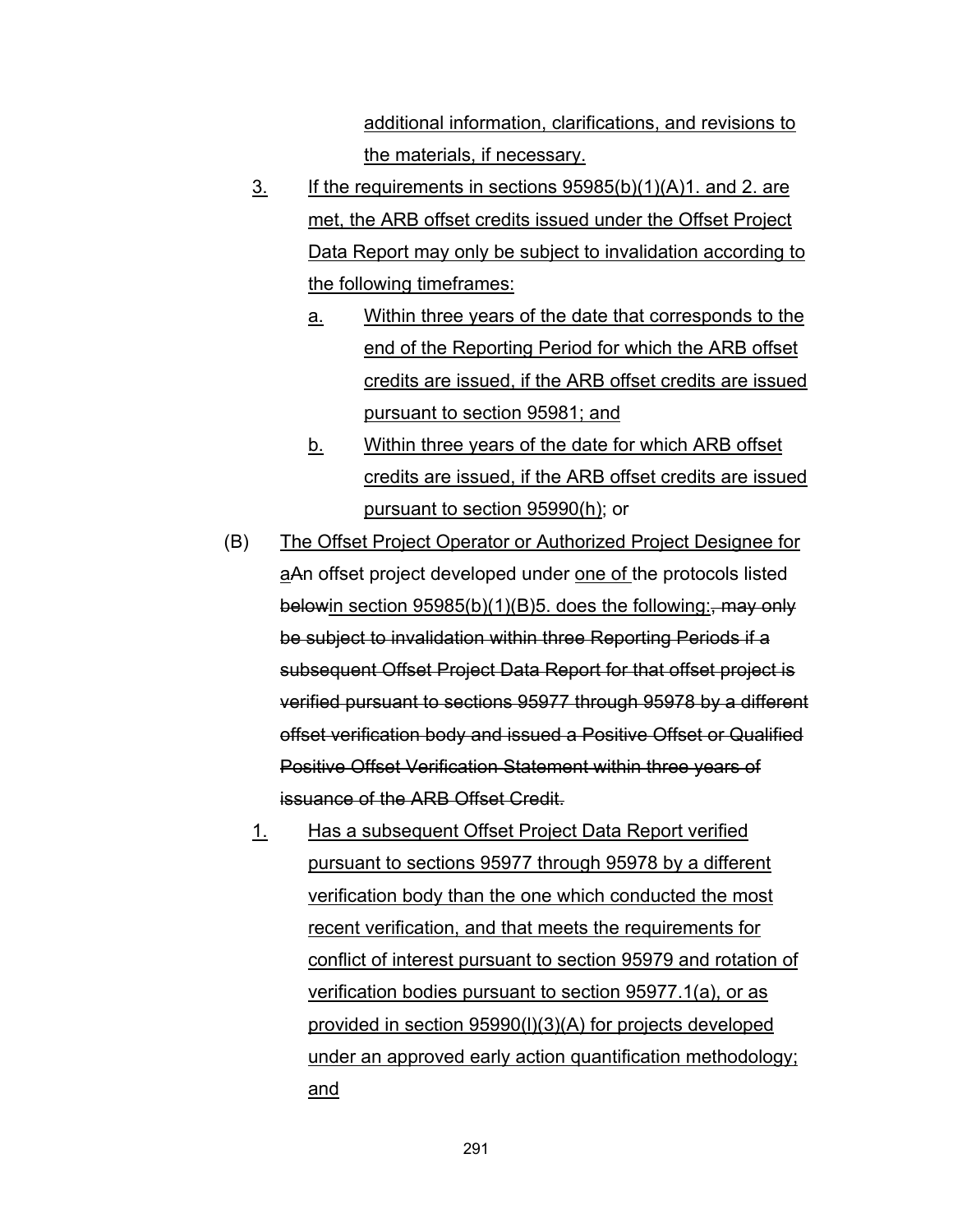additional information, clarifications, and revisions to the materials, if necessary.

3. If the requirements in sections 95985(b)(1)(A)1. and 2. are met, the ARB offset credits issued under the Offset Project Data Report may only be subject to invalidation according to the following timeframes:

   a. Within three years of the date that corresponds to the end of the Reporting Period for which the ARB offset credits are issued, if the ARB offset credits are issued pursuant to section 95981; and

   b. Within three years of the date for which ARB offset credits are issued, if the ARB offset credits are issued pursuant to section 95990(h); or

(B) The Offset Project Operator or Authorized Project Designee for aAn offset project developed under one of the protocols listed belowin section 95985(b)(1)(B)5. does the following:, ~~may only be subject to invalidation within three Reporting Periods if a subsequent Offset Project Data Report for that offset project is verified pursuant to sections 95977 through 95978 by a different offset verification body and issued a Positive Offset or Qualified Positive Offset Verification Statement within three years of issuance of the ARB Offset Credit.~~

1. Has a subsequent Offset Project Data Report verified pursuant to sections 95977 through 95978 by a different verification body than the one which conducted the most recent verification, and that meets the requirements for conflict of interest pursuant to section 95979 and rotation of verification bodies pursuant to section 95977.1(a), or as provided in section 95990(l)(3)(A) for projects developed under an approved early action quantification methodology; and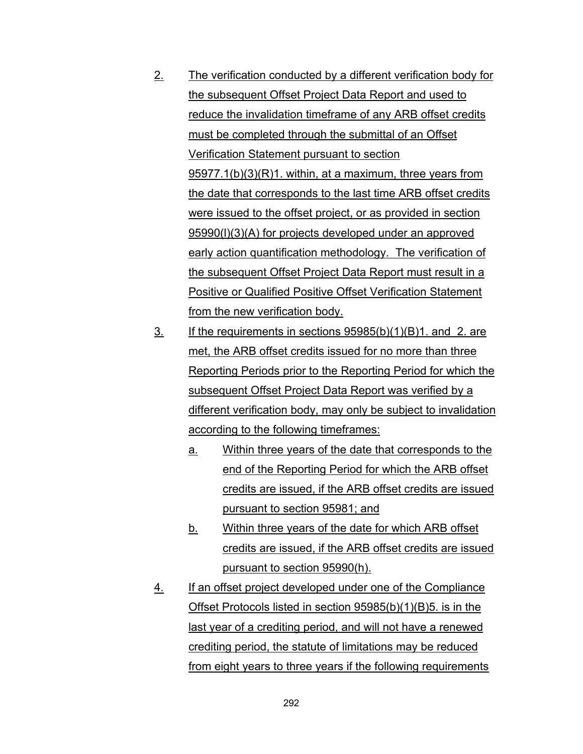2. The verification conducted by a different verification body for the subsequent Offset Project Data Report and used to reduce the invalidation timeframe of any ARB offset credits must be completed through the submittal of an Offset Verification Statement pursuant to section 95977.1(b)(3)(R)1. within, at a maximum, three years from the date that corresponds to the last time ARB offset credits were issued to the offset project, or as provided in section 95990(l)(3)(A) for projects developed under an approved early action quantification methodology. The verification of the subsequent Offset Project Data Report must result in a Positive or Qualified Positive Offset Verification Statement from the new verification body.

3. If the requirements in sections 95985(b)(1)(B)1. and 2. are met, the ARB offset credits issued for no more than three Reporting Periods prior to the Reporting Period for which the subsequent Offset Project Data Report was verified by a different verification body, may only be subject to invalidation according to the following timeframes:

   a. Within three years of the date that corresponds to the end of the Reporting Period for which the ARB offset credits are issued, if the ARB offset credits are issued pursuant to section 95981; and

   b. Within three years of the date for which ARB offset credits are issued, if the ARB offset credits are issued pursuant to section 95990(h).

4. If an offset project developed under one of the Compliance Offset Protocols listed in section 95985(b)(1)(B)5. is in the last year of a crediting period, and will not have a renewed crediting period, the statute of limitations may be reduced from eight years to three years if the following requirements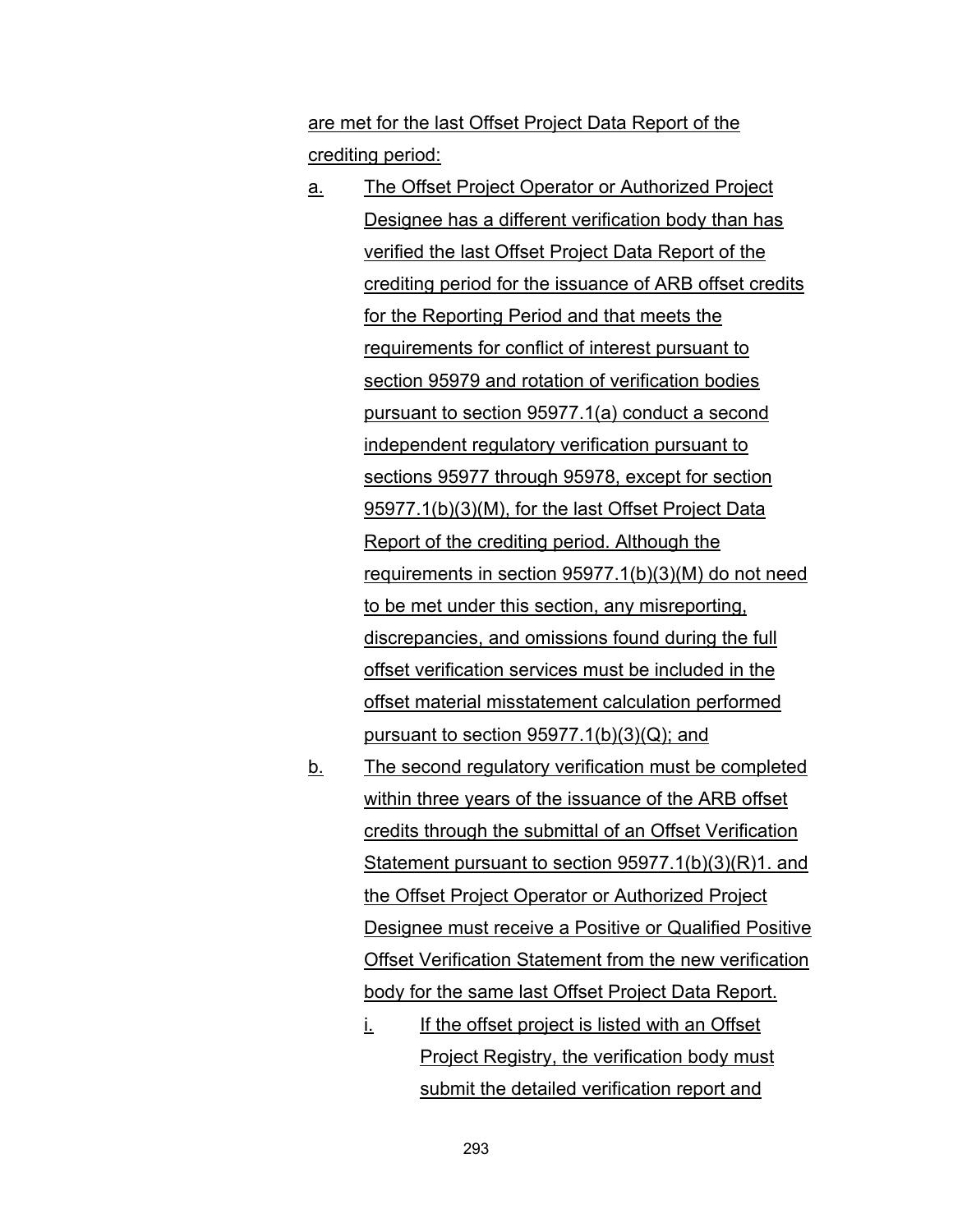are met for the last Offset Project Data Report of the crediting period:

a. The Offset Project Operator or Authorized Project Designee has a different verification body than has verified the last Offset Project Data Report of the crediting period for the issuance of ARB offset credits for the Reporting Period and that meets the requirements for conflict of interest pursuant to section 95979 and rotation of verification bodies pursuant to section 95977.1(a) conduct a second independent regulatory verification pursuant to sections 95977 through 95978, except for section 95977.1(b)(3)(M), for the last Offset Project Data Report of the crediting period. Although the requirements in section 95977.1(b)(3)(M) do not need to be met under this section, any misreporting, discrepancies, and omissions found during the full offset verification services must be included in the offset material misstatement calculation performed pursuant to section 95977.1(b)(3)(Q); and

b. The second regulatory verification must be completed within three years of the issuance of the ARB offset credits through the submittal of an Offset Verification Statement pursuant to section 95977.1(b)(3)(R)1. and the Offset Project Operator or Authorized Project Designee must receive a Positive or Qualified Positive Offset Verification Statement from the new verification body for the same last Offset Project Data Report.

   i. If the offset project is listed with an Offset Project Registry, the verification body must submit the detailed verification report and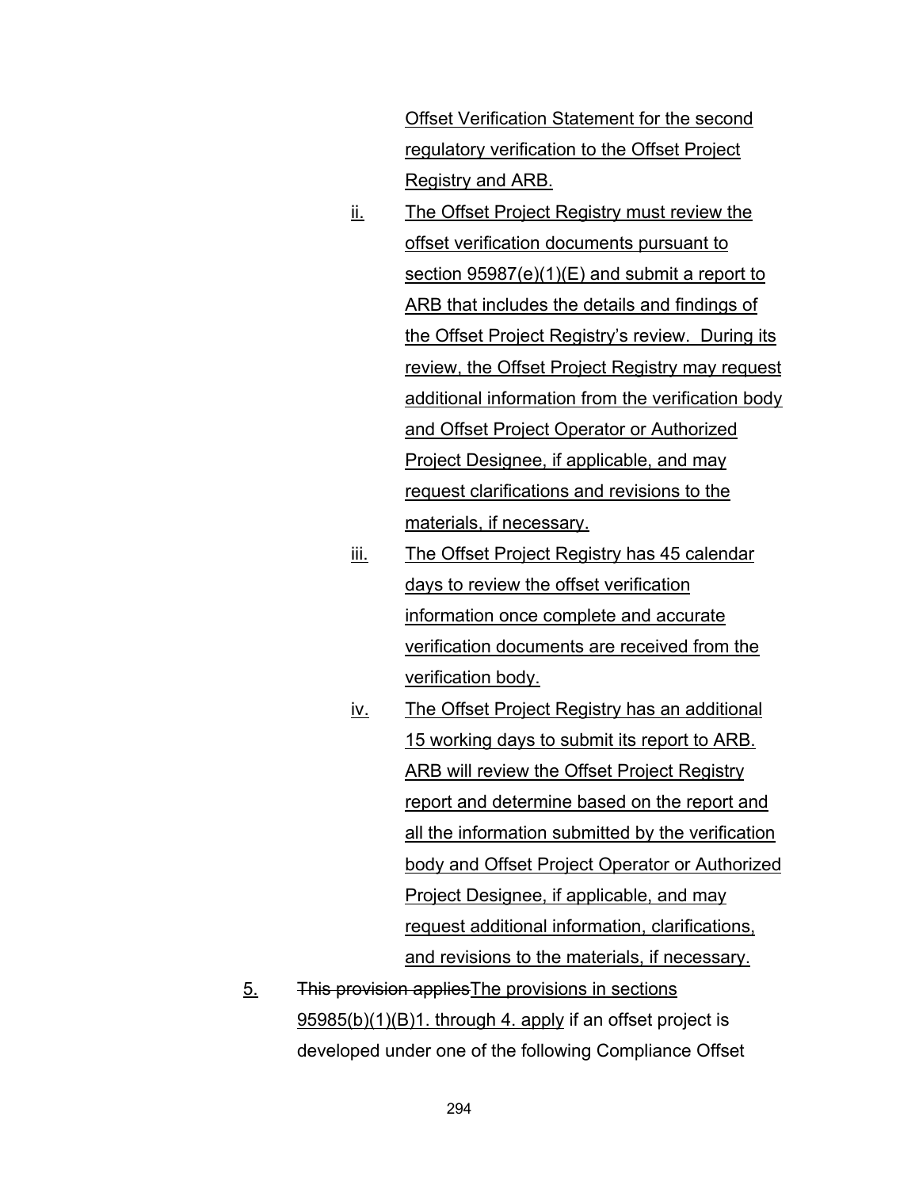Offset Verification Statement for the second regulatory verification to the Offset Project Registry and ARB.

ii. The Offset Project Registry must review the offset verification documents pursuant to section 95987(e)(1)(E) and submit a report to ARB that includes the details and findings of the Offset Project Registry's review. During its review, the Offset Project Registry may request additional information from the verification body and Offset Project Operator or Authorized Project Designee, if applicable, and may request clarifications and revisions to the materials, if necessary.

iii. The Offset Project Registry has 45 calendar days to review the offset verification information once complete and accurate verification documents are received from the verification body.

iv. The Offset Project Registry has an additional 15 working days to submit its report to ARB. ARB will review the Offset Project Registry report and determine based on the report and all the information submitted by the verification body and Offset Project Operator or Authorized Project Designee, if applicable, and may request additional information, clarifications, and revisions to the materials, if necessary.

5. ~~This provision applies~~The provisions in sections 95985(b)(1)(B)1. through 4. apply if an offset project is developed under one of the following Compliance Offset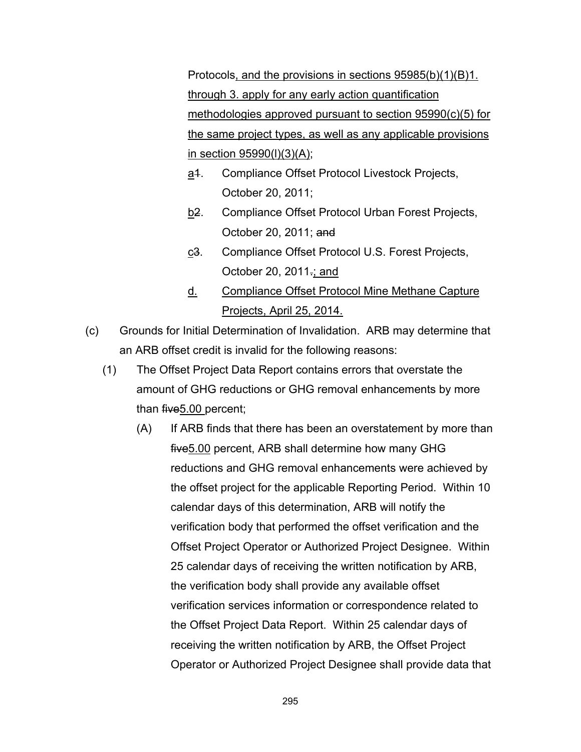Protocols, and the provisions in sections 95985(b)(1)(B)1. through 3. apply for any early action quantification methodologies approved pursuant to section 95990(c)(5) for the same project types, as well as any applicable provisions in section 95990(l)(3)(A);

a1. Compliance Offset Protocol Livestock Projects, October 20, 2011;

b2. Compliance Offset Protocol Urban Forest Projects, October 20, 2011; and

c3. Compliance Offset Protocol U.S. Forest Projects, October 20, 2011.; and

d. Compliance Offset Protocol Mine Methane Capture Projects, April 25, 2014.

(c) Grounds for Initial Determination of Invalidation. ARB may determine that an ARB offset credit is invalid for the following reasons:

(1) The Offset Project Data Report contains errors that overstate the amount of GHG reductions or GHG removal enhancements by more than five5.00 percent;

(A) If ARB finds that there has been an overstatement by more than five5.00 percent, ARB shall determine how many GHG reductions and GHG removal enhancements were achieved by the offset project for the applicable Reporting Period. Within 10 calendar days of this determination, ARB will notify the verification body that performed the offset verification and the Offset Project Operator or Authorized Project Designee. Within 25 calendar days of receiving the written notification by ARB, the verification body shall provide any available offset verification services information or correspondence related to the Offset Project Data Report. Within 25 calendar days of receiving the written notification by ARB, the Offset Project Operator or Authorized Project Designee shall provide data that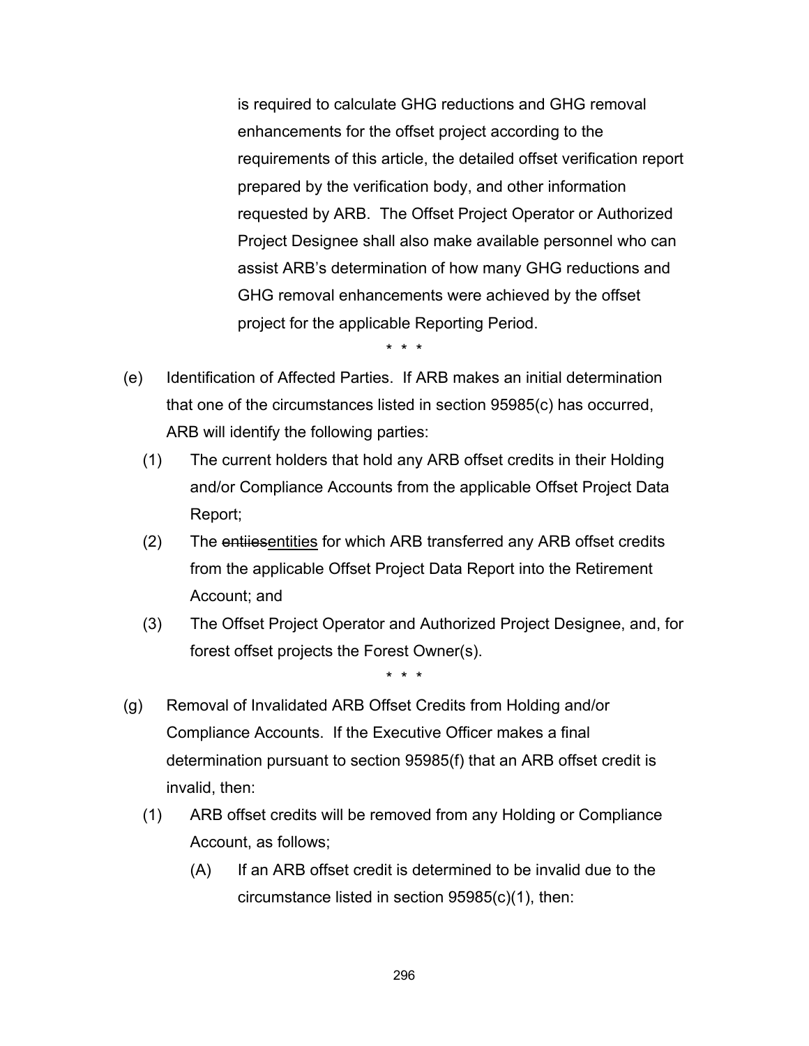is required to calculate GHG reductions and GHG removal enhancements for the offset project according to the requirements of this article, the detailed offset verification report prepared by the verification body, and other information requested by ARB. The Offset Project Operator or Authorized Project Designee shall also make available personnel who can assist ARB's determination of how many GHG reductions and GHG removal enhancements were achieved by the offset project for the applicable Reporting Period.

\* \* \*

(e) Identification of Affected Parties. If ARB makes an initial determination that one of the circumstances listed in section 95985(c) has occurred, ARB will identify the following parties:

(1) The current holders that hold any ARB offset credits in their Holding and/or Compliance Accounts from the applicable Offset Project Data Report;

(2) The ~~entiies~~<u>entities</u> for which ARB transferred any ARB offset credits from the applicable Offset Project Data Report into the Retirement Account; and

(3) The Offset Project Operator and Authorized Project Designee, and, for forest offset projects the Forest Owner(s).

\* \* \*

(g) Removal of Invalidated ARB Offset Credits from Holding and/or Compliance Accounts. If the Executive Officer makes a final determination pursuant to section 95985(f) that an ARB offset credit is invalid, then:

(1) ARB offset credits will be removed from any Holding or Compliance Account, as follows;

(A) If an ARB offset credit is determined to be invalid due to the circumstance listed in section 95985(c)(1), then: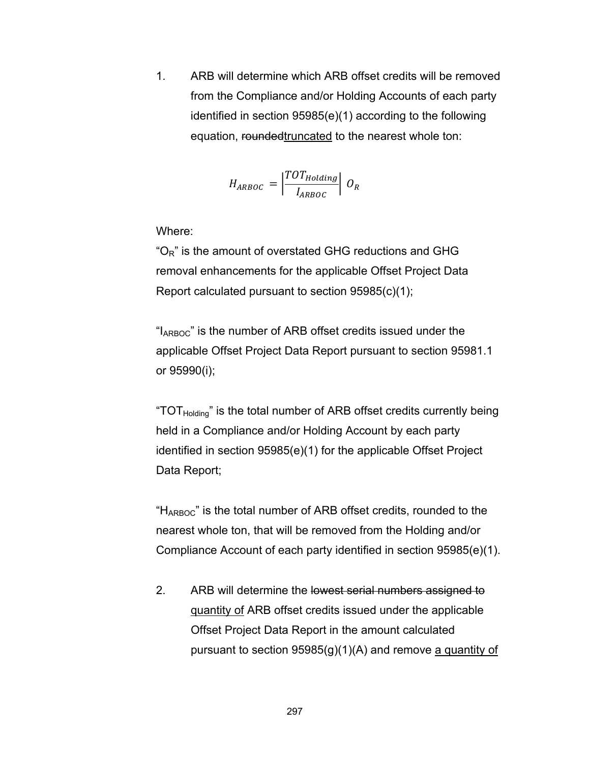1. ARB will determine which ARB offset credits will be removed from the Compliance and/or Holding Accounts of each party identified in section 95985(e)(1) according to the following equation, ~~rounded~~<u>truncated</u> to the nearest whole ton:

$$H_{ARBOC} = \left|\frac{TOT_{Holding}}{I_{ARBOC}}\right| O_R$$

Where:

"$O_R$" is the amount of overstated GHG reductions and GHG removal enhancements for the applicable Offset Project Data Report calculated pursuant to section 95985(c)(1);

"$I_{ARBOC}$" is the number of ARB offset credits issued under the applicable Offset Project Data Report pursuant to section 95981.1 or 95990(i);

"$TOT_{Holding}$" is the total number of ARB offset credits currently being held in a Compliance and/or Holding Account by each party identified in section 95985(e)(1) for the applicable Offset Project Data Report;

"$H_{ARBOC}$" is the total number of ARB offset credits, rounded to the nearest whole ton, that will be removed from the Holding and/or Compliance Account of each party identified in section 95985(e)(1).

2. ARB will determine the ~~lowest serial numbers assigned to~~ <u>quantity of</u> ARB offset credits issued under the applicable Offset Project Data Report in the amount calculated pursuant to section 95985(g)(1)(A) and remove <u>a quantity of</u>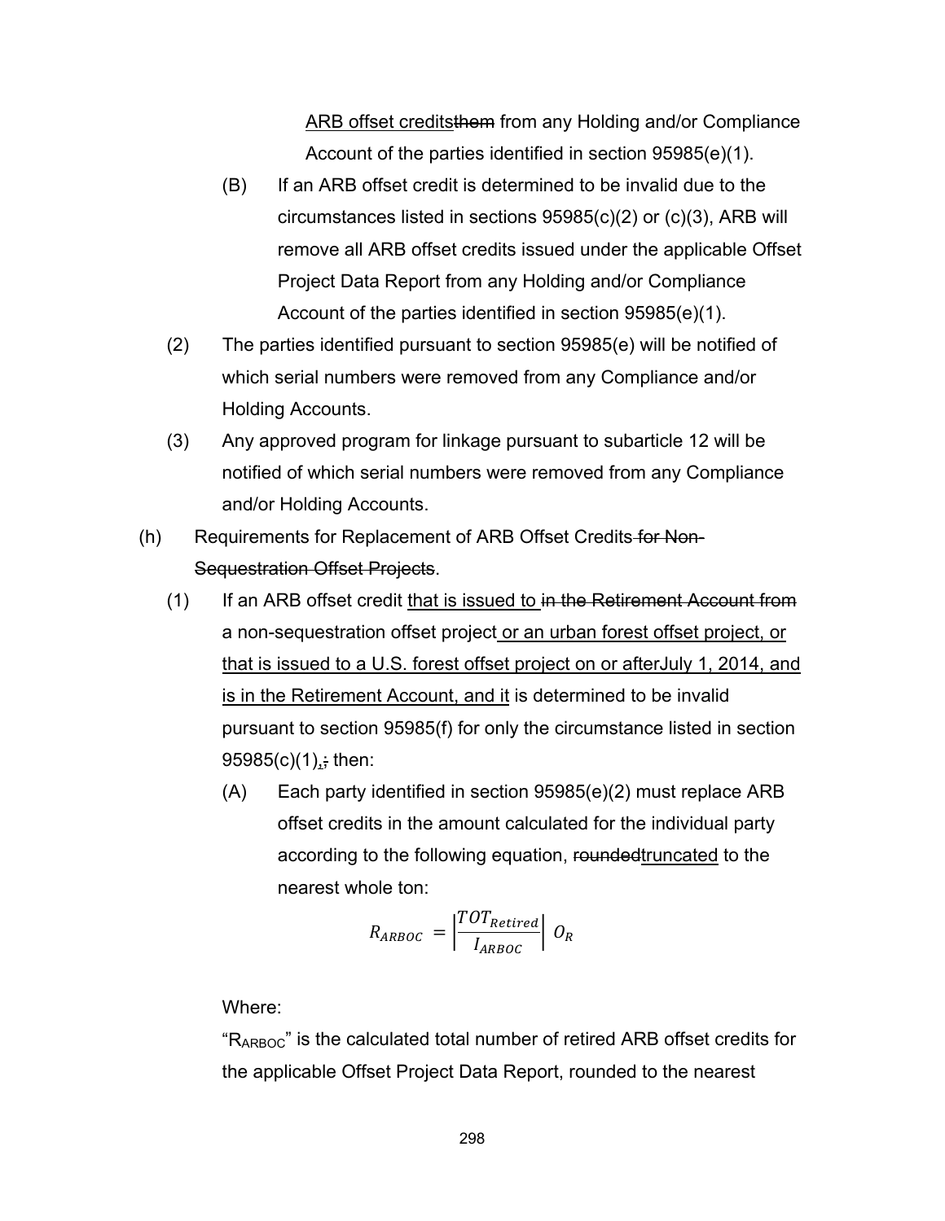ARB offset creditsthem from any Holding and/or Compliance Account of the parties identified in section 95985(e)(1).

(B) If an ARB offset credit is determined to be invalid due to the circumstances listed in sections 95985(c)(2) or (c)(3), ARB will remove all ARB offset credits issued under the applicable Offset Project Data Report from any Holding and/or Compliance Account of the parties identified in section 95985(e)(1).

(2) The parties identified pursuant to section 95985(e) will be notified of which serial numbers were removed from any Compliance and/or Holding Accounts.

(3) Any approved program for linkage pursuant to subarticle 12 will be notified of which serial numbers were removed from any Compliance and/or Holding Accounts.

(h) Requirements for Replacement of ARB Offset Credits ~~for Non-Sequestration Offset Projects~~.

(1) If an ARB offset credit that is issued to ~~in the Retirement Account from~~ a non-sequestration offset project or an urban forest offset project, or that is issued to a U.S. forest offset project on or afterJuly 1, 2014, and is in the Retirement Account, and it is determined to be invalid pursuant to section 95985(f) for only the circumstance listed in section 95985(c)(1),~~;~~ then:

(A) Each party identified in section 95985(e)(2) must replace ARB offset credits in the amount calculated for the individual party according to the following equation, ~~rounded~~truncated to the nearest whole ton:

$$R_{ARBOC} = \left| \frac{TOT_{Retired}}{I_{ARBOC}} \right| O_R$$

Where:

"$R_{ARBOC}$" is the calculated total number of retired ARB offset credits for the applicable Offset Project Data Report, rounded to the nearest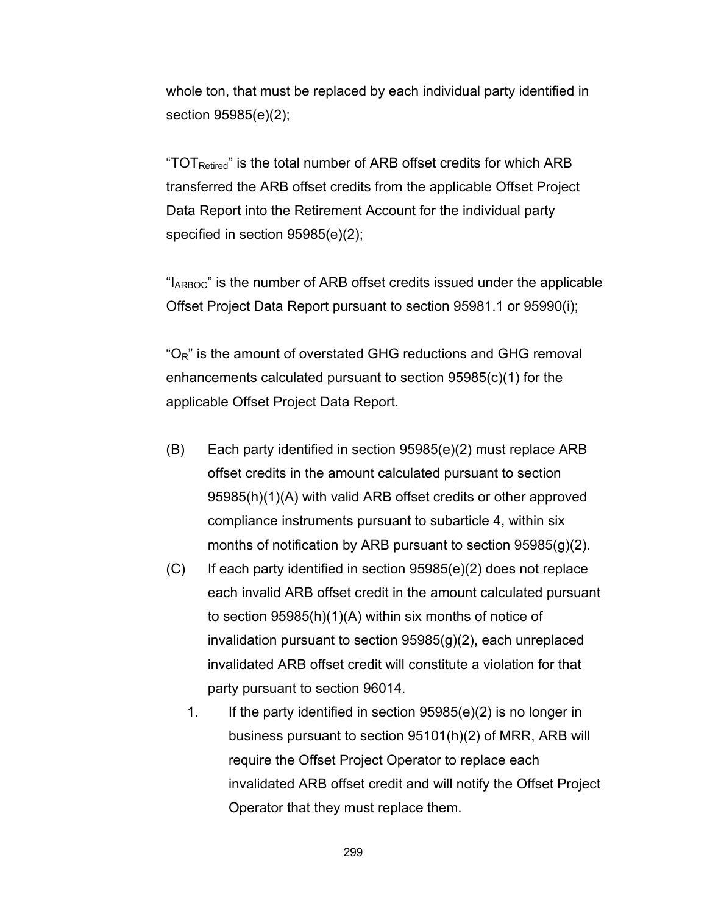whole ton, that must be replaced by each individual party identified in section 95985(e)(2);

"$TOT_{Retired}$" is the total number of ARB offset credits for which ARB transferred the ARB offset credits from the applicable Offset Project Data Report into the Retirement Account for the individual party specified in section 95985(e)(2);

"$I_{ARBOC}$" is the number of ARB offset credits issued under the applicable Offset Project Data Report pursuant to section 95981.1 or 95990(i);

"$O_R$" is the amount of overstated GHG reductions and GHG removal enhancements calculated pursuant to section 95985(c)(1) for the applicable Offset Project Data Report.

(B) Each party identified in section 95985(e)(2) must replace ARB offset credits in the amount calculated pursuant to section 95985(h)(1)(A) with valid ARB offset credits or other approved compliance instruments pursuant to subarticle 4, within six months of notification by ARB pursuant to section 95985(g)(2).

(C) If each party identified in section 95985(e)(2) does not replace each invalid ARB offset credit in the amount calculated pursuant to section 95985(h)(1)(A) within six months of notice of invalidation pursuant to section 95985(g)(2), each unreplaced invalidated ARB offset credit will constitute a violation for that party pursuant to section 96014.

1. If the party identified in section 95985(e)(2) is no longer in business pursuant to section 95101(h)(2) of MRR, ARB will require the Offset Project Operator to replace each invalidated ARB offset credit and will notify the Offset Project Operator that they must replace them.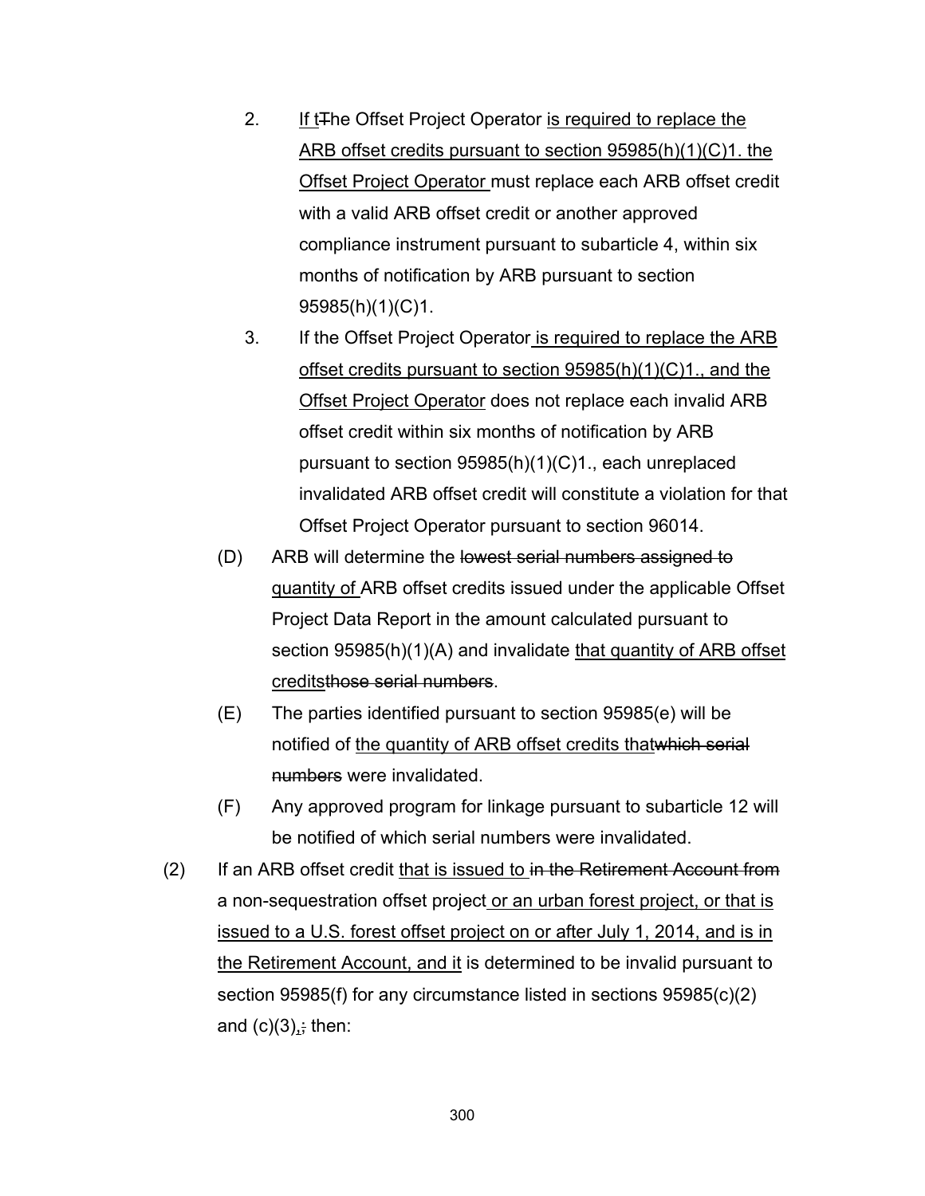2. If tThe Offset Project Operator is required to replace the ARB offset credits pursuant to section 95985(h)(1)(C)1. the Offset Project Operator must replace each ARB offset credit with a valid ARB offset credit or another approved compliance instrument pursuant to subarticle 4, within six months of notification by ARB pursuant to section 95985(h)(1)(C)1.

3. If the Offset Project Operator is required to replace the ARB offset credits pursuant to section 95985(h)(1)(C)1., and the Offset Project Operator does not replace each invalid ARB offset credit within six months of notification by ARB pursuant to section 95985(h)(1)(C)1., each unreplaced invalidated ARB offset credit will constitute a violation for that Offset Project Operator pursuant to section 96014.

(D) ARB will determine the lowest serial numbers assigned to quantity of ARB offset credits issued under the applicable Offset Project Data Report in the amount calculated pursuant to section 95985(h)(1)(A) and invalidate that quantity of ARB offset creditsthose serial numbers.

(E) The parties identified pursuant to section 95985(e) will be notified of the quantity of ARB offset credits thatwhich serial numbers were invalidated.

(F) Any approved program for linkage pursuant to subarticle 12 will be notified of which serial numbers were invalidated.

(2) If an ARB offset credit that is issued to in the Retirement Account from a non-sequestration offset project or an urban forest project, or that is issued to a U.S. forest offset project on or after July 1, 2014, and is in the Retirement Account, and it is determined to be invalid pursuant to section 95985(f) for any circumstance listed in sections 95985(c)(2) and (c)(3),; then: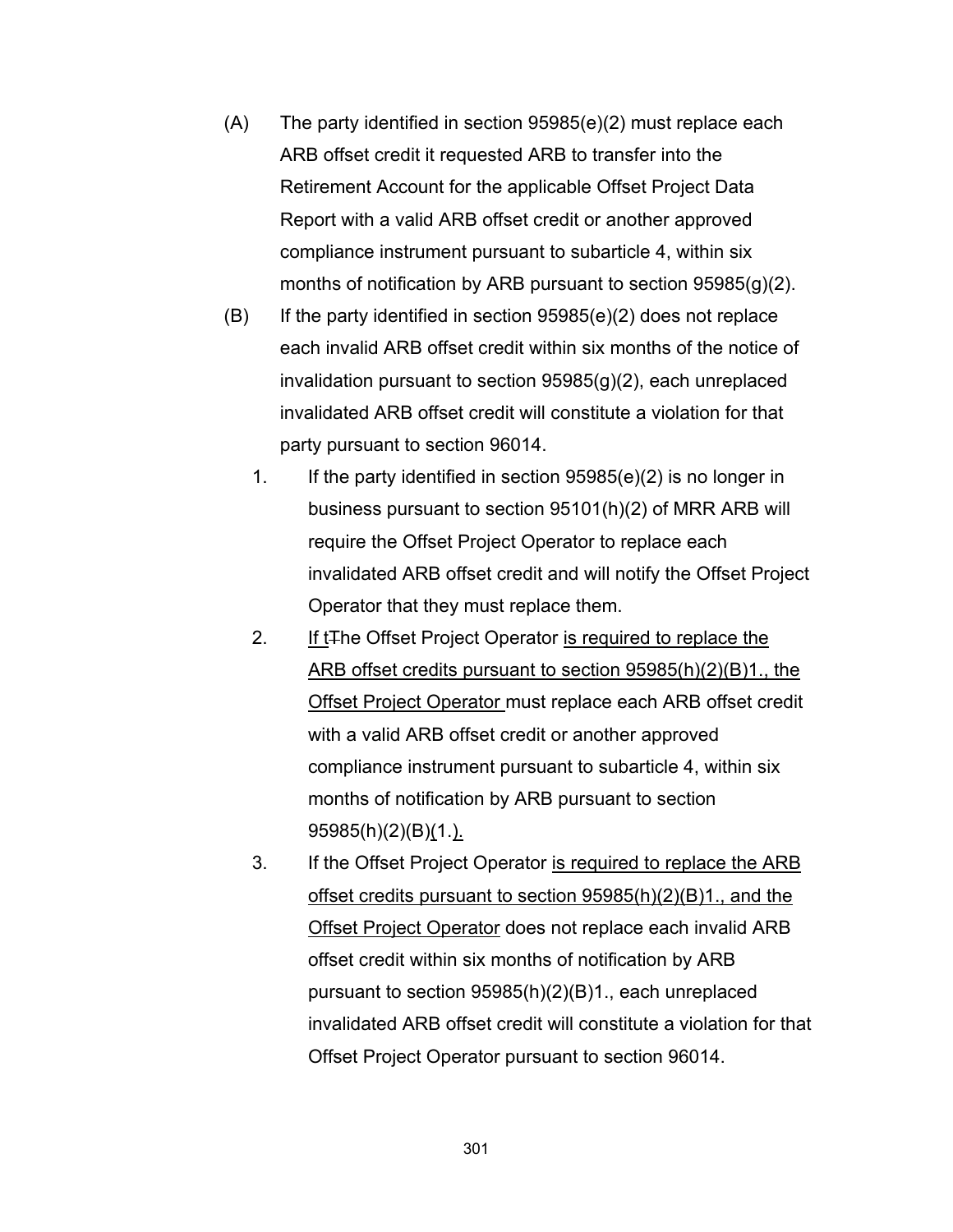(A) The party identified in section 95985(e)(2) must replace each ARB offset credit it requested ARB to transfer into the Retirement Account for the applicable Offset Project Data Report with a valid ARB offset credit or another approved compliance instrument pursuant to subarticle 4, within six months of notification by ARB pursuant to section 95985(g)(2).

(B) If the party identified in section 95985(e)(2) does not replace each invalid ARB offset credit within six months of the notice of invalidation pursuant to section 95985(g)(2), each unreplaced invalidated ARB offset credit will constitute a violation for that party pursuant to section 96014.

1. If the party identified in section 95985(e)(2) is no longer in business pursuant to section 95101(h)(2) of MRR ARB will require the Offset Project Operator to replace each invalidated ARB offset credit and will notify the Offset Project Operator that they must replace them.

2. <u>If t</u>~~T~~he Offset Project Operator <u>is required to replace the ARB offset credits pursuant to section 95985(h)(2)(B)1., the Offset Project Operator</u> must replace each ARB offset credit with a valid ARB offset credit or another approved compliance instrument pursuant to subarticle 4, within six months of notification by ARB pursuant to section 95985(h)(2)(B)<u>(</u>1.<u>).</u>

3. If the Offset Project Operator <u>is required to replace the ARB offset credits pursuant to section 95985(h)(2)(B)1., and the Offset Project Operator</u> does not replace each invalid ARB offset credit within six months of notification by ARB pursuant to section 95985(h)(2)(B)1., each unreplaced invalidated ARB offset credit will constitute a violation for that Offset Project Operator pursuant to section 96014.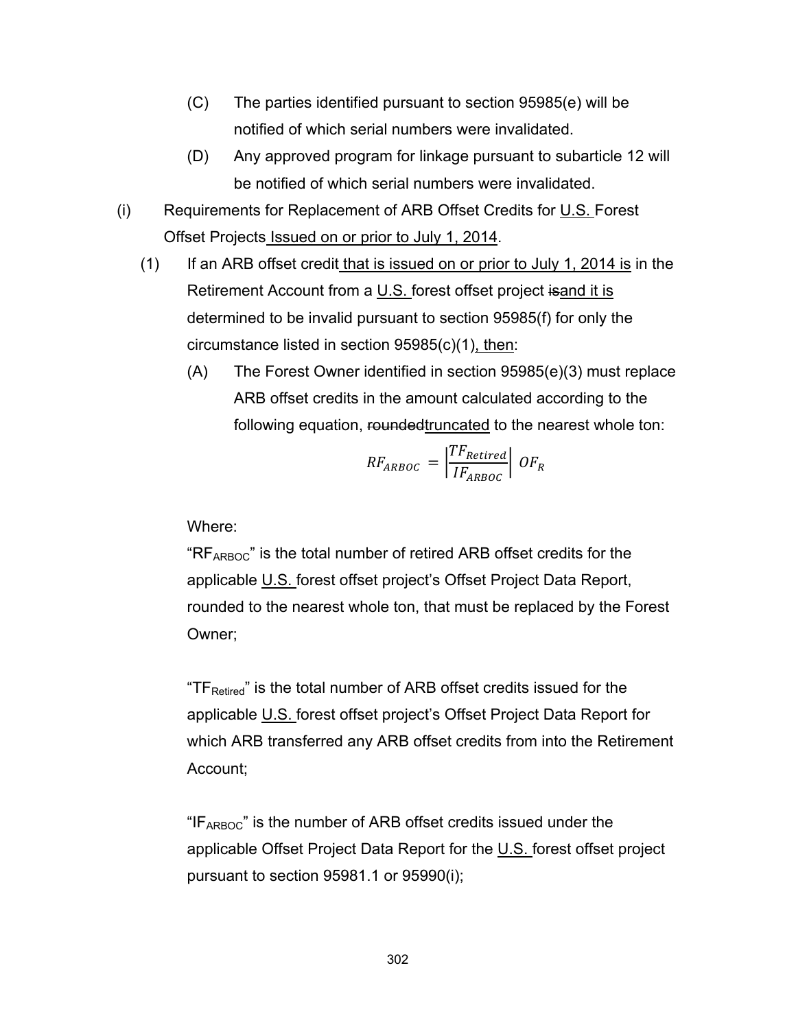(C) The parties identified pursuant to section 95985(e) will be notified of which serial numbers were invalidated.

(D) Any approved program for linkage pursuant to subarticle 12 will be notified of which serial numbers were invalidated.

(i) Requirements for Replacement of ARB Offset Credits for U.S. Forest Offset Projects Issued on or prior to July 1, 2014.

(1) If an ARB offset credit that is issued on or prior to July 1, 2014 is in the Retirement Account from a U.S. forest offset project isand it is determined to be invalid pursuant to section 95985(f) for only the circumstance listed in section 95985(c)(1), then:

(A) The Forest Owner identified in section 95985(e)(3) must replace ARB offset credits in the amount calculated according to the following equation, roundedtruncated to the nearest whole ton:

$$RF_{ARBOC} = \left| \frac{TF_{Retired}}{IF_{ARBOC}} \right| OF_R$$

Where:

"$RF_{ARBOC}$" is the total number of retired ARB offset credits for the applicable U.S. forest offset project's Offset Project Data Report, rounded to the nearest whole ton, that must be replaced by the Forest Owner;

"$TF_{Retired}$" is the total number of ARB offset credits issued for the applicable U.S. forest offset project's Offset Project Data Report for which ARB transferred any ARB offset credits from into the Retirement Account;

"$IF_{ARBOC}$" is the number of ARB offset credits issued under the applicable Offset Project Data Report for the U.S. forest offset project pursuant to section 95981.1 or 95990(i);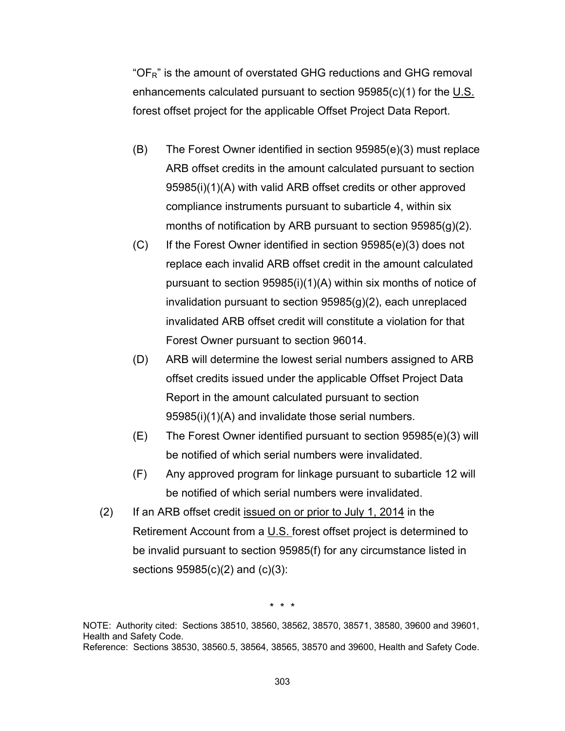"$OF_R$" is the amount of overstated GHG reductions and GHG removal enhancements calculated pursuant to section 95985(c)(1) for the U.S. forest offset project for the applicable Offset Project Data Report.

(B) The Forest Owner identified in section 95985(e)(3) must replace ARB offset credits in the amount calculated pursuant to section 95985(i)(1)(A) with valid ARB offset credits or other approved compliance instruments pursuant to subarticle 4, within six months of notification by ARB pursuant to section 95985(g)(2).

(C) If the Forest Owner identified in section 95985(e)(3) does not replace each invalid ARB offset credit in the amount calculated pursuant to section 95985(i)(1)(A) within six months of notice of invalidation pursuant to section 95985(g)(2), each unreplaced invalidated ARB offset credit will constitute a violation for that Forest Owner pursuant to section 96014.

(D) ARB will determine the lowest serial numbers assigned to ARB offset credits issued under the applicable Offset Project Data Report in the amount calculated pursuant to section 95985(i)(1)(A) and invalidate those serial numbers.

(E) The Forest Owner identified pursuant to section 95985(e)(3) will be notified of which serial numbers were invalidated.

(F) Any approved program for linkage pursuant to subarticle 12 will be notified of which serial numbers were invalidated.

(2) If an ARB offset credit issued on or prior to July 1, 2014 in the Retirement Account from a U.S. forest offset project is determined to be invalid pursuant to section 95985(f) for any circumstance listed in sections 95985(c)(2) and (c)(3):

\* \* \*

NOTE: Authority cited: Sections 38510, 38560, 38562, 38570, 38571, 38580, 39600 and 39601, Health and Safety Code.
Reference: Sections 38530, 38560.5, 38564, 38565, 38570 and 39600, Health and Safety Code.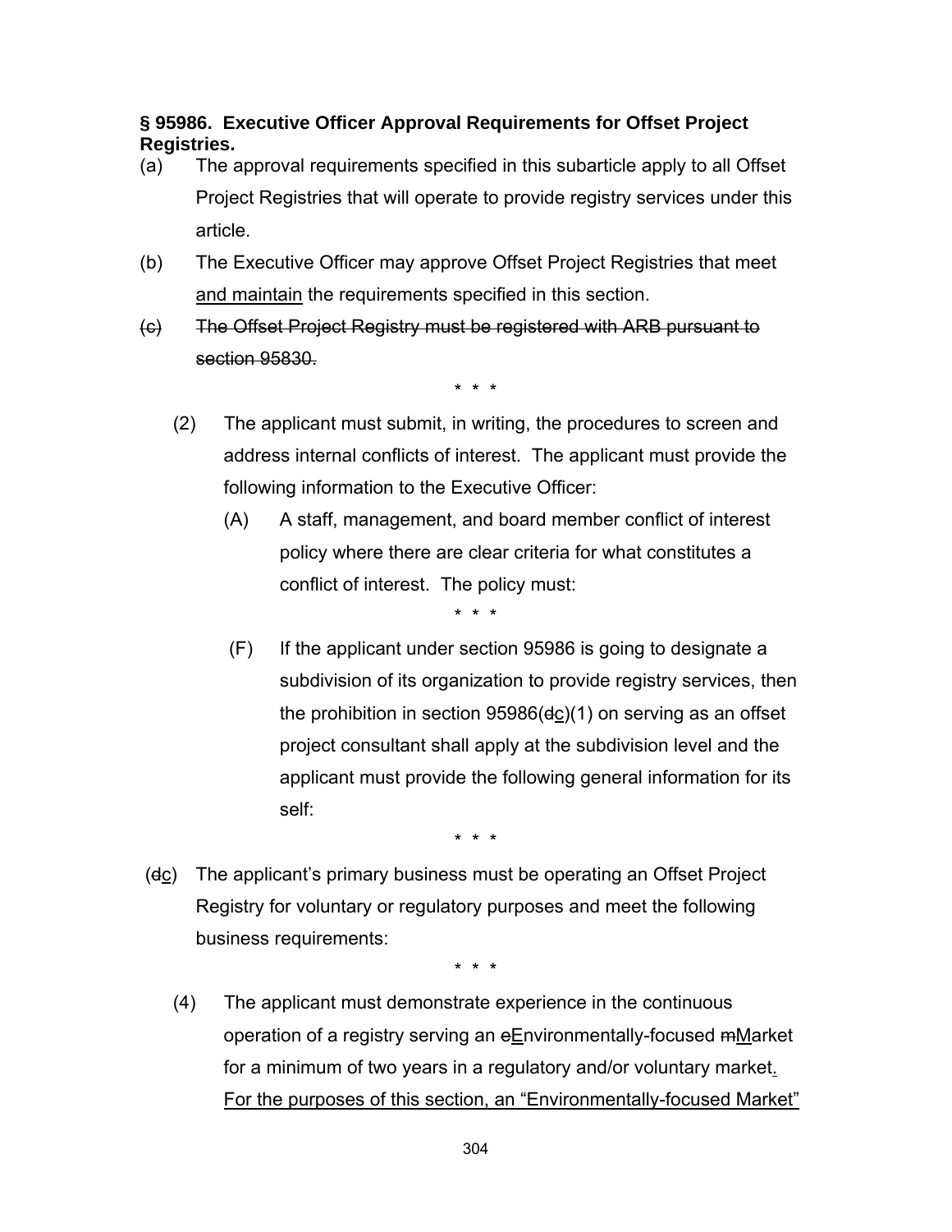**§ 95986. Executive Officer Approval Requirements for Offset Project Registries.**

(a) The approval requirements specified in this subarticle apply to all Offset Project Registries that will operate to provide registry services under this article.

(b) The Executive Officer may approve Offset Project Registries that meet <u>and maintain</u> the requirements specified in this section.

~~(c) The Offset Project Registry must be registered with ARB pursuant to section 95830.~~

\* \* \*

(2) The applicant must submit, in writing, the procedures to screen and address internal conflicts of interest. The applicant must provide the following information to the Executive Officer:

(A) A staff, management, and board member conflict of interest policy where there are clear criteria for what constitutes a conflict of interest. The policy must:

\* \* \*

(F) If the applicant under section 95986 is going to designate a subdivision of its organization to provide registry services, then the prohibition in section 95986(~~d~~<u>c</u>)(1) on serving as an offset project consultant shall apply at the subdivision level and the applicant must provide the following general information for its self:

\* \* \*

(~~d~~<u>c</u>) The applicant's primary business must be operating an Offset Project Registry for voluntary or regulatory purposes and meet the following business requirements:

\* \* \*

(4) The applicant must demonstrate experience in the continuous operation of a registry serving an ~~e~~<u>E</u>nvironmentally-focused ~~m~~<u>M</u>arket for a minimum of two years in a regulatory and/or voluntary market<u>. For the purposes of this section, an "Environmentally-focused Market"</u>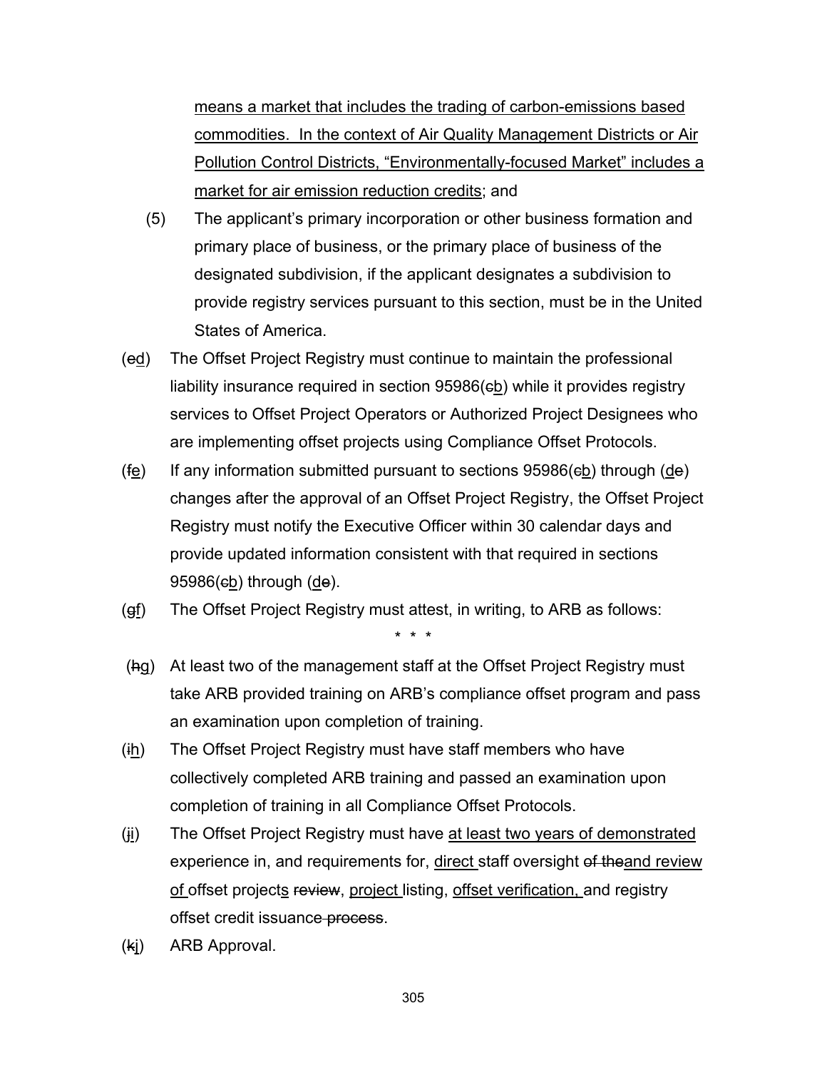means a market that includes the trading of carbon-emissions based commodities. In the context of Air Quality Management Districts or Air Pollution Control Districts, "Environmentally-focused Market" includes a market for air emission reduction credits; and

(5) The applicant's primary incorporation or other business formation and primary place of business, or the primary place of business of the designated subdivision, if the applicant designates a subdivision to provide registry services pursuant to this section, must be in the United States of America.

(~~e~~d) The Offset Project Registry must continue to maintain the professional liability insurance required in section 95986(~~c~~b) while it provides registry services to Offset Project Operators or Authorized Project Designees who are implementing offset projects using Compliance Offset Protocols.

(~~f~~e) If any information submitted pursuant to sections 95986(~~c~~b) through (d~~e~~) changes after the approval of an Offset Project Registry, the Offset Project Registry must notify the Executive Officer within 30 calendar days and provide updated information consistent with that required in sections 95986(~~c~~b) through (d~~e~~).

(~~g~~f) The Offset Project Registry must attest, in writing, to ARB as follows:

\* \* \*

(~~h~~g) At least two of the management staff at the Offset Project Registry must take ARB provided training on ARB's compliance offset program and pass an examination upon completion of training.

(~~i~~h) The Offset Project Registry must have staff members who have collectively completed ARB training and passed an examination upon completion of training in all Compliance Offset Protocols.

(~~j~~i) The Offset Project Registry must have at least two years of demonstrated experience in, and requirements for, direct staff oversight ~~of the~~and review of offset projects ~~review~~, project listing, offset verification, and registry offset credit issuance~~ process~~.

(~~k~~j) ARB Approval.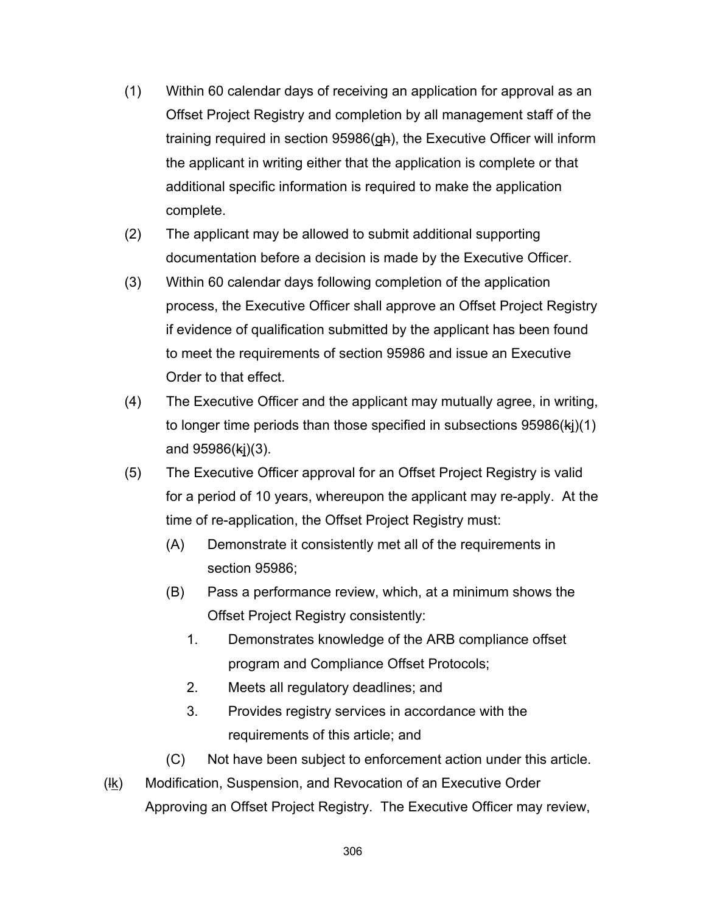(1) Within 60 calendar days of receiving an application for approval as an Offset Project Registry and completion by all management staff of the training required in section 95986(gh), the Executive Officer will inform the applicant in writing either that the application is complete or that additional specific information is required to make the application complete.

(2) The applicant may be allowed to submit additional supporting documentation before a decision is made by the Executive Officer.

(3) Within 60 calendar days following completion of the application process, the Executive Officer shall approve an Offset Project Registry if evidence of qualification submitted by the applicant has been found to meet the requirements of section 95986 and issue an Executive Order to that effect.

(4) The Executive Officer and the applicant may mutually agree, in writing, to longer time periods than those specified in subsections 95986(kj)(1) and 95986(kj)(3).

(5) The Executive Officer approval for an Offset Project Registry is valid for a period of 10 years, whereupon the applicant may re-apply. At the time of re-application, the Offset Project Registry must:

   (A) Demonstrate it consistently met all of the requirements in section 95986;

   (B) Pass a performance review, which, at a minimum shows the Offset Project Registry consistently:

      1. Demonstrates knowledge of the ARB compliance offset program and Compliance Offset Protocols;

      2. Meets all regulatory deadlines; and

      3. Provides registry services in accordance with the requirements of this article; and

   (C) Not have been subject to enforcement action under this article.

(lk) Modification, Suspension, and Revocation of an Executive Order Approving an Offset Project Registry. The Executive Officer may review,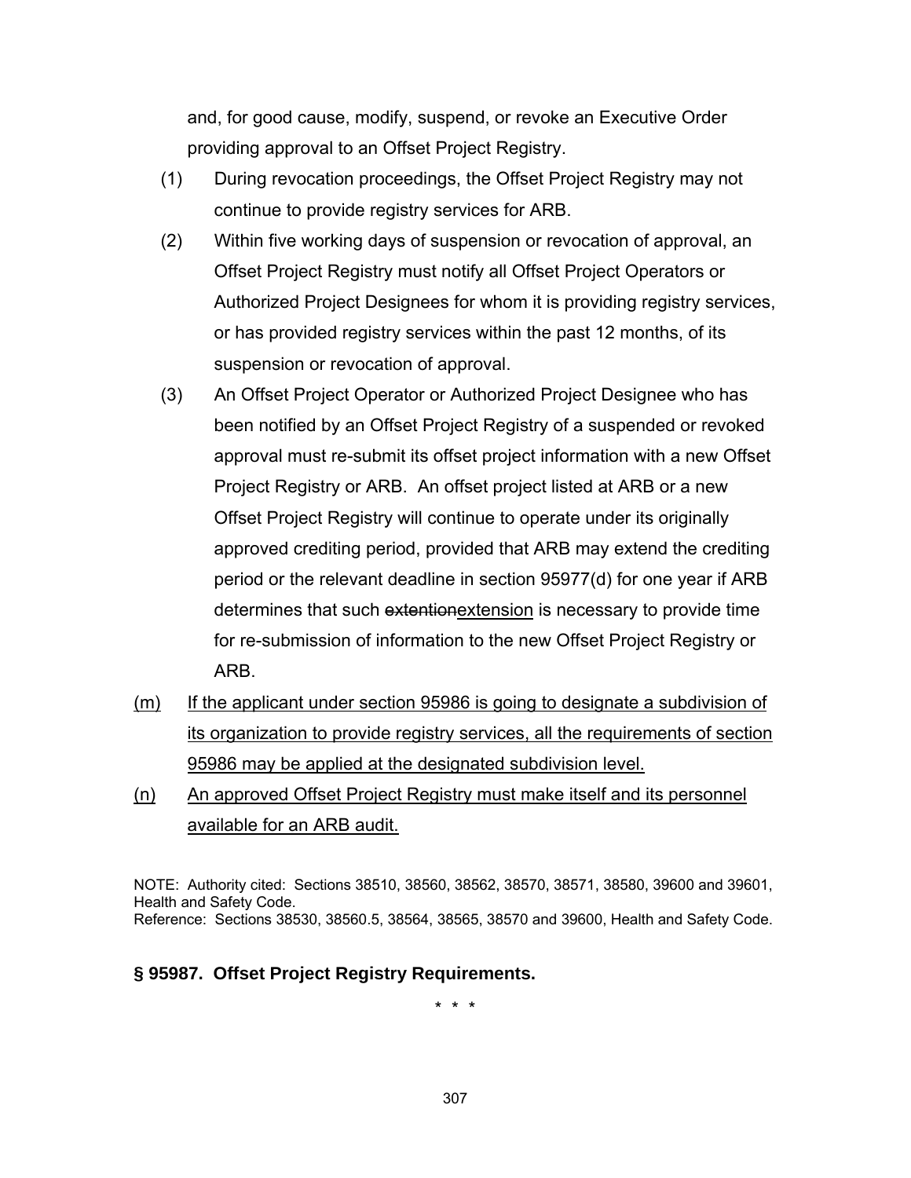and, for good cause, modify, suspend, or revoke an Executive Order providing approval to an Offset Project Registry.

(1) During revocation proceedings, the Offset Project Registry may not continue to provide registry services for ARB.

(2) Within five working days of suspension or revocation of approval, an Offset Project Registry must notify all Offset Project Operators or Authorized Project Designees for whom it is providing registry services, or has provided registry services within the past 12 months, of its suspension or revocation of approval.

(3) An Offset Project Operator or Authorized Project Designee who has been notified by an Offset Project Registry of a suspended or revoked approval must re-submit its offset project information with a new Offset Project Registry or ARB. An offset project listed at ARB or a new Offset Project Registry will continue to operate under its originally approved crediting period, provided that ARB may extend the crediting period or the relevant deadline in section 95977(d) for one year if ARB determines that such ~~extention~~<u>extension</u> is necessary to provide time for re-submission of information to the new Offset Project Registry or ARB.

<u>(m)</u> <u>If the applicant under section 95986 is going to designate a subdivision of its organization to provide registry services, all the requirements of section 95986 may be applied at the designated subdivision level.</u>

<u>(n)</u> <u>An approved Offset Project Registry must make itself and its personnel available for an ARB audit.</u>

NOTE: Authority cited: Sections 38510, 38560, 38562, 38570, 38571, 38580, 39600 and 39601, Health and Safety Code.
Reference: Sections 38530, 38560.5, 38564, 38565, 38570 and 39600, Health and Safety Code.

**§ 95987. Offset Project Registry Requirements.**

\* \* \*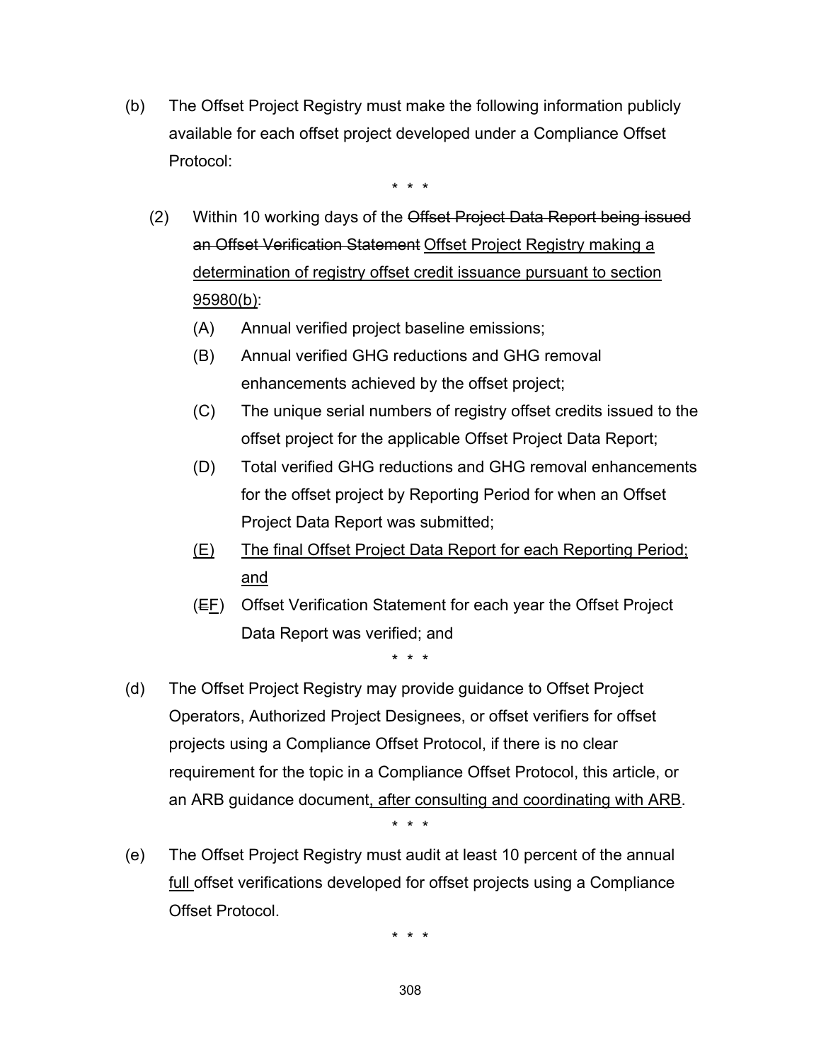(b) The Offset Project Registry must make the following information publicly available for each offset project developed under a Compliance Offset Protocol:

\* \* \*

(2) Within 10 working days of the ~~Offset Project Data Report being issued an Offset Verification Statement~~ <u>Offset Project Registry making a determination of registry offset credit issuance pursuant to section 95980(b)</u>:

(A) Annual verified project baseline emissions;

(B) Annual verified GHG reductions and GHG removal enhancements achieved by the offset project;

(C) The unique serial numbers of registry offset credits issued to the offset project for the applicable Offset Project Data Report;

(D) Total verified GHG reductions and GHG removal enhancements for the offset project by Reporting Period for when an Offset Project Data Report was submitted;

<u>(E) The final Offset Project Data Report for each Reporting Period; and</u>

(~~E~~<u>F</u>) Offset Verification Statement for each year the Offset Project Data Report was verified; and

\* \* \*

(d) The Offset Project Registry may provide guidance to Offset Project Operators, Authorized Project Designees, or offset verifiers for offset projects using a Compliance Offset Protocol, if there is no clear requirement for the topic in a Compliance Offset Protocol, this article, or an ARB guidance document<u>, after consulting and coordinating with ARB</u>.

\* \* \*

(e) The Offset Project Registry must audit at least 10 percent of the annual <u>full</u> offset verifications developed for offset projects using a Compliance Offset Protocol.

\* \* \*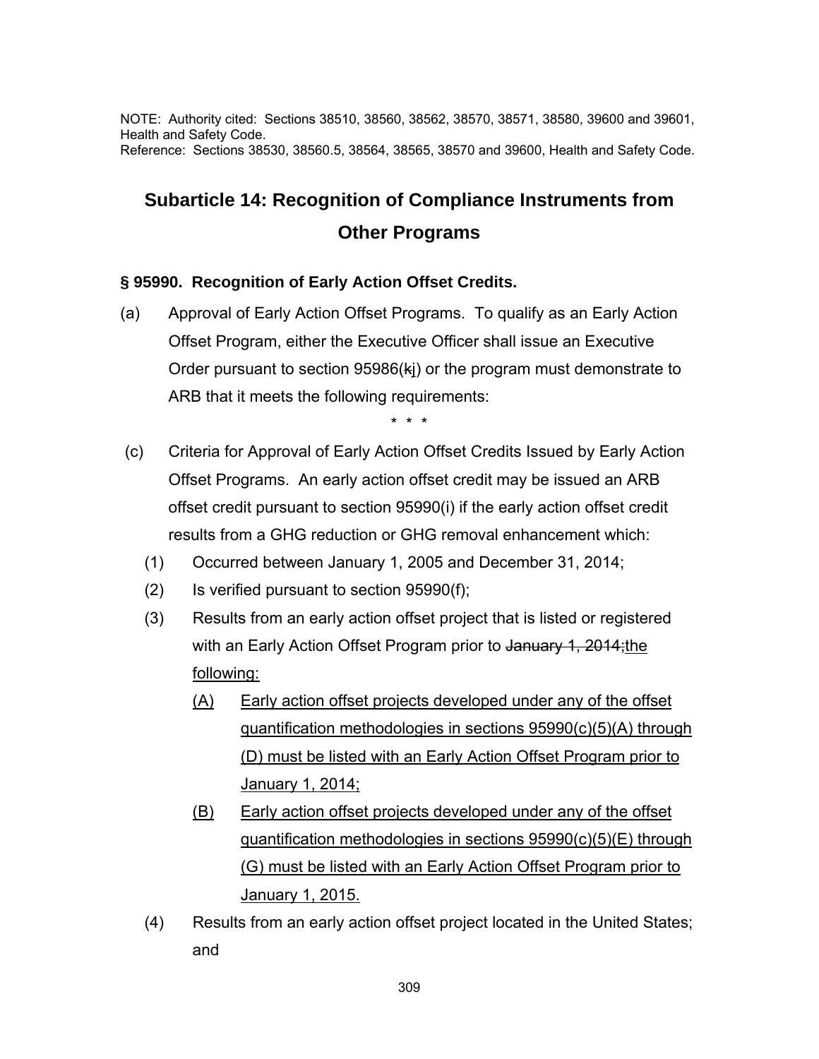NOTE: Authority cited: Sections 38510, 38560, 38562, 38570, 38571, 38580, 39600 and 39601, Health and Safety Code.
Reference: Sections 38530, 38560.5, 38564, 38565, 38570 and 39600, Health and Safety Code.

## Subarticle 14: Recognition of Compliance Instruments from Other Programs

### § 95990. Recognition of Early Action Offset Credits.

(a) Approval of Early Action Offset Programs. To qualify as an Early Action Offset Program, either the Executive Officer shall issue an Executive Order pursuant to section 95986(~~k~~j) or the program must demonstrate to ARB that it meets the following requirements:

\* \* \*

(c) Criteria for Approval of Early Action Offset Credits Issued by Early Action Offset Programs. An early action offset credit may be issued an ARB offset credit pursuant to section 95990(i) if the early action offset credit results from a GHG reduction or GHG removal enhancement which:

(1) Occurred between January 1, 2005 and December 31, 2014;

(2) Is verified pursuant to section 95990(f);

(3) Results from an early action offset project that is listed or registered with an Early Action Offset Program prior to ~~January 1, 2014;~~<u>the following:</u>

<u>(A) Early action offset projects developed under any of the offset quantification methodologies in sections 95990(c)(5)(A) through (D) must be listed with an Early Action Offset Program prior to January 1, 2014;</u>

<u>(B) Early action offset projects developed under any of the offset quantification methodologies in sections 95990(c)(5)(E) through (G) must be listed with an Early Action Offset Program prior to January 1, 2015.</u>

(4) Results from an early action offset project located in the United States; and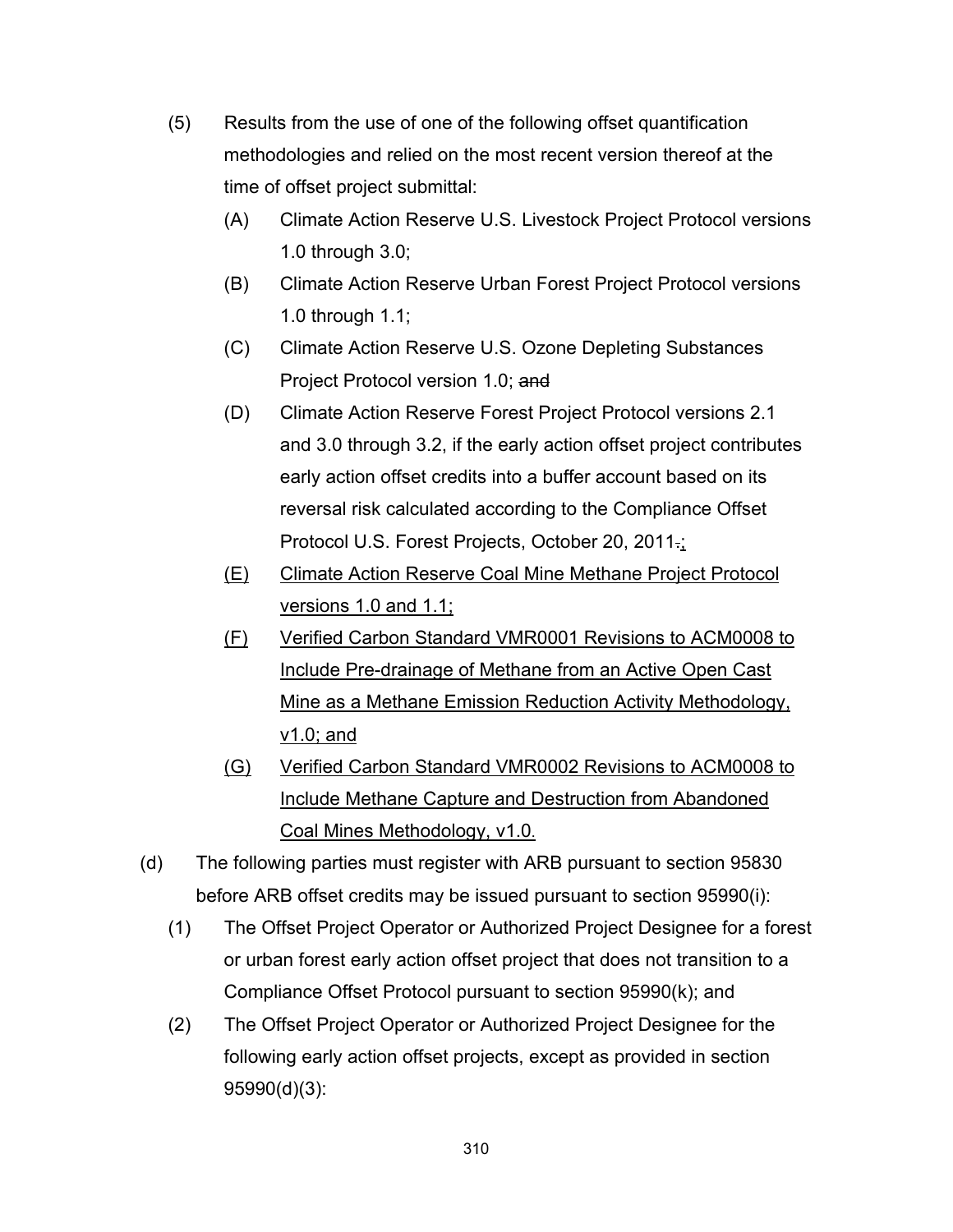(5) Results from the use of one of the following offset quantification methodologies and relied on the most recent version thereof at the time of offset project submittal:

  (A) Climate Action Reserve U.S. Livestock Project Protocol versions 1.0 through 3.0;

  (B) Climate Action Reserve Urban Forest Project Protocol versions 1.0 through 1.1;

  (C) Climate Action Reserve U.S. Ozone Depleting Substances Project Protocol version 1.0; ~~and~~

  (D) Climate Action Reserve Forest Project Protocol versions 2.1 and 3.0 through 3.2, if the early action offset project contributes early action offset credits into a buffer account based on its reversal risk calculated according to the Compliance Offset Protocol U.S. Forest Projects, October 20, 2011~~.~~<u>;</u>

  <u>(E) Climate Action Reserve Coal Mine Methane Project Protocol versions 1.0 and 1.1;</u>

  <u>(F) Verified Carbon Standard VMR0001 Revisions to ACM0008 to Include Pre-drainage of Methane from an Active Open Cast Mine as a Methane Emission Reduction Activity Methodology, v1.0; and</u>

  <u>(G) Verified Carbon Standard VMR0002 Revisions to ACM0008 to Include Methane Capture and Destruction from Abandoned Coal Mines Methodology, v1.0.</u>

(d) The following parties must register with ARB pursuant to section 95830 before ARB offset credits may be issued pursuant to section 95990(i):

  (1) The Offset Project Operator or Authorized Project Designee for a forest or urban forest early action offset project that does not transition to a Compliance Offset Protocol pursuant to section 95990(k); and

  (2) The Offset Project Operator or Authorized Project Designee for the following early action offset projects, except as provided in section 95990(d)(3):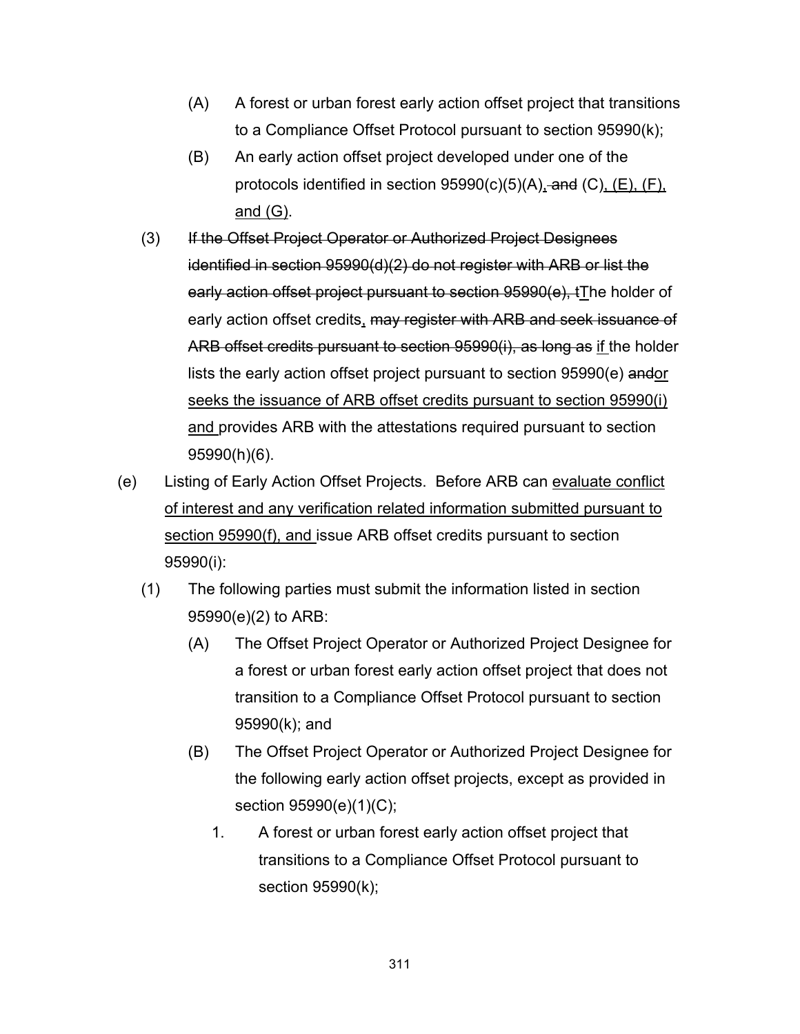(A) A forest or urban forest early action offset project that transitions to a Compliance Offset Protocol pursuant to section 95990(k);

(B) An early action offset project developed under one of the protocols identified in section 95990(c)(5)(A), ~~and~~ (C), (E), (F), and (G).

(3) ~~If the Offset Project Operator or Authorized Project Designees identified in section 95990(d)(2) do not register with ARB or list the early action offset project pursuant to section 95990(e), t~~The holder of early action offset credits, ~~may register with ARB and seek issuance of ARB offset credits pursuant to section 95990(i), as long as~~ if the holder lists the early action offset project pursuant to section 95990(e) ~~and~~or seeks the issuance of ARB offset credits pursuant to section 95990(i) and provides ARB with the attestations required pursuant to section 95990(h)(6).

(e) Listing of Early Action Offset Projects. Before ARB can evaluate conflict of interest and any verification related information submitted pursuant to section 95990(f), and issue ARB offset credits pursuant to section 95990(i):

(1) The following parties must submit the information listed in section 95990(e)(2) to ARB:

(A) The Offset Project Operator or Authorized Project Designee for a forest or urban forest early action offset project that does not transition to a Compliance Offset Protocol pursuant to section 95990(k); and

(B) The Offset Project Operator or Authorized Project Designee for the following early action offset projects, except as provided in section 95990(e)(1)(C);

1. A forest or urban forest early action offset project that transitions to a Compliance Offset Protocol pursuant to section 95990(k);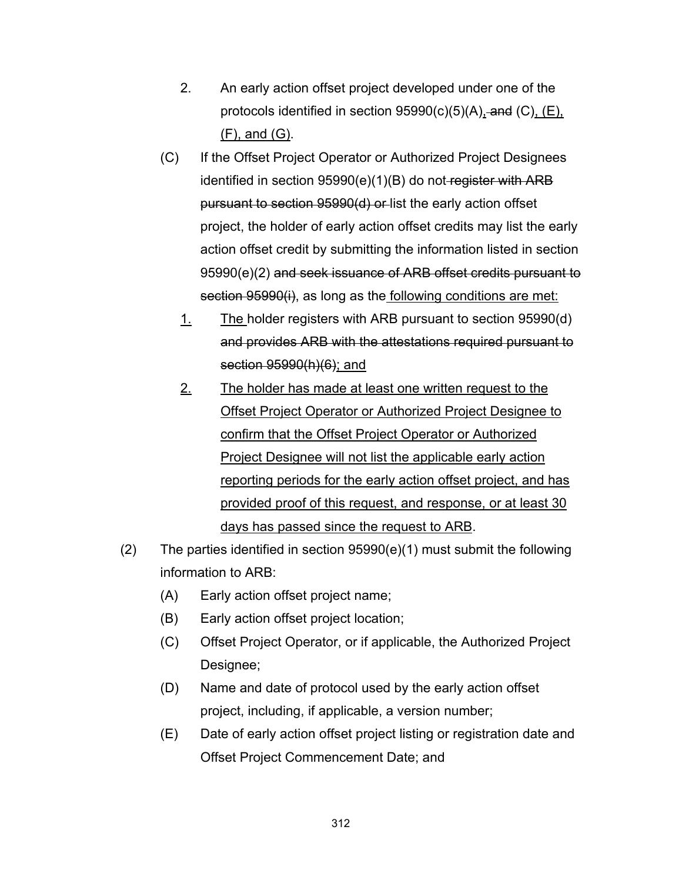2. An early action offset project developed under one of the protocols identified in section 95990(c)(5)(A), ~~and~~ (C), (E), (F), and (G).

(C) If the Offset Project Operator or Authorized Project Designees identified in section 95990(e)(1)(B) do not ~~register with ARB pursuant to section 95990(d) or~~ list the early action offset project, the holder of early action offset credits may list the early action offset credit by submitting the information listed in section 95990(e)(2) ~~and seek issuance of ARB offset credits pursuant to section 95990(i)~~, as long as the following conditions are met:

1. The holder registers with ARB pursuant to section 95990(d) ~~and provides ARB with the attestations required pursuant to section 95990(h)(6)~~; and

2. The holder has made at least one written request to the Offset Project Operator or Authorized Project Designee to confirm that the Offset Project Operator or Authorized Project Designee will not list the applicable early action reporting periods for the early action offset project, and has provided proof of this request, and response, or at least 30 days has passed since the request to ARB.

(2) The parties identified in section 95990(e)(1) must submit the following information to ARB:

(A) Early action offset project name;

(B) Early action offset project location;

(C) Offset Project Operator, or if applicable, the Authorized Project Designee;

(D) Name and date of protocol used by the early action offset project, including, if applicable, a version number;

(E) Date of early action offset project listing or registration date and Offset Project Commencement Date; and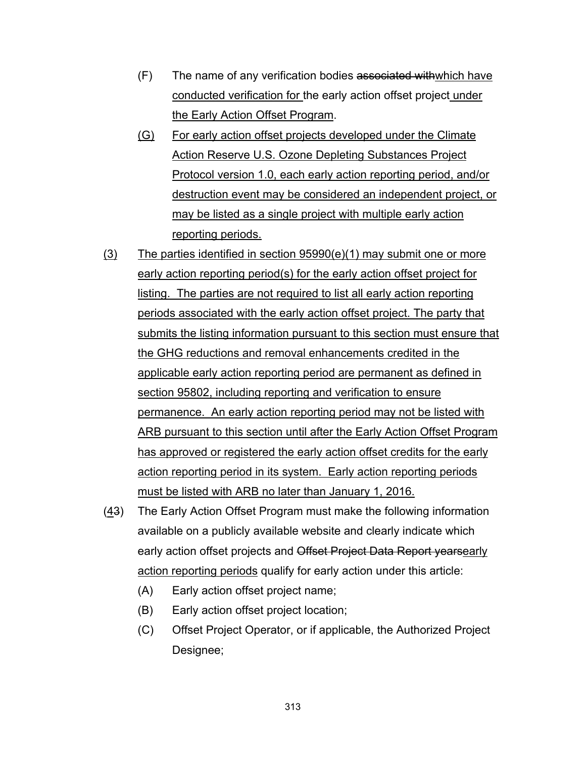(F) The name of any verification bodies ~~associated with~~which have conducted verification for the early action offset project under the Early Action Offset Program.

(G) For early action offset projects developed under the Climate Action Reserve U.S. Ozone Depleting Substances Project Protocol version 1.0, each early action reporting period, and/or destruction event may be considered an independent project, or may be listed as a single project with multiple early action reporting periods.

(3) The parties identified in section 95990(e)(1) may submit one or more early action reporting period(s) for the early action offset project for listing. The parties are not required to list all early action reporting periods associated with the early action offset project. The party that submits the listing information pursuant to this section must ensure that the GHG reductions and removal enhancements credited in the applicable early action reporting period are permanent as defined in section 95802, including reporting and verification to ensure permanence. An early action reporting period may not be listed with ARB pursuant to this section until after the Early Action Offset Program has approved or registered the early action offset credits for the early action reporting period in its system. Early action reporting periods must be listed with ARB no later than January 1, 2016.

(4~~3~~) The Early Action Offset Program must make the following information available on a publicly available website and clearly indicate which early action offset projects and ~~Offset Project Data Report years~~early action reporting periods qualify for early action under this article:

(A) Early action offset project name;

(B) Early action offset project location;

(C) Offset Project Operator, or if applicable, the Authorized Project Designee;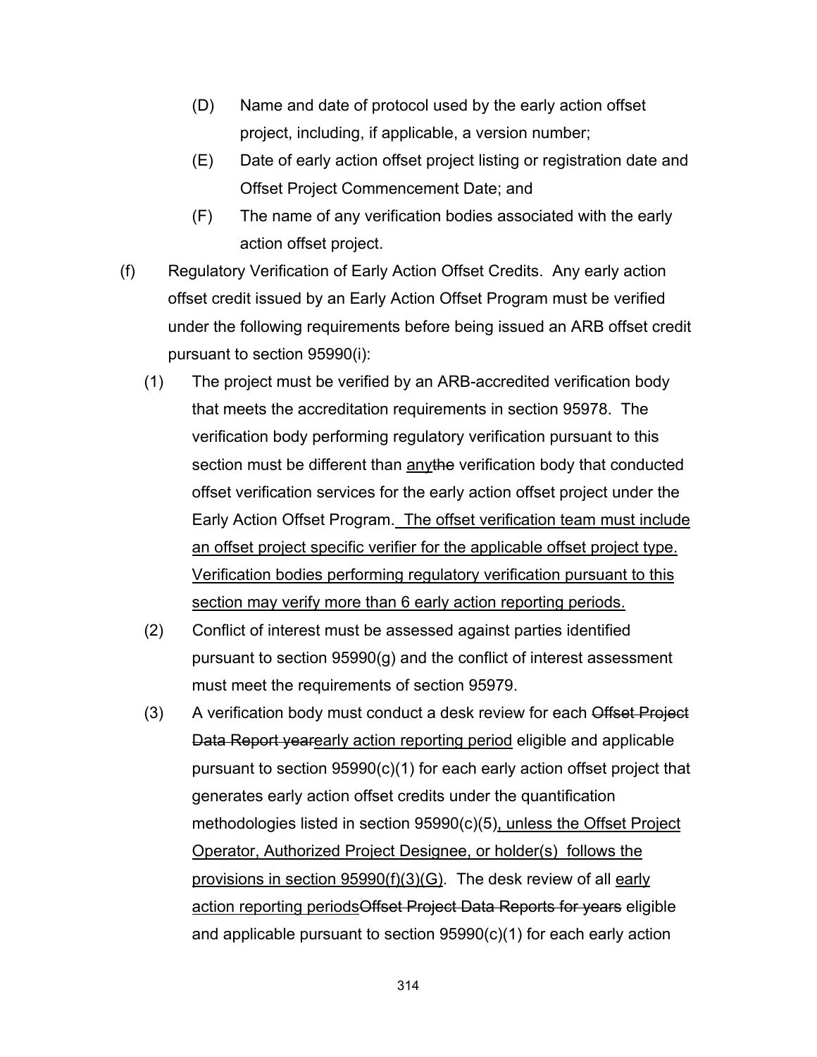(D) Name and date of protocol used by the early action offset project, including, if applicable, a version number;

(E) Date of early action offset project listing or registration date and Offset Project Commencement Date; and

(F) The name of any verification bodies associated with the early action offset project.

(f) Regulatory Verification of Early Action Offset Credits. Any early action offset credit issued by an Early Action Offset Program must be verified under the following requirements before being issued an ARB offset credit pursuant to section 95990(i):

(1) The project must be verified by an ARB-accredited verification body that meets the accreditation requirements in section 95978. The verification body performing regulatory verification pursuant to this section must be different than <u>any</u>~~the~~ verification body that conducted offset verification services for the early action offset project under the Early Action Offset Program. <u>The offset verification team must include an offset project specific verifier for the applicable offset project type. Verification bodies performing regulatory verification pursuant to this section may verify more than 6 early action reporting periods.</u>

(2) Conflict of interest must be assessed against parties identified pursuant to section 95990(g) and the conflict of interest assessment must meet the requirements of section 95979.

(3) A verification body must conduct a desk review for each ~~Offset Project Data Report year~~<u>early action reporting period</u> eligible and applicable pursuant to section 95990(c)(1) for each early action offset project that generates early action offset credits under the quantification methodologies listed in section 95990(c)(5)<u>, unless the Offset Project Operator, Authorized Project Designee, or holder(s) follows the provisions in section 95990(f)(3)(G)</u>. The desk review of all <u>early action reporting periods</u>~~Offset Project Data Reports for years~~ eligible and applicable pursuant to section 95990(c)(1) for each early action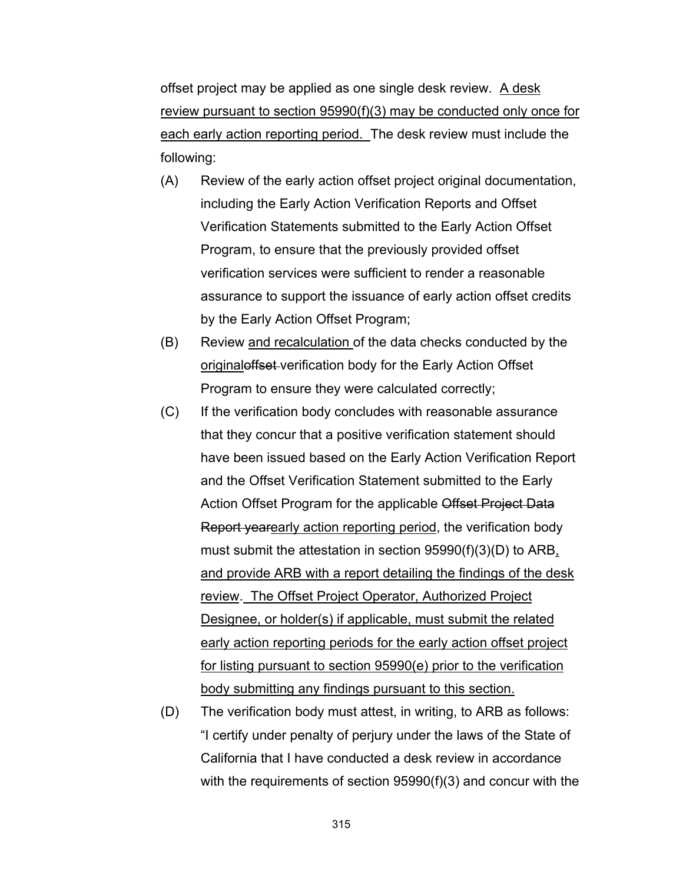offset project may be applied as one single desk review. <u>A desk review pursuant to section 95990(f)(3) may be conducted only once for each early action reporting period.</u> The desk review must include the following:

(A) Review of the early action offset project original documentation, including the Early Action Verification Reports and Offset Verification Statements submitted to the Early Action Offset Program, to ensure that the previously provided offset verification services were sufficient to render a reasonable assurance to support the issuance of early action offset credits by the Early Action Offset Program;

(B) Review <u>and recalculation</u> of the data checks conducted by the <u>original</u>~~offset~~ verification body for the Early Action Offset Program to ensure they were calculated correctly;

(C) If the verification body concludes with reasonable assurance that they concur that a positive verification statement should have been issued based on the Early Action Verification Report and the Offset Verification Statement submitted to the Early Action Offset Program for the applicable ~~Offset Project Data Report year~~<u>early action reporting period</u>, the verification body must submit the attestation in section 95990(f)(3)(D) to ARB<u>, and provide ARB with a report detailing the findings of the desk review</u>. <u>The Offset Project Operator, Authorized Project Designee, or holder(s) if applicable, must submit the related early action reporting periods for the early action offset project for listing pursuant to section 95990(e) prior to the verification body submitting any findings pursuant to this section.</u>

(D) The verification body must attest, in writing, to ARB as follows: "I certify under penalty of perjury under the laws of the State of California that I have conducted a desk review in accordance with the requirements of section 95990(f)(3) and concur with the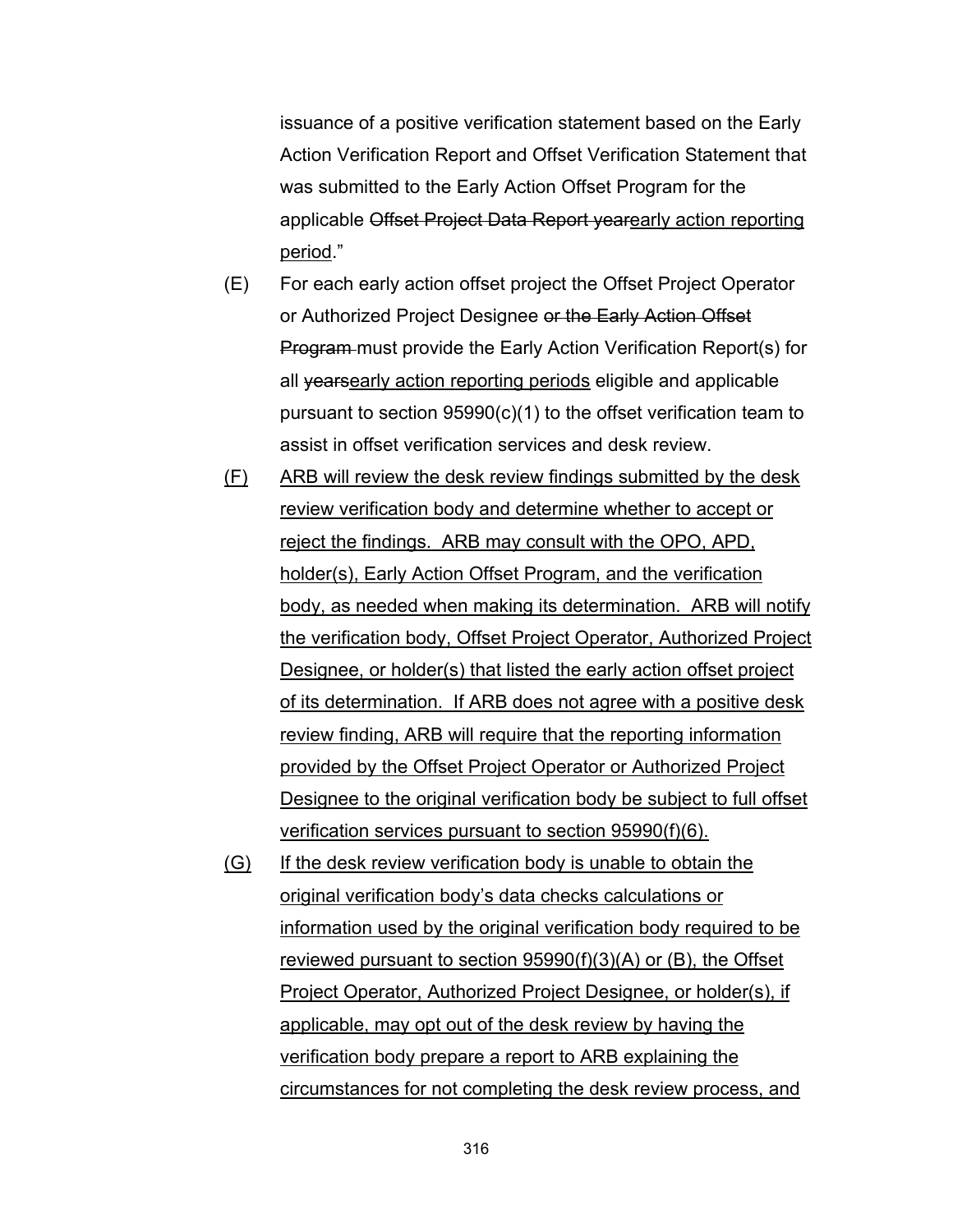issuance of a positive verification statement based on the Early Action Verification Report and Offset Verification Statement that was submitted to the Early Action Offset Program for the applicable ~~Offset Project Data Report year~~<u>early action reporting period</u>."

(E) For each early action offset project the Offset Project Operator or Authorized Project Designee ~~or the Early Action Offset Program~~ must provide the Early Action Verification Report(s) for all ~~years~~<u>early action reporting periods</u> eligible and applicable pursuant to section 95990(c)(1) to the offset verification team to assist in offset verification services and desk review.

<u>(F) ARB will review the desk review findings submitted by the desk review verification body and determine whether to accept or reject the findings. ARB may consult with the OPO, APD, holder(s), Early Action Offset Program, and the verification body, as needed when making its determination. ARB will notify the verification body, Offset Project Operator, Authorized Project Designee, or holder(s) that listed the early action offset project of its determination. If ARB does not agree with a positive desk review finding, ARB will require that the reporting information provided by the Offset Project Operator or Authorized Project Designee to the original verification body be subject to full offset verification services pursuant to section 95990(f)(6).</u>

<u>(G) If the desk review verification body is unable to obtain the original verification body's data checks calculations or information used by the original verification body required to be reviewed pursuant to section 95990(f)(3)(A) or (B), the Offset Project Operator, Authorized Project Designee, or holder(s), if applicable, may opt out of the desk review by having the verification body prepare a report to ARB explaining the circumstances for not completing the desk review process, and</u>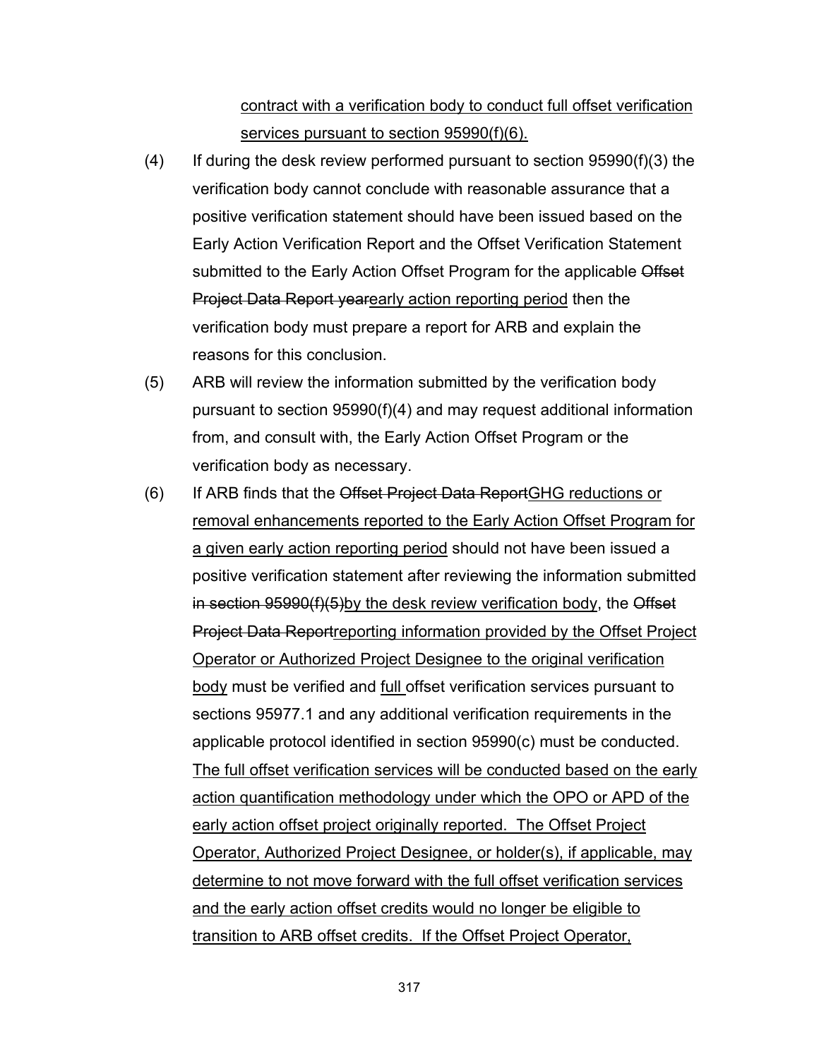contract with a verification body to conduct full offset verification services pursuant to section 95990(f)(6).

(4) If during the desk review performed pursuant to section 95990(f)(3) the verification body cannot conclude with reasonable assurance that a positive verification statement should have been issued based on the Early Action Verification Report and the Offset Verification Statement submitted to the Early Action Offset Program for the applicable ~~Offset Project Data Report year~~early action reporting period then the verification body must prepare a report for ARB and explain the reasons for this conclusion.

(5) ARB will review the information submitted by the verification body pursuant to section 95990(f)(4) and may request additional information from, and consult with, the Early Action Offset Program or the verification body as necessary.

(6) If ARB finds that the ~~Offset Project Data Report~~GHG reductions or removal enhancements reported to the Early Action Offset Program for a given early action reporting period should not have been issued a positive verification statement after reviewing the information submitted ~~in section 95990(f)(5)~~by the desk review verification body, the ~~Offset Project Data Report~~reporting information provided by the Offset Project Operator or Authorized Project Designee to the original verification body must be verified and full offset verification services pursuant to sections 95977.1 and any additional verification requirements in the applicable protocol identified in section 95990(c) must be conducted. The full offset verification services will be conducted based on the early action quantification methodology under which the OPO or APD of the early action offset project originally reported. The Offset Project Operator, Authorized Project Designee, or holder(s), if applicable, may determine to not move forward with the full offset verification services and the early action offset credits would no longer be eligible to transition to ARB offset credits. If the Offset Project Operator,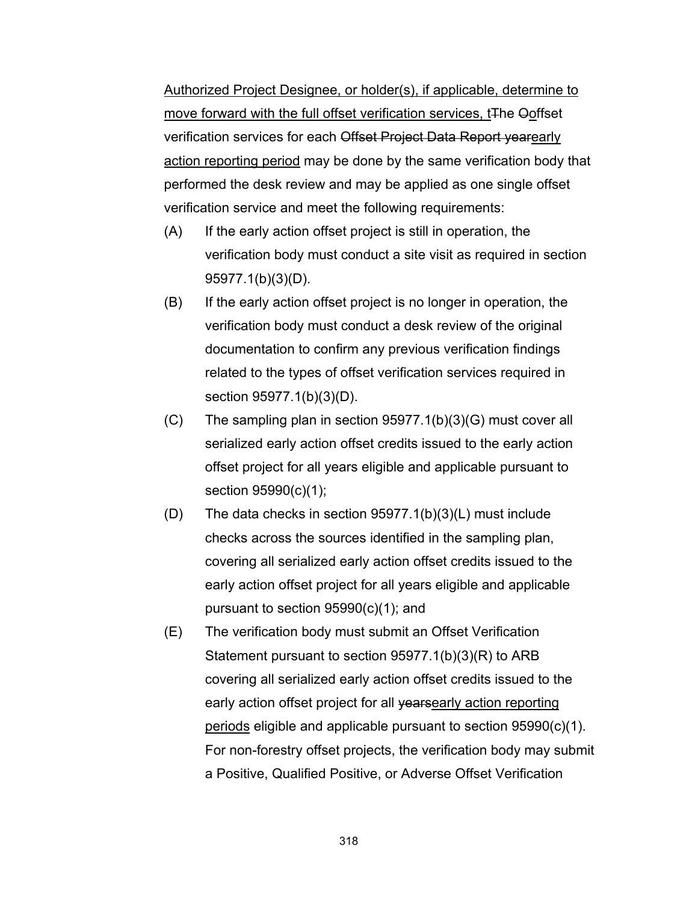Authorized Project Designee, or holder(s), if applicable, determine to move forward with the full offset verification services, tThe Ooffset verification services for each Offset Project Data Report yearearly action reporting period may be done by the same verification body that performed the desk review and may be applied as one single offset verification service and meet the following requirements:

(A) If the early action offset project is still in operation, the verification body must conduct a site visit as required in section 95977.1(b)(3)(D).

(B) If the early action offset project is no longer in operation, the verification body must conduct a desk review of the original documentation to confirm any previous verification findings related to the types of offset verification services required in section 95977.1(b)(3)(D).

(C) The sampling plan in section 95977.1(b)(3)(G) must cover all serialized early action offset credits issued to the early action offset project for all years eligible and applicable pursuant to section 95990(c)(1);

(D) The data checks in section 95977.1(b)(3)(L) must include checks across the sources identified in the sampling plan, covering all serialized early action offset credits issued to the early action offset project for all years eligible and applicable pursuant to section 95990(c)(1); and

(E) The verification body must submit an Offset Verification Statement pursuant to section 95977.1(b)(3)(R) to ARB covering all serialized early action offset credits issued to the early action offset project for all yearsearly action reporting periods eligible and applicable pursuant to section 95990(c)(1). For non-forestry offset projects, the verification body may submit a Positive, Qualified Positive, or Adverse Offset Verification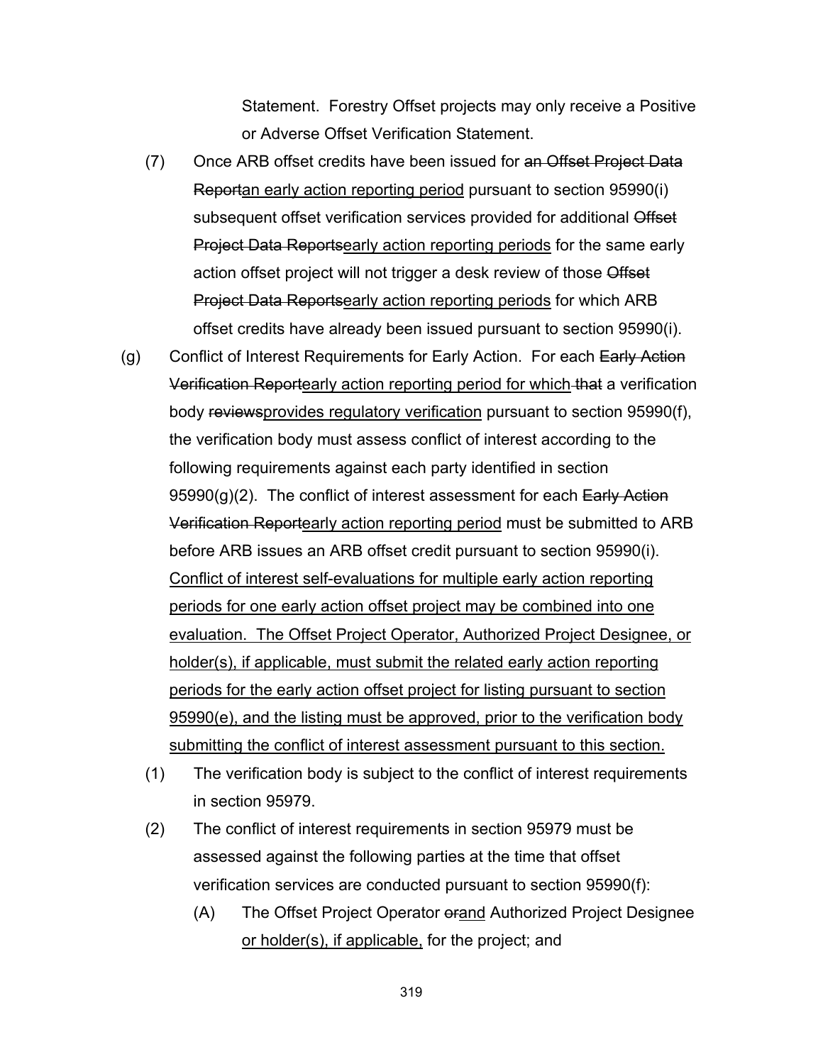Statement. Forestry Offset projects may only receive a Positive or Adverse Offset Verification Statement.

(7) Once ARB offset credits have been issued for ~~an Offset Project Data Report~~<u>an early action reporting period</u> pursuant to section 95990(i) subsequent offset verification services provided for additional ~~Offset Project Data Reports~~<u>early action reporting periods</u> for the same early action offset project will not trigger a desk review of those ~~Offset Project Data Reports~~<u>early action reporting periods</u> for which ARB offset credits have already been issued pursuant to section 95990(i).

(g) Conflict of Interest Requirements for Early Action. For each ~~Early Action Verification Report~~<u>early action reporting period for which</u> ~~that~~ a verification body ~~reviews~~<u>provides regulatory verification</u> pursuant to section 95990(f), the verification body must assess conflict of interest according to the following requirements against each party identified in section 95990(g)(2). The conflict of interest assessment for each ~~Early Action Verification Report~~<u>early action reporting period</u> must be submitted to ARB before ARB issues an ARB offset credit pursuant to section 95990(i). <u>Conflict of interest self-evaluations for multiple early action reporting periods for one early action offset project may be combined into one evaluation. The Offset Project Operator, Authorized Project Designee, or holder(s), if applicable, must submit the related early action reporting periods for the early action offset project for listing pursuant to section 95990(e), and the listing must be approved, prior to the verification body submitting the conflict of interest assessment pursuant to this section.</u>

(1) The verification body is subject to the conflict of interest requirements in section 95979.

(2) The conflict of interest requirements in section 95979 must be assessed against the following parties at the time that offset verification services are conducted pursuant to section 95990(f):

(A) The Offset Project Operator ~~or~~<u>and</u> Authorized Project Designee <u>or holder(s), if applicable,</u> for the project; and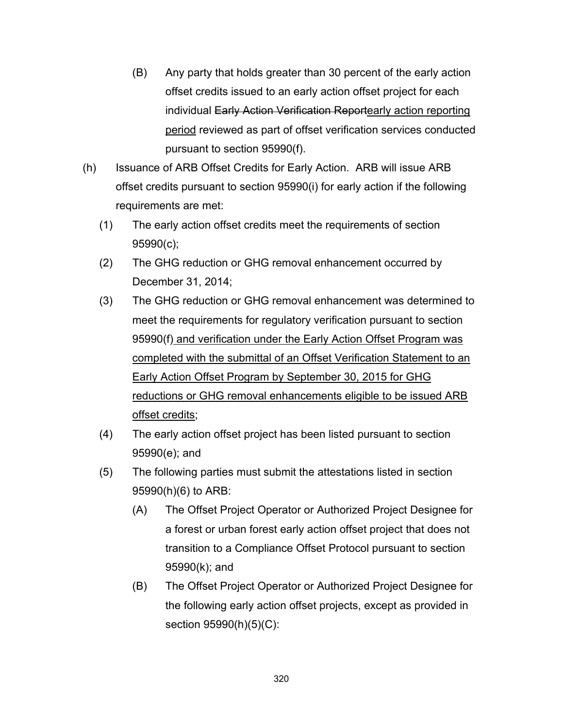(B) Any party that holds greater than 30 percent of the early action offset credits issued to an early action offset project for each individual ~~Early Action Verification Report~~<u>early action reporting period</u> reviewed as part of offset verification services conducted pursuant to section 95990(f).

(h) Issuance of ARB Offset Credits for Early Action. ARB will issue ARB offset credits pursuant to section 95990(i) for early action if the following requirements are met:

(1) The early action offset credits meet the requirements of section 95990(c);

(2) The GHG reduction or GHG removal enhancement occurred by December 31, 2014;

(3) The GHG reduction or GHG removal enhancement was determined to meet the requirements for regulatory verification pursuant to section 95990(f)<u> and verification under the Early Action Offset Program was completed with the submittal of an Offset Verification Statement to an Early Action Offset Program by September 30, 2015 for GHG reductions or GHG removal enhancements eligible to be issued ARB offset credits</u>;

(4) The early action offset project has been listed pursuant to section 95990(e); and

(5) The following parties must submit the attestations listed in section 95990(h)(6) to ARB:

(A) The Offset Project Operator or Authorized Project Designee for a forest or urban forest early action offset project that does not transition to a Compliance Offset Protocol pursuant to section 95990(k); and

(B) The Offset Project Operator or Authorized Project Designee for the following early action offset projects, except as provided in section 95990(h)(5)(C):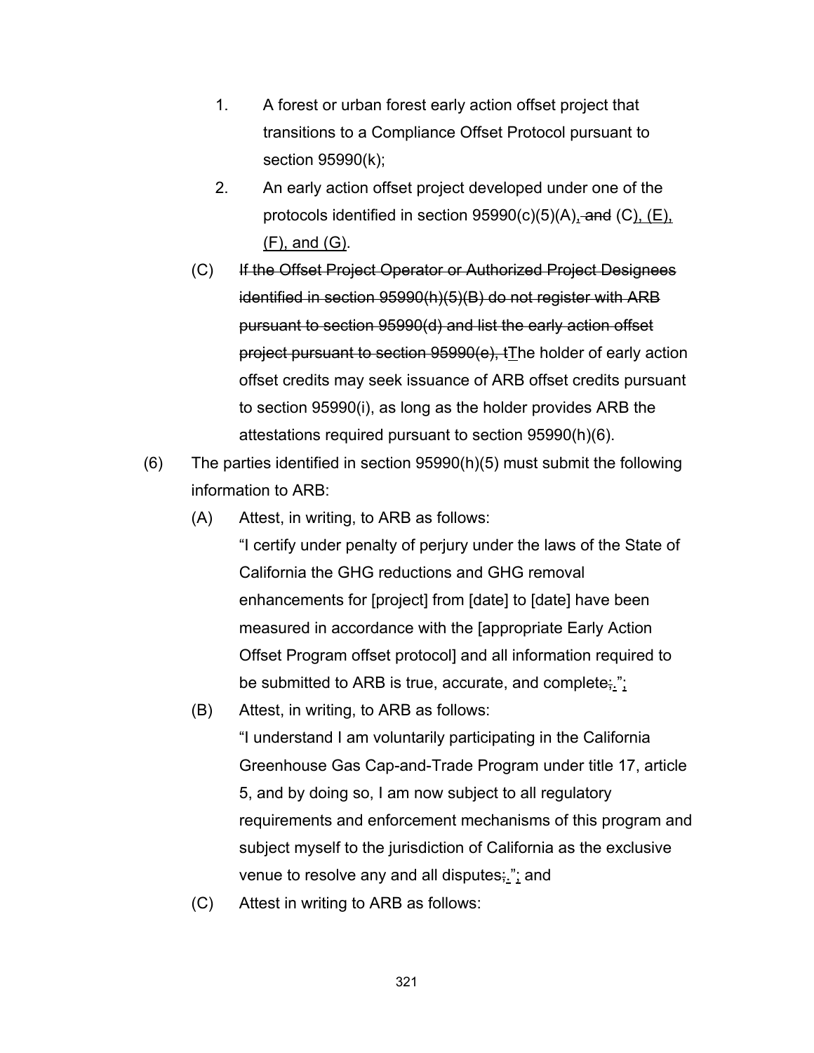1. A forest or urban forest early action offset project that transitions to a Compliance Offset Protocol pursuant to section 95990(k);

2. An early action offset project developed under one of the protocols identified in section 95990(c)(5)(A)<u>,</u>~~ and~~ (C)<u>, (E), (F), and (G)</u>.

(C) ~~If the Offset Project Operator or Authorized Project Designees identified in section 95990(h)(5)(B) do not register with ARB pursuant to section 95990(d) and list the early action offset project pursuant to section 95990(e), t~~<u>T</u>he holder of early action offset credits may seek issuance of ARB offset credits pursuant to section 95990(i), as long as the holder provides ARB the attestations required pursuant to section 95990(h)(6).

(6) The parties identified in section 95990(h)(5) must submit the following information to ARB:

(A) Attest, in writing, to ARB as follows:

"I certify under penalty of perjury under the laws of the State of California the GHG reductions and GHG removal enhancements for [project] from [date] to [date] have been measured in accordance with the [appropriate Early Action Offset Program offset protocol] and all information required to be submitted to ARB is true, accurate, and complete~~;~~<u>.</u>"<u>;</u>

(B) Attest, in writing, to ARB as follows:

"I understand I am voluntarily participating in the California Greenhouse Gas Cap-and-Trade Program under title 17, article 5, and by doing so, I am now subject to all regulatory requirements and enforcement mechanisms of this program and subject myself to the jurisdiction of California as the exclusive venue to resolve any and all disputes~~;~~<u>.</u>"<u>;</u> and

(C) Attest in writing to ARB as follows: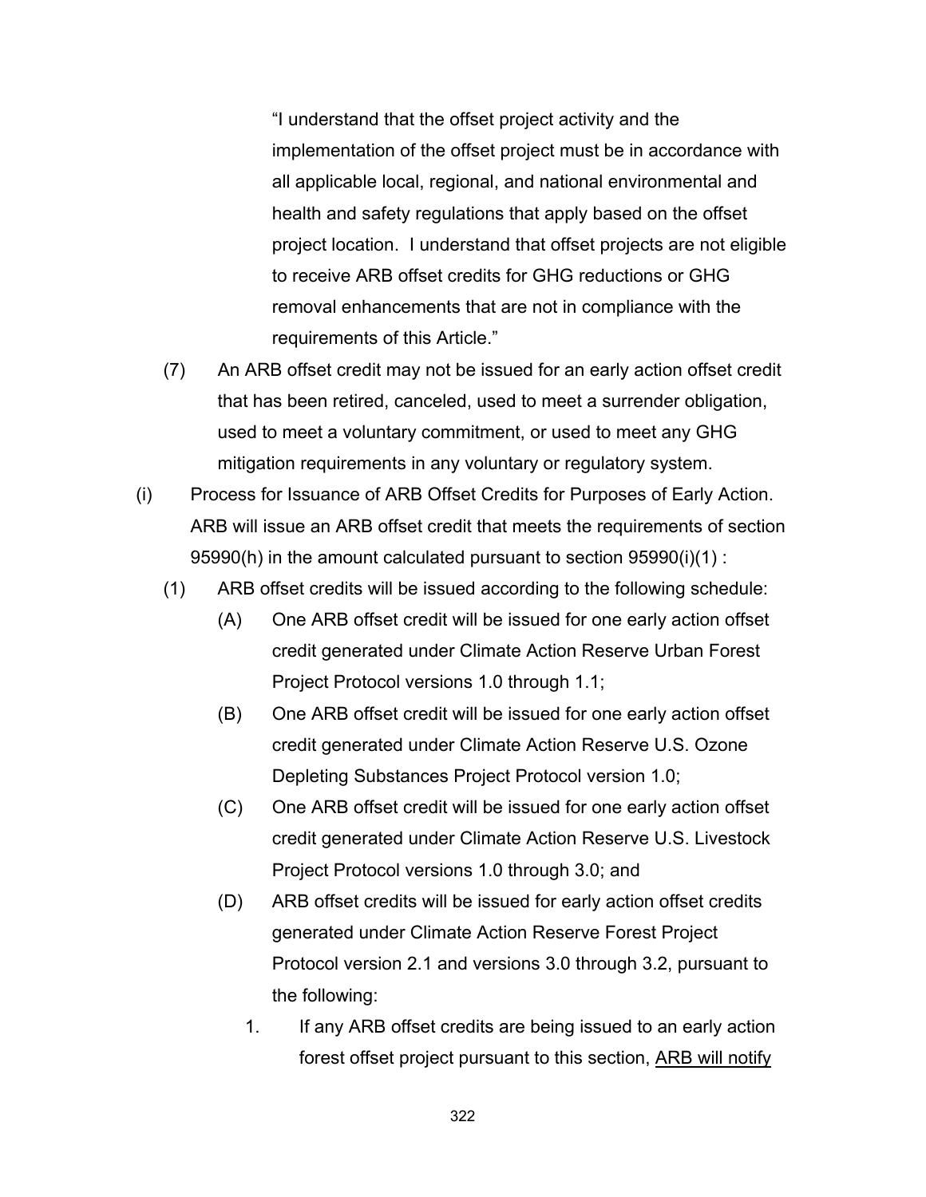"I understand that the offset project activity and the implementation of the offset project must be in accordance with all applicable local, regional, and national environmental and health and safety regulations that apply based on the offset project location. I understand that offset projects are not eligible to receive ARB offset credits for GHG reductions or GHG removal enhancements that are not in compliance with the requirements of this Article."

(7) An ARB offset credit may not be issued for an early action offset credit that has been retired, canceled, used to meet a surrender obligation, used to meet a voluntary commitment, or used to meet any GHG mitigation requirements in any voluntary or regulatory system.

(i) Process for Issuance of ARB Offset Credits for Purposes of Early Action. ARB will issue an ARB offset credit that meets the requirements of section 95990(h) in the amount calculated pursuant to section 95990(i)(1) :

(1) ARB offset credits will be issued according to the following schedule:

(A) One ARB offset credit will be issued for one early action offset credit generated under Climate Action Reserve Urban Forest Project Protocol versions 1.0 through 1.1;

(B) One ARB offset credit will be issued for one early action offset credit generated under Climate Action Reserve U.S. Ozone Depleting Substances Project Protocol version 1.0;

(C) One ARB offset credit will be issued for one early action offset credit generated under Climate Action Reserve U.S. Livestock Project Protocol versions 1.0 through 3.0; and

(D) ARB offset credits will be issued for early action offset credits generated under Climate Action Reserve Forest Project Protocol version 2.1 and versions 3.0 through 3.2, pursuant to the following:

1. If any ARB offset credits are being issued to an early action forest offset project pursuant to this section, <u>ARB will notify</u>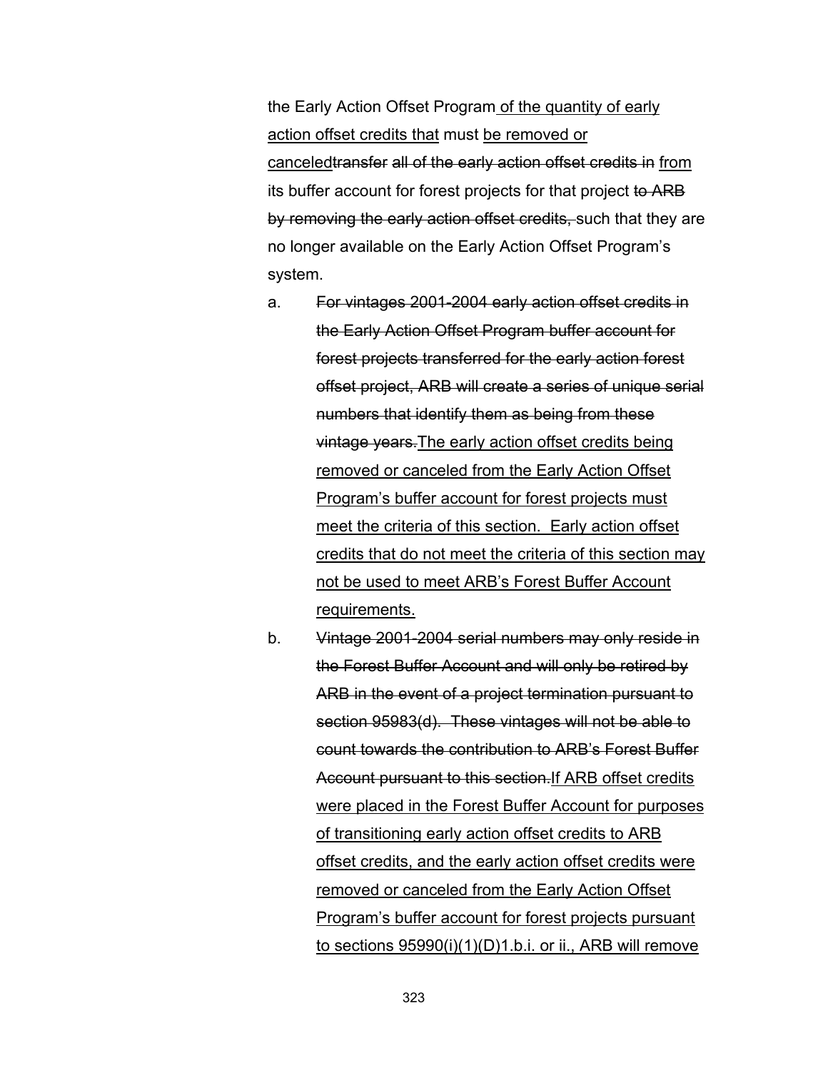the Early Action Offset Program <u>of the quantity of early action offset credits that</u> must <u>be removed or canceled</u>~~transfer all of the early action offset credits in~~ <u>from</u> its buffer account for forest projects for that project ~~to ARB by removing the early action offset credits,~~ such that they are no longer available on the Early Action Offset Program's system.

a. ~~For vintages 2001-2004 early action offset credits in the Early Action Offset Program buffer account for forest projects transferred for the early action forest offset project, ARB will create a series of unique serial numbers that identify them as being from these vintage years.~~<u>The early action offset credits being removed or canceled from the Early Action Offset Program's buffer account for forest projects must meet the criteria of this section. Early action offset credits that do not meet the criteria of this section may not be used to meet ARB's Forest Buffer Account requirements.</u>

b. ~~Vintage 2001-2004 serial numbers may only reside in the Forest Buffer Account and will only be retired by ARB in the event of a project termination pursuant to section 95983(d). These vintages will not be able to count towards the contribution to ARB's Forest Buffer Account pursuant to this section.~~<u>If ARB offset credits were placed in the Forest Buffer Account for purposes of transitioning early action offset credits to ARB offset credits, and the early action offset credits were removed or canceled from the Early Action Offset Program's buffer account for forest projects pursuant to sections 95990(i)(1)(D)1.b.i. or ii., ARB will remove</u>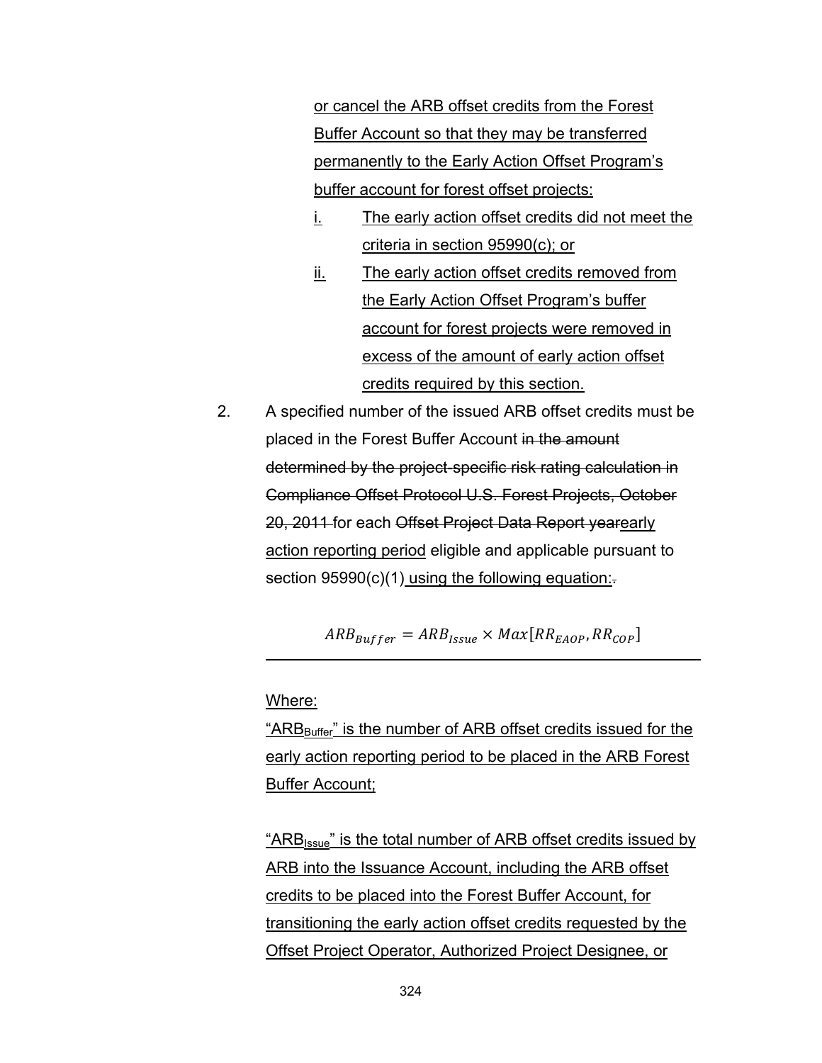or cancel the ARB offset credits from the Forest Buffer Account so that they may be transferred permanently to the Early Action Offset Program's buffer account for forest offset projects:

i. The early action offset credits did not meet the criteria in section 95990(c); or

ii. The early action offset credits removed from the Early Action Offset Program's buffer account for forest projects were removed in excess of the amount of early action offset credits required by this section.

2. A specified number of the issued ARB offset credits must be placed in the Forest Buffer Account ~~in the amount determined by the project-specific risk rating calculation in Compliance Offset Protocol U.S. Forest Projects, October 20, 2011~~ for each ~~Offset Project Data Report year~~early action reporting period eligible and applicable pursuant to section 95990(c)(1) using the following equation:~~.~~

$$ARB_{Buffer} = ARB_{Issue} \times Max[RR_{EAOP}, RR_{COP}]$$

Where:

"$ARB_{Buffer}$" is the number of ARB offset credits issued for the early action reporting period to be placed in the ARB Forest Buffer Account;

"$ARB_{Issue}$" is the total number of ARB offset credits issued by ARB into the Issuance Account, including the ARB offset credits to be placed into the Forest Buffer Account, for transitioning the early action offset credits requested by the Offset Project Operator, Authorized Project Designee, or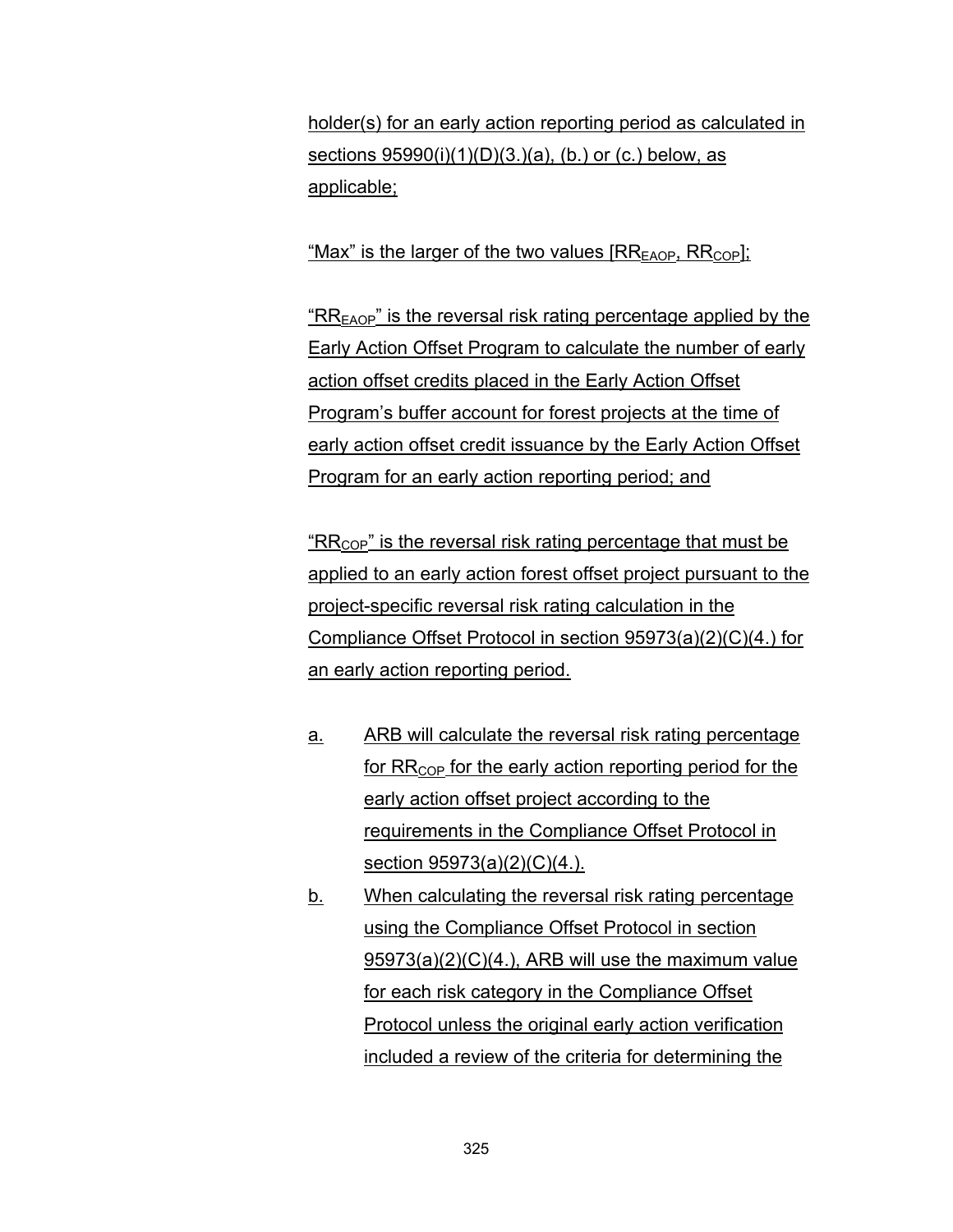holder(s) for an early action reporting period as calculated in sections 95990(i)(1)(D)(3.)(a), (b.) or (c.) below, as applicable;

"Max" is the larger of the two values [$RR_{EAOP}$, $RR_{COP}$];

"$RR_{EAOP}$" is the reversal risk rating percentage applied by the Early Action Offset Program to calculate the number of early action offset credits placed in the Early Action Offset Program's buffer account for forest projects at the time of early action offset credit issuance by the Early Action Offset Program for an early action reporting period; and

"$RR_{COP}$" is the reversal risk rating percentage that must be applied to an early action forest offset project pursuant to the project-specific reversal risk rating calculation in the Compliance Offset Protocol in section 95973(a)(2)(C)(4.) for an early action reporting period.

a. ARB will calculate the reversal risk rating percentage for $RR_{COP}$ for the early action reporting period for the early action offset project according to the requirements in the Compliance Offset Protocol in section 95973(a)(2)(C)(4.).

b. When calculating the reversal risk rating percentage using the Compliance Offset Protocol in section 95973(a)(2)(C)(4.), ARB will use the maximum value for each risk category in the Compliance Offset Protocol unless the original early action verification included a review of the criteria for determining the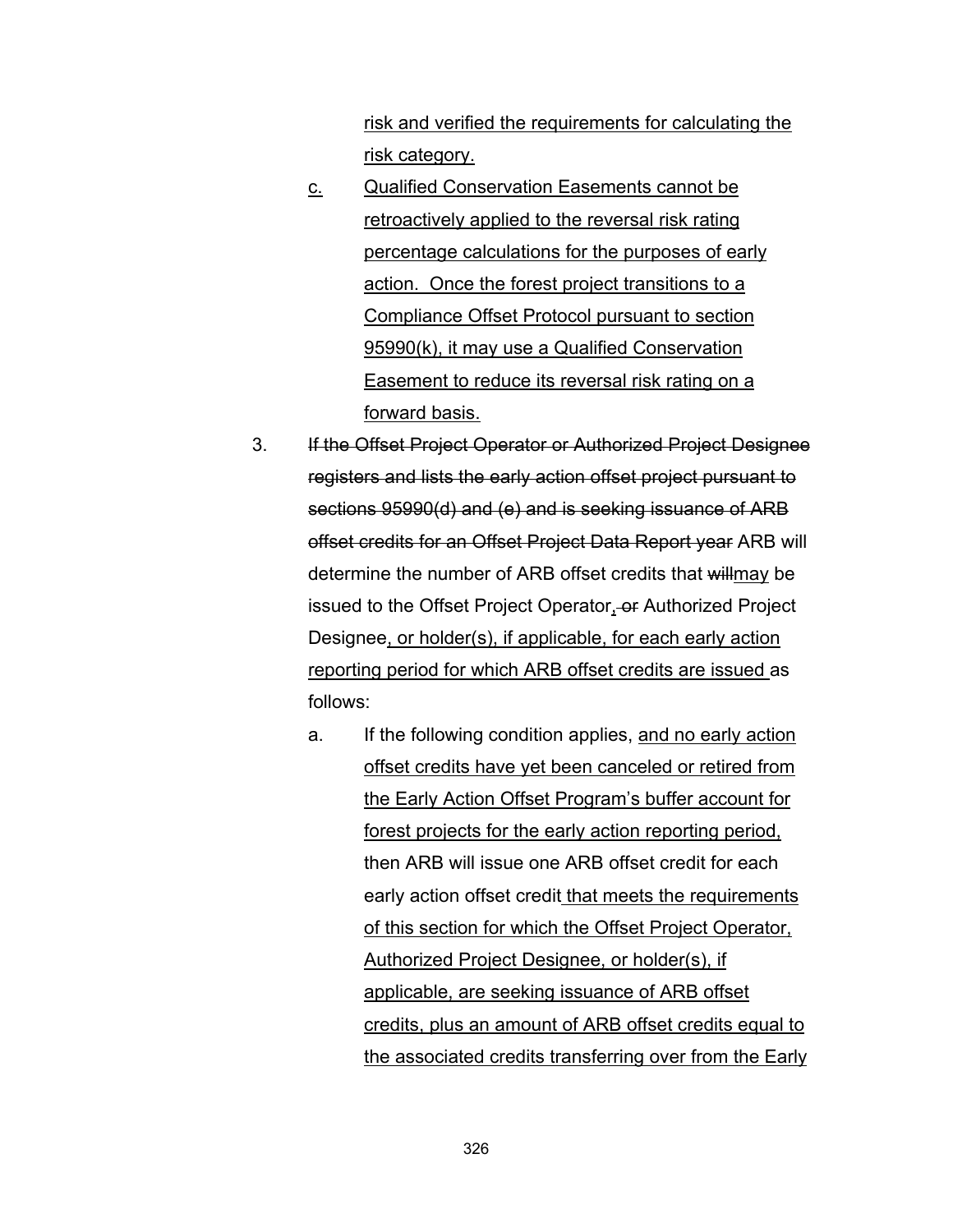risk and verified the requirements for calculating the risk category.

c. Qualified Conservation Easements cannot be retroactively applied to the reversal risk rating percentage calculations for the purposes of early action. Once the forest project transitions to a Compliance Offset Protocol pursuant to section 95990(k), it may use a Qualified Conservation Easement to reduce its reversal risk rating on a forward basis.

3. ~~If the Offset Project Operator or Authorized Project Designee registers and lists the early action offset project pursuant to sections 95990(d) and (e) and is seeking issuance of ARB offset credits for an Offset Project Data Report year~~ ARB will determine the number of ARB offset credits that ~~will~~may be issued to the Offset Project Operator, ~~or~~ Authorized Project Designee, or holder(s), if applicable, for each early action reporting period for which ARB offset credits are issued as follows:

   a. If the following condition applies, and no early action offset credits have yet been canceled or retired from the Early Action Offset Program's buffer account for forest projects for the early action reporting period, then ARB will issue one ARB offset credit for each early action offset credit that meets the requirements of this section for which the Offset Project Operator, Authorized Project Designee, or holder(s), if applicable, are seeking issuance of ARB offset credits, plus an amount of ARB offset credits equal to the associated credits transferring over from the Early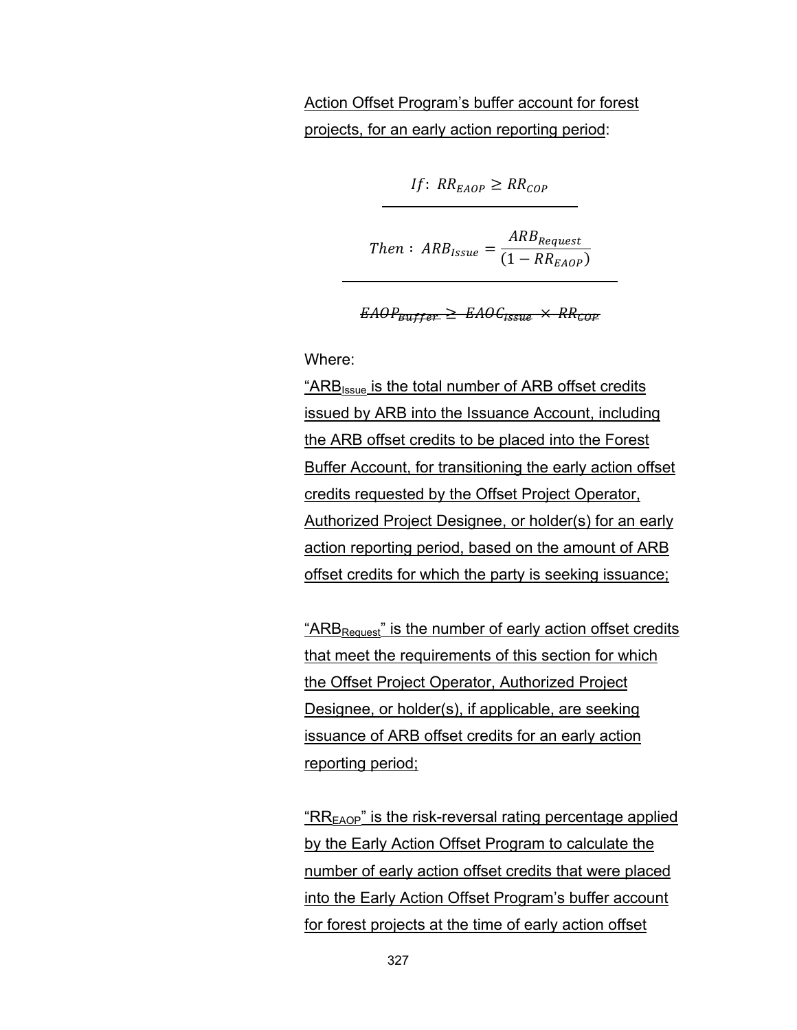<u>Action Offset Program's buffer account for forest projects, for an early action reporting period</u>:

$$\underline{If:\ RR_{EAOP} \geq RR_{COP}}$$

$$\underline{Then:\ ARB_{Issue} = \frac{ARB_{Request}}{(1 - RR_{EAOP})}}$$

$$\sout{EAOP_{Buffer} \geq EAOC_{Issue} \times RR_{COP}}$$

Where:

<u>"$ARB_{Issue}$ is the total number of ARB offset credits issued by ARB into the Issuance Account, including the ARB offset credits to be placed into the Forest Buffer Account, for transitioning the early action offset credits requested by the Offset Project Operator, Authorized Project Designee, or holder(s) for an early action reporting period, based on the amount of ARB offset credits for which the party is seeking issuance;</u>

<u>"$ARB_{Request}$" is the number of early action offset credits that meet the requirements of this section for which the Offset Project Operator, Authorized Project Designee, or holder(s), if applicable, are seeking issuance of ARB offset credits for an early action reporting period;</u>

<u>"$RR_{EAOP}$" is the risk-reversal rating percentage applied by the Early Action Offset Program to calculate the number of early action offset credits that were placed into the Early Action Offset Program's buffer account for forest projects at the time of early action offset</u>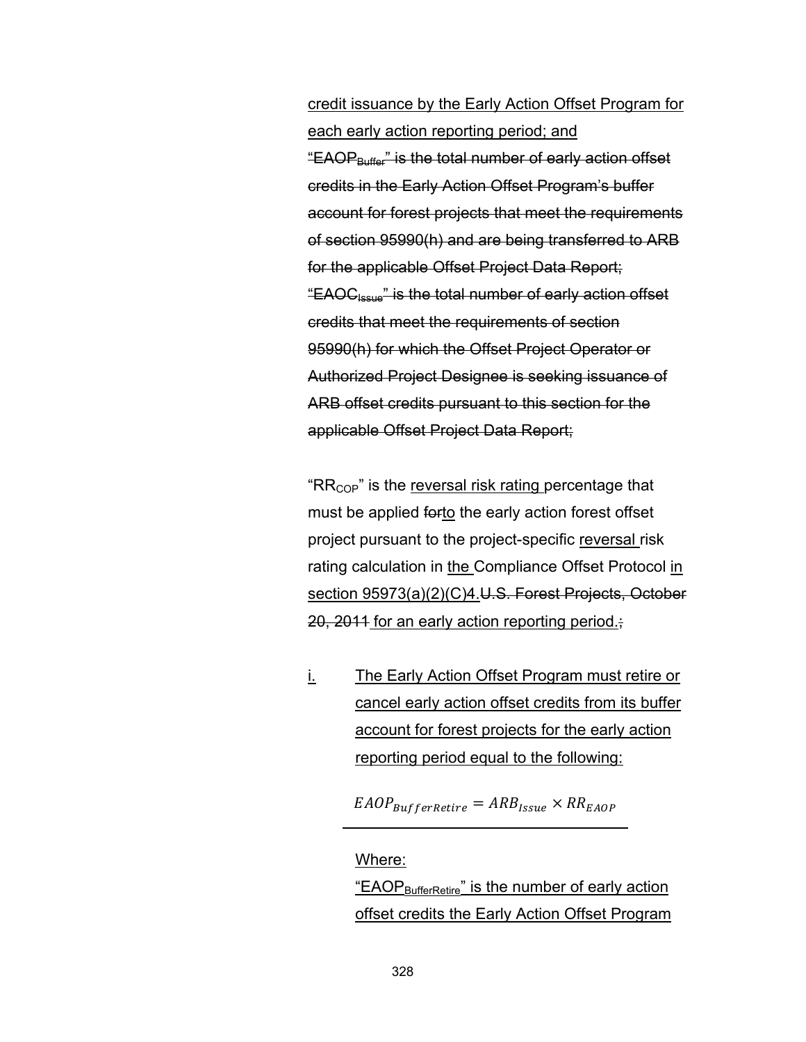credit issuance by the Early Action Offset Program for each early action reporting period; and

~~"$EAOP_{Buffer}$" is the total number of early action offset credits in the Early Action Offset Program's buffer account for forest projects that meet the requirements of section 95990(h) and are being transferred to ARB for the applicable Offset Project Data Report;~~

~~"$EAOC_{Issue}$" is the total number of early action offset credits that meet the requirements of section 95990(h) for which the Offset Project Operator or Authorized Project Designee is seeking issuance of ARB offset credits pursuant to this section for the applicable Offset Project Data Report;~~

"$RR_{COP}$" is the reversal risk rating percentage that must be applied ~~for~~to the early action forest offset project pursuant to the project-specific reversal risk rating calculation in the Compliance Offset Protocol in section 95973(a)(2)(C)4.~~U.S. Forest Projects, October 20, 2011~~ for an early action reporting period.~~;~~

i. The Early Action Offset Program must retire or cancel early action offset credits from its buffer account for forest projects for the early action reporting period equal to the following:

$$EAOP_{BufferRetire} = ARB_{Issue} \times RR_{EAOP}$$

Where:

"$EAOP_{BufferRetire}$" is the number of early action offset credits the Early Action Offset Program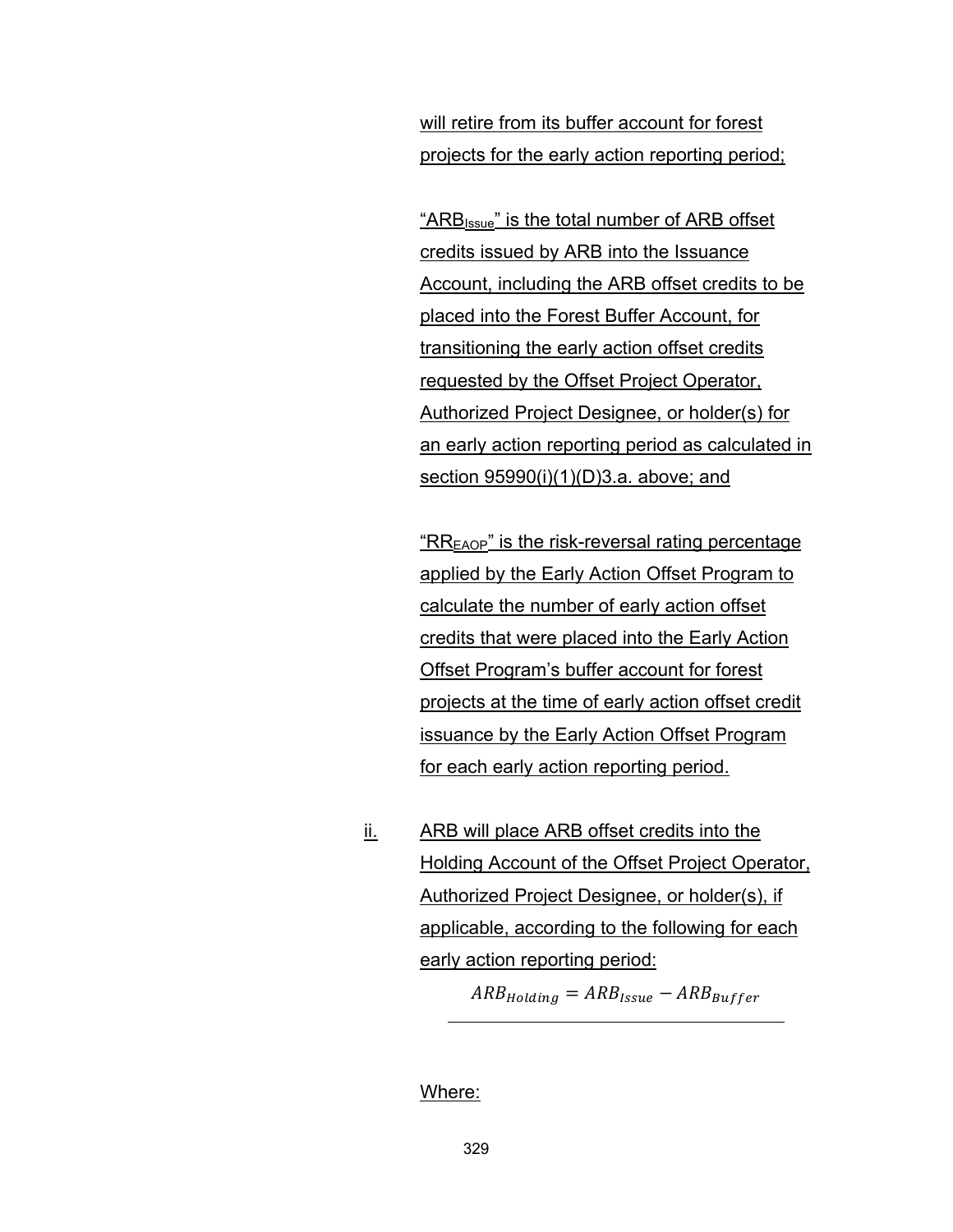will retire from its buffer account for forest projects for the early action reporting period;

"$ARB_{Issue}$" is the total number of ARB offset credits issued by ARB into the Issuance Account, including the ARB offset credits to be placed into the Forest Buffer Account, for transitioning the early action offset credits requested by the Offset Project Operator, Authorized Project Designee, or holder(s) for an early action reporting period as calculated in section 95990(i)(1)(D)3.a. above; and

"$RR_{EAOP}$" is the risk-reversal rating percentage applied by the Early Action Offset Program to calculate the number of early action offset credits that were placed into the Early Action Offset Program's buffer account for forest projects at the time of early action offset credit issuance by the Early Action Offset Program for each early action reporting period.

ii. ARB will place ARB offset credits into the Holding Account of the Offset Project Operator, Authorized Project Designee, or holder(s), if applicable, according to the following for each early action reporting period:

$$ARB_{Holding} = ARB_{Issue} - ARB_{Buffer}$$

Where: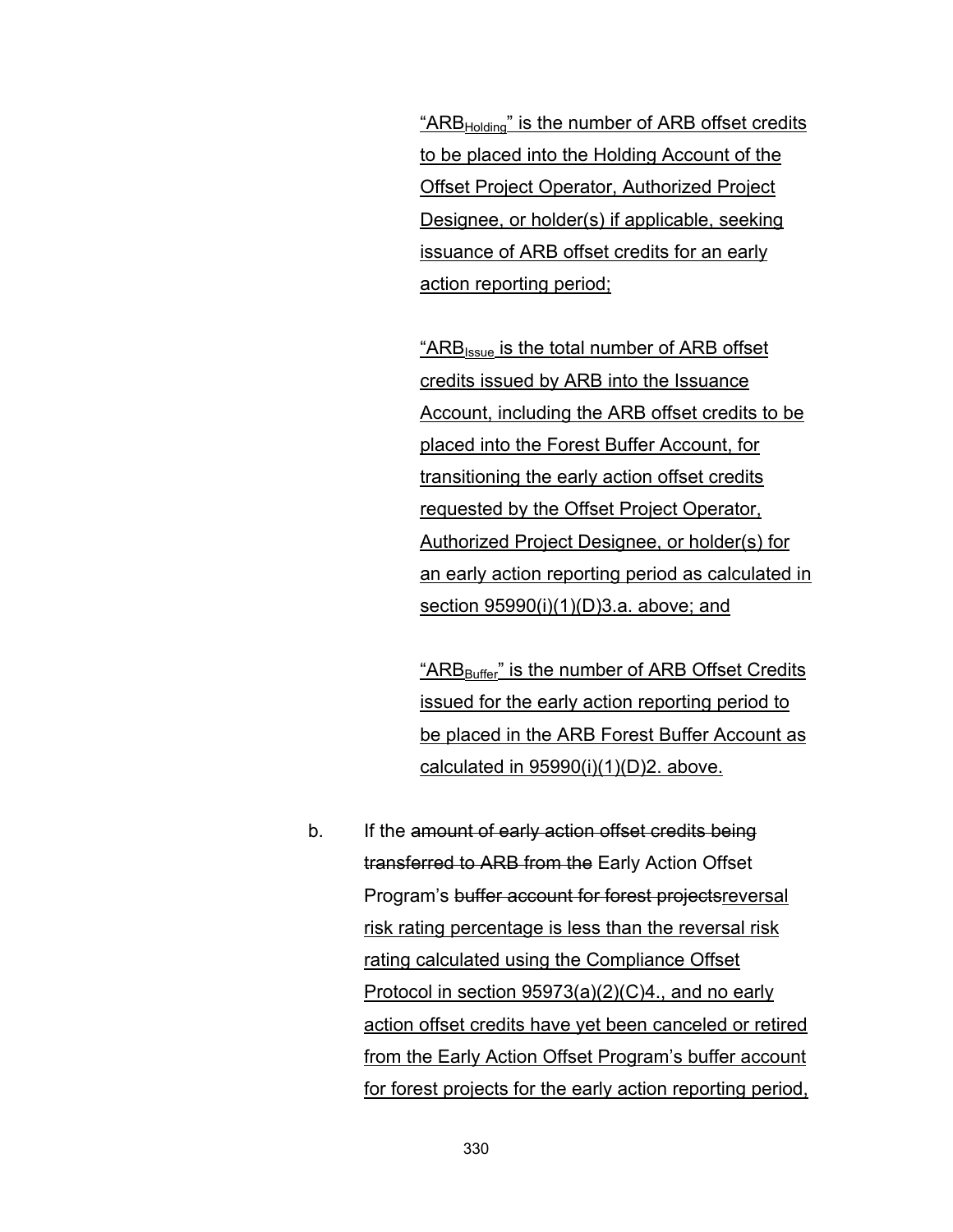"$ARB_{Holding}$" is the number of ARB offset credits to be placed into the Holding Account of the Offset Project Operator, Authorized Project Designee, or holder(s) if applicable, seeking issuance of ARB offset credits for an early action reporting period;

"$ARB_{Issue}$ is the total number of ARB offset credits issued by ARB into the Issuance Account, including the ARB offset credits to be placed into the Forest Buffer Account, for transitioning the early action offset credits requested by the Offset Project Operator, Authorized Project Designee, or holder(s) for an early action reporting period as calculated in section 95990(i)(1)(D)3.a. above; and

"$ARB_{Buffer}$" is the number of ARB Offset Credits issued for the early action reporting period to be placed in the ARB Forest Buffer Account as calculated in 95990(i)(1)(D)2. above.

b. If the ~~amount of early action offset credits being transferred to ARB from the~~ Early Action Offset Program's ~~buffer account for forest projects~~reversal risk rating percentage is less than the reversal risk rating calculated using the Compliance Offset Protocol in section 95973(a)(2)(C)4., and no early action offset credits have yet been canceled or retired from the Early Action Offset Program's buffer account for forest projects for the early action reporting period,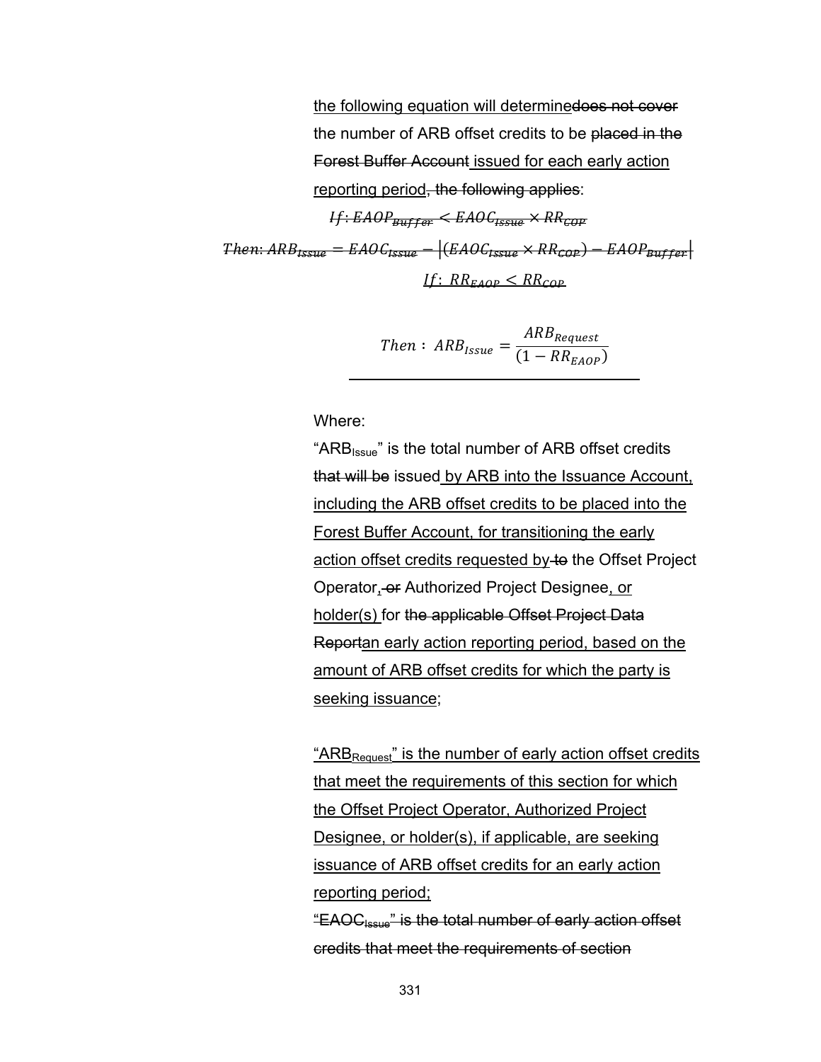the following equation will determine~~does not cover~~ the number of ARB offset credits to be ~~placed in the Forest Buffer Account~~ issued for each early action reporting period~~, the following applies~~:

~~$If: EAOP_{Buffer} < EAOC_{Issue} \times RR_{COP}$~~

~~$Then: ARB_{Issue} = EAOC_{Issue} - |(EAOC_{Issue} \times RR_{COP}) - EAOP_{Buffer}|$~~

$$If:\ RR_{EAOP} < RR_{COP}$$

$$Then:\ ARB_{Issue} = \frac{ARB_{Request}}{(1 - RR_{EAOP})}$$

Where:

"$ARB_{Issue}$" is the total number of ARB offset credits ~~that will be~~ issued by ARB into the Issuance Account, including the ARB offset credits to be placed into the Forest Buffer Account, for transitioning the early action offset credits requested by ~~to~~ the Offset Project Operator, ~~or~~ Authorized Project Designee, or holder(s) for ~~the applicable Offset Project Data Report~~an early action reporting period, based on the amount of ARB offset credits for which the party is seeking issuance;

"$ARB_{Request}$" is the number of early action offset credits that meet the requirements of this section for which the Offset Project Operator, Authorized Project Designee, or holder(s), if applicable, are seeking issuance of ARB offset credits for an early action reporting period;

~~"$EAOC_{Issue}$" is the total number of early action offset credits that meet the requirements of section~~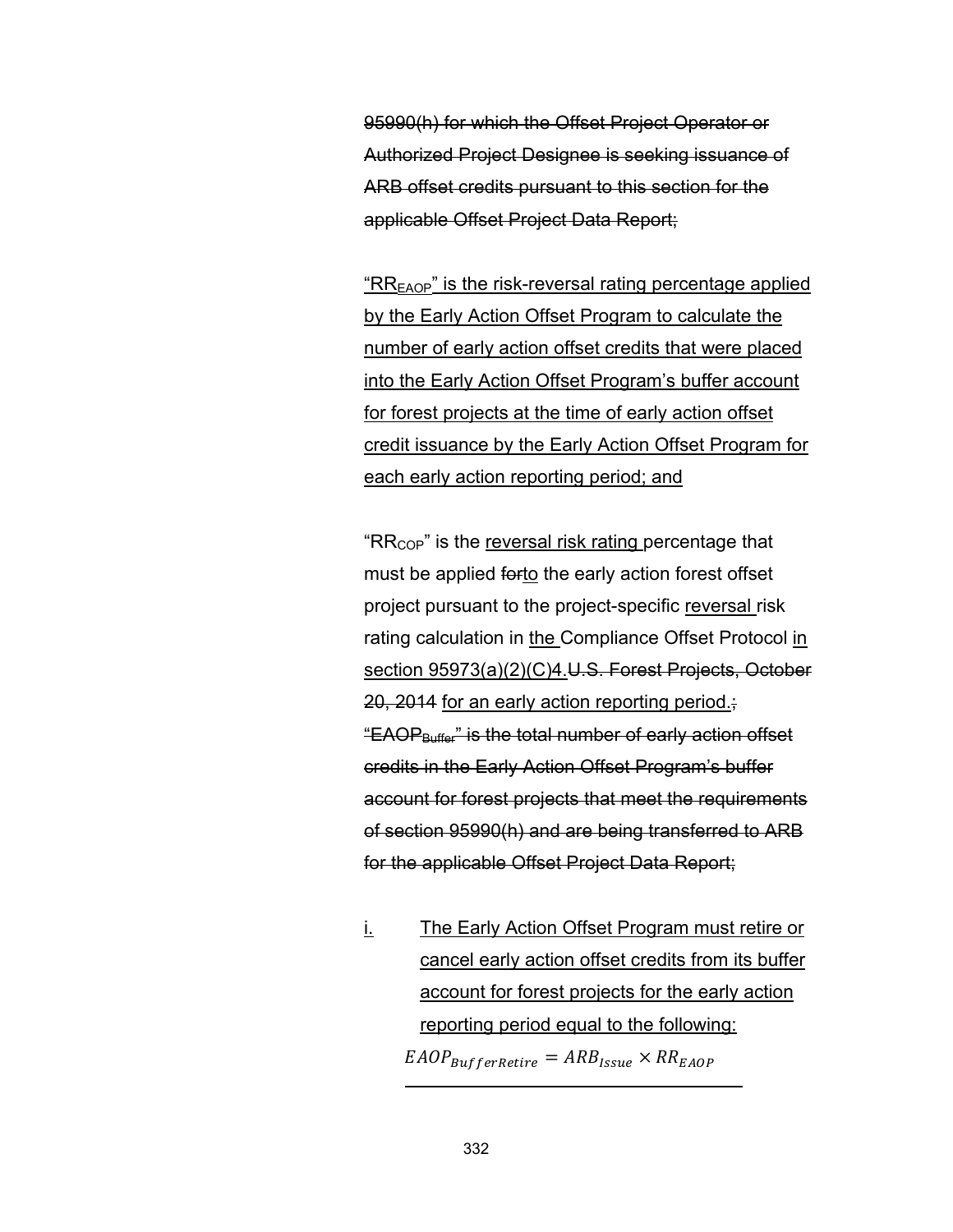95990(h) for which the Offset Project Operator or Authorized Project Designee is seeking issuance of ARB offset credits pursuant to this section for the applicable Offset Project Data Report;

"$RR_{EAOP}$" is the risk-reversal rating percentage applied by the Early Action Offset Program to calculate the number of early action offset credits that were placed into the Early Action Offset Program's buffer account for forest projects at the time of early action offset credit issuance by the Early Action Offset Program for each early action reporting period; and

"$RR_{COP}$" is the reversal risk rating percentage that must be applied forto the early action forest offset project pursuant to the project-specific reversal risk rating calculation in the Compliance Offset Protocol in section 95973(a)(2)(C)4.U.S. Forest Projects, October 20, 2014 for an early action reporting period.; "$EAOP_{Buffer}$" is the total number of early action offset credits in the Early Action Offset Program's buffer account for forest projects that meet the requirements of section 95990(h) and are being transferred to ARB for the applicable Offset Project Data Report;

i. The Early Action Offset Program must retire or cancel early action offset credits from its buffer account for forest projects for the early action reporting period equal to the following:

$$EAOP_{BufferRetire} = ARB_{Issue} \times RR_{EAOP}$$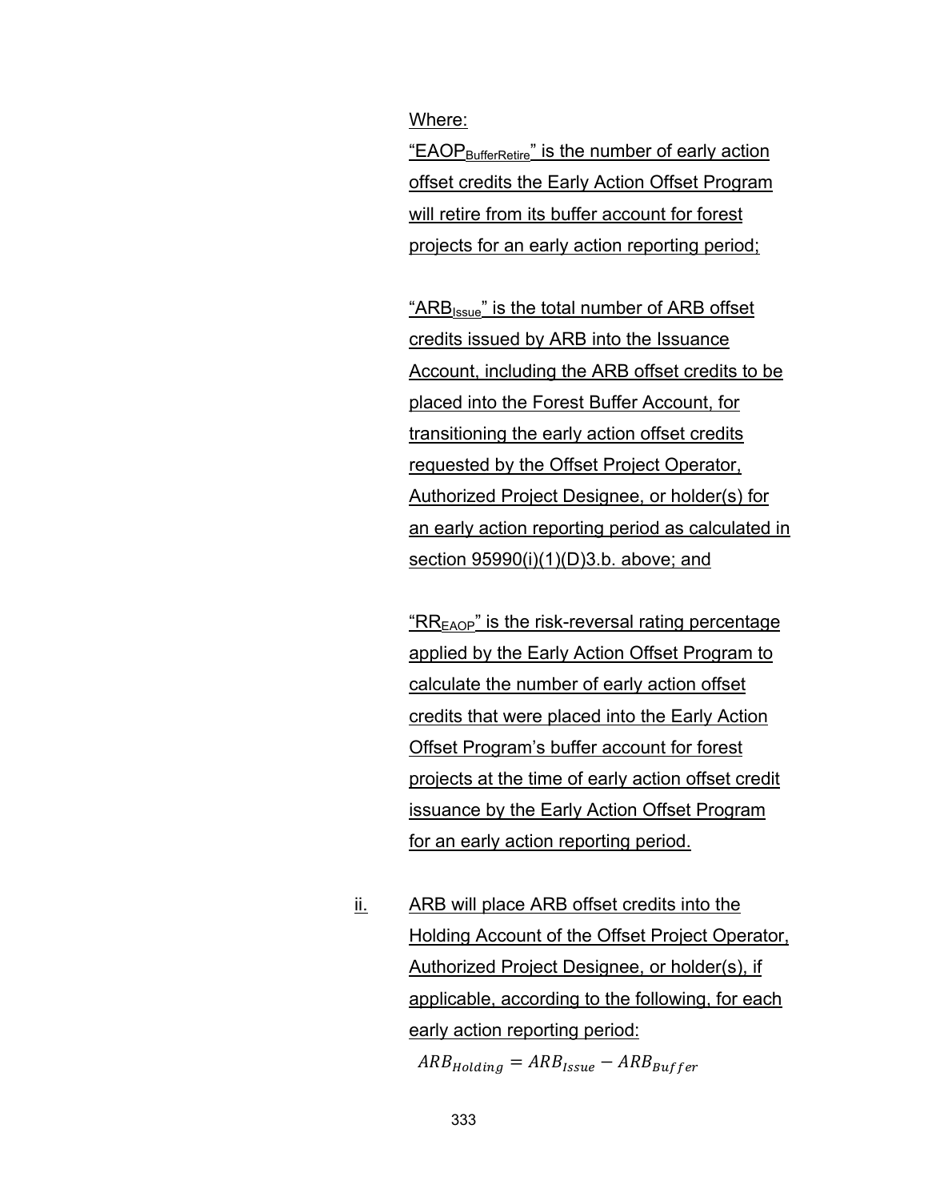Where:

"$EAOP_{BufferRetire}$" is the number of early action offset credits the Early Action Offset Program will retire from its buffer account for forest projects for an early action reporting period;

"$ARB_{Issue}$" is the total number of ARB offset credits issued by ARB into the Issuance Account, including the ARB offset credits to be placed into the Forest Buffer Account, for transitioning the early action offset credits requested by the Offset Project Operator, Authorized Project Designee, or holder(s) for an early action reporting period as calculated in section 95990(i)(1)(D)3.b. above; and

"$RR_{EAOP}$" is the risk-reversal rating percentage applied by the Early Action Offset Program to calculate the number of early action offset credits that were placed into the Early Action Offset Program's buffer account for forest projects at the time of early action offset credit issuance by the Early Action Offset Program for an early action reporting period.

ii. ARB will place ARB offset credits into the Holding Account of the Offset Project Operator, Authorized Project Designee, or holder(s), if applicable, according to the following, for each early action reporting period:

$$ARB_{Holding} = ARB_{Issue} - ARB_{Buffer}$$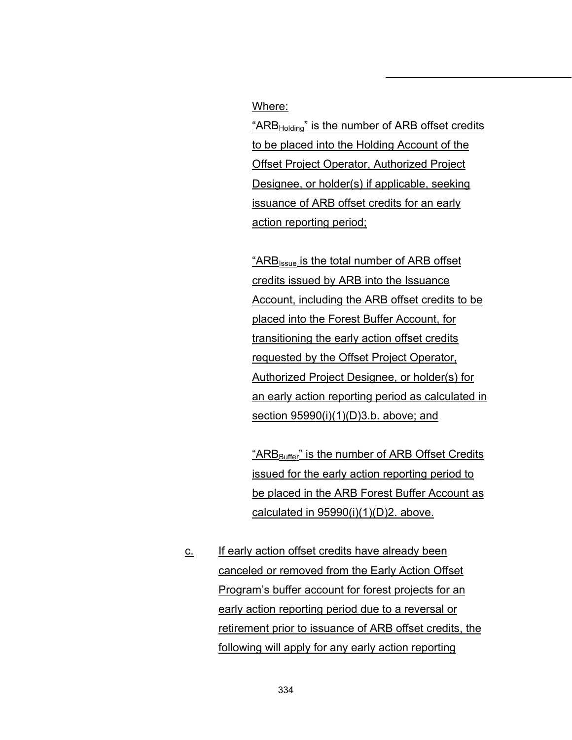Where:

"$ARB_{Holding}$" is the number of ARB offset credits to be placed into the Holding Account of the Offset Project Operator, Authorized Project Designee, or holder(s) if applicable, seeking issuance of ARB offset credits for an early action reporting period;

"$ARB_{Issue}$ is the total number of ARB offset credits issued by ARB into the Issuance Account, including the ARB offset credits to be placed into the Forest Buffer Account, for transitioning the early action offset credits requested by the Offset Project Operator, Authorized Project Designee, or holder(s) for an early action reporting period as calculated in section 95990(i)(1)(D)3.b. above; and

"$ARB_{Buffer}$" is the number of ARB Offset Credits issued for the early action reporting period to be placed in the ARB Forest Buffer Account as calculated in 95990(i)(1)(D)2. above.

c. If early action offset credits have already been canceled or removed from the Early Action Offset Program's buffer account for forest projects for an early action reporting period due to a reversal or retirement prior to issuance of ARB offset credits, the following will apply for any early action reporting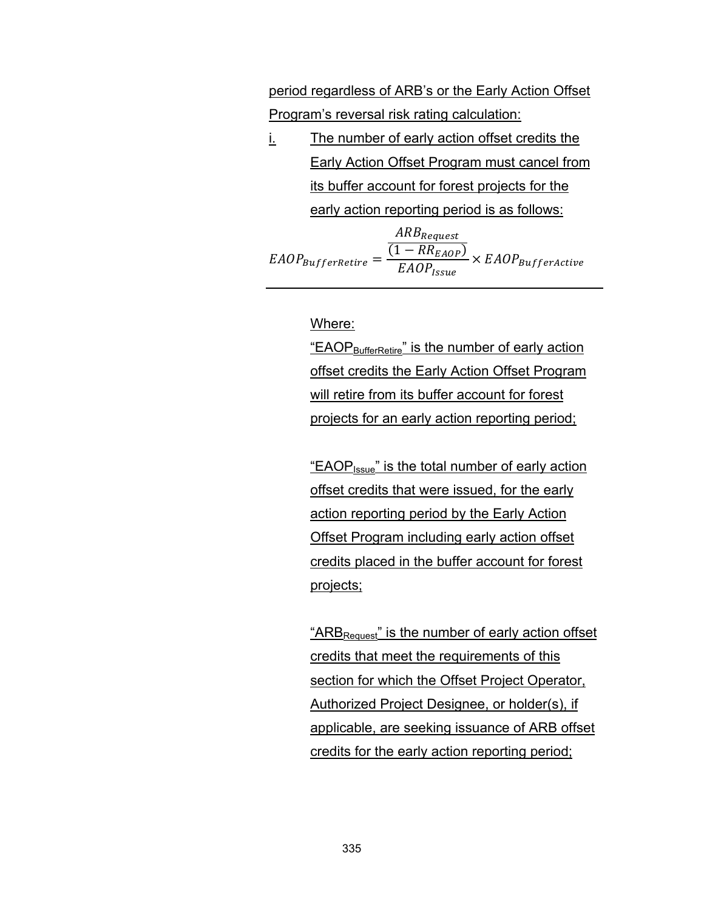period regardless of ARB's or the Early Action Offset Program's reversal risk rating calculation:

i. The number of early action offset credits the Early Action Offset Program must cancel from its buffer account for forest projects for the early action reporting period is as follows:

$$EAOP_{BufferRetire} = \frac{\frac{ARB_{Request}}{(1 - RR_{EAOP})}}{EAOP_{Issue}} \times EAOP_{BufferActive}$$

---

Where:

"$EAOP_{BufferRetire}$" is the number of early action offset credits the Early Action Offset Program will retire from its buffer account for forest projects for an early action reporting period;

"$EAOP_{Issue}$" is the total number of early action offset credits that were issued, for the early action reporting period by the Early Action Offset Program including early action offset credits placed in the buffer account for forest projects;

"$ARB_{Request}$" is the number of early action offset credits that meet the requirements of this section for which the Offset Project Operator, Authorized Project Designee, or holder(s), if applicable, are seeking issuance of ARB offset credits for the early action reporting period;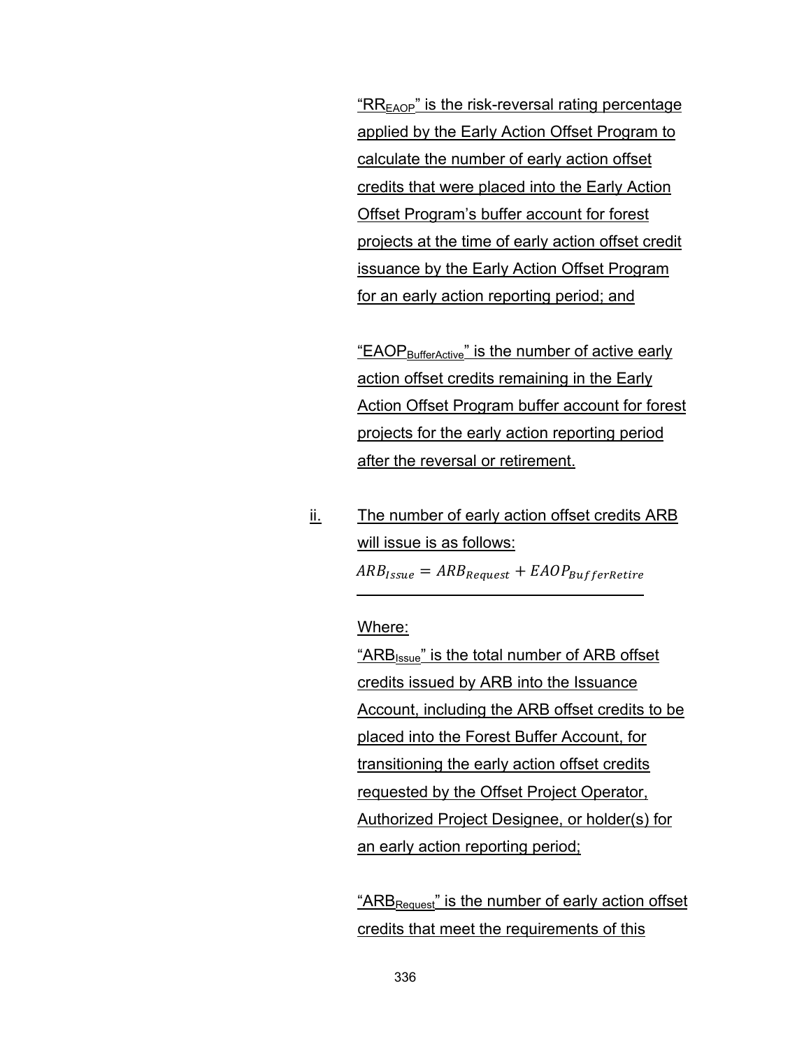"$RR_{EAOP}$" is the risk-reversal rating percentage applied by the Early Action Offset Program to calculate the number of early action offset credits that were placed into the Early Action Offset Program's buffer account for forest projects at the time of early action offset credit issuance by the Early Action Offset Program for an early action reporting period; and

"$EAOP_{BufferActive}$" is the number of active early action offset credits remaining in the Early Action Offset Program buffer account for forest projects for the early action reporting period after the reversal or retirement.

ii. The number of early action offset credits ARB will issue is as follows:

$$ARB_{Issue} = ARB_{Request} + EAOP_{BufferRetire}$$

Where:

"$ARB_{Issue}$" is the total number of ARB offset credits issued by ARB into the Issuance Account, including the ARB offset credits to be placed into the Forest Buffer Account, for transitioning the early action offset credits requested by the Offset Project Operator, Authorized Project Designee, or holder(s) for an early action reporting period;

"$ARB_{Request}$" is the number of early action offset credits that meet the requirements of this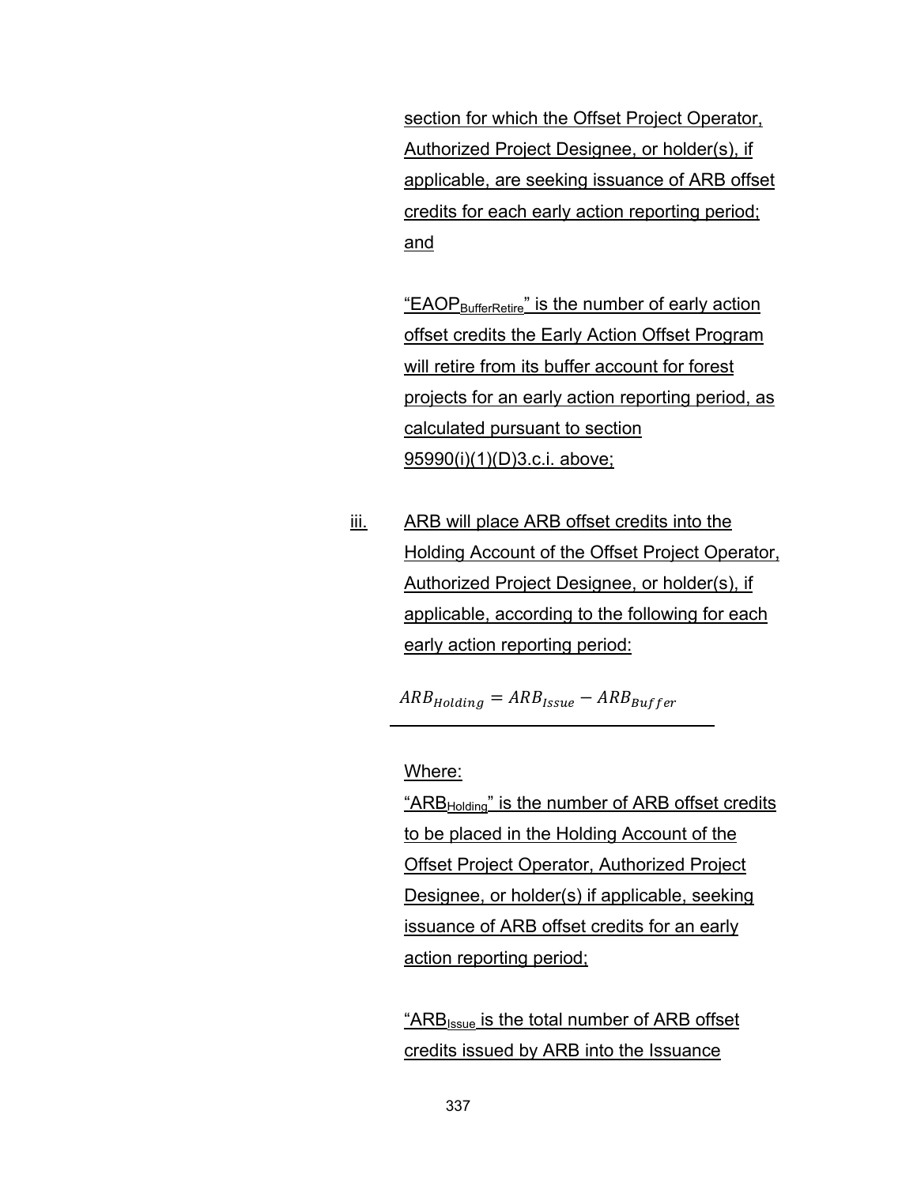section for which the Offset Project Operator, Authorized Project Designee, or holder(s), if applicable, are seeking issuance of ARB offset credits for each early action reporting period; and

"$EAOP_{BufferRetire}$" is the number of early action offset credits the Early Action Offset Program will retire from its buffer account for forest projects for an early action reporting period, as calculated pursuant to section 95990(i)(1)(D)3.c.i. above;

iii. ARB will place ARB offset credits into the Holding Account of the Offset Project Operator, Authorized Project Designee, or holder(s), if applicable, according to the following for each early action reporting period:

$$ARB_{Holding} = ARB_{Issue} - ARB_{Buffer}$$

Where:

"$ARB_{Holding}$" is the number of ARB offset credits to be placed in the Holding Account of the Offset Project Operator, Authorized Project Designee, or holder(s) if applicable, seeking issuance of ARB offset credits for an early action reporting period;

"$ARB_{Issue}$ is the total number of ARB offset credits issued by ARB into the Issuance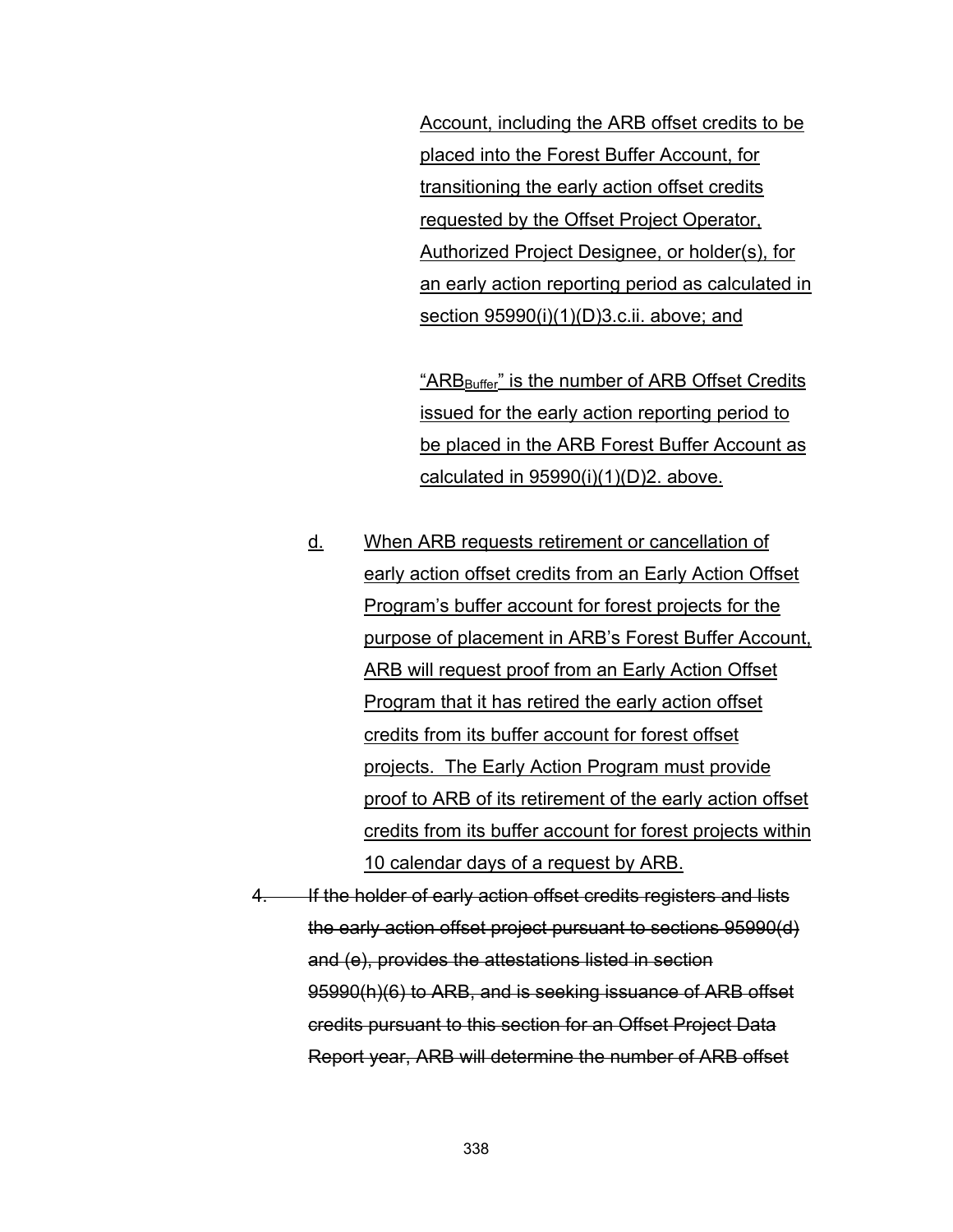Account, including the ARB offset credits to be placed into the Forest Buffer Account, for transitioning the early action offset credits requested by the Offset Project Operator, Authorized Project Designee, or holder(s), for an early action reporting period as calculated in section 95990(i)(1)(D)3.c.ii. above; and

"$ARB_{Buffer}$" is the number of ARB Offset Credits issued for the early action reporting period to be placed in the ARB Forest Buffer Account as calculated in 95990(i)(1)(D)2. above.

d. When ARB requests retirement or cancellation of early action offset credits from an Early Action Offset Program's buffer account for forest projects for the purpose of placement in ARB's Forest Buffer Account, ARB will request proof from an Early Action Offset Program that it has retired the early action offset credits from its buffer account for forest offset projects. The Early Action Program must provide proof to ARB of its retirement of the early action offset credits from its buffer account for forest projects within 10 calendar days of a request by ARB.

~~4. If the holder of early action offset credits registers and lists the early action offset project pursuant to sections 95990(d) and (e), provides the attestations listed in section 95990(h)(6) to ARB, and is seeking issuance of ARB offset credits pursuant to this section for an Offset Project Data Report year, ARB will determine the number of ARB offset~~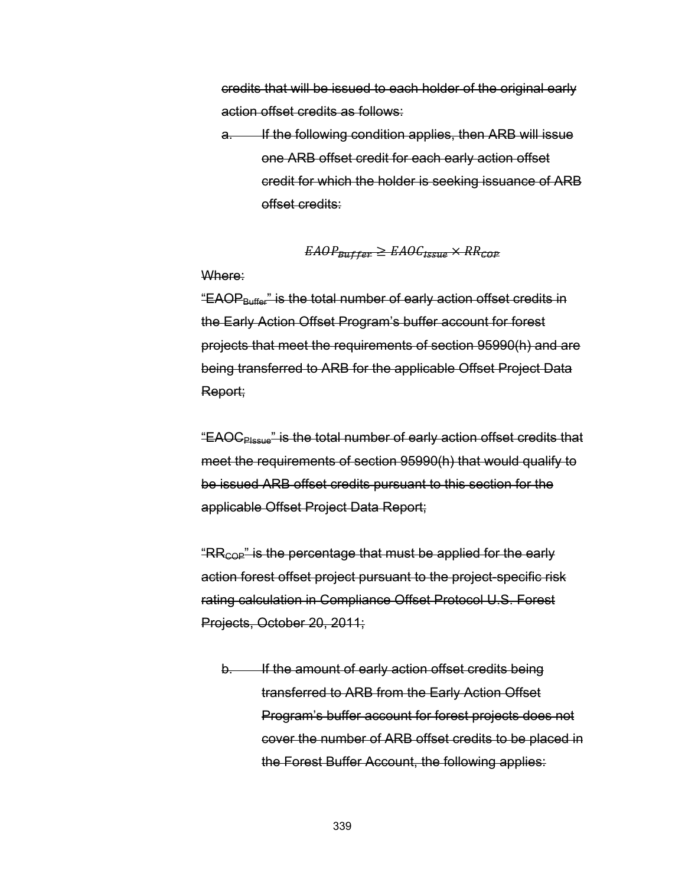~~credits that will be issued to each holder of the original early action offset credits as follows:~~

~~a. If the following condition applies, then ARB will issue one ARB offset credit for each early action offset credit for which the holder is seeking issuance of ARB offset credits:~~

$$EAOP_{Buffer} \geq EAOC_{Issue} \times RR_{COP}$$

~~Where:~~

~~"$EAOP_{Buffer}$" is the total number of early action offset credits in the Early Action Offset Program's buffer account for forest projects that meet the requirements of section 95990(h) and are being transferred to ARB for the applicable Offset Project Data Report;~~

~~"$EAOC_{PIssue}$" is the total number of early action offset credits that meet the requirements of section 95990(h) that would qualify to be issued ARB offset credits pursuant to this section for the applicable Offset Project Data Report;~~

~~"$RR_{COP}$" is the percentage that must be applied for the early action forest offset project pursuant to the project-specific risk rating calculation in Compliance Offset Protocol U.S. Forest Projects, October 20, 2011;~~

~~b. If the amount of early action offset credits being transferred to ARB from the Early Action Offset Program's buffer account for forest projects does not cover the number of ARB offset credits to be placed in the Forest Buffer Account, the following applies:~~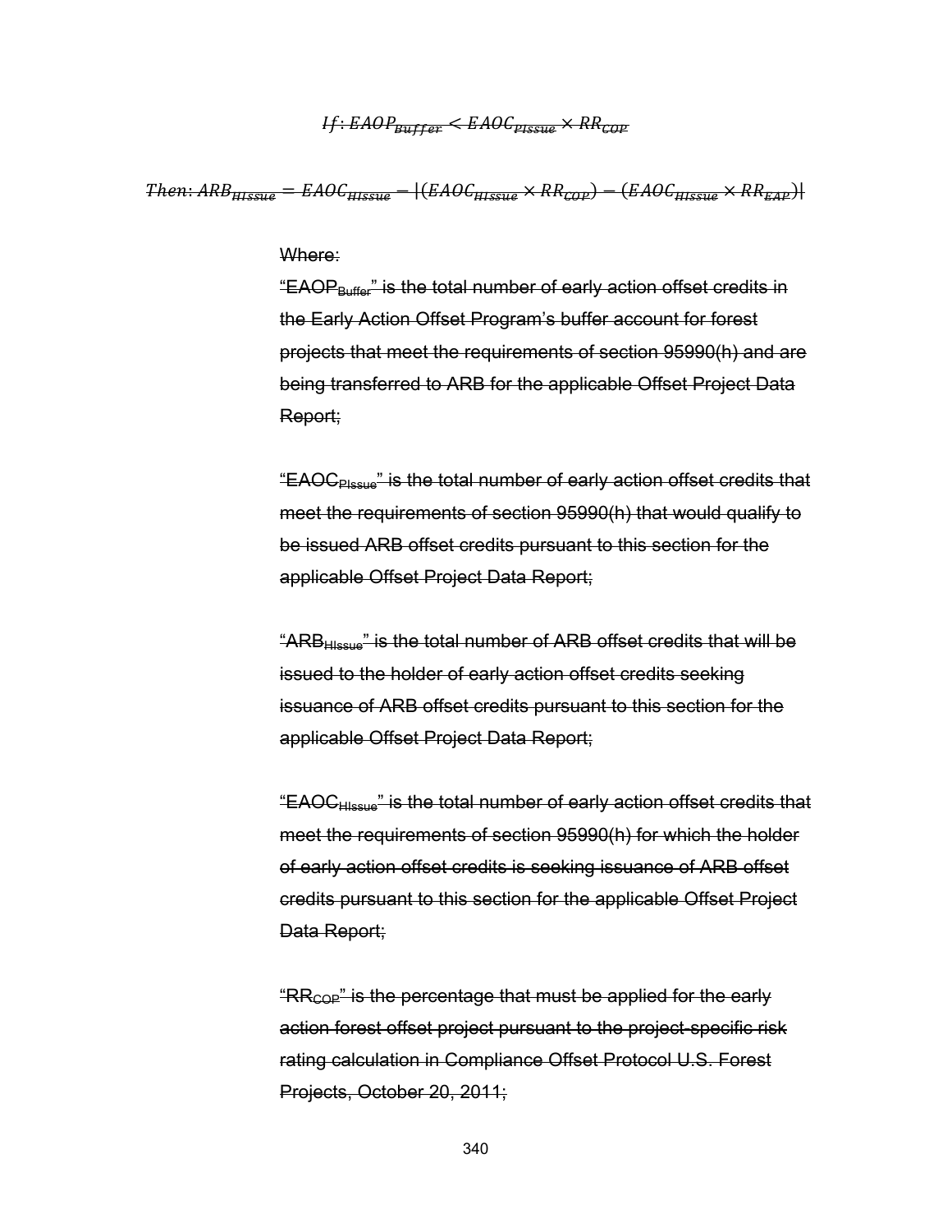$$If: EAOP_{Buffer} < EAOC_{PIssue} \times RR_{COP}$$

$$Then: ARB_{HIssue} = EAOC_{HIssue} - |(EAOC_{HIssue} \times RR_{COP}) - (EAOC_{HIssue} \times RR_{EAP})|$$

~~Where:~~

~~"$EAOP_{Buffer}$" is the total number of early action offset credits in the Early Action Offset Program's buffer account for forest projects that meet the requirements of section 95990(h) and are being transferred to ARB for the applicable Offset Project Data Report;~~

~~"$EAOC_{PIssue}$" is the total number of early action offset credits that meet the requirements of section 95990(h) that would qualify to be issued ARB offset credits pursuant to this section for the applicable Offset Project Data Report;~~

~~"$ARB_{HIssue}$" is the total number of ARB offset credits that will be issued to the holder of early action offset credits seeking issuance of ARB offset credits pursuant to this section for the applicable Offset Project Data Report;~~

~~"$EAOC_{HIssue}$" is the total number of early action offset credits that meet the requirements of section 95990(h) for which the holder of early action offset credits is seeking issuance of ARB offset credits pursuant to this section for the applicable Offset Project Data Report;~~

~~"$RR_{COP}$" is the percentage that must be applied for the early action forest offset project pursuant to the project-specific risk rating calculation in Compliance Offset Protocol U.S. Forest Projects, October 20, 2011;~~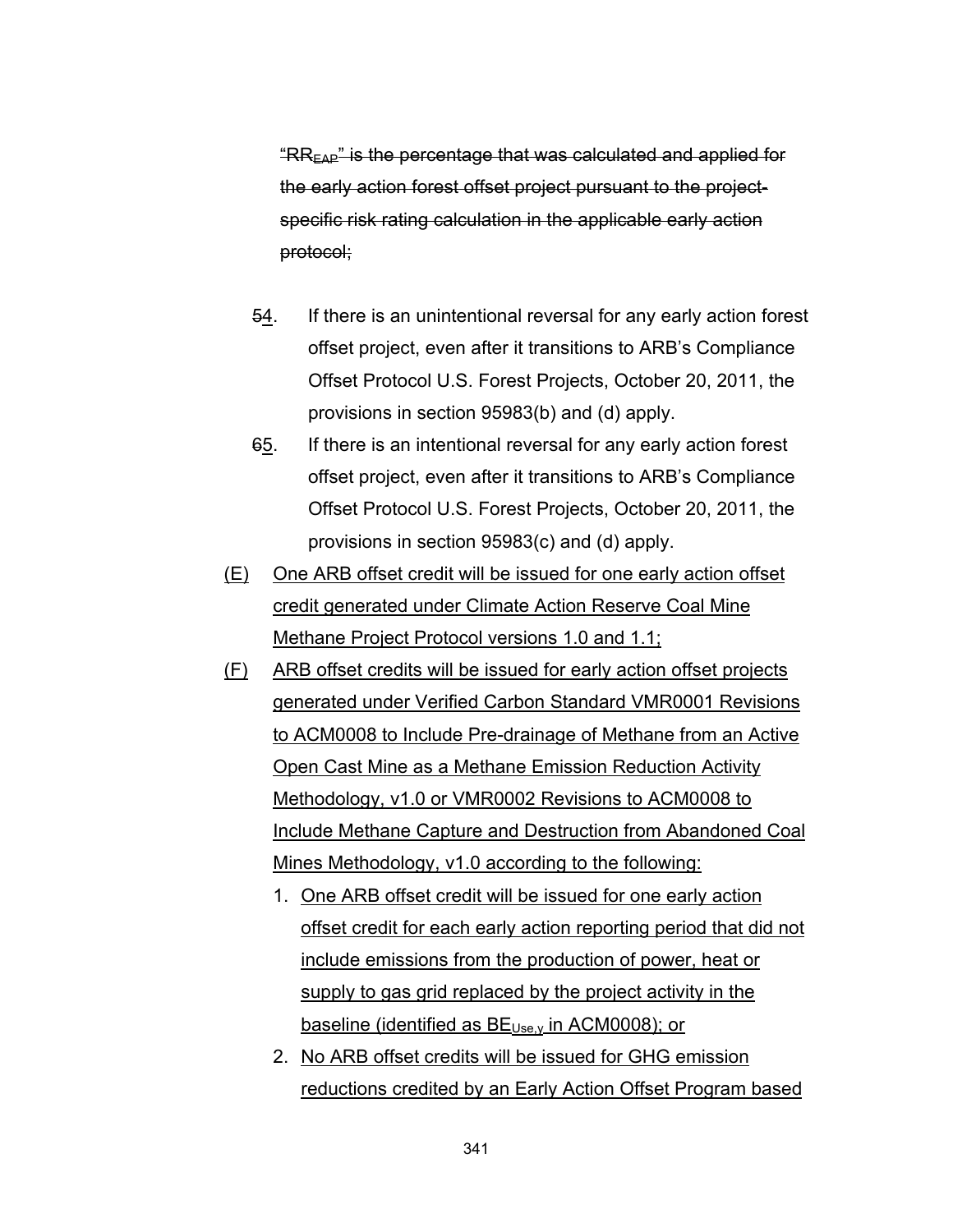~~"$RR_{EAP}$" is the percentage that was calculated and applied for the early action forest offset project pursuant to the project-specific risk rating calculation in the applicable early action protocol;~~

~~5~~4. If there is an unintentional reversal for any early action forest offset project, even after it transitions to ARB's Compliance Offset Protocol U.S. Forest Projects, October 20, 2011, the provisions in section 95983(b) and (d) apply.

~~6~~5. If there is an intentional reversal for any early action forest offset project, even after it transitions to ARB's Compliance Offset Protocol U.S. Forest Projects, October 20, 2011, the provisions in section 95983(c) and (d) apply.

(E) One ARB offset credit will be issued for one early action offset credit generated under Climate Action Reserve Coal Mine Methane Project Protocol versions 1.0 and 1.1;

(F) ARB offset credits will be issued for early action offset projects generated under Verified Carbon Standard VMR0001 Revisions to ACM0008 to Include Pre-drainage of Methane from an Active Open Cast Mine as a Methane Emission Reduction Activity Methodology, v1.0 or VMR0002 Revisions to ACM0008 to Include Methane Capture and Destruction from Abandoned Coal Mines Methodology, v1.0 according to the following:

1. One ARB offset credit will be issued for one early action offset credit for each early action reporting period that did not include emissions from the production of power, heat or supply to gas grid replaced by the project activity in the baseline (identified as $BE_{Use,y}$ in ACM0008); or
2. No ARB offset credits will be issued for GHG emission reductions credited by an Early Action Offset Program based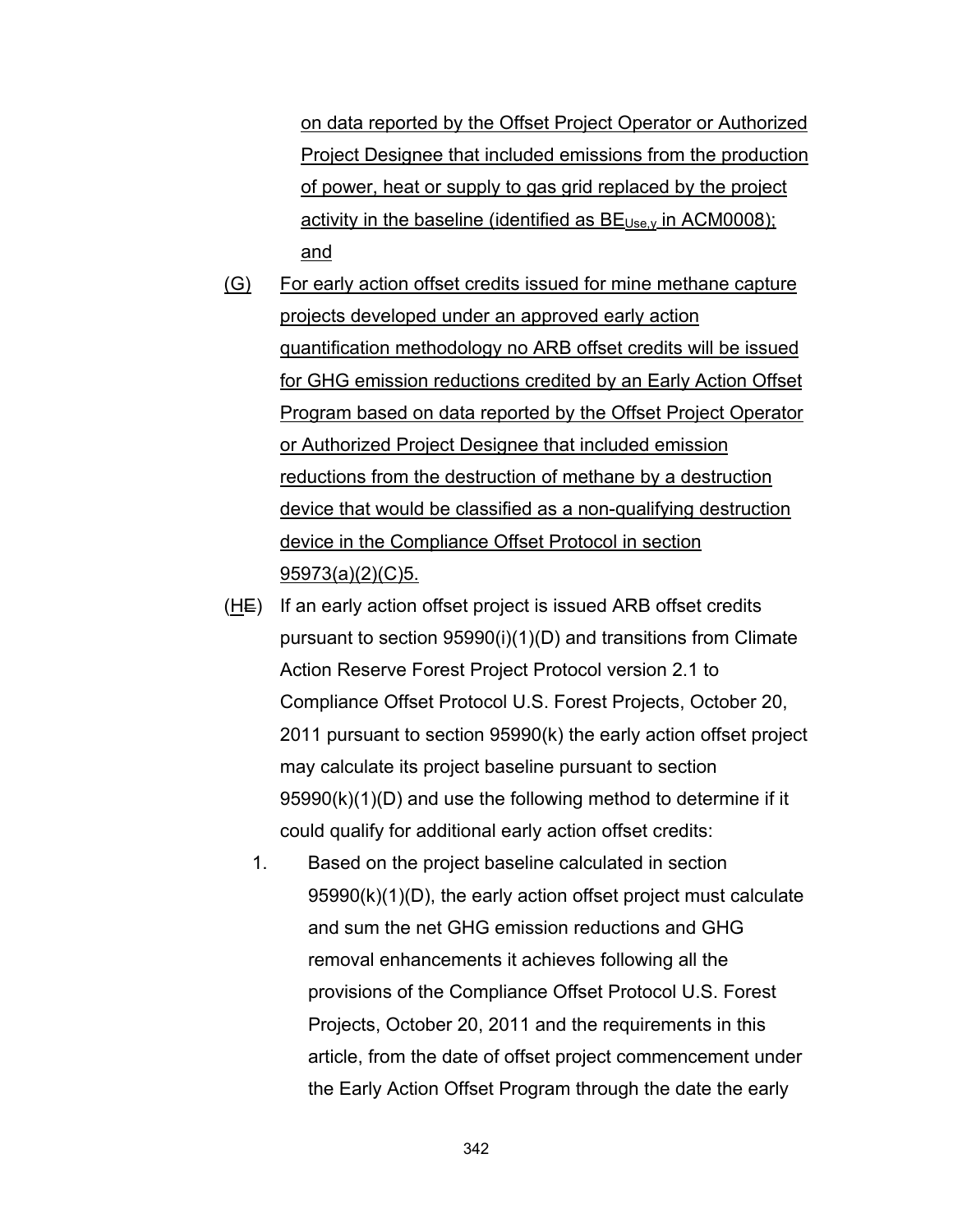on data reported by the Offset Project Operator or Authorized Project Designee that included emissions from the production of power, heat or supply to gas grid replaced by the project activity in the baseline (identified as $BE_{Use,y}$ in ACM0008); and

(G) For early action offset credits issued for mine methane capture projects developed under an approved early action quantification methodology no ARB offset credits will be issued for GHG emission reductions credited by an Early Action Offset Program based on data reported by the Offset Project Operator or Authorized Project Designee that included emission reductions from the destruction of methane by a destruction device that would be classified as a non-qualifying destruction device in the Compliance Offset Protocol in section 95973(a)(2)(C)5.

(HE) If an early action offset project is issued ARB offset credits pursuant to section 95990(i)(1)(D) and transitions from Climate Action Reserve Forest Project Protocol version 2.1 to Compliance Offset Protocol U.S. Forest Projects, October 20, 2011 pursuant to section 95990(k) the early action offset project may calculate its project baseline pursuant to section 95990(k)(1)(D) and use the following method to determine if it could qualify for additional early action offset credits:

1. Based on the project baseline calculated in section 95990(k)(1)(D), the early action offset project must calculate and sum the net GHG emission reductions and GHG removal enhancements it achieves following all the provisions of the Compliance Offset Protocol U.S. Forest Projects, October 20, 2011 and the requirements in this article, from the date of offset project commencement under the Early Action Offset Program through the date the early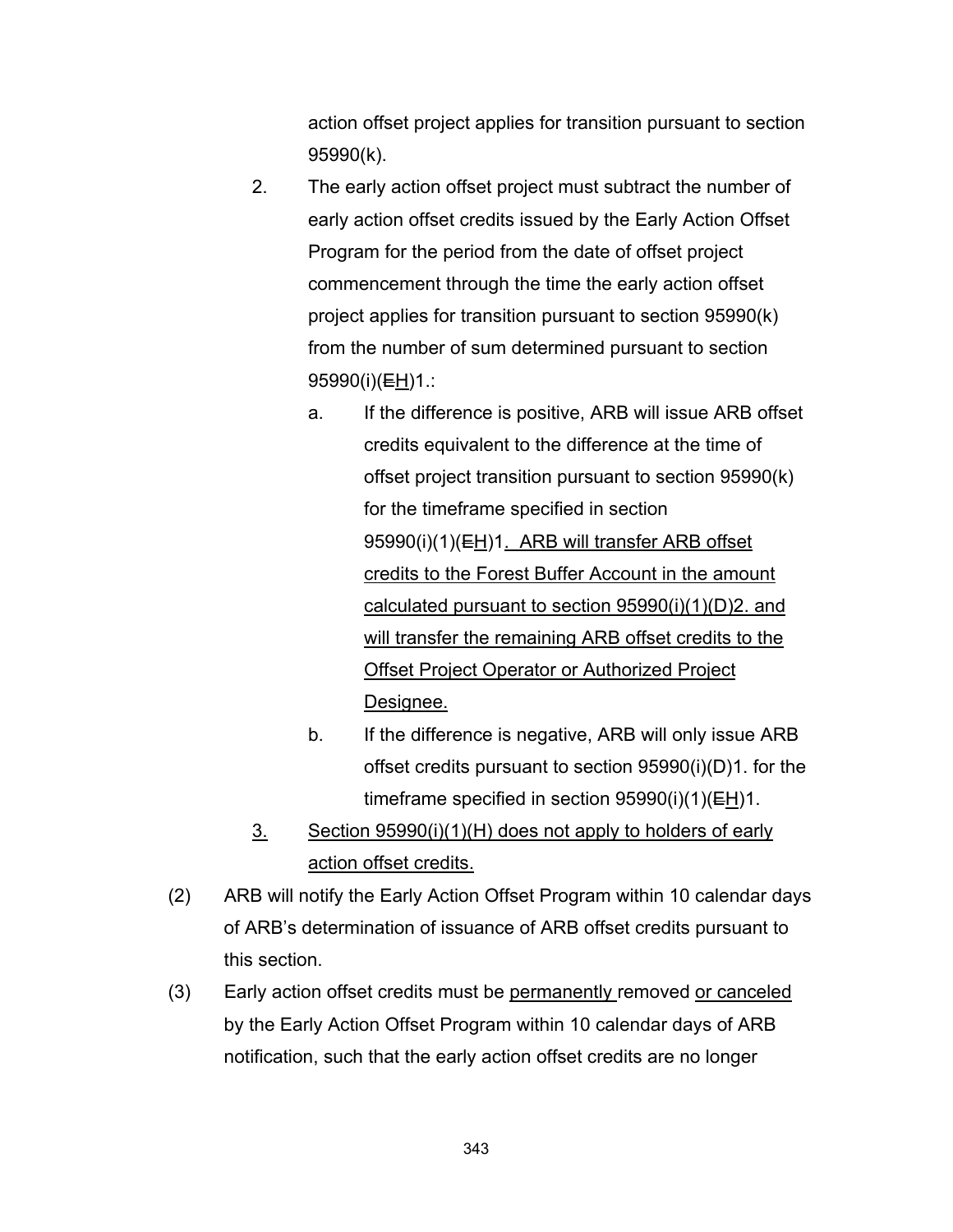action offset project applies for transition pursuant to section 95990(k).

2. The early action offset project must subtract the number of early action offset credits issued by the Early Action Offset Program for the period from the date of offset project commencement through the time the early action offset project applies for transition pursuant to section 95990(k) from the number of sum determined pursuant to section 95990(i)(~~E~~<u>H</u>)1.:

   a. If the difference is positive, ARB will issue ARB offset credits equivalent to the difference at the time of offset project transition pursuant to section 95990(k) for the timeframe specified in section 95990(i)(1)(~~E~~<u>H</u>)1<u>. ARB will transfer ARB offset credits to the Forest Buffer Account in the amount calculated pursuant to section 95990(i)(1)(D)2. and will transfer the remaining ARB offset credits to the Offset Project Operator or Authorized Project Designee.</u>

   b. If the difference is negative, ARB will only issue ARB offset credits pursuant to section 95990(i)(D)1. for the timeframe specified in section 95990(i)(1)(~~E~~<u>H</u>)1.

<u>3.</u> <u>Section 95990(i)(1)(H) does not apply to holders of early action offset credits.</u>

(2) ARB will notify the Early Action Offset Program within 10 calendar days of ARB's determination of issuance of ARB offset credits pursuant to this section.

(3) Early action offset credits must be <u>permanently</u> removed <u>or canceled</u> by the Early Action Offset Program within 10 calendar days of ARB notification, such that the early action offset credits are no longer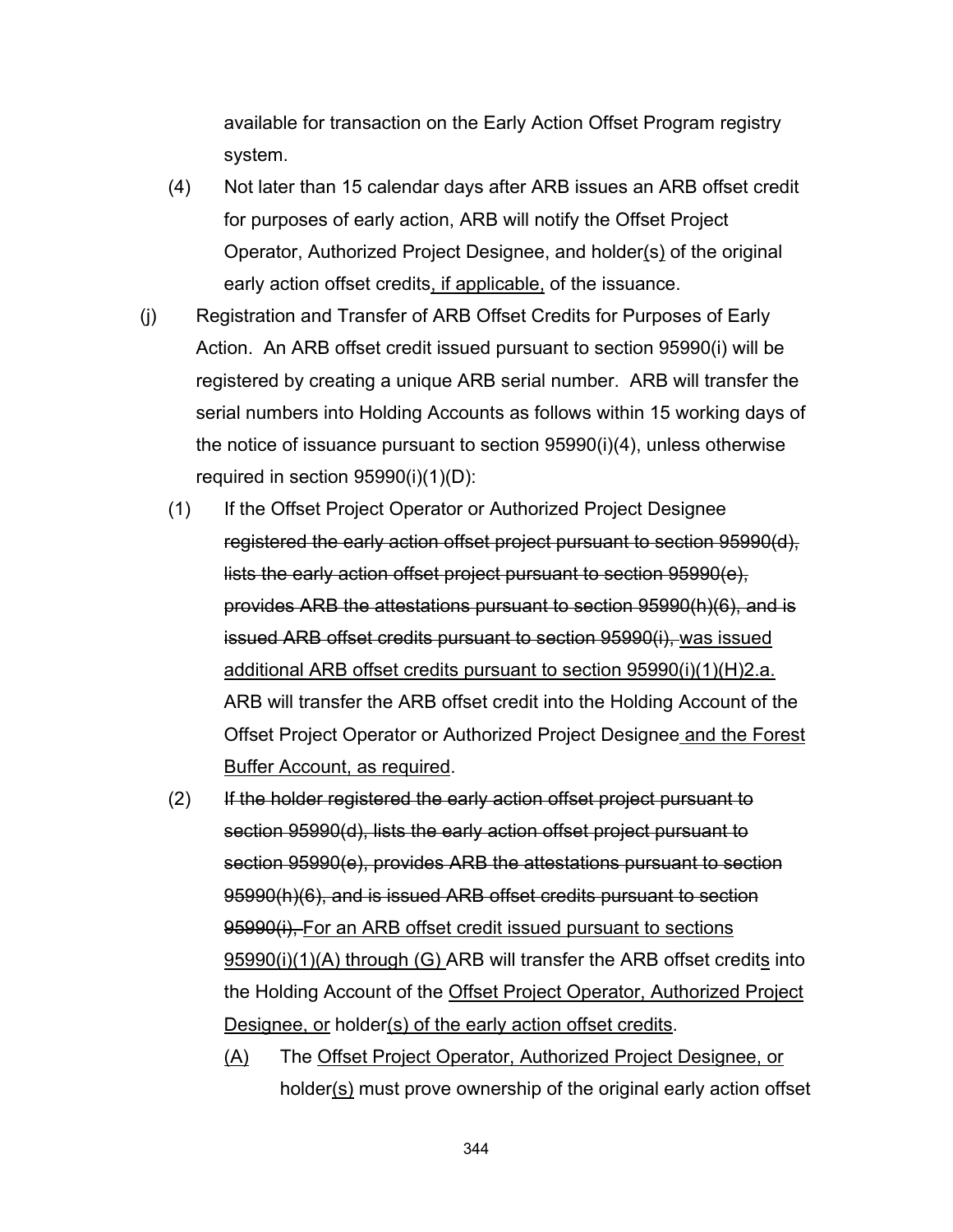available for transaction on the Early Action Offset Program registry system.

(4) Not later than 15 calendar days after ARB issues an ARB offset credit for purposes of early action, ARB will notify the Offset Project Operator, Authorized Project Designee, and holder<u>(s)</u> of the original early action offset credits<u>, if applicable,</u> of the issuance.

(j) Registration and Transfer of ARB Offset Credits for Purposes of Early Action. An ARB offset credit issued pursuant to section 95990(i) will be registered by creating a unique ARB serial number. ARB will transfer the serial numbers into Holding Accounts as follows within 15 working days of the notice of issuance pursuant to section 95990(i)(4), unless otherwise required in section 95990(i)(1)(D):

(1) If the Offset Project Operator or Authorized Project Designee ~~registered the early action offset project pursuant to section 95990(d), lists the early action offset project pursuant to section 95990(e), provides ARB the attestations pursuant to section 95990(h)(6), and is issued ARB offset credits pursuant to section 95990(i),~~ <u>was issued additional ARB offset credits pursuant to section 95990(i)(1)(H)2.a.</u> ARB will transfer the ARB offset credit into the Holding Account of the Offset Project Operator or Authorized Project Designee<u> and the Forest Buffer Account, as required</u>.

(2) ~~If the holder registered the early action offset project pursuant to section 95990(d), lists the early action offset project pursuant to section 95990(e), provides ARB the attestations pursuant to section 95990(h)(6), and is issued ARB offset credits pursuant to section 95990(i),~~ <u>For an ARB offset credit issued pursuant to sections 95990(i)(1)(A) through (G)</u> ARB will transfer the ARB offset credit<u>s</u> into the Holding Account of the <u>Offset Project Operator, Authorized Project Designee, or</u> holder<u>(s) of the early action offset credits</u>.

<u>(A)</u> The <u>Offset Project Operator, Authorized Project Designee, or</u> holder<u>(s)</u> must prove ownership of the original early action offset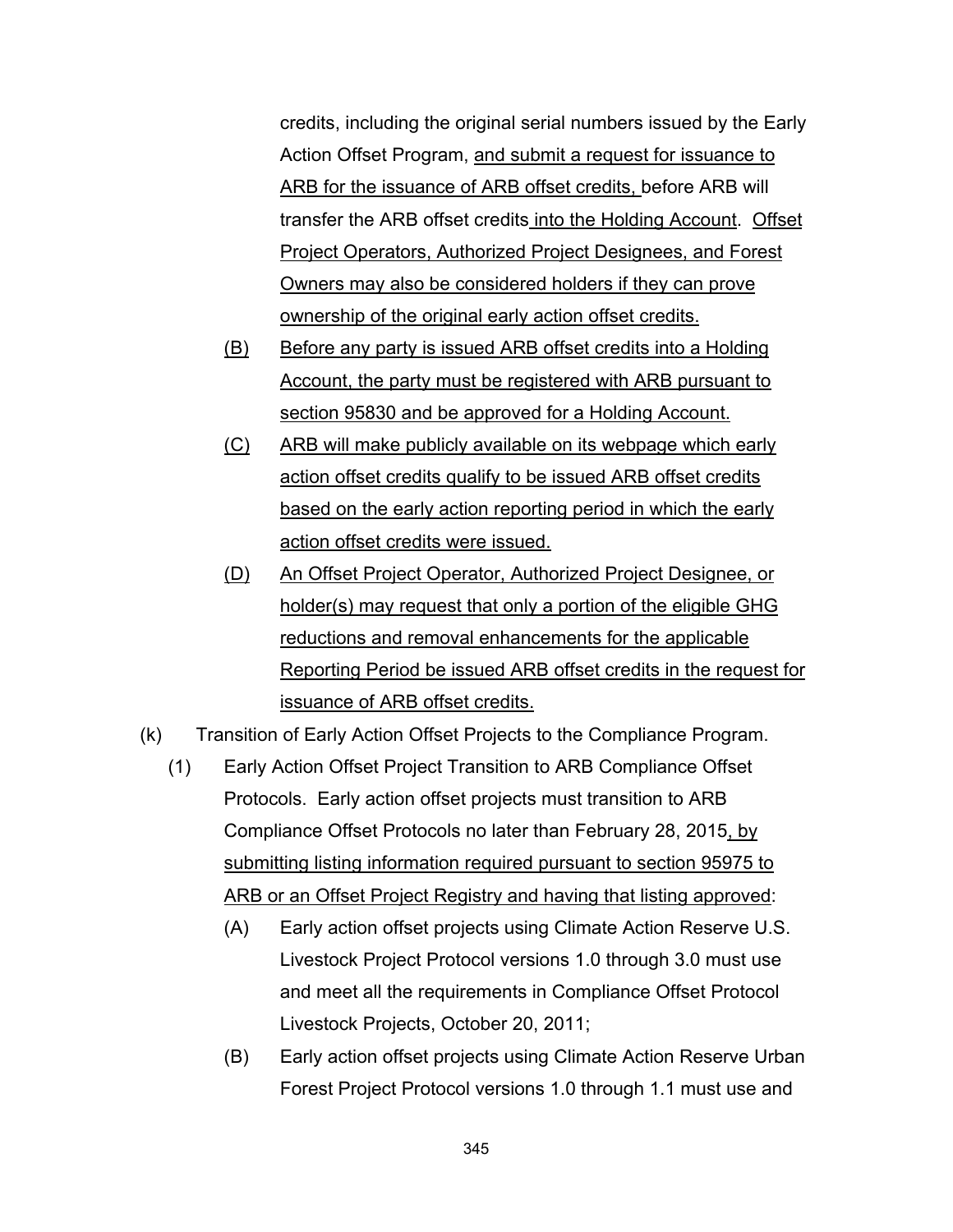credits, including the original serial numbers issued by the Early Action Offset Program, and submit a request for issuance to ARB for the issuance of ARB offset credits, before ARB will transfer the ARB offset credits into the Holding Account. Offset Project Operators, Authorized Project Designees, and Forest Owners may also be considered holders if they can prove ownership of the original early action offset credits.

(B) Before any party is issued ARB offset credits into a Holding Account, the party must be registered with ARB pursuant to section 95830 and be approved for a Holding Account.

(C) ARB will make publicly available on its webpage which early action offset credits qualify to be issued ARB offset credits based on the early action reporting period in which the early action offset credits were issued.

(D) An Offset Project Operator, Authorized Project Designee, or holder(s) may request that only a portion of the eligible GHG reductions and removal enhancements for the applicable Reporting Period be issued ARB offset credits in the request for issuance of ARB offset credits.

(k) Transition of Early Action Offset Projects to the Compliance Program.

(1) Early Action Offset Project Transition to ARB Compliance Offset Protocols. Early action offset projects must transition to ARB Compliance Offset Protocols no later than February 28, 2015, by submitting listing information required pursuant to section 95975 to ARB or an Offset Project Registry and having that listing approved:

(A) Early action offset projects using Climate Action Reserve U.S. Livestock Project Protocol versions 1.0 through 3.0 must use and meet all the requirements in Compliance Offset Protocol Livestock Projects, October 20, 2011;

(B) Early action offset projects using Climate Action Reserve Urban Forest Project Protocol versions 1.0 through 1.1 must use and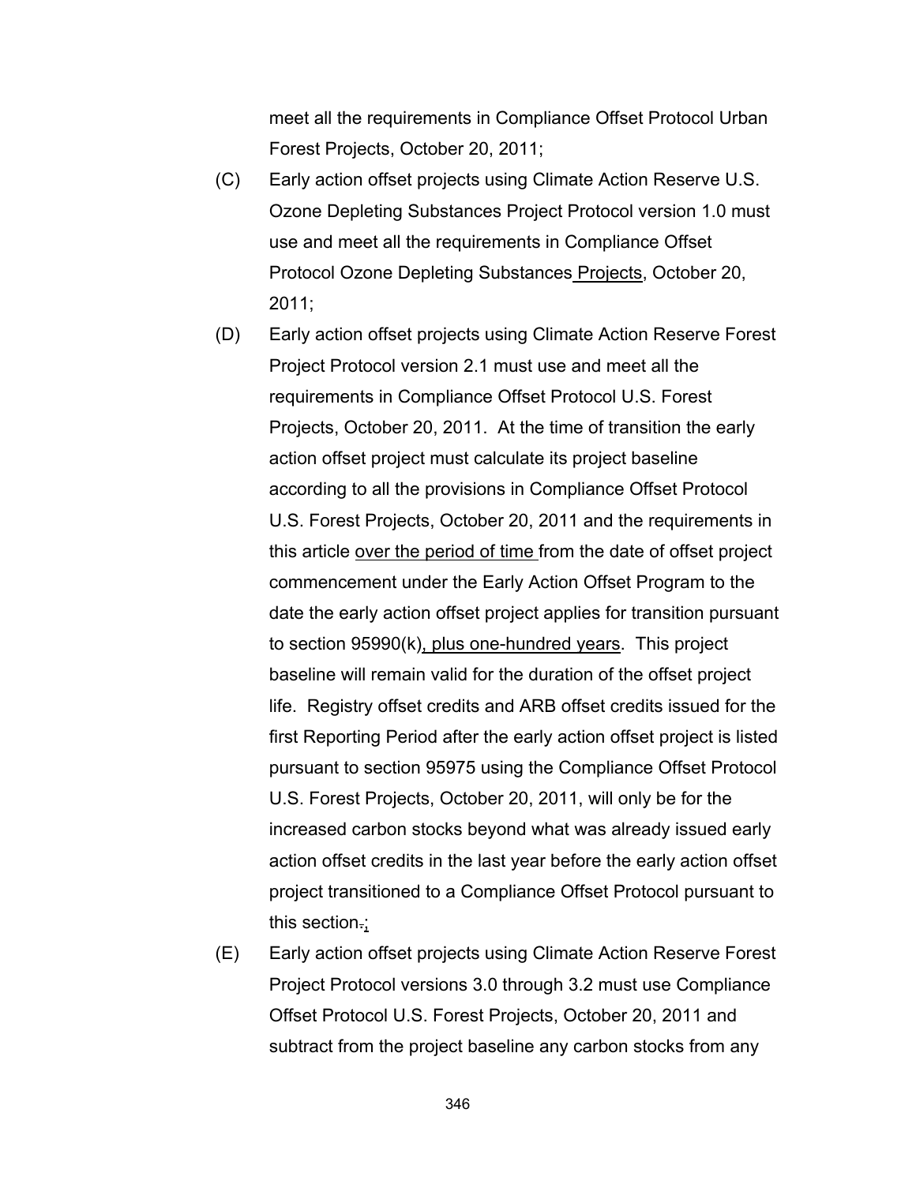meet all the requirements in Compliance Offset Protocol Urban Forest Projects, October 20, 2011;

(C) Early action offset projects using Climate Action Reserve U.S. Ozone Depleting Substances Project Protocol version 1.0 must use and meet all the requirements in Compliance Offset Protocol Ozone Depleting Substances Projects, October 20, 2011;

(D) Early action offset projects using Climate Action Reserve Forest Project Protocol version 2.1 must use and meet all the requirements in Compliance Offset Protocol U.S. Forest Projects, October 20, 2011. At the time of transition the early action offset project must calculate its project baseline according to all the provisions in Compliance Offset Protocol U.S. Forest Projects, October 20, 2011 and the requirements in this article over the period of time from the date of offset project commencement under the Early Action Offset Program to the date the early action offset project applies for transition pursuant to section 95990(k), plus one-hundred years. This project baseline will remain valid for the duration of the offset project life. Registry offset credits and ARB offset credits issued for the first Reporting Period after the early action offset project is listed pursuant to section 95975 using the Compliance Offset Protocol U.S. Forest Projects, October 20, 2011, will only be for the increased carbon stocks beyond what was already issued early action offset credits in the last year before the early action offset project transitioned to a Compliance Offset Protocol pursuant to this section.;

(E) Early action offset projects using Climate Action Reserve Forest Project Protocol versions 3.0 through 3.2 must use Compliance Offset Protocol U.S. Forest Projects, October 20, 2011 and subtract from the project baseline any carbon stocks from any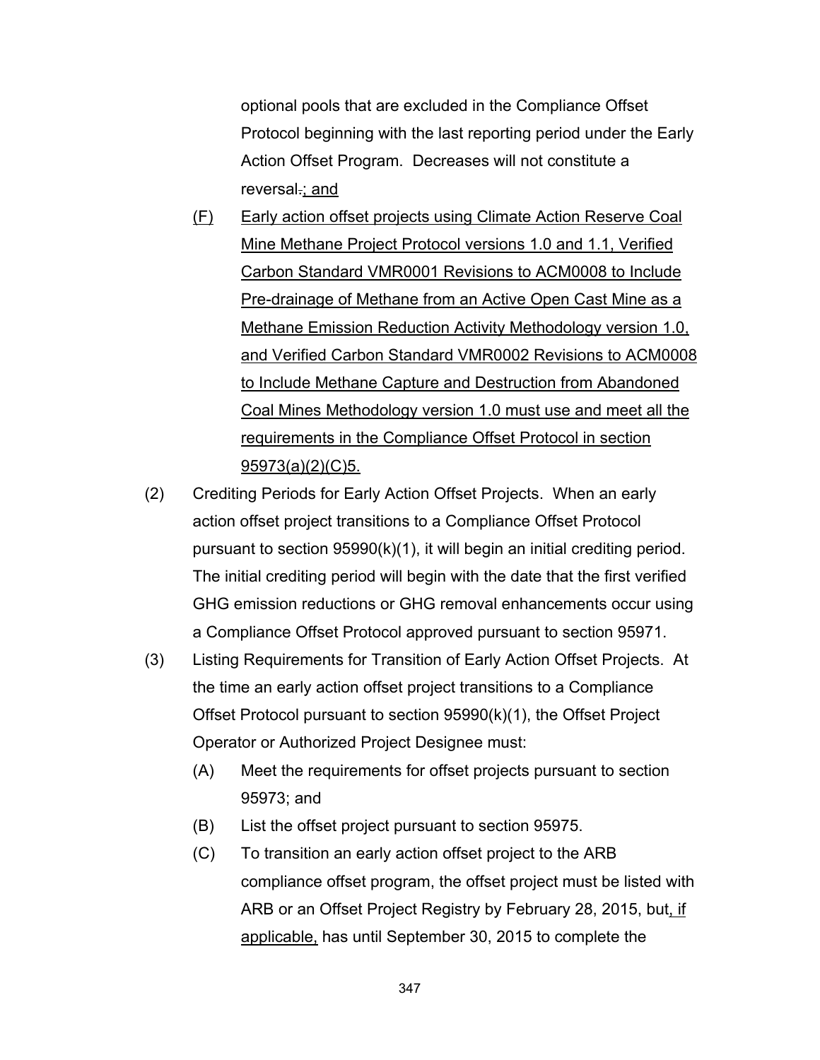optional pools that are excluded in the Compliance Offset Protocol beginning with the last reporting period under the Early Action Offset Program. Decreases will not constitute a reversal.; and

(F) Early action offset projects using Climate Action Reserve Coal Mine Methane Project Protocol versions 1.0 and 1.1, Verified Carbon Standard VMR0001 Revisions to ACM0008 to Include Pre-drainage of Methane from an Active Open Cast Mine as a Methane Emission Reduction Activity Methodology version 1.0, and Verified Carbon Standard VMR0002 Revisions to ACM0008 to Include Methane Capture and Destruction from Abandoned Coal Mines Methodology version 1.0 must use and meet all the requirements in the Compliance Offset Protocol in section 95973(a)(2)(C)5.

(2) Crediting Periods for Early Action Offset Projects. When an early action offset project transitions to a Compliance Offset Protocol pursuant to section 95990(k)(1), it will begin an initial crediting period. The initial crediting period will begin with the date that the first verified GHG emission reductions or GHG removal enhancements occur using a Compliance Offset Protocol approved pursuant to section 95971.

(3) Listing Requirements for Transition of Early Action Offset Projects. At the time an early action offset project transitions to a Compliance Offset Protocol pursuant to section 95990(k)(1), the Offset Project Operator or Authorized Project Designee must:

(A) Meet the requirements for offset projects pursuant to section 95973; and

(B) List the offset project pursuant to section 95975.

(C) To transition an early action offset project to the ARB compliance offset program, the offset project must be listed with ARB or an Offset Project Registry by February 28, 2015, but, if applicable, has until September 30, 2015 to complete the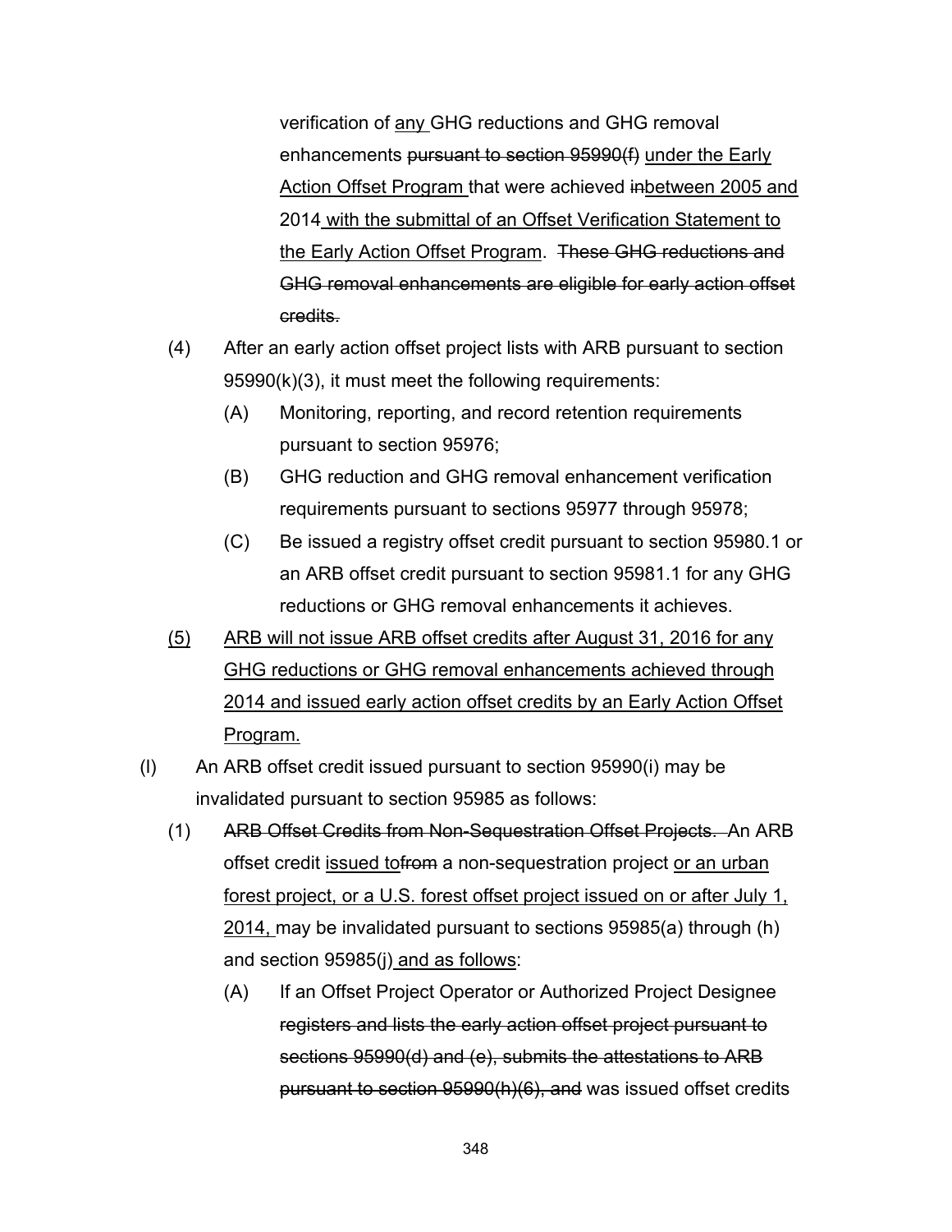verification of <u>any</u> GHG reductions and GHG removal enhancements ~~pursuant to section 95990(f)~~ <u>under the Early Action Offset Program</u> that were achieved ~~in~~<u>between 2005 and</u> 2014<u> with the submittal of an Offset Verification Statement to the Early Action Offset Program</u>. ~~These GHG reductions and GHG removal enhancements are eligible for early action offset credits.~~

(4) After an early action offset project lists with ARB pursuant to section 95990(k)(3), it must meet the following requirements:

(A) Monitoring, reporting, and record retention requirements pursuant to section 95976;

(B) GHG reduction and GHG removal enhancement verification requirements pursuant to sections 95977 through 95978;

(C) Be issued a registry offset credit pursuant to section 95980.1 or an ARB offset credit pursuant to section 95981.1 for any GHG reductions or GHG removal enhancements it achieves.

<u>(5) ARB will not issue ARB offset credits after August 31, 2016 for any GHG reductions or GHG removal enhancements achieved through 2014 and issued early action offset credits by an Early Action Offset Program.</u>

(l) An ARB offset credit issued pursuant to section 95990(i) may be invalidated pursuant to section 95985 as follows:

(1) ~~ARB Offset Credits from Non-Sequestration Offset Projects.~~ An ARB offset credit <u>issued to</u>~~from~~ a non-sequestration project <u>or an urban forest project, or a U.S. forest offset project issued on or after July 1, 2014,</u> may be invalidated pursuant to sections 95985(a) through (h) and section 95985(j)<u> and as follows</u>:

(A) If an Offset Project Operator or Authorized Project Designee ~~registers and lists the early action offset project pursuant to sections 95990(d) and (e), submits the attestations to ARB pursuant to section 95990(h)(6), and~~ was issued offset credits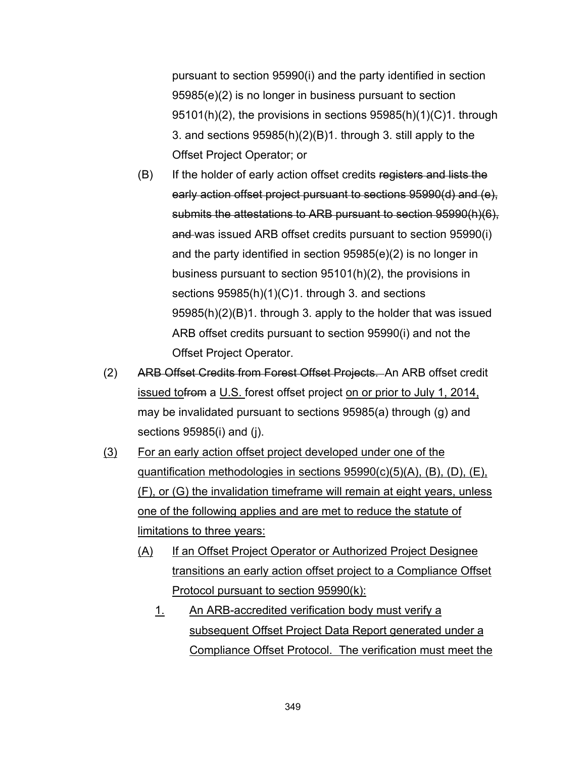pursuant to section 95990(i) and the party identified in section 95985(e)(2) is no longer in business pursuant to section 95101(h)(2), the provisions in sections 95985(h)(1)(C)1. through 3. and sections 95985(h)(2)(B)1. through 3. still apply to the Offset Project Operator; or

(B) If the holder of early action offset credits ~~registers and lists the early action offset project pursuant to sections 95990(d) and (e), submits the attestations to ARB pursuant to section 95990(h)(6), and~~ was issued ARB offset credits pursuant to section 95990(i) and the party identified in section 95985(e)(2) is no longer in business pursuant to section 95101(h)(2), the provisions in sections 95985(h)(1)(C)1. through 3. and sections 95985(h)(2)(B)1. through 3. apply to the holder that was issued ARB offset credits pursuant to section 95990(i) and not the Offset Project Operator.

(2) ~~ARB Offset Credits from Forest Offset Projects.~~ An ARB offset credit <u>issued to</u>~~from~~ a <u>U.S.</u> forest offset project <u>on or prior to July 1, 2014,</u> may be invalidated pursuant to sections 95985(a) through (g) and sections 95985(i) and (j).

<u>(3)</u> <u>For an early action offset project developed under one of the quantification methodologies in sections 95990(c)(5)(A), (B), (D), (E), (F), or (G) the invalidation timeframe will remain at eight years, unless one of the following applies and are met to reduce the statute of limitations to three years:</u>

<u>(A)</u> <u>If an Offset Project Operator or Authorized Project Designee transitions an early action offset project to a Compliance Offset Protocol pursuant to section 95990(k):</u>

<u>1.</u> <u>An ARB-accredited verification body must verify a subsequent Offset Project Data Report generated under a Compliance Offset Protocol. The verification must meet the</u>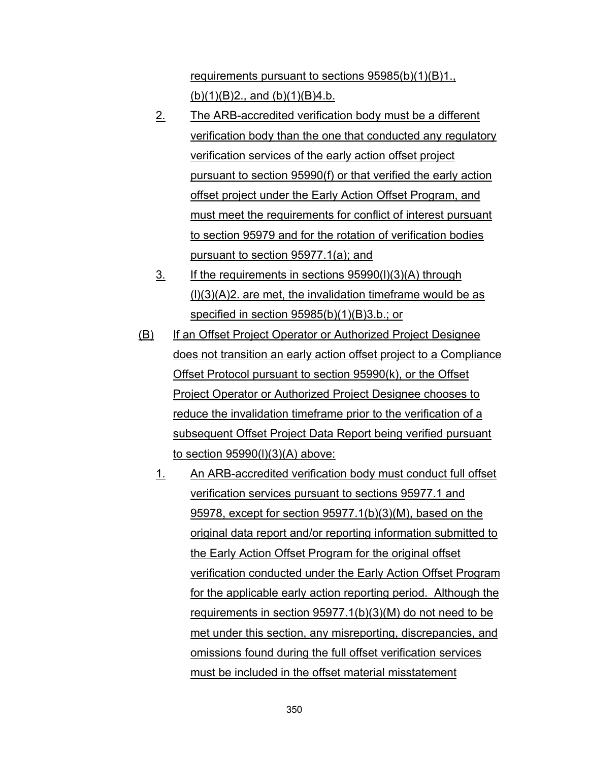requirements pursuant to sections 95985(b)(1)(B)1., (b)(1)(B)2., and (b)(1)(B)4.b.

2. The ARB-accredited verification body must be a different verification body than the one that conducted any regulatory verification services of the early action offset project pursuant to section 95990(f) or that verified the early action offset project under the Early Action Offset Program, and must meet the requirements for conflict of interest pursuant to section 95979 and for the rotation of verification bodies pursuant to section 95977.1(a); and

3. If the requirements in sections 95990(l)(3)(A) through (l)(3)(A)2. are met, the invalidation timeframe would be as specified in section 95985(b)(1)(B)3.b.; or

(B) If an Offset Project Operator or Authorized Project Designee does not transition an early action offset project to a Compliance Offset Protocol pursuant to section 95990(k), or the Offset Project Operator or Authorized Project Designee chooses to reduce the invalidation timeframe prior to the verification of a subsequent Offset Project Data Report being verified pursuant to section 95990(l)(3)(A) above:

1. An ARB-accredited verification body must conduct full offset verification services pursuant to sections 95977.1 and 95978, except for section 95977.1(b)(3)(M), based on the original data report and/or reporting information submitted to the Early Action Offset Program for the original offset verification conducted under the Early Action Offset Program for the applicable early action reporting period. Although the requirements in section 95977.1(b)(3)(M) do not need to be met under this section, any misreporting, discrepancies, and omissions found during the full offset verification services must be included in the offset material misstatement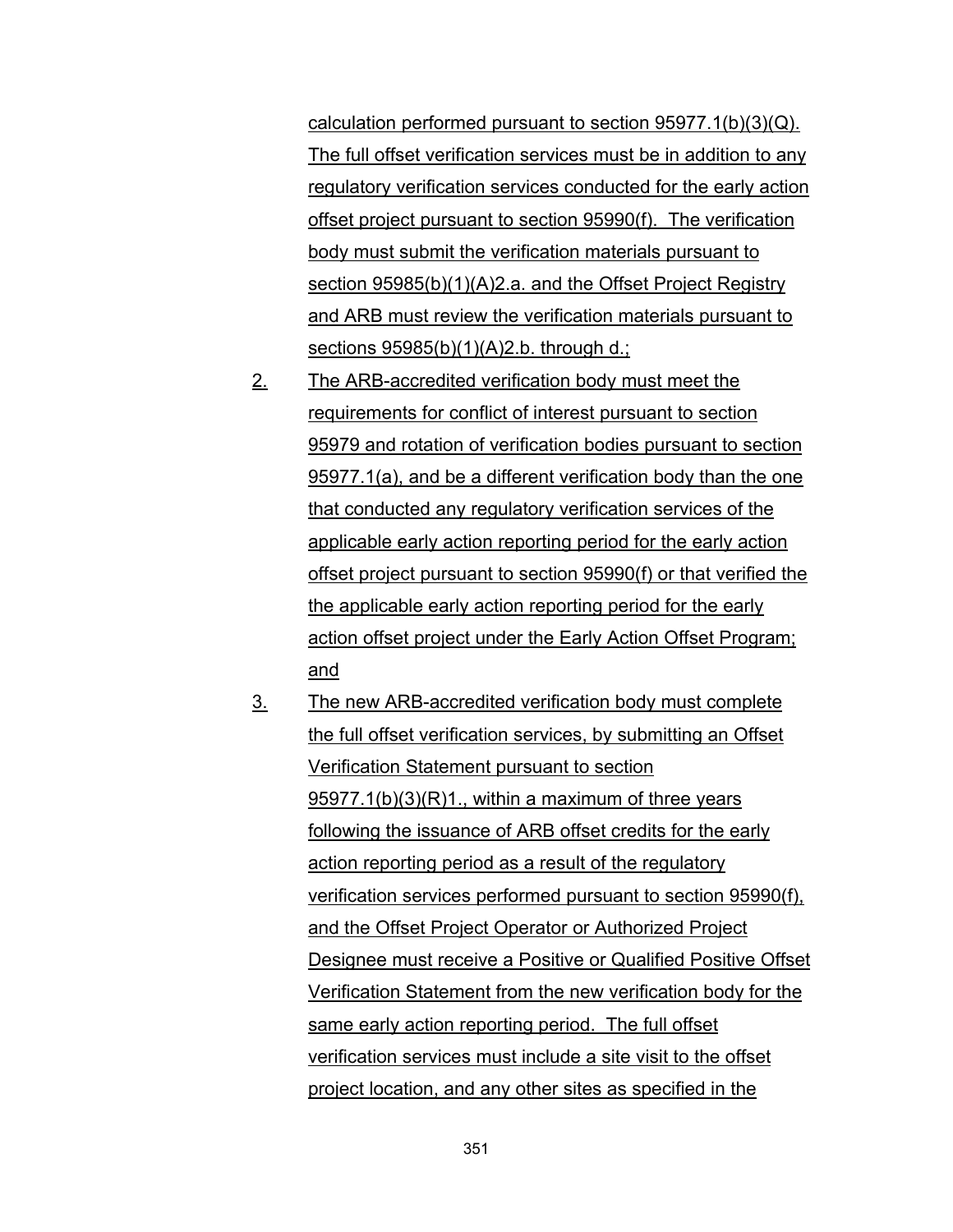calculation performed pursuant to section 95977.1(b)(3)(Q). The full offset verification services must be in addition to any regulatory verification services conducted for the early action offset project pursuant to section 95990(f). The verification body must submit the verification materials pursuant to section 95985(b)(1)(A)2.a. and the Offset Project Registry and ARB must review the verification materials pursuant to sections 95985(b)(1)(A)2.b. through d.;

2. The ARB-accredited verification body must meet the requirements for conflict of interest pursuant to section 95979 and rotation of verification bodies pursuant to section 95977.1(a), and be a different verification body than the one that conducted any regulatory verification services of the applicable early action reporting period for the early action offset project pursuant to section 95990(f) or that verified the the applicable early action reporting period for the early action offset project under the Early Action Offset Program; and

3. The new ARB-accredited verification body must complete the full offset verification services, by submitting an Offset Verification Statement pursuant to section 95977.1(b)(3)(R)1., within a maximum of three years following the issuance of ARB offset credits for the early action reporting period as a result of the regulatory verification services performed pursuant to section 95990(f), and the Offset Project Operator or Authorized Project Designee must receive a Positive or Qualified Positive Offset Verification Statement from the new verification body for the same early action reporting period. The full offset verification services must include a site visit to the offset project location, and any other sites as specified in the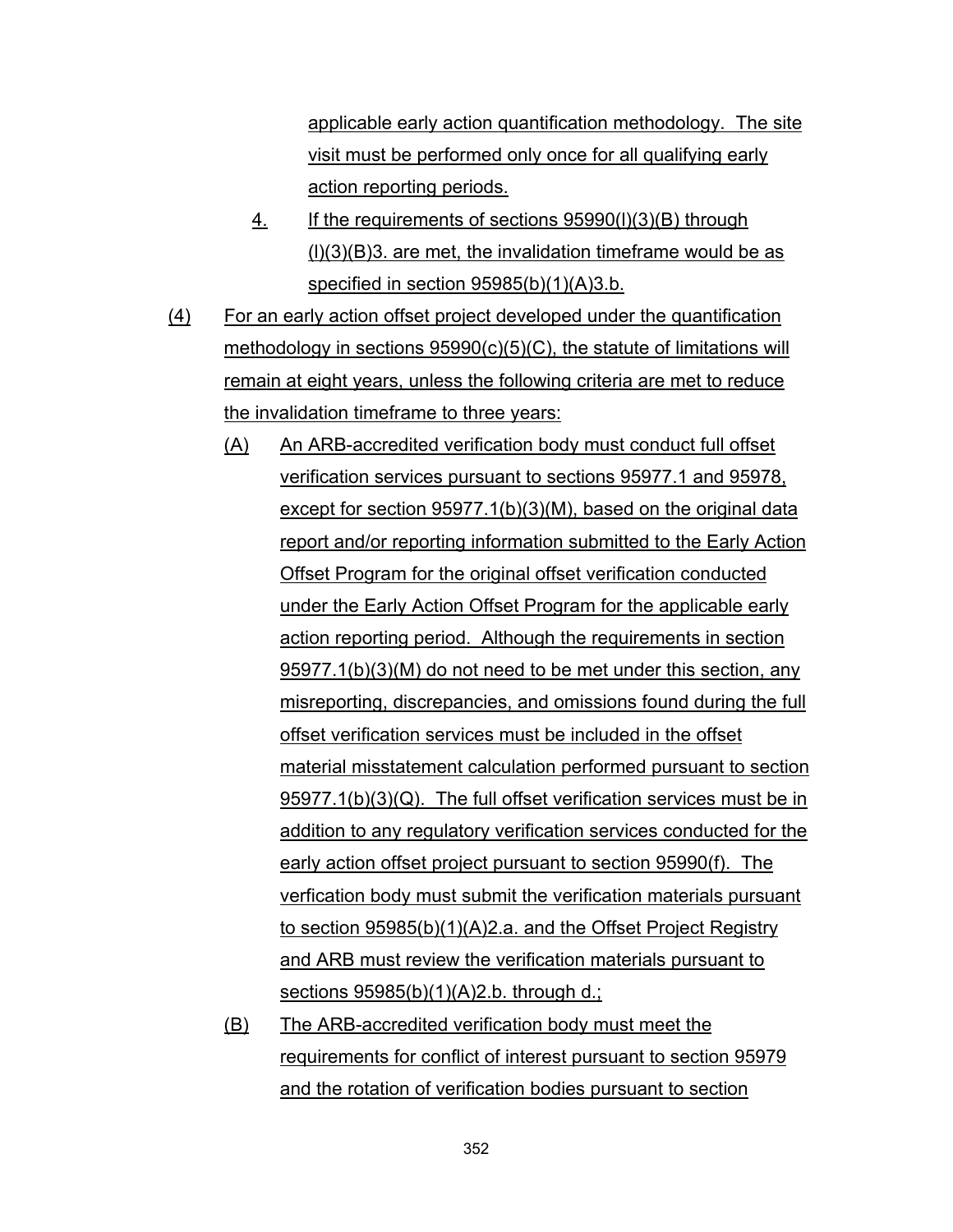applicable early action quantification methodology. The site visit must be performed only once for all qualifying early action reporting periods.

4. If the requirements of sections 95990(l)(3)(B) through (l)(3)(B)3. are met, the invalidation timeframe would be as specified in section 95985(b)(1)(A)3.b.

(4) For an early action offset project developed under the quantification methodology in sections 95990(c)(5)(C), the statute of limitations will remain at eight years, unless the following criteria are met to reduce the invalidation timeframe to three years:

(A) An ARB-accredited verification body must conduct full offset verification services pursuant to sections 95977.1 and 95978, except for section 95977.1(b)(3)(M), based on the original data report and/or reporting information submitted to the Early Action Offset Program for the original offset verification conducted under the Early Action Offset Program for the applicable early action reporting period. Although the requirements in section 95977.1(b)(3)(M) do not need to be met under this section, any misreporting, discrepancies, and omissions found during the full offset verification services must be included in the offset material misstatement calculation performed pursuant to section 95977.1(b)(3)(Q). The full offset verification services must be in addition to any regulatory verification services conducted for the early action offset project pursuant to section 95990(f). The verfication body must submit the verification materials pursuant to section 95985(b)(1)(A)2.a. and the Offset Project Registry and ARB must review the verification materials pursuant to sections 95985(b)(1)(A)2.b. through d.;

(B) The ARB-accredited verification body must meet the requirements for conflict of interest pursuant to section 95979 and the rotation of verification bodies pursuant to section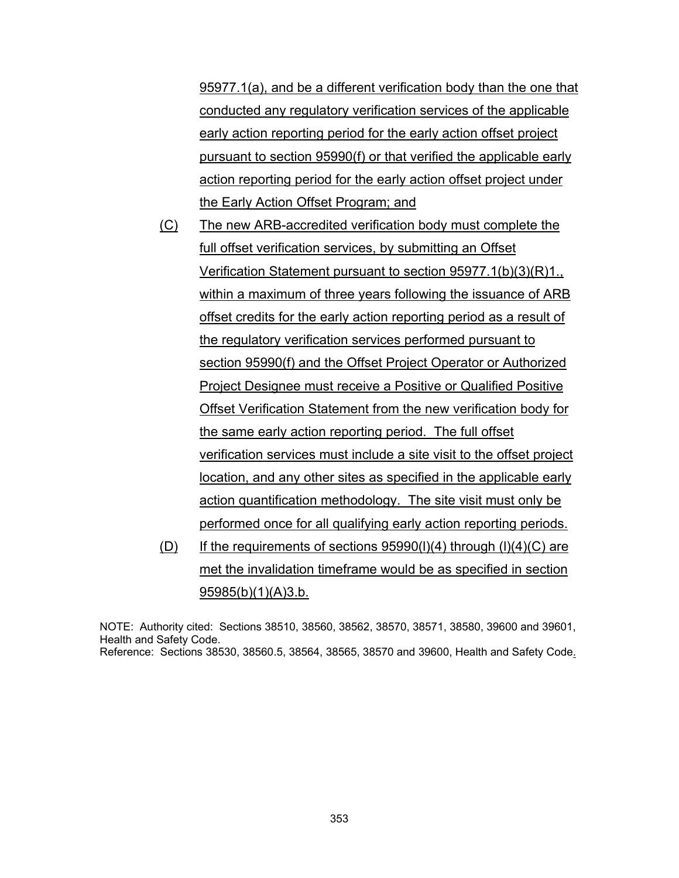95977.1(a), and be a different verification body than the one that conducted any regulatory verification services of the applicable early action reporting period for the early action offset project pursuant to section 95990(f) or that verified the applicable early action reporting period for the early action offset project under the Early Action Offset Program; and

(C) The new ARB-accredited verification body must complete the full offset verification services, by submitting an Offset Verification Statement pursuant to section 95977.1(b)(3)(R)1., within a maximum of three years following the issuance of ARB offset credits for the early action reporting period as a result of the regulatory verification services performed pursuant to section 95990(f) and the Offset Project Operator or Authorized Project Designee must receive a Positive or Qualified Positive Offset Verification Statement from the new verification body for the same early action reporting period. The full offset verification services must include a site visit to the offset project location, and any other sites as specified in the applicable early action quantification methodology. The site visit must only be performed once for all qualifying early action reporting periods.

(D) If the requirements of sections 95990(l)(4) through (l)(4)(C) are met the invalidation timeframe would be as specified in section 95985(b)(1)(A)3.b.

NOTE: Authority cited: Sections 38510, 38560, 38562, 38570, 38571, 38580, 39600 and 39601, Health and Safety Code.
Reference: Sections 38530, 38560.5, 38564, 38565, 38570 and 39600, Health and Safety Code.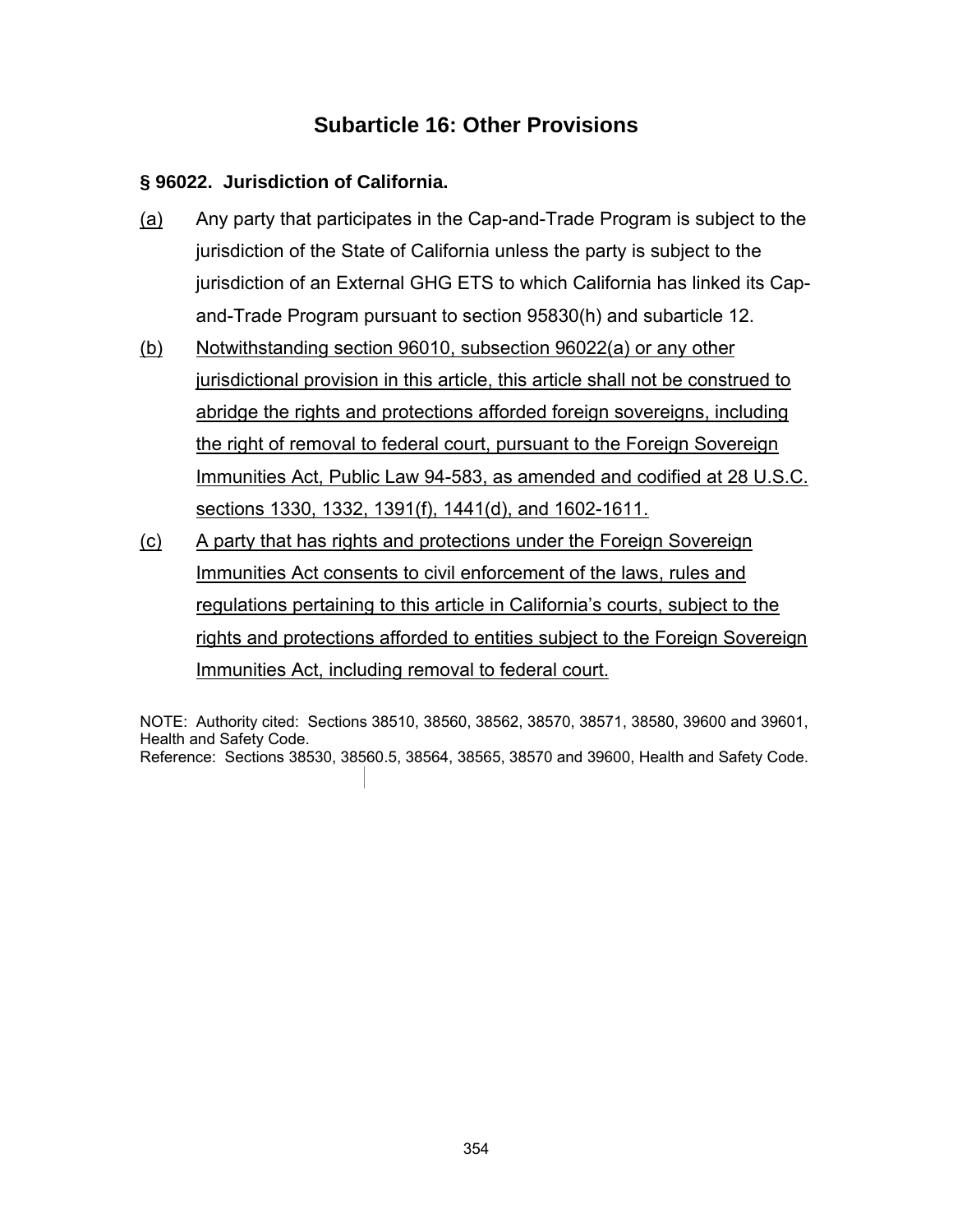## Subarticle 16: Other Provisions

**§ 96022. Jurisdiction of California.**

(a) Any party that participates in the Cap-and-Trade Program is subject to the jurisdiction of the State of California unless the party is subject to the jurisdiction of an External GHG ETS to which California has linked its Cap-and-Trade Program pursuant to section 95830(h) and subarticle 12.

(b) Notwithstanding section 96010, subsection 96022(a) or any other jurisdictional provision in this article, this article shall not be construed to abridge the rights and protections afforded foreign sovereigns, including the right of removal to federal court, pursuant to the Foreign Sovereign Immunities Act, Public Law 94-583, as amended and codified at 28 U.S.C. sections 1330, 1332, 1391(f), 1441(d), and 1602-1611.

(c) A party that has rights and protections under the Foreign Sovereign Immunities Act consents to civil enforcement of the laws, rules and regulations pertaining to this article in California's courts, subject to the rights and protections afforded to entities subject to the Foreign Sovereign Immunities Act, including removal to federal court.

NOTE: Authority cited: Sections 38510, 38560, 38562, 38570, 38571, 38580, 39600 and 39601, Health and Safety Code.
Reference: Sections 38530, 38560.5, 38564, 38565, 38570 and 39600, Health and Safety Code.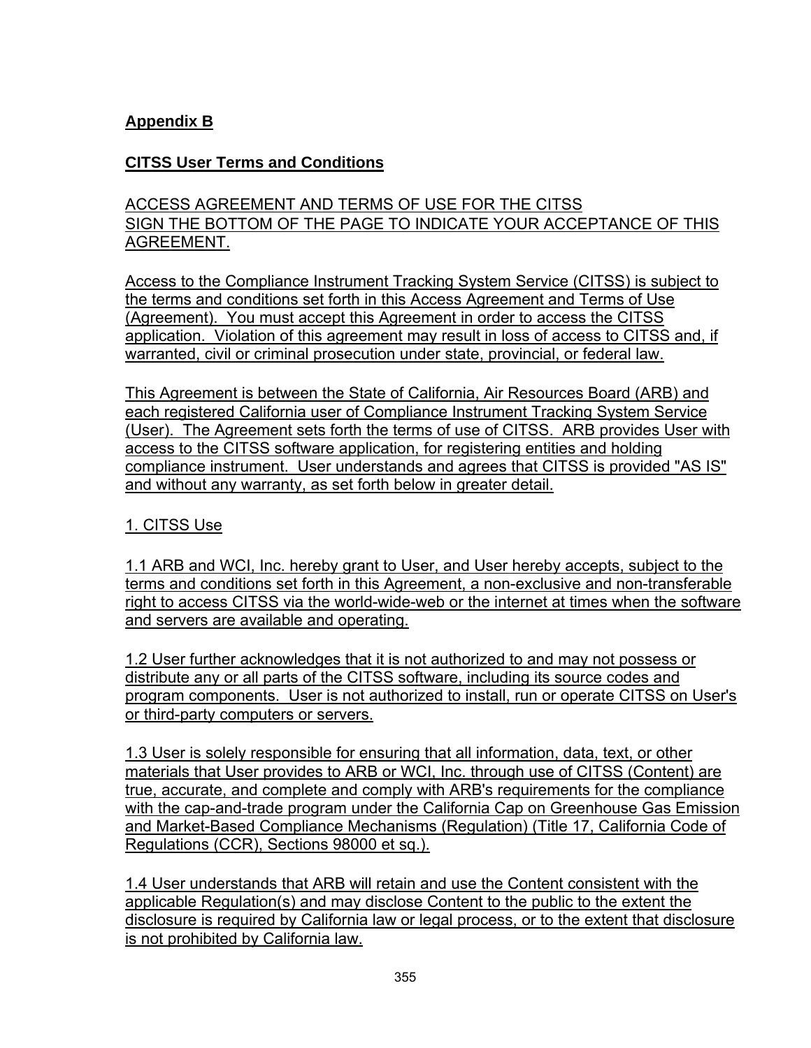**Appendix B**

**CITSS User Terms and Conditions**

ACCESS AGREEMENT AND TERMS OF USE FOR THE CITSS
SIGN THE BOTTOM OF THE PAGE TO INDICATE YOUR ACCEPTANCE OF THIS AGREEMENT.

Access to the Compliance Instrument Tracking System Service (CITSS) is subject to the terms and conditions set forth in this Access Agreement and Terms of Use (Agreement). You must accept this Agreement in order to access the CITSS application. Violation of this agreement may result in loss of access to CITSS and, if warranted, civil or criminal prosecution under state, provincial, or federal law.

This Agreement is between the State of California, Air Resources Board (ARB) and each registered California user of Compliance Instrument Tracking System Service (User). The Agreement sets forth the terms of use of CITSS. ARB provides User with access to the CITSS software application, for registering entities and holding compliance instrument. User understands and agrees that CITSS is provided "AS IS" and without any warranty, as set forth below in greater detail.

1. CITSS Use

1.1 ARB and WCI, Inc. hereby grant to User, and User hereby accepts, subject to the terms and conditions set forth in this Agreement, a non-exclusive and non-transferable right to access CITSS via the world-wide-web or the internet at times when the software and servers are available and operating.

1.2 User further acknowledges that it is not authorized to and may not possess or distribute any or all parts of the CITSS software, including its source codes and program components. User is not authorized to install, run or operate CITSS on User's or third-party computers or servers.

1.3 User is solely responsible for ensuring that all information, data, text, or other materials that User provides to ARB or WCI, Inc. through use of CITSS (Content) are true, accurate, and complete and comply with ARB's requirements for the compliance with the cap-and-trade program under the California Cap on Greenhouse Gas Emission and Market-Based Compliance Mechanisms (Regulation) (Title 17, California Code of Regulations (CCR), Sections 98000 et sq.).

1.4 User understands that ARB will retain and use the Content consistent with the applicable Regulation(s) and may disclose Content to the public to the extent the disclosure is required by California law or legal process, or to the extent that disclosure is not prohibited by California law.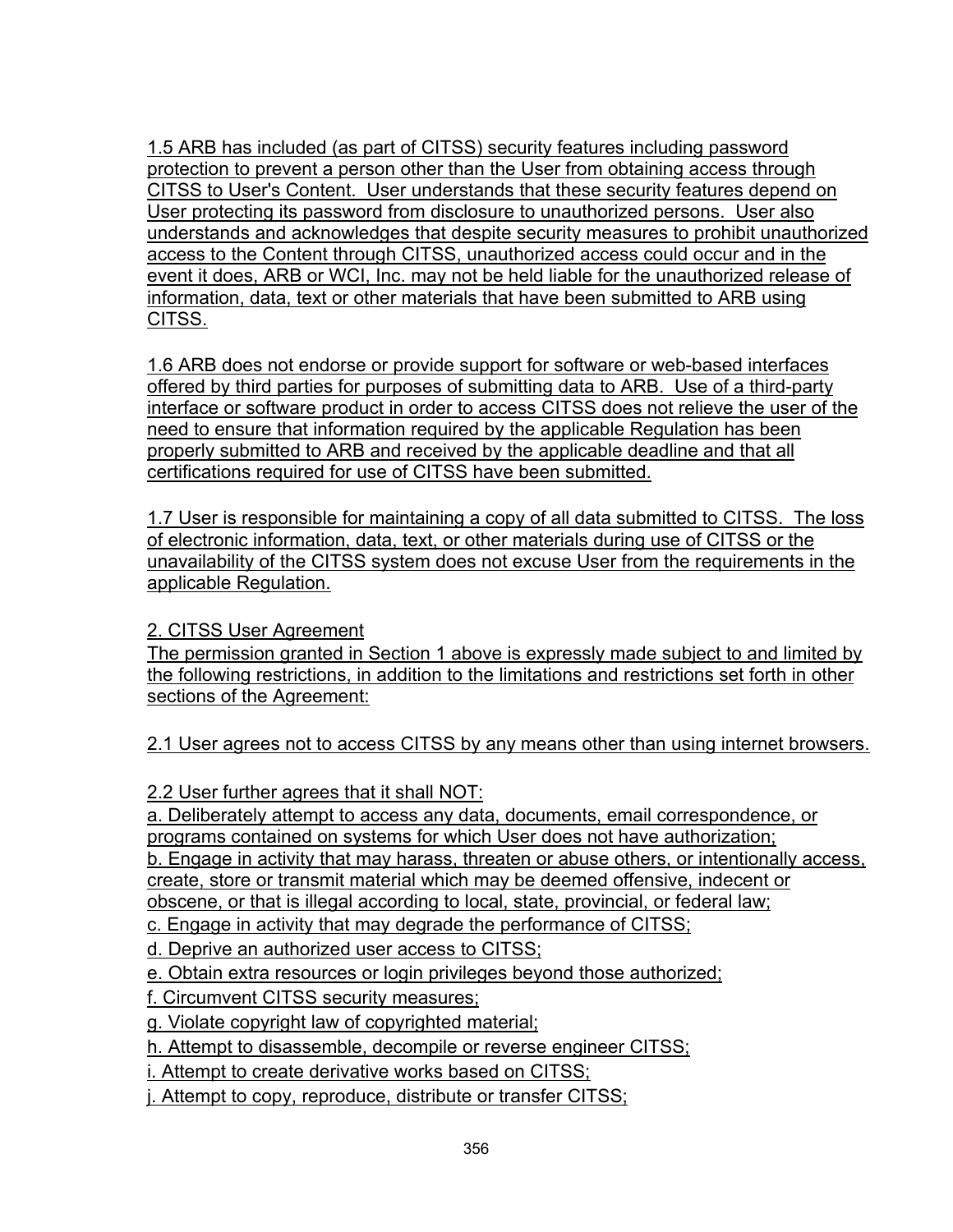1.5 ARB has included (as part of CITSS) security features including password protection to prevent a person other than the User from obtaining access through CITSS to User's Content. User understands that these security features depend on User protecting its password from disclosure to unauthorized persons. User also understands and acknowledges that despite security measures to prohibit unauthorized access to the Content through CITSS, unauthorized access could occur and in the event it does, ARB or WCI, Inc. may not be held liable for the unauthorized release of information, data, text or other materials that have been submitted to ARB using CITSS.

1.6 ARB does not endorse or provide support for software or web-based interfaces offered by third parties for purposes of submitting data to ARB. Use of a third-party interface or software product in order to access CITSS does not relieve the user of the need to ensure that information required by the applicable Regulation has been properly submitted to ARB and received by the applicable deadline and that all certifications required for use of CITSS have been submitted.

1.7 User is responsible for maintaining a copy of all data submitted to CITSS. The loss of electronic information, data, text, or other materials during use of CITSS or the unavailability of the CITSS system does not excuse User from the requirements in the applicable Regulation.

2. CITSS User Agreement

The permission granted in Section 1 above is expressly made subject to and limited by the following restrictions, in addition to the limitations and restrictions set forth in other sections of the Agreement:

2.1 User agrees not to access CITSS by any means other than using internet browsers.

2.2 User further agrees that it shall NOT:

a. Deliberately attempt to access any data, documents, email correspondence, or programs contained on systems for which User does not have authorization;

b. Engage in activity that may harass, threaten or abuse others, or intentionally access, create, store or transmit material which may be deemed offensive, indecent or obscene, or that is illegal according to local, state, provincial, or federal law;

c. Engage in activity that may degrade the performance of CITSS;

d. Deprive an authorized user access to CITSS;

e. Obtain extra resources or login privileges beyond those authorized;

f. Circumvent CITSS security measures;

g. Violate copyright law of copyrighted material;

h. Attempt to disassemble, decompile or reverse engineer CITSS;

i. Attempt to create derivative works based on CITSS;

j. Attempt to copy, reproduce, distribute or transfer CITSS;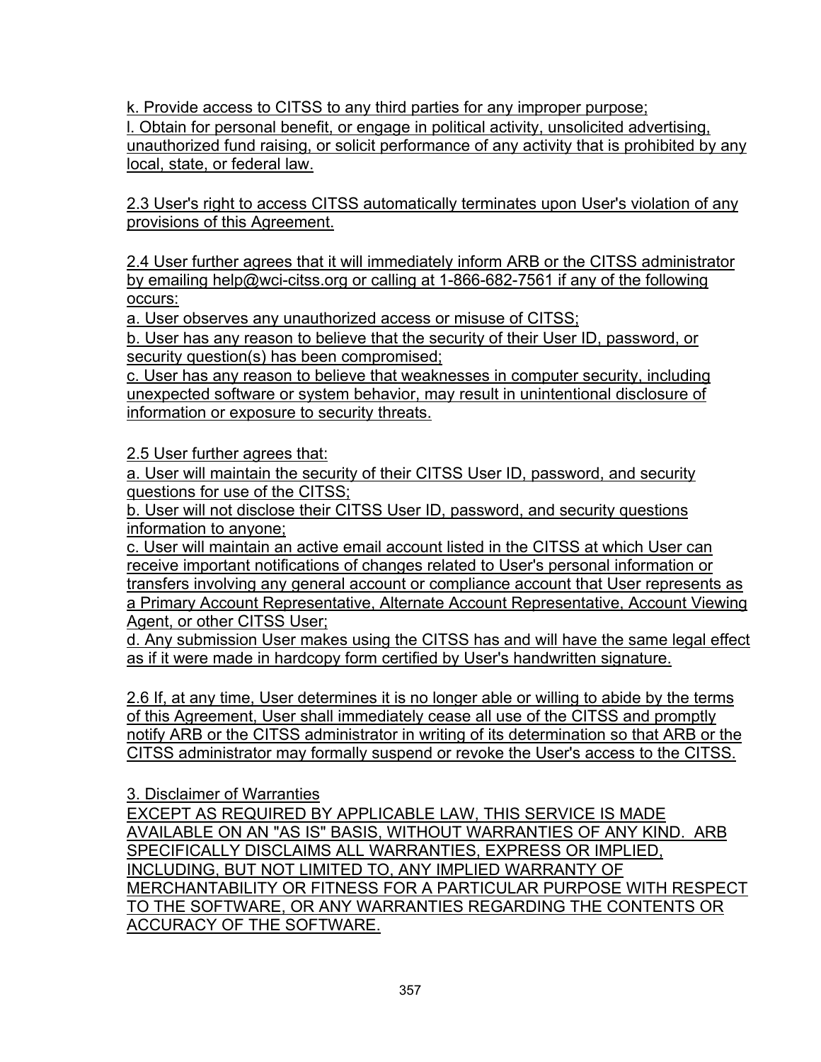k. Provide access to CITSS to any third parties for any improper purpose;
l. Obtain for personal benefit, or engage in political activity, unsolicited advertising, unauthorized fund raising, or solicit performance of any activity that is prohibited by any local, state, or federal law.

2.3 User's right to access CITSS automatically terminates upon User's violation of any provisions of this Agreement.

2.4 User further agrees that it will immediately inform ARB or the CITSS administrator by emailing help@wci-citss.org or calling at 1-866-682-7561 if any of the following occurs:
a. User observes any unauthorized access or misuse of CITSS;
b. User has any reason to believe that the security of their User ID, password, or security question(s) has been compromised;
c. User has any reason to believe that weaknesses in computer security, including unexpected software or system behavior, may result in unintentional disclosure of information or exposure to security threats.

2.5 User further agrees that:
a. User will maintain the security of their CITSS User ID, password, and security questions for use of the CITSS;
b. User will not disclose their CITSS User ID, password, and security questions information to anyone;
c. User will maintain an active email account listed in the CITSS at which User can receive important notifications of changes related to User's personal information or transfers involving any general account or compliance account that User represents as a Primary Account Representative, Alternate Account Representative, Account Viewing Agent, or other CITSS User;
d. Any submission User makes using the CITSS has and will have the same legal effect as if it were made in hardcopy form certified by User's handwritten signature.

2.6 If, at any time, User determines it is no longer able or willing to abide by the terms of this Agreement, User shall immediately cease all use of the CITSS and promptly notify ARB or the CITSS administrator in writing of its determination so that ARB or the CITSS administrator may formally suspend or revoke the User's access to the CITSS.

3. Disclaimer of Warranties
EXCEPT AS REQUIRED BY APPLICABLE LAW, THIS SERVICE IS MADE AVAILABLE ON AN "AS IS" BASIS, WITHOUT WARRANTIES OF ANY KIND. ARB SPECIFICALLY DISCLAIMS ALL WARRANTIES, EXPRESS OR IMPLIED, INCLUDING, BUT NOT LIMITED TO, ANY IMPLIED WARRANTY OF MERCHANTABILITY OR FITNESS FOR A PARTICULAR PURPOSE WITH RESPECT TO THE SOFTWARE, OR ANY WARRANTIES REGARDING THE CONTENTS OR ACCURACY OF THE SOFTWARE.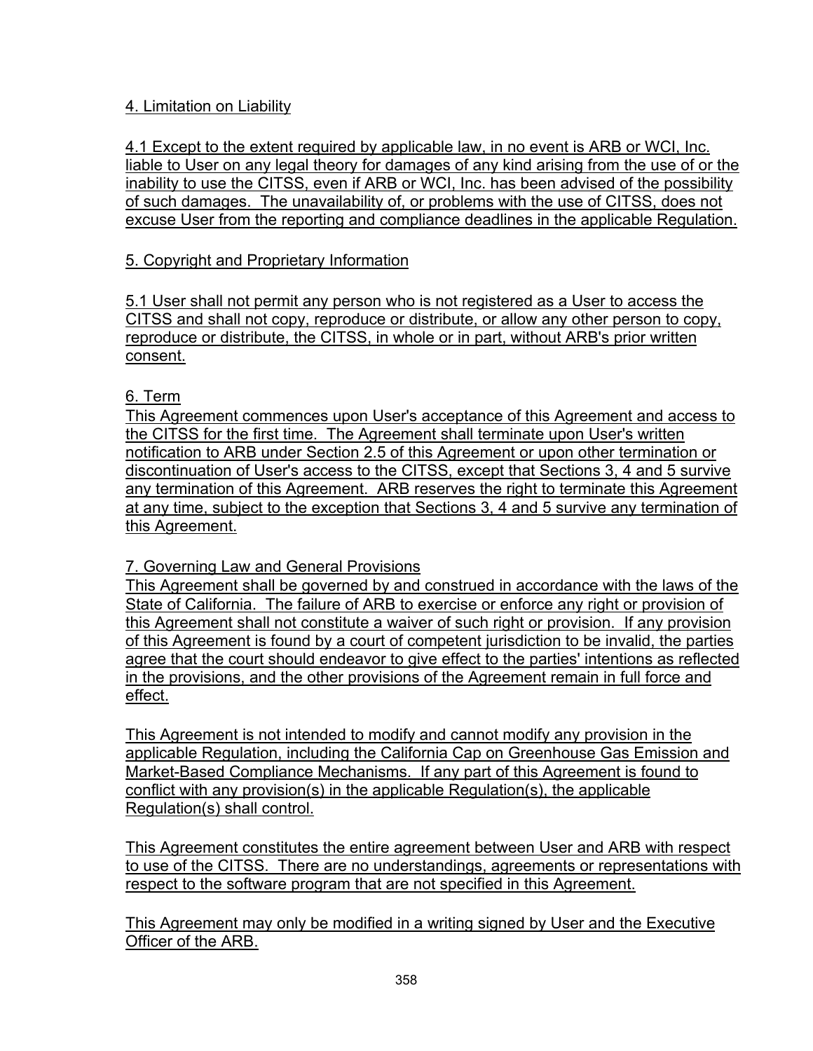4. Limitation on Liability

4.1 Except to the extent required by applicable law, in no event is ARB or WCI, Inc. liable to User on any legal theory for damages of any kind arising from the use of or the inability to use the CITSS, even if ARB or WCI, Inc. has been advised of the possibility of such damages. The unavailability of, or problems with the use of CITSS, does not excuse User from the reporting and compliance deadlines in the applicable Regulation.

5. Copyright and Proprietary Information

5.1 User shall not permit any person who is not registered as a User to access the CITSS and shall not copy, reproduce or distribute, or allow any other person to copy, reproduce or distribute, the CITSS, in whole or in part, without ARB's prior written consent.

6. Term

This Agreement commences upon User's acceptance of this Agreement and access to the CITSS for the first time. The Agreement shall terminate upon User's written notification to ARB under Section 2.5 of this Agreement or upon other termination or discontinuation of User's access to the CITSS, except that Sections 3, 4 and 5 survive any termination of this Agreement. ARB reserves the right to terminate this Agreement at any time, subject to the exception that Sections 3, 4 and 5 survive any termination of this Agreement.

7. Governing Law and General Provisions

This Agreement shall be governed by and construed in accordance with the laws of the State of California. The failure of ARB to exercise or enforce any right or provision of this Agreement shall not constitute a waiver of such right or provision. If any provision of this Agreement is found by a court of competent jurisdiction to be invalid, the parties agree that the court should endeavor to give effect to the parties' intentions as reflected in the provisions, and the other provisions of the Agreement remain in full force and effect.

This Agreement is not intended to modify and cannot modify any provision in the applicable Regulation, including the California Cap on Greenhouse Gas Emission and Market-Based Compliance Mechanisms. If any part of this Agreement is found to conflict with any provision(s) in the applicable Regulation(s), the applicable Regulation(s) shall control.

This Agreement constitutes the entire agreement between User and ARB with respect to use of the CITSS. There are no understandings, agreements or representations with respect to the software program that are not specified in this Agreement.

This Agreement may only be modified in a writing signed by User and the Executive Officer of the ARB.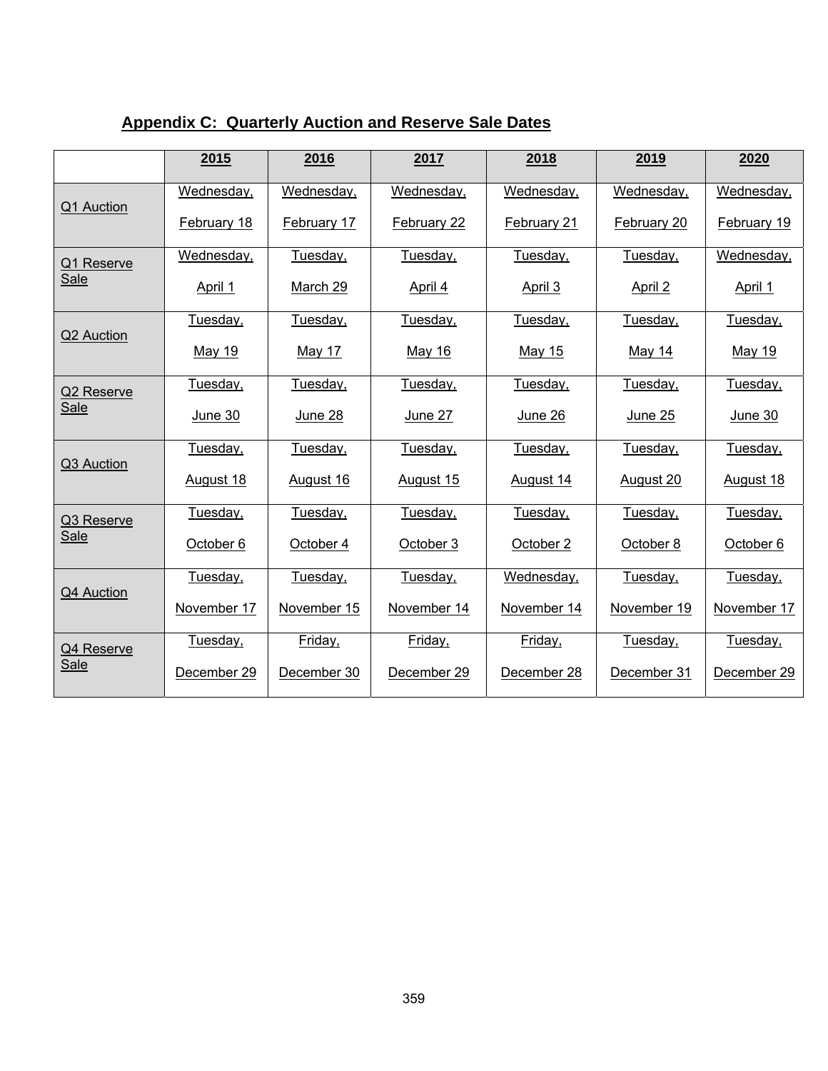## Appendix C: Quarterly Auction and Reserve Sale Dates

| | 2015 | 2016 | 2017 | 2018 | 2019 | 2020 |
|---|---|---|---|---|---|---|
| Q1 Auction | Wednesday, February 18 | Wednesday, February 17 | Wednesday, February 22 | Wednesday, February 21 | Wednesday, February 20 | Wednesday, February 19 |
| Q1 Reserve Sale | Wednesday, April 1 | Tuesday, March 29 | Tuesday, April 4 | Tuesday, April 3 | Tuesday, April 2 | Wednesday, April 1 |
| Q2 Auction | Tuesday, May 19 | Tuesday, May 17 | Tuesday, May 16 | Tuesday, May 15 | Tuesday, May 14 | Tuesday, May 19 |
| Q2 Reserve Sale | Tuesday, June 30 | Tuesday, June 28 | Tuesday, June 27 | Tuesday, June 26 | Tuesday, June 25 | Tuesday, June 30 |
| Q3 Auction | Tuesday, August 18 | Tuesday, August 16 | Tuesday, August 15 | Tuesday, August 14 | Tuesday, August 20 | Tuesday, August 18 |
| Q3 Reserve Sale | Tuesday, October 6 | Tuesday, October 4 | Tuesday, October 3 | Tuesday, October 2 | Tuesday, October 8 | Tuesday, October 6 |
| Q4 Auction | Tuesday, November 17 | Tuesday, November 15 | Tuesday, November 14 | Wednesday, November 14 | Tuesday, November 19 | Tuesday, November 17 |
| Q4 Reserve Sale | Tuesday, December 29 | Friday, December 30 | Friday, December 29 | Friday, December 28 | Tuesday, December 31 | Tuesday, December 29 |